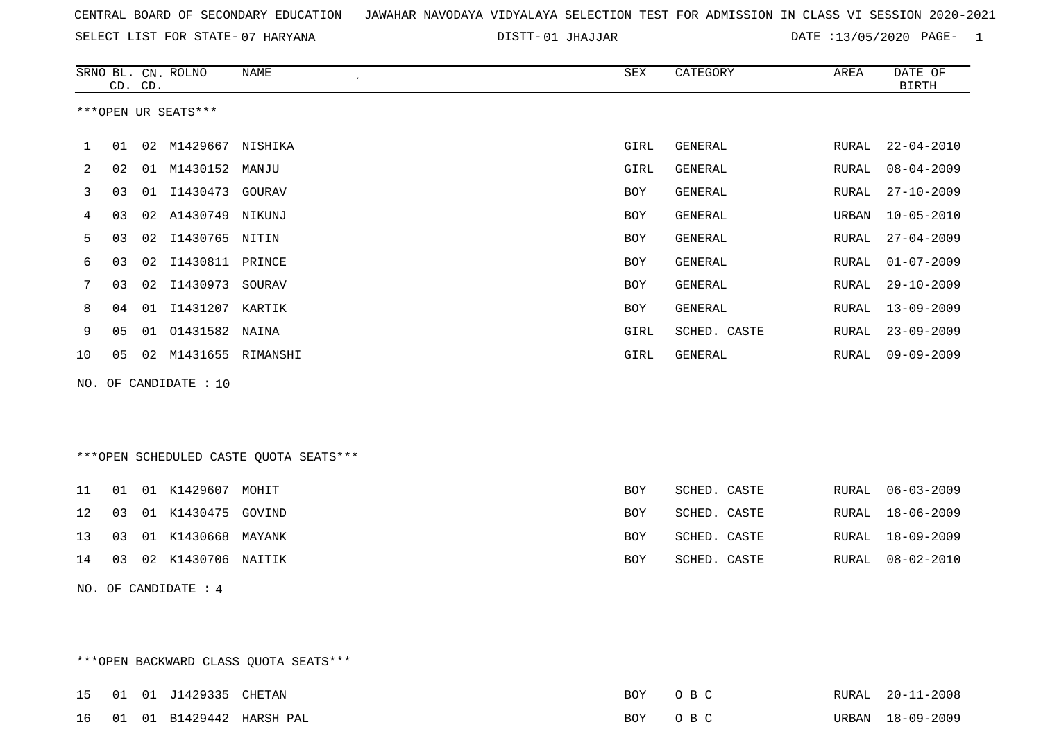CENTRAL BOARD OF SECONDARY EDUCATION JAWAHAR NAVODAYA VIDYALAYA SELECTION TEST FOR ADMISSION IN CLASS VI SESSION 2020-2021

SELECT LIST FOR STATE- 07 HARYANA DISTT- 01 JHAJJAR DATE :13/05/2020

***OPEN UR SEATS***

| SRNO | BL. CD. | CN. CD. | ROLNO | NAME | SEX | CATEGORY | AREA | DATE OF BIRTH |
|---|---|---|---|---|---|---|---|---|
| 1 | 01 | 02 | M1429667 | NISHIKA | GIRL | GENERAL | RURAL | 22-04-2010 |
| 2 | 02 | 01 | M1430152 | MANJU | GIRL | GENERAL | RURAL | 08-04-2009 |
| 3 | 03 | 01 | I1430473 | GOURAV | BOY | GENERAL | RURAL | 27-10-2009 |
| 4 | 03 | 02 | A1430749 | NIKUNJ | BOY | GENERAL | URBAN | 10-05-2010 |
| 5 | 03 | 02 | I1430765 | NITIN | BOY | GENERAL | RURAL | 27-04-2009 |
| 6 | 03 | 02 | I1430811 | PRINCE | BOY | GENERAL | RURAL | 01-07-2009 |
| 7 | 03 | 02 | I1430973 | SOURAV | BOY | GENERAL | RURAL | 29-10-2009 |
| 8 | 04 | 01 | I1431207 | KARTIK | BOY | GENERAL | RURAL | 13-09-2009 |
| 9 | 05 | 01 | O1431582 | NAINA | GIRL | SCHED. CASTE | RURAL | 23-09-2009 |
| 10 | 05 | 02 | M1431655 | RIMANSHI | GIRL | GENERAL | RURAL | 09-09-2009 |

NO. OF CANDIDATE : 10

***OPEN SCHEDULED CASTE QUOTA SEATS***

| SRNO | BL. CD. | CN. CD. | ROLNO | NAME | SEX | CATEGORY | AREA | DATE OF BIRTH |
|---|---|---|---|---|---|---|---|---|
| 11 | 01 | 01 | K1429607 | MOHIT | BOY | SCHED. CASTE | RURAL | 06-03-2009 |
| 12 | 03 | 01 | K1430475 | GOVIND | BOY | SCHED. CASTE | RURAL | 18-06-2009 |
| 13 | 03 | 01 | K1430668 | MAYANK | BOY | SCHED. CASTE | RURAL | 18-09-2009 |
| 14 | 03 | 02 | K1430706 | NAITIK | BOY | SCHED. CASTE | RURAL | 08-02-2010 |

NO. OF CANDIDATE : 4

***OPEN BACKWARD CLASS QUOTA SEATS***

| SRNO | BL. CD. | CN. CD. | ROLNO | NAME | SEX | CATEGORY | AREA | DATE OF BIRTH |
|---|---|---|---|---|---|---|---|---|
| 15 | 01 | 01 | J1429335 | CHETAN | BOY | O B C | RURAL | 20-11-2008 |
| 16 | 01 | 01 | B1429442 | HARSH PAL | BOY | O B C | URBAN | 18-09-2009 |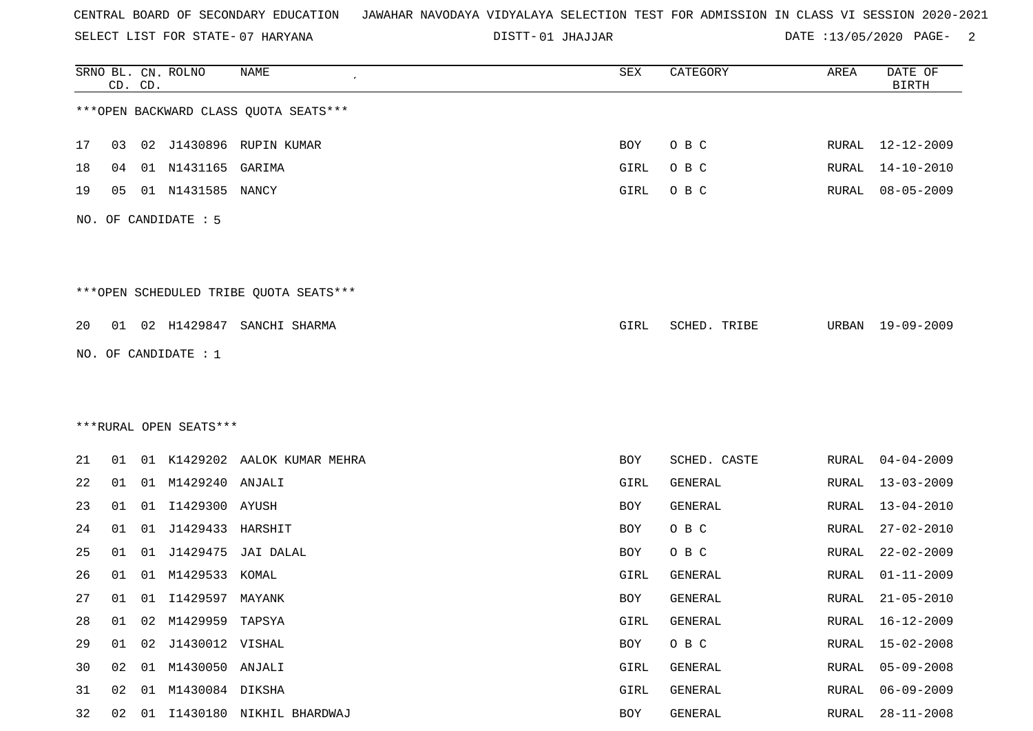CENTRAL BOARD OF SECONDARY EDUCATION JAWAHAR NAVODAYA VIDYALAYA SELECTION TEST FOR ADMISSION IN CLASS VI SESSION 2020-2021

SELECT LIST FOR STATE- 07 HARYANA DISTT- 01 JHAJJAR DATE :13/05/2020

***OPEN BACKWARD CLASS QUOTA SEATS***

| SRNO | BL. CD. | CN. CD. | ROLNO | NAME | SEX | CATEGORY | AREA | DATE OF BIRTH |
|---|---|---|---|---|---|---|---|---|
| 17 | 03 | 02 | J1430896 | RUPIN KUMAR | BOY | O B C | RURAL | 12-12-2009 |
| 18 | 04 | 01 | N1431165 | GARIMA | GIRL | O B C | RURAL | 14-10-2010 |
| 19 | 05 | 01 | N1431585 | NANCY | GIRL | O B C | RURAL | 08-05-2009 |

NO. OF CANDIDATE : 5

***OPEN SCHEDULED TRIBE QUOTA SEATS***

| SRNO | BL. CD. | CN. CD. | ROLNO | NAME | SEX | CATEGORY | AREA | DATE OF BIRTH |
|---|---|---|---|---|---|---|---|---|
| 20 | 01 | 02 | H1429847 | SANCHI SHARMA | GIRL | SCHED. TRIBE | URBAN | 19-09-2009 |

NO. OF CANDIDATE : 1

***RURAL OPEN SEATS***

| SRNO | BL. CD. | CN. CD. | ROLNO | NAME | SEX | CATEGORY | AREA | DATE OF BIRTH |
|---|---|---|---|---|---|---|---|---|
| 21 | 01 | 01 | K1429202 | AALOK KUMAR MEHRA | BOY | SCHED. CASTE | RURAL | 04-04-2009 |
| 22 | 01 | 01 | M1429240 | ANJALI | GIRL | GENERAL | RURAL | 13-03-2009 |
| 23 | 01 | 01 | I1429300 | AYUSH | BOY | GENERAL | RURAL | 13-04-2010 |
| 24 | 01 | 01 | J1429433 | HARSHIT | BOY | O B C | RURAL | 27-02-2010 |
| 25 | 01 | 01 | J1429475 | JAI DALAL | BOY | O B C | RURAL | 22-02-2009 |
| 26 | 01 | 01 | M1429533 | KOMAL | GIRL | GENERAL | RURAL | 01-11-2009 |
| 27 | 01 | 01 | I1429597 | MAYANK | BOY | GENERAL | RURAL | 21-05-2010 |
| 28 | 01 | 02 | M1429959 | TAPSYA | GIRL | GENERAL | RURAL | 16-12-2009 |
| 29 | 01 | 02 | J1430012 | VISHAL | BOY | O B C | RURAL | 15-02-2008 |
| 30 | 02 | 01 | M1430050 | ANJALI | GIRL | GENERAL | RURAL | 05-09-2008 |
| 31 | 02 | 01 | M1430084 | DIKSHA | GIRL | GENERAL | RURAL | 06-09-2009 |
| 32 | 02 | 01 | I1430180 | NIKHIL BHARDWAJ | BOY | GENERAL | RURAL | 28-11-2008 |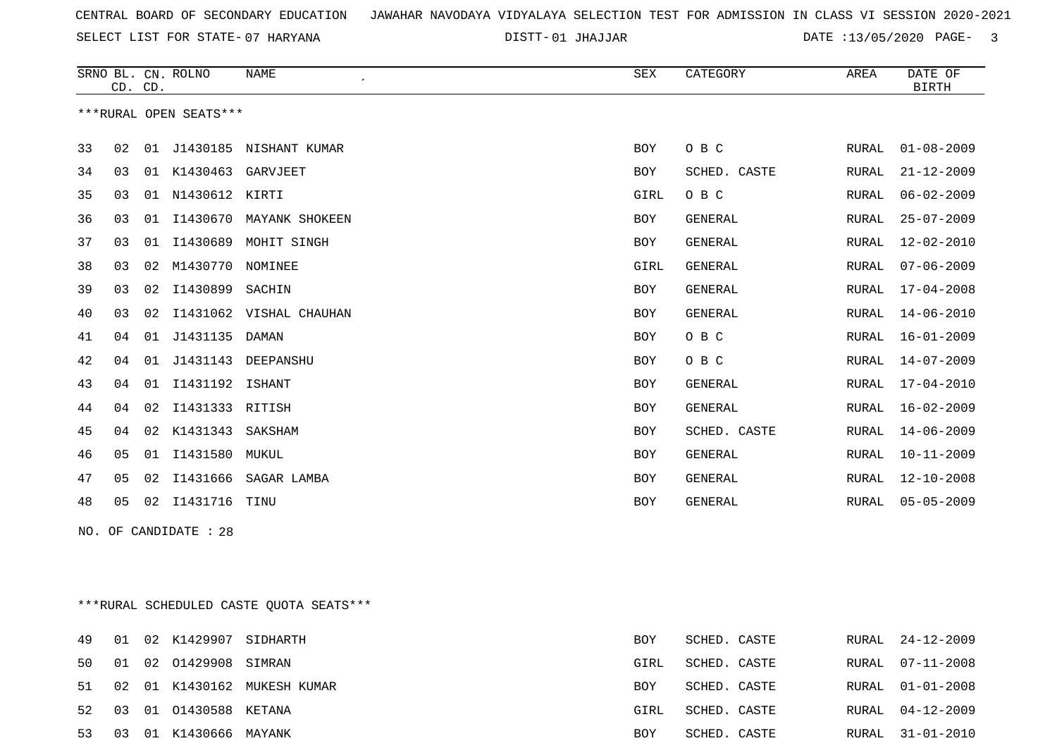CENTRAL BOARD OF SECONDARY EDUCATION JAWAHAR NAVODAYA VIDYALAYA SELECTION TEST FOR ADMISSION IN CLASS VI SESSION 2020-2021

SELECT LIST FOR STATE- 07 HARYANA DISTT- 01 JHAJJAR DATE :13/05/2020

***RURAL OPEN SEATS***

| SRNO | BL. CD. | CN. CD. | ROLNO | NAME | SEX | CATEGORY | AREA | DATE OF BIRTH |
|---|---|---|---|---|---|---|---|---|
| 33 | 02 | 01 | J1430185 | NISHANT KUMAR | BOY | O B C | RURAL | 01-08-2009 |
| 34 | 03 | 01 | K1430463 | GARVJEET | BOY | SCHED. CASTE | RURAL | 21-12-2009 |
| 35 | 03 | 01 | N1430612 | KIRTI | GIRL | O B C | RURAL | 06-02-2009 |
| 36 | 03 | 01 | I1430670 | MAYANK SHOKEEN | BOY | GENERAL | RURAL | 25-07-2009 |
| 37 | 03 | 01 | I1430689 | MOHIT SINGH | BOY | GENERAL | RURAL | 12-02-2010 |
| 38 | 03 | 02 | M1430770 | NOMINEE | GIRL | GENERAL | RURAL | 07-06-2009 |
| 39 | 03 | 02 | I1430899 | SACHIN | BOY | GENERAL | RURAL | 17-04-2008 |
| 40 | 03 | 02 | I1431062 | VISHAL CHAUHAN | BOY | GENERAL | RURAL | 14-06-2010 |
| 41 | 04 | 01 | J1431135 | DAMAN | BOY | O B C | RURAL | 16-01-2009 |
| 42 | 04 | 01 | J1431143 | DEEPANSHU | BOY | O B C | RURAL | 14-07-2009 |
| 43 | 04 | 01 | I1431192 | ISHANT | BOY | GENERAL | RURAL | 17-04-2010 |
| 44 | 04 | 02 | I1431333 | RITISH | BOY | GENERAL | RURAL | 16-02-2009 |
| 45 | 04 | 02 | K1431343 | SAKSHAM | BOY | SCHED. CASTE | RURAL | 14-06-2009 |
| 46 | 05 | 01 | I1431580 | MUKUL | BOY | GENERAL | RURAL | 10-11-2009 |
| 47 | 05 | 02 | I1431666 | SAGAR LAMBA | BOY | GENERAL | RURAL | 12-10-2008 |
| 48 | 05 | 02 | I1431716 | TINU | BOY | GENERAL | RURAL | 05-05-2009 |

NO. OF CANDIDATE : 28

***RURAL SCHEDULED CASTE QUOTA SEATS***

| SRNO | BL. CD. | CN. CD. | ROLNO | NAME | SEX | CATEGORY | AREA | DATE OF BIRTH |
|---|---|---|---|---|---|---|---|---|
| 49 | 01 | 02 | K1429907 | SIDHARTH | BOY | SCHED. CASTE | RURAL | 24-12-2009 |
| 50 | 01 | 02 | O1429908 | SIMRAN | GIRL | SCHED. CASTE | RURAL | 07-11-2008 |
| 51 | 02 | 01 | K1430162 | MUKESH KUMAR | BOY | SCHED. CASTE | RURAL | 01-01-2008 |
| 52 | 03 | 01 | O1430588 | KETANA | GIRL | SCHED. CASTE | RURAL | 04-12-2009 |
| 53 | 03 | 01 | K1430666 | MAYANK | BOY | SCHED. CASTE | RURAL | 31-01-2010 |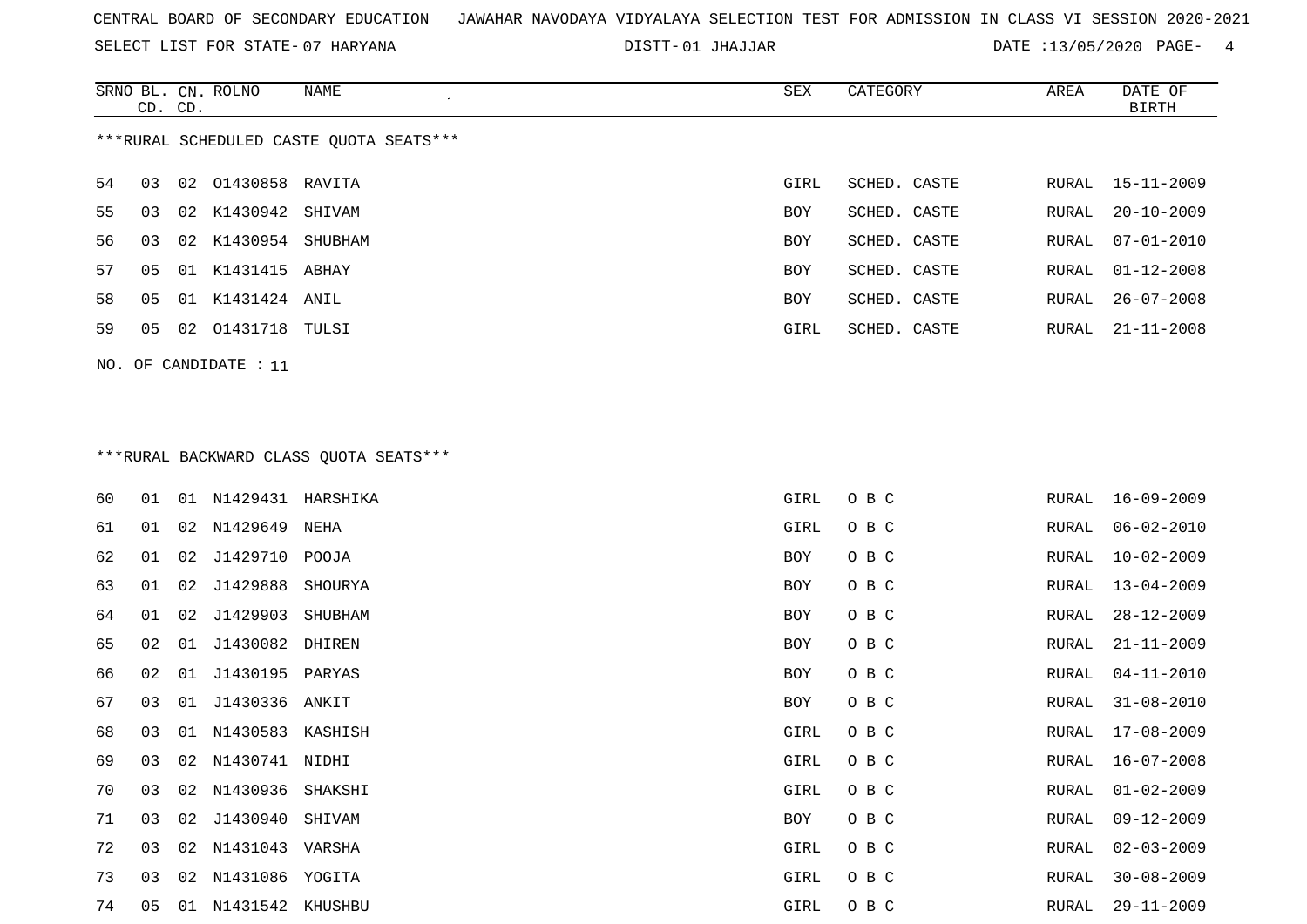CENTRAL BOARD OF SECONDARY EDUCATION JAWAHAR NAVODAYA VIDYALAYA SELECTION TEST FOR ADMISSION IN CLASS VI SESSION 2020-2021

SELECT LIST FOR STATE- 07 HARYANA DISTT- 01 JHAJJAR DATE :13/05/2020

***RURAL SCHEDULED CASTE QUOTA SEATS***

| SRNO | BL. CD. | CN. CD. | ROLNO | NAME | SEX | CATEGORY | AREA | DATE OF BIRTH |
|---|---|---|---|---|---|---|---|---|
| 54 | 03 | 02 | O1430858 | RAVITA | GIRL | SCHED. CASTE | RURAL | 15-11-2009 |
| 55 | 03 | 02 | K1430942 | SHIVAM | BOY | SCHED. CASTE | RURAL | 20-10-2009 |
| 56 | 03 | 02 | K1430954 | SHUBHAM | BOY | SCHED. CASTE | RURAL | 07-01-2010 |
| 57 | 05 | 01 | K1431415 | ABHAY | BOY | SCHED. CASTE | RURAL | 01-12-2008 |
| 58 | 05 | 01 | K1431424 | ANIL | BOY | SCHED. CASTE | RURAL | 26-07-2008 |
| 59 | 05 | 02 | O1431718 | TULSI | GIRL | SCHED. CASTE | RURAL | 21-11-2008 |

NO. OF CANDIDATE : 11

***RURAL BACKWARD CLASS QUOTA SEATS***

| SRNO | BL. CD. | CN. CD. | ROLNO | NAME | SEX | CATEGORY | AREA | DATE OF BIRTH |
|---|---|---|---|---|---|---|---|---|
| 60 | 01 | 01 | N1429431 | HARSHIKA | GIRL | O B C | RURAL | 16-09-2009 |
| 61 | 01 | 02 | N1429649 | NEHA | GIRL | O B C | RURAL | 06-02-2010 |
| 62 | 01 | 02 | J1429710 | POOJA | BOY | O B C | RURAL | 10-02-2009 |
| 63 | 01 | 02 | J1429888 | SHOURYA | BOY | O B C | RURAL | 13-04-2009 |
| 64 | 01 | 02 | J1429903 | SHUBHAM | BOY | O B C | RURAL | 28-12-2009 |
| 65 | 02 | 01 | J1430082 | DHIREN | BOY | O B C | RURAL | 21-11-2009 |
| 66 | 02 | 01 | J1430195 | PARYAS | BOY | O B C | RURAL | 04-11-2010 |
| 67 | 03 | 01 | J1430336 | ANKIT | BOY | O B C | RURAL | 31-08-2010 |
| 68 | 03 | 01 | N1430583 | KASHISH | GIRL | O B C | RURAL | 17-08-2009 |
| 69 | 03 | 02 | N1430741 | NIDHI | GIRL | O B C | RURAL | 16-07-2008 |
| 70 | 03 | 02 | N1430936 | SHAKSHI | GIRL | O B C | RURAL | 01-02-2009 |
| 71 | 03 | 02 | J1430940 | SHIVAM | BOY | O B C | RURAL | 09-12-2009 |
| 72 | 03 | 02 | N1431043 | VARSHA | GIRL | O B C | RURAL | 02-03-2009 |
| 73 | 03 | 02 | N1431086 | YOGITA | GIRL | O B C | RURAL | 30-08-2009 |
| 74 | 05 | 01 | N1431542 | KHUSHBU | GIRL | O B C | RURAL | 29-11-2009 |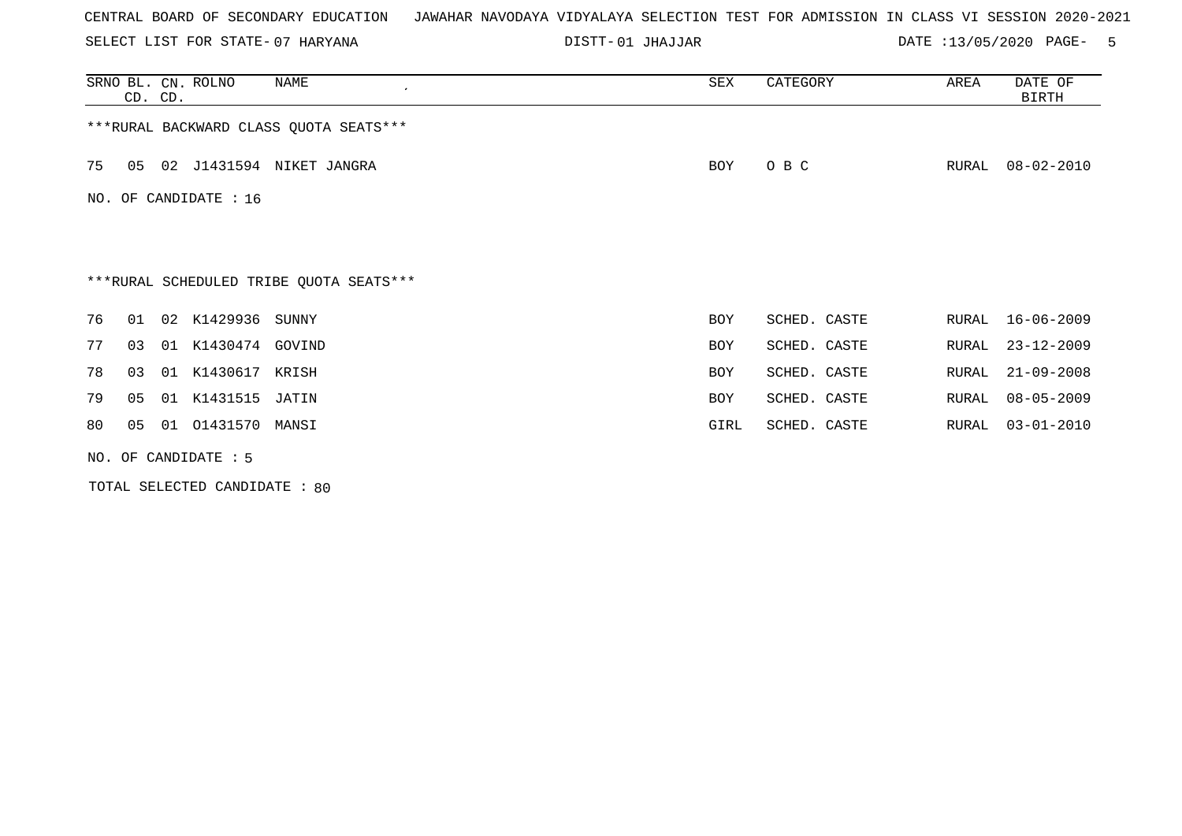CENTRAL BOARD OF SECONDARY EDUCATION JAWAHAR NAVODAYA VIDYALAYA SELECTION TEST FOR ADMISSION IN CLASS VI SESSION 2020-2021

SELECT LIST FOR STATE- 07 HARYANA DISTT- 01 JHAJJAR DATE :13/05/2020

| SRNO | BL. CD. | CN. CD. | ROLNO | NAME | SEX | CATEGORY | AREA | DATE OF BIRTH |
|---|---|---|---|---|---|---|---|---|

***RURAL BACKWARD CLASS QUOTA SEATS***

| SRNO | BL. CD. | CN. CD. | ROLNO | NAME | SEX | CATEGORY | AREA | DATE OF BIRTH |
|---|---|---|---|---|---|---|---|---|
| 75 | 05 | 02 | J1431594 | NIKET JANGRA | BOY | O B C | RURAL | 08-02-2010 |

NO. OF CANDIDATE : 16

***RURAL SCHEDULED TRIBE QUOTA SEATS***

| SRNO | BL. CD. | CN. CD. | ROLNO | NAME | SEX | CATEGORY | AREA | DATE OF BIRTH |
|---|---|---|---|---|---|---|---|---|
| 76 | 01 | 02 | K1429936 | SUNNY | BOY | SCHED. CASTE | RURAL | 16-06-2009 |
| 77 | 03 | 01 | K1430474 | GOVIND | BOY | SCHED. CASTE | RURAL | 23-12-2009 |
| 78 | 03 | 01 | K1430617 | KRISH | BOY | SCHED. CASTE | RURAL | 21-09-2008 |
| 79 | 05 | 01 | K1431515 | JATIN | BOY | SCHED. CASTE | RURAL | 08-05-2009 |
| 80 | 05 | 01 | O1431570 | MANSI | GIRL | SCHED. CASTE | RURAL | 03-01-2010 |

NO. OF CANDIDATE : 5

TOTAL SELECTED CANDIDATE : 80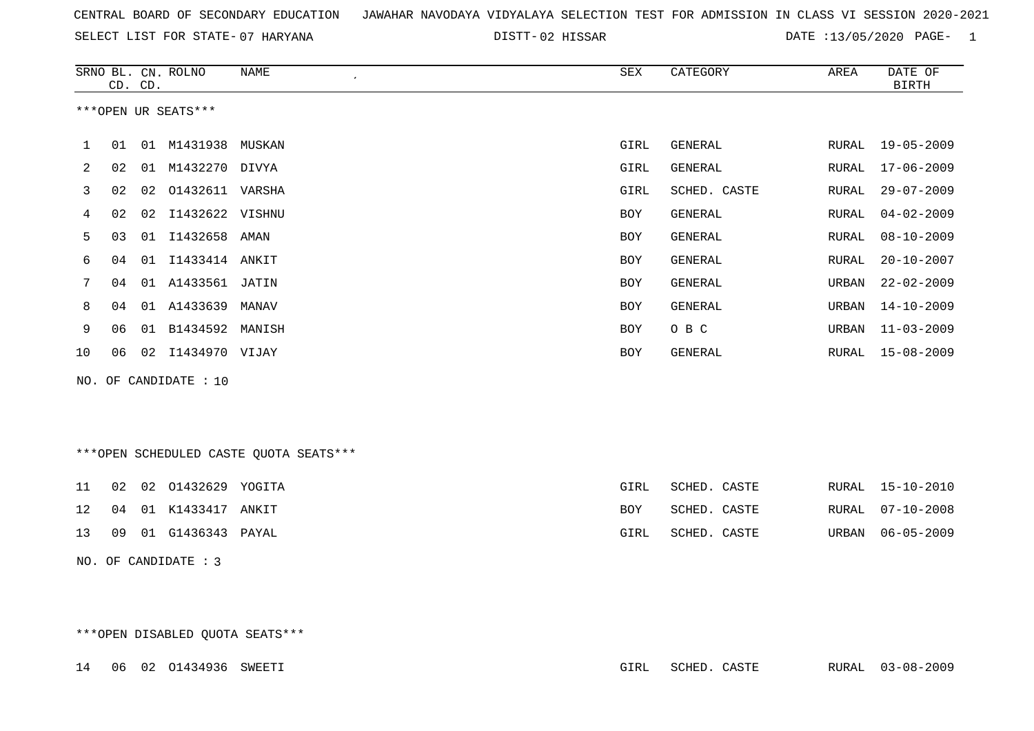CENTRAL BOARD OF SECONDARY EDUCATION   JAWAHAR NAVODAYA VIDYALAYA SELECTION TEST FOR ADMISSION IN CLASS VI SESSION 2020-2021

SELECT LIST FOR STATE- 07 HARYANA   DISTT- 02 HISSAR   DATE :13/05/2020

| SRNO | BL. CD. | CN. CD. | ROLNO | NAME | SEX | CATEGORY | AREA | DATE OF BIRTH |
|---|---|---|---|---|---|---|---|---|

***OPEN UR SEATS***

| SRNO | BL. CD. | CN. CD. | ROLNO | NAME | SEX | CATEGORY | AREA | DATE OF BIRTH |
|---|---|---|---|---|---|---|---|---|
| 1 | 01 | 01 | M1431938 | MUSKAN | GIRL | GENERAL | RURAL | 19-05-2009 |
| 2 | 02 | 01 | M1432270 | DIVYA | GIRL | GENERAL | RURAL | 17-06-2009 |
| 3 | 02 | 02 | O1432611 | VARSHA | GIRL | SCHED. CASTE | RURAL | 29-07-2009 |
| 4 | 02 | 02 | I1432622 | VISHNU | BOY | GENERAL | RURAL | 04-02-2009 |
| 5 | 03 | 01 | I1432658 | AMAN | BOY | GENERAL | RURAL | 08-10-2009 |
| 6 | 04 | 01 | I1433414 | ANKIT | BOY | GENERAL | RURAL | 20-10-2007 |
| 7 | 04 | 01 | A1433561 | JATIN | BOY | GENERAL | URBAN | 22-02-2009 |
| 8 | 04 | 01 | A1433639 | MANAV | BOY | GENERAL | URBAN | 14-10-2009 |
| 9 | 06 | 01 | B1434592 | MANISH | BOY | O B C | URBAN | 11-03-2009 |
| 10 | 06 | 02 | I1434970 | VIJAY | BOY | GENERAL | RURAL | 15-08-2009 |

NO. OF CANDIDATE : 10

***OPEN SCHEDULED CASTE QUOTA SEATS***

| SRNO | BL. CD. | CN. CD. | ROLNO | NAME | SEX | CATEGORY | AREA | DATE OF BIRTH |
|---|---|---|---|---|---|---|---|---|
| 11 | 02 | 02 | O1432629 | YOGITA | GIRL | SCHED. CASTE | RURAL | 15-10-2010 |
| 12 | 04 | 01 | K1433417 | ANKIT | BOY | SCHED. CASTE | RURAL | 07-10-2008 |
| 13 | 09 | 01 | G1436343 | PAYAL | GIRL | SCHED. CASTE | URBAN | 06-05-2009 |

NO. OF CANDIDATE : 3

***OPEN DISABLED QUOTA SEATS***

| SRNO | BL. CD. | CN. CD. | ROLNO | NAME | SEX | CATEGORY | AREA | DATE OF BIRTH |
|---|---|---|---|---|---|---|---|---|
| 14 | 06 | 02 | O1434936 | SWEETI | GIRL | SCHED. CASTE | RURAL | 03-08-2009 |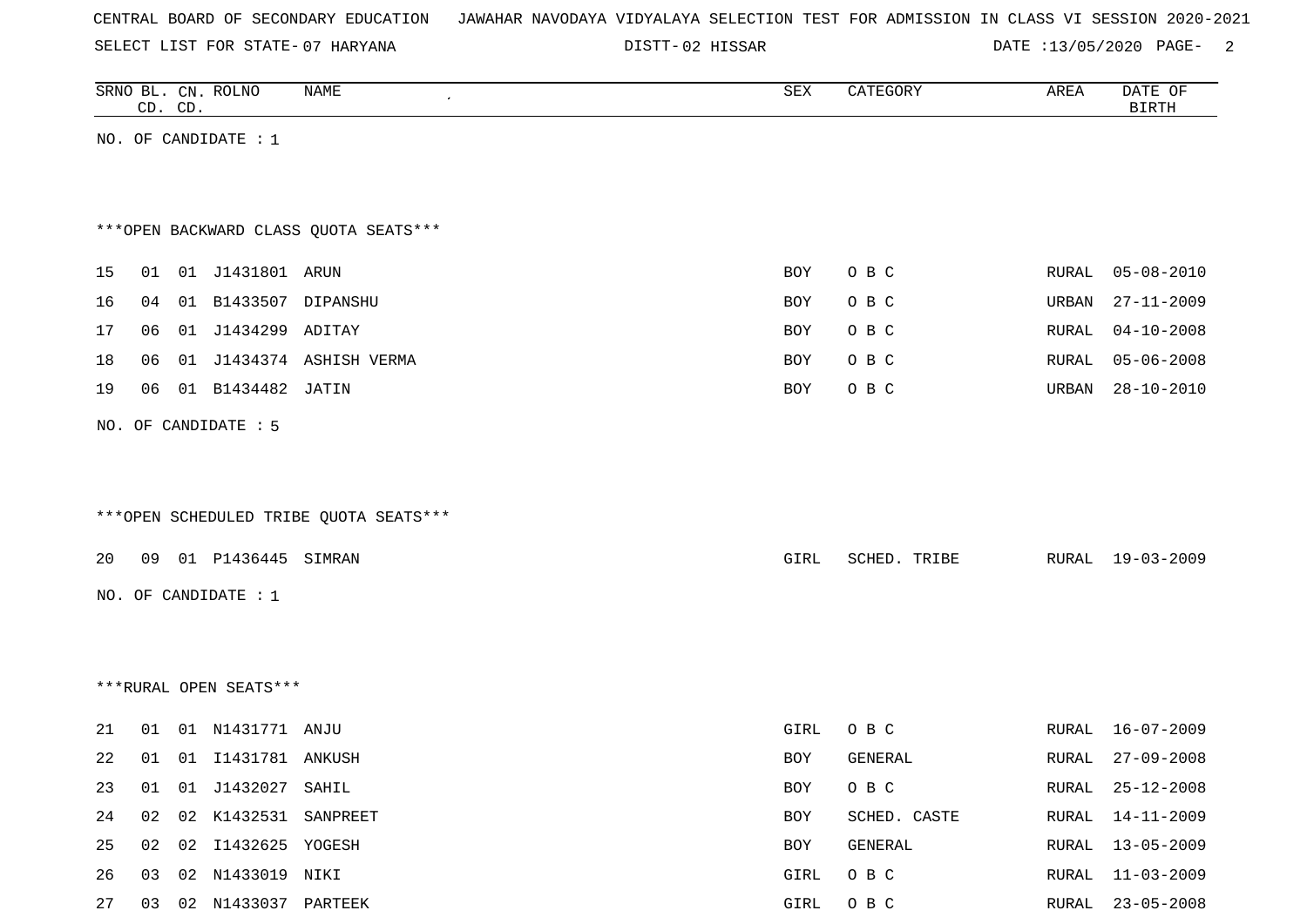CENTRAL BOARD OF SECONDARY EDUCATION JAWAHAR NAVODAYA VIDYALAYA SELECTION TEST FOR ADMISSION IN CLASS VI SESSION 2020-2021

SELECT LIST FOR STATE- 07 HARYANA DISTT- 02 HISSAR DATE :13/05/2020

| SRNO | BL. CD. | CN. CD. | ROLNO | NAME | SEX | CATEGORY | AREA | DATE OF BIRTH |
|---|---|---|---|---|---|---|---|---|

NO. OF CANDIDATE : 1

***OPEN BACKWARD CLASS QUOTA SEATS***

| SRNO | BL. CD. | CN. CD. | ROLNO | NAME | SEX | CATEGORY | AREA | DATE OF BIRTH |
|---|---|---|---|---|---|---|---|---|
| 15 | 01 | 01 | J1431801 | ARUN | BOY | O B C | RURAL | 05-08-2010 |
| 16 | 04 | 01 | B1433507 | DIPANSHU | BOY | O B C | URBAN | 27-11-2009 |
| 17 | 06 | 01 | J1434299 | ADITAY | BOY | O B C | RURAL | 04-10-2008 |
| 18 | 06 | 01 | J1434374 | ASHISH VERMA | BOY | O B C | RURAL | 05-06-2008 |
| 19 | 06 | 01 | B1434482 | JATIN | BOY | O B C | URBAN | 28-10-2010 |

NO. OF CANDIDATE : 5

***OPEN SCHEDULED TRIBE QUOTA SEATS***

| SRNO | BL. CD. | CN. CD. | ROLNO | NAME | SEX | CATEGORY | AREA | DATE OF BIRTH |
|---|---|---|---|---|---|---|---|---|
| 20 | 09 | 01 | P1436445 | SIMRAN | GIRL | SCHED. TRIBE | RURAL | 19-03-2009 |

NO. OF CANDIDATE : 1

***RURAL OPEN SEATS***

| SRNO | BL. CD. | CN. CD. | ROLNO | NAME | SEX | CATEGORY | AREA | DATE OF BIRTH |
|---|---|---|---|---|---|---|---|---|
| 21 | 01 | 01 | N1431771 | ANJU | GIRL | O B C | RURAL | 16-07-2009 |
| 22 | 01 | 01 | I1431781 | ANKUSH | BOY | GENERAL | RURAL | 27-09-2008 |
| 23 | 01 | 01 | J1432027 | SAHIL | BOY | O B C | RURAL | 25-12-2008 |
| 24 | 02 | 02 | K1432531 | SANPREET | BOY | SCHED. CASTE | RURAL | 14-11-2009 |
| 25 | 02 | 02 | I1432625 | YOGESH | BOY | GENERAL | RURAL | 13-05-2009 |
| 26 | 03 | 02 | N1433019 | NIKI | GIRL | O B C | RURAL | 11-03-2009 |
| 27 | 03 | 02 | N1433037 | PARTEEK | GIRL | O B C | RURAL | 23-05-2008 |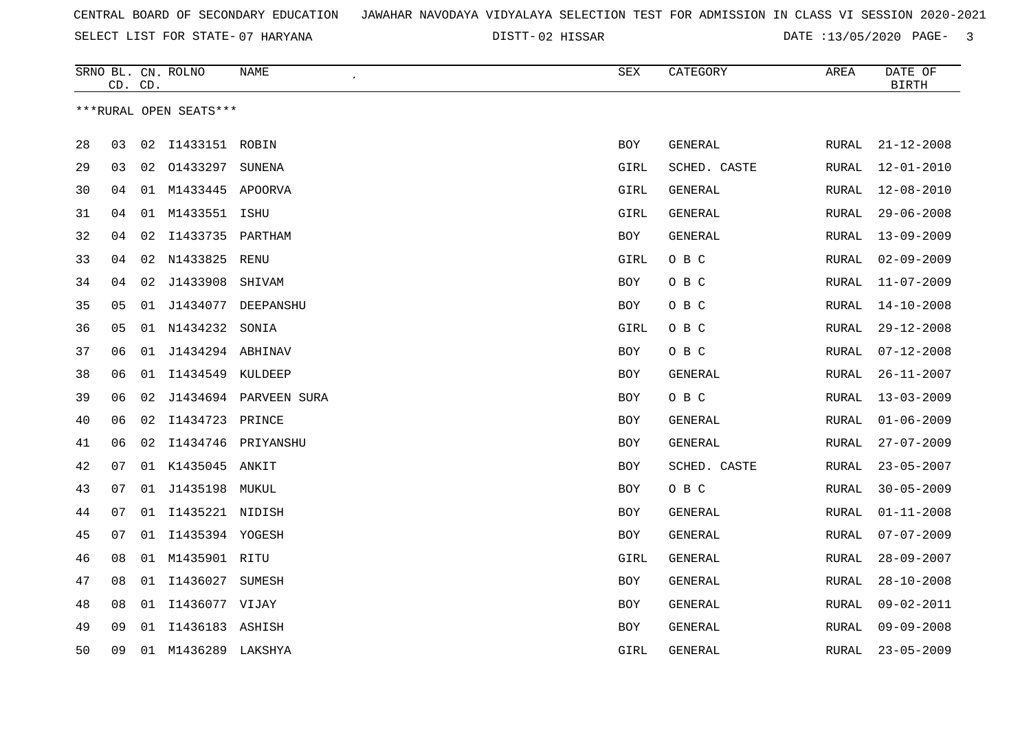CENTRAL BOARD OF SECONDARY EDUCATION JAWAHAR NAVODAYA VIDYALAYA SELECTION TEST FOR ADMISSION IN CLASS VI SESSION 2020-2021

SELECT LIST FOR STATE- 07 HARYANA DISTT- 02 HISSAR DATE :13/05/2020

***RURAL OPEN SEATS***

| SRNO | BL. CD. | CN. CD. | ROLNO | NAME | SEX | CATEGORY | AREA | DATE OF BIRTH |
|---|---|---|---|---|---|---|---|---|
| 28 | 03 | 02 | I1433151 | ROBIN | BOY | GENERAL | RURAL | 21-12-2008 |
| 29 | 03 | 02 | O1433297 | SUNENA | GIRL | SCHED. CASTE | RURAL | 12-01-2010 |
| 30 | 04 | 01 | M1433445 | APOORVA | GIRL | GENERAL | RURAL | 12-08-2010 |
| 31 | 04 | 01 | M1433551 | ISHU | GIRL | GENERAL | RURAL | 29-06-2008 |
| 32 | 04 | 02 | I1433735 | PARTHAM | BOY | GENERAL | RURAL | 13-09-2009 |
| 33 | 04 | 02 | N1433825 | RENU | GIRL | O B C | RURAL | 02-09-2009 |
| 34 | 04 | 02 | J1433908 | SHIVAM | BOY | O B C | RURAL | 11-07-2009 |
| 35 | 05 | 01 | J1434077 | DEEPANSHU | BOY | O B C | RURAL | 14-10-2008 |
| 36 | 05 | 01 | N1434232 | SONIA | GIRL | O B C | RURAL | 29-12-2008 |
| 37 | 06 | 01 | J1434294 | ABHINAV | BOY | O B C | RURAL | 07-12-2008 |
| 38 | 06 | 01 | I1434549 | KULDEEP | BOY | GENERAL | RURAL | 26-11-2007 |
| 39 | 06 | 02 | J1434694 | PARVEEN SURA | BOY | O B C | RURAL | 13-03-2009 |
| 40 | 06 | 02 | I1434723 | PRINCE | BOY | GENERAL | RURAL | 01-06-2009 |
| 41 | 06 | 02 | I1434746 | PRIYANSHU | BOY | GENERAL | RURAL | 27-07-2009 |
| 42 | 07 | 01 | K1435045 | ANKIT | BOY | SCHED. CASTE | RURAL | 23-05-2007 |
| 43 | 07 | 01 | J1435198 | MUKUL | BOY | O B C | RURAL | 30-05-2009 |
| 44 | 07 | 01 | I1435221 | NIDISH | BOY | GENERAL | RURAL | 01-11-2008 |
| 45 | 07 | 01 | I1435394 | YOGESH | BOY | GENERAL | RURAL | 07-07-2009 |
| 46 | 08 | 01 | M1435901 | RITU | GIRL | GENERAL | RURAL | 28-09-2007 |
| 47 | 08 | 01 | I1436027 | SUMESH | BOY | GENERAL | RURAL | 28-10-2008 |
| 48 | 08 | 01 | I1436077 | VIJAY | BOY | GENERAL | RURAL | 09-02-2011 |
| 49 | 09 | 01 | I1436183 | ASHISH | BOY | GENERAL | RURAL | 09-09-2008 |
| 50 | 09 | 01 | M1436289 | LAKSHYA | GIRL | GENERAL | RURAL | 23-05-2009 |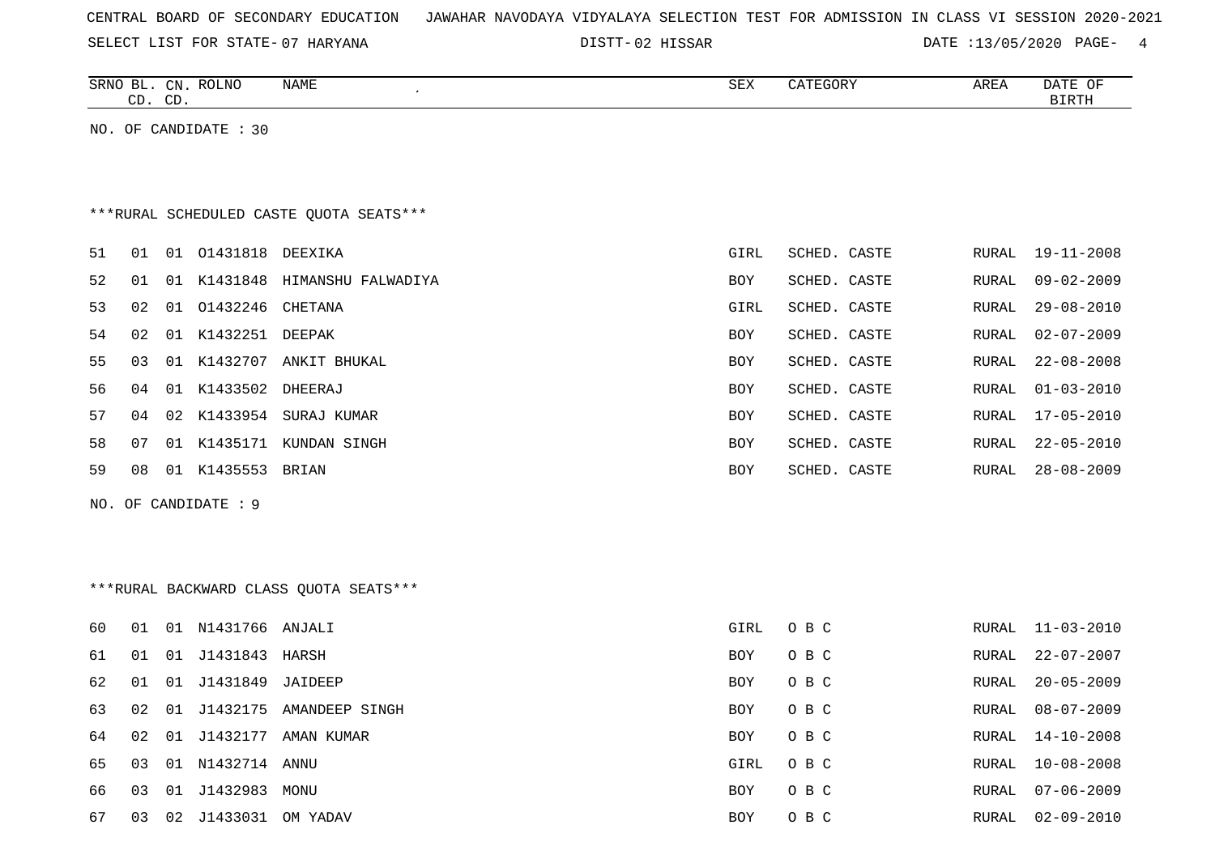CENTRAL BOARD OF SECONDARY EDUCATION JAWAHAR NAVODAYA VIDYALAYA SELECTION TEST FOR ADMISSION IN CLASS VI SESSION 2020-2021

SELECT LIST FOR STATE- 07 HARYANA DISTT- 02 HISSAR DATE :13/05/2020

| SRNO | BL. CD. | CN. CD. | ROLNO | NAME | SEX | CATEGORY | AREA | DATE OF BIRTH |
|---|---|---|---|---|---|---|---|---|

NO. OF CANDIDATE : 30

***RURAL SCHEDULED CASTE QUOTA SEATS***

| SRNO | BL. CD. | CN. CD. | ROLNO | NAME | SEX | CATEGORY | AREA | DATE OF BIRTH |
|---|---|---|---|---|---|---|---|---|
| 51 | 01 | 01 | O1431818 | DEEXIKA | GIRL | SCHED. CASTE | RURAL | 19-11-2008 |
| 52 | 01 | 01 | K1431848 | HIMANSHU FALWADIYA | BOY | SCHED. CASTE | RURAL | 09-02-2009 |
| 53 | 02 | 01 | O1432246 | CHETANA | GIRL | SCHED. CASTE | RURAL | 29-08-2010 |
| 54 | 02 | 01 | K1432251 | DEEPAK | BOY | SCHED. CASTE | RURAL | 02-07-2009 |
| 55 | 03 | 01 | K1432707 | ANKIT BHUKAL | BOY | SCHED. CASTE | RURAL | 22-08-2008 |
| 56 | 04 | 01 | K1433502 | DHEERAJ | BOY | SCHED. CASTE | RURAL | 01-03-2010 |
| 57 | 04 | 02 | K1433954 | SURAJ KUMAR | BOY | SCHED. CASTE | RURAL | 17-05-2010 |
| 58 | 07 | 01 | K1435171 | KUNDAN SINGH | BOY | SCHED. CASTE | RURAL | 22-05-2010 |
| 59 | 08 | 01 | K1435553 | BRIAN | BOY | SCHED. CASTE | RURAL | 28-08-2009 |

NO. OF CANDIDATE : 9

***RURAL BACKWARD CLASS QUOTA SEATS***

| SRNO | BL. CD. | CN. CD. | ROLNO | NAME | SEX | CATEGORY | AREA | DATE OF BIRTH |
|---|---|---|---|---|---|---|---|---|
| 60 | 01 | 01 | N1431766 | ANJALI | GIRL | O B C | RURAL | 11-03-2010 |
| 61 | 01 | 01 | J1431843 | HARSH | BOY | O B C | RURAL | 22-07-2007 |
| 62 | 01 | 01 | J1431849 | JAIDEEP | BOY | O B C | RURAL | 20-05-2009 |
| 63 | 02 | 01 | J1432175 | AMANDEEP SINGH | BOY | O B C | RURAL | 08-07-2009 |
| 64 | 02 | 01 | J1432177 | AMAN KUMAR | BOY | O B C | RURAL | 14-10-2008 |
| 65 | 03 | 01 | N1432714 | ANNU | GIRL | O B C | RURAL | 10-08-2008 |
| 66 | 03 | 01 | J1432983 | MONU | BOY | O B C | RURAL | 07-06-2009 |
| 67 | 03 | 02 | J1433031 | OM YADAV | BOY | O B C | RURAL | 02-09-2010 |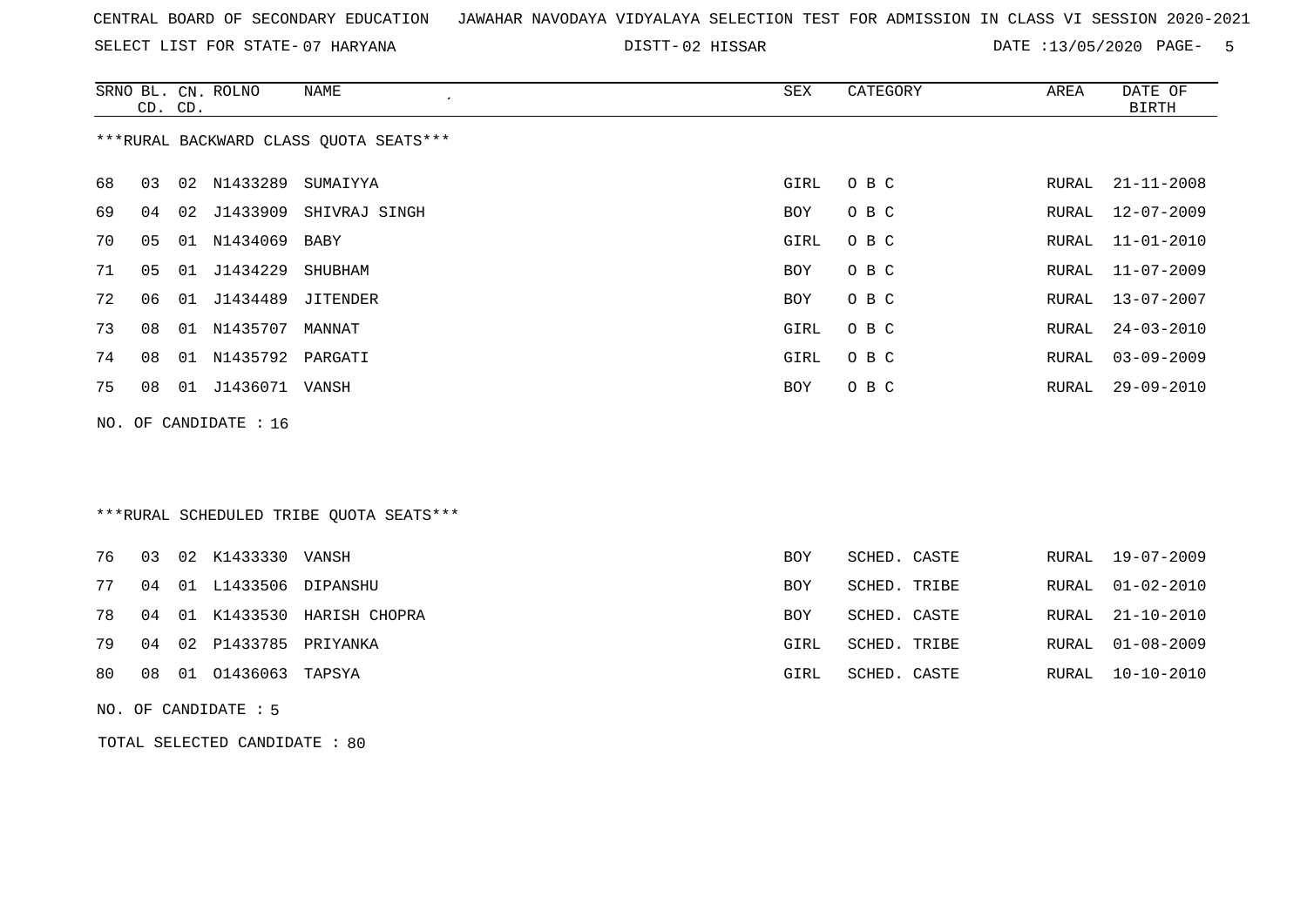CENTRAL BOARD OF SECONDARY EDUCATION JAWAHAR NAVODAYA VIDYALAYA SELECTION TEST FOR ADMISSION IN CLASS VI SESSION 2020-2021

SELECT LIST FOR STATE- 07 HARYANA DISTT- 02 HISSAR DATE :13/05/2020

***RURAL BACKWARD CLASS QUOTA SEATS***

| SRNO | BL. CD. | CN. CD. | ROLNO | NAME | SEX | CATEGORY | AREA | DATE OF BIRTH |
|---|---|---|---|---|---|---|---|---|
| 68 | 03 | 02 | N1433289 | SUMAIYYA | GIRL | O B C | RURAL | 21-11-2008 |
| 69 | 04 | 02 | J1433909 | SHIVRAJ SINGH | BOY | O B C | RURAL | 12-07-2009 |
| 70 | 05 | 01 | N1434069 | BABY | GIRL | O B C | RURAL | 11-01-2010 |
| 71 | 05 | 01 | J1434229 | SHUBHAM | BOY | O B C | RURAL | 11-07-2009 |
| 72 | 06 | 01 | J1434489 | JITENDER | BOY | O B C | RURAL | 13-07-2007 |
| 73 | 08 | 01 | N1435707 | MANNAT | GIRL | O B C | RURAL | 24-03-2010 |
| 74 | 08 | 01 | N1435792 | PARGATI | GIRL | O B C | RURAL | 03-09-2009 |
| 75 | 08 | 01 | J1436071 | VANSH | BOY | O B C | RURAL | 29-09-2010 |

NO. OF CANDIDATE : 16

***RURAL SCHEDULED TRIBE QUOTA SEATS***

| SRNO | BL. CD. | CN. CD. | ROLNO | NAME | SEX | CATEGORY | AREA | DATE OF BIRTH |
|---|---|---|---|---|---|---|---|---|
| 76 | 03 | 02 | K1433330 | VANSH | BOY | SCHED. CASTE | RURAL | 19-07-2009 |
| 77 | 04 | 01 | L1433506 | DIPANSHU | BOY | SCHED. TRIBE | RURAL | 01-02-2010 |
| 78 | 04 | 01 | K1433530 | HARISH CHOPRA | BOY | SCHED. CASTE | RURAL | 21-10-2010 |
| 79 | 04 | 02 | P1433785 | PRIYANKA | GIRL | SCHED. TRIBE | RURAL | 01-08-2009 |
| 80 | 08 | 01 | O1436063 | TAPSYA | GIRL | SCHED. CASTE | RURAL | 10-10-2010 |

NO. OF CANDIDATE : 5

TOTAL SELECTED CANDIDATE : 80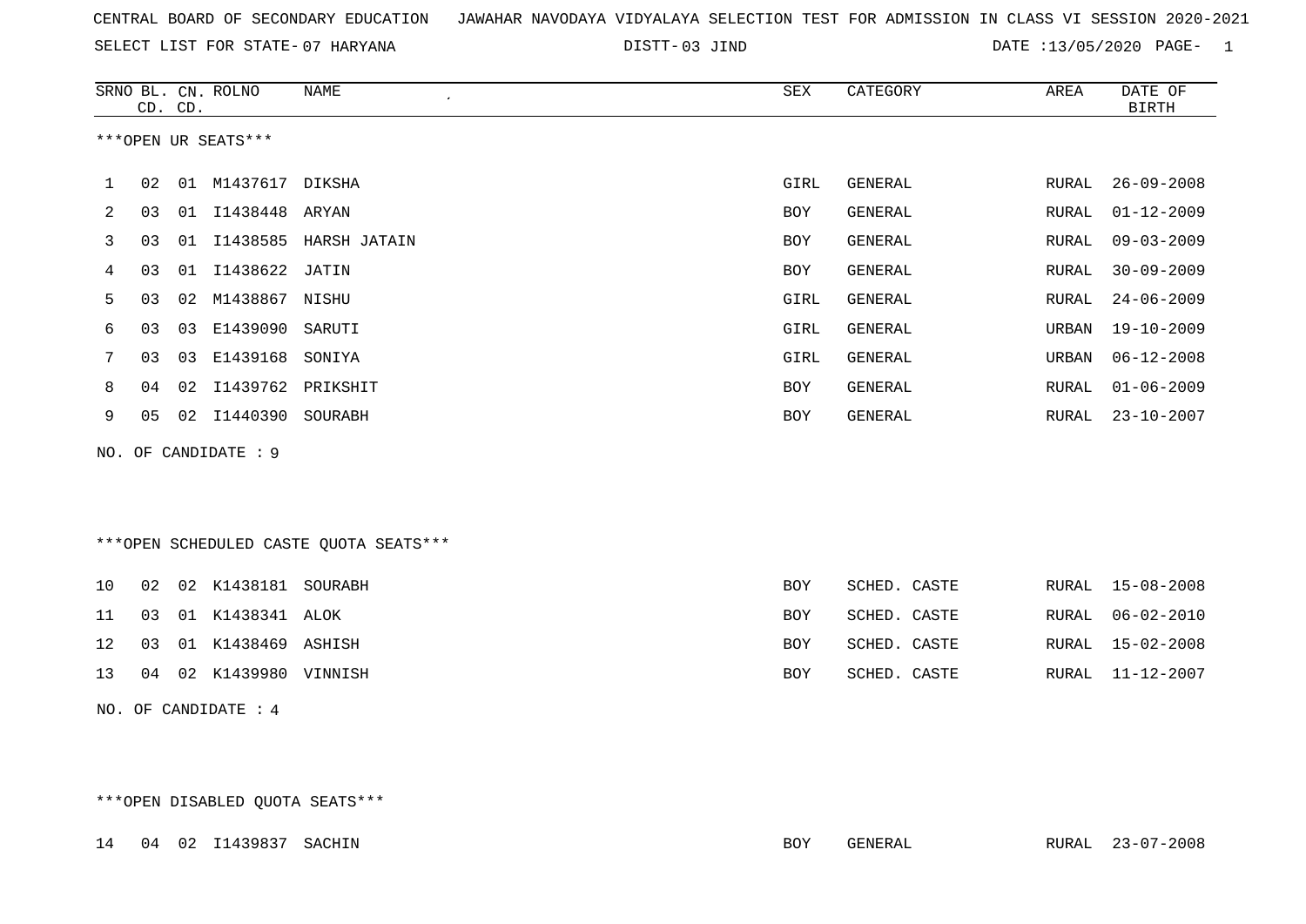CENTRAL BOARD OF SECONDARY EDUCATION JAWAHAR NAVODAYA VIDYALAYA SELECTION TEST FOR ADMISSION IN CLASS VI SESSION 2020-2021

SELECT LIST FOR STATE- 07 HARYANA DISTT- 03 JIND DATE :13/05/2020

| SRNO | BL. CD. | CN. CD. | ROLNO | NAME | SEX | CATEGORY | AREA | DATE OF BIRTH |
|---|---|---|---|---|---|---|---|---|

***OPEN UR SEATS***

| SRNO | BL. CD. | CN. CD. | ROLNO | NAME | SEX | CATEGORY | AREA | DATE OF BIRTH |
|---|---|---|---|---|---|---|---|---|
| 1 | 02 | 01 | M1437617 | DIKSHA | GIRL | GENERAL | RURAL | 26-09-2008 |
| 2 | 03 | 01 | I1438448 | ARYAN | BOY | GENERAL | RURAL | 01-12-2009 |
| 3 | 03 | 01 | I1438585 | HARSH JATAIN | BOY | GENERAL | RURAL | 09-03-2009 |
| 4 | 03 | 01 | I1438622 | JATIN | BOY | GENERAL | RURAL | 30-09-2009 |
| 5 | 03 | 02 | M1438867 | NISHU | GIRL | GENERAL | RURAL | 24-06-2009 |
| 6 | 03 | 03 | E1439090 | SARUTI | GIRL | GENERAL | URBAN | 19-10-2009 |
| 7 | 03 | 03 | E1439168 | SONIYA | GIRL | GENERAL | URBAN | 06-12-2008 |
| 8 | 04 | 02 | I1439762 | PRIKSHIT | BOY | GENERAL | RURAL | 01-06-2009 |
| 9 | 05 | 02 | I1440390 | SOURABH | BOY | GENERAL | RURAL | 23-10-2007 |

NO. OF CANDIDATE : 9

***OPEN SCHEDULED CASTE QUOTA SEATS***

| SRNO | BL. CD. | CN. CD. | ROLNO | NAME | SEX | CATEGORY | AREA | DATE OF BIRTH |
|---|---|---|---|---|---|---|---|---|
| 10 | 02 | 02 | K1438181 | SOURABH | BOY | SCHED. CASTE | RURAL | 15-08-2008 |
| 11 | 03 | 01 | K1438341 | ALOK | BOY | SCHED. CASTE | RURAL | 06-02-2010 |
| 12 | 03 | 01 | K1438469 | ASHISH | BOY | SCHED. CASTE | RURAL | 15-02-2008 |
| 13 | 04 | 02 | K1439980 | VINNISH | BOY | SCHED. CASTE | RURAL | 11-12-2007 |

NO. OF CANDIDATE : 4

***OPEN DISABLED QUOTA SEATS***

| SRNO | BL. CD. | CN. CD. | ROLNO | NAME | SEX | CATEGORY | AREA | DATE OF BIRTH |
|---|---|---|---|---|---|---|---|---|
| 14 | 04 | 02 | I1439837 | SACHIN | BOY | GENERAL | RURAL | 23-07-2008 |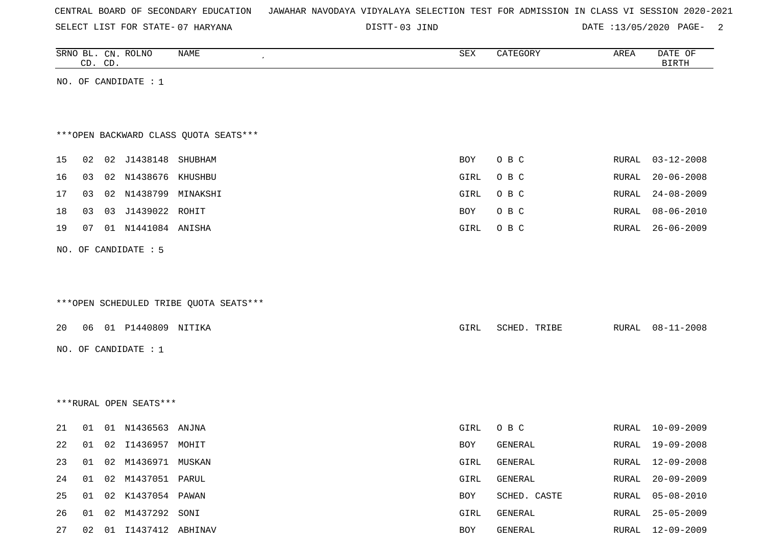CENTRAL BOARD OF SECONDARY EDUCATION JAWAHAR NAVODAYA VIDYALAYA SELECTION TEST FOR ADMISSION IN CLASS VI SESSION 2020-2021

SELECT LIST FOR STATE- 07 HARYANA DISTT- 03 JIND DATE :13/05/2020

| SRNO | BL. CD. | CN. CD. | ROLNO | NAME | SEX | CATEGORY | AREA | DATE OF BIRTH |
|---|---|---|---|---|---|---|---|---|

NO. OF CANDIDATE : 1

***OPEN BACKWARD CLASS QUOTA SEATS***

| SRNO | BL. CD. | CN. CD. | ROLNO | NAME | SEX | CATEGORY | AREA | DATE OF BIRTH |
|---|---|---|---|---|---|---|---|---|
| 15 | 02 | 02 | J1438148 | SHUBHAM | BOY | O B C | RURAL | 03-12-2008 |
| 16 | 03 | 02 | N1438676 | KHUSHBU | GIRL | O B C | RURAL | 20-06-2008 |
| 17 | 03 | 02 | N1438799 | MINAKSHI | GIRL | O B C | RURAL | 24-08-2009 |
| 18 | 03 | 03 | J1439022 | ROHIT | BOY | O B C | RURAL | 08-06-2010 |
| 19 | 07 | 01 | N1441084 | ANISHA | GIRL | O B C | RURAL | 26-06-2009 |

NO. OF CANDIDATE : 5

***OPEN SCHEDULED TRIBE QUOTA SEATS***

| SRNO | BL. CD. | CN. CD. | ROLNO | NAME | SEX | CATEGORY | AREA | DATE OF BIRTH |
|---|---|---|---|---|---|---|---|---|
| 20 | 06 | 01 | P1440809 | NITIKA | GIRL | SCHED. TRIBE | RURAL | 08-11-2008 |

NO. OF CANDIDATE : 1

***RURAL OPEN SEATS***

| SRNO | BL. CD. | CN. CD. | ROLNO | NAME | SEX | CATEGORY | AREA | DATE OF BIRTH |
|---|---|---|---|---|---|---|---|---|
| 21 | 01 | 01 | N1436563 | ANJNA | GIRL | O B C | RURAL | 10-09-2009 |
| 22 | 01 | 02 | I1436957 | MOHIT | BOY | GENERAL | RURAL | 19-09-2008 |
| 23 | 01 | 02 | M1436971 | MUSKAN | GIRL | GENERAL | RURAL | 12-09-2008 |
| 24 | 01 | 02 | M1437051 | PARUL | GIRL | GENERAL | RURAL | 20-09-2009 |
| 25 | 01 | 02 | K1437054 | PAWAN | BOY | SCHED. CASTE | RURAL | 05-08-2010 |
| 26 | 01 | 02 | M1437292 | SONI | GIRL | GENERAL | RURAL | 25-05-2009 |
| 27 | 02 | 01 | I1437412 | ABHINAV | BOY | GENERAL | RURAL | 12-09-2009 |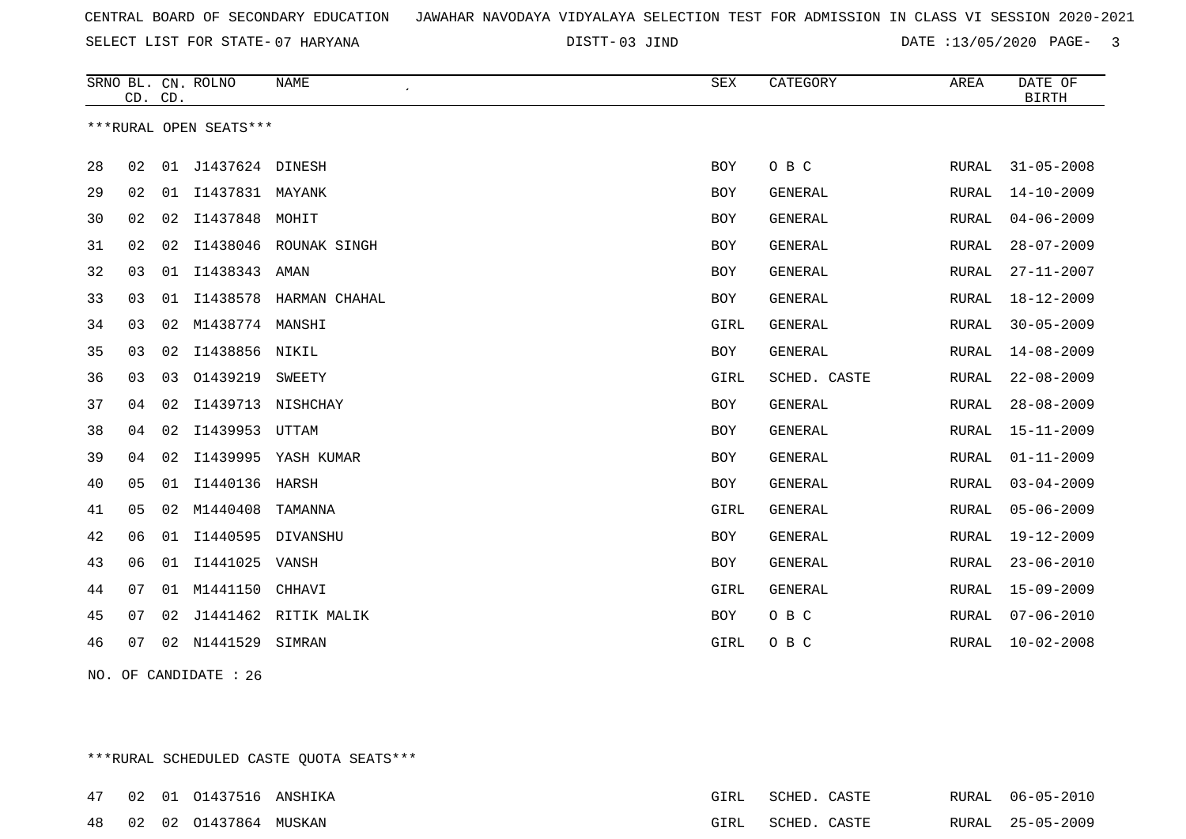CENTRAL BOARD OF SECONDARY EDUCATION JAWAHAR NAVODAYA VIDYALAYA SELECTION TEST FOR ADMISSION IN CLASS VI SESSION 2020-2021

SELECT LIST FOR STATE- 07 HARYANA DISTT- 03 JIND DATE :13/05/2020

| SRNO | BL. CD. | CN. CD. | ROLNO | NAME | SEX | CATEGORY | AREA | DATE OF BIRTH |
|---|---|---|---|---|---|---|---|---|

***RURAL OPEN SEATS***

| SRNO | BL. CD. | CN. CD. | ROLNO | NAME | SEX | CATEGORY | AREA | DATE OF BIRTH |
|---|---|---|---|---|---|---|---|---|
| 28 | 02 | 01 | J1437624 | DINESH | BOY | O B C | RURAL | 31-05-2008 |
| 29 | 02 | 01 | I1437831 | MAYANK | BOY | GENERAL | RURAL | 14-10-2009 |
| 30 | 02 | 02 | I1437848 | MOHIT | BOY | GENERAL | RURAL | 04-06-2009 |
| 31 | 02 | 02 | I1438046 | ROUNAK SINGH | BOY | GENERAL | RURAL | 28-07-2009 |
| 32 | 03 | 01 | I1438343 | AMAN | BOY | GENERAL | RURAL | 27-11-2007 |
| 33 | 03 | 01 | I1438578 | HARMAN CHAHAL | BOY | GENERAL | RURAL | 18-12-2009 |
| 34 | 03 | 02 | M1438774 | MANSHI | GIRL | GENERAL | RURAL | 30-05-2009 |
| 35 | 03 | 02 | I1438856 | NIKIL | BOY | GENERAL | RURAL | 14-08-2009 |
| 36 | 03 | 03 | O1439219 | SWEETY | GIRL | SCHED. CASTE | RURAL | 22-08-2009 |
| 37 | 04 | 02 | I1439713 | NISHCHAY | BOY | GENERAL | RURAL | 28-08-2009 |
| 38 | 04 | 02 | I1439953 | UTTAM | BOY | GENERAL | RURAL | 15-11-2009 |
| 39 | 04 | 02 | I1439995 | YASH KUMAR | BOY | GENERAL | RURAL | 01-11-2009 |
| 40 | 05 | 01 | I1440136 | HARSH | BOY | GENERAL | RURAL | 03-04-2009 |
| 41 | 05 | 02 | M1440408 | TAMANNA | GIRL | GENERAL | RURAL | 05-06-2009 |
| 42 | 06 | 01 | I1440595 | DIVANSHU | BOY | GENERAL | RURAL | 19-12-2009 |
| 43 | 06 | 01 | I1441025 | VANSH | BOY | GENERAL | RURAL | 23-06-2010 |
| 44 | 07 | 01 | M1441150 | CHHAVI | GIRL | GENERAL | RURAL | 15-09-2009 |
| 45 | 07 | 02 | J1441462 | RITIK MALIK | BOY | O B C | RURAL | 07-06-2010 |
| 46 | 07 | 02 | N1441529 | SIMRAN | GIRL | O B C | RURAL | 10-02-2008 |

NO. OF CANDIDATE : 26

***RURAL SCHEDULED CASTE QUOTA SEATS***

| SRNO | BL. CD. | CN. CD. | ROLNO | NAME | SEX | CATEGORY | AREA | DATE OF BIRTH |
|---|---|---|---|---|---|---|---|---|
| 47 | 02 | 01 | O1437516 | ANSHIKA | GIRL | SCHED. CASTE | RURAL | 06-05-2010 |
| 48 | 02 | 02 | O1437864 | MUSKAN | GIRL | SCHED. CASTE | RURAL | 25-05-2009 |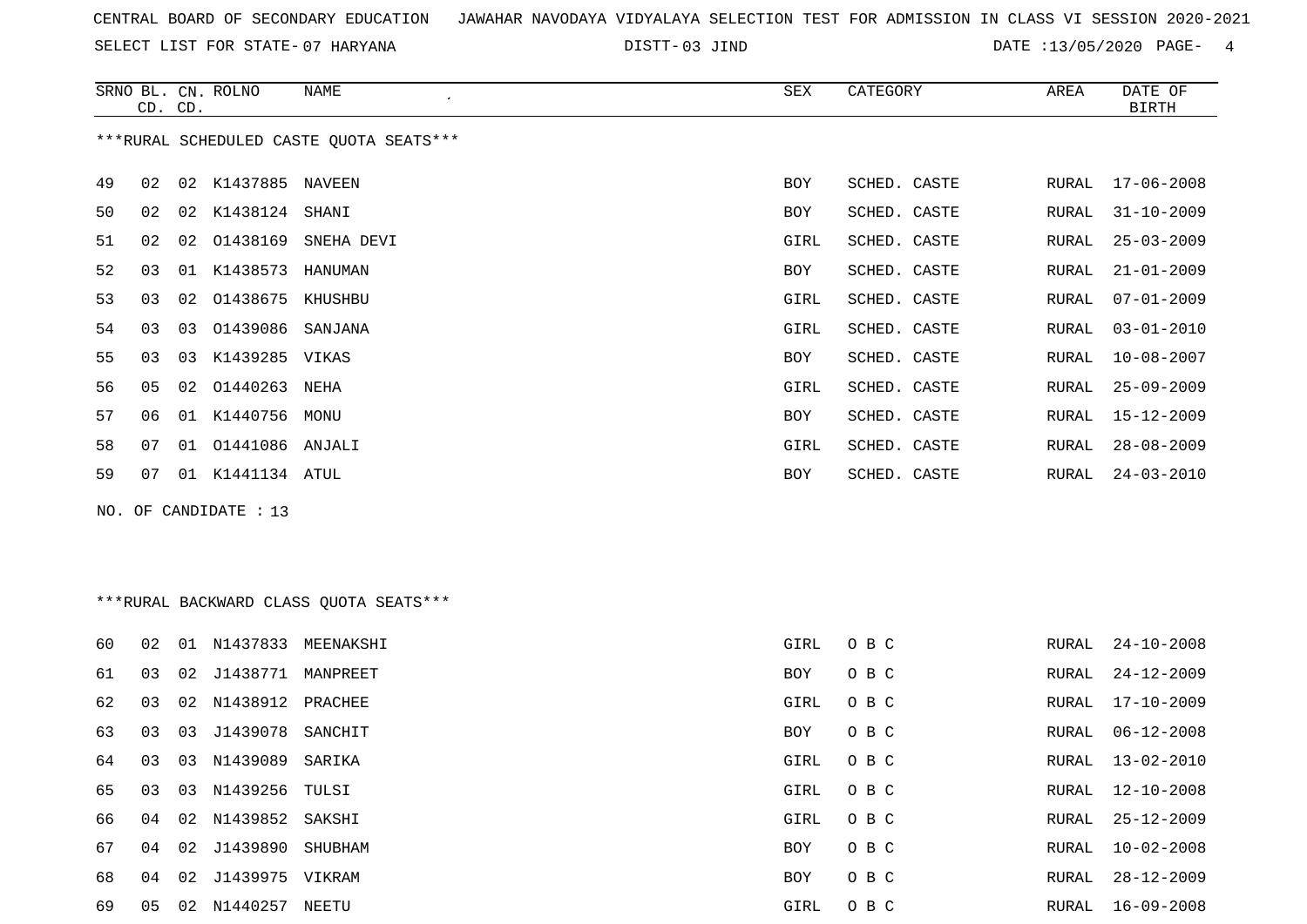CENTRAL BOARD OF SECONDARY EDUCATION JAWAHAR NAVODAYA VIDYALAYA SELECTION TEST FOR ADMISSION IN CLASS VI SESSION 2020-2021

SELECT LIST FOR STATE- 07 HARYANA DISTT- 03 JIND DATE :13/05/2020

***RURAL SCHEDULED CASTE QUOTA SEATS***

| SRNO | BL. CD. | CN. CD. | ROLNO | NAME | SEX | CATEGORY | AREA | DATE OF BIRTH |
|---|---|---|---|---|---|---|---|---|
| 49 | 02 | 02 | K1437885 | NAVEEN | BOY | SCHED. CASTE | RURAL | 17-06-2008 |
| 50 | 02 | 02 | K1438124 | SHANI | BOY | SCHED. CASTE | RURAL | 31-10-2009 |
| 51 | 02 | 02 | O1438169 | SNEHA DEVI | GIRL | SCHED. CASTE | RURAL | 25-03-2009 |
| 52 | 03 | 01 | K1438573 | HANUMAN | BOY | SCHED. CASTE | RURAL | 21-01-2009 |
| 53 | 03 | 02 | O1438675 | KHUSHBU | GIRL | SCHED. CASTE | RURAL | 07-01-2009 |
| 54 | 03 | 03 | O1439086 | SANJANA | GIRL | SCHED. CASTE | RURAL | 03-01-2010 |
| 55 | 03 | 03 | K1439285 | VIKAS | BOY | SCHED. CASTE | RURAL | 10-08-2007 |
| 56 | 05 | 02 | O1440263 | NEHA | GIRL | SCHED. CASTE | RURAL | 25-09-2009 |
| 57 | 06 | 01 | K1440756 | MONU | BOY | SCHED. CASTE | RURAL | 15-12-2009 |
| 58 | 07 | 01 | O1441086 | ANJALI | GIRL | SCHED. CASTE | RURAL | 28-08-2009 |
| 59 | 07 | 01 | K1441134 | ATUL | BOY | SCHED. CASTE | RURAL | 24-03-2010 |

NO. OF CANDIDATE : 13

***RURAL BACKWARD CLASS QUOTA SEATS***

| SRNO | BL. CD. | CN. CD. | ROLNO | NAME | SEX | CATEGORY | AREA | DATE OF BIRTH |
|---|---|---|---|---|---|---|---|---|
| 60 | 02 | 01 | N1437833 | MEENAKSHI | GIRL | O B C | RURAL | 24-10-2008 |
| 61 | 03 | 02 | J1438771 | MANPREET | BOY | O B C | RURAL | 24-12-2009 |
| 62 | 03 | 02 | N1438912 | PRACHEE | GIRL | O B C | RURAL | 17-10-2009 |
| 63 | 03 | 03 | J1439078 | SANCHIT | BOY | O B C | RURAL | 06-12-2008 |
| 64 | 03 | 03 | N1439089 | SARIKA | GIRL | O B C | RURAL | 13-02-2010 |
| 65 | 03 | 03 | N1439256 | TULSI | GIRL | O B C | RURAL | 12-10-2008 |
| 66 | 04 | 02 | N1439852 | SAKSHI | GIRL | O B C | RURAL | 25-12-2009 |
| 67 | 04 | 02 | J1439890 | SHUBHAM | BOY | O B C | RURAL | 10-02-2008 |
| 68 | 04 | 02 | J1439975 | VIKRAM | BOY | O B C | RURAL | 28-12-2009 |
| 69 | 05 | 02 | N1440257 | NEETU | GIRL | O B C | RURAL | 16-09-2008 |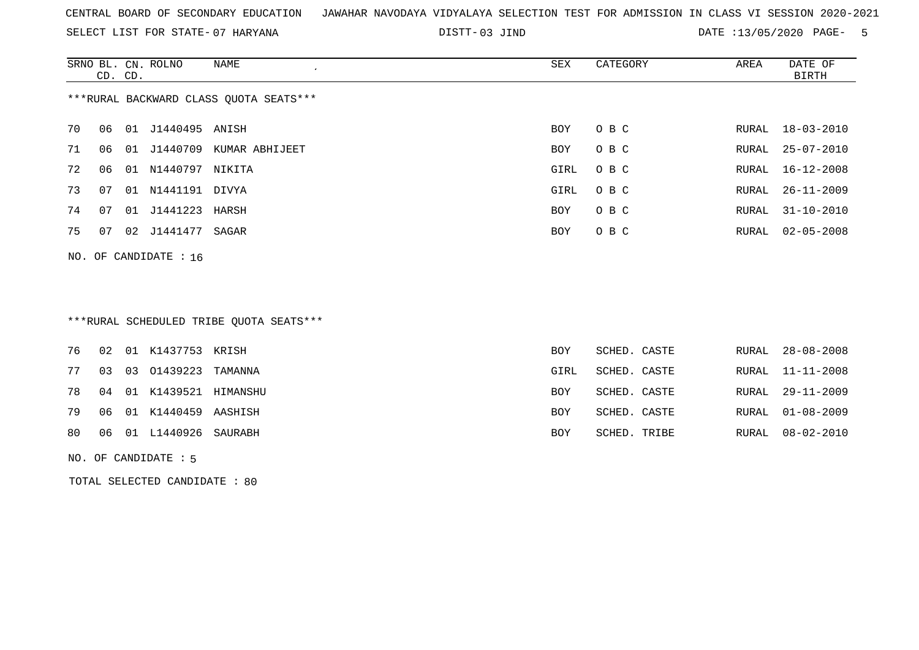CENTRAL BOARD OF SECONDARY EDUCATION JAWAHAR NAVODAYA VIDYALAYA SELECTION TEST FOR ADMISSION IN CLASS VI SESSION 2020-2021

SELECT LIST FOR STATE- 07 HARYANA DISTT- 03 JIND DATE :13/05/2020

***RURAL BACKWARD CLASS QUOTA SEATS***

| SRNO | BL. CD. | CN. CD. | ROLNO | NAME | SEX | CATEGORY | AREA | DATE OF BIRTH |
|---|---|---|---|---|---|---|---|---|
| 70 | 06 | 01 | J1440495 | ANISH | BOY | O B C | RURAL | 18-03-2010 |
| 71 | 06 | 01 | J1440709 | KUMAR ABHIJEET | BOY | O B C | RURAL | 25-07-2010 |
| 72 | 06 | 01 | N1440797 | NIKITA | GIRL | O B C | RURAL | 16-12-2008 |
| 73 | 07 | 01 | N1441191 | DIVYA | GIRL | O B C | RURAL | 26-11-2009 |
| 74 | 07 | 01 | J1441223 | HARSH | BOY | O B C | RURAL | 31-10-2010 |
| 75 | 07 | 02 | J1441477 | SAGAR | BOY | O B C | RURAL | 02-05-2008 |

NO. OF CANDIDATE : 16

***RURAL SCHEDULED TRIBE QUOTA SEATS***

| SRNO | BL. CD. | CN. CD. | ROLNO | NAME | SEX | CATEGORY | AREA | DATE OF BIRTH |
|---|---|---|---|---|---|---|---|---|
| 76 | 02 | 01 | K1437753 | KRISH | BOY | SCHED. CASTE | RURAL | 28-08-2008 |
| 77 | 03 | 03 | O1439223 | TAMANNA | GIRL | SCHED. CASTE | RURAL | 11-11-2008 |
| 78 | 04 | 01 | K1439521 | HIMANSHU | BOY | SCHED. CASTE | RURAL | 29-11-2009 |
| 79 | 06 | 01 | K1440459 | AASHISH | BOY | SCHED. CASTE | RURAL | 01-08-2009 |
| 80 | 06 | 01 | L1440926 | SAURABH | BOY | SCHED. TRIBE | RURAL | 08-02-2010 |

NO. OF CANDIDATE : 5

TOTAL SELECTED CANDIDATE : 80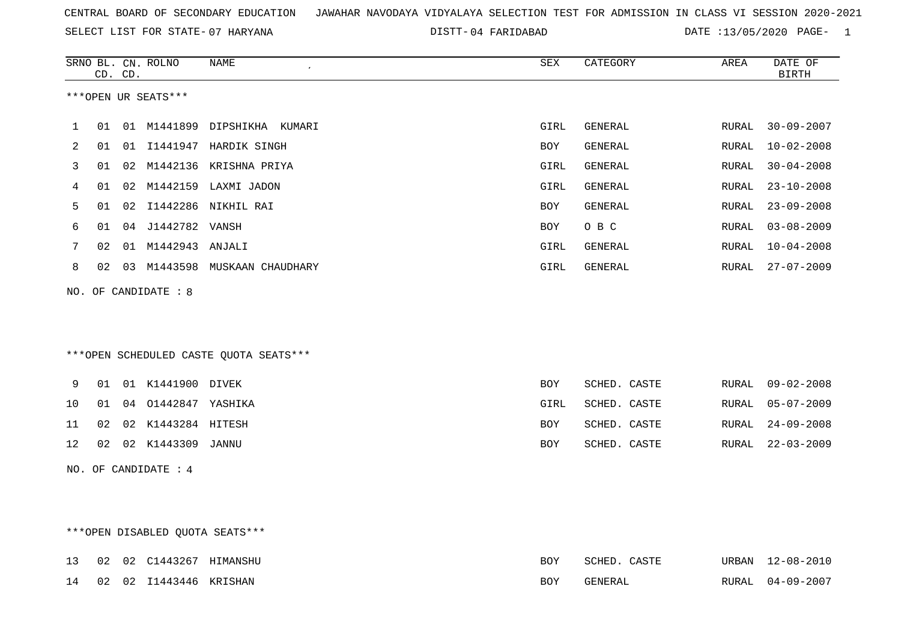CENTRAL BOARD OF SECONDARY EDUCATION JAWAHAR NAVODAYA VIDYALAYA SELECTION TEST FOR ADMISSION IN CLASS VI SESSION 2020-2021

SELECT LIST FOR STATE- 07 HARYANA DISTT- 04 FARIDABAD DATE :13/05/2020

***OPEN UR SEATS***

| SRNO | BL. CD. | CN. CD. | ROLNO | NAME | SEX | CATEGORY | AREA | DATE OF BIRTH |
|---|---|---|---|---|---|---|---|---|
| 1 | 01 | 01 | M1441899 | DIPSHIKHA KUMARI | GIRL | GENERAL | RURAL | 30-09-2007 |
| 2 | 01 | 01 | I1441947 | HARDIK SINGH | BOY | GENERAL | RURAL | 10-02-2008 |
| 3 | 01 | 02 | M1442136 | KRISHNA PRIYA | GIRL | GENERAL | RURAL | 30-04-2008 |
| 4 | 01 | 02 | M1442159 | LAXMI JADON | GIRL | GENERAL | RURAL | 23-10-2008 |
| 5 | 01 | 02 | I1442286 | NIKHIL RAI | BOY | GENERAL | RURAL | 23-09-2008 |
| 6 | 01 | 04 | J1442782 | VANSH | BOY | O B C | RURAL | 03-08-2009 |
| 7 | 02 | 01 | M1442943 | ANJALI | GIRL | GENERAL | RURAL | 10-04-2008 |
| 8 | 02 | 03 | M1443598 | MUSKAAN CHAUDHARY | GIRL | GENERAL | RURAL | 27-07-2009 |

NO. OF CANDIDATE : 8

***OPEN SCHEDULED CASTE QUOTA SEATS***

| SRNO | BL. CD. | CN. CD. | ROLNO | NAME | SEX | CATEGORY | AREA | DATE OF BIRTH |
|---|---|---|---|---|---|---|---|---|
| 9 | 01 | 01 | K1441900 | DIVEK | BOY | SCHED. CASTE | RURAL | 09-02-2008 |
| 10 | 01 | 04 | O1442847 | YASHIKA | GIRL | SCHED. CASTE | RURAL | 05-07-2009 |
| 11 | 02 | 02 | K1443284 | HITESH | BOY | SCHED. CASTE | RURAL | 24-09-2008 |
| 12 | 02 | 02 | K1443309 | JANNU | BOY | SCHED. CASTE | RURAL | 22-03-2009 |

NO. OF CANDIDATE : 4

***OPEN DISABLED QUOTA SEATS***

| SRNO | BL. CD. | CN. CD. | ROLNO | NAME | SEX | CATEGORY | AREA | DATE OF BIRTH |
|---|---|---|---|---|---|---|---|---|
| 13 | 02 | 02 | C1443267 | HIMANSHU | BOY | SCHED. CASTE | URBAN | 12-08-2010 |
| 14 | 02 | 02 | I1443446 | KRISHAN | BOY | GENERAL | RURAL | 04-09-2007 |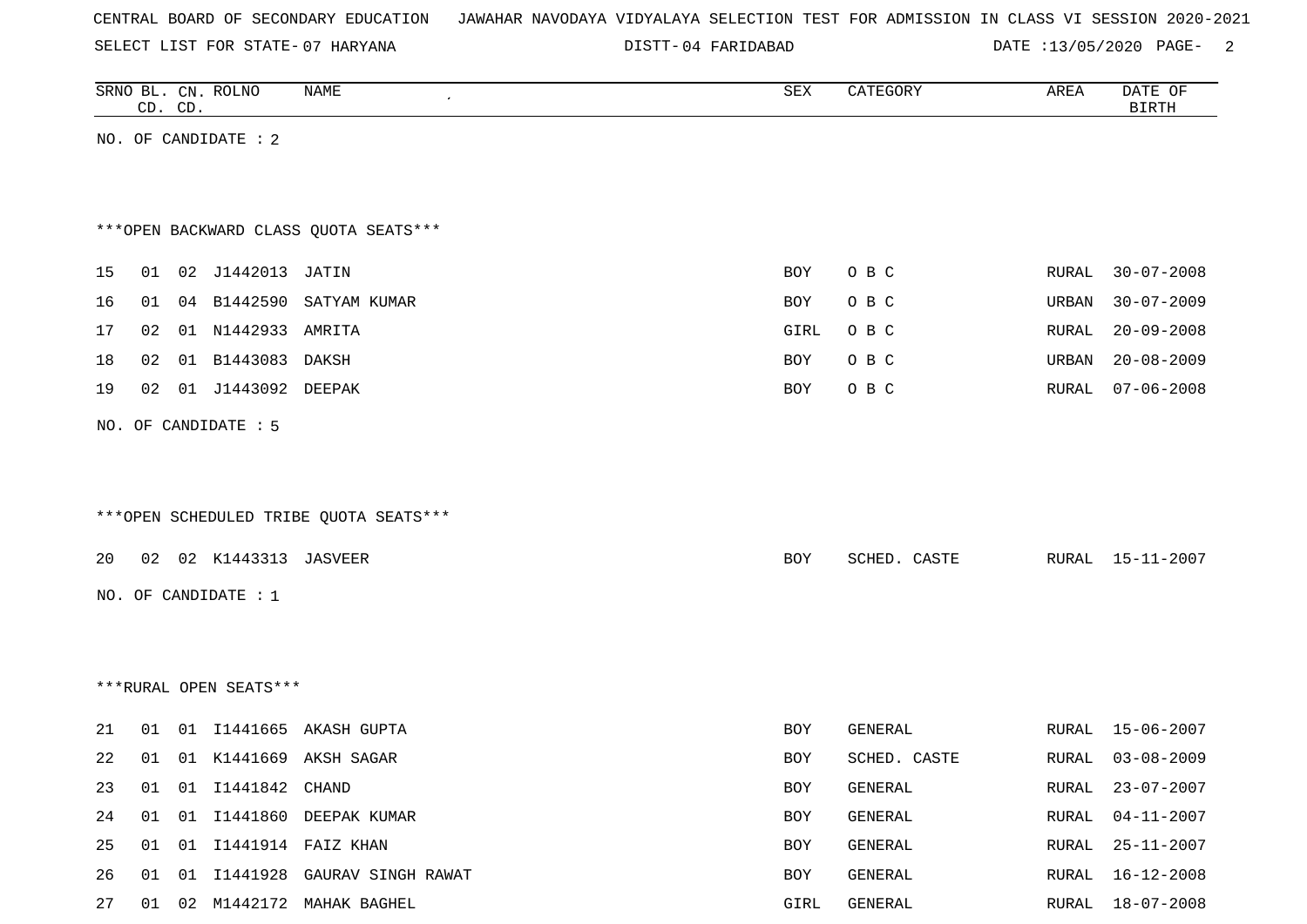CENTRAL BOARD OF SECONDARY EDUCATION JAWAHAR NAVODAYA VIDYALAYA SELECTION TEST FOR ADMISSION IN CLASS VI SESSION 2020-2021

SELECT LIST FOR STATE- 07 HARYANA DISTT- 04 FARIDABAD DATE :13/05/2020

| SRNO | BL. CD. | CN. CD. | ROLNO | NAME | SEX | CATEGORY | AREA | DATE OF BIRTH |
|---|---|---|---|---|---|---|---|---|

NO. OF CANDIDATE : 2

***OPEN BACKWARD CLASS QUOTA SEATS***

| SRNO | BL. CD. | CN. CD. | ROLNO | NAME | SEX | CATEGORY | AREA | DATE OF BIRTH |
|---|---|---|---|---|---|---|---|---|
| 15 | 01 | 02 | J1442013 | JATIN | BOY | O B C | RURAL | 30-07-2008 |
| 16 | 01 | 04 | B1442590 | SATYAM KUMAR | BOY | O B C | URBAN | 30-07-2009 |
| 17 | 02 | 01 | N1442933 | AMRITA | GIRL | O B C | RURAL | 20-09-2008 |
| 18 | 02 | 01 | B1443083 | DAKSH | BOY | O B C | URBAN | 20-08-2009 |
| 19 | 02 | 01 | J1443092 | DEEPAK | BOY | O B C | RURAL | 07-06-2008 |

NO. OF CANDIDATE : 5

***OPEN SCHEDULED TRIBE QUOTA SEATS***

| SRNO | BL. CD. | CN. CD. | ROLNO | NAME | SEX | CATEGORY | AREA | DATE OF BIRTH |
|---|---|---|---|---|---|---|---|---|
| 20 | 02 | 02 | K1443313 | JASVEER | BOY | SCHED. CASTE | RURAL | 15-11-2007 |

NO. OF CANDIDATE : 1

***RURAL OPEN SEATS***

| SRNO | BL. CD. | CN. CD. | ROLNO | NAME | SEX | CATEGORY | AREA | DATE OF BIRTH |
|---|---|---|---|---|---|---|---|---|
| 21 | 01 | 01 | I1441665 | AKASH GUPTA | BOY | GENERAL | RURAL | 15-06-2007 |
| 22 | 01 | 01 | K1441669 | AKSH SAGAR | BOY | SCHED. CASTE | RURAL | 03-08-2009 |
| 23 | 01 | 01 | I1441842 | CHAND | BOY | GENERAL | RURAL | 23-07-2007 |
| 24 | 01 | 01 | I1441860 | DEEPAK KUMAR | BOY | GENERAL | RURAL | 04-11-2007 |
| 25 | 01 | 01 | I1441914 | FAIZ KHAN | BOY | GENERAL | RURAL | 25-11-2007 |
| 26 | 01 | 01 | I1441928 | GAURAV SINGH RAWAT | BOY | GENERAL | RURAL | 16-12-2008 |
| 27 | 01 | 02 | M1442172 | MAHAK BAGHEL | GIRL | GENERAL | RURAL | 18-07-2008 |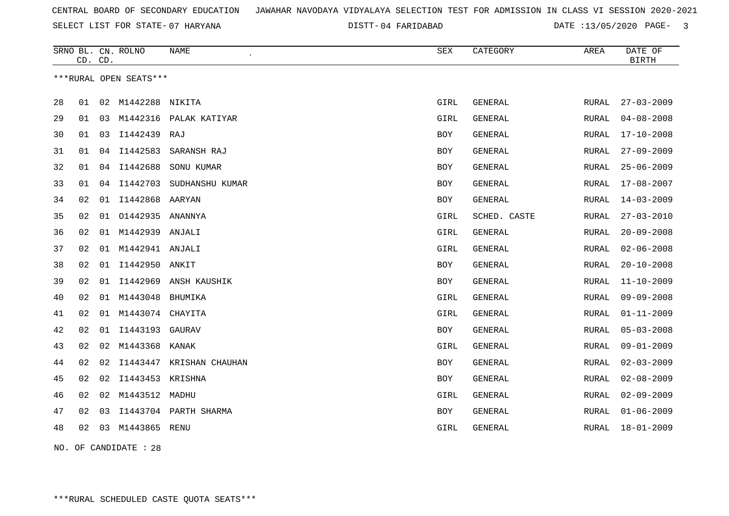CENTRAL BOARD OF SECONDARY EDUCATION JAWAHAR NAVODAYA VIDYALAYA SELECTION TEST FOR ADMISSION IN CLASS VI SESSION 2020-2021

SELECT LIST FOR STATE- 07 HARYANA DISTT- 04 FARIDABAD DATE :13/05/2020

| SRNO | BL. CD. | CN. CD. | ROLNO | NAME | SEX | CATEGORY | AREA | DATE OF BIRTH |
|---|---|---|---|---|---|---|---|---|

***RURAL OPEN SEATS***

| SRNO | BL. CD. | CN. CD. | ROLNO | NAME | SEX | CATEGORY | AREA | DATE OF BIRTH |
|---|---|---|---|---|---|---|---|---|
| 28 | 01 | 02 | M1442288 | NIKITA | GIRL | GENERAL | RURAL | 27-03-2009 |
| 29 | 01 | 03 | M1442316 | PALAK KATIYAR | GIRL | GENERAL | RURAL | 04-08-2008 |
| 30 | 01 | 03 | I1442439 | RAJ | BOY | GENERAL | RURAL | 17-10-2008 |
| 31 | 01 | 04 | I1442583 | SARANSH RAJ | BOY | GENERAL | RURAL | 27-09-2009 |
| 32 | 01 | 04 | I1442688 | SONU KUMAR | BOY | GENERAL | RURAL | 25-06-2009 |
| 33 | 01 | 04 | I1442703 | SUDHANSHU KUMAR | BOY | GENERAL | RURAL | 17-08-2007 |
| 34 | 02 | 01 | I1442868 | AARYAN | BOY | GENERAL | RURAL | 14-03-2009 |
| 35 | 02 | 01 | O1442935 | ANANNYA | GIRL | SCHED. CASTE | RURAL | 27-03-2010 |
| 36 | 02 | 01 | M1442939 | ANJALI | GIRL | GENERAL | RURAL | 20-09-2008 |
| 37 | 02 | 01 | M1442941 | ANJALI | GIRL | GENERAL | RURAL | 02-06-2008 |
| 38 | 02 | 01 | I1442950 | ANKIT | BOY | GENERAL | RURAL | 20-10-2008 |
| 39 | 02 | 01 | I1442969 | ANSH KAUSHIK | BOY | GENERAL | RURAL | 11-10-2009 |
| 40 | 02 | 01 | M1443048 | BHUMIKA | GIRL | GENERAL | RURAL | 09-09-2008 |
| 41 | 02 | 01 | M1443074 | CHAYITA | GIRL | GENERAL | RURAL | 01-11-2009 |
| 42 | 02 | 01 | I1443193 | GAURAV | BOY | GENERAL | RURAL | 05-03-2008 |
| 43 | 02 | 02 | M1443368 | KANAK | GIRL | GENERAL | RURAL | 09-01-2009 |
| 44 | 02 | 02 | I1443447 | KRISHAN CHAUHAN | BOY | GENERAL | RURAL | 02-03-2009 |
| 45 | 02 | 02 | I1443453 | KRISHNA | BOY | GENERAL | RURAL | 02-08-2009 |
| 46 | 02 | 02 | M1443512 | MADHU | GIRL | GENERAL | RURAL | 02-09-2009 |
| 47 | 02 | 03 | I1443704 | PARTH SHARMA | BOY | GENERAL | RURAL | 01-06-2009 |
| 48 | 02 | 03 | M1443865 | RENU | GIRL | GENERAL | RURAL | 18-01-2009 |

NO. OF CANDIDATE : 28

***RURAL SCHEDULED CASTE QUOTA SEATS***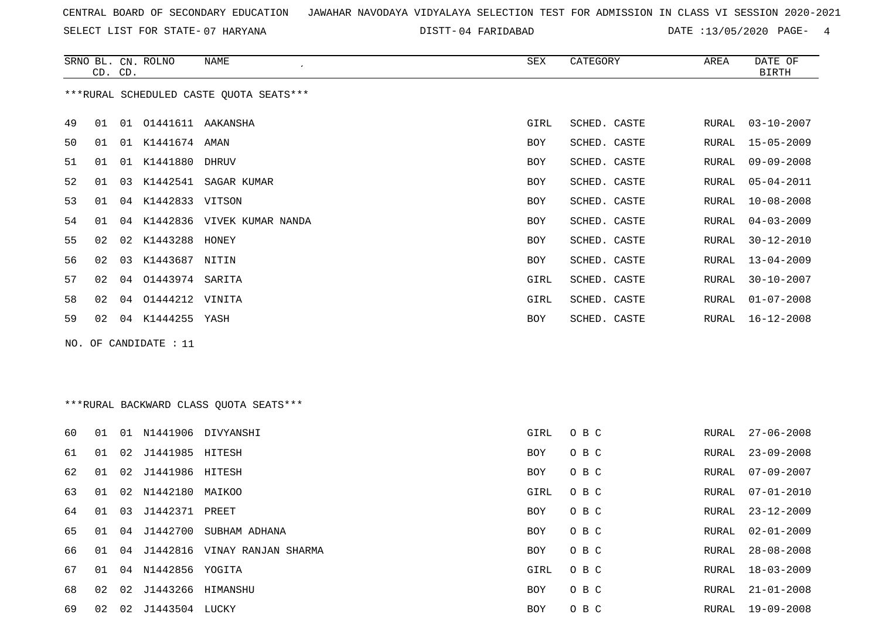CENTRAL BOARD OF SECONDARY EDUCATION JAWAHAR NAVODAYA VIDYALAYA SELECTION TEST FOR ADMISSION IN CLASS VI SESSION 2020-2021

SELECT LIST FOR STATE- 07 HARYANA DISTT- 04 FARIDABAD DATE :13/05/2020

***RURAL SCHEDULED CASTE QUOTA SEATS***

| SRNO | BL. CD. | CN. CD. | ROLNO | NAME | SEX | CATEGORY | AREA | DATE OF BIRTH |
|---|---|---|---|---|---|---|---|---|
| 49 | 01 | 01 | O1441611 | AAKANSHA | GIRL | SCHED. CASTE | RURAL | 03-10-2007 |
| 50 | 01 | 01 | K1441674 | AMAN | BOY | SCHED. CASTE | RURAL | 15-05-2009 |
| 51 | 01 | 01 | K1441880 | DHRUV | BOY | SCHED. CASTE | RURAL | 09-09-2008 |
| 52 | 01 | 03 | K1442541 | SAGAR KUMAR | BOY | SCHED. CASTE | RURAL | 05-04-2011 |
| 53 | 01 | 04 | K1442833 | VITSON | BOY | SCHED. CASTE | RURAL | 10-08-2008 |
| 54 | 01 | 04 | K1442836 | VIVEK KUMAR NANDA | BOY | SCHED. CASTE | RURAL | 04-03-2009 |
| 55 | 02 | 02 | K1443288 | HONEY | BOY | SCHED. CASTE | RURAL | 30-12-2010 |
| 56 | 02 | 03 | K1443687 | NITIN | BOY | SCHED. CASTE | RURAL | 13-04-2009 |
| 57 | 02 | 04 | O1443974 | SARITA | GIRL | SCHED. CASTE | RURAL | 30-10-2007 |
| 58 | 02 | 04 | O1444212 | VINITA | GIRL | SCHED. CASTE | RURAL | 01-07-2008 |
| 59 | 02 | 04 | K1444255 | YASH | BOY | SCHED. CASTE | RURAL | 16-12-2008 |

NO. OF CANDIDATE : 11

***RURAL BACKWARD CLASS QUOTA SEATS***

| SRNO | BL. CD. | CN. CD. | ROLNO | NAME | SEX | CATEGORY | AREA | DATE OF BIRTH |
|---|---|---|---|---|---|---|---|---|
| 60 | 01 | 01 | N1441906 | DIVYANSHI | GIRL | O B C | RURAL | 27-06-2008 |
| 61 | 01 | 02 | J1441985 | HITESH | BOY | O B C | RURAL | 23-09-2008 |
| 62 | 01 | 02 | J1441986 | HITESH | BOY | O B C | RURAL | 07-09-2007 |
| 63 | 01 | 02 | N1442180 | MAIKOO | GIRL | O B C | RURAL | 07-01-2010 |
| 64 | 01 | 03 | J1442371 | PREET | BOY | O B C | RURAL | 23-12-2009 |
| 65 | 01 | 04 | J1442700 | SUBHAM ADHANA | BOY | O B C | RURAL | 02-01-2009 |
| 66 | 01 | 04 | J1442816 | VINAY RANJAN SHARMA | BOY | O B C | RURAL | 28-08-2008 |
| 67 | 01 | 04 | N1442856 | YOGITA | GIRL | O B C | RURAL | 18-03-2009 |
| 68 | 02 | 02 | J1443266 | HIMANSHU | BOY | O B C | RURAL | 21-01-2008 |
| 69 | 02 | 02 | J1443504 | LUCKY | BOY | O B C | RURAL | 19-09-2008 |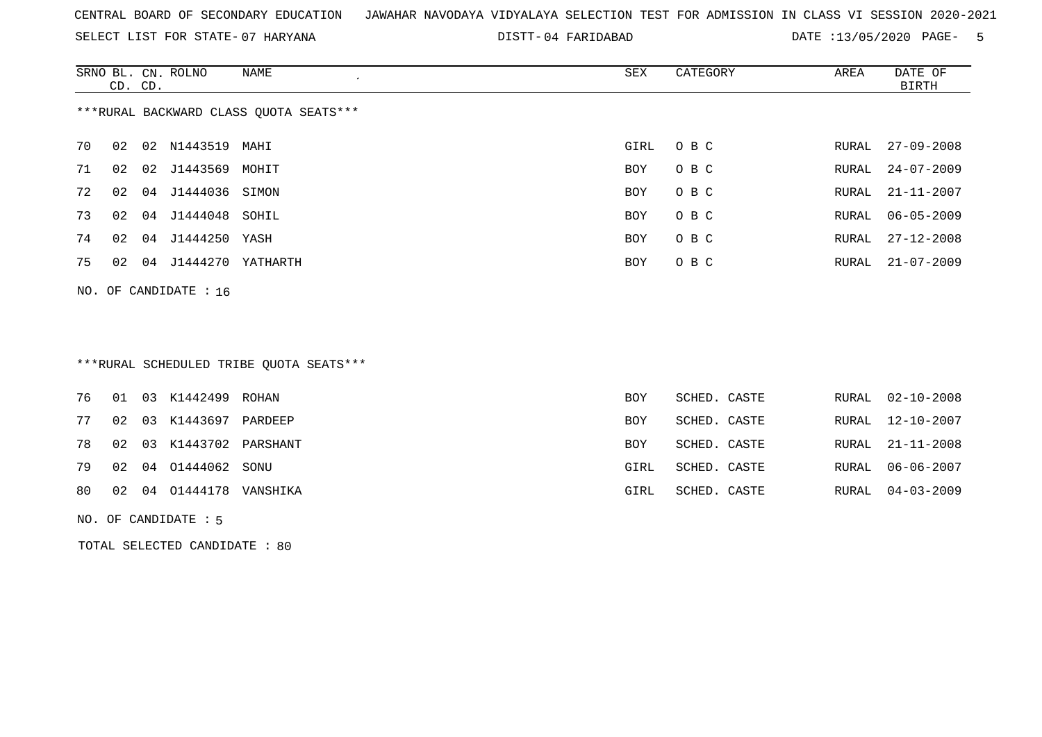CENTRAL BOARD OF SECONDARY EDUCATION JAWAHAR NAVODAYA VIDYALAYA SELECTION TEST FOR ADMISSION IN CLASS VI SESSION 2020-2021

SELECT LIST FOR STATE- 07 HARYANA DISTT- 04 FARIDABAD DATE :13/05/2020

***RURAL BACKWARD CLASS QUOTA SEATS***

| SRNO | BL. CD. | CN. CD. | ROLNO | NAME | SEX | CATEGORY | AREA | DATE OF BIRTH |
|---|---|---|---|---|---|---|---|---|
| 70 | 02 | 02 | N1443519 | MAHI | GIRL | O B C | RURAL | 27-09-2008 |
| 71 | 02 | 02 | J1443569 | MOHIT | BOY | O B C | RURAL | 24-07-2009 |
| 72 | 02 | 04 | J1444036 | SIMON | BOY | O B C | RURAL | 21-11-2007 |
| 73 | 02 | 04 | J1444048 | SOHIL | BOY | O B C | RURAL | 06-05-2009 |
| 74 | 02 | 04 | J1444250 | YASH | BOY | O B C | RURAL | 27-12-2008 |
| 75 | 02 | 04 | J1444270 | YATHARTH | BOY | O B C | RURAL | 21-07-2009 |

NO. OF CANDIDATE : 16

***RURAL SCHEDULED TRIBE QUOTA SEATS***

| SRNO | BL. CD. | CN. CD. | ROLNO | NAME | SEX | CATEGORY | AREA | DATE OF BIRTH |
|---|---|---|---|---|---|---|---|---|
| 76 | 01 | 03 | K1442499 | ROHAN | BOY | SCHED. CASTE | RURAL | 02-10-2008 |
| 77 | 02 | 03 | K1443697 | PARDEEP | BOY | SCHED. CASTE | RURAL | 12-10-2007 |
| 78 | 02 | 03 | K1443702 | PARSHANT | BOY | SCHED. CASTE | RURAL | 21-11-2008 |
| 79 | 02 | 04 | O1444062 | SONU | GIRL | SCHED. CASTE | RURAL | 06-06-2007 |
| 80 | 02 | 04 | O1444178 | VANSHIKA | GIRL | SCHED. CASTE | RURAL | 04-03-2009 |

NO. OF CANDIDATE : 5

TOTAL SELECTED CANDIDATE : 80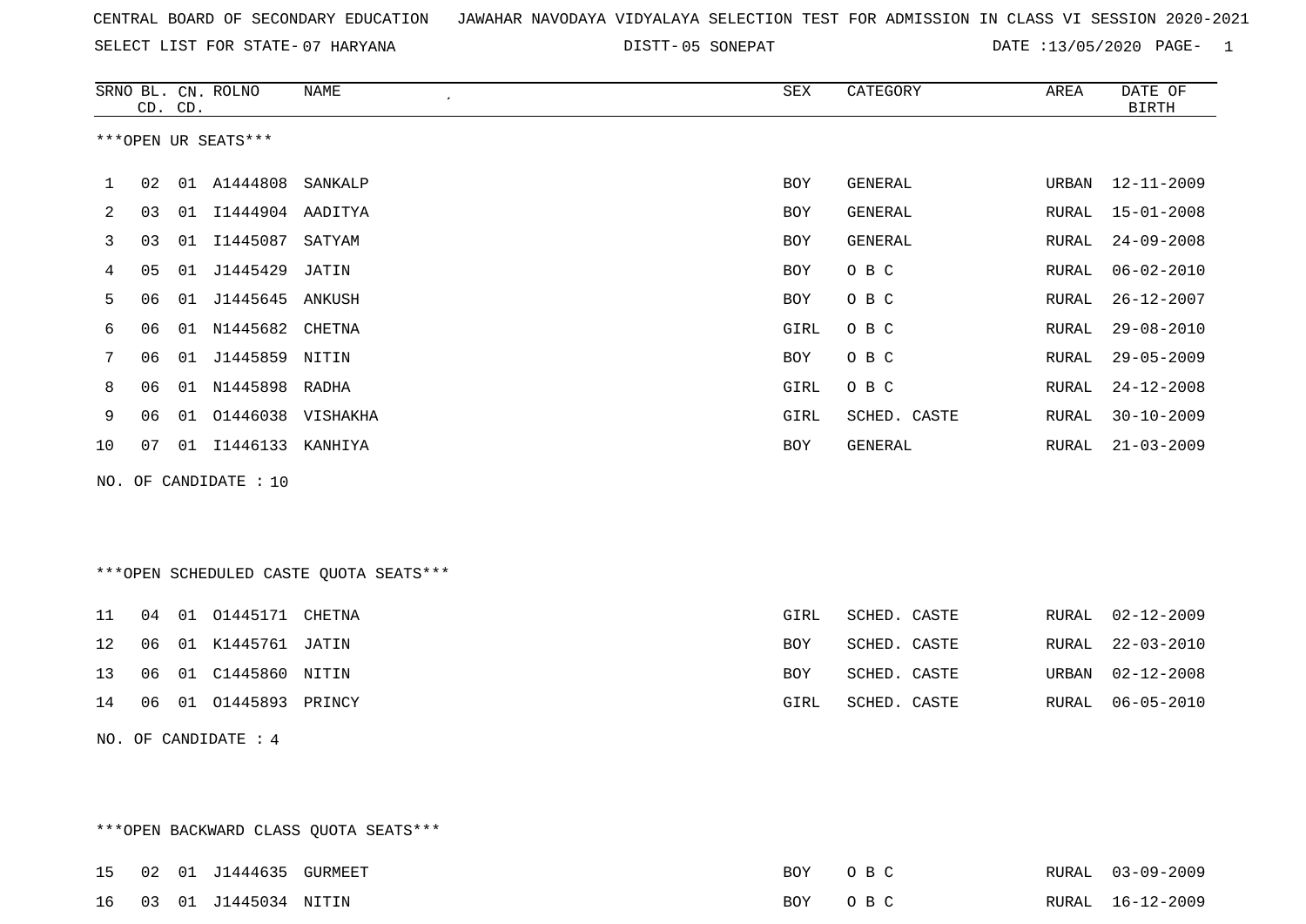CENTRAL BOARD OF SECONDARY EDUCATION JAWAHAR NAVODAYA VIDYALAYA SELECTION TEST FOR ADMISSION IN CLASS VI SESSION 2020-2021

SELECT LIST FOR STATE- 07 HARYANA DISTT- 05 SONEPAT DATE :13/05/2020

***OPEN UR SEATS***

| SRNO | BL. CD. | CN. CD. | ROLNO | NAME | SEX | CATEGORY | AREA | DATE OF BIRTH |
|---|---|---|---|---|---|---|---|---|
| 1 | 02 | 01 | A1444808 | SANKALP | BOY | GENERAL | URBAN | 12-11-2009 |
| 2 | 03 | 01 | I1444904 | AADITYA | BOY | GENERAL | RURAL | 15-01-2008 |
| 3 | 03 | 01 | I1445087 | SATYAM | BOY | GENERAL | RURAL | 24-09-2008 |
| 4 | 05 | 01 | J1445429 | JATIN | BOY | O B C | RURAL | 06-02-2010 |
| 5 | 06 | 01 | J1445645 | ANKUSH | BOY | O B C | RURAL | 26-12-2007 |
| 6 | 06 | 01 | N1445682 | CHETNA | GIRL | O B C | RURAL | 29-08-2010 |
| 7 | 06 | 01 | J1445859 | NITIN | BOY | O B C | RURAL | 29-05-2009 |
| 8 | 06 | 01 | N1445898 | RADHA | GIRL | O B C | RURAL | 24-12-2008 |
| 9 | 06 | 01 | O1446038 | VISHAKHA | GIRL | SCHED. CASTE | RURAL | 30-10-2009 |
| 10 | 07 | 01 | I1446133 | KANHIYA | BOY | GENERAL | RURAL | 21-03-2009 |

NO. OF CANDIDATE : 10

***OPEN SCHEDULED CASTE QUOTA SEATS***

| SRNO | BL. CD. | CN. CD. | ROLNO | NAME | SEX | CATEGORY | AREA | DATE OF BIRTH |
|---|---|---|---|---|---|---|---|---|
| 11 | 04 | 01 | O1445171 | CHETNA | GIRL | SCHED. CASTE | RURAL | 02-12-2009 |
| 12 | 06 | 01 | K1445761 | JATIN | BOY | SCHED. CASTE | RURAL | 22-03-2010 |
| 13 | 06 | 01 | C1445860 | NITIN | BOY | SCHED. CASTE | URBAN | 02-12-2008 |
| 14 | 06 | 01 | O1445893 | PRINCY | GIRL | SCHED. CASTE | RURAL | 06-05-2010 |

NO. OF CANDIDATE : 4

***OPEN BACKWARD CLASS QUOTA SEATS***

| SRNO | BL. CD. | CN. CD. | ROLNO | NAME | SEX | CATEGORY | AREA | DATE OF BIRTH |
|---|---|---|---|---|---|---|---|---|
| 15 | 02 | 01 | J1444635 | GURMEET | BOY | O B C | RURAL | 03-09-2009 |
| 16 | 03 | 01 | J1445034 | NITIN | BOY | O B C | RURAL | 16-12-2009 |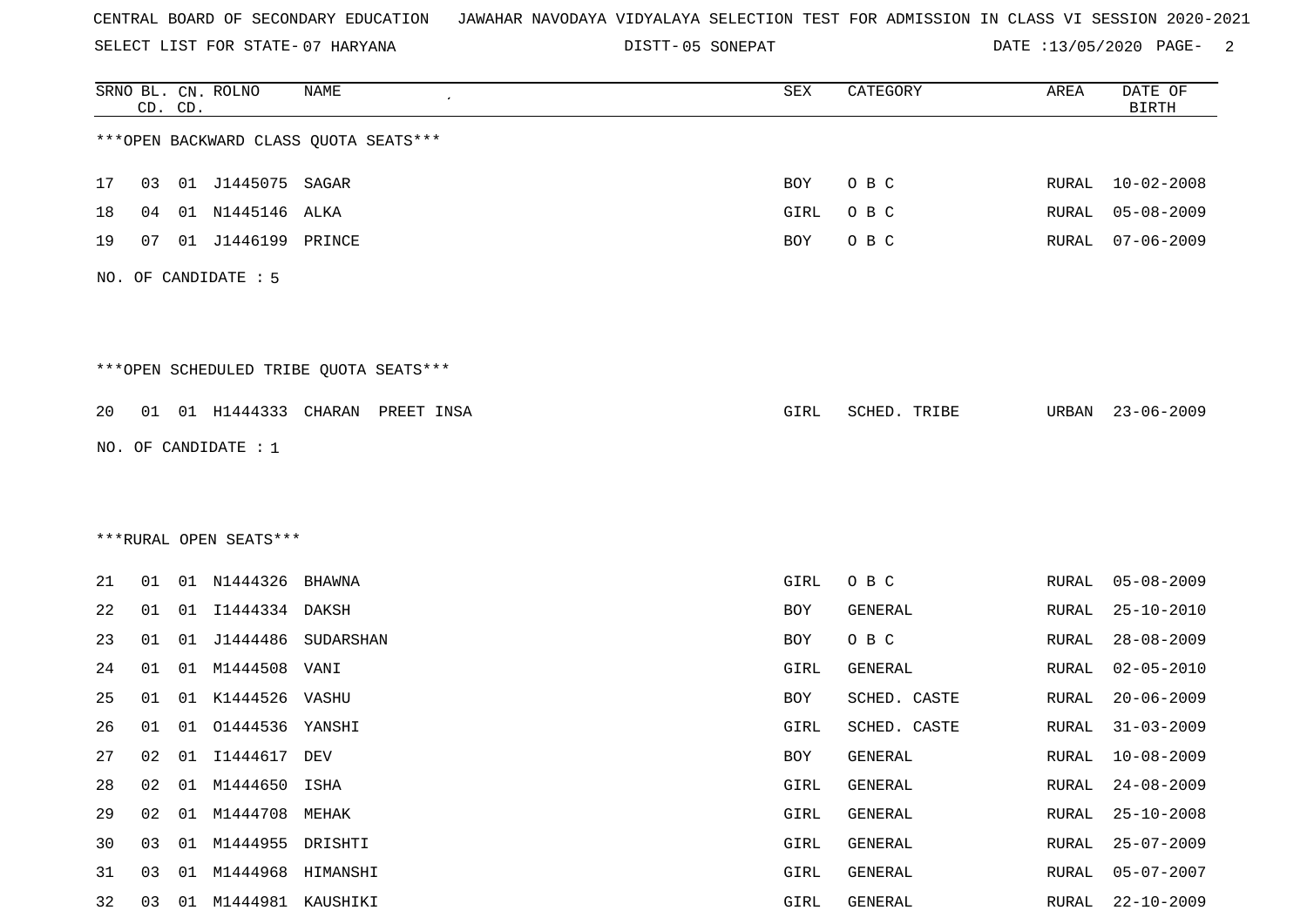CENTRAL BOARD OF SECONDARY EDUCATION JAWAHAR NAVODAYA VIDYALAYA SELECTION TEST FOR ADMISSION IN CLASS VI SESSION 2020-2021

SELECT LIST FOR STATE- 07 HARYANA DISTT- 05 SONEPAT DATE :13/05/2020

| SRNO | BL. CD. | CN. CD. | ROLNO | NAME | SEX | CATEGORY | AREA | DATE OF BIRTH |
|---|---|---|---|---|---|---|---|---|

***OPEN BACKWARD CLASS QUOTA SEATS***

| SRNO | BL. CD. | CN. CD. | ROLNO | NAME | SEX | CATEGORY | AREA | DATE OF BIRTH |
|---|---|---|---|---|---|---|---|---|
| 17 | 03 | 01 | J1445075 | SAGAR | BOY | O B C | RURAL | 10-02-2008 |
| 18 | 04 | 01 | N1445146 | ALKA | GIRL | O B C | RURAL | 05-08-2009 |
| 19 | 07 | 01 | J1446199 | PRINCE | BOY | O B C | RURAL | 07-06-2009 |

NO. OF CANDIDATE : 5

***OPEN SCHEDULED TRIBE QUOTA SEATS***

| SRNO | BL. CD. | CN. CD. | ROLNO | NAME | SEX | CATEGORY | AREA | DATE OF BIRTH |
|---|---|---|---|---|---|---|---|---|
| 20 | 01 | 01 | H1444333 | CHARAN PREET INSA | GIRL | SCHED. TRIBE | URBAN | 23-06-2009 |

NO. OF CANDIDATE : 1

***RURAL OPEN SEATS***

| SRNO | BL. CD. | CN. CD. | ROLNO | NAME | SEX | CATEGORY | AREA | DATE OF BIRTH |
|---|---|---|---|---|---|---|---|---|
| 21 | 01 | 01 | N1444326 | BHAWNA | GIRL | O B C | RURAL | 05-08-2009 |
| 22 | 01 | 01 | I1444334 | DAKSH | BOY | GENERAL | RURAL | 25-10-2010 |
| 23 | 01 | 01 | J1444486 | SUDARSHAN | BOY | O B C | RURAL | 28-08-2009 |
| 24 | 01 | 01 | M1444508 | VANI | GIRL | GENERAL | RURAL | 02-05-2010 |
| 25 | 01 | 01 | K1444526 | VASHU | BOY | SCHED. CASTE | RURAL | 20-06-2009 |
| 26 | 01 | 01 | O1444536 | YANSHI | GIRL | SCHED. CASTE | RURAL | 31-03-2009 |
| 27 | 02 | 01 | I1444617 | DEV | BOY | GENERAL | RURAL | 10-08-2009 |
| 28 | 02 | 01 | M1444650 | ISHA | GIRL | GENERAL | RURAL | 24-08-2009 |
| 29 | 02 | 01 | M1444708 | MEHAK | GIRL | GENERAL | RURAL | 25-10-2008 |
| 30 | 03 | 01 | M1444955 | DRISHTI | GIRL | GENERAL | RURAL | 25-07-2009 |
| 31 | 03 | 01 | M1444968 | HIMANSHI | GIRL | GENERAL | RURAL | 05-07-2007 |
| 32 | 03 | 01 | M1444981 | KAUSHIKI | GIRL | GENERAL | RURAL | 22-10-2009 |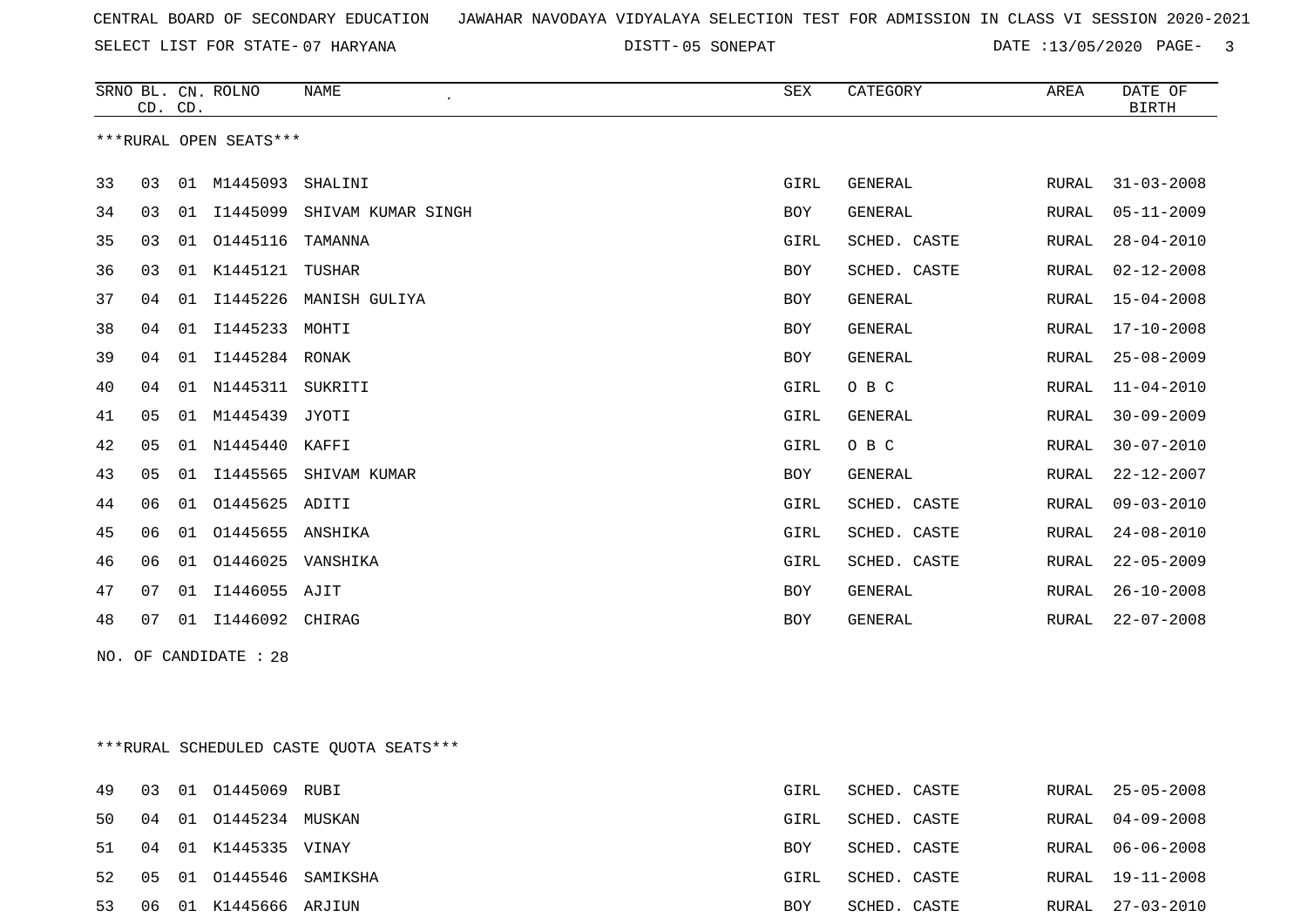CENTRAL BOARD OF SECONDARY EDUCATION JAWAHAR NAVODAYA VIDYALAYA SELECTION TEST FOR ADMISSION IN CLASS VI SESSION 2020-2021

SELECT LIST FOR STATE- 07 HARYANA DISTT- 05 SONEPAT DATE :13/05/2020

| SRNO | BL. CD. | CN. CD. | ROLNO | NAME | SEX | CATEGORY | AREA | DATE OF BIRTH |
|---|---|---|---|---|---|---|---|---|

***RURAL OPEN SEATS***

| SRNO | BL. CD. | CN. CD. | ROLNO | NAME | SEX | CATEGORY | AREA | DATE OF BIRTH |
|---|---|---|---|---|---|---|---|---|
| 33 | 03 | 01 | M1445093 | SHALINI | GIRL | GENERAL | RURAL | 31-03-2008 |
| 34 | 03 | 01 | I1445099 | SHIVAM KUMAR SINGH | BOY | GENERAL | RURAL | 05-11-2009 |
| 35 | 03 | 01 | O1445116 | TAMANNA | GIRL | SCHED. CASTE | RURAL | 28-04-2010 |
| 36 | 03 | 01 | K1445121 | TUSHAR | BOY | SCHED. CASTE | RURAL | 02-12-2008 |
| 37 | 04 | 01 | I1445226 | MANISH GULIYA | BOY | GENERAL | RURAL | 15-04-2008 |
| 38 | 04 | 01 | I1445233 | MOHTI | BOY | GENERAL | RURAL | 17-10-2008 |
| 39 | 04 | 01 | I1445284 | RONAK | BOY | GENERAL | RURAL | 25-08-2009 |
| 40 | 04 | 01 | N1445311 | SUKRITI | GIRL | O B C | RURAL | 11-04-2010 |
| 41 | 05 | 01 | M1445439 | JYOTI | GIRL | GENERAL | RURAL | 30-09-2009 |
| 42 | 05 | 01 | N1445440 | KAFFI | GIRL | O B C | RURAL | 30-07-2010 |
| 43 | 05 | 01 | I1445565 | SHIVAM KUMAR | BOY | GENERAL | RURAL | 22-12-2007 |
| 44 | 06 | 01 | O1445625 | ADITI | GIRL | SCHED. CASTE | RURAL | 09-03-2010 |
| 45 | 06 | 01 | O1445655 | ANSHIKA | GIRL | SCHED. CASTE | RURAL | 24-08-2010 |
| 46 | 06 | 01 | O1446025 | VANSHIKA | GIRL | SCHED. CASTE | RURAL | 22-05-2009 |
| 47 | 07 | 01 | I1446055 | AJIT | BOY | GENERAL | RURAL | 26-10-2008 |
| 48 | 07 | 01 | I1446092 | CHIRAG | BOY | GENERAL | RURAL | 22-07-2008 |

NO. OF CANDIDATE : 28

***RURAL SCHEDULED CASTE QUOTA SEATS***

| SRNO | BL. CD. | CN. CD. | ROLNO | NAME | SEX | CATEGORY | AREA | DATE OF BIRTH |
|---|---|---|---|---|---|---|---|---|
| 49 | 03 | 01 | O1445069 | RUBI | GIRL | SCHED. CASTE | RURAL | 25-05-2008 |
| 50 | 04 | 01 | O1445234 | MUSKAN | GIRL | SCHED. CASTE | RURAL | 04-09-2008 |
| 51 | 04 | 01 | K1445335 | VINAY | BOY | SCHED. CASTE | RURAL | 06-06-2008 |
| 52 | 05 | 01 | O1445546 | SAMIKSHA | GIRL | SCHED. CASTE | RURAL | 19-11-2008 |
| 53 | 06 | 01 | K1445666 | ARJIUN | BOY | SCHED. CASTE | RURAL | 27-03-2010 |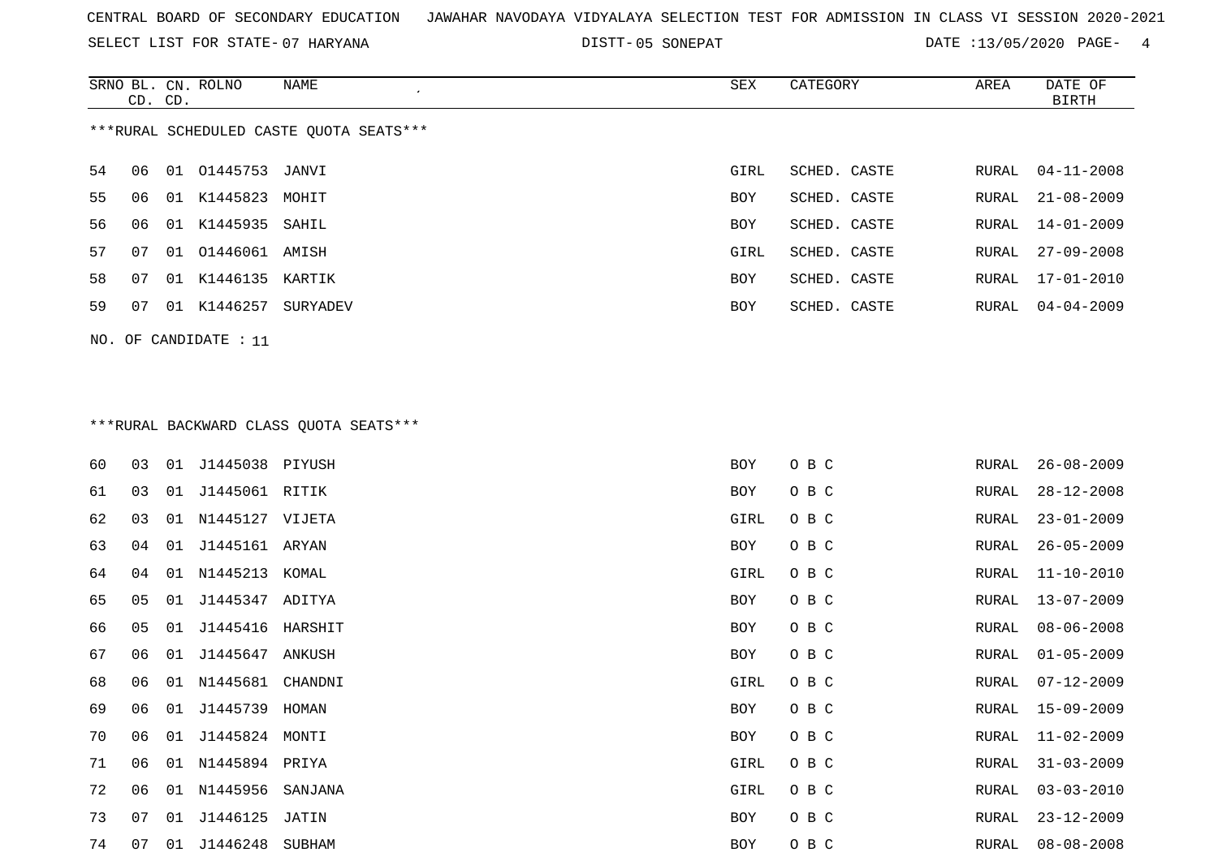CENTRAL BOARD OF SECONDARY EDUCATION JAWAHAR NAVODAYA VIDYALAYA SELECTION TEST FOR ADMISSION IN CLASS VI SESSION 2020-2021

SELECT LIST FOR STATE- 07 HARYANA DISTT- 05 SONEPAT DATE :13/05/2020

***RURAL SCHEDULED CASTE QUOTA SEATS***

| SRNO | BL. CD. | CN. CD. | ROLNO | NAME | SEX | CATEGORY | AREA | DATE OF BIRTH |
|---|---|---|---|---|---|---|---|---|
| 54 | 06 | 01 | O1445753 | JANVI | GIRL | SCHED. CASTE | RURAL | 04-11-2008 |
| 55 | 06 | 01 | K1445823 | MOHIT | BOY | SCHED. CASTE | RURAL | 21-08-2009 |
| 56 | 06 | 01 | K1445935 | SAHIL | BOY | SCHED. CASTE | RURAL | 14-01-2009 |
| 57 | 07 | 01 | O1446061 | AMISH | GIRL | SCHED. CASTE | RURAL | 27-09-2008 |
| 58 | 07 | 01 | K1446135 | KARTIK | BOY | SCHED. CASTE | RURAL | 17-01-2010 |
| 59 | 07 | 01 | K1446257 | SURYADEV | BOY | SCHED. CASTE | RURAL | 04-04-2009 |

NO. OF CANDIDATE : 11

***RURAL BACKWARD CLASS QUOTA SEATS***

| SRNO | BL. CD. | CN. CD. | ROLNO | NAME | SEX | CATEGORY | AREA | DATE OF BIRTH |
|---|---|---|---|---|---|---|---|---|
| 60 | 03 | 01 | J1445038 | PIYUSH | BOY | O B C | RURAL | 26-08-2009 |
| 61 | 03 | 01 | J1445061 | RITIK | BOY | O B C | RURAL | 28-12-2008 |
| 62 | 03 | 01 | N1445127 | VIJETA | GIRL | O B C | RURAL | 23-01-2009 |
| 63 | 04 | 01 | J1445161 | ARYAN | BOY | O B C | RURAL | 26-05-2009 |
| 64 | 04 | 01 | N1445213 | KOMAL | GIRL | O B C | RURAL | 11-10-2010 |
| 65 | 05 | 01 | J1445347 | ADITYA | BOY | O B C | RURAL | 13-07-2009 |
| 66 | 05 | 01 | J1445416 | HARSHIT | BOY | O B C | RURAL | 08-06-2008 |
| 67 | 06 | 01 | J1445647 | ANKUSH | BOY | O B C | RURAL | 01-05-2009 |
| 68 | 06 | 01 | N1445681 | CHANDNI | GIRL | O B C | RURAL | 07-12-2009 |
| 69 | 06 | 01 | J1445739 | HOMAN | BOY | O B C | RURAL | 15-09-2009 |
| 70 | 06 | 01 | J1445824 | MONTI | BOY | O B C | RURAL | 11-02-2009 |
| 71 | 06 | 01 | N1445894 | PRIYA | GIRL | O B C | RURAL | 31-03-2009 |
| 72 | 06 | 01 | N1445956 | SANJANA | GIRL | O B C | RURAL | 03-03-2010 |
| 73 | 07 | 01 | J1446125 | JATIN | BOY | O B C | RURAL | 23-12-2009 |
| 74 | 07 | 01 | J1446248 | SUBHAM | BOY | O B C | RURAL | 08-08-2008 |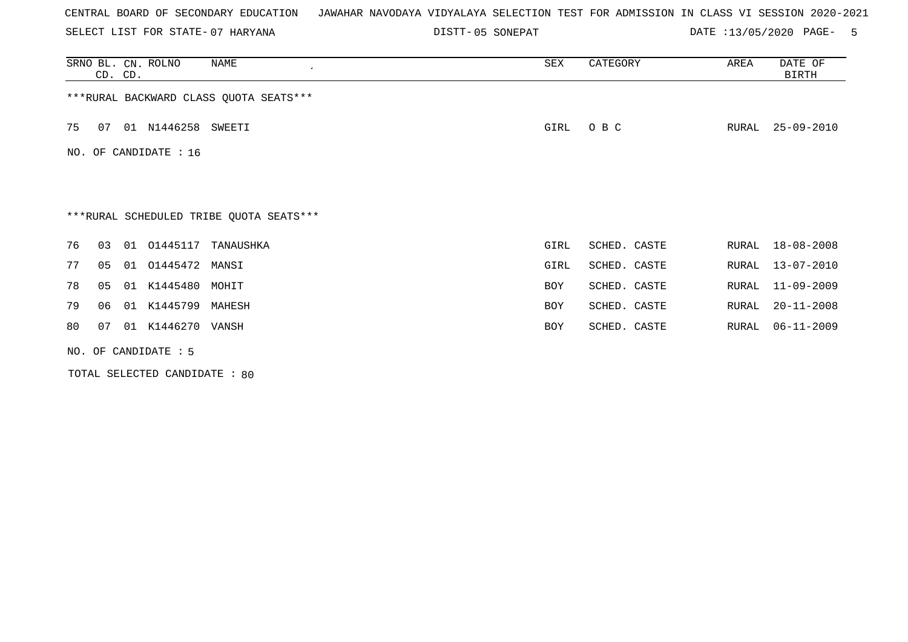CENTRAL BOARD OF SECONDARY EDUCATION   JAWAHAR NAVODAYA VIDYALAYA SELECTION TEST FOR ADMISSION IN CLASS VI SESSION 2020-2021

SELECT LIST FOR STATE- 07 HARYANA   DISTT- 05 SONEPAT   DATE :13/05/2020 PAGE- 5

***RURAL BACKWARD CLASS QUOTA SEATS***

| SRNO | BL. CD. | CN. CD. | ROLNO | NAME | SEX | CATEGORY | AREA | DATE OF BIRTH |
|---|---|---|---|---|---|---|---|---|
| 75 | 07 | 01 | N1446258 | SWEETI | GIRL | O B C | RURAL | 25-09-2010 |

NO. OF CANDIDATE : 16

***RURAL SCHEDULED TRIBE QUOTA SEATS***

| SRNO | BL. CD. | CN. CD. | ROLNO | NAME | SEX | CATEGORY | AREA | DATE OF BIRTH |
|---|---|---|---|---|---|---|---|---|
| 76 | 03 | 01 | O1445117 | TANAUSHKA | GIRL | SCHED. CASTE | RURAL | 18-08-2008 |
| 77 | 05 | 01 | O1445472 | MANSI | GIRL | SCHED. CASTE | RURAL | 13-07-2010 |
| 78 | 05 | 01 | K1445480 | MOHIT | BOY | SCHED. CASTE | RURAL | 11-09-2009 |
| 79 | 06 | 01 | K1445799 | MAHESH | BOY | SCHED. CASTE | RURAL | 20-11-2008 |
| 80 | 07 | 01 | K1446270 | VANSH | BOY | SCHED. CASTE | RURAL | 06-11-2009 |

NO. OF CANDIDATE : 5

TOTAL SELECTED CANDIDATE : 80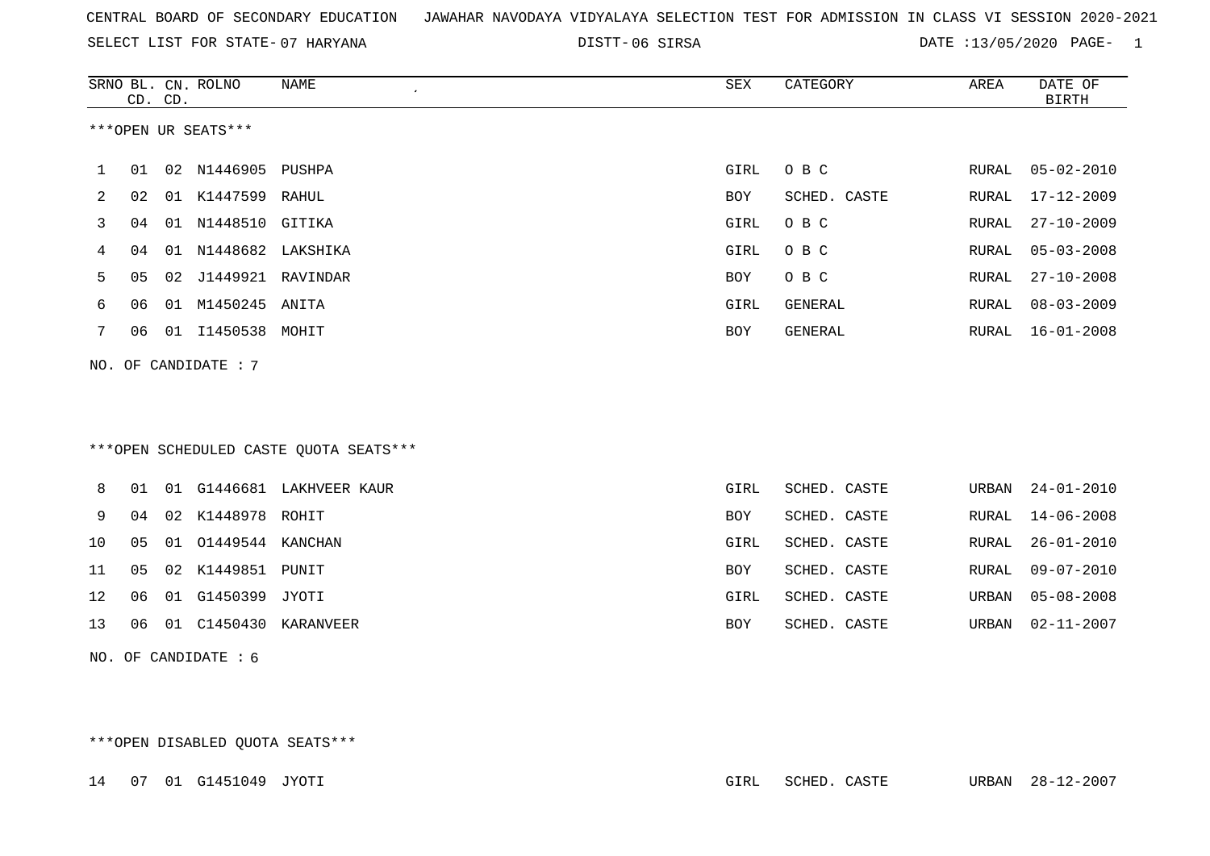CENTRAL BOARD OF SECONDARY EDUCATION JAWAHAR NAVODAYA VIDYALAYA SELECTION TEST FOR ADMISSION IN CLASS VI SESSION 2020-2021

SELECT LIST FOR STATE- 07 HARYANA DISTT- 06 SIRSA DATE :13/05/2020

***OPEN UR SEATS***

| SRNO | BL. CD. | CN. CD. | ROLNO | NAME | SEX | CATEGORY | AREA | DATE OF BIRTH |
|---|---|---|---|---|---|---|---|---|
| 1 | 01 | 02 | N1446905 | PUSHPA | GIRL | O B C | RURAL | 05-02-2010 |
| 2 | 02 | 01 | K1447599 | RAHUL | BOY | SCHED. CASTE | RURAL | 17-12-2009 |
| 3 | 04 | 01 | N1448510 | GITIKA | GIRL | O B C | RURAL | 27-10-2009 |
| 4 | 04 | 01 | N1448682 | LAKSHIKA | GIRL | O B C | RURAL | 05-03-2008 |
| 5 | 05 | 02 | J1449921 | RAVINDAR | BOY | O B C | RURAL | 27-10-2008 |
| 6 | 06 | 01 | M1450245 | ANITA | GIRL | GENERAL | RURAL | 08-03-2009 |
| 7 | 06 | 01 | I1450538 | MOHIT | BOY | GENERAL | RURAL | 16-01-2008 |

NO. OF CANDIDATE : 7

***OPEN SCHEDULED CASTE QUOTA SEATS***

| SRNO | BL. CD. | CN. CD. | ROLNO | NAME | SEX | CATEGORY | AREA | DATE OF BIRTH |
|---|---|---|---|---|---|---|---|---|
| 8 | 01 | 01 | G1446681 | LAKHVEER KAUR | GIRL | SCHED. CASTE | URBAN | 24-01-2010 |
| 9 | 04 | 02 | K1448978 | ROHIT | BOY | SCHED. CASTE | RURAL | 14-06-2008 |
| 10 | 05 | 01 | O1449544 | KANCHAN | GIRL | SCHED. CASTE | RURAL | 26-01-2010 |
| 11 | 05 | 02 | K1449851 | PUNIT | BOY | SCHED. CASTE | RURAL | 09-07-2010 |
| 12 | 06 | 01 | G1450399 | JYOTI | GIRL | SCHED. CASTE | URBAN | 05-08-2008 |
| 13 | 06 | 01 | C1450430 | KARANVEER | BOY | SCHED. CASTE | URBAN | 02-11-2007 |

NO. OF CANDIDATE : 6

***OPEN DISABLED QUOTA SEATS***

| SRNO | BL. CD. | CN. CD. | ROLNO | NAME | SEX | CATEGORY | AREA | DATE OF BIRTH |
|---|---|---|---|---|---|---|---|---|
| 14 | 07 | 01 | G1451049 | JYOTI | GIRL | SCHED. CASTE | URBAN | 28-12-2007 |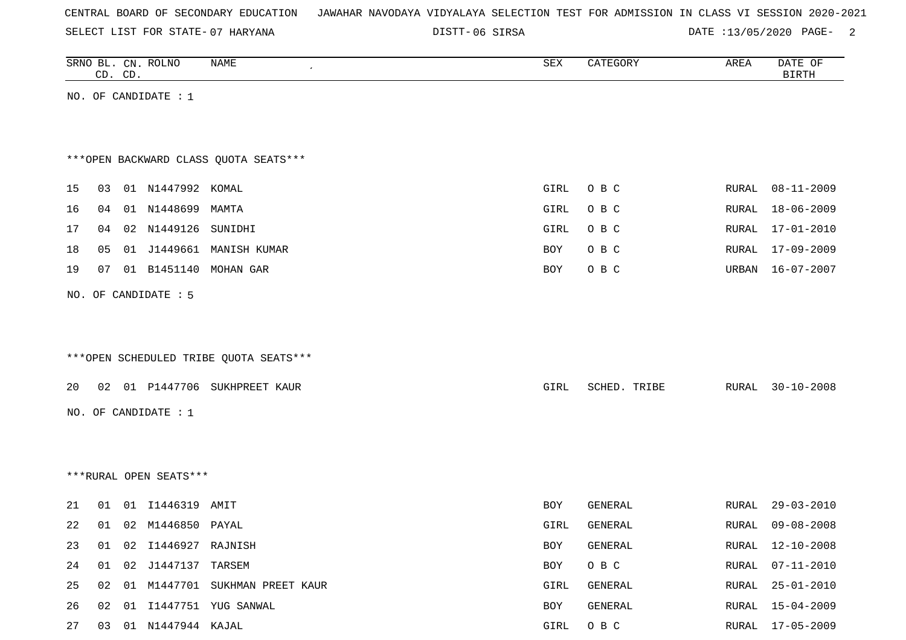CENTRAL BOARD OF SECONDARY EDUCATION JAWAHAR NAVODAYA VIDYALAYA SELECTION TEST FOR ADMISSION IN CLASS VI SESSION 2020-2021

SELECT LIST FOR STATE- 07 HARYANA DISTT- 06 SIRSA DATE :13/05/2020

| SRNO | BL. CD. | CN. CD. | ROLNO | NAME | SEX | CATEGORY | AREA | DATE OF BIRTH |
|---|---|---|---|---|---|---|---|---|

NO. OF CANDIDATE : 1

***OPEN BACKWARD CLASS QUOTA SEATS***

| SRNO | BL. CD. | CN. CD. | ROLNO | NAME | SEX | CATEGORY | AREA | DATE OF BIRTH |
|---|---|---|---|---|---|---|---|---|
| 15 | 03 | 01 | N1447992 | KOMAL | GIRL | O B C | RURAL | 08-11-2009 |
| 16 | 04 | 01 | N1448699 | MAMTA | GIRL | O B C | RURAL | 18-06-2009 |
| 17 | 04 | 02 | N1449126 | SUNIDHI | GIRL | O B C | RURAL | 17-01-2010 |
| 18 | 05 | 01 | J1449661 | MANISH KUMAR | BOY | O B C | RURAL | 17-09-2009 |
| 19 | 07 | 01 | B1451140 | MOHAN GAR | BOY | O B C | URBAN | 16-07-2007 |

NO. OF CANDIDATE : 5

***OPEN SCHEDULED TRIBE QUOTA SEATS***

| SRNO | BL. CD. | CN. CD. | ROLNO | NAME | SEX | CATEGORY | AREA | DATE OF BIRTH |
|---|---|---|---|---|---|---|---|---|
| 20 | 02 | 01 | P1447706 | SUKHPREET KAUR | GIRL | SCHED. TRIBE | RURAL | 30-10-2008 |

NO. OF CANDIDATE : 1

***RURAL OPEN SEATS***

| SRNO | BL. CD. | CN. CD. | ROLNO | NAME | SEX | CATEGORY | AREA | DATE OF BIRTH |
|---|---|---|---|---|---|---|---|---|
| 21 | 01 | 01 | I1446319 | AMIT | BOY | GENERAL | RURAL | 29-03-2010 |
| 22 | 01 | 02 | M1446850 | PAYAL | GIRL | GENERAL | RURAL | 09-08-2008 |
| 23 | 01 | 02 | I1446927 | RAJNISH | BOY | GENERAL | RURAL | 12-10-2008 |
| 24 | 01 | 02 | J1447137 | TARSEM | BOY | O B C | RURAL | 07-11-2010 |
| 25 | 02 | 01 | M1447701 | SUKHMAN PREET KAUR | GIRL | GENERAL | RURAL | 25-01-2010 |
| 26 | 02 | 01 | I1447751 | YUG SANWAL | BOY | GENERAL | RURAL | 15-04-2009 |
| 27 | 03 | 01 | N1447944 | KAJAL | GIRL | O B C | RURAL | 17-05-2009 |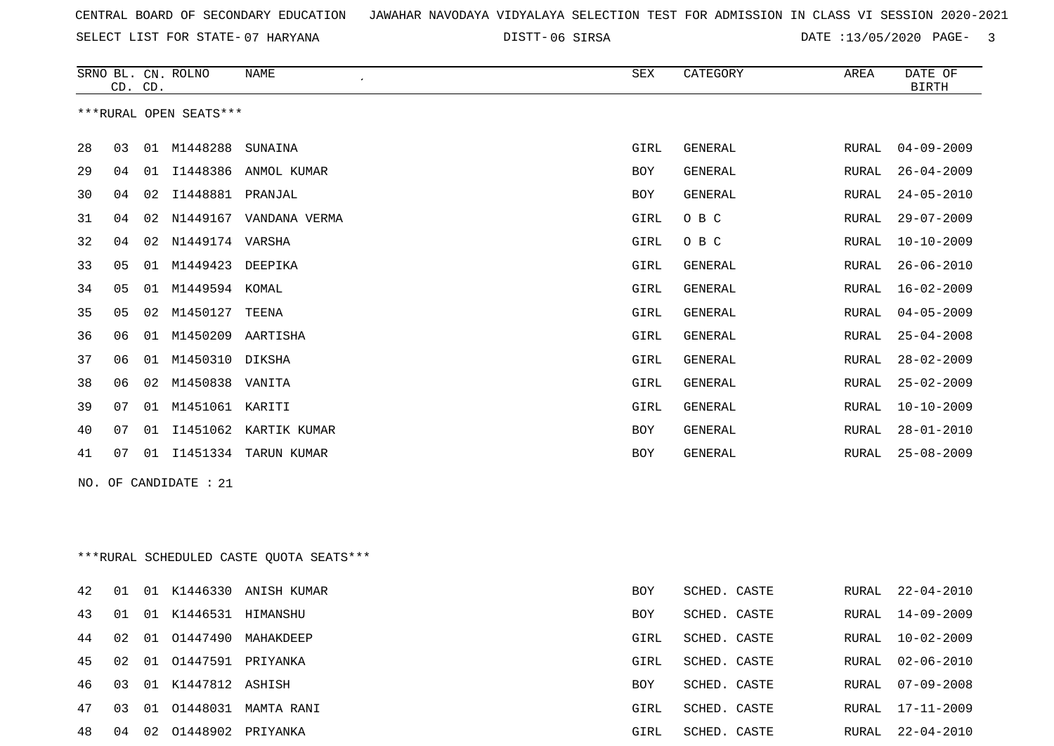CENTRAL BOARD OF SECONDARY EDUCATION JAWAHAR NAVODAYA VIDYALAYA SELECTION TEST FOR ADMISSION IN CLASS VI SESSION 2020-2021

SELECT LIST FOR STATE- 07 HARYANA DISTT- 06 SIRSA DATE :13/05/2020

***RURAL OPEN SEATS***

| SRNO | BL. CD. | CN. CD. | ROLNO | NAME | SEX | CATEGORY | AREA | DATE OF BIRTH |
|---|---|---|---|---|---|---|---|---|
| 28 | 03 | 01 | M1448288 | SUNAINA | GIRL | GENERAL | RURAL | 04-09-2009 |
| 29 | 04 | 01 | I1448386 | ANMOL KUMAR | BOY | GENERAL | RURAL | 26-04-2009 |
| 30 | 04 | 02 | I1448881 | PRANJAL | BOY | GENERAL | RURAL | 24-05-2010 |
| 31 | 04 | 02 | N1449167 | VANDANA VERMA | GIRL | O B C | RURAL | 29-07-2009 |
| 32 | 04 | 02 | N1449174 | VARSHA | GIRL | O B C | RURAL | 10-10-2009 |
| 33 | 05 | 01 | M1449423 | DEEPIKA | GIRL | GENERAL | RURAL | 26-06-2010 |
| 34 | 05 | 01 | M1449594 | KOMAL | GIRL | GENERAL | RURAL | 16-02-2009 |
| 35 | 05 | 02 | M1450127 | TEENA | GIRL | GENERAL | RURAL | 04-05-2009 |
| 36 | 06 | 01 | M1450209 | AARTISHA | GIRL | GENERAL | RURAL | 25-04-2008 |
| 37 | 06 | 01 | M1450310 | DIKSHA | GIRL | GENERAL | RURAL | 28-02-2009 |
| 38 | 06 | 02 | M1450838 | VANITA | GIRL | GENERAL | RURAL | 25-02-2009 |
| 39 | 07 | 01 | M1451061 | KARITI | GIRL | GENERAL | RURAL | 10-10-2009 |
| 40 | 07 | 01 | I1451062 | KARTIK KUMAR | BOY | GENERAL | RURAL | 28-01-2010 |
| 41 | 07 | 01 | I1451334 | TARUN KUMAR | BOY | GENERAL | RURAL | 25-08-2009 |

NO. OF CANDIDATE : 21

***RURAL SCHEDULED CASTE QUOTA SEATS***

| SRNO | BL. CD. | CN. CD. | ROLNO | NAME | SEX | CATEGORY | AREA | DATE OF BIRTH |
|---|---|---|---|---|---|---|---|---|
| 42 | 01 | 01 | K1446330 | ANISH KUMAR | BOY | SCHED. CASTE | RURAL | 22-04-2010 |
| 43 | 01 | 01 | K1446531 | HIMANSHU | BOY | SCHED. CASTE | RURAL | 14-09-2009 |
| 44 | 02 | 01 | O1447490 | MAHAKDEEP | GIRL | SCHED. CASTE | RURAL | 10-02-2009 |
| 45 | 02 | 01 | O1447591 | PRIYANKA | GIRL | SCHED. CASTE | RURAL | 02-06-2010 |
| 46 | 03 | 01 | K1447812 | ASHISH | BOY | SCHED. CASTE | RURAL | 07-09-2008 |
| 47 | 03 | 01 | O1448031 | MAMTA RANI | GIRL | SCHED. CASTE | RURAL | 17-11-2009 |
| 48 | 04 | 02 | O1448902 | PRIYANKA | GIRL | SCHED. CASTE | RURAL | 22-04-2010 |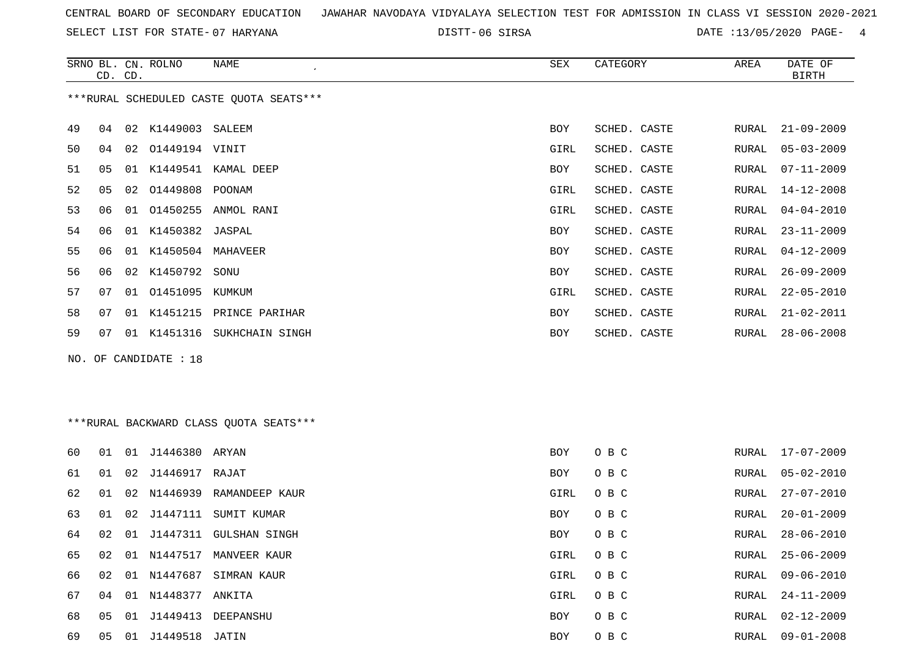CENTRAL BOARD OF SECONDARY EDUCATION JAWAHAR NAVODAYA VIDYALAYA SELECTION TEST FOR ADMISSION IN CLASS VI SESSION 2020-2021

SELECT LIST FOR STATE- 07 HARYANA DISTT- 06 SIRSA DATE :13/05/2020

***RURAL SCHEDULED CASTE QUOTA SEATS***

| SRNO | BL. CD. | CN. CD. | ROLNO | NAME | SEX | CATEGORY | AREA | DATE OF BIRTH |
|---|---|---|---|---|---|---|---|---|
| 49 | 04 | 02 | K1449003 | SALEEM | BOY | SCHED. CASTE | RURAL | 21-09-2009 |
| 50 | 04 | 02 | O1449194 | VINIT | GIRL | SCHED. CASTE | RURAL | 05-03-2009 |
| 51 | 05 | 01 | K1449541 | KAMAL DEEP | BOY | SCHED. CASTE | RURAL | 07-11-2009 |
| 52 | 05 | 02 | O1449808 | POONAM | GIRL | SCHED. CASTE | RURAL | 14-12-2008 |
| 53 | 06 | 01 | O1450255 | ANMOL RANI | GIRL | SCHED. CASTE | RURAL | 04-04-2010 |
| 54 | 06 | 01 | K1450382 | JASPAL | BOY | SCHED. CASTE | RURAL | 23-11-2009 |
| 55 | 06 | 01 | K1450504 | MAHAVEER | BOY | SCHED. CASTE | RURAL | 04-12-2009 |
| 56 | 06 | 02 | K1450792 | SONU | BOY | SCHED. CASTE | RURAL | 26-09-2009 |
| 57 | 07 | 01 | O1451095 | KUMKUM | GIRL | SCHED. CASTE | RURAL | 22-05-2010 |
| 58 | 07 | 01 | K1451215 | PRINCE PARIHAR | BOY | SCHED. CASTE | RURAL | 21-02-2011 |
| 59 | 07 | 01 | K1451316 | SUKHCHAIN SINGH | BOY | SCHED. CASTE | RURAL | 28-06-2008 |

NO. OF CANDIDATE : 18

***RURAL BACKWARD CLASS QUOTA SEATS***

| SRNO | BL. CD. | CN. CD. | ROLNO | NAME | SEX | CATEGORY | AREA | DATE OF BIRTH |
|---|---|---|---|---|---|---|---|---|
| 60 | 01 | 01 | J1446380 | ARYAN | BOY | O B C | RURAL | 17-07-2009 |
| 61 | 01 | 02 | J1446917 | RAJAT | BOY | O B C | RURAL | 05-02-2010 |
| 62 | 01 | 02 | N1446939 | RAMANDEEP KAUR | GIRL | O B C | RURAL | 27-07-2010 |
| 63 | 01 | 02 | J1447111 | SUMIT KUMAR | BOY | O B C | RURAL | 20-01-2009 |
| 64 | 02 | 01 | J1447311 | GULSHAN SINGH | BOY | O B C | RURAL | 28-06-2010 |
| 65 | 02 | 01 | N1447517 | MANVEER KAUR | GIRL | O B C | RURAL | 25-06-2009 |
| 66 | 02 | 01 | N1447687 | SIMRAN KAUR | GIRL | O B C | RURAL | 09-06-2010 |
| 67 | 04 | 01 | N1448377 | ANKITA | GIRL | O B C | RURAL | 24-11-2009 |
| 68 | 05 | 01 | J1449413 | DEEPANSHU | BOY | O B C | RURAL | 02-12-2009 |
| 69 | 05 | 01 | J1449518 | JATIN | BOY | O B C | RURAL | 09-01-2008 |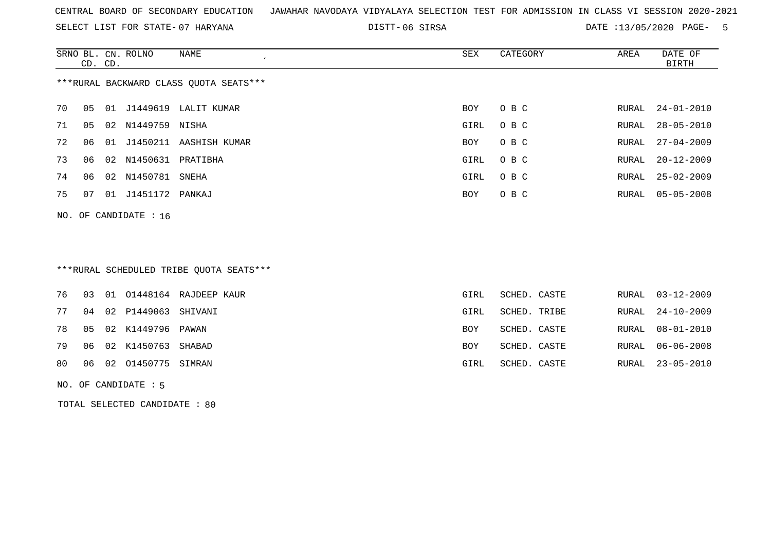CENTRAL BOARD OF SECONDARY EDUCATION JAWAHAR NAVODAYA VIDYALAYA SELECTION TEST FOR ADMISSION IN CLASS VI SESSION 2020-2021

SELECT LIST FOR STATE- 07 HARYANA DISTT- 06 SIRSA DATE :13/05/2020

***RURAL BACKWARD CLASS QUOTA SEATS***

| SRNO | BL. CD. | CN. CD. | ROLNO | NAME | SEX | CATEGORY | AREA | DATE OF BIRTH |
|---|---|---|---|---|---|---|---|---|
| 70 | 05 | 01 | J1449619 | LALIT KUMAR | BOY | O B C | RURAL | 24-01-2010 |
| 71 | 05 | 02 | N1449759 | NISHA | GIRL | O B C | RURAL | 28-05-2010 |
| 72 | 06 | 01 | J1450211 | AASHISH KUMAR | BOY | O B C | RURAL | 27-04-2009 |
| 73 | 06 | 02 | N1450631 | PRATIBHA | GIRL | O B C | RURAL | 20-12-2009 |
| 74 | 06 | 02 | N1450781 | SNEHA | GIRL | O B C | RURAL | 25-02-2009 |
| 75 | 07 | 01 | J1451172 | PANKAJ | BOY | O B C | RURAL | 05-05-2008 |

NO. OF CANDIDATE : 16

***RURAL SCHEDULED TRIBE QUOTA SEATS***

| SRNO | BL. CD. | CN. CD. | ROLNO | NAME | SEX | CATEGORY | AREA | DATE OF BIRTH |
|---|---|---|---|---|---|---|---|---|
| 76 | 03 | 01 | O1448164 | RAJDEEP KAUR | GIRL | SCHED. CASTE | RURAL | 03-12-2009 |
| 77 | 04 | 02 | P1449063 | SHIVANI | GIRL | SCHED. TRIBE | RURAL | 24-10-2009 |
| 78 | 05 | 02 | K1449796 | PAWAN | BOY | SCHED. CASTE | RURAL | 08-01-2010 |
| 79 | 06 | 02 | K1450763 | SHABAD | BOY | SCHED. CASTE | RURAL | 06-06-2008 |
| 80 | 06 | 02 | O1450775 | SIMRAN | GIRL | SCHED. CASTE | RURAL | 23-05-2010 |

NO. OF CANDIDATE : 5

TOTAL SELECTED CANDIDATE : 80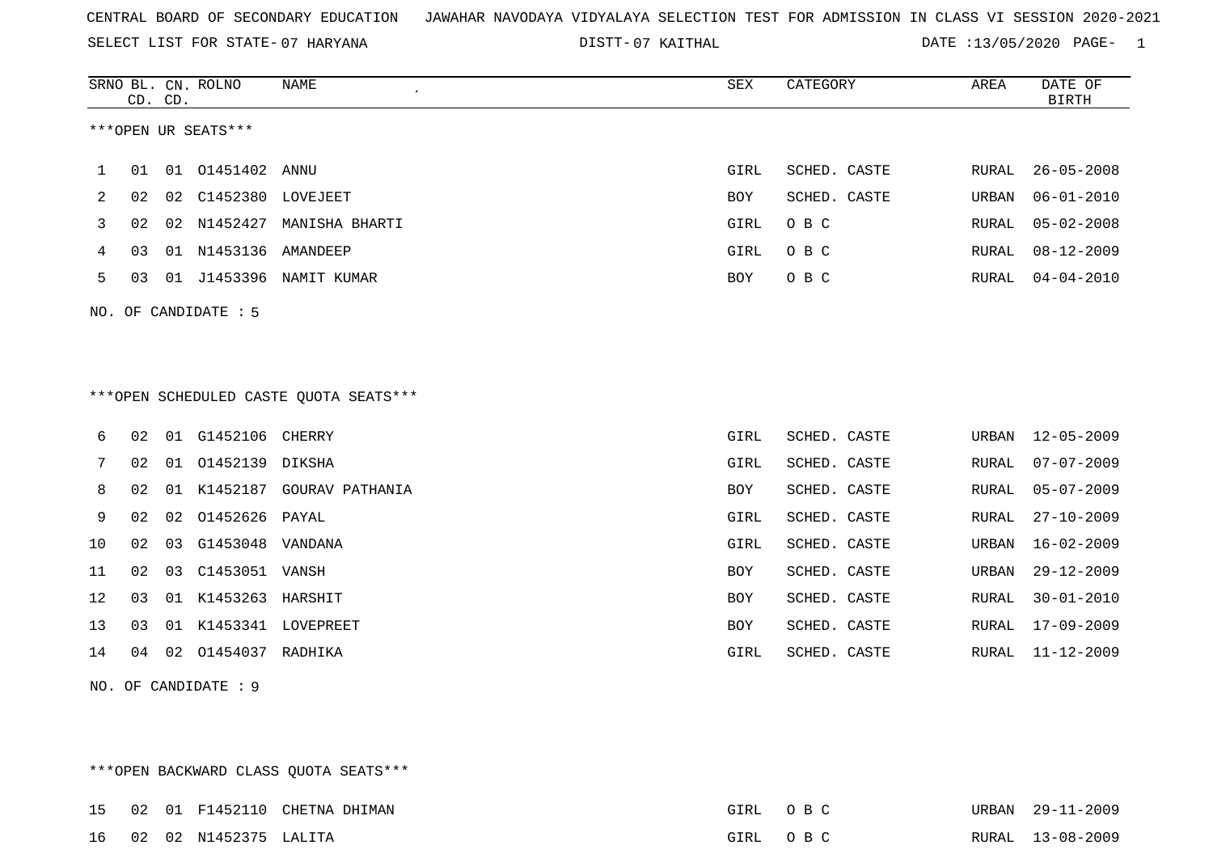CENTRAL BOARD OF SECONDARY EDUCATION JAWAHAR NAVODAYA VIDYALAYA SELECTION TEST FOR ADMISSION IN CLASS VI SESSION 2020-2021

SELECT LIST FOR STATE- 07 HARYANA DISTT- 07 KAITHAL DATE :13/05/2020

***OPEN UR SEATS***

| SRNO | BL. CD. | CN. CD. | ROLNO | NAME | SEX | CATEGORY | AREA | DATE OF BIRTH |
|---|---|---|---|---|---|---|---|---|
| 1 | 01 | 01 | O1451402 | ANNU | GIRL | SCHED. CASTE | RURAL | 26-05-2008 |
| 2 | 02 | 02 | C1452380 | LOVEJEET | BOY | SCHED. CASTE | URBAN | 06-01-2010 |
| 3 | 02 | 02 | N1452427 | MANISHA BHARTI | GIRL | O B C | RURAL | 05-02-2008 |
| 4 | 03 | 01 | N1453136 | AMANDEEP | GIRL | O B C | RURAL | 08-12-2009 |
| 5 | 03 | 01 | J1453396 | NAMIT KUMAR | BOY | O B C | RURAL | 04-04-2010 |

NO. OF CANDIDATE : 5

***OPEN SCHEDULED CASTE QUOTA SEATS***

| SRNO | BL. CD. | CN. CD. | ROLNO | NAME | SEX | CATEGORY | AREA | DATE OF BIRTH |
|---|---|---|---|---|---|---|---|---|
| 6 | 02 | 01 | G1452106 | CHERRY | GIRL | SCHED. CASTE | URBAN | 12-05-2009 |
| 7 | 02 | 01 | O1452139 | DIKSHA | GIRL | SCHED. CASTE | RURAL | 07-07-2009 |
| 8 | 02 | 01 | K1452187 | GOURAV PATHANIA | BOY | SCHED. CASTE | RURAL | 05-07-2009 |
| 9 | 02 | 02 | O1452626 | PAYAL | GIRL | SCHED. CASTE | RURAL | 27-10-2009 |
| 10 | 02 | 03 | G1453048 | VANDANA | GIRL | SCHED. CASTE | URBAN | 16-02-2009 |
| 11 | 02 | 03 | C1453051 | VANSH | BOY | SCHED. CASTE | URBAN | 29-12-2009 |
| 12 | 03 | 01 | K1453263 | HARSHIT | BOY | SCHED. CASTE | RURAL | 30-01-2010 |
| 13 | 03 | 01 | K1453341 | LOVEPREET | BOY | SCHED. CASTE | RURAL | 17-09-2009 |
| 14 | 04 | 02 | O1454037 | RADHIKA | GIRL | SCHED. CASTE | RURAL | 11-12-2009 |

NO. OF CANDIDATE : 9

***OPEN BACKWARD CLASS QUOTA SEATS***

| SRNO | BL. CD. | CN. CD. | ROLNO | NAME | SEX | CATEGORY | AREA | DATE OF BIRTH |
|---|---|---|---|---|---|---|---|---|
| 15 | 02 | 01 | F1452110 | CHETNA DHIMAN | GIRL | O B C | URBAN | 29-11-2009 |
| 16 | 02 | 02 | N1452375 | LALITA | GIRL | O B C | RURAL | 13-08-2009 |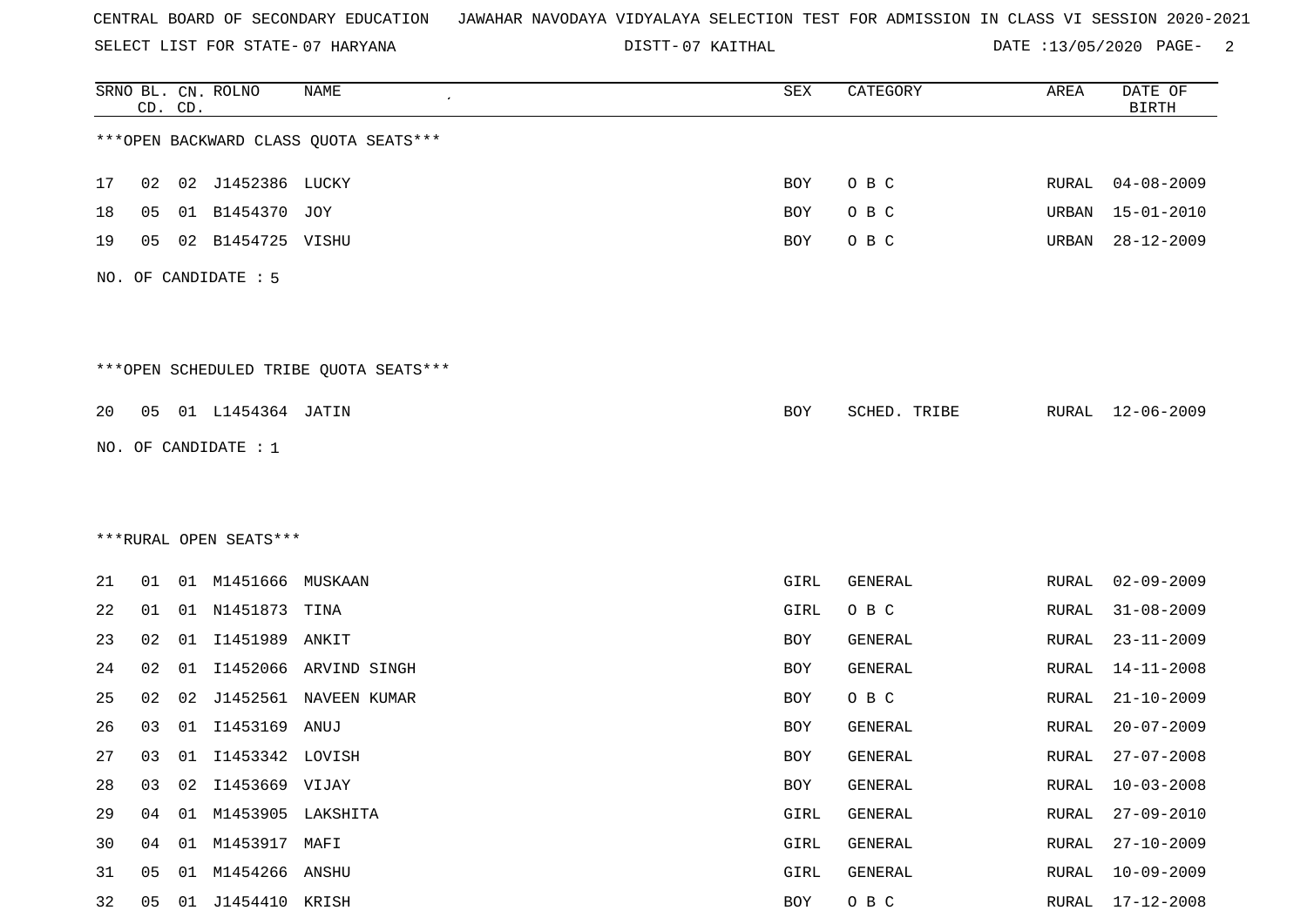CENTRAL BOARD OF SECONDARY EDUCATION JAWAHAR NAVODAYA VIDYALAYA SELECTION TEST FOR ADMISSION IN CLASS VI SESSION 2020-2021

SELECT LIST FOR STATE- 07 HARYANA DISTT- 07 KAITHAL DATE :13/05/2020

***OPEN BACKWARD CLASS QUOTA SEATS***

| SRNO | BL. CD. | CN. CD. | ROLNO | NAME | SEX | CATEGORY | AREA | DATE OF BIRTH |
|---|---|---|---|---|---|---|---|---|
| 17 | 02 | 02 | J1452386 | LUCKY | BOY | O B C | RURAL | 04-08-2009 |
| 18 | 05 | 01 | B1454370 | JOY | BOY | O B C | URBAN | 15-01-2010 |
| 19 | 05 | 02 | B1454725 | VISHU | BOY | O B C | URBAN | 28-12-2009 |

NO. OF CANDIDATE : 5

***OPEN SCHEDULED TRIBE QUOTA SEATS***

| SRNO | BL. CD. | CN. CD. | ROLNO | NAME | SEX | CATEGORY | AREA | DATE OF BIRTH |
|---|---|---|---|---|---|---|---|---|
| 20 | 05 | 01 | L1454364 | JATIN | BOY | SCHED. TRIBE | RURAL | 12-06-2009 |

NO. OF CANDIDATE : 1

***RURAL OPEN SEATS***

| SRNO | BL. CD. | CN. CD. | ROLNO | NAME | SEX | CATEGORY | AREA | DATE OF BIRTH |
|---|---|---|---|---|---|---|---|---|
| 21 | 01 | 01 | M1451666 | MUSKAAN | GIRL | GENERAL | RURAL | 02-09-2009 |
| 22 | 01 | 01 | N1451873 | TINA | GIRL | O B C | RURAL | 31-08-2009 |
| 23 | 02 | 01 | I1451989 | ANKIT | BOY | GENERAL | RURAL | 23-11-2009 |
| 24 | 02 | 01 | I1452066 | ARVIND SINGH | BOY | GENERAL | RURAL | 14-11-2008 |
| 25 | 02 | 02 | J1452561 | NAVEEN KUMAR | BOY | O B C | RURAL | 21-10-2009 |
| 26 | 03 | 01 | I1453169 | ANUJ | BOY | GENERAL | RURAL | 20-07-2009 |
| 27 | 03 | 01 | I1453342 | LOVISH | BOY | GENERAL | RURAL | 27-07-2008 |
| 28 | 03 | 02 | I1453669 | VIJAY | BOY | GENERAL | RURAL | 10-03-2008 |
| 29 | 04 | 01 | M1453905 | LAKSHITA | GIRL | GENERAL | RURAL | 27-09-2010 |
| 30 | 04 | 01 | M1453917 | MAFI | GIRL | GENERAL | RURAL | 27-10-2009 |
| 31 | 05 | 01 | M1454266 | ANSHU | GIRL | GENERAL | RURAL | 10-09-2009 |
| 32 | 05 | 01 | J1454410 | KRISH | BOY | O B C | RURAL | 17-12-2008 |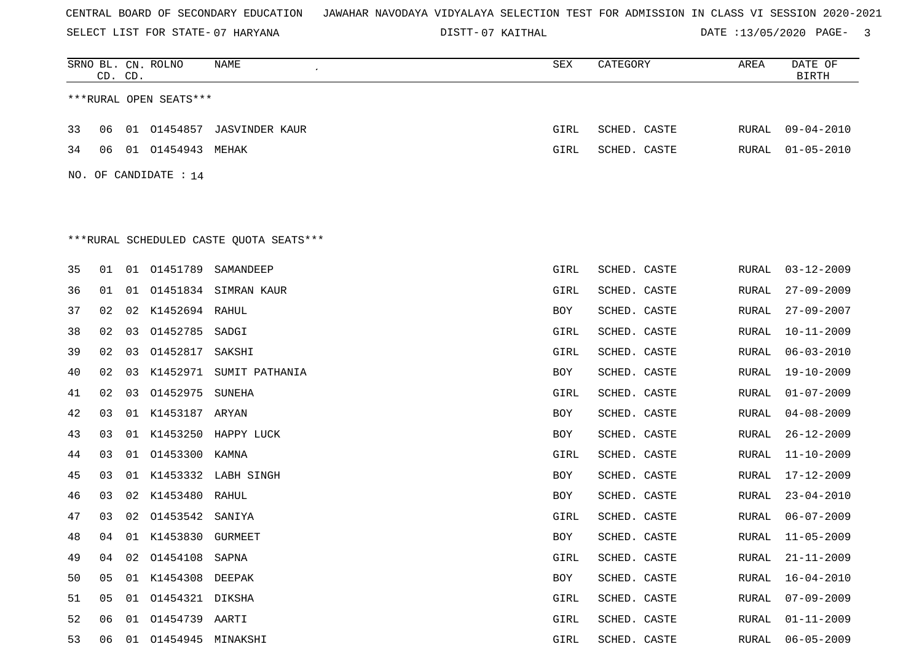CENTRAL BOARD OF SECONDARY EDUCATION JAWAHAR NAVODAYA VIDYALAYA SELECTION TEST FOR ADMISSION IN CLASS VI SESSION 2020-2021

SELECT LIST FOR STATE- 07 HARYANA DISTT- 07 KAITHAL DATE :13/05/2020

| SRNO | BL. CD. | CN. CD. | ROLNO | NAME | SEX | CATEGORY | AREA | DATE OF BIRTH |
|---|---|---|---|---|---|---|---|---|
| ***RURAL OPEN SEATS*** | | | | | | | | |
| 33 | 06 | 01 | O1454857 | JASVINDER KAUR | GIRL | SCHED. CASTE | RURAL | 09-04-2010 |
| 34 | 06 | 01 | O1454943 | MEHAK | GIRL | SCHED. CASTE | RURAL | 01-05-2010 |

NO. OF CANDIDATE : 14

| SRNO | BL. CD. | CN. CD. | ROLNO | NAME | SEX | CATEGORY | AREA | DATE OF BIRTH |
|---|---|---|---|---|---|---|---|---|
| ***RURAL SCHEDULED CASTE QUOTA SEATS*** | | | | | | | | |
| 35 | 01 | 01 | O1451789 | SAMANDEEP | GIRL | SCHED. CASTE | RURAL | 03-12-2009 |
| 36 | 01 | 01 | O1451834 | SIMRAN KAUR | GIRL | SCHED. CASTE | RURAL | 27-09-2009 |
| 37 | 02 | 02 | K1452694 | RAHUL | BOY | SCHED. CASTE | RURAL | 27-09-2007 |
| 38 | 02 | 03 | O1452785 | SADGI | GIRL | SCHED. CASTE | RURAL | 10-11-2009 |
| 39 | 02 | 03 | O1452817 | SAKSHI | GIRL | SCHED. CASTE | RURAL | 06-03-2010 |
| 40 | 02 | 03 | K1452971 | SUMIT PATHANIA | BOY | SCHED. CASTE | RURAL | 19-10-2009 |
| 41 | 02 | 03 | O1452975 | SUNEHA | GIRL | SCHED. CASTE | RURAL | 01-07-2009 |
| 42 | 03 | 01 | K1453187 | ARYAN | BOY | SCHED. CASTE | RURAL | 04-08-2009 |
| 43 | 03 | 01 | K1453250 | HAPPY LUCK | BOY | SCHED. CASTE | RURAL | 26-12-2009 |
| 44 | 03 | 01 | O1453300 | KAMNA | GIRL | SCHED. CASTE | RURAL | 11-10-2009 |
| 45 | 03 | 01 | K1453332 | LABH SINGH | BOY | SCHED. CASTE | RURAL | 17-12-2009 |
| 46 | 03 | 02 | K1453480 | RAHUL | BOY | SCHED. CASTE | RURAL | 23-04-2010 |
| 47 | 03 | 02 | O1453542 | SANIYA | GIRL | SCHED. CASTE | RURAL | 06-07-2009 |
| 48 | 04 | 01 | K1453830 | GURMEET | BOY | SCHED. CASTE | RURAL | 11-05-2009 |
| 49 | 04 | 02 | O1454108 | SAPNA | GIRL | SCHED. CASTE | RURAL | 21-11-2009 |
| 50 | 05 | 01 | K1454308 | DEEPAK | BOY | SCHED. CASTE | RURAL | 16-04-2010 |
| 51 | 05 | 01 | O1454321 | DIKSHA | GIRL | SCHED. CASTE | RURAL | 07-09-2009 |
| 52 | 06 | 01 | O1454739 | AARTI | GIRL | SCHED. CASTE | RURAL | 01-11-2009 |
| 53 | 06 | 01 | O1454945 | MINAKSHI | GIRL | SCHED. CASTE | RURAL | 06-05-2009 |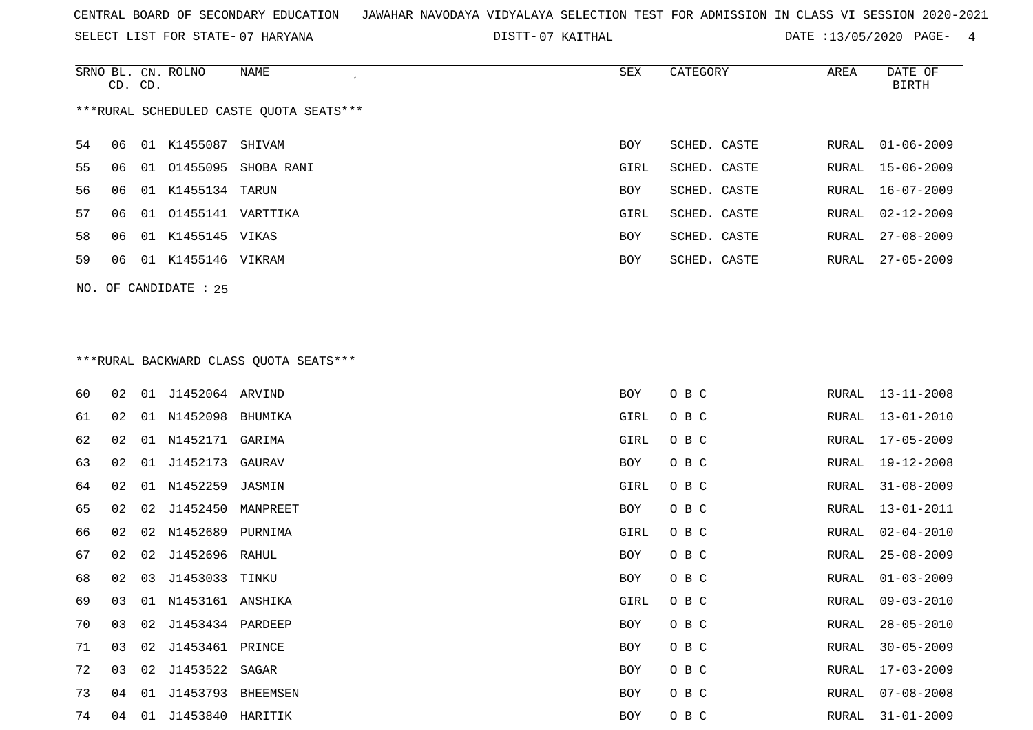CENTRAL BOARD OF SECONDARY EDUCATION   JAWAHAR NAVODAYA VIDYALAYA SELECTION TEST FOR ADMISSION IN CLASS VI SESSION 2020-2021

SELECT LIST FOR STATE- 07 HARYANA   DISTT- 07 KAITHAL   DATE :13/05/2020

***RURAL SCHEDULED CASTE QUOTA SEATS***

| SRNO | BL. CD. | CN. CD. | ROLNO | NAME | SEX | CATEGORY | AREA | DATE OF BIRTH |
|---|---|---|---|---|---|---|---|---|
| 54 | 06 | 01 | K1455087 | SHIVAM | BOY | SCHED. CASTE | RURAL | 01-06-2009 |
| 55 | 06 | 01 | O1455095 | SHOBA RANI | GIRL | SCHED. CASTE | RURAL | 15-06-2009 |
| 56 | 06 | 01 | K1455134 | TARUN | BOY | SCHED. CASTE | RURAL | 16-07-2009 |
| 57 | 06 | 01 | O1455141 | VARTTIKA | GIRL | SCHED. CASTE | RURAL | 02-12-2009 |
| 58 | 06 | 01 | K1455145 | VIKAS | BOY | SCHED. CASTE | RURAL | 27-08-2009 |
| 59 | 06 | 01 | K1455146 | VIKRAM | BOY | SCHED. CASTE | RURAL | 27-05-2009 |

NO. OF CANDIDATE : 25

***RURAL BACKWARD CLASS QUOTA SEATS***

| SRNO | BL. CD. | CN. CD. | ROLNO | NAME | SEX | CATEGORY | AREA | DATE OF BIRTH |
|---|---|---|---|---|---|---|---|---|
| 60 | 02 | 01 | J1452064 | ARVIND | BOY | O B C | RURAL | 13-11-2008 |
| 61 | 02 | 01 | N1452098 | BHUMIKA | GIRL | O B C | RURAL | 13-01-2010 |
| 62 | 02 | 01 | N1452171 | GARIMA | GIRL | O B C | RURAL | 17-05-2009 |
| 63 | 02 | 01 | J1452173 | GAURAV | BOY | O B C | RURAL | 19-12-2008 |
| 64 | 02 | 01 | N1452259 | JASMIN | GIRL | O B C | RURAL | 31-08-2009 |
| 65 | 02 | 02 | J1452450 | MANPREET | BOY | O B C | RURAL | 13-01-2011 |
| 66 | 02 | 02 | N1452689 | PURNIMA | GIRL | O B C | RURAL | 02-04-2010 |
| 67 | 02 | 02 | J1452696 | RAHUL | BOY | O B C | RURAL | 25-08-2009 |
| 68 | 02 | 03 | J1453033 | TINKU | BOY | O B C | RURAL | 01-03-2009 |
| 69 | 03 | 01 | N1453161 | ANSHIKA | GIRL | O B C | RURAL | 09-03-2010 |
| 70 | 03 | 02 | J1453434 | PARDEEP | BOY | O B C | RURAL | 28-05-2010 |
| 71 | 03 | 02 | J1453461 | PRINCE | BOY | O B C | RURAL | 30-05-2009 |
| 72 | 03 | 02 | J1453522 | SAGAR | BOY | O B C | RURAL | 17-03-2009 |
| 73 | 04 | 01 | J1453793 | BHEEMSEN | BOY | O B C | RURAL | 07-08-2008 |
| 74 | 04 | 01 | J1453840 | HARITIK | BOY | O B C | RURAL | 31-01-2009 |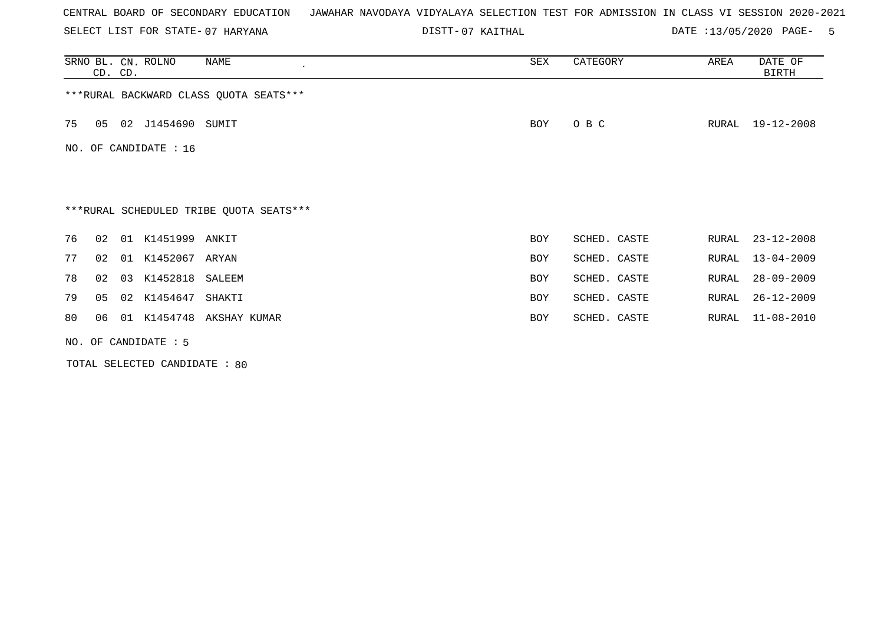CENTRAL BOARD OF SECONDARY EDUCATION JAWAHAR NAVODAYA VIDYALAYA SELECTION TEST FOR ADMISSION IN CLASS VI SESSION 2020-2021

SELECT LIST FOR STATE- 07 HARYANA    DISTT- 07 KAITHAL    DATE :13/05/2020 PAGE- 5

| SRNO | BL. CD. | CN. CD. | ROLNO | NAME | SEX | CATEGORY | AREA | DATE OF BIRTH |
|---|---|---|---|---|---|---|---|---|

***RURAL BACKWARD CLASS QUOTA SEATS***

| SRNO | BL. CD. | CN. CD. | ROLNO | NAME | SEX | CATEGORY | AREA | DATE OF BIRTH |
|---|---|---|---|---|---|---|---|---|
| 75 | 05 | 02 | J1454690 | SUMIT | BOY | O B C | RURAL | 19-12-2008 |

NO. OF CANDIDATE : 16

***RURAL SCHEDULED TRIBE QUOTA SEATS***

| SRNO | BL. CD. | CN. CD. | ROLNO | NAME | SEX | CATEGORY | AREA | DATE OF BIRTH |
|---|---|---|---|---|---|---|---|---|
| 76 | 02 | 01 | K1451999 | ANKIT | BOY | SCHED. CASTE | RURAL | 23-12-2008 |
| 77 | 02 | 01 | K1452067 | ARYAN | BOY | SCHED. CASTE | RURAL | 13-04-2009 |
| 78 | 02 | 03 | K1452818 | SALEEM | BOY | SCHED. CASTE | RURAL | 28-09-2009 |
| 79 | 05 | 02 | K1454647 | SHAKTI | BOY | SCHED. CASTE | RURAL | 26-12-2009 |
| 80 | 06 | 01 | K1454748 | AKSHAY KUMAR | BOY | SCHED. CASTE | RURAL | 11-08-2010 |

NO. OF CANDIDATE : 5

TOTAL SELECTED CANDIDATE : 80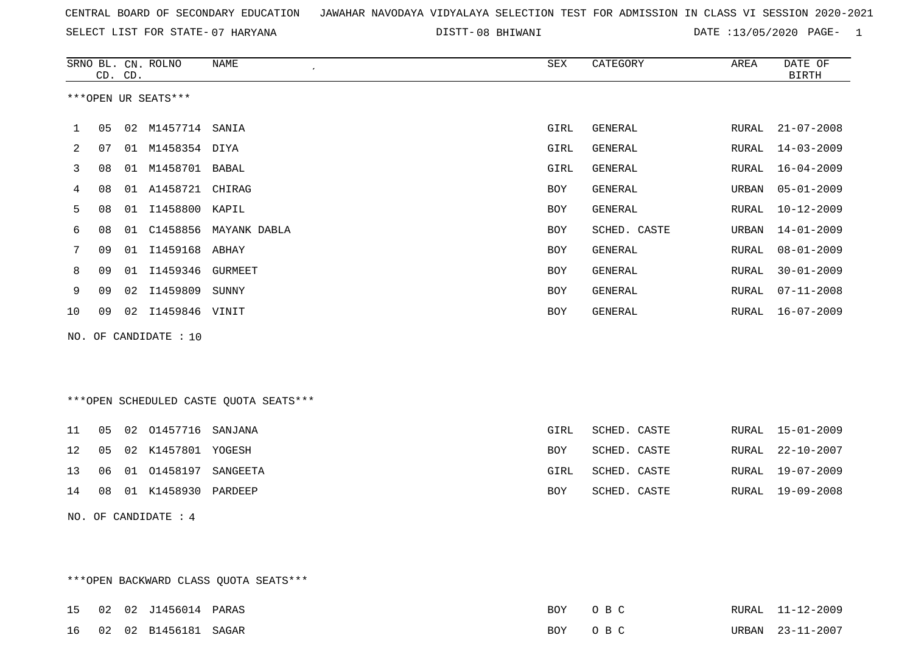CENTRAL BOARD OF SECONDARY EDUCATION   JAWAHAR NAVODAYA VIDYALAYA SELECTION TEST FOR ADMISSION IN CLASS VI SESSION 2020-2021

SELECT LIST FOR STATE- 07 HARYANA   DISTT- 08 BHIWANI   DATE :13/05/2020

***OPEN UR SEATS***

| SRNO | BL. CD. | CN. CD. | ROLNO | NAME | SEX | CATEGORY | AREA | DATE OF BIRTH |
|---|---|---|---|---|---|---|---|---|
| 1 | 05 | 02 | M1457714 | SANIA | GIRL | GENERAL | RURAL | 21-07-2008 |
| 2 | 07 | 01 | M1458354 | DIYA | GIRL | GENERAL | RURAL | 14-03-2009 |
| 3 | 08 | 01 | M1458701 | BABAL | GIRL | GENERAL | RURAL | 16-04-2009 |
| 4 | 08 | 01 | A1458721 | CHIRAG | BOY | GENERAL | URBAN | 05-01-2009 |
| 5 | 08 | 01 | I1458800 | KAPIL | BOY | GENERAL | RURAL | 10-12-2009 |
| 6 | 08 | 01 | C1458856 | MAYANK DABLA | BOY | SCHED. CASTE | URBAN | 14-01-2009 |
| 7 | 09 | 01 | I1459168 | ABHAY | BOY | GENERAL | RURAL | 08-01-2009 |
| 8 | 09 | 01 | I1459346 | GURMEET | BOY | GENERAL | RURAL | 30-01-2009 |
| 9 | 09 | 02 | I1459809 | SUNNY | BOY | GENERAL | RURAL | 07-11-2008 |
| 10 | 09 | 02 | I1459846 | VINIT | BOY | GENERAL | RURAL | 16-07-2009 |

NO. OF CANDIDATE : 10

***OPEN SCHEDULED CASTE QUOTA SEATS***

| SRNO | BL. CD. | CN. CD. | ROLNO | NAME | SEX | CATEGORY | AREA | DATE OF BIRTH |
|---|---|---|---|---|---|---|---|---|
| 11 | 05 | 02 | O1457716 | SANJANA | GIRL | SCHED. CASTE | RURAL | 15-01-2009 |
| 12 | 05 | 02 | K1457801 | YOGESH | BOY | SCHED. CASTE | RURAL | 22-10-2007 |
| 13 | 06 | 01 | O1458197 | SANGEETA | GIRL | SCHED. CASTE | RURAL | 19-07-2009 |
| 14 | 08 | 01 | K1458930 | PARDEEP | BOY | SCHED. CASTE | RURAL | 19-09-2008 |

NO. OF CANDIDATE : 4

***OPEN BACKWARD CLASS QUOTA SEATS***

| SRNO | BL. CD. | CN. CD. | ROLNO | NAME | SEX | CATEGORY | AREA | DATE OF BIRTH |
|---|---|---|---|---|---|---|---|---|
| 15 | 02 | 02 | J1456014 | PARAS | BOY | O B C | RURAL | 11-12-2009 |
| 16 | 02 | 02 | B1456181 | SAGAR | BOY | O B C | URBAN | 23-11-2007 |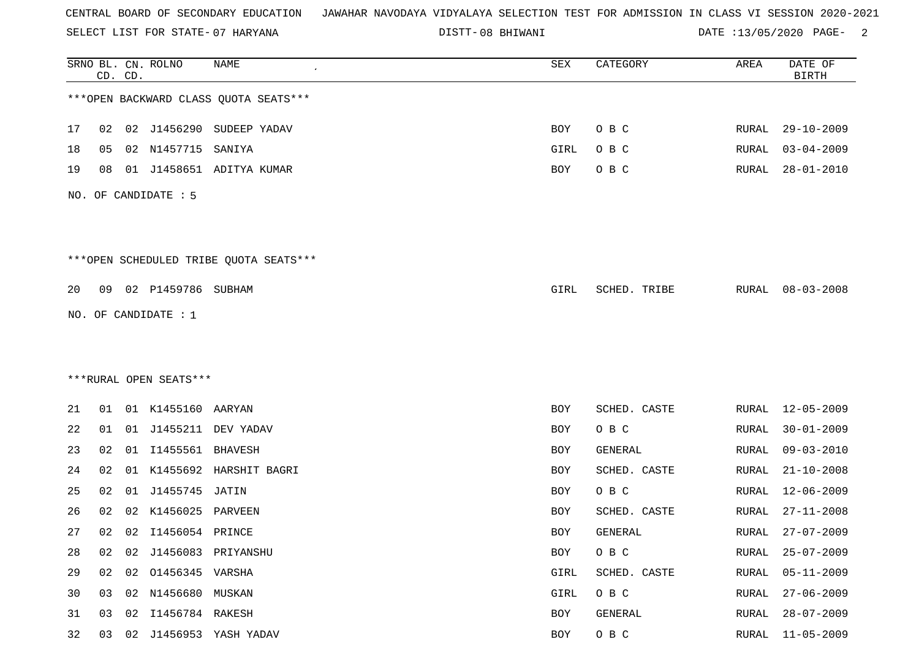CENTRAL BOARD OF SECONDARY EDUCATION   JAWAHAR NAVODAYA VIDYALAYA SELECTION TEST FOR ADMISSION IN CLASS VI SESSION 2020-2021

SELECT LIST FOR STATE- 07 HARYANA   DISTT- 08 BHIWANI   DATE :13/05/2020

***OPEN BACKWARD CLASS QUOTA SEATS***

| SRNO | BL. CD. | CN. CD. | ROLNO | NAME | SEX | CATEGORY | AREA | DATE OF BIRTH |
|---|---|---|---|---|---|---|---|---|
| 17 | 02 | 02 | J1456290 | SUDEEP YADAV | BOY | O B C | RURAL | 29-10-2009 |
| 18 | 05 | 02 | N1457715 | SANIYA | GIRL | O B C | RURAL | 03-04-2009 |
| 19 | 08 | 01 | J1458651 | ADITYA KUMAR | BOY | O B C | RURAL | 28-01-2010 |

NO. OF CANDIDATE : 5

***OPEN SCHEDULED TRIBE QUOTA SEATS***

| SRNO | BL. CD. | CN. CD. | ROLNO | NAME | SEX | CATEGORY | AREA | DATE OF BIRTH |
|---|---|---|---|---|---|---|---|---|
| 20 | 09 | 02 | P1459786 | SUBHAM | GIRL | SCHED. TRIBE | RURAL | 08-03-2008 |

NO. OF CANDIDATE : 1

***RURAL OPEN SEATS***

| SRNO | BL. CD. | CN. CD. | ROLNO | NAME | SEX | CATEGORY | AREA | DATE OF BIRTH |
|---|---|---|---|---|---|---|---|---|
| 21 | 01 | 01 | K1455160 | AARYAN | BOY | SCHED. CASTE | RURAL | 12-05-2009 |
| 22 | 01 | 01 | J1455211 | DEV YADAV | BOY | O B C | RURAL | 30-01-2009 |
| 23 | 02 | 01 | I1455561 | BHAVESH | BOY | GENERAL | RURAL | 09-03-2010 |
| 24 | 02 | 01 | K1455692 | HARSHIT BAGRI | BOY | SCHED. CASTE | RURAL | 21-10-2008 |
| 25 | 02 | 01 | J1455745 | JATIN | BOY | O B C | RURAL | 12-06-2009 |
| 26 | 02 | 02 | K1456025 | PARVEEN | BOY | SCHED. CASTE | RURAL | 27-11-2008 |
| 27 | 02 | 02 | I1456054 | PRINCE | BOY | GENERAL | RURAL | 27-07-2009 |
| 28 | 02 | 02 | J1456083 | PRIYANSHU | BOY | O B C | RURAL | 25-07-2009 |
| 29 | 02 | 02 | O1456345 | VARSHA | GIRL | SCHED. CASTE | RURAL | 05-11-2009 |
| 30 | 03 | 02 | N1456680 | MUSKAN | GIRL | O B C | RURAL | 27-06-2009 |
| 31 | 03 | 02 | I1456784 | RAKESH | BOY | GENERAL | RURAL | 28-07-2009 |
| 32 | 03 | 02 | J1456953 | YASH YADAV | BOY | O B C | RURAL | 11-05-2009 |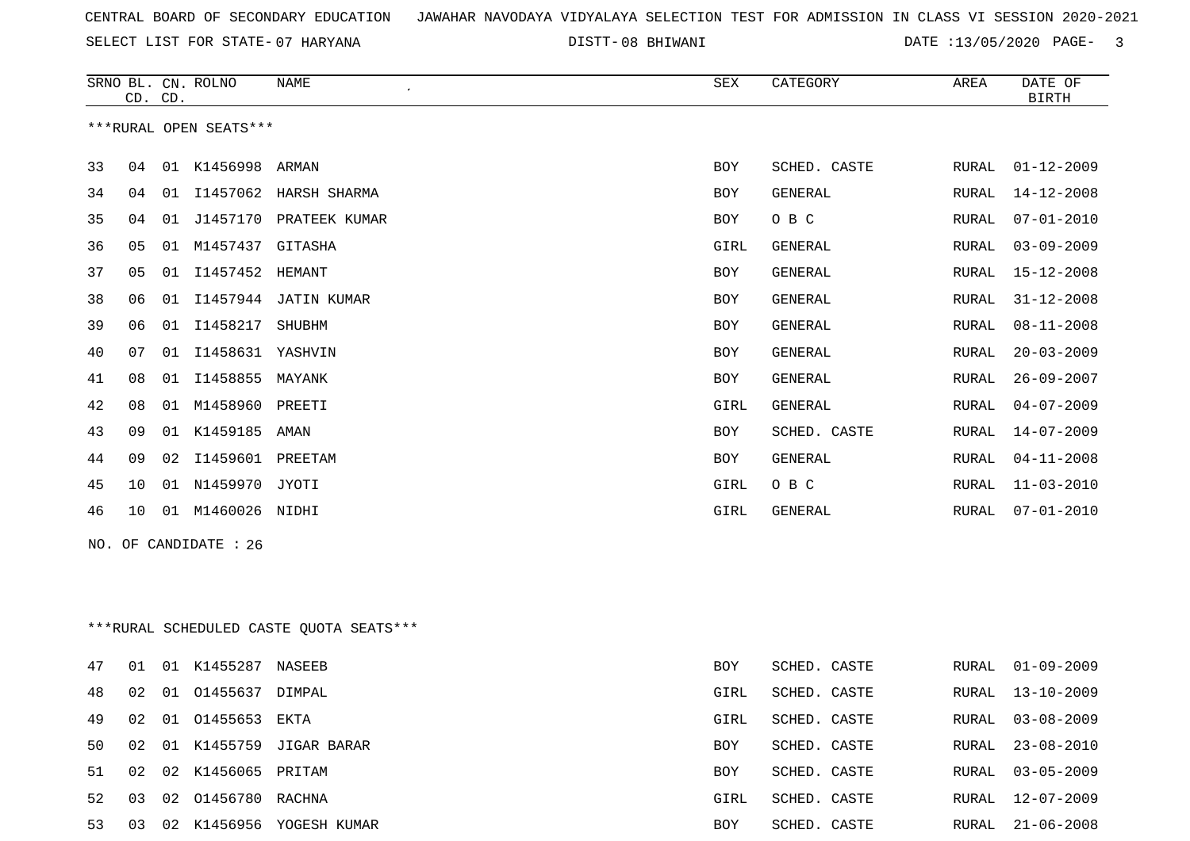CENTRAL BOARD OF SECONDARY EDUCATION JAWAHAR NAVODAYA VIDYALAYA SELECTION TEST FOR ADMISSION IN CLASS VI SESSION 2020-2021

SELECT LIST FOR STATE- 07 HARYANA DISTT- 08 BHIWANI DATE :13/05/2020

***RURAL OPEN SEATS***

| SRNO | BL. CD. | CN. CD. | ROLNO | NAME | SEX | CATEGORY | AREA | DATE OF BIRTH |
|---|---|---|---|---|---|---|---|---|
| 33 | 04 | 01 | K1456998 | ARMAN | BOY | SCHED. CASTE | RURAL | 01-12-2009 |
| 34 | 04 | 01 | I1457062 | HARSH SHARMA | BOY | GENERAL | RURAL | 14-12-2008 |
| 35 | 04 | 01 | J1457170 | PRATEEK KUMAR | BOY | O B C | RURAL | 07-01-2010 |
| 36 | 05 | 01 | M1457437 | GITASHA | GIRL | GENERAL | RURAL | 03-09-2009 |
| 37 | 05 | 01 | I1457452 | HEMANT | BOY | GENERAL | RURAL | 15-12-2008 |
| 38 | 06 | 01 | I1457944 | JATIN KUMAR | BOY | GENERAL | RURAL | 31-12-2008 |
| 39 | 06 | 01 | I1458217 | SHUBHM | BOY | GENERAL | RURAL | 08-11-2008 |
| 40 | 07 | 01 | I1458631 | YASHVIN | BOY | GENERAL | RURAL | 20-03-2009 |
| 41 | 08 | 01 | I1458855 | MAYANK | BOY | GENERAL | RURAL | 26-09-2007 |
| 42 | 08 | 01 | M1458960 | PREETI | GIRL | GENERAL | RURAL | 04-07-2009 |
| 43 | 09 | 01 | K1459185 | AMAN | BOY | SCHED. CASTE | RURAL | 14-07-2009 |
| 44 | 09 | 02 | I1459601 | PREETAM | BOY | GENERAL | RURAL | 04-11-2008 |
| 45 | 10 | 01 | N1459970 | JYOTI | GIRL | O B C | RURAL | 11-03-2010 |
| 46 | 10 | 01 | M1460026 | NIDHI | GIRL | GENERAL | RURAL | 07-01-2010 |

NO. OF CANDIDATE : 26

***RURAL SCHEDULED CASTE QUOTA SEATS***

| SRNO | BL. CD. | CN. CD. | ROLNO | NAME | SEX | CATEGORY | AREA | DATE OF BIRTH |
|---|---|---|---|---|---|---|---|---|
| 47 | 01 | 01 | K1455287 | NASEEB | BOY | SCHED. CASTE | RURAL | 01-09-2009 |
| 48 | 02 | 01 | O1455637 | DIMPAL | GIRL | SCHED. CASTE | RURAL | 13-10-2009 |
| 49 | 02 | 01 | O1455653 | EKTA | GIRL | SCHED. CASTE | RURAL | 03-08-2009 |
| 50 | 02 | 01 | K1455759 | JIGAR BARAR | BOY | SCHED. CASTE | RURAL | 23-08-2010 |
| 51 | 02 | 02 | K1456065 | PRITAM | BOY | SCHED. CASTE | RURAL | 03-05-2009 |
| 52 | 03 | 02 | O1456780 | RACHNA | GIRL | SCHED. CASTE | RURAL | 12-07-2009 |
| 53 | 03 | 02 | K1456956 | YOGESH KUMAR | BOY | SCHED. CASTE | RURAL | 21-06-2008 |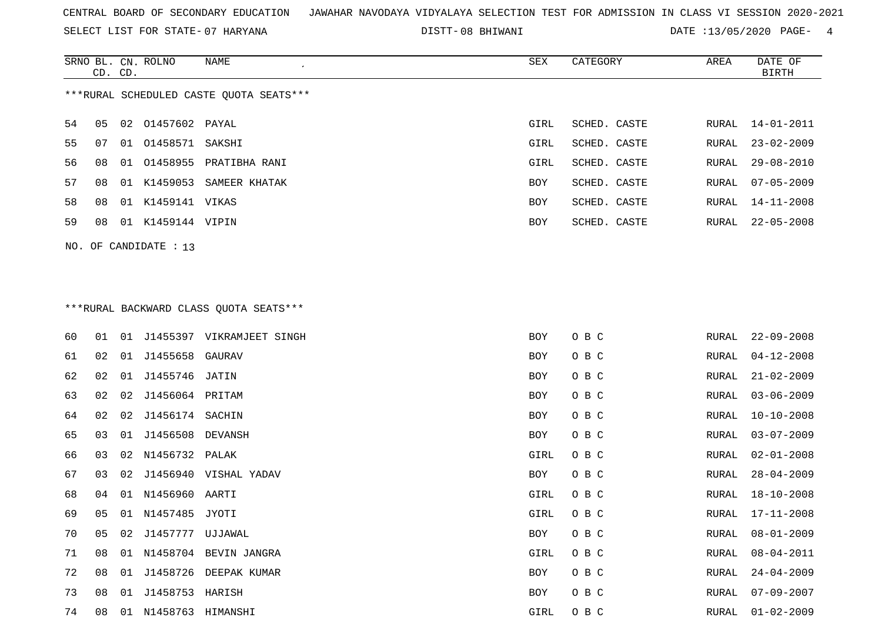CENTRAL BOARD OF SECONDARY EDUCATION JAWAHAR NAVODAYA VIDYALAYA SELECTION TEST FOR ADMISSION IN CLASS VI SESSION 2020-2021

SELECT LIST FOR STATE- 07 HARYANA DISTT- 08 BHIWANI DATE :13/05/2020

| SRNO | BL. CD. | CN. CD. | ROLNO | NAME | SEX | CATEGORY | AREA | DATE OF BIRTH |
|---|---|---|---|---|---|---|---|---|

***RURAL SCHEDULED CASTE QUOTA SEATS***

| SRNO | BL. CD. | CN. CD. | ROLNO | NAME | SEX | CATEGORY | AREA | DATE OF BIRTH |
|---|---|---|---|---|---|---|---|---|
| 54 | 05 | 02 | O1457602 | PAYAL | GIRL | SCHED. CASTE | RURAL | 14-01-2011 |
| 55 | 07 | 01 | O1458571 | SAKSHI | GIRL | SCHED. CASTE | RURAL | 23-02-2009 |
| 56 | 08 | 01 | O1458955 | PRATIBHA RANI | GIRL | SCHED. CASTE | RURAL | 29-08-2010 |
| 57 | 08 | 01 | K1459053 | SAMEER KHATAK | BOY | SCHED. CASTE | RURAL | 07-05-2009 |
| 58 | 08 | 01 | K1459141 | VIKAS | BOY | SCHED. CASTE | RURAL | 14-11-2008 |
| 59 | 08 | 01 | K1459144 | VIPIN | BOY | SCHED. CASTE | RURAL | 22-05-2008 |

NO. OF CANDIDATE : 13

***RURAL BACKWARD CLASS QUOTA SEATS***

| SRNO | BL. CD. | CN. CD. | ROLNO | NAME | SEX | CATEGORY | AREA | DATE OF BIRTH |
|---|---|---|---|---|---|---|---|---|
| 60 | 01 | 01 | J1455397 | VIKRAMJEET SINGH | BOY | O B C | RURAL | 22-09-2008 |
| 61 | 02 | 01 | J1455658 | GAURAV | BOY | O B C | RURAL | 04-12-2008 |
| 62 | 02 | 01 | J1455746 | JATIN | BOY | O B C | RURAL | 21-02-2009 |
| 63 | 02 | 02 | J1456064 | PRITAM | BOY | O B C | RURAL | 03-06-2009 |
| 64 | 02 | 02 | J1456174 | SACHIN | BOY | O B C | RURAL | 10-10-2008 |
| 65 | 03 | 01 | J1456508 | DEVANSH | BOY | O B C | RURAL | 03-07-2009 |
| 66 | 03 | 02 | N1456732 | PALAK | GIRL | O B C | RURAL | 02-01-2008 |
| 67 | 03 | 02 | J1456940 | VISHAL YADAV | BOY | O B C | RURAL | 28-04-2009 |
| 68 | 04 | 01 | N1456960 | AARTI | GIRL | O B C | RURAL | 18-10-2008 |
| 69 | 05 | 01 | N1457485 | JYOTI | GIRL | O B C | RURAL | 17-11-2008 |
| 70 | 05 | 02 | J1457777 | UJJAWAL | BOY | O B C | RURAL | 08-01-2009 |
| 71 | 08 | 01 | N1458704 | BEVIN JANGRA | GIRL | O B C | RURAL | 08-04-2011 |
| 72 | 08 | 01 | J1458726 | DEEPAK KUMAR | BOY | O B C | RURAL | 24-04-2009 |
| 73 | 08 | 01 | J1458753 | HARISH | BOY | O B C | RURAL | 07-09-2007 |
| 74 | 08 | 01 | N1458763 | HIMANSHI | GIRL | O B C | RURAL | 01-02-2009 |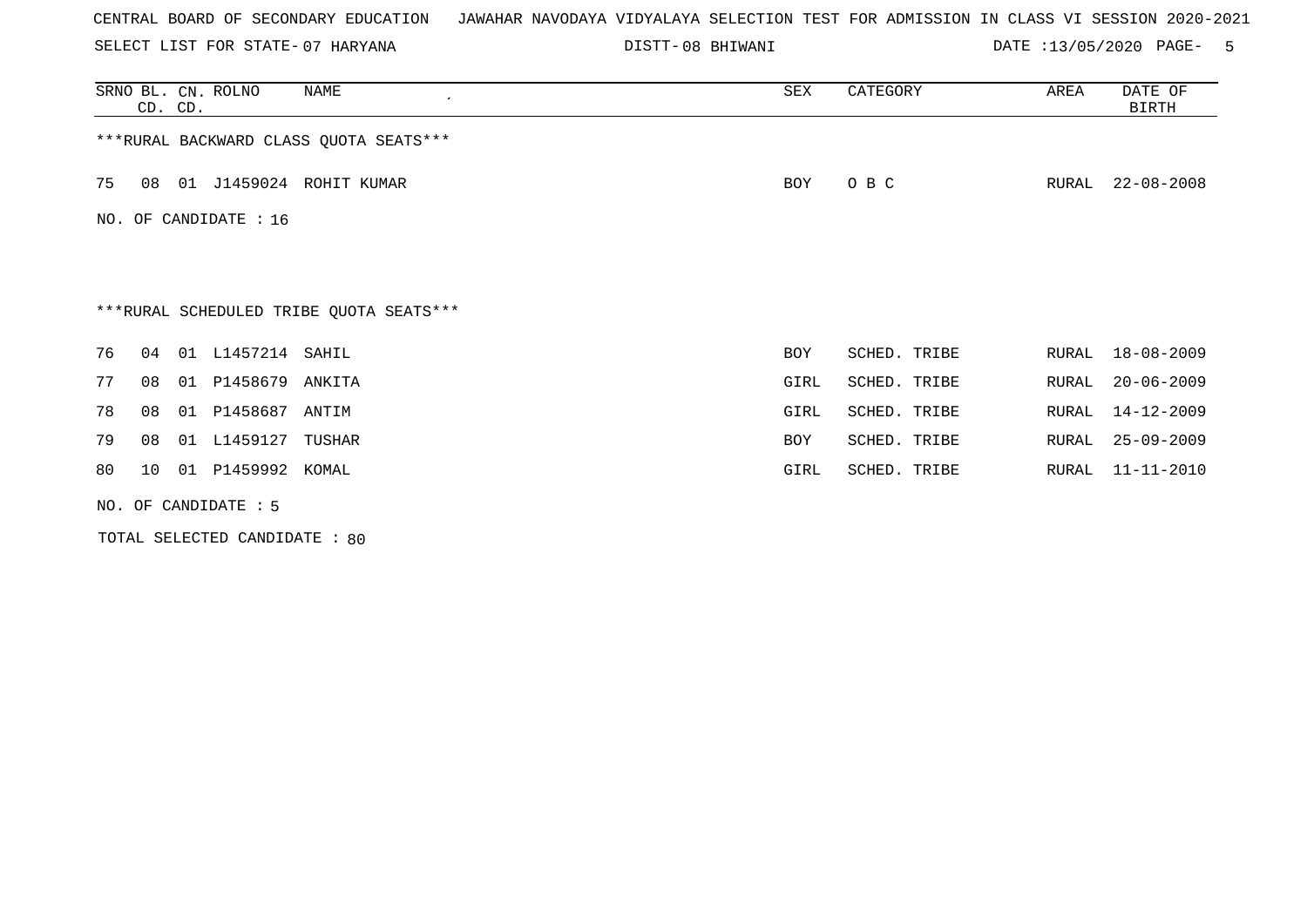CENTRAL BOARD OF SECONDARY EDUCATION   JAWAHAR NAVODAYA VIDYALAYA SELECTION TEST FOR ADMISSION IN CLASS VI SESSION 2020-2021

SELECT LIST FOR STATE- 07 HARYANA   DISTT- 08 BHIWANI   DATE :13/05/2020

| SRNO | BL. CD. | CN. CD. | ROLNO | NAME | SEX | CATEGORY | AREA | DATE OF BIRTH |
|---|---|---|---|---|---|---|---|---|

***RURAL BACKWARD CLASS QUOTA SEATS***

| SRNO | BL. CD. | CN. CD. | ROLNO | NAME | SEX | CATEGORY | AREA | DATE OF BIRTH |
|---|---|---|---|---|---|---|---|---|
| 75 | 08 | 01 | J1459024 | ROHIT KUMAR | BOY | O B C | RURAL | 22-08-2008 |

NO. OF CANDIDATE : 16

***RURAL SCHEDULED TRIBE QUOTA SEATS***

| SRNO | BL. CD. | CN. CD. | ROLNO | NAME | SEX | CATEGORY | AREA | DATE OF BIRTH |
|---|---|---|---|---|---|---|---|---|
| 76 | 04 | 01 | L1457214 | SAHIL | BOY | SCHED. TRIBE | RURAL | 18-08-2009 |
| 77 | 08 | 01 | P1458679 | ANKITA | GIRL | SCHED. TRIBE | RURAL | 20-06-2009 |
| 78 | 08 | 01 | P1458687 | ANTIM | GIRL | SCHED. TRIBE | RURAL | 14-12-2009 |
| 79 | 08 | 01 | L1459127 | TUSHAR | BOY | SCHED. TRIBE | RURAL | 25-09-2009 |
| 80 | 10 | 01 | P1459992 | KOMAL | GIRL | SCHED. TRIBE | RURAL | 11-11-2010 |

NO. OF CANDIDATE : 5

TOTAL SELECTED CANDIDATE : 80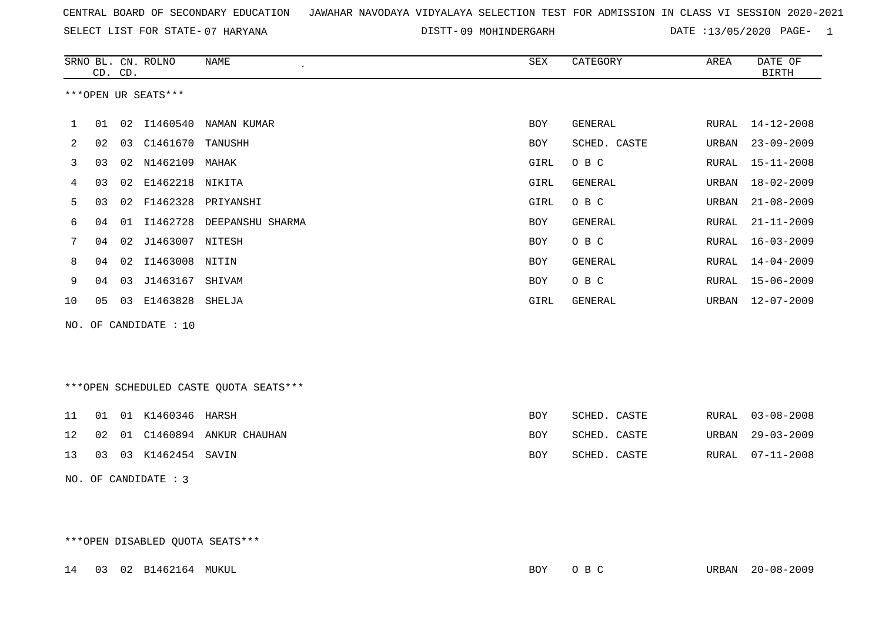CENTRAL BOARD OF SECONDARY EDUCATION JAWAHAR NAVODAYA VIDYALAYA SELECTION TEST FOR ADMISSION IN CLASS VI SESSION 2020-2021

SELECT LIST FOR STATE- 07 HARYANA DISTT- 09 MOHINDERGARH DATE :13/05/2020

***OPEN UR SEATS***

| SRNO | BL. CD. | CN. CD. | ROLNO | NAME | SEX | CATEGORY | AREA | DATE OF BIRTH |
|---|---|---|---|---|---|---|---|---|
| 1 | 01 | 02 | I1460540 | NAMAN KUMAR | BOY | GENERAL | RURAL | 14-12-2008 |
| 2 | 02 | 03 | C1461670 | TANUSHH | BOY | SCHED. CASTE | URBAN | 23-09-2009 |
| 3 | 03 | 02 | N1462109 | MAHAK | GIRL | O B C | RURAL | 15-11-2008 |
| 4 | 03 | 02 | E1462218 | NIKITA | GIRL | GENERAL | URBAN | 18-02-2009 |
| 5 | 03 | 02 | F1462328 | PRIYANSHI | GIRL | O B C | URBAN | 21-08-2009 |
| 6 | 04 | 01 | I1462728 | DEEPANSHU SHARMA | BOY | GENERAL | RURAL | 21-11-2009 |
| 7 | 04 | 02 | J1463007 | NITESH | BOY | O B C | RURAL | 16-03-2009 |
| 8 | 04 | 02 | I1463008 | NITIN | BOY | GENERAL | RURAL | 14-04-2009 |
| 9 | 04 | 03 | J1463167 | SHIVAM | BOY | O B C | RURAL | 15-06-2009 |
| 10 | 05 | 03 | E1463828 | SHELJA | GIRL | GENERAL | URBAN | 12-07-2009 |

NO. OF CANDIDATE : 10

***OPEN SCHEDULED CASTE QUOTA SEATS***

| SRNO | BL. CD. | CN. CD. | ROLNO | NAME | SEX | CATEGORY | AREA | DATE OF BIRTH |
|---|---|---|---|---|---|---|---|---|
| 11 | 01 | 01 | K1460346 | HARSH | BOY | SCHED. CASTE | RURAL | 03-08-2008 |
| 12 | 02 | 01 | C1460894 | ANKUR CHAUHAN | BOY | SCHED. CASTE | URBAN | 29-03-2009 |
| 13 | 03 | 03 | K1462454 | SAVIN | BOY | SCHED. CASTE | RURAL | 07-11-2008 |

NO. OF CANDIDATE : 3

***OPEN DISABLED QUOTA SEATS***

| SRNO | BL. CD. | CN. CD. | ROLNO | NAME | SEX | CATEGORY | AREA | DATE OF BIRTH |
|---|---|---|---|---|---|---|---|---|
| 14 | 03 | 02 | B1462164 | MUKUL | BOY | O B C | URBAN | 20-08-2009 |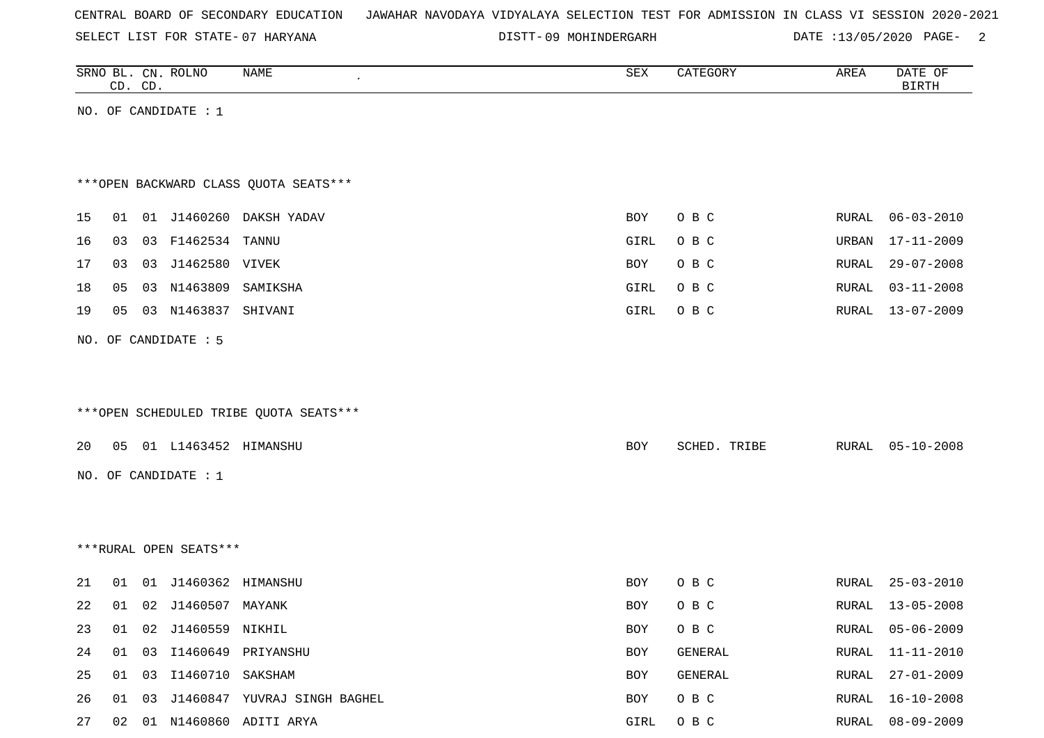CENTRAL BOARD OF SECONDARY EDUCATION JAWAHAR NAVODAYA VIDYALAYA SELECTION TEST FOR ADMISSION IN CLASS VI SESSION 2020-2021

SELECT LIST FOR STATE- 07 HARYANA DISTT- 09 MOHINDERGARH DATE :13/05/2020

| SRNO | BL. CD. | CN. CD. | ROLNO | NAME | SEX | CATEGORY | AREA | DATE OF BIRTH |
|---|---|---|---|---|---|---|---|---|

NO. OF CANDIDATE : 1

***OPEN BACKWARD CLASS QUOTA SEATS***

| SRNO | BL. CD. | CN. CD. | ROLNO | NAME | SEX | CATEGORY | AREA | DATE OF BIRTH |
|---|---|---|---|---|---|---|---|---|
| 15 | 01 | 01 | J1460260 | DAKSH YADAV | BOY | O B C | RURAL | 06-03-2010 |
| 16 | 03 | 03 | F1462534 | TANNU | GIRL | O B C | URBAN | 17-11-2009 |
| 17 | 03 | 03 | J1462580 | VIVEK | BOY | O B C | RURAL | 29-07-2008 |
| 18 | 05 | 03 | N1463809 | SAMIKSHA | GIRL | O B C | RURAL | 03-11-2008 |
| 19 | 05 | 03 | N1463837 | SHIVANI | GIRL | O B C | RURAL | 13-07-2009 |

NO. OF CANDIDATE : 5

***OPEN SCHEDULED TRIBE QUOTA SEATS***

| SRNO | BL. CD. | CN. CD. | ROLNO | NAME | SEX | CATEGORY | AREA | DATE OF BIRTH |
|---|---|---|---|---|---|---|---|---|
| 20 | 05 | 01 | L1463452 | HIMANSHU | BOY | SCHED. TRIBE | RURAL | 05-10-2008 |

NO. OF CANDIDATE : 1

***RURAL OPEN SEATS***

| SRNO | BL. CD. | CN. CD. | ROLNO | NAME | SEX | CATEGORY | AREA | DATE OF BIRTH |
|---|---|---|---|---|---|---|---|---|
| 21 | 01 | 01 | J1460362 | HIMANSHU | BOY | O B C | RURAL | 25-03-2010 |
| 22 | 01 | 02 | J1460507 | MAYANK | BOY | O B C | RURAL | 13-05-2008 |
| 23 | 01 | 02 | J1460559 | NIKHIL | BOY | O B C | RURAL | 05-06-2009 |
| 24 | 01 | 03 | I1460649 | PRIYANSHU | BOY | GENERAL | RURAL | 11-11-2010 |
| 25 | 01 | 03 | I1460710 | SAKSHAM | BOY | GENERAL | RURAL | 27-01-2009 |
| 26 | 01 | 03 | J1460847 | YUVRAJ SINGH BAGHEL | BOY | O B C | RURAL | 16-10-2008 |
| 27 | 02 | 01 | N1460860 | ADITI ARYA | GIRL | O B C | RURAL | 08-09-2009 |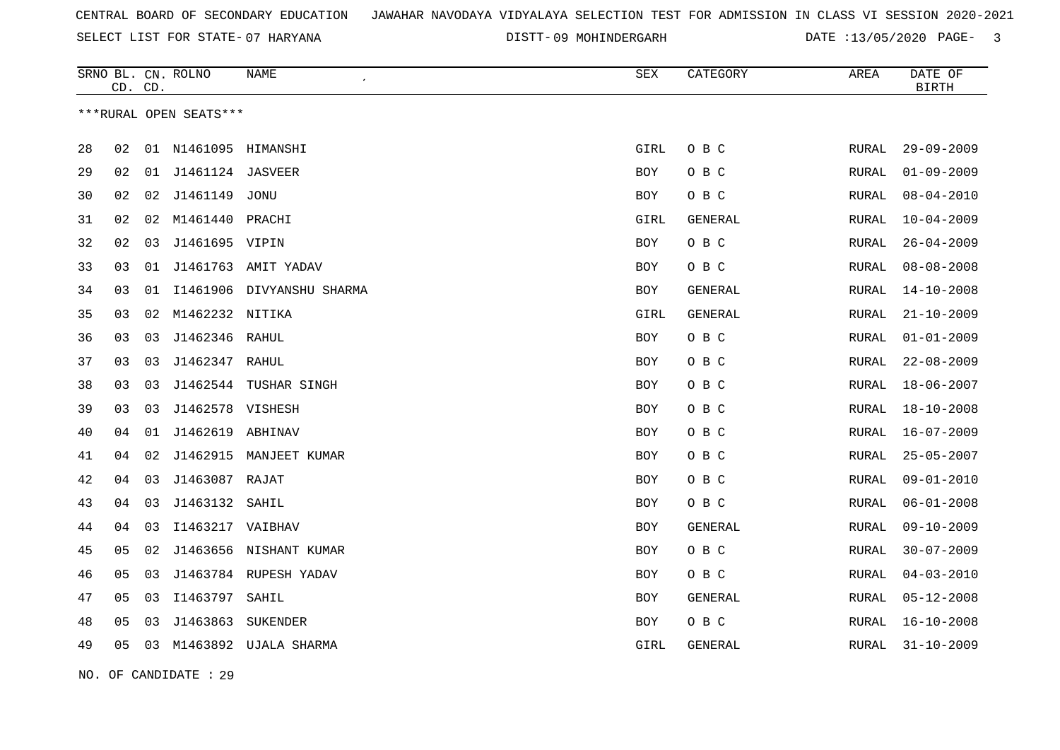CENTRAL BOARD OF SECONDARY EDUCATION JAWAHAR NAVODAYA VIDYALAYA SELECTION TEST FOR ADMISSION IN CLASS VI SESSION 2020-2021

SELECT LIST FOR STATE- 07 HARYANA DISTT- 09 MOHINDERGARH DATE :13/05/2020

| SRNO | BL. CD. | CN. CD. | ROLNO | NAME | SEX | CATEGORY | AREA | DATE OF BIRTH |
|---|---|---|---|---|---|---|---|---|

***RURAL OPEN SEATS***

| SRNO | BL. CD. | CN. CD. | ROLNO | NAME | SEX | CATEGORY | AREA | DATE OF BIRTH |
|---|---|---|---|---|---|---|---|---|
| 28 | 02 | 01 | N1461095 | HIMANSHI | GIRL | O B C | RURAL | 29-09-2009 |
| 29 | 02 | 01 | J1461124 | JASVEER | BOY | O B C | RURAL | 01-09-2009 |
| 30 | 02 | 02 | J1461149 | JONU | BOY | O B C | RURAL | 08-04-2010 |
| 31 | 02 | 02 | M1461440 | PRACHI | GIRL | GENERAL | RURAL | 10-04-2009 |
| 32 | 02 | 03 | J1461695 | VIPIN | BOY | O B C | RURAL | 26-04-2009 |
| 33 | 03 | 01 | J1461763 | AMIT YADAV | BOY | O B C | RURAL | 08-08-2008 |
| 34 | 03 | 01 | I1461906 | DIVYANSHU SHARMA | BOY | GENERAL | RURAL | 14-10-2008 |
| 35 | 03 | 02 | M1462232 | NITIKA | GIRL | GENERAL | RURAL | 21-10-2009 |
| 36 | 03 | 03 | J1462346 | RAHUL | BOY | O B C | RURAL | 01-01-2009 |
| 37 | 03 | 03 | J1462347 | RAHUL | BOY | O B C | RURAL | 22-08-2009 |
| 38 | 03 | 03 | J1462544 | TUSHAR SINGH | BOY | O B C | RURAL | 18-06-2007 |
| 39 | 03 | 03 | J1462578 | VISHESH | BOY | O B C | RURAL | 18-10-2008 |
| 40 | 04 | 01 | J1462619 | ABHINAV | BOY | O B C | RURAL | 16-07-2009 |
| 41 | 04 | 02 | J1462915 | MANJEET KUMAR | BOY | O B C | RURAL | 25-05-2007 |
| 42 | 04 | 03 | J1463087 | RAJAT | BOY | O B C | RURAL | 09-01-2010 |
| 43 | 04 | 03 | J1463132 | SAHIL | BOY | O B C | RURAL | 06-01-2008 |
| 44 | 04 | 03 | I1463217 | VAIBHAV | BOY | GENERAL | RURAL | 09-10-2009 |
| 45 | 05 | 02 | J1463656 | NISHANT KUMAR | BOY | O B C | RURAL | 30-07-2009 |
| 46 | 05 | 03 | J1463784 | RUPESH YADAV | BOY | O B C | RURAL | 04-03-2010 |
| 47 | 05 | 03 | I1463797 | SAHIL | BOY | GENERAL | RURAL | 05-12-2008 |
| 48 | 05 | 03 | J1463863 | SUKENDER | BOY | O B C | RURAL | 16-10-2008 |
| 49 | 05 | 03 | M1463892 | UJALA SHARMA | GIRL | GENERAL | RURAL | 31-10-2009 |

NO. OF CANDIDATE : 29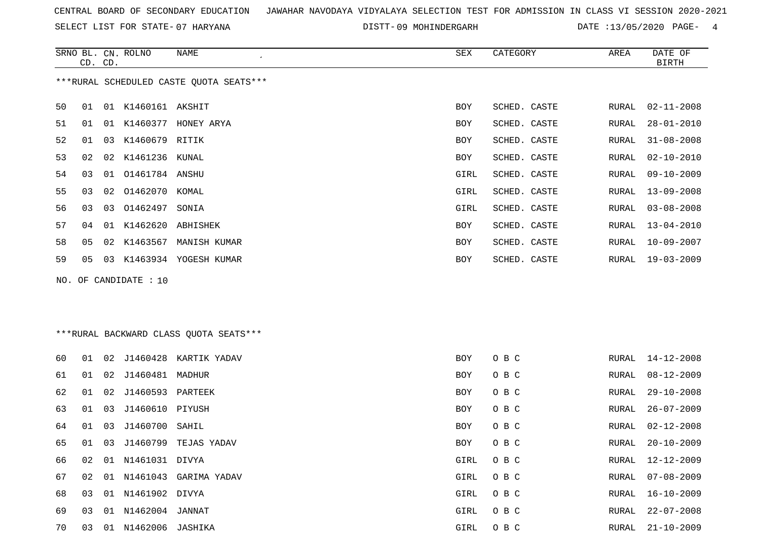CENTRAL BOARD OF SECONDARY EDUCATION JAWAHAR NAVODAYA VIDYALAYA SELECTION TEST FOR ADMISSION IN CLASS VI SESSION 2020-2021

SELECT LIST FOR STATE- 07 HARYANA DISTT- 09 MOHINDERGARH DATE :13/05/2020

***RURAL SCHEDULED CASTE QUOTA SEATS***

| SRNO | BL. CD. | CN. CD. | ROLNO | NAME | SEX | CATEGORY | AREA | DATE OF BIRTH |
|---|---|---|---|---|---|---|---|---|
| 50 | 01 | 01 | K1460161 | AKSHIT | BOY | SCHED. CASTE | RURAL | 02-11-2008 |
| 51 | 01 | 01 | K1460377 | HONEY ARYA | BOY | SCHED. CASTE | RURAL | 28-01-2010 |
| 52 | 01 | 03 | K1460679 | RITIK | BOY | SCHED. CASTE | RURAL | 31-08-2008 |
| 53 | 02 | 02 | K1461236 | KUNAL | BOY | SCHED. CASTE | RURAL | 02-10-2010 |
| 54 | 03 | 01 | O1461784 | ANSHU | GIRL | SCHED. CASTE | RURAL | 09-10-2009 |
| 55 | 03 | 02 | O1462070 | KOMAL | GIRL | SCHED. CASTE | RURAL | 13-09-2008 |
| 56 | 03 | 03 | O1462497 | SONIA | GIRL | SCHED. CASTE | RURAL | 03-08-2008 |
| 57 | 04 | 01 | K1462620 | ABHISHEK | BOY | SCHED. CASTE | RURAL | 13-04-2010 |
| 58 | 05 | 02 | K1463567 | MANISH KUMAR | BOY | SCHED. CASTE | RURAL | 10-09-2007 |
| 59 | 05 | 03 | K1463934 | YOGESH KUMAR | BOY | SCHED. CASTE | RURAL | 19-03-2009 |

NO. OF CANDIDATE : 10

***RURAL BACKWARD CLASS QUOTA SEATS***

| SRNO | BL. CD. | CN. CD. | ROLNO | NAME | SEX | CATEGORY | AREA | DATE OF BIRTH |
|---|---|---|---|---|---|---|---|---|
| 60 | 01 | 02 | J1460428 | KARTIK YADAV | BOY | O B C | RURAL | 14-12-2008 |
| 61 | 01 | 02 | J1460481 | MADHUR | BOY | O B C | RURAL | 08-12-2009 |
| 62 | 01 | 02 | J1460593 | PARTEEK | BOY | O B C | RURAL | 29-10-2008 |
| 63 | 01 | 03 | J1460610 | PIYUSH | BOY | O B C | RURAL | 26-07-2009 |
| 64 | 01 | 03 | J1460700 | SAHIL | BOY | O B C | RURAL | 02-12-2008 |
| 65 | 01 | 03 | J1460799 | TEJAS YADAV | BOY | O B C | RURAL | 20-10-2009 |
| 66 | 02 | 01 | N1461031 | DIVYA | GIRL | O B C | RURAL | 12-12-2009 |
| 67 | 02 | 01 | N1461043 | GARIMA YADAV | GIRL | O B C | RURAL | 07-08-2009 |
| 68 | 03 | 01 | N1461902 | DIVYA | GIRL | O B C | RURAL | 16-10-2009 |
| 69 | 03 | 01 | N1462004 | JANNAT | GIRL | O B C | RURAL | 22-07-2008 |
| 70 | 03 | 01 | N1462006 | JASHIKA | GIRL | O B C | RURAL | 21-10-2009 |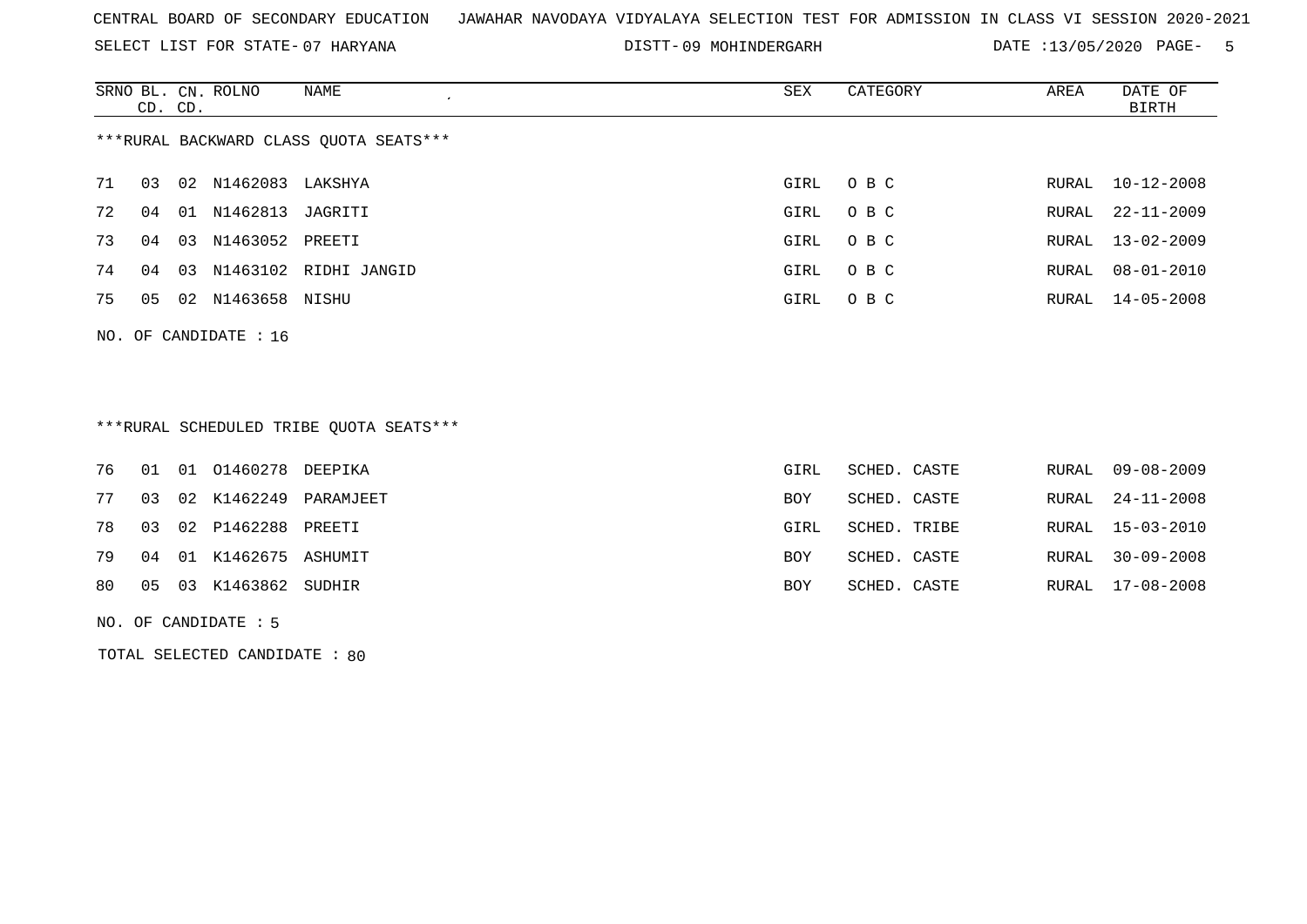CENTRAL BOARD OF SECONDARY EDUCATION   JAWAHAR NAVODAYA VIDYALAYA SELECTION TEST FOR ADMISSION IN CLASS VI SESSION 2020-2021

SELECT LIST FOR STATE- 07 HARYANA   DISTT- 09 MOHINDERGARH   DATE :13/05/2020

***RURAL BACKWARD CLASS QUOTA SEATS***

| SRNO | BL. CD. | CN. CD. | ROLNO | NAME | SEX | CATEGORY | AREA | DATE OF BIRTH |
|---|---|---|---|---|---|---|---|---|
| 71 | 03 | 02 | N1462083 | LAKSHYA | GIRL | O B C | RURAL | 10-12-2008 |
| 72 | 04 | 01 | N1462813 | JAGRITI | GIRL | O B C | RURAL | 22-11-2009 |
| 73 | 04 | 03 | N1463052 | PREETI | GIRL | O B C | RURAL | 13-02-2009 |
| 74 | 04 | 03 | N1463102 | RIDHI JANGID | GIRL | O B C | RURAL | 08-01-2010 |
| 75 | 05 | 02 | N1463658 | NISHU | GIRL | O B C | RURAL | 14-05-2008 |

NO. OF CANDIDATE : 16

***RURAL SCHEDULED TRIBE QUOTA SEATS***

| SRNO | BL. CD. | CN. CD. | ROLNO | NAME | SEX | CATEGORY | AREA | DATE OF BIRTH |
|---|---|---|---|---|---|---|---|---|
| 76 | 01 | 01 | O1460278 | DEEPIKA | GIRL | SCHED. CASTE | RURAL | 09-08-2009 |
| 77 | 03 | 02 | K1462249 | PARAMJEET | BOY | SCHED. CASTE | RURAL | 24-11-2008 |
| 78 | 03 | 02 | P1462288 | PREETI | GIRL | SCHED. TRIBE | RURAL | 15-03-2010 |
| 79 | 04 | 01 | K1462675 | ASHUMIT | BOY | SCHED. CASTE | RURAL | 30-09-2008 |
| 80 | 05 | 03 | K1463862 | SUDHIR | BOY | SCHED. CASTE | RURAL | 17-08-2008 |

NO. OF CANDIDATE : 5

TOTAL SELECTED CANDIDATE : 80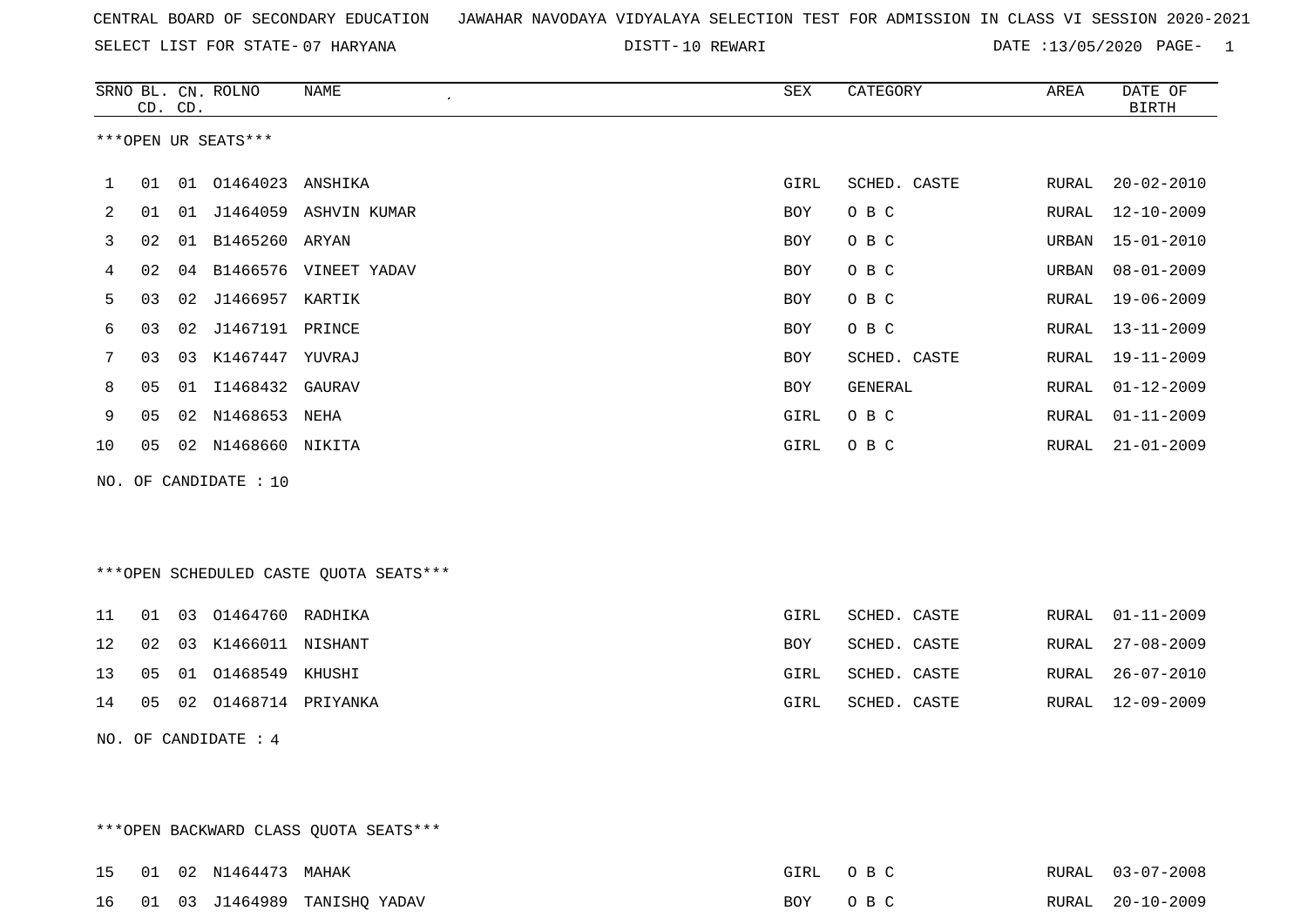CENTRAL BOARD OF SECONDARY EDUCATION JAWAHAR NAVODAYA VIDYALAYA SELECTION TEST FOR ADMISSION IN CLASS VI SESSION 2020-2021

SELECT LIST FOR STATE- 07 HARYANA DISTT- 10 REWARI DATE :13/05/2020

***OPEN UR SEATS***

| SRNO | BL. CD. | CN. CD. | ROLNO | NAME | SEX | CATEGORY | AREA | DATE OF BIRTH |
|---|---|---|---|---|---|---|---|---|
| 1 | 01 | 01 | O1464023 | ANSHIKA | GIRL | SCHED. CASTE | RURAL | 20-02-2010 |
| 2 | 01 | 01 | J1464059 | ASHVIN KUMAR | BOY | O B C | RURAL | 12-10-2009 |
| 3 | 02 | 01 | B1465260 | ARYAN | BOY | O B C | URBAN | 15-01-2010 |
| 4 | 02 | 04 | B1466576 | VINEET YADAV | BOY | O B C | URBAN | 08-01-2009 |
| 5 | 03 | 02 | J1466957 | KARTIK | BOY | O B C | RURAL | 19-06-2009 |
| 6 | 03 | 02 | J1467191 | PRINCE | BOY | O B C | RURAL | 13-11-2009 |
| 7 | 03 | 03 | K1467447 | YUVRAJ | BOY | SCHED. CASTE | RURAL | 19-11-2009 |
| 8 | 05 | 01 | I1468432 | GAURAV | BOY | GENERAL | RURAL | 01-12-2009 |
| 9 | 05 | 02 | N1468653 | NEHA | GIRL | O B C | RURAL | 01-11-2009 |
| 10 | 05 | 02 | N1468660 | NIKITA | GIRL | O B C | RURAL | 21-01-2009 |

NO. OF CANDIDATE : 10

***OPEN SCHEDULED CASTE QUOTA SEATS***

| SRNO | BL. CD. | CN. CD. | ROLNO | NAME | SEX | CATEGORY | AREA | DATE OF BIRTH |
|---|---|---|---|---|---|---|---|---|
| 11 | 01 | 03 | O1464760 | RADHIKA | GIRL | SCHED. CASTE | RURAL | 01-11-2009 |
| 12 | 02 | 03 | K1466011 | NISHANT | BOY | SCHED. CASTE | RURAL | 27-08-2009 |
| 13 | 05 | 01 | O1468549 | KHUSHI | GIRL | SCHED. CASTE | RURAL | 26-07-2010 |
| 14 | 05 | 02 | O1468714 | PRIYANKA | GIRL | SCHED. CASTE | RURAL | 12-09-2009 |

NO. OF CANDIDATE : 4

***OPEN BACKWARD CLASS QUOTA SEATS***

| SRNO | BL. CD. | CN. CD. | ROLNO | NAME | SEX | CATEGORY | AREA | DATE OF BIRTH |
|---|---|---|---|---|---|---|---|---|
| 15 | 01 | 02 | N1464473 | MAHAK | GIRL | O B C | RURAL | 03-07-2008 |
| 16 | 01 | 03 | J1464989 | TANISHQ YADAV | BOY | O B C | RURAL | 20-10-2009 |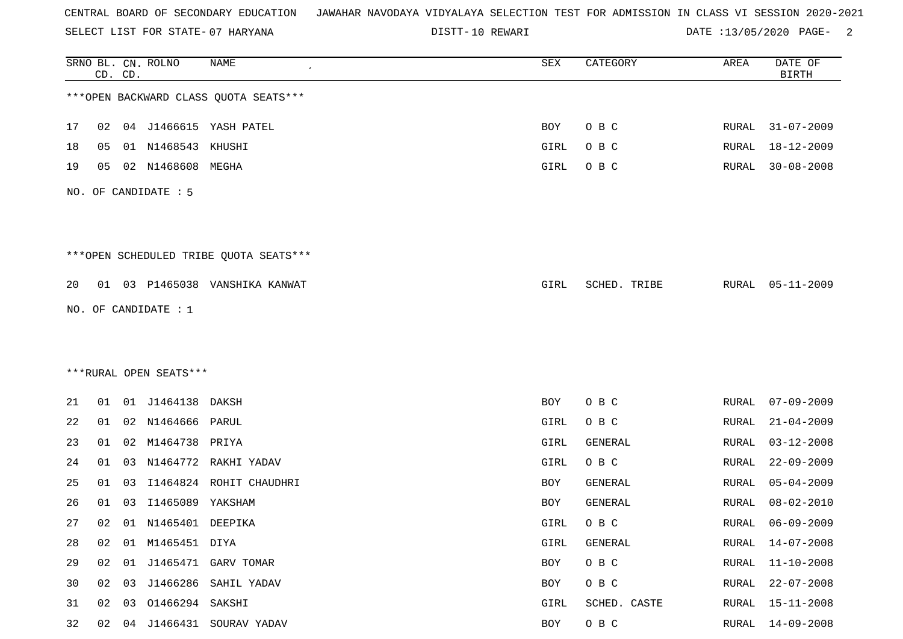CENTRAL BOARD OF SECONDARY EDUCATION JAWAHAR NAVODAYA VIDYALAYA SELECTION TEST FOR ADMISSION IN CLASS VI SESSION 2020-2021

SELECT LIST FOR STATE- 07 HARYANA DISTT- 10 REWARI DATE :13/05/2020

***OPEN BACKWARD CLASS QUOTA SEATS***

| SRNO | BL. CD. | CN. CD. | ROLNO | NAME | SEX | CATEGORY | AREA | DATE OF BIRTH |
|---|---|---|---|---|---|---|---|---|
| 17 | 02 | 04 | J1466615 | YASH PATEL | BOY | O B C | RURAL | 31-07-2009 |
| 18 | 05 | 01 | N1468543 | KHUSHI | GIRL | O B C | RURAL | 18-12-2009 |
| 19 | 05 | 02 | N1468608 | MEGHA | GIRL | O B C | RURAL | 30-08-2008 |

NO. OF CANDIDATE : 5

***OPEN SCHEDULED TRIBE QUOTA SEATS***

| SRNO | BL. CD. | CN. CD. | ROLNO | NAME | SEX | CATEGORY | AREA | DATE OF BIRTH |
|---|---|---|---|---|---|---|---|---|
| 20 | 01 | 03 | P1465038 | VANSHIKA KANWAT | GIRL | SCHED. TRIBE | RURAL | 05-11-2009 |

NO. OF CANDIDATE : 1

***RURAL OPEN SEATS***

| SRNO | BL. CD. | CN. CD. | ROLNO | NAME | SEX | CATEGORY | AREA | DATE OF BIRTH |
|---|---|---|---|---|---|---|---|---|
| 21 | 01 | 01 | J1464138 | DAKSH | BOY | O B C | RURAL | 07-09-2009 |
| 22 | 01 | 02 | N1464666 | PARUL | GIRL | O B C | RURAL | 21-04-2009 |
| 23 | 01 | 02 | M1464738 | PRIYA | GIRL | GENERAL | RURAL | 03-12-2008 |
| 24 | 01 | 03 | N1464772 | RAKHI YADAV | GIRL | O B C | RURAL | 22-09-2009 |
| 25 | 01 | 03 | I1464824 | ROHIT CHAUDHRI | BOY | GENERAL | RURAL | 05-04-2009 |
| 26 | 01 | 03 | I1465089 | YAKSHAM | BOY | GENERAL | RURAL | 08-02-2010 |
| 27 | 02 | 01 | N1465401 | DEEPIKA | GIRL | O B C | RURAL | 06-09-2009 |
| 28 | 02 | 01 | M1465451 | DIYA | GIRL | GENERAL | RURAL | 14-07-2008 |
| 29 | 02 | 01 | J1465471 | GARV TOMAR | BOY | O B C | RURAL | 11-10-2008 |
| 30 | 02 | 03 | J1466286 | SAHIL YADAV | BOY | O B C | RURAL | 22-07-2008 |
| 31 | 02 | 03 | O1466294 | SAKSHI | GIRL | SCHED. CASTE | RURAL | 15-11-2008 |
| 32 | 02 | 04 | J1466431 | SOURAV YADAV | BOY | O B C | RURAL | 14-09-2008 |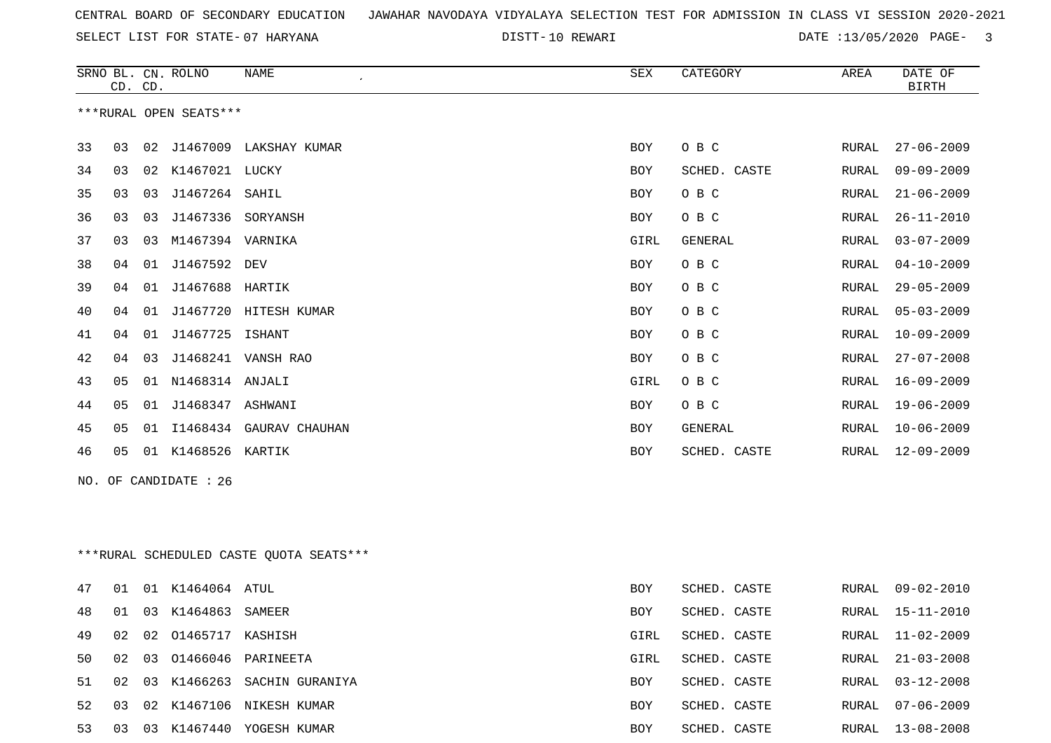CENTRAL BOARD OF SECONDARY EDUCATION JAWAHAR NAVODAYA VIDYALAYA SELECTION TEST FOR ADMISSION IN CLASS VI SESSION 2020-2021

SELECT LIST FOR STATE- 07 HARYANA DISTT- 10 REWARI DATE :13/05/2020

***RURAL OPEN SEATS***

| SRNO | BL. CD. | CN. CD. | ROLNO | NAME | SEX | CATEGORY | AREA | DATE OF BIRTH |
|---|---|---|---|---|---|---|---|---|
| 33 | 03 | 02 | J1467009 | LAKSHAY KUMAR | BOY | O B C | RURAL | 27-06-2009 |
| 34 | 03 | 02 | K1467021 | LUCKY | BOY | SCHED. CASTE | RURAL | 09-09-2009 |
| 35 | 03 | 03 | J1467264 | SAHIL | BOY | O B C | RURAL | 21-06-2009 |
| 36 | 03 | 03 | J1467336 | SORYANSH | BOY | O B C | RURAL | 26-11-2010 |
| 37 | 03 | 03 | M1467394 | VARNIKA | GIRL | GENERAL | RURAL | 03-07-2009 |
| 38 | 04 | 01 | J1467592 | DEV | BOY | O B C | RURAL | 04-10-2009 |
| 39 | 04 | 01 | J1467688 | HARTIK | BOY | O B C | RURAL | 29-05-2009 |
| 40 | 04 | 01 | J1467720 | HITESH KUMAR | BOY | O B C | RURAL | 05-03-2009 |
| 41 | 04 | 01 | J1467725 | ISHANT | BOY | O B C | RURAL | 10-09-2009 |
| 42 | 04 | 03 | J1468241 | VANSH RAO | BOY | O B C | RURAL | 27-07-2008 |
| 43 | 05 | 01 | N1468314 | ANJALI | GIRL | O B C | RURAL | 16-09-2009 |
| 44 | 05 | 01 | J1468347 | ASHWANI | BOY | O B C | RURAL | 19-06-2009 |
| 45 | 05 | 01 | I1468434 | GAURAV CHAUHAN | BOY | GENERAL | RURAL | 10-06-2009 |
| 46 | 05 | 01 | K1468526 | KARTIK | BOY | SCHED. CASTE | RURAL | 12-09-2009 |

NO. OF CANDIDATE : 26

***RURAL SCHEDULED CASTE QUOTA SEATS***

| SRNO | BL. CD. | CN. CD. | ROLNO | NAME | SEX | CATEGORY | AREA | DATE OF BIRTH |
|---|---|---|---|---|---|---|---|---|
| 47 | 01 | 01 | K1464064 | ATUL | BOY | SCHED. CASTE | RURAL | 09-02-2010 |
| 48 | 01 | 03 | K1464863 | SAMEER | BOY | SCHED. CASTE | RURAL | 15-11-2010 |
| 49 | 02 | 02 | O1465717 | KASHISH | GIRL | SCHED. CASTE | RURAL | 11-02-2009 |
| 50 | 02 | 03 | O1466046 | PARINEETA | GIRL | SCHED. CASTE | RURAL | 21-03-2008 |
| 51 | 02 | 03 | K1466263 | SACHIN GURANIYA | BOY | SCHED. CASTE | RURAL | 03-12-2008 |
| 52 | 03 | 02 | K1467106 | NIKESH KUMAR | BOY | SCHED. CASTE | RURAL | 07-06-2009 |
| 53 | 03 | 03 | K1467440 | YOGESH KUMAR | BOY | SCHED. CASTE | RURAL | 13-08-2008 |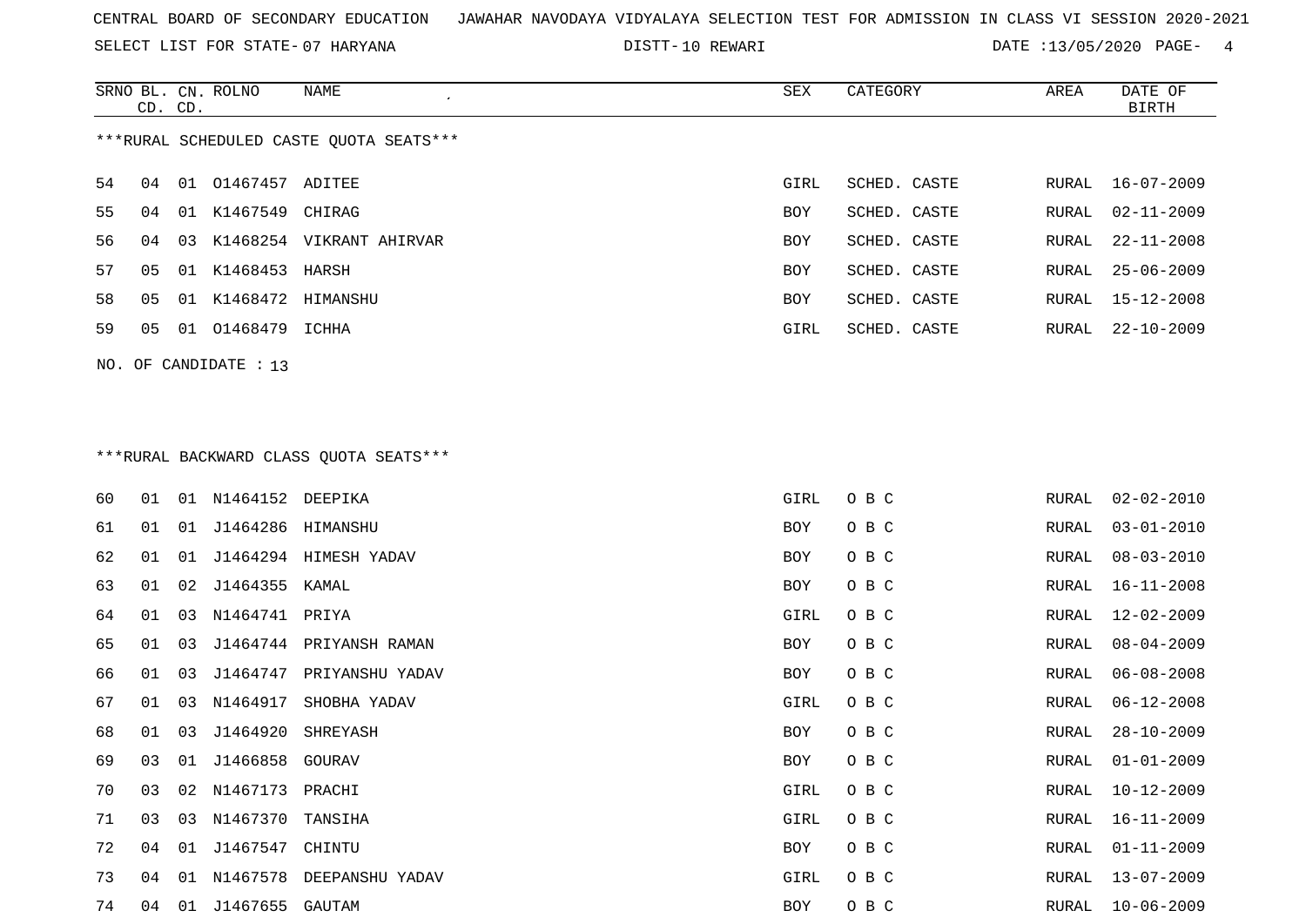CENTRAL BOARD OF SECONDARY EDUCATION JAWAHAR NAVODAYA VIDYALAYA SELECTION TEST FOR ADMISSION IN CLASS VI SESSION 2020-2021

SELECT LIST FOR STATE- 07 HARYANA DISTT- 10 REWARI DATE :13/05/2020

***RURAL SCHEDULED CASTE QUOTA SEATS***

| SRNO | BL. CD. | CN. CD. | ROLNO | NAME | SEX | CATEGORY | AREA | DATE OF BIRTH |
|---|---|---|---|---|---|---|---|---|
| 54 | 04 | 01 | O1467457 | ADITEE | GIRL | SCHED. CASTE | RURAL | 16-07-2009 |
| 55 | 04 | 01 | K1467549 | CHIRAG | BOY | SCHED. CASTE | RURAL | 02-11-2009 |
| 56 | 04 | 03 | K1468254 | VIKRANT AHIRVAR | BOY | SCHED. CASTE | RURAL | 22-11-2008 |
| 57 | 05 | 01 | K1468453 | HARSH | BOY | SCHED. CASTE | RURAL | 25-06-2009 |
| 58 | 05 | 01 | K1468472 | HIMANSHU | BOY | SCHED. CASTE | RURAL | 15-12-2008 |
| 59 | 05 | 01 | O1468479 | ICHHA | GIRL | SCHED. CASTE | RURAL | 22-10-2009 |

NO. OF CANDIDATE : 13

***RURAL BACKWARD CLASS QUOTA SEATS***

| SRNO | BL. CD. | CN. CD. | ROLNO | NAME | SEX | CATEGORY | AREA | DATE OF BIRTH |
|---|---|---|---|---|---|---|---|---|
| 60 | 01 | 01 | N1464152 | DEEPIKA | GIRL | O B C | RURAL | 02-02-2010 |
| 61 | 01 | 01 | J1464286 | HIMANSHU | BOY | O B C | RURAL | 03-01-2010 |
| 62 | 01 | 01 | J1464294 | HIMESH YADAV | BOY | O B C | RURAL | 08-03-2010 |
| 63 | 01 | 02 | J1464355 | KAMAL | BOY | O B C | RURAL | 16-11-2008 |
| 64 | 01 | 03 | N1464741 | PRIYA | GIRL | O B C | RURAL | 12-02-2009 |
| 65 | 01 | 03 | J1464744 | PRIYANSH RAMAN | BOY | O B C | RURAL | 08-04-2009 |
| 66 | 01 | 03 | J1464747 | PRIYANSHU YADAV | BOY | O B C | RURAL | 06-08-2008 |
| 67 | 01 | 03 | N1464917 | SHOBHA YADAV | GIRL | O B C | RURAL | 06-12-2008 |
| 68 | 01 | 03 | J1464920 | SHREYASH | BOY | O B C | RURAL | 28-10-2009 |
| 69 | 03 | 01 | J1466858 | GOURAV | BOY | O B C | RURAL | 01-01-2009 |
| 70 | 03 | 02 | N1467173 | PRACHI | GIRL | O B C | RURAL | 10-12-2009 |
| 71 | 03 | 03 | N1467370 | TANSIHA | GIRL | O B C | RURAL | 16-11-2009 |
| 72 | 04 | 01 | J1467547 | CHINTU | BOY | O B C | RURAL | 01-11-2009 |
| 73 | 04 | 01 | N1467578 | DEEPANSHU YADAV | GIRL | O B C | RURAL | 13-07-2009 |
| 74 | 04 | 01 | J1467655 | GAUTAM | BOY | O B C | RURAL | 10-06-2009 |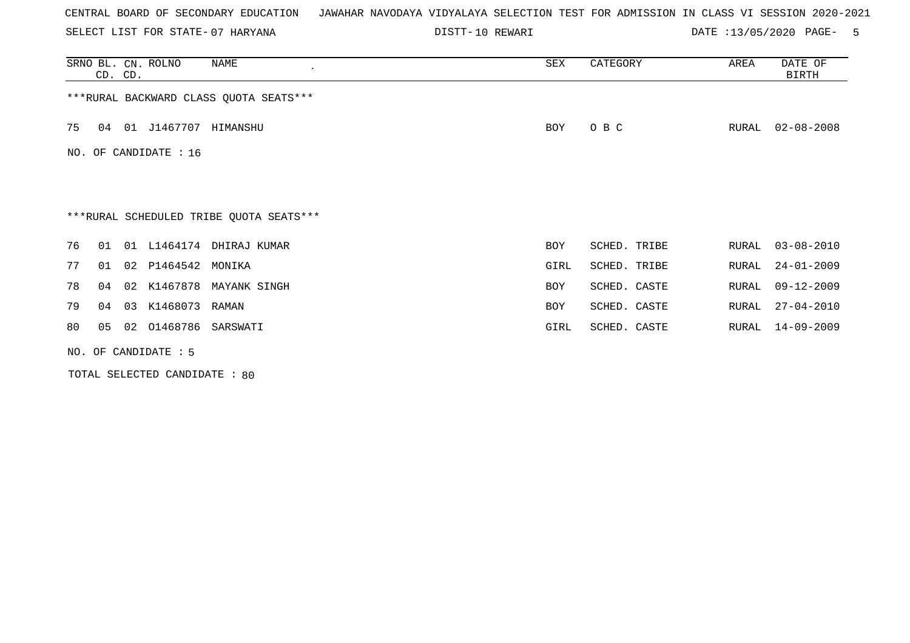CENTRAL BOARD OF SECONDARY EDUCATION JAWAHAR NAVODAYA VIDYALAYA SELECTION TEST FOR ADMISSION IN CLASS VI SESSION 2020-2021

SELECT LIST FOR STATE- 07 HARYANA    DISTT- 10 REWARI    DATE :13/05/2020

| SRNO | BL. CD. | CN. CD. | ROLNO | NAME | SEX | CATEGORY | AREA | DATE OF BIRTH |
|---|---|---|---|---|---|---|---|---|

***RURAL BACKWARD CLASS QUOTA SEATS***

| SRNO | BL. CD. | CN. CD. | ROLNO | NAME | SEX | CATEGORY | AREA | DATE OF BIRTH |
|---|---|---|---|---|---|---|---|---|
| 75 | 04 | 01 | J1467707 | HIMANSHU | BOY | O B C | RURAL | 02-08-2008 |

NO. OF CANDIDATE : 16

***RURAL SCHEDULED TRIBE QUOTA SEATS***

| SRNO | BL. CD. | CN. CD. | ROLNO | NAME | SEX | CATEGORY | AREA | DATE OF BIRTH |
|---|---|---|---|---|---|---|---|---|
| 76 | 01 | 01 | L1464174 | DHIRAJ KUMAR | BOY | SCHED. TRIBE | RURAL | 03-08-2010 |
| 77 | 01 | 02 | P1464542 | MONIKA | GIRL | SCHED. TRIBE | RURAL | 24-01-2009 |
| 78 | 04 | 02 | K1467878 | MAYANK SINGH | BOY | SCHED. CASTE | RURAL | 09-12-2009 |
| 79 | 04 | 03 | K1468073 | RAMAN | BOY | SCHED. CASTE | RURAL | 27-04-2010 |
| 80 | 05 | 02 | O1468786 | SARSWATI | GIRL | SCHED. CASTE | RURAL | 14-09-2009 |

NO. OF CANDIDATE : 5

TOTAL SELECTED CANDIDATE : 80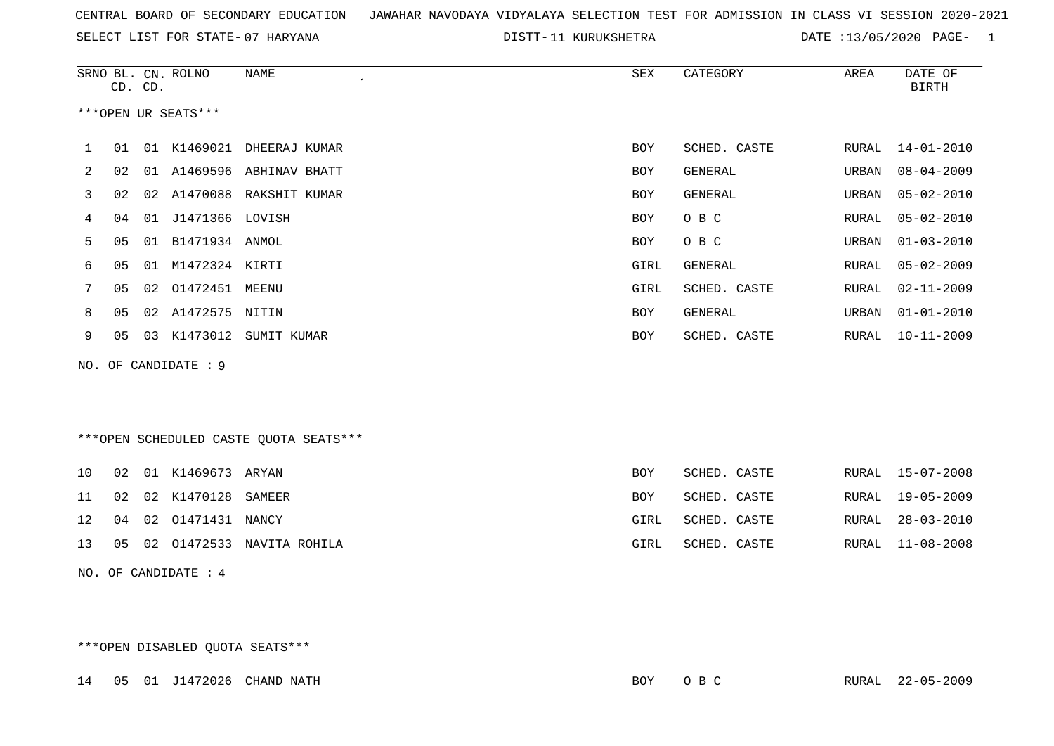CENTRAL BOARD OF SECONDARY EDUCATION JAWAHAR NAVODAYA VIDYALAYA SELECTION TEST FOR ADMISSION IN CLASS VI SESSION 2020-2021

SELECT LIST FOR STATE- 07 HARYANA DISTT- 11 KURUKSHETRA DATE :13/05/2020

***OPEN UR SEATS***

| SRNO | BL. CD. | CN. CD. | ROLNO | NAME | SEX | CATEGORY | AREA | DATE OF BIRTH |
|---|---|---|---|---|---|---|---|---|
| 1 | 01 | 01 | K1469021 | DHEERAJ KUMAR | BOY | SCHED. CASTE | RURAL | 14-01-2010 |
| 2 | 02 | 01 | A1469596 | ABHINAV BHATT | BOY | GENERAL | URBAN | 08-04-2009 |
| 3 | 02 | 02 | A1470088 | RAKSHIT KUMAR | BOY | GENERAL | URBAN | 05-02-2010 |
| 4 | 04 | 01 | J1471366 | LOVISH | BOY | O B C | RURAL | 05-02-2010 |
| 5 | 05 | 01 | B1471934 | ANMOL | BOY | O B C | URBAN | 01-03-2010 |
| 6 | 05 | 01 | M1472324 | KIRTI | GIRL | GENERAL | RURAL | 05-02-2009 |
| 7 | 05 | 02 | O1472451 | MEENU | GIRL | SCHED. CASTE | RURAL | 02-11-2009 |
| 8 | 05 | 02 | A1472575 | NITIN | BOY | GENERAL | URBAN | 01-01-2010 |
| 9 | 05 | 03 | K1473012 | SUMIT KUMAR | BOY | SCHED. CASTE | RURAL | 10-11-2009 |

NO. OF CANDIDATE : 9

***OPEN SCHEDULED CASTE QUOTA SEATS***

| SRNO | BL. CD. | CN. CD. | ROLNO | NAME | SEX | CATEGORY | AREA | DATE OF BIRTH |
|---|---|---|---|---|---|---|---|---|
| 10 | 02 | 01 | K1469673 | ARYAN | BOY | SCHED. CASTE | RURAL | 15-07-2008 |
| 11 | 02 | 02 | K1470128 | SAMEER | BOY | SCHED. CASTE | RURAL | 19-05-2009 |
| 12 | 04 | 02 | O1471431 | NANCY | GIRL | SCHED. CASTE | RURAL | 28-03-2010 |
| 13 | 05 | 02 | O1472533 | NAVITA ROHILA | GIRL | SCHED. CASTE | RURAL | 11-08-2008 |

NO. OF CANDIDATE : 4

***OPEN DISABLED QUOTA SEATS***

| SRNO | BL. CD. | CN. CD. | ROLNO | NAME | SEX | CATEGORY | AREA | DATE OF BIRTH |
|---|---|---|---|---|---|---|---|---|
| 14 | 05 | 01 | J1472026 | CHAND NATH | BOY | O B C | RURAL | 22-05-2009 |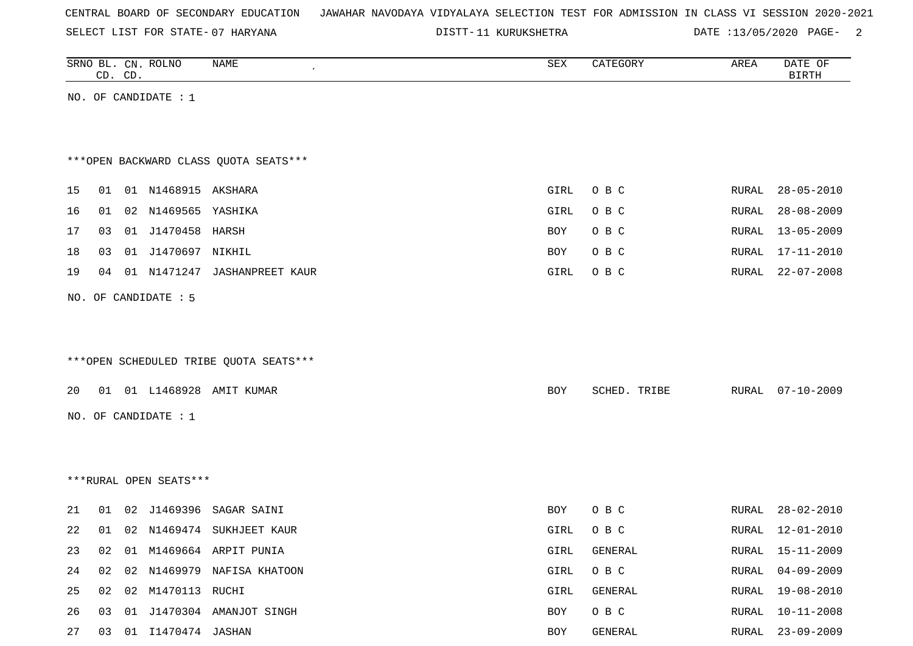CENTRAL BOARD OF SECONDARY EDUCATION JAWAHAR NAVODAYA VIDYALAYA SELECTION TEST FOR ADMISSION IN CLASS VI SESSION 2020-2021

SELECT LIST FOR STATE- 07 HARYANA DISTT- 11 KURUKSHETRA DATE :13/05/2020

| SRNO | BL. CD. | CN. CD. | ROLNO | NAME | SEX | CATEGORY | AREA | DATE OF BIRTH |
|---|---|---|---|---|---|---|---|---|

NO. OF CANDIDATE : 1

***OPEN BACKWARD CLASS QUOTA SEATS***

| SRNO | BL. CD. | CN. CD. | ROLNO | NAME | SEX | CATEGORY | AREA | DATE OF BIRTH |
|---|---|---|---|---|---|---|---|---|
| 15 | 01 | 01 | N1468915 | AKSHARA | GIRL | O B C | RURAL | 28-05-2010 |
| 16 | 01 | 02 | N1469565 | YASHIKA | GIRL | O B C | RURAL | 28-08-2009 |
| 17 | 03 | 01 | J1470458 | HARSH | BOY | O B C | RURAL | 13-05-2009 |
| 18 | 03 | 01 | J1470697 | NIKHIL | BOY | O B C | RURAL | 17-11-2010 |
| 19 | 04 | 01 | N1471247 | JASHANPREET KAUR | GIRL | O B C | RURAL | 22-07-2008 |

NO. OF CANDIDATE : 5

***OPEN SCHEDULED TRIBE QUOTA SEATS***

| SRNO | BL. CD. | CN. CD. | ROLNO | NAME | SEX | CATEGORY | AREA | DATE OF BIRTH |
|---|---|---|---|---|---|---|---|---|
| 20 | 01 | 01 | L1468928 | AMIT KUMAR | BOY | SCHED. TRIBE | RURAL | 07-10-2009 |

NO. OF CANDIDATE : 1

***RURAL OPEN SEATS***

| SRNO | BL. CD. | CN. CD. | ROLNO | NAME | SEX | CATEGORY | AREA | DATE OF BIRTH |
|---|---|---|---|---|---|---|---|---|
| 21 | 01 | 02 | J1469396 | SAGAR SAINI | BOY | O B C | RURAL | 28-02-2010 |
| 22 | 01 | 02 | N1469474 | SUKHJEET KAUR | GIRL | O B C | RURAL | 12-01-2010 |
| 23 | 02 | 01 | M1469664 | ARPIT PUNIA | GIRL | GENERAL | RURAL | 15-11-2009 |
| 24 | 02 | 02 | N1469979 | NAFISA KHATOON | GIRL | O B C | RURAL | 04-09-2009 |
| 25 | 02 | 02 | M1470113 | RUCHI | GIRL | GENERAL | RURAL | 19-08-2010 |
| 26 | 03 | 01 | J1470304 | AMANJOT SINGH | BOY | O B C | RURAL | 10-11-2008 |
| 27 | 03 | 01 | I1470474 | JASHAN | BOY | GENERAL | RURAL | 23-09-2009 |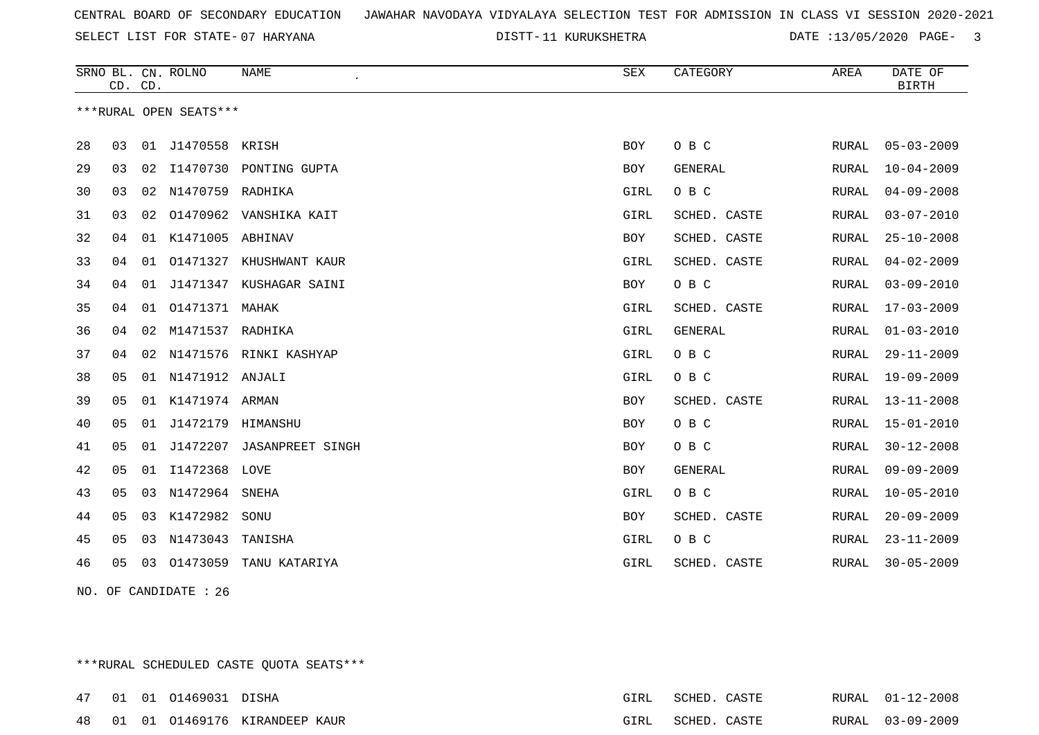CENTRAL BOARD OF SECONDARY EDUCATION JAWAHAR NAVODAYA VIDYALAYA SELECTION TEST FOR ADMISSION IN CLASS VI SESSION 2020-2021

SELECT LIST FOR STATE- 07 HARYANA DISTT- 11 KURUKSHETRA DATE :13/05/2020

| SRNO | BL. CD. | CN. CD. | ROLNO | NAME | SEX | CATEGORY | AREA | DATE OF BIRTH |
|---|---|---|---|---|---|---|---|---|

***RURAL OPEN SEATS***

| SRNO | BL. CD. | CN. CD. | ROLNO | NAME | SEX | CATEGORY | AREA | DATE OF BIRTH |
|---|---|---|---|---|---|---|---|---|
| 28 | 03 | 01 | J1470558 | KRISH | BOY | O B C | RURAL | 05-03-2009 |
| 29 | 03 | 02 | I1470730 | PONTING GUPTA | BOY | GENERAL | RURAL | 10-04-2009 |
| 30 | 03 | 02 | N1470759 | RADHIKA | GIRL | O B C | RURAL | 04-09-2008 |
| 31 | 03 | 02 | O1470962 | VANSHIKA KAIT | GIRL | SCHED. CASTE | RURAL | 03-07-2010 |
| 32 | 04 | 01 | K1471005 | ABHINAV | BOY | SCHED. CASTE | RURAL | 25-10-2008 |
| 33 | 04 | 01 | O1471327 | KHUSHWANT KAUR | GIRL | SCHED. CASTE | RURAL | 04-02-2009 |
| 34 | 04 | 01 | J1471347 | KUSHAGAR SAINI | BOY | O B C | RURAL | 03-09-2010 |
| 35 | 04 | 01 | O1471371 | MAHAK | GIRL | SCHED. CASTE | RURAL | 17-03-2009 |
| 36 | 04 | 02 | M1471537 | RADHIKA | GIRL | GENERAL | RURAL | 01-03-2010 |
| 37 | 04 | 02 | N1471576 | RINKI KASHYAP | GIRL | O B C | RURAL | 29-11-2009 |
| 38 | 05 | 01 | N1471912 | ANJALI | GIRL | O B C | RURAL | 19-09-2009 |
| 39 | 05 | 01 | K1471974 | ARMAN | BOY | SCHED. CASTE | RURAL | 13-11-2008 |
| 40 | 05 | 01 | J1472179 | HIMANSHU | BOY | O B C | RURAL | 15-01-2010 |
| 41 | 05 | 01 | J1472207 | JASANPREET SINGH | BOY | O B C | RURAL | 30-12-2008 |
| 42 | 05 | 01 | I1472368 | LOVE | BOY | GENERAL | RURAL | 09-09-2009 |
| 43 | 05 | 03 | N1472964 | SNEHA | GIRL | O B C | RURAL | 10-05-2010 |
| 44 | 05 | 03 | K1472982 | SONU | BOY | SCHED. CASTE | RURAL | 20-09-2009 |
| 45 | 05 | 03 | N1473043 | TANISHA | GIRL | O B C | RURAL | 23-11-2009 |
| 46 | 05 | 03 | O1473059 | TANU KATARIYA | GIRL | SCHED. CASTE | RURAL | 30-05-2009 |

NO. OF CANDIDATE : 26

***RURAL SCHEDULED CASTE QUOTA SEATS***

| SRNO | BL. CD. | CN. CD. | ROLNO | NAME | SEX | CATEGORY | AREA | DATE OF BIRTH |
|---|---|---|---|---|---|---|---|---|
| 47 | 01 | 01 | O1469031 | DISHA | GIRL | SCHED. CASTE | RURAL | 01-12-2008 |
| 48 | 01 | 01 | O1469176 | KIRANDEEP KAUR | GIRL | SCHED. CASTE | RURAL | 03-09-2009 |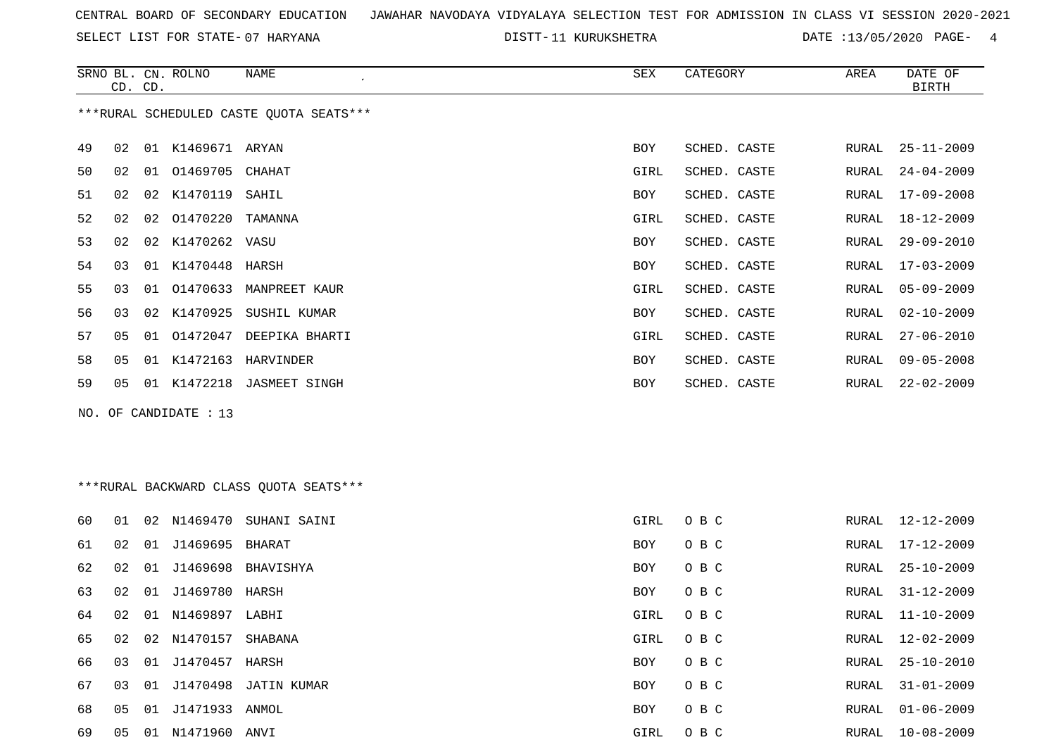CENTRAL BOARD OF SECONDARY EDUCATION JAWAHAR NAVODAYA VIDYALAYA SELECTION TEST FOR ADMISSION IN CLASS VI SESSION 2020-2021

SELECT LIST FOR STATE- 07 HARYANA DISTT- 11 KURUKSHETRA DATE :13/05/2020

***RURAL SCHEDULED CASTE QUOTA SEATS***

| SRNO | BL. CD. | CN. CD. | ROLNO | NAME | SEX | CATEGORY | AREA | DATE OF BIRTH |
|---|---|---|---|---|---|---|---|---|
| 49 | 02 | 01 | K1469671 | ARYAN | BOY | SCHED. CASTE | RURAL | 25-11-2009 |
| 50 | 02 | 01 | O1469705 | CHAHAT | GIRL | SCHED. CASTE | RURAL | 24-04-2009 |
| 51 | 02 | 02 | K1470119 | SAHIL | BOY | SCHED. CASTE | RURAL | 17-09-2008 |
| 52 | 02 | 02 | O1470220 | TAMANNA | GIRL | SCHED. CASTE | RURAL | 18-12-2009 |
| 53 | 02 | 02 | K1470262 | VASU | BOY | SCHED. CASTE | RURAL | 29-09-2010 |
| 54 | 03 | 01 | K1470448 | HARSH | BOY | SCHED. CASTE | RURAL | 17-03-2009 |
| 55 | 03 | 01 | O1470633 | MANPREET KAUR | GIRL | SCHED. CASTE | RURAL | 05-09-2009 |
| 56 | 03 | 02 | K1470925 | SUSHIL KUMAR | BOY | SCHED. CASTE | RURAL | 02-10-2009 |
| 57 | 05 | 01 | O1472047 | DEEPIKA BHARTI | GIRL | SCHED. CASTE | RURAL | 27-06-2010 |
| 58 | 05 | 01 | K1472163 | HARVINDER | BOY | SCHED. CASTE | RURAL | 09-05-2008 |
| 59 | 05 | 01 | K1472218 | JASMEET SINGH | BOY | SCHED. CASTE | RURAL | 22-02-2009 |

NO. OF CANDIDATE : 13

***RURAL BACKWARD CLASS QUOTA SEATS***

| SRNO | BL. CD. | CN. CD. | ROLNO | NAME | SEX | CATEGORY | AREA | DATE OF BIRTH |
|---|---|---|---|---|---|---|---|---|
| 60 | 01 | 02 | N1469470 | SUHANI SAINI | GIRL | O B C | RURAL | 12-12-2009 |
| 61 | 02 | 01 | J1469695 | BHARAT | BOY | O B C | RURAL | 17-12-2009 |
| 62 | 02 | 01 | J1469698 | BHAVISHYA | BOY | O B C | RURAL | 25-10-2009 |
| 63 | 02 | 01 | J1469780 | HARSH | BOY | O B C | RURAL | 31-12-2009 |
| 64 | 02 | 01 | N1469897 | LABHI | GIRL | O B C | RURAL | 11-10-2009 |
| 65 | 02 | 02 | N1470157 | SHABANA | GIRL | O B C | RURAL | 12-02-2009 |
| 66 | 03 | 01 | J1470457 | HARSH | BOY | O B C | RURAL | 25-10-2010 |
| 67 | 03 | 01 | J1470498 | JATIN KUMAR | BOY | O B C | RURAL | 31-01-2009 |
| 68 | 05 | 01 | J1471933 | ANMOL | BOY | O B C | RURAL | 01-06-2009 |
| 69 | 05 | 01 | N1471960 | ANVI | GIRL | O B C | RURAL | 10-08-2009 |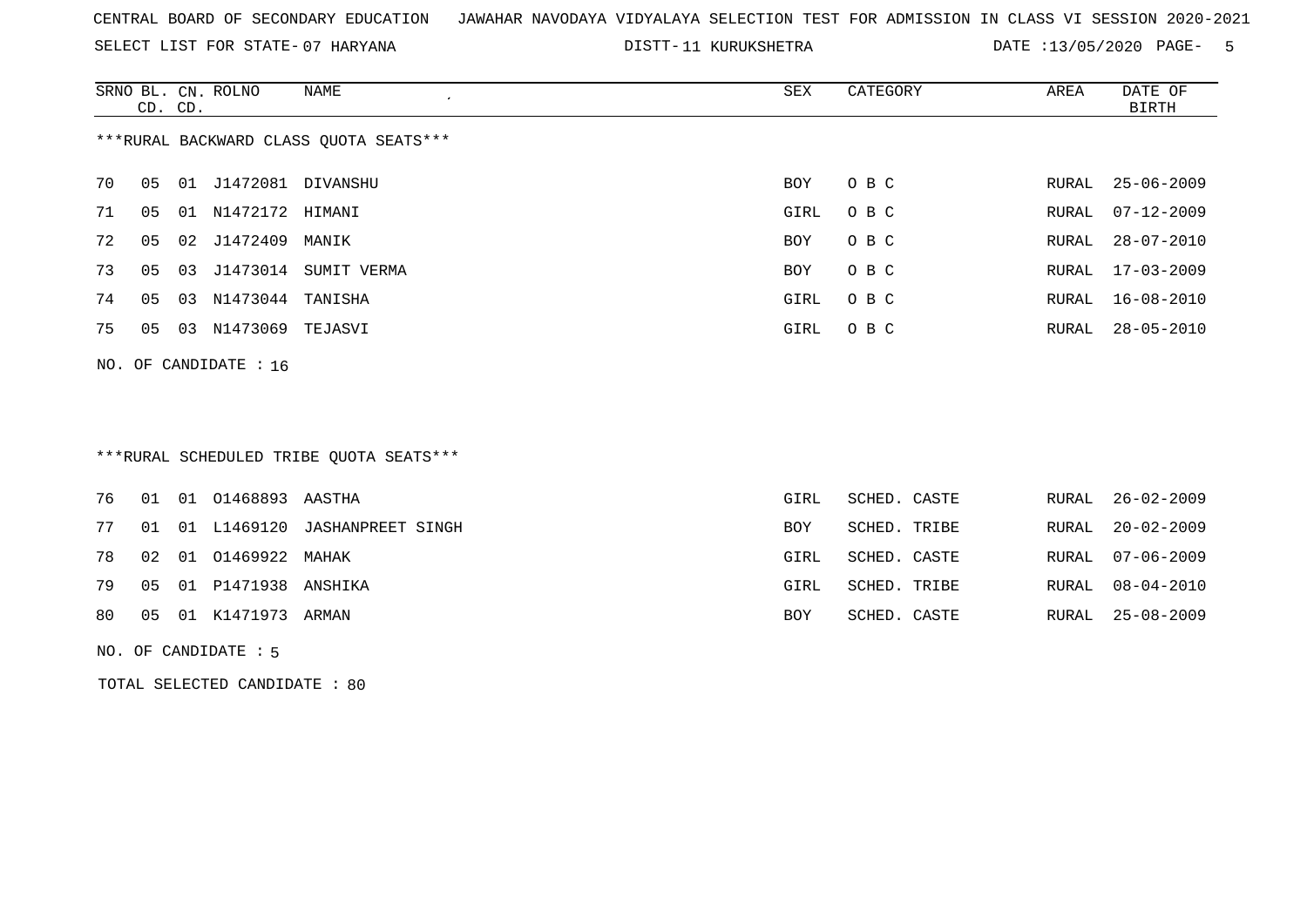CENTRAL BOARD OF SECONDARY EDUCATION JAWAHAR NAVODAYA VIDYALAYA SELECTION TEST FOR ADMISSION IN CLASS VI SESSION 2020-2021

SELECT LIST FOR STATE- 07 HARYANA DISTT- 11 KURUKSHETRA DATE :13/05/2020

***RURAL BACKWARD CLASS QUOTA SEATS***

| SRNO | BL. CD. | CN. CD. | ROLNO | NAME | SEX | CATEGORY | AREA | DATE OF BIRTH |
|---|---|---|---|---|---|---|---|---|
| 70 | 05 | 01 | J1472081 | DIVANSHU | BOY | O B C | RURAL | 25-06-2009 |
| 71 | 05 | 01 | N1472172 | HIMANI | GIRL | O B C | RURAL | 07-12-2009 |
| 72 | 05 | 02 | J1472409 | MANIK | BOY | O B C | RURAL | 28-07-2010 |
| 73 | 05 | 03 | J1473014 | SUMIT VERMA | BOY | O B C | RURAL | 17-03-2009 |
| 74 | 05 | 03 | N1473044 | TANISHA | GIRL | O B C | RURAL | 16-08-2010 |
| 75 | 05 | 03 | N1473069 | TEJASVI | GIRL | O B C | RURAL | 28-05-2010 |

NO. OF CANDIDATE : 16

***RURAL SCHEDULED TRIBE QUOTA SEATS***

| SRNO | BL. CD. | CN. CD. | ROLNO | NAME | SEX | CATEGORY | AREA | DATE OF BIRTH |
|---|---|---|---|---|---|---|---|---|
| 76 | 01 | 01 | O1468893 | AASTHA | GIRL | SCHED. CASTE | RURAL | 26-02-2009 |
| 77 | 01 | 01 | L1469120 | JASHANPREET SINGH | BOY | SCHED. TRIBE | RURAL | 20-02-2009 |
| 78 | 02 | 01 | O1469922 | MAHAK | GIRL | SCHED. CASTE | RURAL | 07-06-2009 |
| 79 | 05 | 01 | P1471938 | ANSHIKA | GIRL | SCHED. TRIBE | RURAL | 08-04-2010 |
| 80 | 05 | 01 | K1471973 | ARMAN | BOY | SCHED. CASTE | RURAL | 25-08-2009 |

NO. OF CANDIDATE : 5

TOTAL SELECTED CANDIDATE : 80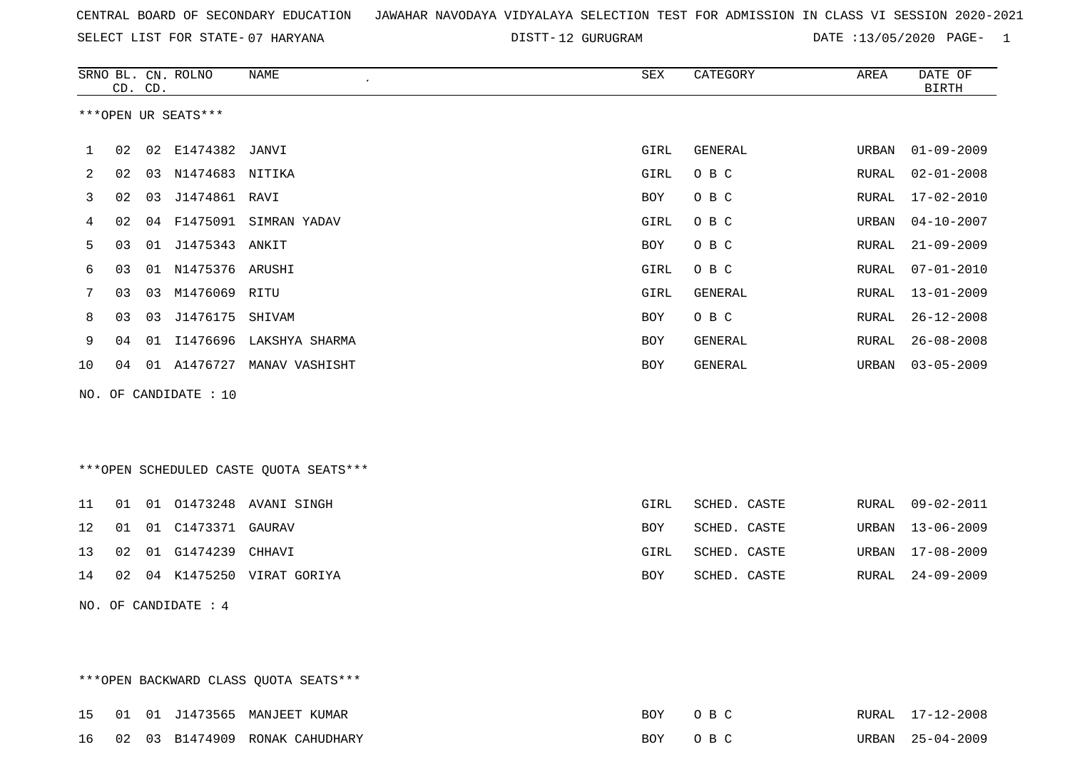CENTRAL BOARD OF SECONDARY EDUCATION   JAWAHAR NAVODAYA VIDYALAYA SELECTION TEST FOR ADMISSION IN CLASS VI SESSION 2020-2021

SELECT LIST FOR STATE- 07 HARYANA   DISTT- 12 GURUGRAM   DATE :13/05/2020

***OPEN UR SEATS***

| SRNO | BL. CD. | CN. CD. | ROLNO | NAME | SEX | CATEGORY | AREA | DATE OF BIRTH |
|---|---|---|---|---|---|---|---|---|
| 1 | 02 | 02 | E1474382 | JANVI | GIRL | GENERAL | URBAN | 01-09-2009 |
| 2 | 02 | 03 | N1474683 | NITIKA | GIRL | O B C | RURAL | 02-01-2008 |
| 3 | 02 | 03 | J1474861 | RAVI | BOY | O B C | RURAL | 17-02-2010 |
| 4 | 02 | 04 | F1475091 | SIMRAN YADAV | GIRL | O B C | URBAN | 04-10-2007 |
| 5 | 03 | 01 | J1475343 | ANKIT | BOY | O B C | RURAL | 21-09-2009 |
| 6 | 03 | 01 | N1475376 | ARUSHI | GIRL | O B C | RURAL | 07-01-2010 |
| 7 | 03 | 03 | M1476069 | RITU | GIRL | GENERAL | RURAL | 13-01-2009 |
| 8 | 03 | 03 | J1476175 | SHIVAM | BOY | O B C | RURAL | 26-12-2008 |
| 9 | 04 | 01 | I1476696 | LAKSHYA SHARMA | BOY | GENERAL | RURAL | 26-08-2008 |
| 10 | 04 | 01 | A1476727 | MANAV VASHISHT | BOY | GENERAL | URBAN | 03-05-2009 |

NO. OF CANDIDATE : 10

***OPEN SCHEDULED CASTE QUOTA SEATS***

| SRNO | BL. CD. | CN. CD. | ROLNO | NAME | SEX | CATEGORY | AREA | DATE OF BIRTH |
|---|---|---|---|---|---|---|---|---|
| 11 | 01 | 01 | O1473248 | AVANI SINGH | GIRL | SCHED. CASTE | RURAL | 09-02-2011 |
| 12 | 01 | 01 | C1473371 | GAURAV | BOY | SCHED. CASTE | URBAN | 13-06-2009 |
| 13 | 02 | 01 | G1474239 | CHHAVI | GIRL | SCHED. CASTE | URBAN | 17-08-2009 |
| 14 | 02 | 04 | K1475250 | VIRAT GORIYA | BOY | SCHED. CASTE | RURAL | 24-09-2009 |

NO. OF CANDIDATE : 4

***OPEN BACKWARD CLASS QUOTA SEATS***

| SRNO | BL. CD. | CN. CD. | ROLNO | NAME | SEX | CATEGORY | AREA | DATE OF BIRTH |
|---|---|---|---|---|---|---|---|---|
| 15 | 01 | 01 | J1473565 | MANJEET KUMAR | BOY | O B C | RURAL | 17-12-2008 |
| 16 | 02 | 03 | B1474909 | RONAK CAHUDHARY | BOY | O B C | URBAN | 25-04-2009 |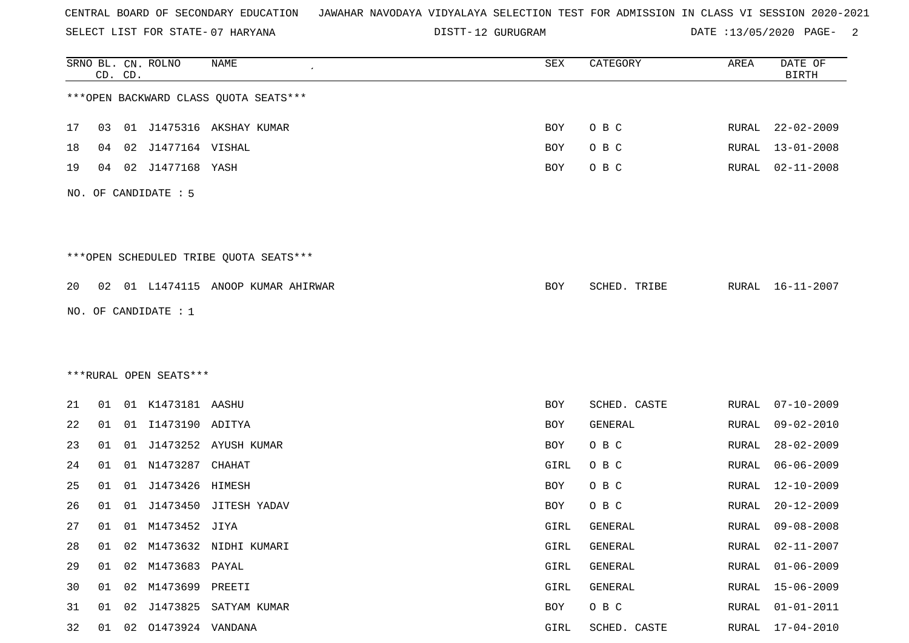CENTRAL BOARD OF SECONDARY EDUCATION   JAWAHAR NAVODAYA VIDYALAYA SELECTION TEST FOR ADMISSION IN CLASS VI SESSION 2020-2021

SELECT LIST FOR STATE- 07 HARYANA   DISTT- 12 GURUGRAM   DATE :13/05/2020

| SRNO | BL. CD. | CN. CD. | ROLNO | NAME | SEX | CATEGORY | AREA | DATE OF BIRTH |
|---|---|---|---|---|---|---|---|---|

***OPEN BACKWARD CLASS QUOTA SEATS***

| SRNO | BL. CD. | CN. CD. | ROLNO | NAME | SEX | CATEGORY | AREA | DATE OF BIRTH |
|---|---|---|---|---|---|---|---|---|
| 17 | 03 | 01 | J1475316 | AKSHAY KUMAR | BOY | O B C | RURAL | 22-02-2009 |
| 18 | 04 | 02 | J1477164 | VISHAL | BOY | O B C | RURAL | 13-01-2008 |
| 19 | 04 | 02 | J1477168 | YASH | BOY | O B C | RURAL | 02-11-2008 |

NO. OF CANDIDATE : 5

***OPEN SCHEDULED TRIBE QUOTA SEATS***

| SRNO | BL. CD. | CN. CD. | ROLNO | NAME | SEX | CATEGORY | AREA | DATE OF BIRTH |
|---|---|---|---|---|---|---|---|---|
| 20 | 02 | 01 | L1474115 | ANOOP KUMAR AHIRWAR | BOY | SCHED. TRIBE | RURAL | 16-11-2007 |

NO. OF CANDIDATE : 1

***RURAL OPEN SEATS***

| SRNO | BL. CD. | CN. CD. | ROLNO | NAME | SEX | CATEGORY | AREA | DATE OF BIRTH |
|---|---|---|---|---|---|---|---|---|
| 21 | 01 | 01 | K1473181 | AASHU | BOY | SCHED. CASTE | RURAL | 07-10-2009 |
| 22 | 01 | 01 | I1473190 | ADITYA | BOY | GENERAL | RURAL | 09-02-2010 |
| 23 | 01 | 01 | J1473252 | AYUSH KUMAR | BOY | O B C | RURAL | 28-02-2009 |
| 24 | 01 | 01 | N1473287 | CHAHAT | GIRL | O B C | RURAL | 06-06-2009 |
| 25 | 01 | 01 | J1473426 | HIMESH | BOY | O B C | RURAL | 12-10-2009 |
| 26 | 01 | 01 | J1473450 | JITESH YADAV | BOY | O B C | RURAL | 20-12-2009 |
| 27 | 01 | 01 | M1473452 | JIYA | GIRL | GENERAL | RURAL | 09-08-2008 |
| 28 | 01 | 02 | M1473632 | NIDHI KUMARI | GIRL | GENERAL | RURAL | 02-11-2007 |
| 29 | 01 | 02 | M1473683 | PAYAL | GIRL | GENERAL | RURAL | 01-06-2009 |
| 30 | 01 | 02 | M1473699 | PREETI | GIRL | GENERAL | RURAL | 15-06-2009 |
| 31 | 01 | 02 | J1473825 | SATYAM KUMAR | BOY | O B C | RURAL | 01-01-2011 |
| 32 | 01 | 02 | O1473924 | VANDANA | GIRL | SCHED. CASTE | RURAL | 17-04-2010 |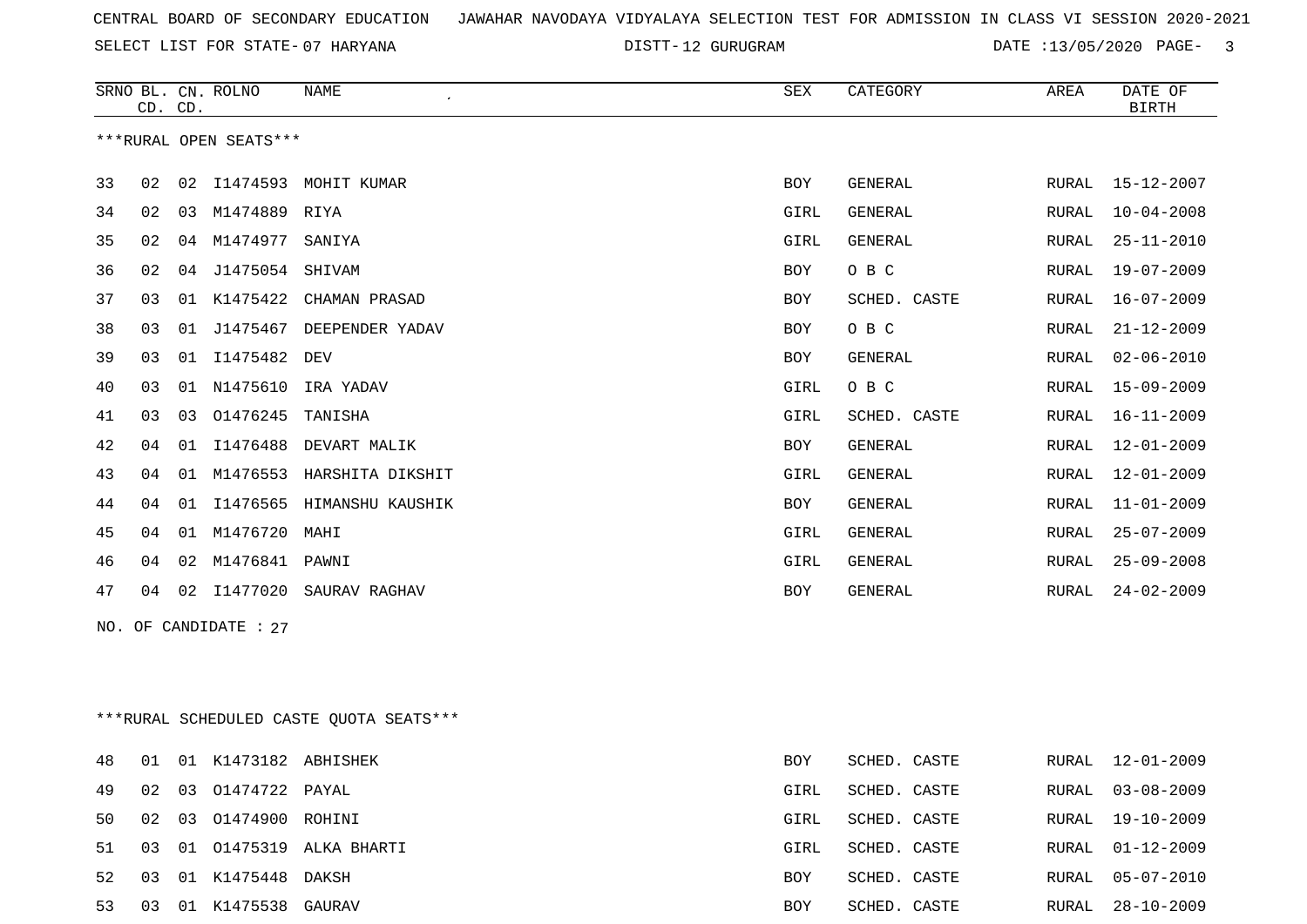CENTRAL BOARD OF SECONDARY EDUCATION JAWAHAR NAVODAYA VIDYALAYA SELECTION TEST FOR ADMISSION IN CLASS VI SESSION 2020-2021

SELECT LIST FOR STATE- 07 HARYANA DISTT- 12 GURUGRAM DATE :13/05/2020

| SRNO | BL. CD. | CN. CD. | ROLNO | NAME | SEX | CATEGORY | AREA | DATE OF BIRTH |
|---|---|---|---|---|---|---|---|---|

***RURAL OPEN SEATS***

| SRNO | BL. CD. | CN. CD. | ROLNO | NAME | SEX | CATEGORY | AREA | DATE OF BIRTH |
|---|---|---|---|---|---|---|---|---|
| 33 | 02 | 02 | I1474593 | MOHIT KUMAR | BOY | GENERAL | RURAL | 15-12-2007 |
| 34 | 02 | 03 | M1474889 | RIYA | GIRL | GENERAL | RURAL | 10-04-2008 |
| 35 | 02 | 04 | M1474977 | SANIYA | GIRL | GENERAL | RURAL | 25-11-2010 |
| 36 | 02 | 04 | J1475054 | SHIVAM | BOY | O B C | RURAL | 19-07-2009 |
| 37 | 03 | 01 | K1475422 | CHAMAN PRASAD | BOY | SCHED. CASTE | RURAL | 16-07-2009 |
| 38 | 03 | 01 | J1475467 | DEEPENDER YADAV | BOY | O B C | RURAL | 21-12-2009 |
| 39 | 03 | 01 | I1475482 | DEV | BOY | GENERAL | RURAL | 02-06-2010 |
| 40 | 03 | 01 | N1475610 | IRA YADAV | GIRL | O B C | RURAL | 15-09-2009 |
| 41 | 03 | 03 | O1476245 | TANISHA | GIRL | SCHED. CASTE | RURAL | 16-11-2009 |
| 42 | 04 | 01 | I1476488 | DEVART MALIK | BOY | GENERAL | RURAL | 12-01-2009 |
| 43 | 04 | 01 | M1476553 | HARSHITA DIKSHIT | GIRL | GENERAL | RURAL | 12-01-2009 |
| 44 | 04 | 01 | I1476565 | HIMANSHU KAUSHIK | BOY | GENERAL | RURAL | 11-01-2009 |
| 45 | 04 | 01 | M1476720 | MAHI | GIRL | GENERAL | RURAL | 25-07-2009 |
| 46 | 04 | 02 | M1476841 | PAWNI | GIRL | GENERAL | RURAL | 25-09-2008 |
| 47 | 04 | 02 | I1477020 | SAURAV RAGHAV | BOY | GENERAL | RURAL | 24-02-2009 |

NO. OF CANDIDATE : 27

***RURAL SCHEDULED CASTE QUOTA SEATS***

| SRNO | BL. CD. | CN. CD. | ROLNO | NAME | SEX | CATEGORY | AREA | DATE OF BIRTH |
|---|---|---|---|---|---|---|---|---|
| 48 | 01 | 01 | K1473182 | ABHISHEK | BOY | SCHED. CASTE | RURAL | 12-01-2009 |
| 49 | 02 | 03 | O1474722 | PAYAL | GIRL | SCHED. CASTE | RURAL | 03-08-2009 |
| 50 | 02 | 03 | O1474900 | ROHINI | GIRL | SCHED. CASTE | RURAL | 19-10-2009 |
| 51 | 03 | 01 | O1475319 | ALKA BHARTI | GIRL | SCHED. CASTE | RURAL | 01-12-2009 |
| 52 | 03 | 01 | K1475448 | DAKSH | BOY | SCHED. CASTE | RURAL | 05-07-2010 |
| 53 | 03 | 01 | K1475538 | GAURAV | BOY | SCHED. CASTE | RURAL | 28-10-2009 |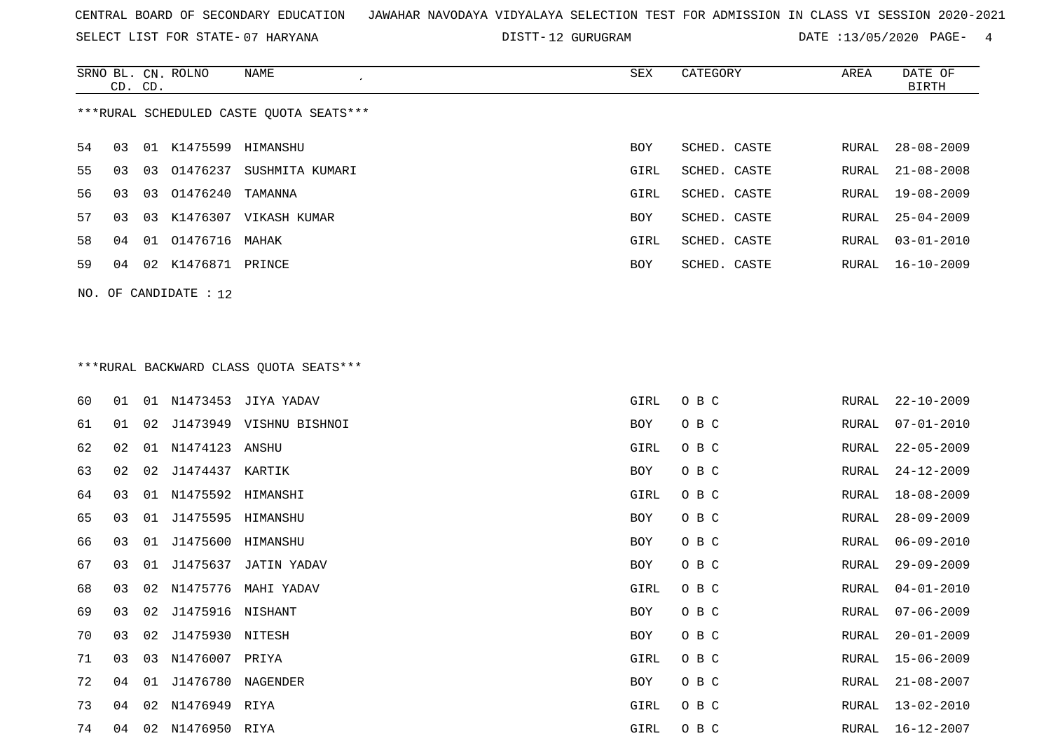CENTRAL BOARD OF SECONDARY EDUCATION JAWAHAR NAVODAYA VIDYALAYA SELECTION TEST FOR ADMISSION IN CLASS VI SESSION 2020-2021

SELECT LIST FOR STATE- 07 HARYANA DISTT- 12 GURUGRAM DATE :13/05/2020

***RURAL SCHEDULED CASTE QUOTA SEATS***

| SRNO | BL. CD. | CN. CD. | ROLNO | NAME | SEX | CATEGORY | AREA | DATE OF BIRTH |
|---|---|---|---|---|---|---|---|---|
| 54 | 03 | 01 | K1475599 | HIMANSHU | BOY | SCHED. CASTE | RURAL | 28-08-2009 |
| 55 | 03 | 03 | O1476237 | SUSHMITA KUMARI | GIRL | SCHED. CASTE | RURAL | 21-08-2008 |
| 56 | 03 | 03 | O1476240 | TAMANNA | GIRL | SCHED. CASTE | RURAL | 19-08-2009 |
| 57 | 03 | 03 | K1476307 | VIKASH KUMAR | BOY | SCHED. CASTE | RURAL | 25-04-2009 |
| 58 | 04 | 01 | O1476716 | MAHAK | GIRL | SCHED. CASTE | RURAL | 03-01-2010 |
| 59 | 04 | 02 | K1476871 | PRINCE | BOY | SCHED. CASTE | RURAL | 16-10-2009 |

NO. OF CANDIDATE : 12

***RURAL BACKWARD CLASS QUOTA SEATS***

| SRNO | BL. CD. | CN. CD. | ROLNO | NAME | SEX | CATEGORY | AREA | DATE OF BIRTH |
|---|---|---|---|---|---|---|---|---|
| 60 | 01 | 01 | N1473453 | JIYA YADAV | GIRL | O B C | RURAL | 22-10-2009 |
| 61 | 01 | 02 | J1473949 | VISHNU BISHNOI | BOY | O B C | RURAL | 07-01-2010 |
| 62 | 02 | 01 | N1474123 | ANSHU | GIRL | O B C | RURAL | 22-05-2009 |
| 63 | 02 | 02 | J1474437 | KARTIK | BOY | O B C | RURAL | 24-12-2009 |
| 64 | 03 | 01 | N1475592 | HIMANSHI | GIRL | O B C | RURAL | 18-08-2009 |
| 65 | 03 | 01 | J1475595 | HIMANSHU | BOY | O B C | RURAL | 28-09-2009 |
| 66 | 03 | 01 | J1475600 | HIMANSHU | BOY | O B C | RURAL | 06-09-2010 |
| 67 | 03 | 01 | J1475637 | JATIN YADAV | BOY | O B C | RURAL | 29-09-2009 |
| 68 | 03 | 02 | N1475776 | MAHI YADAV | GIRL | O B C | RURAL | 04-01-2010 |
| 69 | 03 | 02 | J1475916 | NISHANT | BOY | O B C | RURAL | 07-06-2009 |
| 70 | 03 | 02 | J1475930 | NITESH | BOY | O B C | RURAL | 20-01-2009 |
| 71 | 03 | 03 | N1476007 | PRIYA | GIRL | O B C | RURAL | 15-06-2009 |
| 72 | 04 | 01 | J1476780 | NAGENDER | BOY | O B C | RURAL | 21-08-2007 |
| 73 | 04 | 02 | N1476949 | RIYA | GIRL | O B C | RURAL | 13-02-2010 |
| 74 | 04 | 02 | N1476950 | RIYA | GIRL | O B C | RURAL | 16-12-2007 |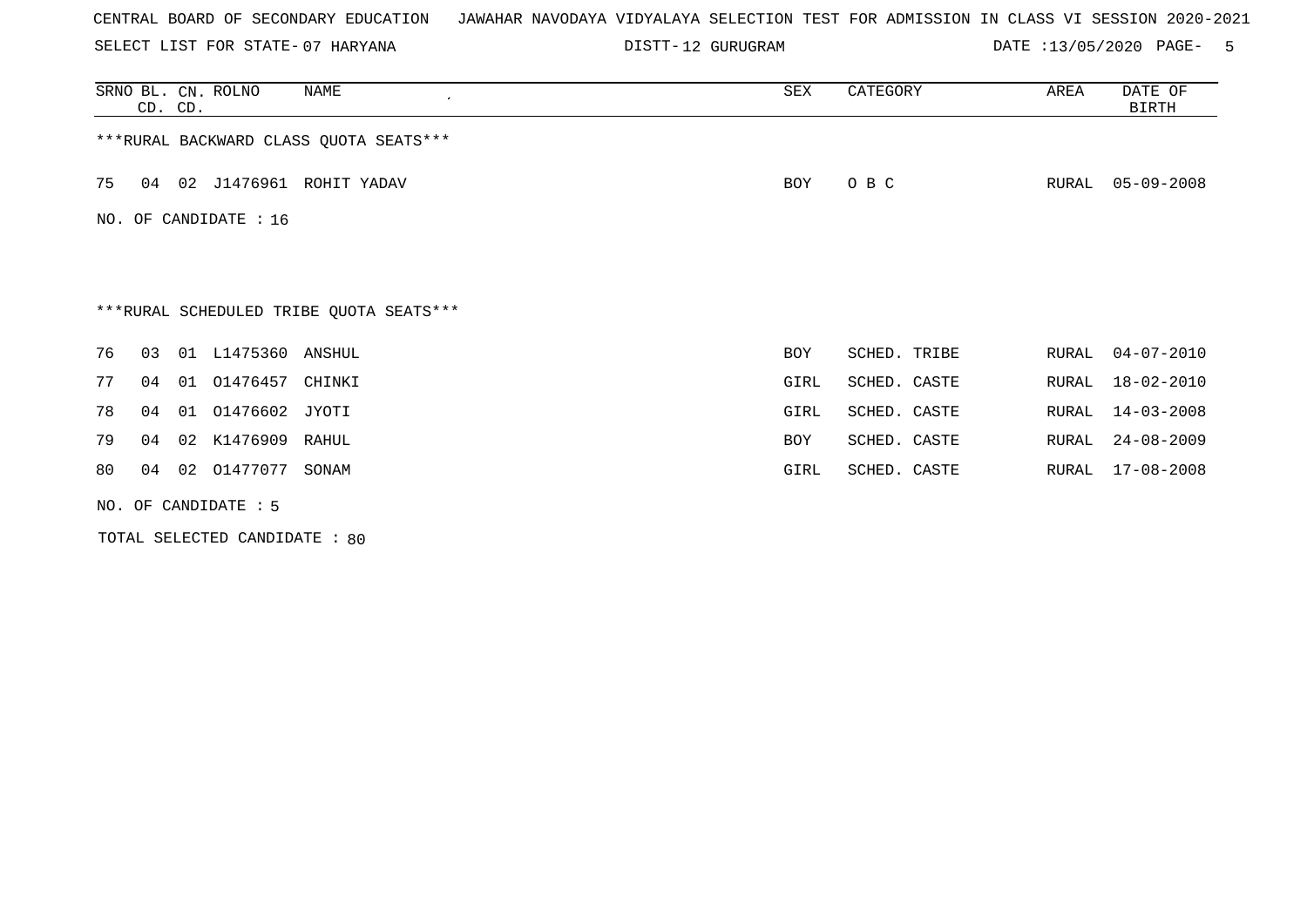CENTRAL BOARD OF SECONDARY EDUCATION JAWAHAR NAVODAYA VIDYALAYA SELECTION TEST FOR ADMISSION IN CLASS VI SESSION 2020-2021

SELECT LIST FOR STATE- 07 HARYANA DISTT- 12 GURUGRAM DATE :13/05/2020

| SRNO | BL. CD. | CN. CD. | ROLNO | NAME | SEX | CATEGORY | AREA | DATE OF BIRTH |
|---|---|---|---|---|---|---|---|---|

***RURAL BACKWARD CLASS QUOTA SEATS***

| SRNO | BL. CD. | CN. CD. | ROLNO | NAME | SEX | CATEGORY | AREA | DATE OF BIRTH |
|---|---|---|---|---|---|---|---|---|
| 75 | 04 | 02 | J1476961 | ROHIT YADAV | BOY | O B C | RURAL | 05-09-2008 |

NO. OF CANDIDATE : 16

***RURAL SCHEDULED TRIBE QUOTA SEATS***

| SRNO | BL. CD. | CN. CD. | ROLNO | NAME | SEX | CATEGORY | AREA | DATE OF BIRTH |
|---|---|---|---|---|---|---|---|---|
| 76 | 03 | 01 | L1475360 | ANSHUL | BOY | SCHED. TRIBE | RURAL | 04-07-2010 |
| 77 | 04 | 01 | O1476457 | CHINKI | GIRL | SCHED. CASTE | RURAL | 18-02-2010 |
| 78 | 04 | 01 | O1476602 | JYOTI | GIRL | SCHED. CASTE | RURAL | 14-03-2008 |
| 79 | 04 | 02 | K1476909 | RAHUL | BOY | SCHED. CASTE | RURAL | 24-08-2009 |
| 80 | 04 | 02 | O1477077 | SONAM | GIRL | SCHED. CASTE | RURAL | 17-08-2008 |

NO. OF CANDIDATE : 5

TOTAL SELECTED CANDIDATE : 80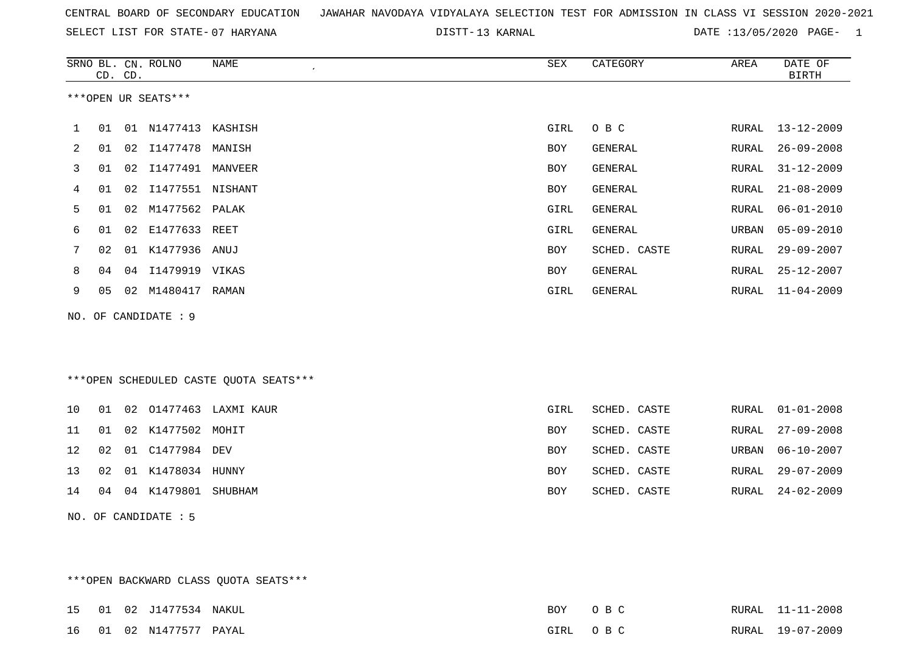CENTRAL BOARD OF SECONDARY EDUCATION JAWAHAR NAVODAYA VIDYALAYA SELECTION TEST FOR ADMISSION IN CLASS VI SESSION 2020-2021

SELECT LIST FOR STATE- 07 HARYANA DISTT- 13 KARNAL DATE :13/05/2020

***OPEN UR SEATS***

| SRNO | BL. CD. | CN. CD. | ROLNO | NAME | SEX | CATEGORY | AREA | DATE OF BIRTH |
|---|---|---|---|---|---|---|---|---|
| 1 | 01 | 01 | N1477413 | KASHISH | GIRL | O B C | RURAL | 13-12-2009 |
| 2 | 01 | 02 | I1477478 | MANISH | BOY | GENERAL | RURAL | 26-09-2008 |
| 3 | 01 | 02 | I1477491 | MANVEER | BOY | GENERAL | RURAL | 31-12-2009 |
| 4 | 01 | 02 | I1477551 | NISHANT | BOY | GENERAL | RURAL | 21-08-2009 |
| 5 | 01 | 02 | M1477562 | PALAK | GIRL | GENERAL | RURAL | 06-01-2010 |
| 6 | 01 | 02 | E1477633 | REET | GIRL | GENERAL | URBAN | 05-09-2010 |
| 7 | 02 | 01 | K1477936 | ANUJ | BOY | SCHED. CASTE | RURAL | 29-09-2007 |
| 8 | 04 | 04 | I1479919 | VIKAS | BOY | GENERAL | RURAL | 25-12-2007 |
| 9 | 05 | 02 | M1480417 | RAMAN | GIRL | GENERAL | RURAL | 11-04-2009 |

NO. OF CANDIDATE : 9

***OPEN SCHEDULED CASTE QUOTA SEATS***

| SRNO | BL. CD. | CN. CD. | ROLNO | NAME | SEX | CATEGORY | AREA | DATE OF BIRTH |
|---|---|---|---|---|---|---|---|---|
| 10 | 01 | 02 | O1477463 | LAXMI KAUR | GIRL | SCHED. CASTE | RURAL | 01-01-2008 |
| 11 | 01 | 02 | K1477502 | MOHIT | BOY | SCHED. CASTE | RURAL | 27-09-2008 |
| 12 | 02 | 01 | C1477984 | DEV | BOY | SCHED. CASTE | URBAN | 06-10-2007 |
| 13 | 02 | 01 | K1478034 | HUNNY | BOY | SCHED. CASTE | RURAL | 29-07-2009 |
| 14 | 04 | 04 | K1479801 | SHUBHAM | BOY | SCHED. CASTE | RURAL | 24-02-2009 |

NO. OF CANDIDATE : 5

***OPEN BACKWARD CLASS QUOTA SEATS***

| SRNO | BL. CD. | CN. CD. | ROLNO | NAME | SEX | CATEGORY | AREA | DATE OF BIRTH |
|---|---|---|---|---|---|---|---|---|
| 15 | 01 | 02 | J1477534 | NAKUL | BOY | O B C | RURAL | 11-11-2008 |
| 16 | 01 | 02 | N1477577 | PAYAL | GIRL | O B C | RURAL | 19-07-2009 |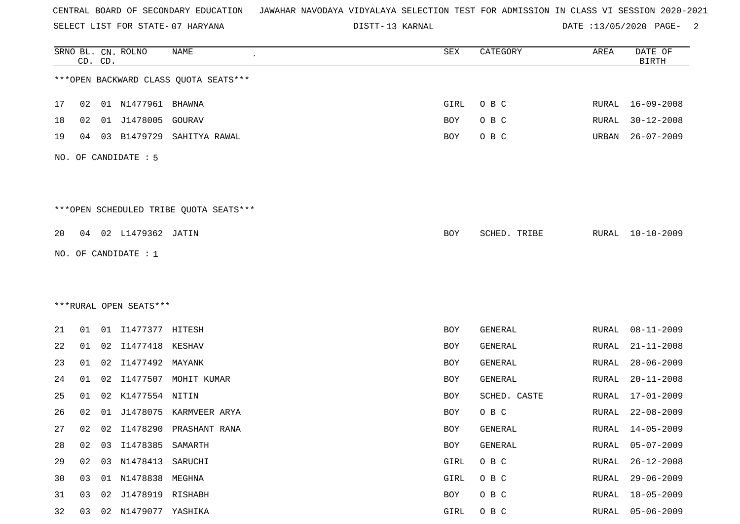CENTRAL BOARD OF SECONDARY EDUCATION   JAWAHAR NAVODAYA VIDYALAYA SELECTION TEST FOR ADMISSION IN CLASS VI SESSION 2020-2021

SELECT LIST FOR STATE- 07 HARYANA   DISTT- 13 KARNAL   DATE :13/05/2020

***OPEN BACKWARD CLASS QUOTA SEATS***

| SRNO | BL. CD. | CN. CD. | ROLNO | NAME | SEX | CATEGORY | AREA | DATE OF BIRTH |
|---|---|---|---|---|---|---|---|---|
| 17 | 02 | 01 | N1477961 | BHAWNA | GIRL | O B C | RURAL | 16-09-2008 |
| 18 | 02 | 01 | J1478005 | GOURAV | BOY | O B C | RURAL | 30-12-2008 |
| 19 | 04 | 03 | B1479729 | SAHITYA RAWAL | BOY | O B C | URBAN | 26-07-2009 |

NO. OF CANDIDATE : 5

***OPEN SCHEDULED TRIBE QUOTA SEATS***

| SRNO | BL. CD. | CN. CD. | ROLNO | NAME | SEX | CATEGORY | AREA | DATE OF BIRTH |
|---|---|---|---|---|---|---|---|---|
| 20 | 04 | 02 | L1479362 | JATIN | BOY | SCHED. TRIBE | RURAL | 10-10-2009 |

NO. OF CANDIDATE : 1

***RURAL OPEN SEATS***

| SRNO | BL. CD. | CN. CD. | ROLNO | NAME | SEX | CATEGORY | AREA | DATE OF BIRTH |
|---|---|---|---|---|---|---|---|---|
| 21 | 01 | 01 | I1477377 | HITESH | BOY | GENERAL | RURAL | 08-11-2009 |
| 22 | 01 | 02 | I1477418 | KESHAV | BOY | GENERAL | RURAL | 21-11-2008 |
| 23 | 01 | 02 | I1477492 | MAYANK | BOY | GENERAL | RURAL | 28-06-2009 |
| 24 | 01 | 02 | I1477507 | MOHIT KUMAR | BOY | GENERAL | RURAL | 20-11-2008 |
| 25 | 01 | 02 | K1477554 | NITIN | BOY | SCHED. CASTE | RURAL | 17-01-2009 |
| 26 | 02 | 01 | J1478075 | KARMVEER ARYA | BOY | O B C | RURAL | 22-08-2009 |
| 27 | 02 | 02 | I1478290 | PRASHANT RANA | BOY | GENERAL | RURAL | 14-05-2009 |
| 28 | 02 | 03 | I1478385 | SAMARTH | BOY | GENERAL | RURAL | 05-07-2009 |
| 29 | 02 | 03 | N1478413 | SARUCHI | GIRL | O B C | RURAL | 26-12-2008 |
| 30 | 03 | 01 | N1478838 | MEGHNA | GIRL | O B C | RURAL | 29-06-2009 |
| 31 | 03 | 02 | J1478919 | RISHABH | BOY | O B C | RURAL | 18-05-2009 |
| 32 | 03 | 02 | N1479077 | YASHIKA | GIRL | O B C | RURAL | 05-06-2009 |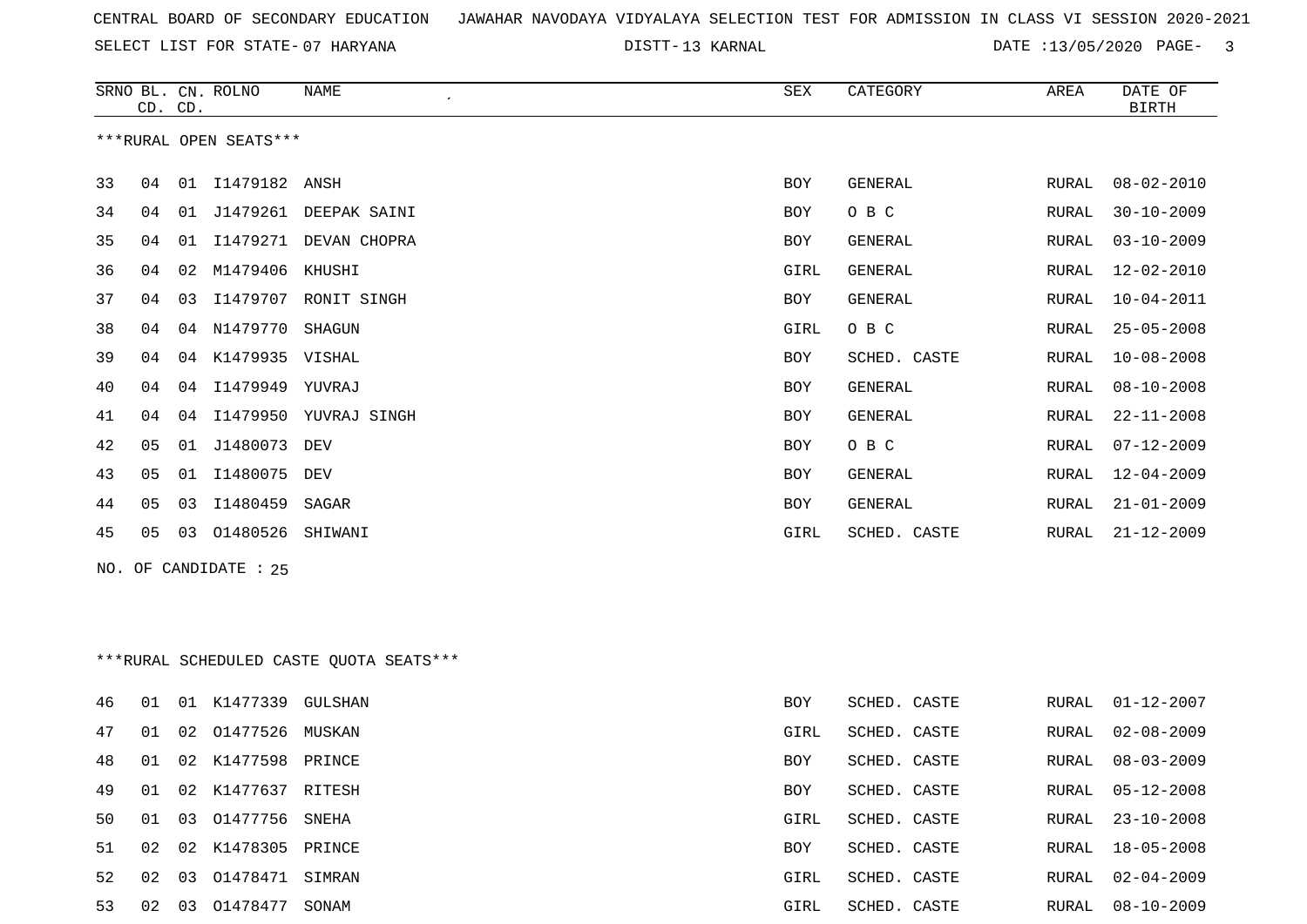CENTRAL BOARD OF SECONDARY EDUCATION JAWAHAR NAVODAYA VIDYALAYA SELECTION TEST FOR ADMISSION IN CLASS VI SESSION 2020-2021

SELECT LIST FOR STATE- 07 HARYANA DISTT- 13 KARNAL DATE :13/05/2020

***RURAL OPEN SEATS***

| SRNO | BL. CD. | CN. CD. | ROLNO | NAME | SEX | CATEGORY | AREA | DATE OF BIRTH |
|---|---|---|---|---|---|---|---|---|
| 33 | 04 | 01 | I1479182 | ANSH | BOY | GENERAL | RURAL | 08-02-2010 |
| 34 | 04 | 01 | J1479261 | DEEPAK SAINI | BOY | O B C | RURAL | 30-10-2009 |
| 35 | 04 | 01 | I1479271 | DEVAN CHOPRA | BOY | GENERAL | RURAL | 03-10-2009 |
| 36 | 04 | 02 | M1479406 | KHUSHI | GIRL | GENERAL | RURAL | 12-02-2010 |
| 37 | 04 | 03 | I1479707 | RONIT SINGH | BOY | GENERAL | RURAL | 10-04-2011 |
| 38 | 04 | 04 | N1479770 | SHAGUN | GIRL | O B C | RURAL | 25-05-2008 |
| 39 | 04 | 04 | K1479935 | VISHAL | BOY | SCHED. CASTE | RURAL | 10-08-2008 |
| 40 | 04 | 04 | I1479949 | YUVRAJ | BOY | GENERAL | RURAL | 08-10-2008 |
| 41 | 04 | 04 | I1479950 | YUVRAJ SINGH | BOY | GENERAL | RURAL | 22-11-2008 |
| 42 | 05 | 01 | J1480073 | DEV | BOY | O B C | RURAL | 07-12-2009 |
| 43 | 05 | 01 | I1480075 | DEV | BOY | GENERAL | RURAL | 12-04-2009 |
| 44 | 05 | 03 | I1480459 | SAGAR | BOY | GENERAL | RURAL | 21-01-2009 |
| 45 | 05 | 03 | O1480526 | SHIWANI | GIRL | SCHED. CASTE | RURAL | 21-12-2009 |

NO. OF CANDIDATE : 25

***RURAL SCHEDULED CASTE QUOTA SEATS***

| SRNO | BL. CD. | CN. CD. | ROLNO | NAME | SEX | CATEGORY | AREA | DATE OF BIRTH |
|---|---|---|---|---|---|---|---|---|
| 46 | 01 | 01 | K1477339 | GULSHAN | BOY | SCHED. CASTE | RURAL | 01-12-2007 |
| 47 | 01 | 02 | O1477526 | MUSKAN | GIRL | SCHED. CASTE | RURAL | 02-08-2009 |
| 48 | 01 | 02 | K1477598 | PRINCE | BOY | SCHED. CASTE | RURAL | 08-03-2009 |
| 49 | 01 | 02 | K1477637 | RITESH | BOY | SCHED. CASTE | RURAL | 05-12-2008 |
| 50 | 01 | 03 | O1477756 | SNEHA | GIRL | SCHED. CASTE | RURAL | 23-10-2008 |
| 51 | 02 | 02 | K1478305 | PRINCE | BOY | SCHED. CASTE | RURAL | 18-05-2008 |
| 52 | 02 | 03 | O1478471 | SIMRAN | GIRL | SCHED. CASTE | RURAL | 02-04-2009 |
| 53 | 02 | 03 | O1478477 | SONAM | GIRL | SCHED. CASTE | RURAL | 08-10-2009 |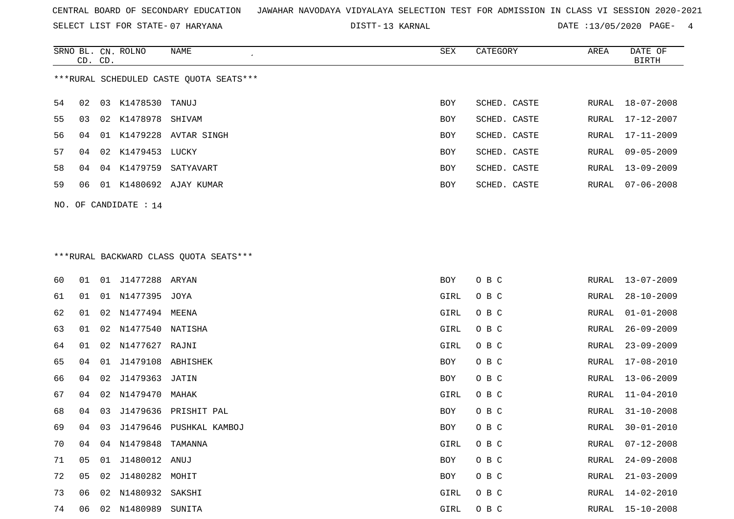CENTRAL BOARD OF SECONDARY EDUCATION JAWAHAR NAVODAYA VIDYALAYA SELECTION TEST FOR ADMISSION IN CLASS VI SESSION 2020-2021

SELECT LIST FOR STATE- 07 HARYANA DISTT- 13 KARNAL DATE :13/05/2020

***RURAL SCHEDULED CASTE QUOTA SEATS***

| SRNO | BL. CD. | CN. CD. | ROLNO | NAME | SEX | CATEGORY | AREA | DATE OF BIRTH |
|---|---|---|---|---|---|---|---|---|
| 54 | 02 | 03 | K1478530 | TANUJ | BOY | SCHED. CASTE | RURAL | 18-07-2008 |
| 55 | 03 | 02 | K1478978 | SHIVAM | BOY | SCHED. CASTE | RURAL | 17-12-2007 |
| 56 | 04 | 01 | K1479228 | AVTAR SINGH | BOY | SCHED. CASTE | RURAL | 17-11-2009 |
| 57 | 04 | 02 | K1479453 | LUCKY | BOY | SCHED. CASTE | RURAL | 09-05-2009 |
| 58 | 04 | 04 | K1479759 | SATYAVART | BOY | SCHED. CASTE | RURAL | 13-09-2009 |
| 59 | 06 | 01 | K1480692 | AJAY KUMAR | BOY | SCHED. CASTE | RURAL | 07-06-2008 |

NO. OF CANDIDATE : 14

***RURAL BACKWARD CLASS QUOTA SEATS***

| SRNO | BL. CD. | CN. CD. | ROLNO | NAME | SEX | CATEGORY | AREA | DATE OF BIRTH |
|---|---|---|---|---|---|---|---|---|
| 60 | 01 | 01 | J1477288 | ARYAN | BOY | O B C | RURAL | 13-07-2009 |
| 61 | 01 | 01 | N1477395 | JOYA | GIRL | O B C | RURAL | 28-10-2009 |
| 62 | 01 | 02 | N1477494 | MEENA | GIRL | O B C | RURAL | 01-01-2008 |
| 63 | 01 | 02 | N1477540 | NATISHA | GIRL | O B C | RURAL | 26-09-2009 |
| 64 | 01 | 02 | N1477627 | RAJNI | GIRL | O B C | RURAL | 23-09-2009 |
| 65 | 04 | 01 | J1479108 | ABHISHEK | BOY | O B C | RURAL | 17-08-2010 |
| 66 | 04 | 02 | J1479363 | JATIN | BOY | O B C | RURAL | 13-06-2009 |
| 67 | 04 | 02 | N1479470 | MAHAK | GIRL | O B C | RURAL | 11-04-2010 |
| 68 | 04 | 03 | J1479636 | PRISHIT PAL | BOY | O B C | RURAL | 31-10-2008 |
| 69 | 04 | 03 | J1479646 | PUSHKAL KAMBOJ | BOY | O B C | RURAL | 30-01-2010 |
| 70 | 04 | 04 | N1479848 | TAMANNA | GIRL | O B C | RURAL | 07-12-2008 |
| 71 | 05 | 01 | J1480012 | ANUJ | BOY | O B C | RURAL | 24-09-2008 |
| 72 | 05 | 02 | J1480282 | MOHIT | BOY | O B C | RURAL | 21-03-2009 |
| 73 | 06 | 02 | N1480932 | SAKSHI | GIRL | O B C | RURAL | 14-02-2010 |
| 74 | 06 | 02 | N1480989 | SUNITA | GIRL | O B C | RURAL | 15-10-2008 |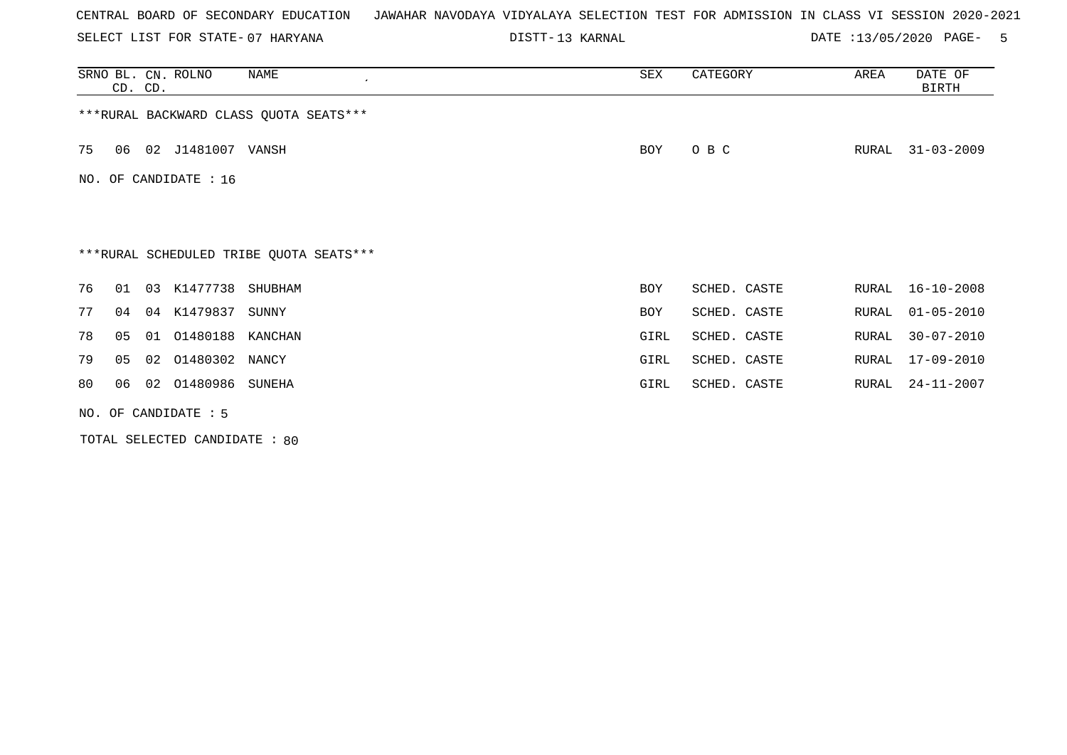CENTRAL BOARD OF SECONDARY EDUCATION JAWAHAR NAVODAYA VIDYALAYA SELECTION TEST FOR ADMISSION IN CLASS VI SESSION 2020-2021

SELECT LIST FOR STATE- 07 HARYANA DISTT- 13 KARNAL DATE :13/05/2020 PAGE- 5

| SRNO | BL. CD. | CN. CD. | ROLNO | NAME | SEX | CATEGORY | AREA | DATE OF BIRTH |
|---|---|---|---|---|---|---|---|---|

***RURAL BACKWARD CLASS QUOTA SEATS***

| SRNO | BL. CD. | CN. CD. | ROLNO | NAME | SEX | CATEGORY | AREA | DATE OF BIRTH |
|---|---|---|---|---|---|---|---|---|
| 75 | 06 | 02 | J1481007 | VANSH | BOY | O B C | RURAL | 31-03-2009 |

NO. OF CANDIDATE : 16

***RURAL SCHEDULED TRIBE QUOTA SEATS***

| SRNO | BL. CD. | CN. CD. | ROLNO | NAME | SEX | CATEGORY | AREA | DATE OF BIRTH |
|---|---|---|---|---|---|---|---|---|
| 76 | 01 | 03 | K1477738 | SHUBHAM | BOY | SCHED. CASTE | RURAL | 16-10-2008 |
| 77 | 04 | 04 | K1479837 | SUNNY | BOY | SCHED. CASTE | RURAL | 01-05-2010 |
| 78 | 05 | 01 | O1480188 | KANCHAN | GIRL | SCHED. CASTE | RURAL | 30-07-2010 |
| 79 | 05 | 02 | O1480302 | NANCY | GIRL | SCHED. CASTE | RURAL | 17-09-2010 |
| 80 | 06 | 02 | O1480986 | SUNEHA | GIRL | SCHED. CASTE | RURAL | 24-11-2007 |

NO. OF CANDIDATE : 5

TOTAL SELECTED CANDIDATE : 80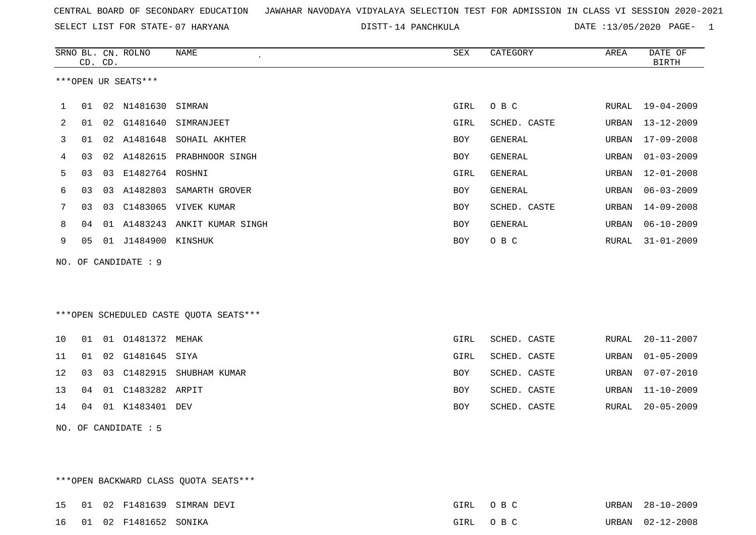CENTRAL BOARD OF SECONDARY EDUCATION JAWAHAR NAVODAYA VIDYALAYA SELECTION TEST FOR ADMISSION IN CLASS VI SESSION 2020-2021

SELECT LIST FOR STATE- 07 HARYANA DISTT- 14 PANCHKULA DATE :13/05/2020

***OPEN UR SEATS***

| SRNO | BL. CD. | CN. CD. | ROLNO | NAME | SEX | CATEGORY | AREA | DATE OF BIRTH |
|---|---|---|---|---|---|---|---|---|
| 1 | 01 | 02 | N1481630 | SIMRAN | GIRL | O B C | RURAL | 19-04-2009 |
| 2 | 01 | 02 | G1481640 | SIMRANJEET | GIRL | SCHED. CASTE | URBAN | 13-12-2009 |
| 3 | 01 | 02 | A1481648 | SOHAIL AKHTER | BOY | GENERAL | URBAN | 17-09-2008 |
| 4 | 03 | 02 | A1482615 | PRABHNOOR SINGH | BOY | GENERAL | URBAN | 01-03-2009 |
| 5 | 03 | 03 | E1482764 | ROSHNI | GIRL | GENERAL | URBAN | 12-01-2008 |
| 6 | 03 | 03 | A1482803 | SAMARTH GROVER | BOY | GENERAL | URBAN | 06-03-2009 |
| 7 | 03 | 03 | C1483065 | VIVEK KUMAR | BOY | SCHED. CASTE | URBAN | 14-09-2008 |
| 8 | 04 | 01 | A1483243 | ANKIT KUMAR SINGH | BOY | GENERAL | URBAN | 06-10-2009 |
| 9 | 05 | 01 | J1484900 | KINSHUK | BOY | O B C | RURAL | 31-01-2009 |

NO. OF CANDIDATE : 9

***OPEN SCHEDULED CASTE QUOTA SEATS***

| SRNO | BL. CD. | CN. CD. | ROLNO | NAME | SEX | CATEGORY | AREA | DATE OF BIRTH |
|---|---|---|---|---|---|---|---|---|
| 10 | 01 | 01 | O1481372 | MEHAK | GIRL | SCHED. CASTE | RURAL | 20-11-2007 |
| 11 | 01 | 02 | G1481645 | SIYA | GIRL | SCHED. CASTE | URBAN | 01-05-2009 |
| 12 | 03 | 03 | C1482915 | SHUBHAM KUMAR | BOY | SCHED. CASTE | URBAN | 07-07-2010 |
| 13 | 04 | 01 | C1483282 | ARPIT | BOY | SCHED. CASTE | URBAN | 11-10-2009 |
| 14 | 04 | 01 | K1483401 | DEV | BOY | SCHED. CASTE | RURAL | 20-05-2009 |

NO. OF CANDIDATE : 5

***OPEN BACKWARD CLASS QUOTA SEATS***

| SRNO | BL. CD. | CN. CD. | ROLNO | NAME | SEX | CATEGORY | AREA | DATE OF BIRTH |
|---|---|---|---|---|---|---|---|---|
| 15 | 01 | 02 | F1481639 | SIMRAN DEVI | GIRL | O B C | URBAN | 28-10-2009 |
| 16 | 01 | 02 | F1481652 | SONIKA | GIRL | O B C | URBAN | 02-12-2008 |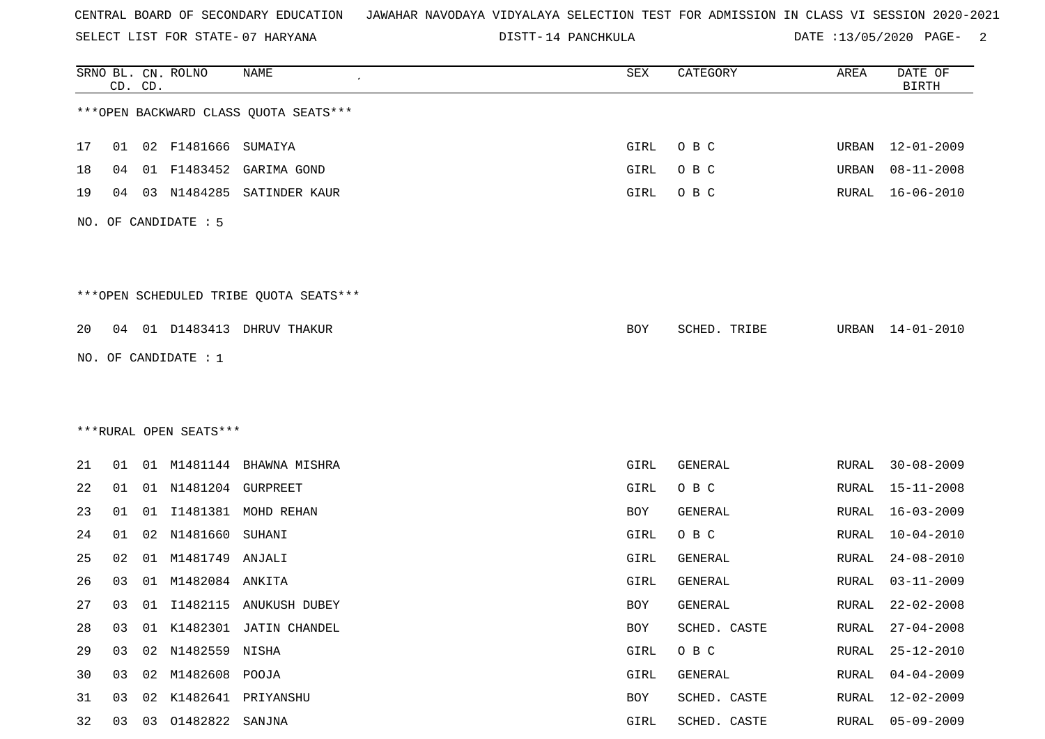CENTRAL BOARD OF SECONDARY EDUCATION JAWAHAR NAVODAYA VIDYALAYA SELECTION TEST FOR ADMISSION IN CLASS VI SESSION 2020-2021

SELECT LIST FOR STATE- 07 HARYANA DISTT- 14 PANCHKULA DATE :13/05/2020

| SRNO | BL. CD. | CN. CD. | ROLNO | NAME | SEX | CATEGORY | AREA | DATE OF BIRTH |
|---|---|---|---|---|---|---|---|---|

***OPEN BACKWARD CLASS QUOTA SEATS***

| SRNO | BL. CD. | CN. CD. | ROLNO | NAME | SEX | CATEGORY | AREA | DATE OF BIRTH |
|---|---|---|---|---|---|---|---|---|
| 17 | 01 | 02 | F1481666 | SUMAIYA | GIRL | O B C | URBAN | 12-01-2009 |
| 18 | 04 | 01 | F1483452 | GARIMA GOND | GIRL | O B C | URBAN | 08-11-2008 |
| 19 | 04 | 03 | N1484285 | SATINDER KAUR | GIRL | O B C | RURAL | 16-06-2010 |

NO. OF CANDIDATE : 5

***OPEN SCHEDULED TRIBE QUOTA SEATS***

| SRNO | BL. CD. | CN. CD. | ROLNO | NAME | SEX | CATEGORY | AREA | DATE OF BIRTH |
|---|---|---|---|---|---|---|---|---|
| 20 | 04 | 01 | D1483413 | DHRUV THAKUR | BOY | SCHED. TRIBE | URBAN | 14-01-2010 |

NO. OF CANDIDATE : 1

***RURAL OPEN SEATS***

| SRNO | BL. CD. | CN. CD. | ROLNO | NAME | SEX | CATEGORY | AREA | DATE OF BIRTH |
|---|---|---|---|---|---|---|---|---|
| 21 | 01 | 01 | M1481144 | BHAWNA MISHRA | GIRL | GENERAL | RURAL | 30-08-2009 |
| 22 | 01 | 01 | N1481204 | GURPREET | GIRL | O B C | RURAL | 15-11-2008 |
| 23 | 01 | 01 | I1481381 | MOHD REHAN | BOY | GENERAL | RURAL | 16-03-2009 |
| 24 | 01 | 02 | N1481660 | SUHANI | GIRL | O B C | RURAL | 10-04-2010 |
| 25 | 02 | 01 | M1481749 | ANJALI | GIRL | GENERAL | RURAL | 24-08-2010 |
| 26 | 03 | 01 | M1482084 | ANKITA | GIRL | GENERAL | RURAL | 03-11-2009 |
| 27 | 03 | 01 | I1482115 | ANUKUSH DUBEY | BOY | GENERAL | RURAL | 22-02-2008 |
| 28 | 03 | 01 | K1482301 | JATIN CHANDEL | BOY | SCHED. CASTE | RURAL | 27-04-2008 |
| 29 | 03 | 02 | N1482559 | NISHA | GIRL | O B C | RURAL | 25-12-2010 |
| 30 | 03 | 02 | M1482608 | POOJA | GIRL | GENERAL | RURAL | 04-04-2009 |
| 31 | 03 | 02 | K1482641 | PRIYANSHU | BOY | SCHED. CASTE | RURAL | 12-02-2009 |
| 32 | 03 | 03 | O1482822 | SANJNA | GIRL | SCHED. CASTE | RURAL | 05-09-2009 |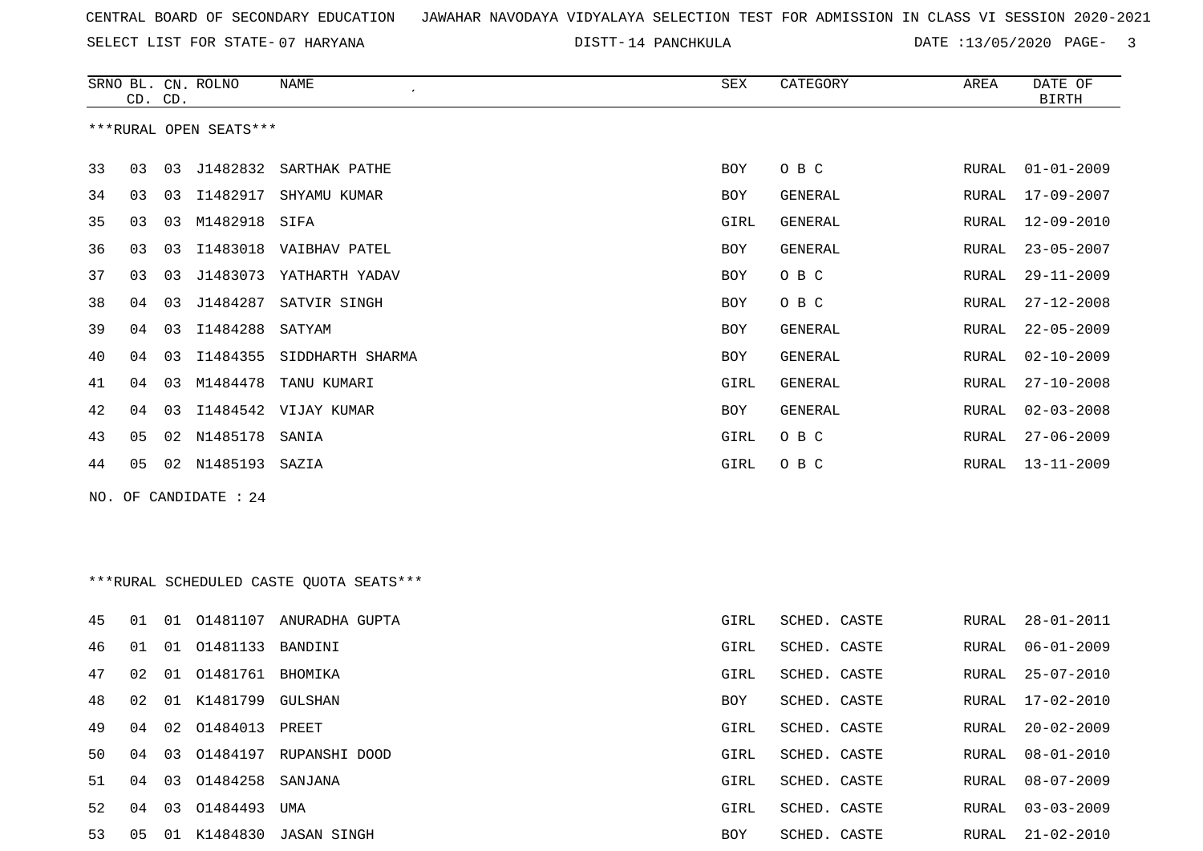CENTRAL BOARD OF SECONDARY EDUCATION JAWAHAR NAVODAYA VIDYALAYA SELECTION TEST FOR ADMISSION IN CLASS VI SESSION 2020-2021

SELECT LIST FOR STATE- 07 HARYANA DISTT- 14 PANCHKULA DATE :13/05/2020

***RURAL OPEN SEATS***

| SRNO | BL. CD. | CN. CD. | ROLNO | NAME | SEX | CATEGORY | AREA | DATE OF BIRTH |
|---|---|---|---|---|---|---|---|---|
| 33 | 03 | 03 | J1482832 | SARTHAK PATHE | BOY | O B C | RURAL | 01-01-2009 |
| 34 | 03 | 03 | I1482917 | SHYAMU KUMAR | BOY | GENERAL | RURAL | 17-09-2007 |
| 35 | 03 | 03 | M1482918 | SIFA | GIRL | GENERAL | RURAL | 12-09-2010 |
| 36 | 03 | 03 | I1483018 | VAIBHAV PATEL | BOY | GENERAL | RURAL | 23-05-2007 |
| 37 | 03 | 03 | J1483073 | YATHARTH YADAV | BOY | O B C | RURAL | 29-11-2009 |
| 38 | 04 | 03 | J1484287 | SATVIR SINGH | BOY | O B C | RURAL | 27-12-2008 |
| 39 | 04 | 03 | I1484288 | SATYAM | BOY | GENERAL | RURAL | 22-05-2009 |
| 40 | 04 | 03 | I1484355 | SIDDHARTH SHARMA | BOY | GENERAL | RURAL | 02-10-2009 |
| 41 | 04 | 03 | M1484478 | TANU KUMARI | GIRL | GENERAL | RURAL | 27-10-2008 |
| 42 | 04 | 03 | I1484542 | VIJAY KUMAR | BOY | GENERAL | RURAL | 02-03-2008 |
| 43 | 05 | 02 | N1485178 | SANIA | GIRL | O B C | RURAL | 27-06-2009 |
| 44 | 05 | 02 | N1485193 | SAZIA | GIRL | O B C | RURAL | 13-11-2009 |

NO. OF CANDIDATE : 24

***RURAL SCHEDULED CASTE QUOTA SEATS***

| SRNO | BL. CD. | CN. CD. | ROLNO | NAME | SEX | CATEGORY | AREA | DATE OF BIRTH |
|---|---|---|---|---|---|---|---|---|
| 45 | 01 | 01 | O1481107 | ANURADHA GUPTA | GIRL | SCHED. CASTE | RURAL | 28-01-2011 |
| 46 | 01 | 01 | O1481133 | BANDINI | GIRL | SCHED. CASTE | RURAL | 06-01-2009 |
| 47 | 02 | 01 | O1481761 | BHOMIKA | GIRL | SCHED. CASTE | RURAL | 25-07-2010 |
| 48 | 02 | 01 | K1481799 | GULSHAN | BOY | SCHED. CASTE | RURAL | 17-02-2010 |
| 49 | 04 | 02 | O1484013 | PREET | GIRL | SCHED. CASTE | RURAL | 20-02-2009 |
| 50 | 04 | 03 | O1484197 | RUPANSHI DOOD | GIRL | SCHED. CASTE | RURAL | 08-01-2010 |
| 51 | 04 | 03 | O1484258 | SANJANA | GIRL | SCHED. CASTE | RURAL | 08-07-2009 |
| 52 | 04 | 03 | O1484493 | UMA | GIRL | SCHED. CASTE | RURAL | 03-03-2009 |
| 53 | 05 | 01 | K1484830 | JASAN SINGH | BOY | SCHED. CASTE | RURAL | 21-02-2010 |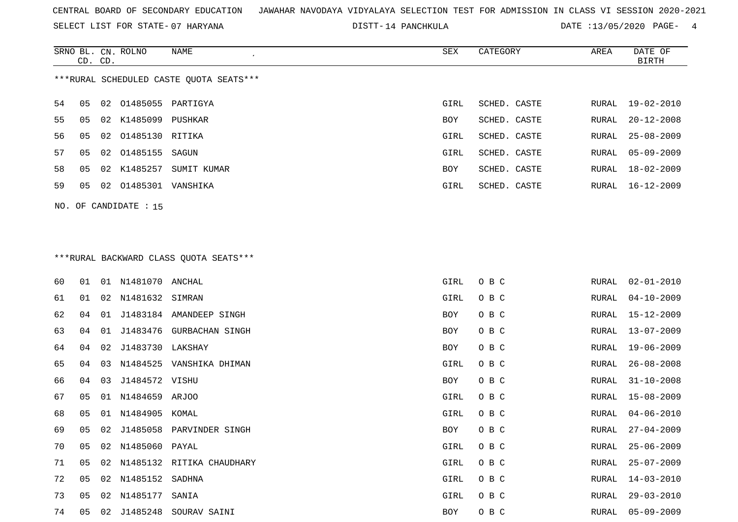CENTRAL BOARD OF SECONDARY EDUCATION JAWAHAR NAVODAYA VIDYALAYA SELECTION TEST FOR ADMISSION IN CLASS VI SESSION 2020-2021

SELECT LIST FOR STATE- 07 HARYANA DISTT- 14 PANCHKULA DATE :13/05/2020

***RURAL SCHEDULED CASTE QUOTA SEATS***

| SRNO | BL. CD. | CN. CD. | ROLNO | NAME | SEX | CATEGORY | AREA | DATE OF BIRTH |
|---|---|---|---|---|---|---|---|---|
| 54 | 05 | 02 | O1485055 | PARTIGYA | GIRL | SCHED. CASTE | RURAL | 19-02-2010 |
| 55 | 05 | 02 | K1485099 | PUSHKAR | BOY | SCHED. CASTE | RURAL | 20-12-2008 |
| 56 | 05 | 02 | O1485130 | RITIKA | GIRL | SCHED. CASTE | RURAL | 25-08-2009 |
| 57 | 05 | 02 | O1485155 | SAGUN | GIRL | SCHED. CASTE | RURAL | 05-09-2009 |
| 58 | 05 | 02 | K1485257 | SUMIT KUMAR | BOY | SCHED. CASTE | RURAL | 18-02-2009 |
| 59 | 05 | 02 | O1485301 | VANSHIKA | GIRL | SCHED. CASTE | RURAL | 16-12-2009 |

NO. OF CANDIDATE : 15

***RURAL BACKWARD CLASS QUOTA SEATS***

| SRNO | BL. CD. | CN. CD. | ROLNO | NAME | SEX | CATEGORY | AREA | DATE OF BIRTH |
|---|---|---|---|---|---|---|---|---|
| 60 | 01 | 01 | N1481070 | ANCHAL | GIRL | O B C | RURAL | 02-01-2010 |
| 61 | 01 | 02 | N1481632 | SIMRAN | GIRL | O B C | RURAL | 04-10-2009 |
| 62 | 04 | 01 | J1483184 | AMANDEEP SINGH | BOY | O B C | RURAL | 15-12-2009 |
| 63 | 04 | 01 | J1483476 | GURBACHAN SINGH | BOY | O B C | RURAL | 13-07-2009 |
| 64 | 04 | 02 | J1483730 | LAKSHAY | BOY | O B C | RURAL | 19-06-2009 |
| 65 | 04 | 03 | N1484525 | VANSHIKA DHIMAN | GIRL | O B C | RURAL | 26-08-2008 |
| 66 | 04 | 03 | J1484572 | VISHU | BOY | O B C | RURAL | 31-10-2008 |
| 67 | 05 | 01 | N1484659 | ARJOO | GIRL | O B C | RURAL | 15-08-2009 |
| 68 | 05 | 01 | N1484905 | KOMAL | GIRL | O B C | RURAL | 04-06-2010 |
| 69 | 05 | 02 | J1485058 | PARVINDER SINGH | BOY | O B C | RURAL | 27-04-2009 |
| 70 | 05 | 02 | N1485060 | PAYAL | GIRL | O B C | RURAL | 25-06-2009 |
| 71 | 05 | 02 | N1485132 | RITIKA CHAUDHARY | GIRL | O B C | RURAL | 25-07-2009 |
| 72 | 05 | 02 | N1485152 | SADHNA | GIRL | O B C | RURAL | 14-03-2010 |
| 73 | 05 | 02 | N1485177 | SANIA | GIRL | O B C | RURAL | 29-03-2010 |
| 74 | 05 | 02 | J1485248 | SOURAV SAINI | BOY | O B C | RURAL | 05-09-2009 |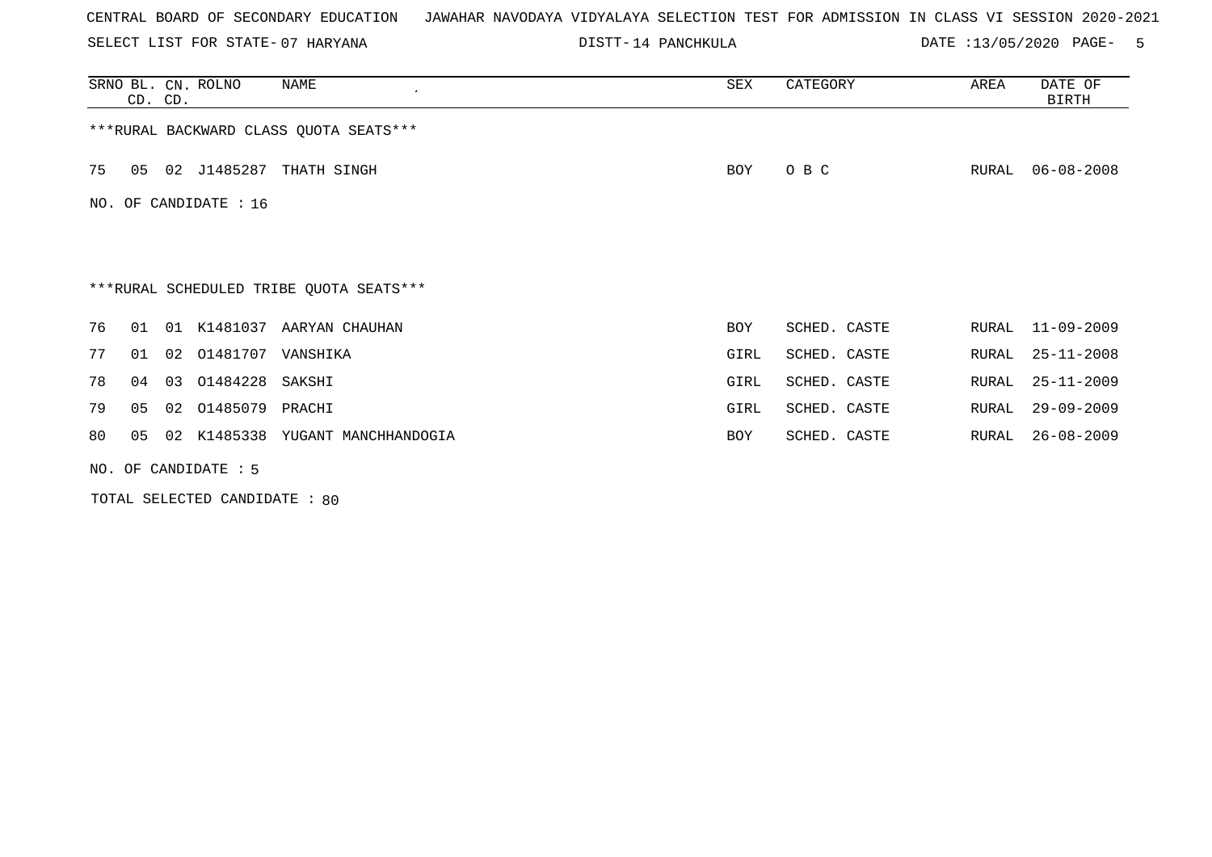CENTRAL BOARD OF SECONDARY EDUCATION   JAWAHAR NAVODAYA VIDYALAYA SELECTION TEST FOR ADMISSION IN CLASS VI SESSION 2020-2021

SELECT LIST FOR STATE- 07 HARYANA   DISTT- 14 PANCHKULA   DATE :13/05/2020

| SRNO | BL. CD. | CN. CD. | ROLNO | NAME | SEX | CATEGORY | AREA | DATE OF BIRTH |
|---|---|---|---|---|---|---|---|---|

***RURAL BACKWARD CLASS QUOTA SEATS***

| SRNO | BL. CD. | CN. CD. | ROLNO | NAME | SEX | CATEGORY | AREA | DATE OF BIRTH |
|---|---|---|---|---|---|---|---|---|
| 75 | 05 | 02 | J1485287 | THATH SINGH | BOY | O B C | RURAL | 06-08-2008 |

NO. OF CANDIDATE : 16

***RURAL SCHEDULED TRIBE QUOTA SEATS***

| SRNO | BL. CD. | CN. CD. | ROLNO | NAME | SEX | CATEGORY | AREA | DATE OF BIRTH |
|---|---|---|---|---|---|---|---|---|
| 76 | 01 | 01 | K1481037 | AARYAN CHAUHAN | BOY | SCHED. CASTE | RURAL | 11-09-2009 |
| 77 | 01 | 02 | O1481707 | VANSHIKA | GIRL | SCHED. CASTE | RURAL | 25-11-2008 |
| 78 | 04 | 03 | O1484228 | SAKSHI | GIRL | SCHED. CASTE | RURAL | 25-11-2009 |
| 79 | 05 | 02 | O1485079 | PRACHI | GIRL | SCHED. CASTE | RURAL | 29-09-2009 |
| 80 | 05 | 02 | K1485338 | YUGANT MANCHHANDOGIA | BOY | SCHED. CASTE | RURAL | 26-08-2009 |

NO. OF CANDIDATE : 5

TOTAL SELECTED CANDIDATE : 80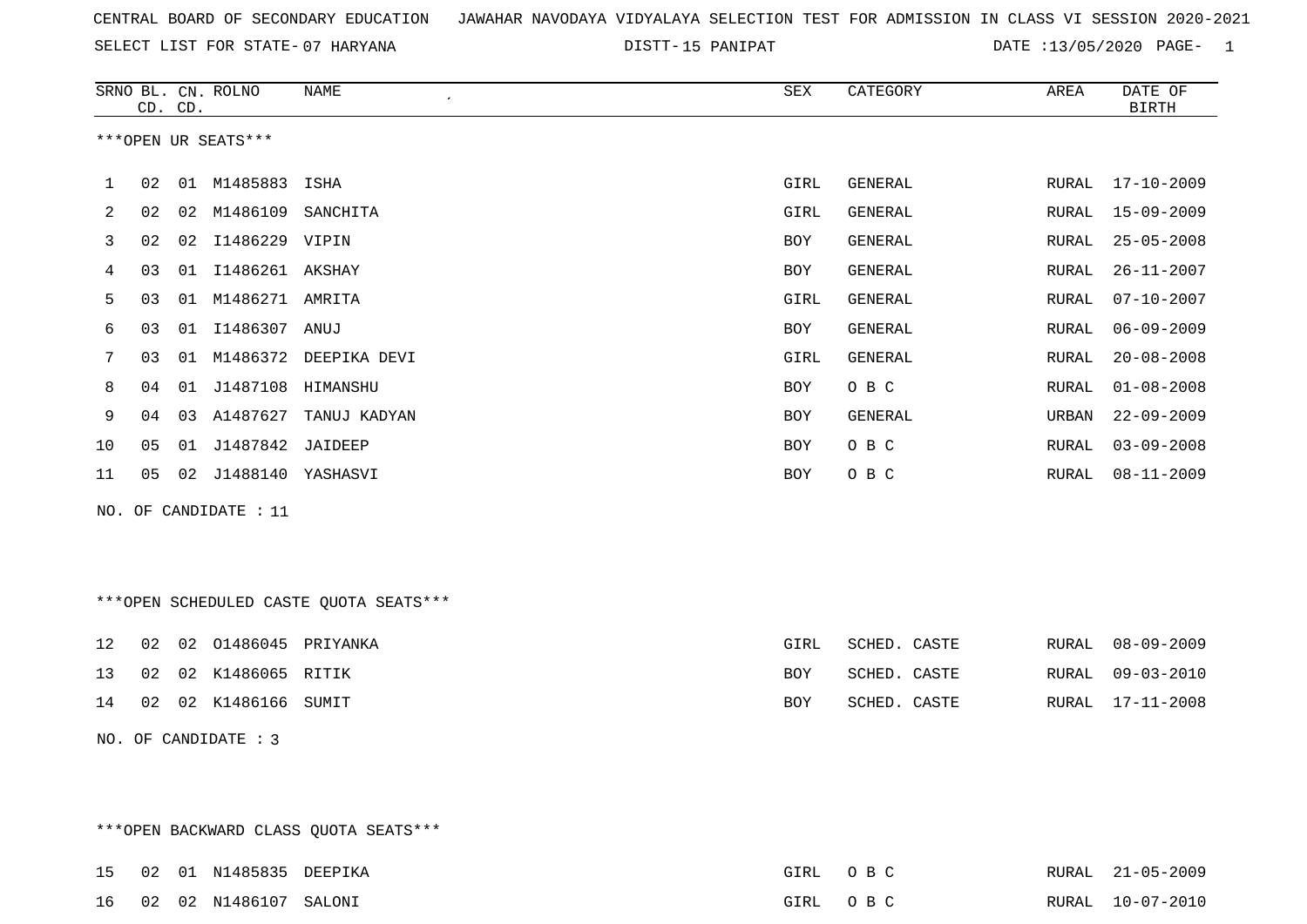CENTRAL BOARD OF SECONDARY EDUCATION JAWAHAR NAVODAYA VIDYALAYA SELECTION TEST FOR ADMISSION IN CLASS VI SESSION 2020-2021

SELECT LIST FOR STATE- 07 HARYANA DISTT- 15 PANIPAT DATE :13/05/2020

***OPEN UR SEATS***

| SRNO | BL. CD. | CN. CD. | ROLNO | NAME | SEX | CATEGORY | AREA | DATE OF BIRTH |
|---|---|---|---|---|---|---|---|---|
| 1 | 02 | 01 | M1485883 | ISHA | GIRL | GENERAL | RURAL | 17-10-2009 |
| 2 | 02 | 02 | M1486109 | SANCHITA | GIRL | GENERAL | RURAL | 15-09-2009 |
| 3 | 02 | 02 | I1486229 | VIPIN | BOY | GENERAL | RURAL | 25-05-2008 |
| 4 | 03 | 01 | I1486261 | AKSHAY | BOY | GENERAL | RURAL | 26-11-2007 |
| 5 | 03 | 01 | M1486271 | AMRITA | GIRL | GENERAL | RURAL | 07-10-2007 |
| 6 | 03 | 01 | I1486307 | ANUJ | BOY | GENERAL | RURAL | 06-09-2009 |
| 7 | 03 | 01 | M1486372 | DEEPIKA DEVI | GIRL | GENERAL | RURAL | 20-08-2008 |
| 8 | 04 | 01 | J1487108 | HIMANSHU | BOY | O B C | RURAL | 01-08-2008 |
| 9 | 04 | 03 | A1487627 | TANUJ KADYAN | BOY | GENERAL | URBAN | 22-09-2009 |
| 10 | 05 | 01 | J1487842 | JAIDEEP | BOY | O B C | RURAL | 03-09-2008 |
| 11 | 05 | 02 | J1488140 | YASHASVI | BOY | O B C | RURAL | 08-11-2009 |

NO. OF CANDIDATE : 11

***OPEN SCHEDULED CASTE QUOTA SEATS***

| SRNO | BL. CD. | CN. CD. | ROLNO | NAME | SEX | CATEGORY | AREA | DATE OF BIRTH |
|---|---|---|---|---|---|---|---|---|
| 12 | 02 | 02 | O1486045 | PRIYANKA | GIRL | SCHED. CASTE | RURAL | 08-09-2009 |
| 13 | 02 | 02 | K1486065 | RITIK | BOY | SCHED. CASTE | RURAL | 09-03-2010 |
| 14 | 02 | 02 | K1486166 | SUMIT | BOY | SCHED. CASTE | RURAL | 17-11-2008 |

NO. OF CANDIDATE : 3

***OPEN BACKWARD CLASS QUOTA SEATS***

| SRNO | BL. CD. | CN. CD. | ROLNO | NAME | SEX | CATEGORY | AREA | DATE OF BIRTH |
|---|---|---|---|---|---|---|---|---|
| 15 | 02 | 01 | N1485835 | DEEPIKA | GIRL | O B C | RURAL | 21-05-2009 |
| 16 | 02 | 02 | N1486107 | SALONI | GIRL | O B C | RURAL | 10-07-2010 |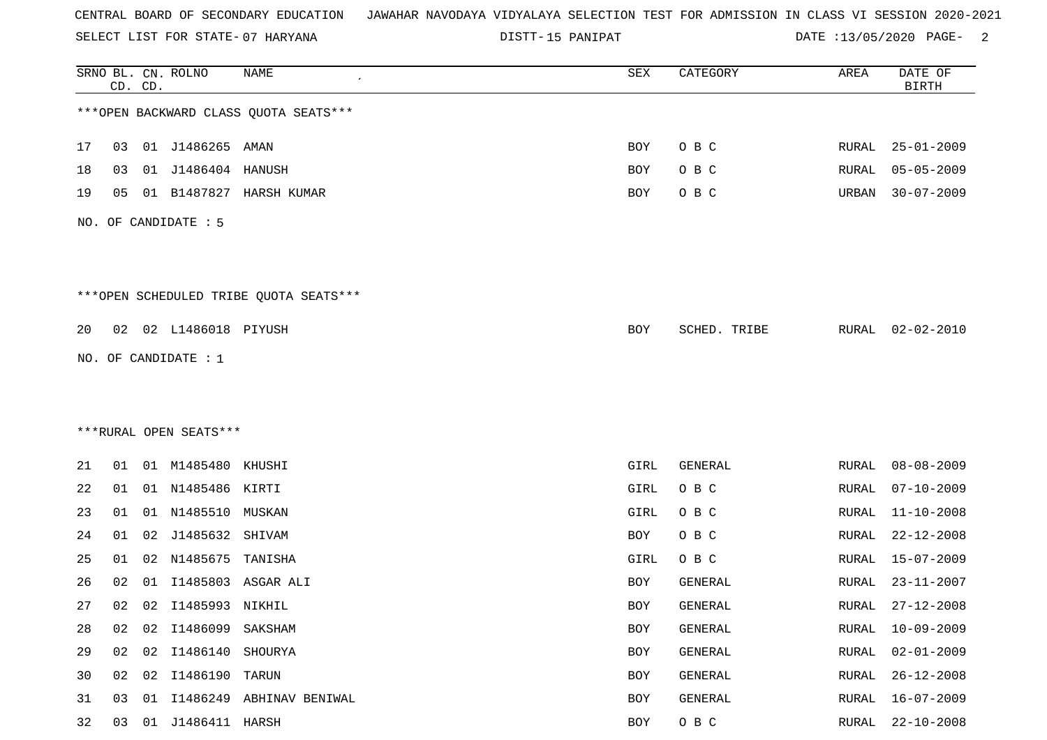CENTRAL BOARD OF SECONDARY EDUCATION   JAWAHAR NAVODAYA VIDYALAYA SELECTION TEST FOR ADMISSION IN CLASS VI SESSION 2020-2021

SELECT LIST FOR STATE- 07 HARYANA   DISTT- 15 PANIPAT   DATE :13/05/2020

| SRNO | BL. CD. | CN. CD. | ROLNO | NAME | SEX | CATEGORY | AREA | DATE OF BIRTH |
|---|---|---|---|---|---|---|---|---|

***OPEN BACKWARD CLASS QUOTA SEATS***

| SRNO | BL. CD. | CN. CD. | ROLNO | NAME | SEX | CATEGORY | AREA | DATE OF BIRTH |
|---|---|---|---|---|---|---|---|---|
| 17 | 03 | 01 | J1486265 | AMAN | BOY | O B C | RURAL | 25-01-2009 |
| 18 | 03 | 01 | J1486404 | HANUSH | BOY | O B C | RURAL | 05-05-2009 |
| 19 | 05 | 01 | B1487827 | HARSH KUMAR | BOY | O B C | URBAN | 30-07-2009 |

NO. OF CANDIDATE : 5

***OPEN SCHEDULED TRIBE QUOTA SEATS***

| SRNO | BL. CD. | CN. CD. | ROLNO | NAME | SEX | CATEGORY | AREA | DATE OF BIRTH |
|---|---|---|---|---|---|---|---|---|
| 20 | 02 | 02 | L1486018 | PIYUSH | BOY | SCHED. TRIBE | RURAL | 02-02-2010 |

NO. OF CANDIDATE : 1

***RURAL OPEN SEATS***

| SRNO | BL. CD. | CN. CD. | ROLNO | NAME | SEX | CATEGORY | AREA | DATE OF BIRTH |
|---|---|---|---|---|---|---|---|---|
| 21 | 01 | 01 | M1485480 | KHUSHI | GIRL | GENERAL | RURAL | 08-08-2009 |
| 22 | 01 | 01 | N1485486 | KIRTI | GIRL | O B C | RURAL | 07-10-2009 |
| 23 | 01 | 01 | N1485510 | MUSKAN | GIRL | O B C | RURAL | 11-10-2008 |
| 24 | 01 | 02 | J1485632 | SHIVAM | BOY | O B C | RURAL | 22-12-2008 |
| 25 | 01 | 02 | N1485675 | TANISHA | GIRL | O B C | RURAL | 15-07-2009 |
| 26 | 02 | 01 | I1485803 | ASGAR ALI | BOY | GENERAL | RURAL | 23-11-2007 |
| 27 | 02 | 02 | I1485993 | NIKHIL | BOY | GENERAL | RURAL | 27-12-2008 |
| 28 | 02 | 02 | I1486099 | SAKSHAM | BOY | GENERAL | RURAL | 10-09-2009 |
| 29 | 02 | 02 | I1486140 | SHOURYA | BOY | GENERAL | RURAL | 02-01-2009 |
| 30 | 02 | 02 | I1486190 | TARUN | BOY | GENERAL | RURAL | 26-12-2008 |
| 31 | 03 | 01 | I1486249 | ABHINAV BENIWAL | BOY | GENERAL | RURAL | 16-07-2009 |
| 32 | 03 | 01 | J1486411 | HARSH | BOY | O B C | RURAL | 22-10-2008 |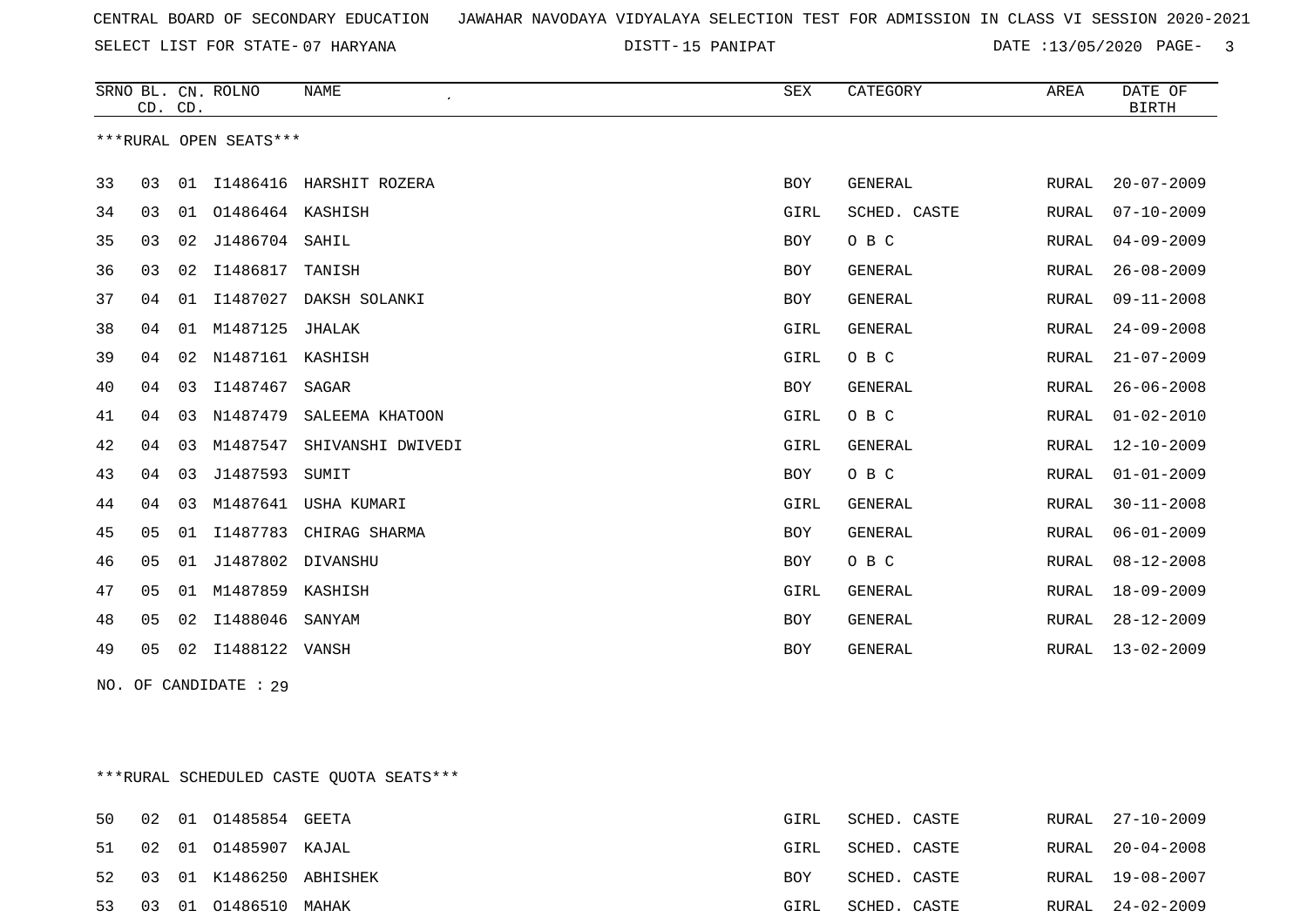CENTRAL BOARD OF SECONDARY EDUCATION JAWAHAR NAVODAYA VIDYALAYA SELECTION TEST FOR ADMISSION IN CLASS VI SESSION 2020-2021

SELECT LIST FOR STATE- 07 HARYANA DISTT- 15 PANIPAT DATE :13/05/2020

***RURAL OPEN SEATS***

| SRNO | BL. CD. | CN. CD. | ROLNO | NAME | SEX | CATEGORY | AREA | DATE OF BIRTH |
|---|---|---|---|---|---|---|---|---|
| 33 | 03 | 01 | I1486416 | HARSHIT ROZERA | BOY | GENERAL | RURAL | 20-07-2009 |
| 34 | 03 | 01 | O1486464 | KASHISH | GIRL | SCHED. CASTE | RURAL | 07-10-2009 |
| 35 | 03 | 02 | J1486704 | SAHIL | BOY | O B C | RURAL | 04-09-2009 |
| 36 | 03 | 02 | I1486817 | TANISH | BOY | GENERAL | RURAL | 26-08-2009 |
| 37 | 04 | 01 | I1487027 | DAKSH SOLANKI | BOY | GENERAL | RURAL | 09-11-2008 |
| 38 | 04 | 01 | M1487125 | JHALAK | GIRL | GENERAL | RURAL | 24-09-2008 |
| 39 | 04 | 02 | N1487161 | KASHISH | GIRL | O B C | RURAL | 21-07-2009 |
| 40 | 04 | 03 | I1487467 | SAGAR | BOY | GENERAL | RURAL | 26-06-2008 |
| 41 | 04 | 03 | N1487479 | SALEEMA KHATOON | GIRL | O B C | RURAL | 01-02-2010 |
| 42 | 04 | 03 | M1487547 | SHIVANSHI DWIVEDI | GIRL | GENERAL | RURAL | 12-10-2009 |
| 43 | 04 | 03 | J1487593 | SUMIT | BOY | O B C | RURAL | 01-01-2009 |
| 44 | 04 | 03 | M1487641 | USHA KUMARI | GIRL | GENERAL | RURAL | 30-11-2008 |
| 45 | 05 | 01 | I1487783 | CHIRAG SHARMA | BOY | GENERAL | RURAL | 06-01-2009 |
| 46 | 05 | 01 | J1487802 | DIVANSHU | BOY | O B C | RURAL | 08-12-2008 |
| 47 | 05 | 01 | M1487859 | KASHISH | GIRL | GENERAL | RURAL | 18-09-2009 |
| 48 | 05 | 02 | I1488046 | SANYAM | BOY | GENERAL | RURAL | 28-12-2009 |
| 49 | 05 | 02 | I1488122 | VANSH | BOY | GENERAL | RURAL | 13-02-2009 |

NO. OF CANDIDATE : 29

***RURAL SCHEDULED CASTE QUOTA SEATS***

| SRNO | BL. CD. | CN. CD. | ROLNO | NAME | SEX | CATEGORY | AREA | DATE OF BIRTH |
|---|---|---|---|---|---|---|---|---|
| 50 | 02 | 01 | O1485854 | GEETA | GIRL | SCHED. CASTE | RURAL | 27-10-2009 |
| 51 | 02 | 01 | O1485907 | KAJAL | GIRL | SCHED. CASTE | RURAL | 20-04-2008 |
| 52 | 03 | 01 | K1486250 | ABHISHEK | BOY | SCHED. CASTE | RURAL | 19-08-2007 |
| 53 | 03 | 01 | O1486510 | MAHAK | GIRL | SCHED. CASTE | RURAL | 24-02-2009 |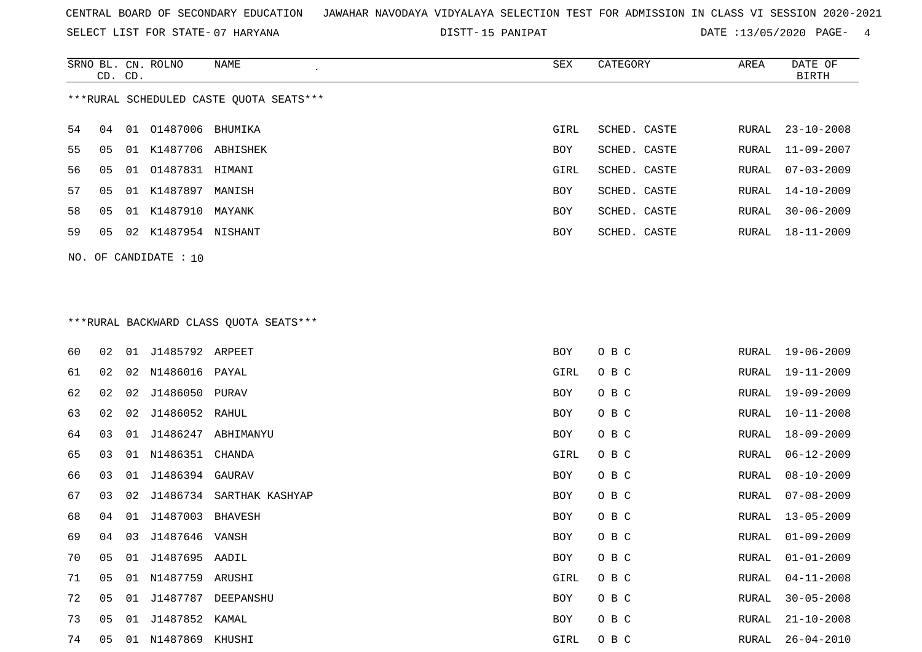CENTRAL BOARD OF SECONDARY EDUCATION JAWAHAR NAVODAYA VIDYALAYA SELECTION TEST FOR ADMISSION IN CLASS VI SESSION 2020-2021

SELECT LIST FOR STATE- 07 HARYANA DISTT- 15 PANIPAT DATE :13/05/2020

***RURAL SCHEDULED CASTE QUOTA SEATS***

| SRNO | BL. CD. | CN. CD. | ROLNO | NAME | SEX | CATEGORY | AREA | DATE OF BIRTH |
|---|---|---|---|---|---|---|---|---|
| 54 | 04 | 01 | O1487006 | BHUMIKA | GIRL | SCHED. CASTE | RURAL | 23-10-2008 |
| 55 | 05 | 01 | K1487706 | ABHISHEK | BOY | SCHED. CASTE | RURAL | 11-09-2007 |
| 56 | 05 | 01 | O1487831 | HIMANI | GIRL | SCHED. CASTE | RURAL | 07-03-2009 |
| 57 | 05 | 01 | K1487897 | MANISH | BOY | SCHED. CASTE | RURAL | 14-10-2009 |
| 58 | 05 | 01 | K1487910 | MAYANK | BOY | SCHED. CASTE | RURAL | 30-06-2009 |
| 59 | 05 | 02 | K1487954 | NISHANT | BOY | SCHED. CASTE | RURAL | 18-11-2009 |

NO. OF CANDIDATE : 10

***RURAL BACKWARD CLASS QUOTA SEATS***

| SRNO | BL. CD. | CN. CD. | ROLNO | NAME | SEX | CATEGORY | AREA | DATE OF BIRTH |
|---|---|---|---|---|---|---|---|---|
| 60 | 02 | 01 | J1485792 | ARPEET | BOY | O B C | RURAL | 19-06-2009 |
| 61 | 02 | 02 | N1486016 | PAYAL | GIRL | O B C | RURAL | 19-11-2009 |
| 62 | 02 | 02 | J1486050 | PURAV | BOY | O B C | RURAL | 19-09-2009 |
| 63 | 02 | 02 | J1486052 | RAHUL | BOY | O B C | RURAL | 10-11-2008 |
| 64 | 03 | 01 | J1486247 | ABHIMANYU | BOY | O B C | RURAL | 18-09-2009 |
| 65 | 03 | 01 | N1486351 | CHANDA | GIRL | O B C | RURAL | 06-12-2009 |
| 66 | 03 | 01 | J1486394 | GAURAV | BOY | O B C | RURAL | 08-10-2009 |
| 67 | 03 | 02 | J1486734 | SARTHAK KASHYAP | BOY | O B C | RURAL | 07-08-2009 |
| 68 | 04 | 01 | J1487003 | BHAVESH | BOY | O B C | RURAL | 13-05-2009 |
| 69 | 04 | 03 | J1487646 | VANSH | BOY | O B C | RURAL | 01-09-2009 |
| 70 | 05 | 01 | J1487695 | AADIL | BOY | O B C | RURAL | 01-01-2009 |
| 71 | 05 | 01 | N1487759 | ARUSHI | GIRL | O B C | RURAL | 04-11-2008 |
| 72 | 05 | 01 | J1487787 | DEEPANSHU | BOY | O B C | RURAL | 30-05-2008 |
| 73 | 05 | 01 | J1487852 | KAMAL | BOY | O B C | RURAL | 21-10-2008 |
| 74 | 05 | 01 | N1487869 | KHUSHI | GIRL | O B C | RURAL | 26-04-2010 |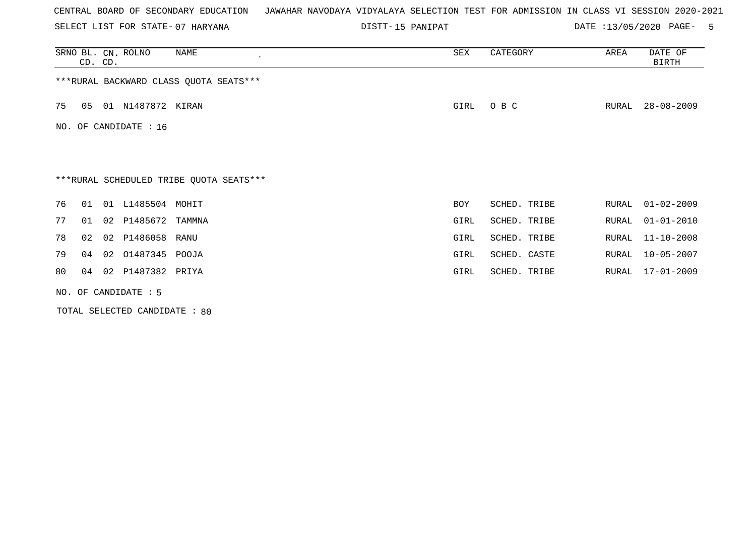CENTRAL BOARD OF SECONDARY EDUCATION JAWAHAR NAVODAYA VIDYALAYA SELECTION TEST FOR ADMISSION IN CLASS VI SESSION 2020-2021

SELECT LIST FOR STATE- 07 HARYANA | DISTT- 15 PANIPAT | DATE :13/05/2020

| SRNO | BL. CD. | CN. CD. | ROLNO | NAME | SEX | CATEGORY | AREA | DATE OF BIRTH |
|---|---|---|---|---|---|---|---|---|

***RURAL BACKWARD CLASS QUOTA SEATS***

| SRNO | BL. CD. | CN. CD. | ROLNO | NAME | SEX | CATEGORY | AREA | DATE OF BIRTH |
|---|---|---|---|---|---|---|---|---|
| 75 | 05 | 01 | N1487872 | KIRAN | GIRL | O B C | RURAL | 28-08-2009 |

NO. OF CANDIDATE : 16

***RURAL SCHEDULED TRIBE QUOTA SEATS***

| SRNO | BL. CD. | CN. CD. | ROLNO | NAME | SEX | CATEGORY | AREA | DATE OF BIRTH |
|---|---|---|---|---|---|---|---|---|
| 76 | 01 | 01 | L1485504 | MOHIT | BOY | SCHED. TRIBE | RURAL | 01-02-2009 |
| 77 | 01 | 02 | P1485672 | TAMMNA | GIRL | SCHED. TRIBE | RURAL | 01-01-2010 |
| 78 | 02 | 02 | P1486058 | RANU | GIRL | SCHED. TRIBE | RURAL | 11-10-2008 |
| 79 | 04 | 02 | O1487345 | POOJA | GIRL | SCHED. CASTE | RURAL | 10-05-2007 |
| 80 | 04 | 02 | P1487382 | PRIYA | GIRL | SCHED. TRIBE | RURAL | 17-01-2009 |

NO. OF CANDIDATE : 5

TOTAL SELECTED CANDIDATE : 80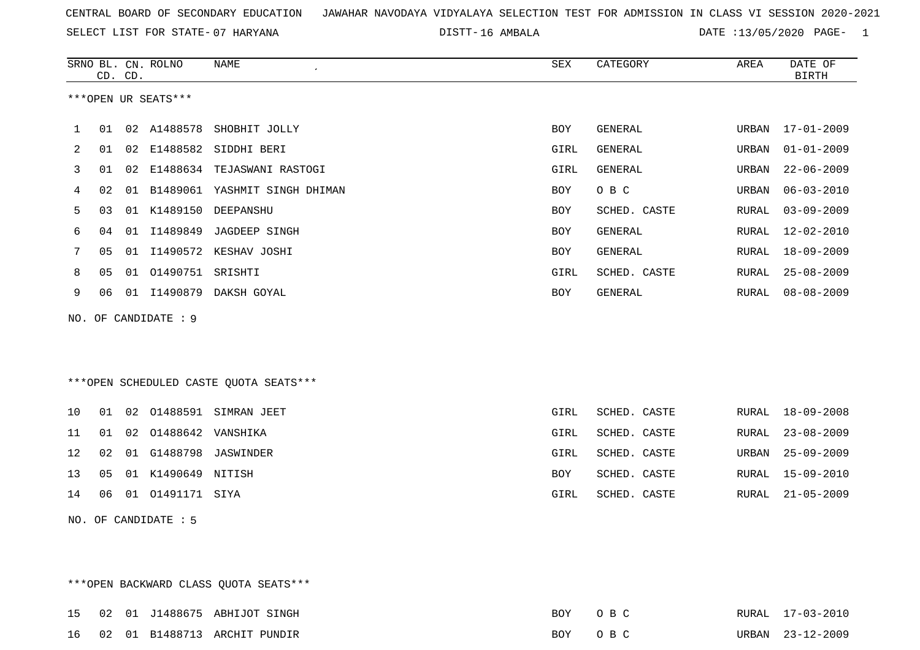CENTRAL BOARD OF SECONDARY EDUCATION JAWAHAR NAVODAYA VIDYALAYA SELECTION TEST FOR ADMISSION IN CLASS VI SESSION 2020-2021

SELECT LIST FOR STATE- 07 HARYANA DISTT- 16 AMBALA DATE :13/05/2020

***OPEN UR SEATS***

| SRNO | BL. CD. | CN. CD. | ROLNO | NAME | SEX | CATEGORY | AREA | DATE OF BIRTH |
|---|---|---|---|---|---|---|---|---|
| 1 | 01 | 02 | A1488578 | SHOBHIT JOLLY | BOY | GENERAL | URBAN | 17-01-2009 |
| 2 | 01 | 02 | E1488582 | SIDDHI BERI | GIRL | GENERAL | URBAN | 01-01-2009 |
| 3 | 01 | 02 | E1488634 | TEJASWANI RASTOGI | GIRL | GENERAL | URBAN | 22-06-2009 |
| 4 | 02 | 01 | B1489061 | YASHMIT SINGH DHIMAN | BOY | O B C | URBAN | 06-03-2010 |
| 5 | 03 | 01 | K1489150 | DEEPANSHU | BOY | SCHED. CASTE | RURAL | 03-09-2009 |
| 6 | 04 | 01 | I1489849 | JAGDEEP SINGH | BOY | GENERAL | RURAL | 12-02-2010 |
| 7 | 05 | 01 | I1490572 | KESHAV JOSHI | BOY | GENERAL | RURAL | 18-09-2009 |
| 8 | 05 | 01 | O1490751 | SRISHTI | GIRL | SCHED. CASTE | RURAL | 25-08-2009 |
| 9 | 06 | 01 | I1490879 | DAKSH GOYAL | BOY | GENERAL | RURAL | 08-08-2009 |

NO. OF CANDIDATE : 9

***OPEN SCHEDULED CASTE QUOTA SEATS***

| SRNO | BL. CD. | CN. CD. | ROLNO | NAME | SEX | CATEGORY | AREA | DATE OF BIRTH |
|---|---|---|---|---|---|---|---|---|
| 10 | 01 | 02 | O1488591 | SIMRAN JEET | GIRL | SCHED. CASTE | RURAL | 18-09-2008 |
| 11 | 01 | 02 | O1488642 | VANSHIKA | GIRL | SCHED. CASTE | RURAL | 23-08-2009 |
| 12 | 02 | 01 | G1488798 | JASWINDER | GIRL | SCHED. CASTE | URBAN | 25-09-2009 |
| 13 | 05 | 01 | K1490649 | NITISH | BOY | SCHED. CASTE | RURAL | 15-09-2010 |
| 14 | 06 | 01 | O1491171 | SIYA | GIRL | SCHED. CASTE | RURAL | 21-05-2009 |

NO. OF CANDIDATE : 5

***OPEN BACKWARD CLASS QUOTA SEATS***

| SRNO | BL. CD. | CN. CD. | ROLNO | NAME | SEX | CATEGORY | AREA | DATE OF BIRTH |
|---|---|---|---|---|---|---|---|---|
| 15 | 02 | 01 | J1488675 | ABHIJOT SINGH | BOY | O B C | RURAL | 17-03-2010 |
| 16 | 02 | 01 | B1488713 | ARCHIT PUNDIR | BOY | O B C | URBAN | 23-12-2009 |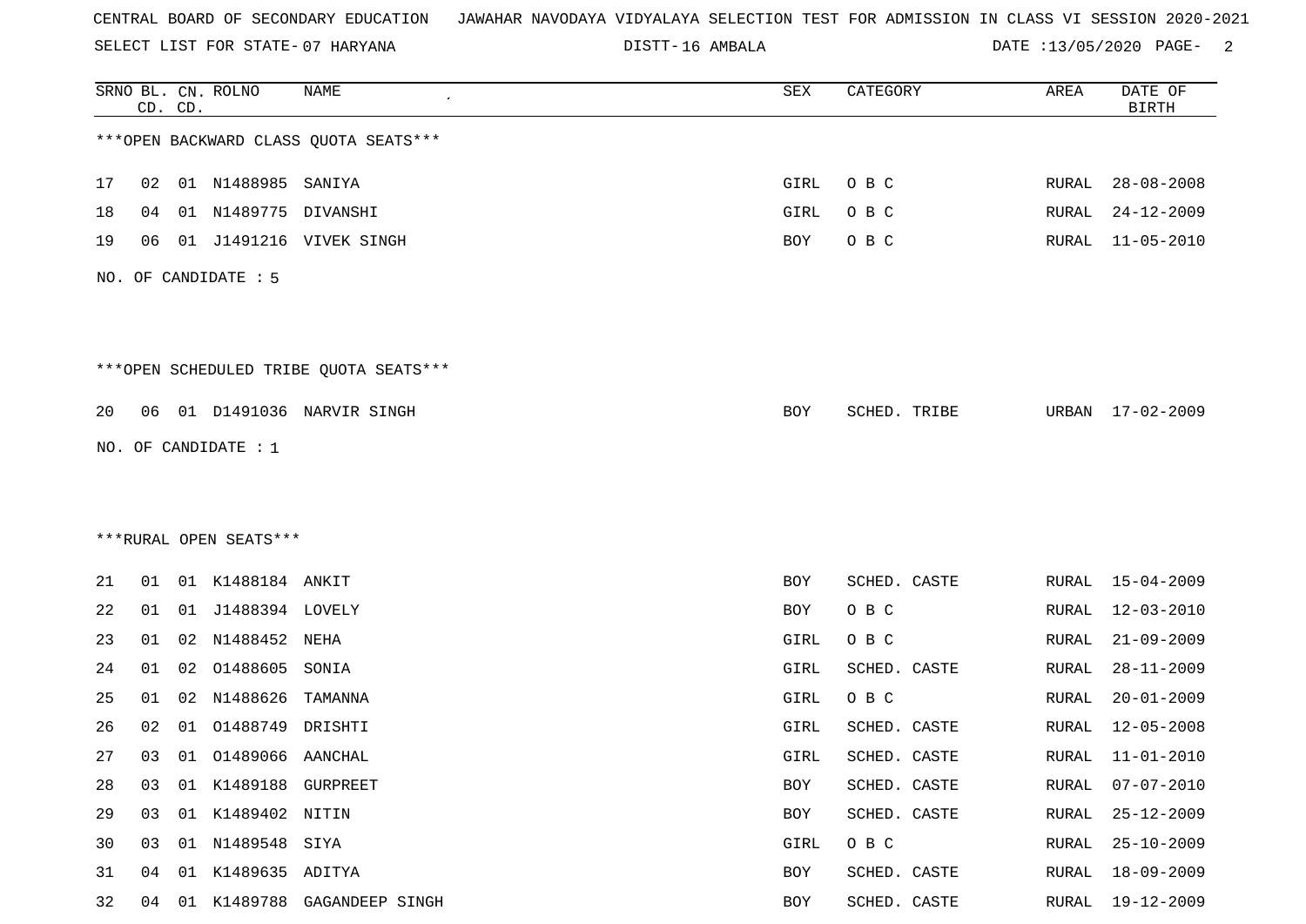CENTRAL BOARD OF SECONDARY EDUCATION JAWAHAR NAVODAYA VIDYALAYA SELECTION TEST FOR ADMISSION IN CLASS VI SESSION 2020-2021

SELECT LIST FOR STATE- 07 HARYANA DISTT- 16 AMBALA DATE :13/05/2020

***OPEN BACKWARD CLASS QUOTA SEATS***

| SRNO | BL. CD. | CN. CD. | ROLNO | NAME | SEX | CATEGORY | AREA | DATE OF BIRTH |
|---|---|---|---|---|---|---|---|---|
| 17 | 02 | 01 | N1488985 | SANIYA | GIRL | O B C | RURAL | 28-08-2008 |
| 18 | 04 | 01 | N1489775 | DIVANSHI | GIRL | O B C | RURAL | 24-12-2009 |
| 19 | 06 | 01 | J1491216 | VIVEK SINGH | BOY | O B C | RURAL | 11-05-2010 |

NO. OF CANDIDATE : 5

***OPEN SCHEDULED TRIBE QUOTA SEATS***

| SRNO | BL. CD. | CN. CD. | ROLNO | NAME | SEX | CATEGORY | AREA | DATE OF BIRTH |
|---|---|---|---|---|---|---|---|---|
| 20 | 06 | 01 | D1491036 | NARVIR SINGH | BOY | SCHED. TRIBE | URBAN | 17-02-2009 |

NO. OF CANDIDATE : 1

***RURAL OPEN SEATS***

| SRNO | BL. CD. | CN. CD. | ROLNO | NAME | SEX | CATEGORY | AREA | DATE OF BIRTH |
|---|---|---|---|---|---|---|---|---|
| 21 | 01 | 01 | K1488184 | ANKIT | BOY | SCHED. CASTE | RURAL | 15-04-2009 |
| 22 | 01 | 01 | J1488394 | LOVELY | BOY | O B C | RURAL | 12-03-2010 |
| 23 | 01 | 02 | N1488452 | NEHA | GIRL | O B C | RURAL | 21-09-2009 |
| 24 | 01 | 02 | O1488605 | SONIA | GIRL | SCHED. CASTE | RURAL | 28-11-2009 |
| 25 | 01 | 02 | N1488626 | TAMANNA | GIRL | O B C | RURAL | 20-01-2009 |
| 26 | 02 | 01 | O1488749 | DRISHTI | GIRL | SCHED. CASTE | RURAL | 12-05-2008 |
| 27 | 03 | 01 | O1489066 | AANCHAL | GIRL | SCHED. CASTE | RURAL | 11-01-2010 |
| 28 | 03 | 01 | K1489188 | GURPREET | BOY | SCHED. CASTE | RURAL | 07-07-2010 |
| 29 | 03 | 01 | K1489402 | NITIN | BOY | SCHED. CASTE | RURAL | 25-12-2009 |
| 30 | 03 | 01 | N1489548 | SIYA | GIRL | O B C | RURAL | 25-10-2009 |
| 31 | 04 | 01 | K1489635 | ADITYA | BOY | SCHED. CASTE | RURAL | 18-09-2009 |
| 32 | 04 | 01 | K1489788 | GAGANDEEP SINGH | BOY | SCHED. CASTE | RURAL | 19-12-2009 |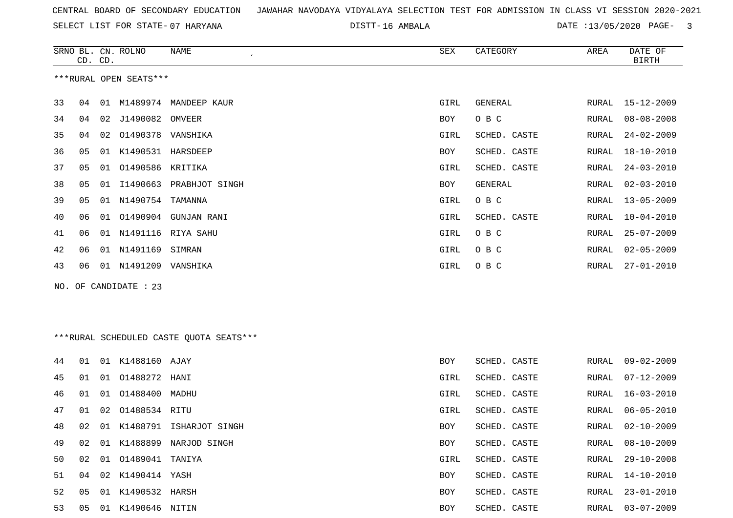CENTRAL BOARD OF SECONDARY EDUCATION JAWAHAR NAVODAYA VIDYALAYA SELECTION TEST FOR ADMISSION IN CLASS VI SESSION 2020-2021

SELECT LIST FOR STATE- 07 HARYANA DISTT- 16 AMBALA DATE :13/05/2020

***RURAL OPEN SEATS***

| SRNO | BL. CD. | CN. CD. | ROLNO | NAME | SEX | CATEGORY | AREA | DATE OF BIRTH |
|---|---|---|---|---|---|---|---|---|
| 33 | 04 | 01 | M1489974 | MANDEEP KAUR | GIRL | GENERAL | RURAL | 15-12-2009 |
| 34 | 04 | 02 | J1490082 | OMVEER | BOY | O B C | RURAL | 08-08-2008 |
| 35 | 04 | 02 | O1490378 | VANSHIKA | GIRL | SCHED. CASTE | RURAL | 24-02-2009 |
| 36 | 05 | 01 | K1490531 | HARSDEEP | BOY | SCHED. CASTE | RURAL | 18-10-2010 |
| 37 | 05 | 01 | O1490586 | KRITIKA | GIRL | SCHED. CASTE | RURAL | 24-03-2010 |
| 38 | 05 | 01 | I1490663 | PRABHJOT SINGH | BOY | GENERAL | RURAL | 02-03-2010 |
| 39 | 05 | 01 | N1490754 | TAMANNA | GIRL | O B C | RURAL | 13-05-2009 |
| 40 | 06 | 01 | O1490904 | GUNJAN RANI | GIRL | SCHED. CASTE | RURAL | 10-04-2010 |
| 41 | 06 | 01 | N1491116 | RIYA SAHU | GIRL | O B C | RURAL | 25-07-2009 |
| 42 | 06 | 01 | N1491169 | SIMRAN | GIRL | O B C | RURAL | 02-05-2009 |
| 43 | 06 | 01 | N1491209 | VANSHIKA | GIRL | O B C | RURAL | 27-01-2010 |

NO. OF CANDIDATE : 23

***RURAL SCHEDULED CASTE QUOTA SEATS***

| SRNO | BL. CD. | CN. CD. | ROLNO | NAME | SEX | CATEGORY | AREA | DATE OF BIRTH |
|---|---|---|---|---|---|---|---|---|
| 44 | 01 | 01 | K1488160 | AJAY | BOY | SCHED. CASTE | RURAL | 09-02-2009 |
| 45 | 01 | 01 | O1488272 | HANI | GIRL | SCHED. CASTE | RURAL | 07-12-2009 |
| 46 | 01 | 01 | O1488400 | MADHU | GIRL | SCHED. CASTE | RURAL | 16-03-2010 |
| 47 | 01 | 02 | O1488534 | RITU | GIRL | SCHED. CASTE | RURAL | 06-05-2010 |
| 48 | 02 | 01 | K1488791 | ISHARJOT SINGH | BOY | SCHED. CASTE | RURAL | 02-10-2009 |
| 49 | 02 | 01 | K1488899 | NARJOD SINGH | BOY | SCHED. CASTE | RURAL | 08-10-2009 |
| 50 | 02 | 01 | O1489041 | TANIYA | GIRL | SCHED. CASTE | RURAL | 29-10-2008 |
| 51 | 04 | 02 | K1490414 | YASH | BOY | SCHED. CASTE | RURAL | 14-10-2010 |
| 52 | 05 | 01 | K1490532 | HARSH | BOY | SCHED. CASTE | RURAL | 23-01-2010 |
| 53 | 05 | 01 | K1490646 | NITIN | BOY | SCHED. CASTE | RURAL | 03-07-2009 |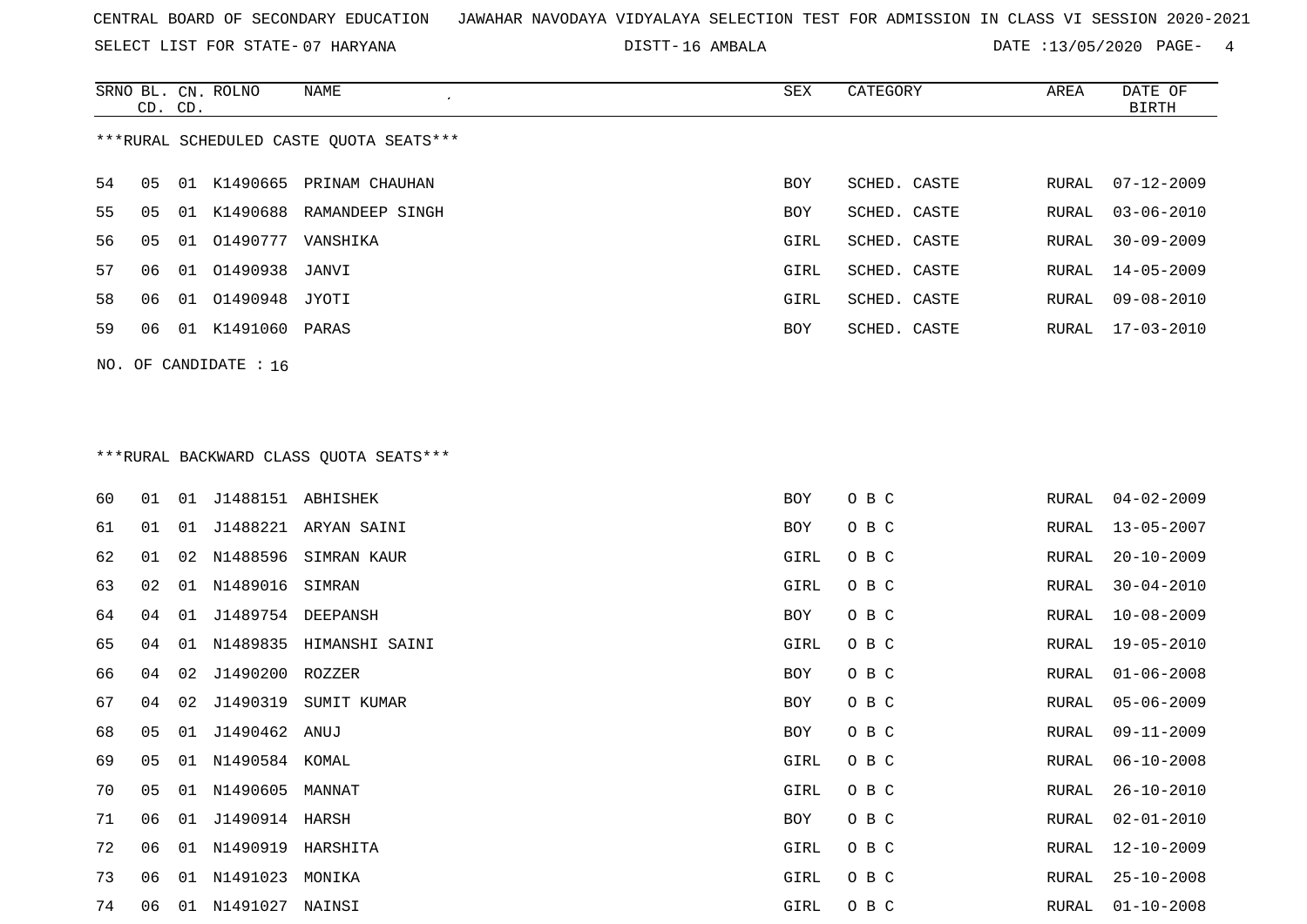CENTRAL BOARD OF SECONDARY EDUCATION JAWAHAR NAVODAYA VIDYALAYA SELECTION TEST FOR ADMISSION IN CLASS VI SESSION 2020-2021

SELECT LIST FOR STATE- 07 HARYANA DISTT- 16 AMBALA DATE :13/05/2020

***RURAL SCHEDULED CASTE QUOTA SEATS***

| SRNO | BL. CD. | CN. CD. | ROLNO | NAME | SEX | CATEGORY | AREA | DATE OF BIRTH |
|---|---|---|---|---|---|---|---|---|
| 54 | 05 | 01 | K1490665 | PRINAM CHAUHAN | BOY | SCHED. CASTE | RURAL | 07-12-2009 |
| 55 | 05 | 01 | K1490688 | RAMANDEEP SINGH | BOY | SCHED. CASTE | RURAL | 03-06-2010 |
| 56 | 05 | 01 | O1490777 | VANSHIKA | GIRL | SCHED. CASTE | RURAL | 30-09-2009 |
| 57 | 06 | 01 | O1490938 | JANVI | GIRL | SCHED. CASTE | RURAL | 14-05-2009 |
| 58 | 06 | 01 | O1490948 | JYOTI | GIRL | SCHED. CASTE | RURAL | 09-08-2010 |
| 59 | 06 | 01 | K1491060 | PARAS | BOY | SCHED. CASTE | RURAL | 17-03-2010 |

NO. OF CANDIDATE : 16

***RURAL BACKWARD CLASS QUOTA SEATS***

| SRNO | BL. CD. | CN. CD. | ROLNO | NAME | SEX | CATEGORY | AREA | DATE OF BIRTH |
|---|---|---|---|---|---|---|---|---|
| 60 | 01 | 01 | J1488151 | ABHISHEK | BOY | O B C | RURAL | 04-02-2009 |
| 61 | 01 | 01 | J1488221 | ARYAN SAINI | BOY | O B C | RURAL | 13-05-2007 |
| 62 | 01 | 02 | N1488596 | SIMRAN KAUR | GIRL | O B C | RURAL | 20-10-2009 |
| 63 | 02 | 01 | N1489016 | SIMRAN | GIRL | O B C | RURAL | 30-04-2010 |
| 64 | 04 | 01 | J1489754 | DEEPANSH | BOY | O B C | RURAL | 10-08-2009 |
| 65 | 04 | 01 | N1489835 | HIMANSHI SAINI | GIRL | O B C | RURAL | 19-05-2010 |
| 66 | 04 | 02 | J1490200 | ROZZER | BOY | O B C | RURAL | 01-06-2008 |
| 67 | 04 | 02 | J1490319 | SUMIT KUMAR | BOY | O B C | RURAL | 05-06-2009 |
| 68 | 05 | 01 | J1490462 | ANUJ | BOY | O B C | RURAL | 09-11-2009 |
| 69 | 05 | 01 | N1490584 | KOMAL | GIRL | O B C | RURAL | 06-10-2008 |
| 70 | 05 | 01 | N1490605 | MANNAT | GIRL | O B C | RURAL | 26-10-2010 |
| 71 | 06 | 01 | J1490914 | HARSH | BOY | O B C | RURAL | 02-01-2010 |
| 72 | 06 | 01 | N1490919 | HARSHITA | GIRL | O B C | RURAL | 12-10-2009 |
| 73 | 06 | 01 | N1491023 | MONIKA | GIRL | O B C | RURAL | 25-10-2008 |
| 74 | 06 | 01 | N1491027 | NAINSI | GIRL | O B C | RURAL | 01-10-2008 |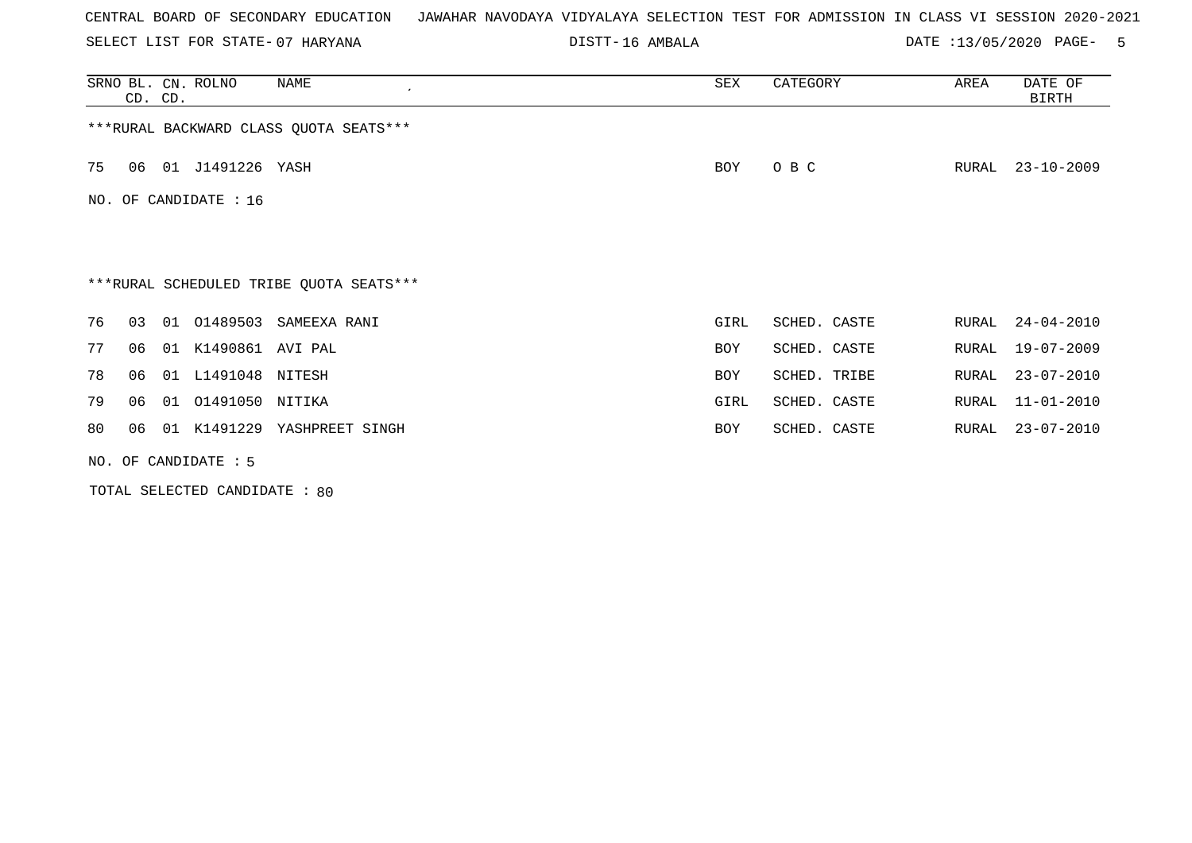CENTRAL BOARD OF SECONDARY EDUCATION   JAWAHAR NAVODAYA VIDYALAYA SELECTION TEST FOR ADMISSION IN CLASS VI SESSION 2020-2021

SELECT LIST FOR STATE- 07 HARYANA     DISTT- 16 AMBALA     DATE :13/05/2020

| SRNO | BL. CD. | CN. CD. | ROLNO | NAME | SEX | CATEGORY | AREA | DATE OF BIRTH |
|---|---|---|---|---|---|---|---|---|

***RURAL BACKWARD CLASS QUOTA SEATS***

| SRNO | BL. CD. | CN. CD. | ROLNO | NAME | SEX | CATEGORY | AREA | DATE OF BIRTH |
|---|---|---|---|---|---|---|---|---|
| 75 | 06 | 01 | J1491226 | YASH | BOY | O B C | RURAL | 23-10-2009 |

NO. OF CANDIDATE : 16

***RURAL SCHEDULED TRIBE QUOTA SEATS***

| SRNO | BL. CD. | CN. CD. | ROLNO | NAME | SEX | CATEGORY | AREA | DATE OF BIRTH |
|---|---|---|---|---|---|---|---|---|
| 76 | 03 | 01 | O1489503 | SAMEEXA RANI | GIRL | SCHED. CASTE | RURAL | 24-04-2010 |
| 77 | 06 | 01 | K1490861 | AVI PAL | BOY | SCHED. CASTE | RURAL | 19-07-2009 |
| 78 | 06 | 01 | L1491048 | NITESH | BOY | SCHED. TRIBE | RURAL | 23-07-2010 |
| 79 | 06 | 01 | O1491050 | NITIKA | GIRL | SCHED. CASTE | RURAL | 11-01-2010 |
| 80 | 06 | 01 | K1491229 | YASHPREET SINGH | BOY | SCHED. CASTE | RURAL | 23-07-2010 |

NO. OF CANDIDATE : 5

TOTAL SELECTED CANDIDATE : 80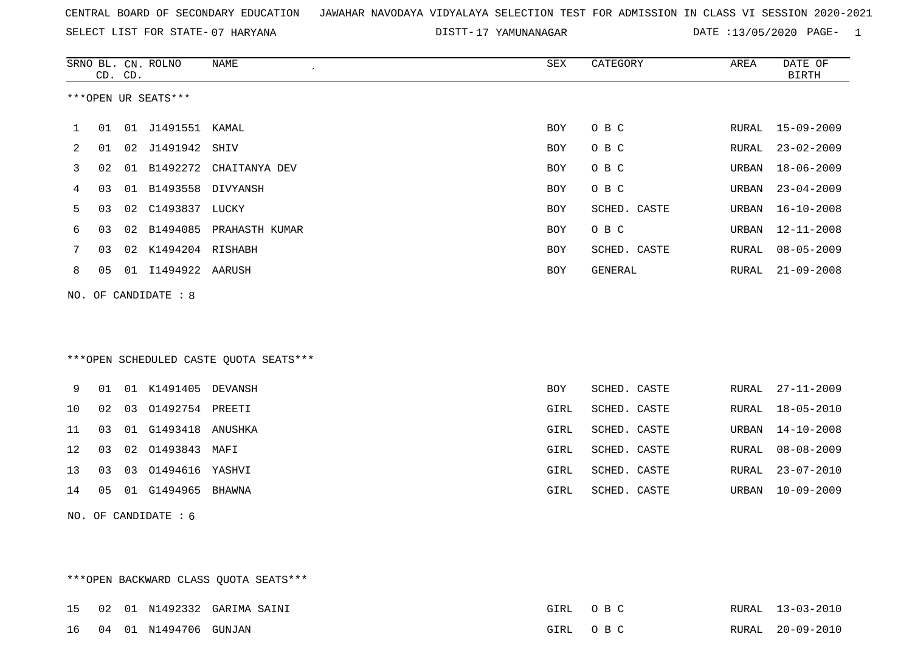CENTRAL BOARD OF SECONDARY EDUCATION   JAWAHAR NAVODAYA VIDYALAYA SELECTION TEST FOR ADMISSION IN CLASS VI SESSION 2020-2021

SELECT LIST FOR STATE- 07 HARYANA   DISTT- 17 YAMUNANAGAR   DATE :13/05/2020

***OPEN UR SEATS***

| SRNO | BL. CD. | CN. CD. | ROLNO | NAME | SEX | CATEGORY | AREA | DATE OF BIRTH |
|---|---|---|---|---|---|---|---|---|
| 1 | 01 | 01 | J1491551 | KAMAL | BOY | O B C | RURAL | 15-09-2009 |
| 2 | 01 | 02 | J1491942 | SHIV | BOY | O B C | RURAL | 23-02-2009 |
| 3 | 02 | 01 | B1492272 | CHAITANYA DEV | BOY | O B C | URBAN | 18-06-2009 |
| 4 | 03 | 01 | B1493558 | DIVYANSH | BOY | O B C | URBAN | 23-04-2009 |
| 5 | 03 | 02 | C1493837 | LUCKY | BOY | SCHED. CASTE | URBAN | 16-10-2008 |
| 6 | 03 | 02 | B1494085 | PRAHASTH KUMAR | BOY | O B C | URBAN | 12-11-2008 |
| 7 | 03 | 02 | K1494204 | RISHABH | BOY | SCHED. CASTE | RURAL | 08-05-2009 |
| 8 | 05 | 01 | I1494922 | AARUSH | BOY | GENERAL | RURAL | 21-09-2008 |

NO. OF CANDIDATE : 8

***OPEN SCHEDULED CASTE QUOTA SEATS***

| SRNO | BL. CD. | CN. CD. | ROLNO | NAME | SEX | CATEGORY | AREA | DATE OF BIRTH |
|---|---|---|---|---|---|---|---|---|
| 9 | 01 | 01 | K1491405 | DEVANSH | BOY | SCHED. CASTE | RURAL | 27-11-2009 |
| 10 | 02 | 03 | O1492754 | PREETI | GIRL | SCHED. CASTE | RURAL | 18-05-2010 |
| 11 | 03 | 01 | G1493418 | ANUSHKA | GIRL | SCHED. CASTE | URBAN | 14-10-2008 |
| 12 | 03 | 02 | O1493843 | MAFI | GIRL | SCHED. CASTE | RURAL | 08-08-2009 |
| 13 | 03 | 03 | O1494616 | YASHVI | GIRL | SCHED. CASTE | RURAL | 23-07-2010 |
| 14 | 05 | 01 | G1494965 | BHAWNA | GIRL | SCHED. CASTE | URBAN | 10-09-2009 |

NO. OF CANDIDATE : 6

***OPEN BACKWARD CLASS QUOTA SEATS***

| SRNO | BL. CD. | CN. CD. | ROLNO | NAME | SEX | CATEGORY | AREA | DATE OF BIRTH |
|---|---|---|---|---|---|---|---|---|
| 15 | 02 | 01 | N1492332 | GARIMA SAINI | GIRL | O B C | RURAL | 13-03-2010 |
| 16 | 04 | 01 | N1494706 | GUNJAN | GIRL | O B C | RURAL | 20-09-2010 |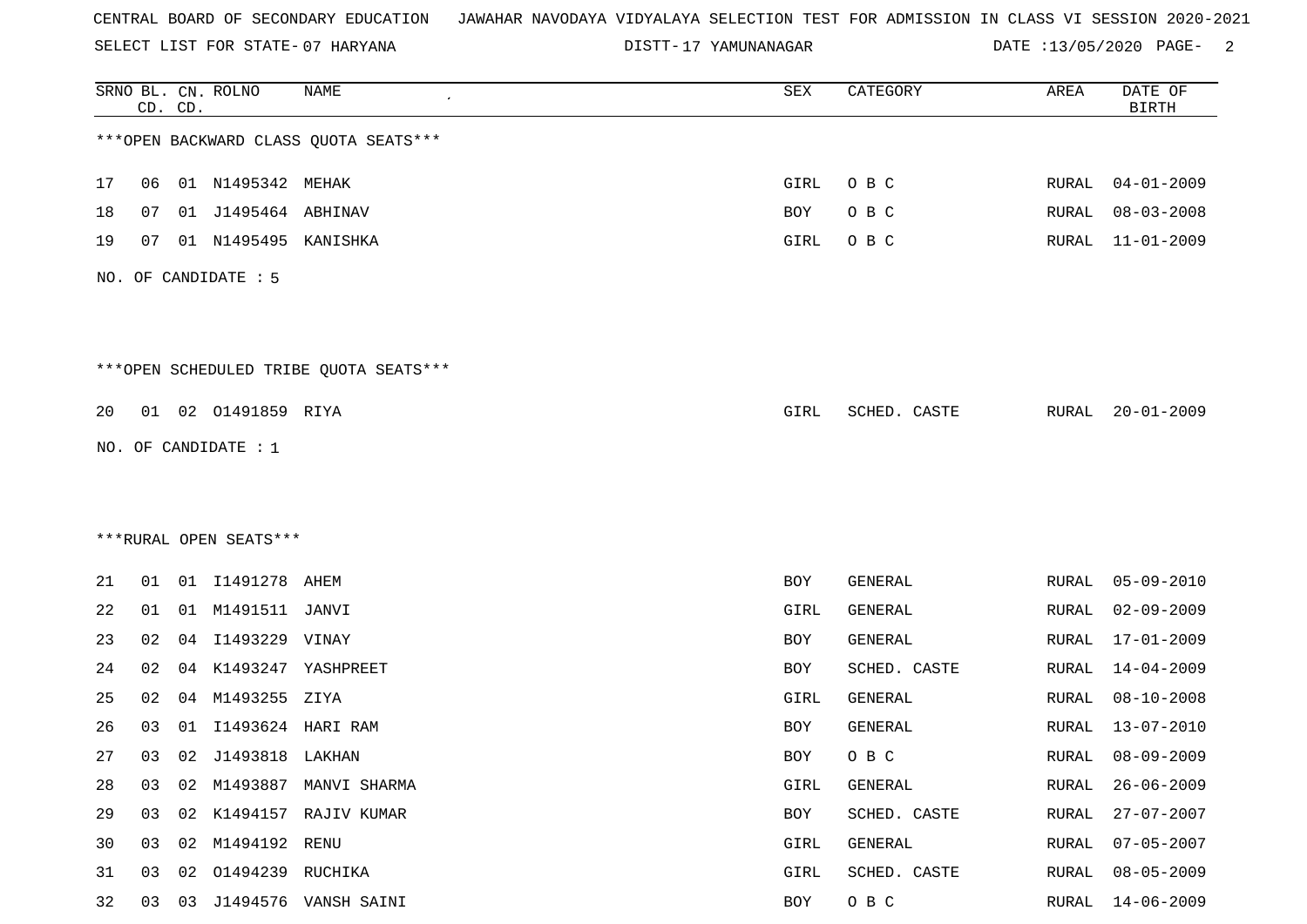CENTRAL BOARD OF SECONDARY EDUCATION   JAWAHAR NAVODAYA VIDYALAYA SELECTION TEST FOR ADMISSION IN CLASS VI SESSION 2020-2021

SELECT LIST FOR STATE- 07 HARYANA   DISTT- 17 YAMUNANAGAR   DATE :13/05/2020

| SRNO | BL. CD. | CN. CD. | ROLNO | NAME | SEX | CATEGORY | AREA | DATE OF BIRTH |
|---|---|---|---|---|---|---|---|---|

***OPEN BACKWARD CLASS QUOTA SEATS***

| SRNO | BL. CD. | CN. CD. | ROLNO | NAME | SEX | CATEGORY | AREA | DATE OF BIRTH |
|---|---|---|---|---|---|---|---|---|
| 17 | 06 | 01 | N1495342 | MEHAK | GIRL | O B C | RURAL | 04-01-2009 |
| 18 | 07 | 01 | J1495464 | ABHINAV | BOY | O B C | RURAL | 08-03-2008 |
| 19 | 07 | 01 | N1495495 | KANISHKA | GIRL | O B C | RURAL | 11-01-2009 |

NO. OF CANDIDATE : 5

***OPEN SCHEDULED TRIBE QUOTA SEATS***

| SRNO | BL. CD. | CN. CD. | ROLNO | NAME | SEX | CATEGORY | AREA | DATE OF BIRTH |
|---|---|---|---|---|---|---|---|---|
| 20 | 01 | 02 | O1491859 | RIYA | GIRL | SCHED. CASTE | RURAL | 20-01-2009 |

NO. OF CANDIDATE : 1

***RURAL OPEN SEATS***

| SRNO | BL. CD. | CN. CD. | ROLNO | NAME | SEX | CATEGORY | AREA | DATE OF BIRTH |
|---|---|---|---|---|---|---|---|---|
| 21 | 01 | 01 | I1491278 | AHEM | BOY | GENERAL | RURAL | 05-09-2010 |
| 22 | 01 | 01 | M1491511 | JANVI | GIRL | GENERAL | RURAL | 02-09-2009 |
| 23 | 02 | 04 | I1493229 | VINAY | BOY | GENERAL | RURAL | 17-01-2009 |
| 24 | 02 | 04 | K1493247 | YASHPREET | BOY | SCHED. CASTE | RURAL | 14-04-2009 |
| 25 | 02 | 04 | M1493255 | ZIYA | GIRL | GENERAL | RURAL | 08-10-2008 |
| 26 | 03 | 01 | I1493624 | HARI RAM | BOY | GENERAL | RURAL | 13-07-2010 |
| 27 | 03 | 02 | J1493818 | LAKHAN | BOY | O B C | RURAL | 08-09-2009 |
| 28 | 03 | 02 | M1493887 | MANVI SHARMA | GIRL | GENERAL | RURAL | 26-06-2009 |
| 29 | 03 | 02 | K1494157 | RAJIV KUMAR | BOY | SCHED. CASTE | RURAL | 27-07-2007 |
| 30 | 03 | 02 | M1494192 | RENU | GIRL | GENERAL | RURAL | 07-05-2007 |
| 31 | 03 | 02 | O1494239 | RUCHIKA | GIRL | SCHED. CASTE | RURAL | 08-05-2009 |
| 32 | 03 | 03 | J1494576 | VANSH SAINI | BOY | O B C | RURAL | 14-06-2009 |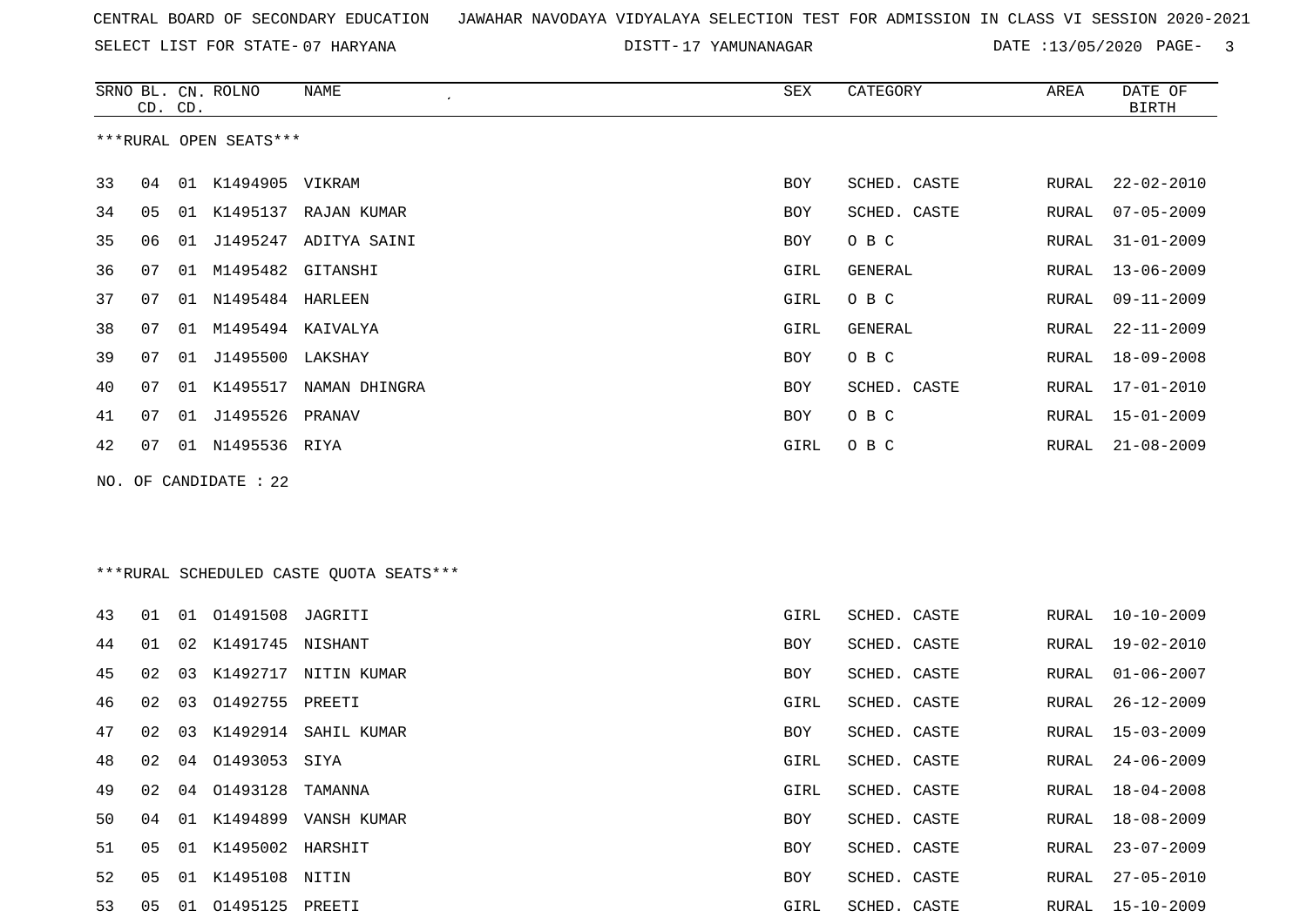CENTRAL BOARD OF SECONDARY EDUCATION   JAWAHAR NAVODAYA VIDYALAYA SELECTION TEST FOR ADMISSION IN CLASS VI SESSION 2020-2021

SELECT LIST FOR STATE- 07 HARYANA   DISTT- 17 YAMUNANAGAR   DATE :13/05/2020

***RURAL OPEN SEATS***

| SRNO | BL. CD. | CN. CD. | ROLNO | NAME | SEX | CATEGORY | AREA | DATE OF BIRTH |
|---|---|---|---|---|---|---|---|---|
| 33 | 04 | 01 | K1494905 | VIKRAM | BOY | SCHED. CASTE | RURAL | 22-02-2010 |
| 34 | 05 | 01 | K1495137 | RAJAN KUMAR | BOY | SCHED. CASTE | RURAL | 07-05-2009 |
| 35 | 06 | 01 | J1495247 | ADITYA SAINI | BOY | O B C | RURAL | 31-01-2009 |
| 36 | 07 | 01 | M1495482 | GITANSHI | GIRL | GENERAL | RURAL | 13-06-2009 |
| 37 | 07 | 01 | N1495484 | HARLEEN | GIRL | O B C | RURAL | 09-11-2009 |
| 38 | 07 | 01 | M1495494 | KAIVALYA | GIRL | GENERAL | RURAL | 22-11-2009 |
| 39 | 07 | 01 | J1495500 | LAKSHAY | BOY | O B C | RURAL | 18-09-2008 |
| 40 | 07 | 01 | K1495517 | NAMAN DHINGRA | BOY | SCHED. CASTE | RURAL | 17-01-2010 |
| 41 | 07 | 01 | J1495526 | PRANAV | BOY | O B C | RURAL | 15-01-2009 |
| 42 | 07 | 01 | N1495536 | RIYA | GIRL | O B C | RURAL | 21-08-2009 |

NO. OF CANDIDATE : 22

***RURAL SCHEDULED CASTE QUOTA SEATS***

| SRNO | BL. CD. | CN. CD. | ROLNO | NAME | SEX | CATEGORY | AREA | DATE OF BIRTH |
|---|---|---|---|---|---|---|---|---|
| 43 | 01 | 01 | O1491508 | JAGRITI | GIRL | SCHED. CASTE | RURAL | 10-10-2009 |
| 44 | 01 | 02 | K1491745 | NISHANT | BOY | SCHED. CASTE | RURAL | 19-02-2010 |
| 45 | 02 | 03 | K1492717 | NITIN KUMAR | BOY | SCHED. CASTE | RURAL | 01-06-2007 |
| 46 | 02 | 03 | O1492755 | PREETI | GIRL | SCHED. CASTE | RURAL | 26-12-2009 |
| 47 | 02 | 03 | K1492914 | SAHIL KUMAR | BOY | SCHED. CASTE | RURAL | 15-03-2009 |
| 48 | 02 | 04 | O1493053 | SIYA | GIRL | SCHED. CASTE | RURAL | 24-06-2009 |
| 49 | 02 | 04 | O1493128 | TAMANNA | GIRL | SCHED. CASTE | RURAL | 18-04-2008 |
| 50 | 04 | 01 | K1494899 | VANSH KUMAR | BOY | SCHED. CASTE | RURAL | 18-08-2009 |
| 51 | 05 | 01 | K1495002 | HARSHIT | BOY | SCHED. CASTE | RURAL | 23-07-2009 |
| 52 | 05 | 01 | K1495108 | NITIN | BOY | SCHED. CASTE | RURAL | 27-05-2010 |
| 53 | 05 | 01 | O1495125 | PREETI | GIRL | SCHED. CASTE | RURAL | 15-10-2009 |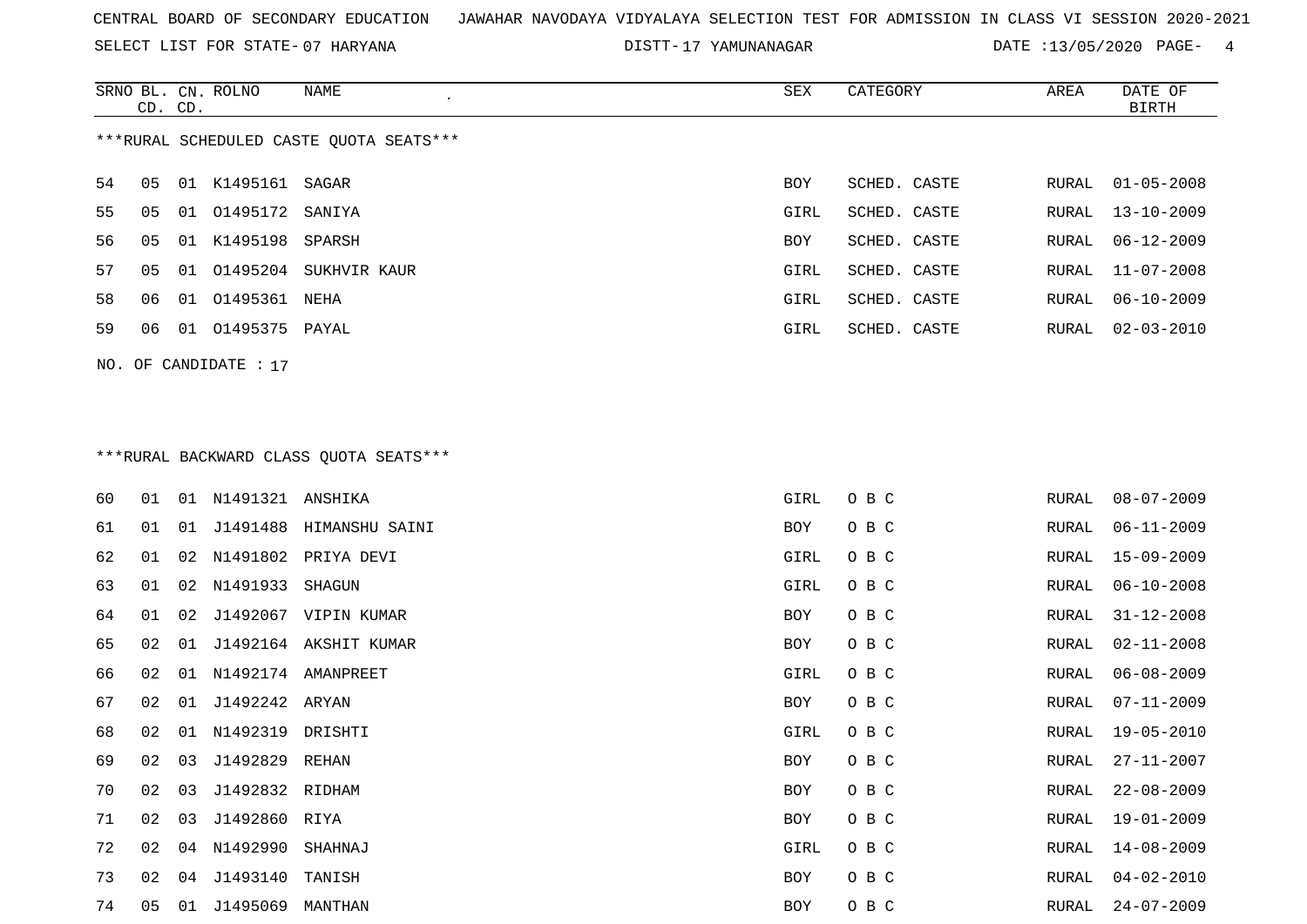CENTRAL BOARD OF SECONDARY EDUCATION JAWAHAR NAVODAYA VIDYALAYA SELECTION TEST FOR ADMISSION IN CLASS VI SESSION 2020-2021

SELECT LIST FOR STATE- 07 HARYANA DISTT- 17 YAMUNANAGAR DATE :13/05/2020

| SRNO | BL. CD. | CN. CD. | ROLNO | NAME | SEX | CATEGORY | AREA | DATE OF BIRTH |
|---|---|---|---|---|---|---|---|---|

***RURAL SCHEDULED CASTE QUOTA SEATS***

| SRNO | BL. CD. | CN. CD. | ROLNO | NAME | SEX | CATEGORY | AREA | DATE OF BIRTH |
|---|---|---|---|---|---|---|---|---|
| 54 | 05 | 01 | K1495161 | SAGAR | BOY | SCHED. CASTE | RURAL | 01-05-2008 |
| 55 | 05 | 01 | O1495172 | SANIYA | GIRL | SCHED. CASTE | RURAL | 13-10-2009 |
| 56 | 05 | 01 | K1495198 | SPARSH | BOY | SCHED. CASTE | RURAL | 06-12-2009 |
| 57 | 05 | 01 | O1495204 | SUKHVIR KAUR | GIRL | SCHED. CASTE | RURAL | 11-07-2008 |
| 58 | 06 | 01 | O1495361 | NEHA | GIRL | SCHED. CASTE | RURAL | 06-10-2009 |
| 59 | 06 | 01 | O1495375 | PAYAL | GIRL | SCHED. CASTE | RURAL | 02-03-2010 |

NO. OF CANDIDATE : 17

***RURAL BACKWARD CLASS QUOTA SEATS***

| SRNO | BL. CD. | CN. CD. | ROLNO | NAME | SEX | CATEGORY | AREA | DATE OF BIRTH |
|---|---|---|---|---|---|---|---|---|
| 60 | 01 | 01 | N1491321 | ANSHIKA | GIRL | O B C | RURAL | 08-07-2009 |
| 61 | 01 | 01 | J1491488 | HIMANSHU SAINI | BOY | O B C | RURAL | 06-11-2009 |
| 62 | 01 | 02 | N1491802 | PRIYA DEVI | GIRL | O B C | RURAL | 15-09-2009 |
| 63 | 01 | 02 | N1491933 | SHAGUN | GIRL | O B C | RURAL | 06-10-2008 |
| 64 | 01 | 02 | J1492067 | VIPIN KUMAR | BOY | O B C | RURAL | 31-12-2008 |
| 65 | 02 | 01 | J1492164 | AKSHIT KUMAR | BOY | O B C | RURAL | 02-11-2008 |
| 66 | 02 | 01 | N1492174 | AMANPREET | GIRL | O B C | RURAL | 06-08-2009 |
| 67 | 02 | 01 | J1492242 | ARYAN | BOY | O B C | RURAL | 07-11-2009 |
| 68 | 02 | 01 | N1492319 | DRISHTI | GIRL | O B C | RURAL | 19-05-2010 |
| 69 | 02 | 03 | J1492829 | REHAN | BOY | O B C | RURAL | 27-11-2007 |
| 70 | 02 | 03 | J1492832 | RIDHAM | BOY | O B C | RURAL | 22-08-2009 |
| 71 | 02 | 03 | J1492860 | RIYA | BOY | O B C | RURAL | 19-01-2009 |
| 72 | 02 | 04 | N1492990 | SHAHNAJ | GIRL | O B C | RURAL | 14-08-2009 |
| 73 | 02 | 04 | J1493140 | TANISH | BOY | O B C | RURAL | 04-02-2010 |
| 74 | 05 | 01 | J1495069 | MANTHAN | BOY | O B C | RURAL | 24-07-2009 |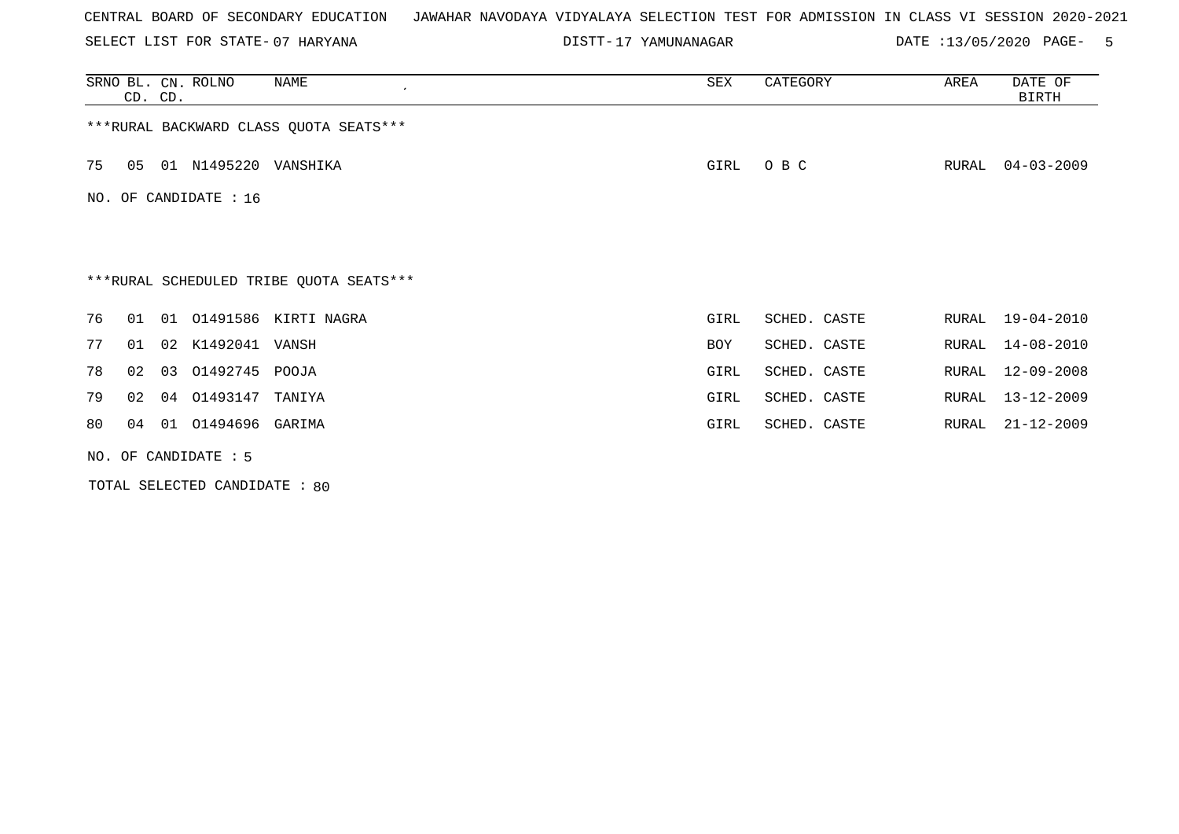CENTRAL BOARD OF SECONDARY EDUCATION JAWAHAR NAVODAYA VIDYALAYA SELECTION TEST FOR ADMISSION IN CLASS VI SESSION 2020-2021

SELECT LIST FOR STATE- 07 HARYANA DISTT- 17 YAMUNANAGAR DATE :13/05/2020

| SRNO | BL. CD. | CN. CD. | ROLNO | NAME | SEX | CATEGORY | AREA | DATE OF BIRTH |
|---|---|---|---|---|---|---|---|---|

***RURAL BACKWARD CLASS QUOTA SEATS***

| SRNO | BL. CD. | CN. CD. | ROLNO | NAME | SEX | CATEGORY | AREA | DATE OF BIRTH |
|---|---|---|---|---|---|---|---|---|
| 75 | 05 | 01 | N1495220 | VANSHIKA | GIRL | O B C | RURAL | 04-03-2009 |

NO. OF CANDIDATE : 16

***RURAL SCHEDULED TRIBE QUOTA SEATS***

| SRNO | BL. CD. | CN. CD. | ROLNO | NAME | SEX | CATEGORY | AREA | DATE OF BIRTH |
|---|---|---|---|---|---|---|---|---|
| 76 | 01 | 01 | O1491586 | KIRTI NAGRA | GIRL | SCHED. CASTE | RURAL | 19-04-2010 |
| 77 | 01 | 02 | K1492041 | VANSH | BOY | SCHED. CASTE | RURAL | 14-08-2010 |
| 78 | 02 | 03 | O1492745 | POOJA | GIRL | SCHED. CASTE | RURAL | 12-09-2008 |
| 79 | 02 | 04 | O1493147 | TANIYA | GIRL | SCHED. CASTE | RURAL | 13-12-2009 |
| 80 | 04 | 01 | O1494696 | GARIMA | GIRL | SCHED. CASTE | RURAL | 21-12-2009 |

NO. OF CANDIDATE : 5

TOTAL SELECTED CANDIDATE : 80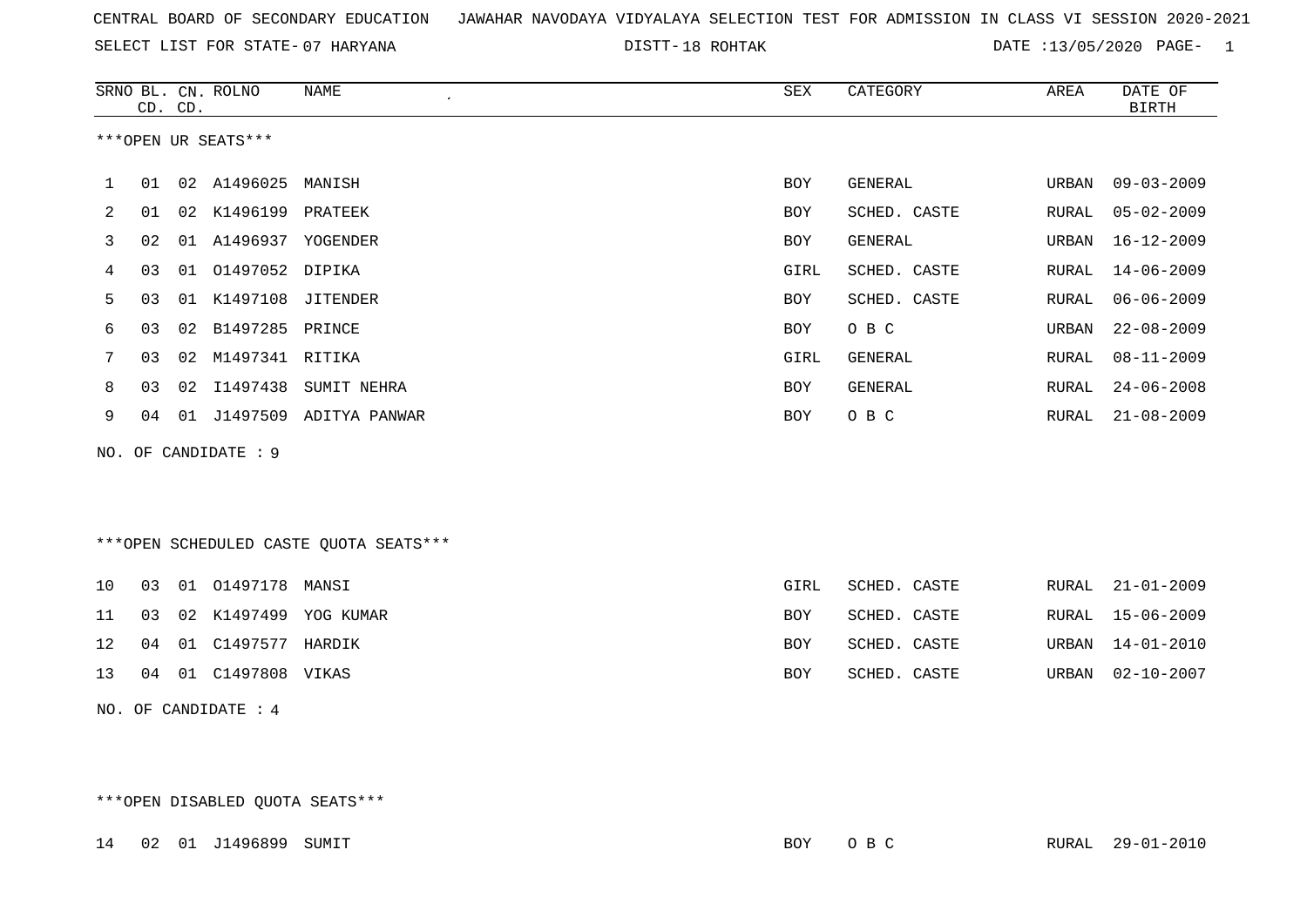CENTRAL BOARD OF SECONDARY EDUCATION JAWAHAR NAVODAYA VIDYALAYA SELECTION TEST FOR ADMISSION IN CLASS VI SESSION 2020-2021

SELECT LIST FOR STATE- 07 HARYANA DISTT- 18 ROHTAK DATE :13/05/2020

| SRNO | BL. CD. | CN. CD. | ROLNO | NAME | SEX | CATEGORY | AREA | DATE OF BIRTH |
|---|---|---|---|---|---|---|---|---|
| ***OPEN UR SEATS*** | | | | | | | | |
| 1 | 01 | 02 | A1496025 | MANISH | BOY | GENERAL | URBAN | 09-03-2009 |
| 2 | 01 | 02 | K1496199 | PRATEEK | BOY | SCHED. CASTE | RURAL | 05-02-2009 |
| 3 | 02 | 01 | A1496937 | YOGENDER | BOY | GENERAL | URBAN | 16-12-2009 |
| 4 | 03 | 01 | O1497052 | DIPIKA | GIRL | SCHED. CASTE | RURAL | 14-06-2009 |
| 5 | 03 | 01 | K1497108 | JITENDER | BOY | SCHED. CASTE | RURAL | 06-06-2009 |
| 6 | 03 | 02 | B1497285 | PRINCE | BOY | O B C | URBAN | 22-08-2009 |
| 7 | 03 | 02 | M1497341 | RITIKA | GIRL | GENERAL | RURAL | 08-11-2009 |
| 8 | 03 | 02 | I1497438 | SUMIT NEHRA | BOY | GENERAL | RURAL | 24-06-2008 |
| 9 | 04 | 01 | J1497509 | ADITYA PANWAR | BOY | O B C | RURAL | 21-08-2009 |

NO. OF CANDIDATE : 9

| SRNO | BL. CD. | CN. CD. | ROLNO | NAME | SEX | CATEGORY | AREA | DATE OF BIRTH |
|---|---|---|---|---|---|---|---|---|
| ***OPEN SCHEDULED CASTE QUOTA SEATS*** | | | | | | | | |
| 10 | 03 | 01 | O1497178 | MANSI | GIRL | SCHED. CASTE | RURAL | 21-01-2009 |
| 11 | 03 | 02 | K1497499 | YOG KUMAR | BOY | SCHED. CASTE | RURAL | 15-06-2009 |
| 12 | 04 | 01 | C1497577 | HARDIK | BOY | SCHED. CASTE | URBAN | 14-01-2010 |
| 13 | 04 | 01 | C1497808 | VIKAS | BOY | SCHED. CASTE | URBAN | 02-10-2007 |

NO. OF CANDIDATE : 4

| SRNO | BL. CD. | CN. CD. | ROLNO | NAME | SEX | CATEGORY | AREA | DATE OF BIRTH |
|---|---|---|---|---|---|---|---|---|
| ***OPEN DISABLED QUOTA SEATS*** | | | | | | | | |
| 14 | 02 | 01 | J1496899 | SUMIT | BOY | O B C | RURAL | 29-01-2010 |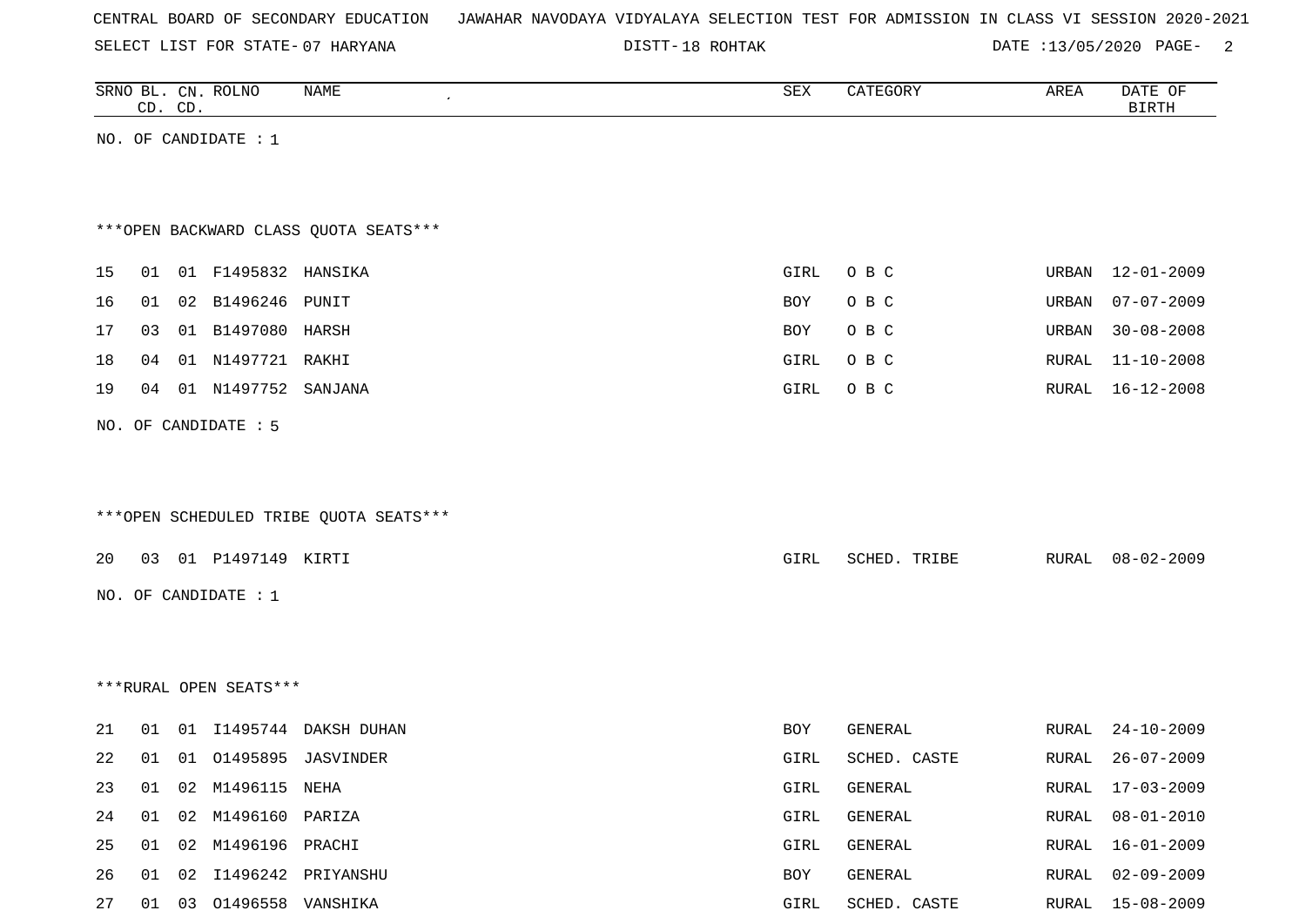CENTRAL BOARD OF SECONDARY EDUCATION JAWAHAR NAVODAYA VIDYALAYA SELECTION TEST FOR ADMISSION IN CLASS VI SESSION 2020-2021

SELECT LIST FOR STATE- 07 HARYANA DISTT- 18 ROHTAK DATE :13/05/2020

| SRNO | BL. CD. | CN. CD. | ROLNO | NAME | SEX | CATEGORY | AREA | DATE OF BIRTH |
|---|---|---|---|---|---|---|---|---|

NO. OF CANDIDATE : 1

***OPEN BACKWARD CLASS QUOTA SEATS***

| SRNO | BL. CD. | CN. CD. | ROLNO | NAME | SEX | CATEGORY | AREA | DATE OF BIRTH |
|---|---|---|---|---|---|---|---|---|
| 15 | 01 | 01 | F1495832 | HANSIKA | GIRL | O B C | URBAN | 12-01-2009 |
| 16 | 01 | 02 | B1496246 | PUNIT | BOY | O B C | URBAN | 07-07-2009 |
| 17 | 03 | 01 | B1497080 | HARSH | BOY | O B C | URBAN | 30-08-2008 |
| 18 | 04 | 01 | N1497721 | RAKHI | GIRL | O B C | RURAL | 11-10-2008 |
| 19 | 04 | 01 | N1497752 | SANJANA | GIRL | O B C | RURAL | 16-12-2008 |

NO. OF CANDIDATE : 5

***OPEN SCHEDULED TRIBE QUOTA SEATS***

| SRNO | BL. CD. | CN. CD. | ROLNO | NAME | SEX | CATEGORY | AREA | DATE OF BIRTH |
|---|---|---|---|---|---|---|---|---|
| 20 | 03 | 01 | P1497149 | KIRTI | GIRL | SCHED. TRIBE | RURAL | 08-02-2009 |

NO. OF CANDIDATE : 1

***RURAL OPEN SEATS***

| SRNO | BL. CD. | CN. CD. | ROLNO | NAME | SEX | CATEGORY | AREA | DATE OF BIRTH |
|---|---|---|---|---|---|---|---|---|
| 21 | 01 | 01 | I1495744 | DAKSH DUHAN | BOY | GENERAL | RURAL | 24-10-2009 |
| 22 | 01 | 01 | O1495895 | JASVINDER | GIRL | SCHED. CASTE | RURAL | 26-07-2009 |
| 23 | 01 | 02 | M1496115 | NEHA | GIRL | GENERAL | RURAL | 17-03-2009 |
| 24 | 01 | 02 | M1496160 | PARIZA | GIRL | GENERAL | RURAL | 08-01-2010 |
| 25 | 01 | 02 | M1496196 | PRACHI | GIRL | GENERAL | RURAL | 16-01-2009 |
| 26 | 01 | 02 | I1496242 | PRIYANSHU | BOY | GENERAL | RURAL | 02-09-2009 |
| 27 | 01 | 03 | O1496558 | VANSHIKA | GIRL | SCHED. CASTE | RURAL | 15-08-2009 |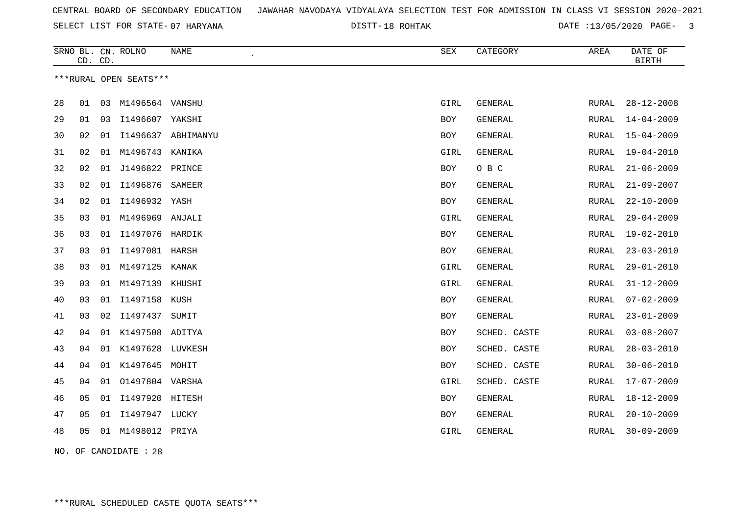CENTRAL BOARD OF SECONDARY EDUCATION JAWAHAR NAVODAYA VIDYALAYA SELECTION TEST FOR ADMISSION IN CLASS VI SESSION 2020-2021

SELECT LIST FOR STATE- 07 HARYANA DISTT- 18 ROHTAK DATE :13/05/2020

| SRNO | BL. CD. | CN. CD. | ROLNO | NAME | SEX | CATEGORY | AREA | DATE OF BIRTH |
|---|---|---|---|---|---|---|---|---|

***RURAL OPEN SEATS***

| SRNO | BL. CD. | CN. CD. | ROLNO | NAME | SEX | CATEGORY | AREA | DATE OF BIRTH |
|---|---|---|---|---|---|---|---|---|
| 28 | 01 | 03 | M1496564 | VANSHU | GIRL | GENERAL | RURAL | 28-12-2008 |
| 29 | 01 | 03 | I1496607 | YAKSHI | BOY | GENERAL | RURAL | 14-04-2009 |
| 30 | 02 | 01 | I1496637 | ABHIMANYU | BOY | GENERAL | RURAL | 15-04-2009 |
| 31 | 02 | 01 | M1496743 | KANIKA | GIRL | GENERAL | RURAL | 19-04-2010 |
| 32 | 02 | 01 | J1496822 | PRINCE | BOY | O B C | RURAL | 21-06-2009 |
| 33 | 02 | 01 | I1496876 | SAMEER | BOY | GENERAL | RURAL | 21-09-2007 |
| 34 | 02 | 01 | I1496932 | YASH | BOY | GENERAL | RURAL | 22-10-2009 |
| 35 | 03 | 01 | M1496969 | ANJALI | GIRL | GENERAL | RURAL | 29-04-2009 |
| 36 | 03 | 01 | I1497076 | HARDIK | BOY | GENERAL | RURAL | 19-02-2010 |
| 37 | 03 | 01 | I1497081 | HARSH | BOY | GENERAL | RURAL | 23-03-2010 |
| 38 | 03 | 01 | M1497125 | KANAK | GIRL | GENERAL | RURAL | 29-01-2010 |
| 39 | 03 | 01 | M1497139 | KHUSHI | GIRL | GENERAL | RURAL | 31-12-2009 |
| 40 | 03 | 01 | I1497158 | KUSH | BOY | GENERAL | RURAL | 07-02-2009 |
| 41 | 03 | 02 | I1497437 | SUMIT | BOY | GENERAL | RURAL | 23-01-2009 |
| 42 | 04 | 01 | K1497508 | ADITYA | BOY | SCHED. CASTE | RURAL | 03-08-2007 |
| 43 | 04 | 01 | K1497628 | LUVKESH | BOY | SCHED. CASTE | RURAL | 28-03-2010 |
| 44 | 04 | 01 | K1497645 | MOHIT | BOY | SCHED. CASTE | RURAL | 30-06-2010 |
| 45 | 04 | 01 | O1497804 | VARSHA | GIRL | SCHED. CASTE | RURAL | 17-07-2009 |
| 46 | 05 | 01 | I1497920 | HITESH | BOY | GENERAL | RURAL | 18-12-2009 |
| 47 | 05 | 01 | I1497947 | LUCKY | BOY | GENERAL | RURAL | 20-10-2009 |
| 48 | 05 | 01 | M1498012 | PRIYA | GIRL | GENERAL | RURAL | 30-09-2009 |

NO. OF CANDIDATE : 28

***RURAL SCHEDULED CASTE QUOTA SEATS***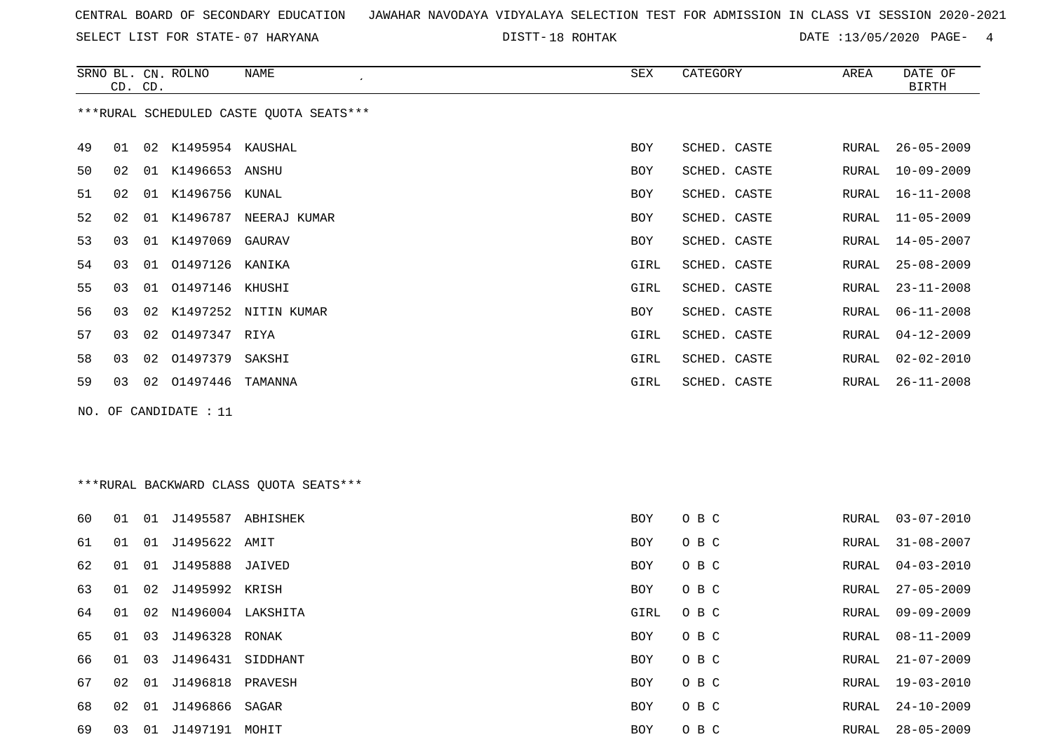CENTRAL BOARD OF SECONDARY EDUCATION JAWAHAR NAVODAYA VIDYALAYA SELECTION TEST FOR ADMISSION IN CLASS VI SESSION 2020-2021

SELECT LIST FOR STATE- 07 HARYANA DISTT- 18 ROHTAK DATE :13/05/2020

***RURAL SCHEDULED CASTE QUOTA SEATS***

| SRNO | BL. CD. | CN. CD. | ROLNO | NAME | SEX | CATEGORY | AREA | DATE OF BIRTH |
|---|---|---|---|---|---|---|---|---|
| 49 | 01 | 02 | K1495954 | KAUSHAL | BOY | SCHED. CASTE | RURAL | 26-05-2009 |
| 50 | 02 | 01 | K1496653 | ANSHU | BOY | SCHED. CASTE | RURAL | 10-09-2009 |
| 51 | 02 | 01 | K1496756 | KUNAL | BOY | SCHED. CASTE | RURAL | 16-11-2008 |
| 52 | 02 | 01 | K1496787 | NEERAJ KUMAR | BOY | SCHED. CASTE | RURAL | 11-05-2009 |
| 53 | 03 | 01 | K1497069 | GAURAV | BOY | SCHED. CASTE | RURAL | 14-05-2007 |
| 54 | 03 | 01 | O1497126 | KANIKA | GIRL | SCHED. CASTE | RURAL | 25-08-2009 |
| 55 | 03 | 01 | O1497146 | KHUSHI | GIRL | SCHED. CASTE | RURAL | 23-11-2008 |
| 56 | 03 | 02 | K1497252 | NITIN KUMAR | BOY | SCHED. CASTE | RURAL | 06-11-2008 |
| 57 | 03 | 02 | O1497347 | RIYA | GIRL | SCHED. CASTE | RURAL | 04-12-2009 |
| 58 | 03 | 02 | O1497379 | SAKSHI | GIRL | SCHED. CASTE | RURAL | 02-02-2010 |
| 59 | 03 | 02 | O1497446 | TAMANNA | GIRL | SCHED. CASTE | RURAL | 26-11-2008 |

NO. OF CANDIDATE : 11

***RURAL BACKWARD CLASS QUOTA SEATS***

| SRNO | BL. CD. | CN. CD. | ROLNO | NAME | SEX | CATEGORY | AREA | DATE OF BIRTH |
|---|---|---|---|---|---|---|---|---|
| 60 | 01 | 01 | J1495587 | ABHISHEK | BOY | O B C | RURAL | 03-07-2010 |
| 61 | 01 | 01 | J1495622 | AMIT | BOY | O B C | RURAL | 31-08-2007 |
| 62 | 01 | 01 | J1495888 | JAIVED | BOY | O B C | RURAL | 04-03-2010 |
| 63 | 01 | 02 | J1495992 | KRISH | BOY | O B C | RURAL | 27-05-2009 |
| 64 | 01 | 02 | N1496004 | LAKSHITA | GIRL | O B C | RURAL | 09-09-2009 |
| 65 | 01 | 03 | J1496328 | RONAK | BOY | O B C | RURAL | 08-11-2009 |
| 66 | 01 | 03 | J1496431 | SIDDHANT | BOY | O B C | RURAL | 21-07-2009 |
| 67 | 02 | 01 | J1496818 | PRAVESH | BOY | O B C | RURAL | 19-03-2010 |
| 68 | 02 | 01 | J1496866 | SAGAR | BOY | O B C | RURAL | 24-10-2009 |
| 69 | 03 | 01 | J1497191 | MOHIT | BOY | O B C | RURAL | 28-05-2009 |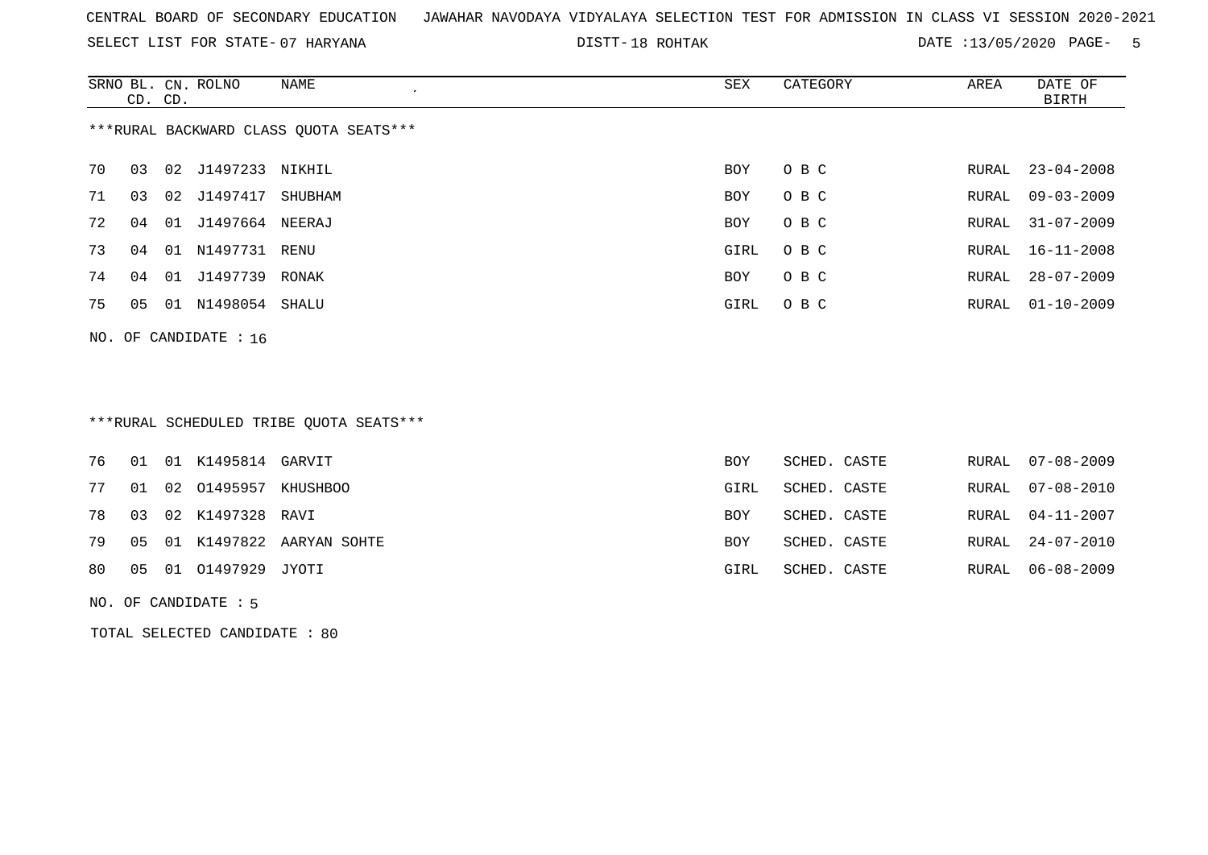CENTRAL BOARD OF SECONDARY EDUCATION JAWAHAR NAVODAYA VIDYALAYA SELECTION TEST FOR ADMISSION IN CLASS VI SESSION 2020-2021

SELECT LIST FOR STATE- 07 HARYANA DISTT- 18 ROHTAK DATE :13/05/2020

***RURAL BACKWARD CLASS QUOTA SEATS***

| SRNO | BL. CD. | CN. CD. | ROLNO | NAME | SEX | CATEGORY | AREA | DATE OF BIRTH |
|---|---|---|---|---|---|---|---|---|
| 70 | 03 | 02 | J1497233 | NIKHIL | BOY | O B C | RURAL | 23-04-2008 |
| 71 | 03 | 02 | J1497417 | SHUBHAM | BOY | O B C | RURAL | 09-03-2009 |
| 72 | 04 | 01 | J1497664 | NEERAJ | BOY | O B C | RURAL | 31-07-2009 |
| 73 | 04 | 01 | N1497731 | RENU | GIRL | O B C | RURAL | 16-11-2008 |
| 74 | 04 | 01 | J1497739 | RONAK | BOY | O B C | RURAL | 28-07-2009 |
| 75 | 05 | 01 | N1498054 | SHALU | GIRL | O B C | RURAL | 01-10-2009 |

NO. OF CANDIDATE : 16

***RURAL SCHEDULED TRIBE QUOTA SEATS***

| SRNO | BL. CD. | CN. CD. | ROLNO | NAME | SEX | CATEGORY | AREA | DATE OF BIRTH |
|---|---|---|---|---|---|---|---|---|
| 76 | 01 | 01 | K1495814 | GARVIT | BOY | SCHED. CASTE | RURAL | 07-08-2009 |
| 77 | 01 | 02 | O1495957 | KHUSHBOO | GIRL | SCHED. CASTE | RURAL | 07-08-2010 |
| 78 | 03 | 02 | K1497328 | RAVI | BOY | SCHED. CASTE | RURAL | 04-11-2007 |
| 79 | 05 | 01 | K1497822 | AARYAN SOHTE | BOY | SCHED. CASTE | RURAL | 24-07-2010 |
| 80 | 05 | 01 | O1497929 | JYOTI | GIRL | SCHED. CASTE | RURAL | 06-08-2009 |

NO. OF CANDIDATE : 5

TOTAL SELECTED CANDIDATE : 80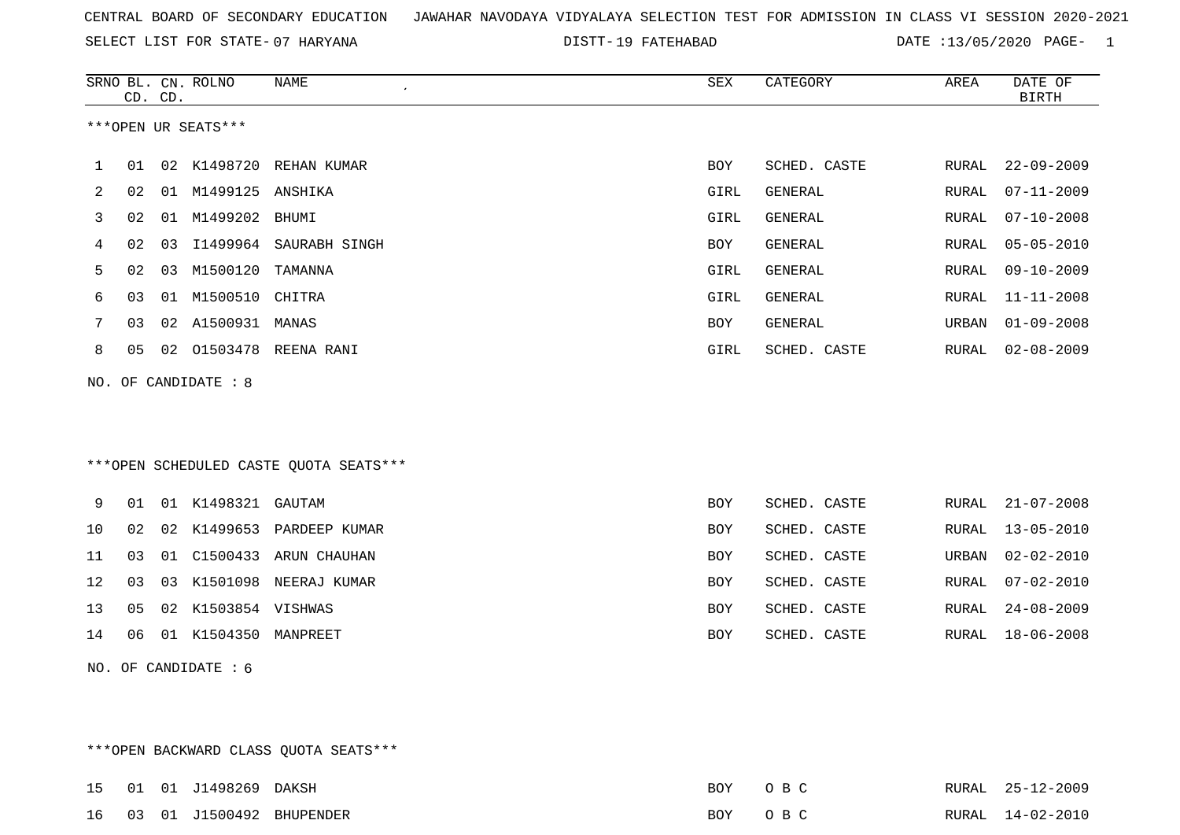CENTRAL BOARD OF SECONDARY EDUCATION JAWAHAR NAVODAYA VIDYALAYA SELECTION TEST FOR ADMISSION IN CLASS VI SESSION 2020-2021

SELECT LIST FOR STATE- 07 HARYANA DISTT- 19 FATEHABAD DATE :13/05/2020

***OPEN UR SEATS***

| SRNO | BL. CD. | CN. CD. | ROLNO | NAME | SEX | CATEGORY | AREA | DATE OF BIRTH |
|---|---|---|---|---|---|---|---|---|
| 1 | 01 | 02 | K1498720 | REHAN KUMAR | BOY | SCHED. CASTE | RURAL | 22-09-2009 |
| 2 | 02 | 01 | M1499125 | ANSHIKA | GIRL | GENERAL | RURAL | 07-11-2009 |
| 3 | 02 | 01 | M1499202 | BHUMI | GIRL | GENERAL | RURAL | 07-10-2008 |
| 4 | 02 | 03 | I1499964 | SAURABH SINGH | BOY | GENERAL | RURAL | 05-05-2010 |
| 5 | 02 | 03 | M1500120 | TAMANNA | GIRL | GENERAL | RURAL | 09-10-2009 |
| 6 | 03 | 01 | M1500510 | CHITRA | GIRL | GENERAL | RURAL | 11-11-2008 |
| 7 | 03 | 02 | A1500931 | MANAS | BOY | GENERAL | URBAN | 01-09-2008 |
| 8 | 05 | 02 | O1503478 | REENA RANI | GIRL | SCHED. CASTE | RURAL | 02-08-2009 |

NO. OF CANDIDATE : 8

***OPEN SCHEDULED CASTE QUOTA SEATS***

| SRNO | BL. CD. | CN. CD. | ROLNO | NAME | SEX | CATEGORY | AREA | DATE OF BIRTH |
|---|---|---|---|---|---|---|---|---|
| 9 | 01 | 01 | K1498321 | GAUTAM | BOY | SCHED. CASTE | RURAL | 21-07-2008 |
| 10 | 02 | 02 | K1499653 | PARDEEP KUMAR | BOY | SCHED. CASTE | RURAL | 13-05-2010 |
| 11 | 03 | 01 | C1500433 | ARUN CHAUHAN | BOY | SCHED. CASTE | URBAN | 02-02-2010 |
| 12 | 03 | 03 | K1501098 | NEERAJ KUMAR | BOY | SCHED. CASTE | RURAL | 07-02-2010 |
| 13 | 05 | 02 | K1503854 | VISHWAS | BOY | SCHED. CASTE | RURAL | 24-08-2009 |
| 14 | 06 | 01 | K1504350 | MANPREET | BOY | SCHED. CASTE | RURAL | 18-06-2008 |

NO. OF CANDIDATE : 6

***OPEN BACKWARD CLASS QUOTA SEATS***

| SRNO | BL. CD. | CN. CD. | ROLNO | NAME | SEX | CATEGORY | AREA | DATE OF BIRTH |
|---|---|---|---|---|---|---|---|---|
| 15 | 01 | 01 | J1498269 | DAKSH | BOY | O B C | RURAL | 25-12-2009 |
| 16 | 03 | 01 | J1500492 | BHUPENDER | BOY | O B C | RURAL | 14-02-2010 |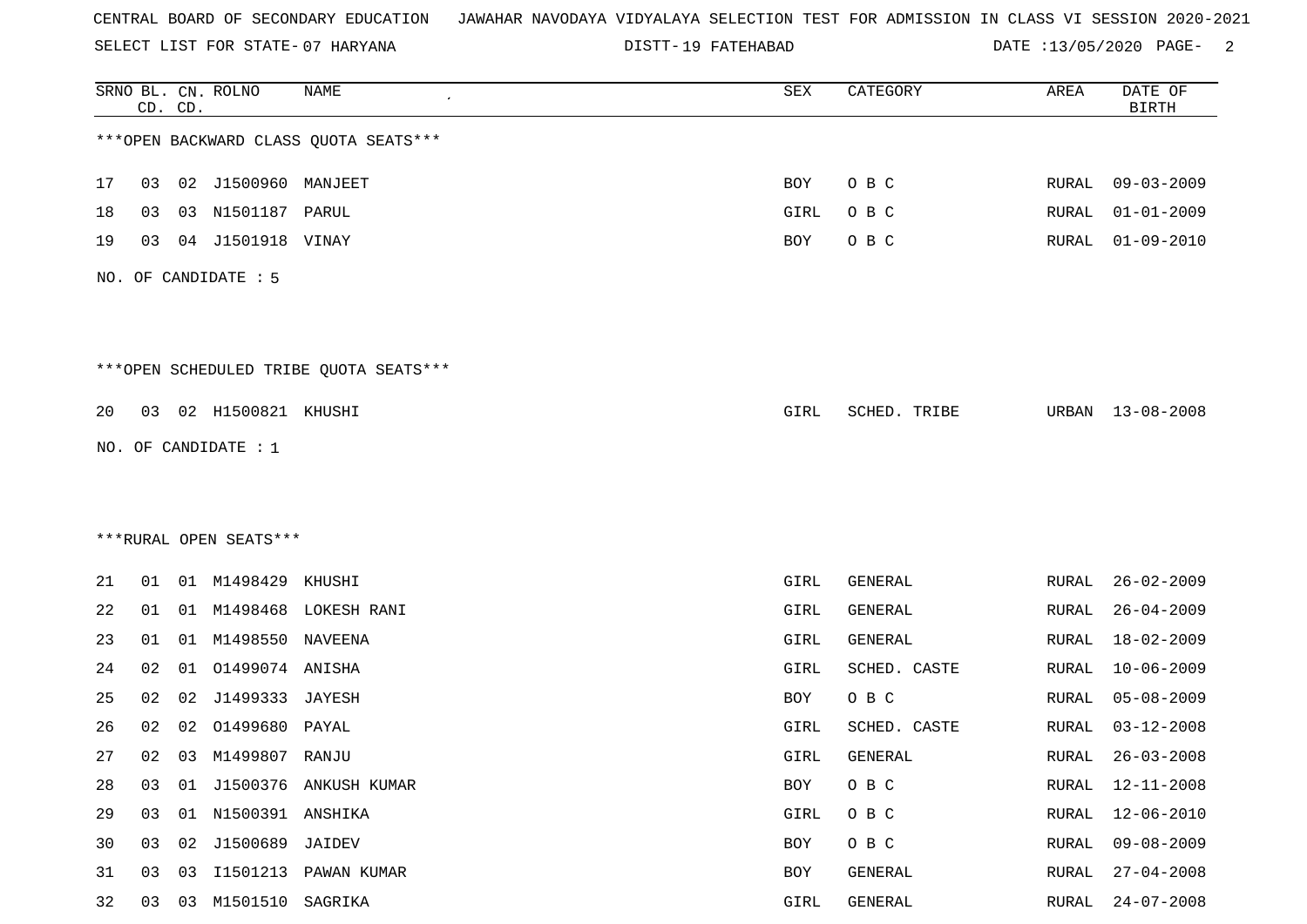CENTRAL BOARD OF SECONDARY EDUCATION   JAWAHAR NAVODAYA VIDYALAYA SELECTION TEST FOR ADMISSION IN CLASS VI SESSION 2020-2021

SELECT LIST FOR STATE- 07 HARYANA   DISTT- 19 FATEHABAD   DATE :13/05/2020

***OPEN BACKWARD CLASS QUOTA SEATS***

| SRNO | BL. CD. | CN. CD. | ROLNO | NAME | SEX | CATEGORY | AREA | DATE OF BIRTH |
|---|---|---|---|---|---|---|---|---|
| 17 | 03 | 02 | J1500960 | MANJEET | BOY | O B C | RURAL | 09-03-2009 |
| 18 | 03 | 03 | N1501187 | PARUL | GIRL | O B C | RURAL | 01-01-2009 |
| 19 | 03 | 04 | J1501918 | VINAY | BOY | O B C | RURAL | 01-09-2010 |

NO. OF CANDIDATE : 5

***OPEN SCHEDULED TRIBE QUOTA SEATS***

| SRNO | BL. CD. | CN. CD. | ROLNO | NAME | SEX | CATEGORY | AREA | DATE OF BIRTH |
|---|---|---|---|---|---|---|---|---|
| 20 | 03 | 02 | H1500821 | KHUSHI | GIRL | SCHED. TRIBE | URBAN | 13-08-2008 |

NO. OF CANDIDATE : 1

***RURAL OPEN SEATS***

| SRNO | BL. CD. | CN. CD. | ROLNO | NAME | SEX | CATEGORY | AREA | DATE OF BIRTH |
|---|---|---|---|---|---|---|---|---|
| 21 | 01 | 01 | M1498429 | KHUSHI | GIRL | GENERAL | RURAL | 26-02-2009 |
| 22 | 01 | 01 | M1498468 | LOKESH RANI | GIRL | GENERAL | RURAL | 26-04-2009 |
| 23 | 01 | 01 | M1498550 | NAVEENA | GIRL | GENERAL | RURAL | 18-02-2009 |
| 24 | 02 | 01 | O1499074 | ANISHA | GIRL | SCHED. CASTE | RURAL | 10-06-2009 |
| 25 | 02 | 02 | J1499333 | JAYESH | BOY | O B C | RURAL | 05-08-2009 |
| 26 | 02 | 02 | O1499680 | PAYAL | GIRL | SCHED. CASTE | RURAL | 03-12-2008 |
| 27 | 02 | 03 | M1499807 | RANJU | GIRL | GENERAL | RURAL | 26-03-2008 |
| 28 | 03 | 01 | J1500376 | ANKUSH KUMAR | BOY | O B C | RURAL | 12-11-2008 |
| 29 | 03 | 01 | N1500391 | ANSHIKA | GIRL | O B C | RURAL | 12-06-2010 |
| 30 | 03 | 02 | J1500689 | JAIDEV | BOY | O B C | RURAL | 09-08-2009 |
| 31 | 03 | 03 | I1501213 | PAWAN KUMAR | BOY | GENERAL | RURAL | 27-04-2008 |
| 32 | 03 | 03 | M1501510 | SAGRIKA | GIRL | GENERAL | RURAL | 24-07-2008 |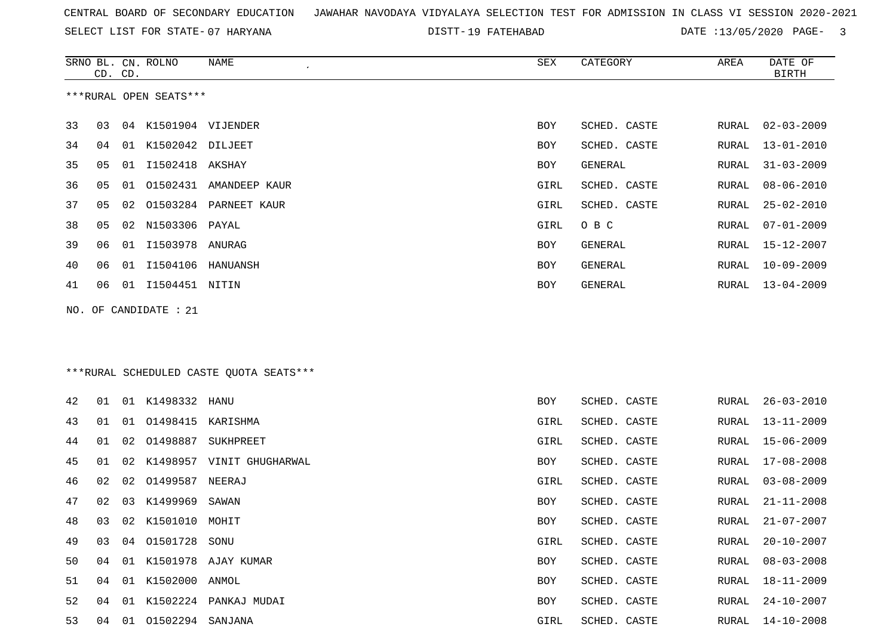CENTRAL BOARD OF SECONDARY EDUCATION JAWAHAR NAVODAYA VIDYALAYA SELECTION TEST FOR ADMISSION IN CLASS VI SESSION 2020-2021

SELECT LIST FOR STATE- 07 HARYANA DISTT- 19 FATEHABAD DATE :13/05/2020

***RURAL OPEN SEATS***

| SRNO | BL. CD. | CN. CD. | ROLNO | NAME | SEX | CATEGORY | AREA | DATE OF BIRTH |
|---|---|---|---|---|---|---|---|---|
| 33 | 03 | 04 | K1501904 | VIJENDER | BOY | SCHED. CASTE | RURAL | 02-03-2009 |
| 34 | 04 | 01 | K1502042 | DILJEET | BOY | SCHED. CASTE | RURAL | 13-01-2010 |
| 35 | 05 | 01 | I1502418 | AKSHAY | BOY | GENERAL | RURAL | 31-03-2009 |
| 36 | 05 | 01 | O1502431 | AMANDEEP KAUR | GIRL | SCHED. CASTE | RURAL | 08-06-2010 |
| 37 | 05 | 02 | O1503284 | PARNEET KAUR | GIRL | SCHED. CASTE | RURAL | 25-02-2010 |
| 38 | 05 | 02 | N1503306 | PAYAL | GIRL | O B C | RURAL | 07-01-2009 |
| 39 | 06 | 01 | I1503978 | ANURAG | BOY | GENERAL | RURAL | 15-12-2007 |
| 40 | 06 | 01 | I1504106 | HANUANSH | BOY | GENERAL | RURAL | 10-09-2009 |
| 41 | 06 | 01 | I1504451 | NITIN | BOY | GENERAL | RURAL | 13-04-2009 |

NO. OF CANDIDATE : 21

***RURAL SCHEDULED CASTE QUOTA SEATS***

| SRNO | BL. CD. | CN. CD. | ROLNO | NAME | SEX | CATEGORY | AREA | DATE OF BIRTH |
|---|---|---|---|---|---|---|---|---|
| 42 | 01 | 01 | K1498332 | HANU | BOY | SCHED. CASTE | RURAL | 26-03-2010 |
| 43 | 01 | 01 | O1498415 | KARISHMA | GIRL | SCHED. CASTE | RURAL | 13-11-2009 |
| 44 | 01 | 02 | O1498887 | SUKHPREET | GIRL | SCHED. CASTE | RURAL | 15-06-2009 |
| 45 | 01 | 02 | K1498957 | VINIT GHUGHARWAL | BOY | SCHED. CASTE | RURAL | 17-08-2008 |
| 46 | 02 | 02 | O1499587 | NEERAJ | GIRL | SCHED. CASTE | RURAL | 03-08-2009 |
| 47 | 02 | 03 | K1499969 | SAWAN | BOY | SCHED. CASTE | RURAL | 21-11-2008 |
| 48 | 03 | 02 | K1501010 | MOHIT | BOY | SCHED. CASTE | RURAL | 21-07-2007 |
| 49 | 03 | 04 | O1501728 | SONU | GIRL | SCHED. CASTE | RURAL | 20-10-2007 |
| 50 | 04 | 01 | K1501978 | AJAY KUMAR | BOY | SCHED. CASTE | RURAL | 08-03-2008 |
| 51 | 04 | 01 | K1502000 | ANMOL | BOY | SCHED. CASTE | RURAL | 18-11-2009 |
| 52 | 04 | 01 | K1502224 | PANKAJ MUDAI | BOY | SCHED. CASTE | RURAL | 24-10-2007 |
| 53 | 04 | 01 | O1502294 | SANJANA | GIRL | SCHED. CASTE | RURAL | 14-10-2008 |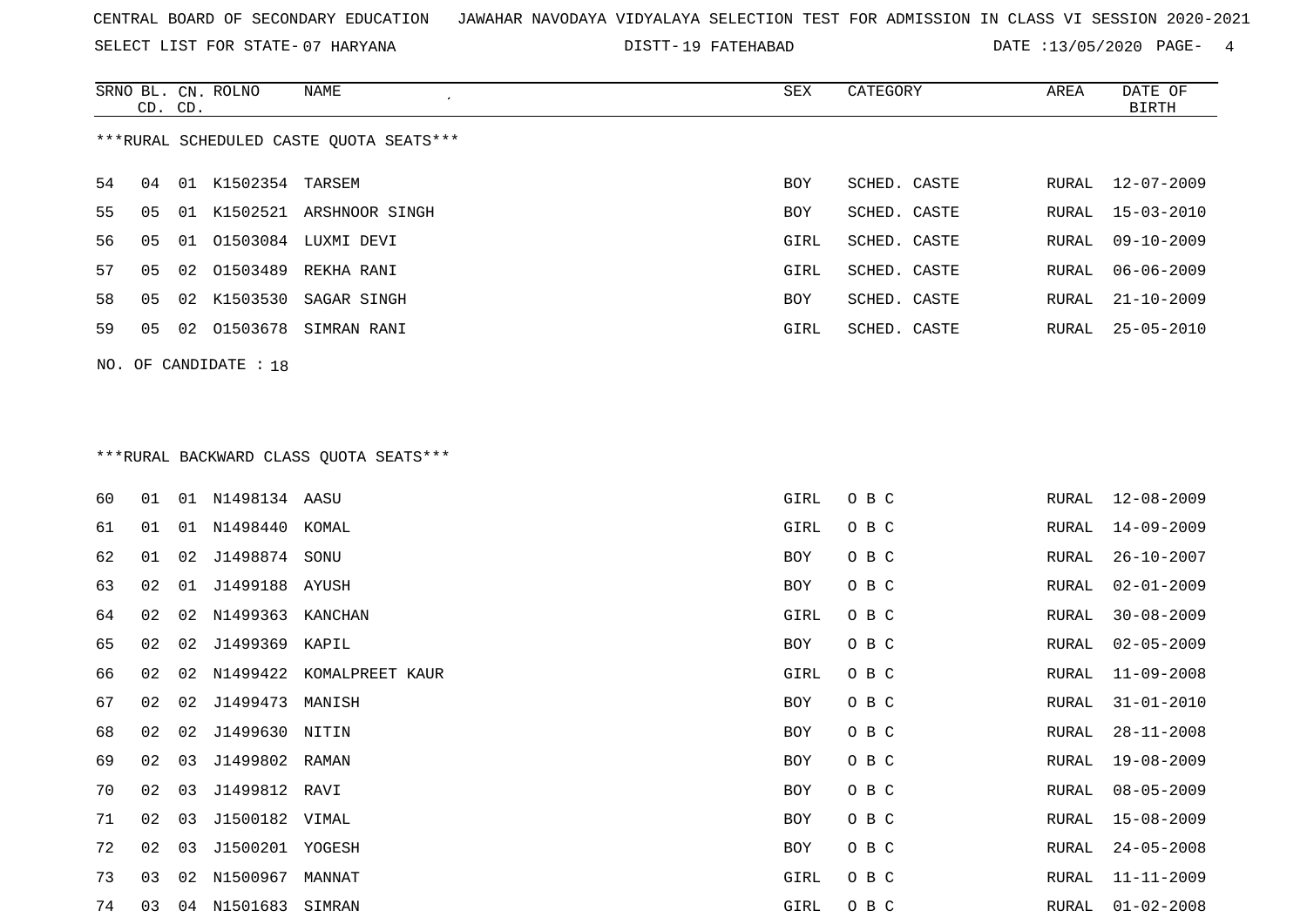CENTRAL BOARD OF SECONDARY EDUCATION JAWAHAR NAVODAYA VIDYALAYA SELECTION TEST FOR ADMISSION IN CLASS VI SESSION 2020-2021

SELECT LIST FOR STATE- 07 HARYANA DISTT- 19 FATEHABAD DATE :13/05/2020

| SRNO | BL. CD. | CN. CD. | ROLNO | NAME | SEX | CATEGORY | AREA | DATE OF BIRTH |
|---|---|---|---|---|---|---|---|---|

***RURAL SCHEDULED CASTE QUOTA SEATS***

| SRNO | BL. CD. | CN. CD. | ROLNO | NAME | SEX | CATEGORY | AREA | DATE OF BIRTH |
|---|---|---|---|---|---|---|---|---|
| 54 | 04 | 01 | K1502354 | TARSEM | BOY | SCHED. CASTE | RURAL | 12-07-2009 |
| 55 | 05 | 01 | K1502521 | ARSHNOOR SINGH | BOY | SCHED. CASTE | RURAL | 15-03-2010 |
| 56 | 05 | 01 | O1503084 | LUXMI DEVI | GIRL | SCHED. CASTE | RURAL | 09-10-2009 |
| 57 | 05 | 02 | O1503489 | REKHA RANI | GIRL | SCHED. CASTE | RURAL | 06-06-2009 |
| 58 | 05 | 02 | K1503530 | SAGAR SINGH | BOY | SCHED. CASTE | RURAL | 21-10-2009 |
| 59 | 05 | 02 | O1503678 | SIMRAN RANI | GIRL | SCHED. CASTE | RURAL | 25-05-2010 |

NO. OF CANDIDATE : 18

***RURAL BACKWARD CLASS QUOTA SEATS***

| SRNO | BL. CD. | CN. CD. | ROLNO | NAME | SEX | CATEGORY | AREA | DATE OF BIRTH |
|---|---|---|---|---|---|---|---|---|
| 60 | 01 | 01 | N1498134 | AASU | GIRL | O B C | RURAL | 12-08-2009 |
| 61 | 01 | 01 | N1498440 | KOMAL | GIRL | O B C | RURAL | 14-09-2009 |
| 62 | 01 | 02 | J1498874 | SONU | BOY | O B C | RURAL | 26-10-2007 |
| 63 | 02 | 01 | J1499188 | AYUSH | BOY | O B C | RURAL | 02-01-2009 |
| 64 | 02 | 02 | N1499363 | KANCHAN | GIRL | O B C | RURAL | 30-08-2009 |
| 65 | 02 | 02 | J1499369 | KAPIL | BOY | O B C | RURAL | 02-05-2009 |
| 66 | 02 | 02 | N1499422 | KOMALPREET KAUR | GIRL | O B C | RURAL | 11-09-2008 |
| 67 | 02 | 02 | J1499473 | MANISH | BOY | O B C | RURAL | 31-01-2010 |
| 68 | 02 | 02 | J1499630 | NITIN | BOY | O B C | RURAL | 28-11-2008 |
| 69 | 02 | 03 | J1499802 | RAMAN | BOY | O B C | RURAL | 19-08-2009 |
| 70 | 02 | 03 | J1499812 | RAVI | BOY | O B C | RURAL | 08-05-2009 |
| 71 | 02 | 03 | J1500182 | VIMAL | BOY | O B C | RURAL | 15-08-2009 |
| 72 | 02 | 03 | J1500201 | YOGESH | BOY | O B C | RURAL | 24-05-2008 |
| 73 | 03 | 02 | N1500967 | MANNAT | GIRL | O B C | RURAL | 11-11-2009 |
| 74 | 03 | 04 | N1501683 | SIMRAN | GIRL | O B C | RURAL | 01-02-2008 |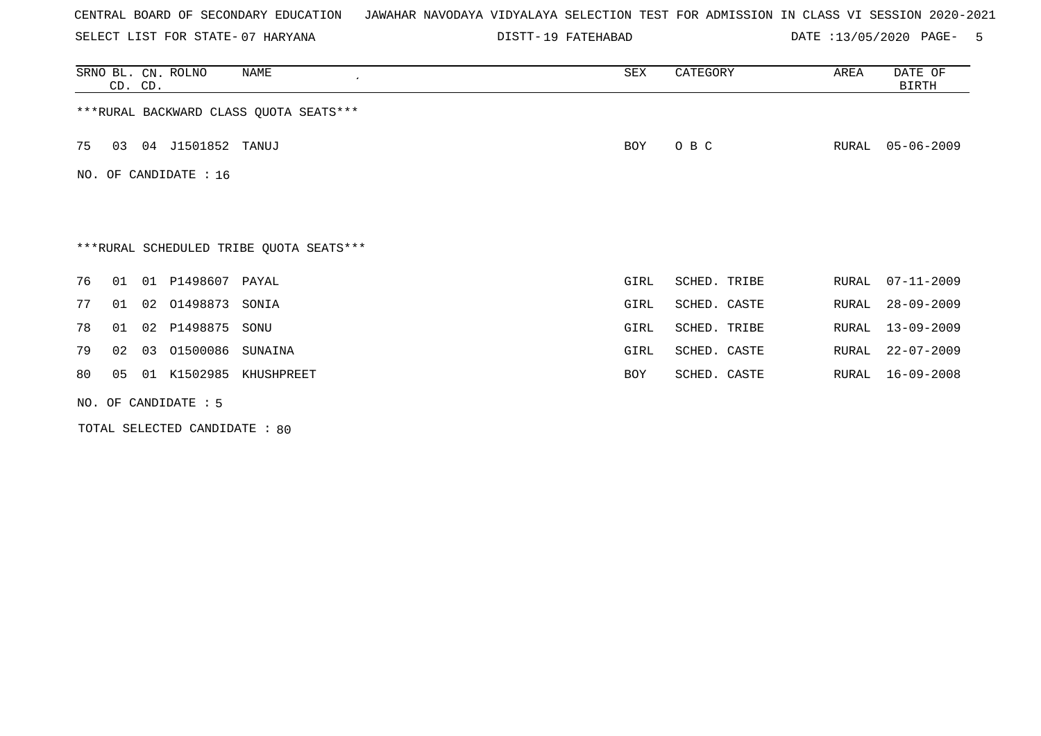CENTRAL BOARD OF SECONDARY EDUCATION JAWAHAR NAVODAYA VIDYALAYA SELECTION TEST FOR ADMISSION IN CLASS VI SESSION 2020-2021

SELECT LIST FOR STATE- 07 HARYANA DISTT- 19 FATEHABAD DATE :13/05/2020

| SRNO | BL. CD. | CN. CD. | ROLNO | NAME | SEX | CATEGORY | AREA | DATE OF BIRTH |
|---|---|---|---|---|---|---|---|---|

***RURAL BACKWARD CLASS QUOTA SEATS***

| SRNO | BL. CD. | CN. CD. | ROLNO | NAME | SEX | CATEGORY | AREA | DATE OF BIRTH |
|---|---|---|---|---|---|---|---|---|
| 75 | 03 | 04 | J1501852 | TANUJ | BOY | O B C | RURAL | 05-06-2009 |

NO. OF CANDIDATE : 16

***RURAL SCHEDULED TRIBE QUOTA SEATS***

| SRNO | BL. CD. | CN. CD. | ROLNO | NAME | SEX | CATEGORY | AREA | DATE OF BIRTH |
|---|---|---|---|---|---|---|---|---|
| 76 | 01 | 01 | P1498607 | PAYAL | GIRL | SCHED. TRIBE | RURAL | 07-11-2009 |
| 77 | 01 | 02 | O1498873 | SONIA | GIRL | SCHED. CASTE | RURAL | 28-09-2009 |
| 78 | 01 | 02 | P1498875 | SONU | GIRL | SCHED. TRIBE | RURAL | 13-09-2009 |
| 79 | 02 | 03 | O1500086 | SUNAINA | GIRL | SCHED. CASTE | RURAL | 22-07-2009 |
| 80 | 05 | 01 | K1502985 | KHUSHPREET | BOY | SCHED. CASTE | RURAL | 16-09-2008 |

NO. OF CANDIDATE : 5

TOTAL SELECTED CANDIDATE : 80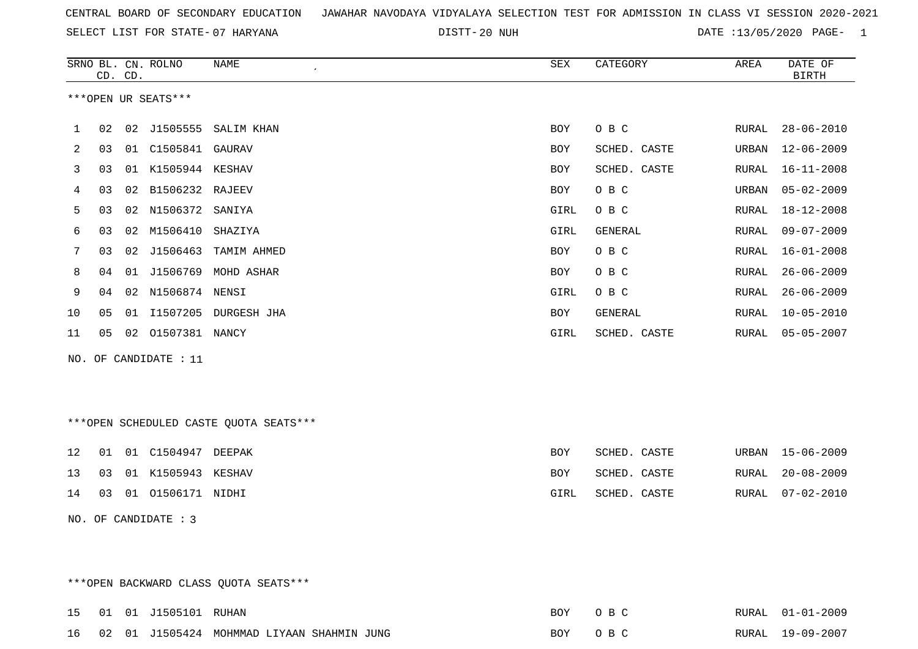CENTRAL BOARD OF SECONDARY EDUCATION   JAWAHAR NAVODAYA VIDYALAYA SELECTION TEST FOR ADMISSION IN CLASS VI SESSION 2020-2021

SELECT LIST FOR STATE- 07 HARYANA   DISTT- 20 NUH   DATE :13/05/2020

***OPEN UR SEATS***

| SRNO | BL. CD. | CN. CD. | ROLNO | NAME | SEX | CATEGORY | AREA | DATE OF BIRTH |
|---|---|---|---|---|---|---|---|---|
| 1 | 02 | 02 | J1505555 | SALIM KHAN | BOY | O B C | RURAL | 28-06-2010 |
| 2 | 03 | 01 | C1505841 | GAURAV | BOY | SCHED. CASTE | URBAN | 12-06-2009 |
| 3 | 03 | 01 | K1505944 | KESHAV | BOY | SCHED. CASTE | RURAL | 16-11-2008 |
| 4 | 03 | 02 | B1506232 | RAJEEV | BOY | O B C | URBAN | 05-02-2009 |
| 5 | 03 | 02 | N1506372 | SANIYA | GIRL | O B C | RURAL | 18-12-2008 |
| 6 | 03 | 02 | M1506410 | SHAZIYA | GIRL | GENERAL | RURAL | 09-07-2009 |
| 7 | 03 | 02 | J1506463 | TAMIM AHMED | BOY | O B C | RURAL | 16-01-2008 |
| 8 | 04 | 01 | J1506769 | MOHD ASHAR | BOY | O B C | RURAL | 26-06-2009 |
| 9 | 04 | 02 | N1506874 | NENSI | GIRL | O B C | RURAL | 26-06-2009 |
| 10 | 05 | 01 | I1507205 | DURGESH JHA | BOY | GENERAL | RURAL | 10-05-2010 |
| 11 | 05 | 02 | O1507381 | NANCY | GIRL | SCHED. CASTE | RURAL | 05-05-2007 |

NO. OF CANDIDATE : 11

***OPEN SCHEDULED CASTE QUOTA SEATS***

| SRNO | BL. CD. | CN. CD. | ROLNO | NAME | SEX | CATEGORY | AREA | DATE OF BIRTH |
|---|---|---|---|---|---|---|---|---|
| 12 | 01 | 01 | C1504947 | DEEPAK | BOY | SCHED. CASTE | URBAN | 15-06-2009 |
| 13 | 03 | 01 | K1505943 | KESHAV | BOY | SCHED. CASTE | RURAL | 20-08-2009 |
| 14 | 03 | 01 | O1506171 | NIDHI | GIRL | SCHED. CASTE | RURAL | 07-02-2010 |

NO. OF CANDIDATE : 3

***OPEN BACKWARD CLASS QUOTA SEATS***

| SRNO | BL. CD. | CN. CD. | ROLNO | NAME | SEX | CATEGORY | AREA | DATE OF BIRTH |
|---|---|---|---|---|---|---|---|---|
| 15 | 01 | 01 | J1505101 | RUHAN | BOY | O B C | RURAL | 01-01-2009 |
| 16 | 02 | 01 | J1505424 | MOHMMAD LIYAAN SHAHMIN JUNG | BOY | O B C | RURAL | 19-09-2007 |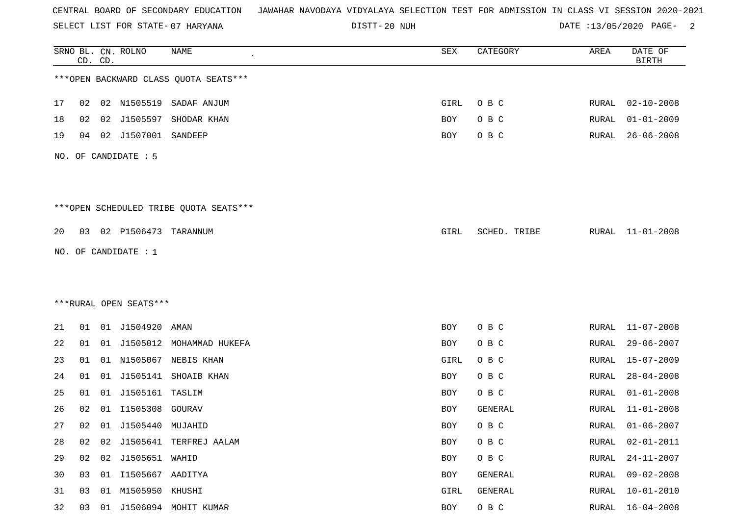CENTRAL BOARD OF SECONDARY EDUCATION JAWAHAR NAVODAYA VIDYALAYA SELECTION TEST FOR ADMISSION IN CLASS VI SESSION 2020-2021

SELECT LIST FOR STATE- 07 HARYANA DISTT- 20 NUH DATE :13/05/2020

***OPEN BACKWARD CLASS QUOTA SEATS***

| SRNO | BL. CD. | CN. CD. | ROLNO | NAME | SEX | CATEGORY | AREA | DATE OF BIRTH |
|---|---|---|---|---|---|---|---|---|
| 17 | 02 | 02 | N1505519 | SADAF ANJUM | GIRL | O B C | RURAL | 02-10-2008 |
| 18 | 02 | 02 | J1505597 | SHODAR KHAN | BOY | O B C | RURAL | 01-01-2009 |
| 19 | 04 | 02 | J1507001 | SANDEEP | BOY | O B C | RURAL | 26-06-2008 |

NO. OF CANDIDATE : 5

***OPEN SCHEDULED TRIBE QUOTA SEATS***

| SRNO | BL. CD. | CN. CD. | ROLNO | NAME | SEX | CATEGORY | AREA | DATE OF BIRTH |
|---|---|---|---|---|---|---|---|---|
| 20 | 03 | 02 | P1506473 | TARANNUM | GIRL | SCHED. TRIBE | RURAL | 11-01-2008 |

NO. OF CANDIDATE : 1

***RURAL OPEN SEATS***

| SRNO | BL. CD. | CN. CD. | ROLNO | NAME | SEX | CATEGORY | AREA | DATE OF BIRTH |
|---|---|---|---|---|---|---|---|---|
| 21 | 01 | 01 | J1504920 | AMAN | BOY | O B C | RURAL | 11-07-2008 |
| 22 | 01 | 01 | J1505012 | MOHAMMAD HUKEFA | BOY | O B C | RURAL | 29-06-2007 |
| 23 | 01 | 01 | N1505067 | NEBIS KHAN | GIRL | O B C | RURAL | 15-07-2009 |
| 24 | 01 | 01 | J1505141 | SHOAIB KHAN | BOY | O B C | RURAL | 28-04-2008 |
| 25 | 01 | 01 | J1505161 | TASLIM | BOY | O B C | RURAL | 01-01-2008 |
| 26 | 02 | 01 | I1505308 | GOURAV | BOY | GENERAL | RURAL | 11-01-2008 |
| 27 | 02 | 01 | J1505440 | MUJAHID | BOY | O B C | RURAL | 01-06-2007 |
| 28 | 02 | 02 | J1505641 | TERFREJ AALAM | BOY | O B C | RURAL | 02-01-2011 |
| 29 | 02 | 02 | J1505651 | WAHID | BOY | O B C | RURAL | 24-11-2007 |
| 30 | 03 | 01 | I1505667 | AADITYA | BOY | GENERAL | RURAL | 09-02-2008 |
| 31 | 03 | 01 | M1505950 | KHUSHI | GIRL | GENERAL | RURAL | 10-01-2010 |
| 32 | 03 | 01 | J1506094 | MOHIT KUMAR | BOY | O B C | RURAL | 16-04-2008 |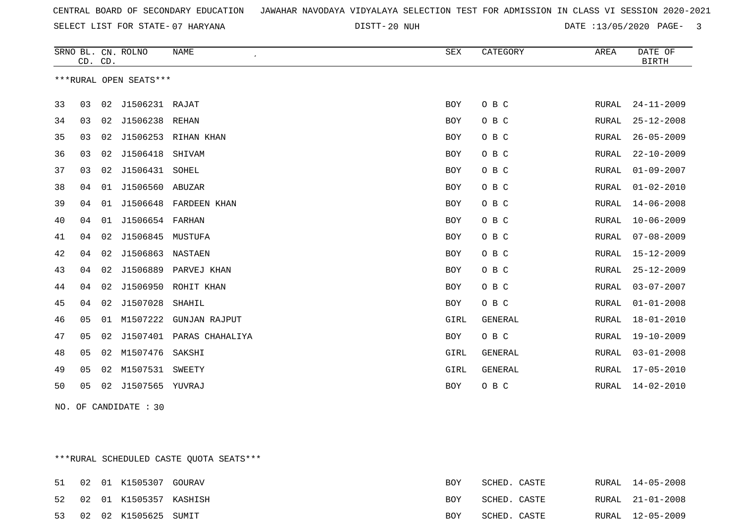CENTRAL BOARD OF SECONDARY EDUCATION   JAWAHAR NAVODAYA VIDYALAYA SELECTION TEST FOR ADMISSION IN CLASS VI SESSION 2020-2021

SELECT LIST FOR STATE- 07 HARYANA   DISTT- 20 NUH   DATE :13/05/2020

| SRNO | BL. CD. | CN. CD. | ROLNO | NAME | SEX | CATEGORY | AREA | DATE OF BIRTH |
|---|---|---|---|---|---|---|---|---|

***RURAL OPEN SEATS***

| SRNO | BL. CD. | CN. CD. | ROLNO | NAME | SEX | CATEGORY | AREA | DATE OF BIRTH |
|---|---|---|---|---|---|---|---|---|
| 33 | 03 | 02 | J1506231 | RAJAT | BOY | O B C | RURAL | 24-11-2009 |
| 34 | 03 | 02 | J1506238 | REHAN | BOY | O B C | RURAL | 25-12-2008 |
| 35 | 03 | 02 | J1506253 | RIHAN KHAN | BOY | O B C | RURAL | 26-05-2009 |
| 36 | 03 | 02 | J1506418 | SHIVAM | BOY | O B C | RURAL | 22-10-2009 |
| 37 | 03 | 02 | J1506431 | SOHEL | BOY | O B C | RURAL | 01-09-2007 |
| 38 | 04 | 01 | J1506560 | ABUZAR | BOY | O B C | RURAL | 01-02-2010 |
| 39 | 04 | 01 | J1506648 | FARDEEN KHAN | BOY | O B C | RURAL | 14-06-2008 |
| 40 | 04 | 01 | J1506654 | FARHAN | BOY | O B C | RURAL | 10-06-2009 |
| 41 | 04 | 02 | J1506845 | MUSTUFA | BOY | O B C | RURAL | 07-08-2009 |
| 42 | 04 | 02 | J1506863 | NASTAEN | BOY | O B C | RURAL | 15-12-2009 |
| 43 | 04 | 02 | J1506889 | PARVEJ KHAN | BOY | O B C | RURAL | 25-12-2009 |
| 44 | 04 | 02 | J1506950 | ROHIT KHAN | BOY | O B C | RURAL | 03-07-2007 |
| 45 | 04 | 02 | J1507028 | SHAHIL | BOY | O B C | RURAL | 01-01-2008 |
| 46 | 05 | 01 | M1507222 | GUNJAN RAJPUT | GIRL | GENERAL | RURAL | 18-01-2010 |
| 47 | 05 | 02 | J1507401 | PARAS CHAHALIYA | BOY | O B C | RURAL | 19-10-2009 |
| 48 | 05 | 02 | M1507476 | SAKSHI | GIRL | GENERAL | RURAL | 03-01-2008 |
| 49 | 05 | 02 | M1507531 | SWEETY | GIRL | GENERAL | RURAL | 17-05-2010 |
| 50 | 05 | 02 | J1507565 | YUVRAJ | BOY | O B C | RURAL | 14-02-2010 |

NO. OF CANDIDATE : 30

***RURAL SCHEDULED CASTE QUOTA SEATS***

| SRNO | BL. CD. | CN. CD. | ROLNO | NAME | SEX | CATEGORY | AREA | DATE OF BIRTH |
|---|---|---|---|---|---|---|---|---|
| 51 | 02 | 01 | K1505307 | GOURAV | BOY | SCHED. CASTE | RURAL | 14-05-2008 |
| 52 | 02 | 01 | K1505357 | KASHISH | BOY | SCHED. CASTE | RURAL | 21-01-2008 |
| 53 | 02 | 02 | K1505625 | SUMIT | BOY | SCHED. CASTE | RURAL | 12-05-2009 |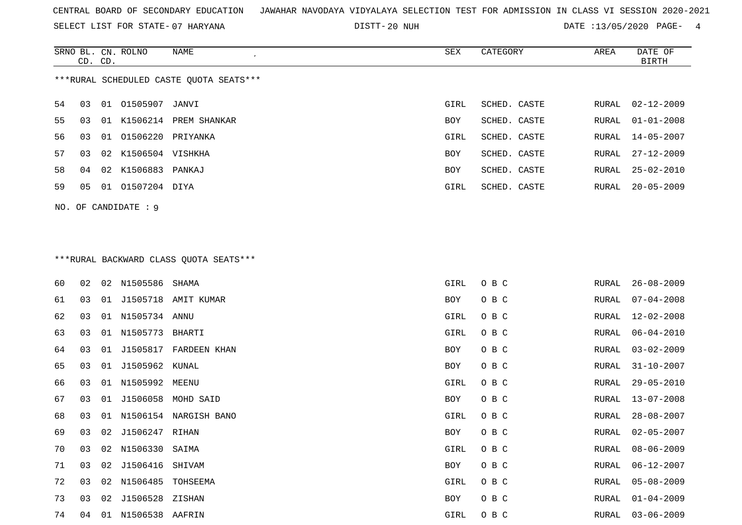CENTRAL BOARD OF SECONDARY EDUCATION JAWAHAR NAVODAYA VIDYALAYA SELECTION TEST FOR ADMISSION IN CLASS VI SESSION 2020-2021

SELECT LIST FOR STATE- 07 HARYANA DISTT- 20 NUH DATE :13/05/2020

***RURAL SCHEDULED CASTE QUOTA SEATS***

| SRNO | BL. CD. | CN. CD. | ROLNO | NAME | SEX | CATEGORY | AREA | DATE OF BIRTH |
|---|---|---|---|---|---|---|---|---|
| 54 | 03 | 01 | O1505907 | JANVI | GIRL | SCHED. CASTE | RURAL | 02-12-2009 |
| 55 | 03 | 01 | K1506214 | PREM SHANKAR | BOY | SCHED. CASTE | RURAL | 01-01-2008 |
| 56 | 03 | 01 | O1506220 | PRIYANKA | GIRL | SCHED. CASTE | RURAL | 14-05-2007 |
| 57 | 03 | 02 | K1506504 | VISHKHA | BOY | SCHED. CASTE | RURAL | 27-12-2009 |
| 58 | 04 | 02 | K1506883 | PANKAJ | BOY | SCHED. CASTE | RURAL | 25-02-2010 |
| 59 | 05 | 01 | O1507204 | DIYA | GIRL | SCHED. CASTE | RURAL | 20-05-2009 |

NO. OF CANDIDATE : 9

***RURAL BACKWARD CLASS QUOTA SEATS***

| SRNO | BL. CD. | CN. CD. | ROLNO | NAME | SEX | CATEGORY | AREA | DATE OF BIRTH |
|---|---|---|---|---|---|---|---|---|
| 60 | 02 | 02 | N1505586 | SHAMA | GIRL | O B C | RURAL | 26-08-2009 |
| 61 | 03 | 01 | J1505718 | AMIT KUMAR | BOY | O B C | RURAL | 07-04-2008 |
| 62 | 03 | 01 | N1505734 | ANNU | GIRL | O B C | RURAL | 12-02-2008 |
| 63 | 03 | 01 | N1505773 | BHARTI | GIRL | O B C | RURAL | 06-04-2010 |
| 64 | 03 | 01 | J1505817 | FARDEEN KHAN | BOY | O B C | RURAL | 03-02-2009 |
| 65 | 03 | 01 | J1505962 | KUNAL | BOY | O B C | RURAL | 31-10-2007 |
| 66 | 03 | 01 | N1505992 | MEENU | GIRL | O B C | RURAL | 29-05-2010 |
| 67 | 03 | 01 | J1506058 | MOHD SAID | BOY | O B C | RURAL | 13-07-2008 |
| 68 | 03 | 01 | N1506154 | NARGISH BANO | GIRL | O B C | RURAL | 28-08-2007 |
| 69 | 03 | 02 | J1506247 | RIHAN | BOY | O B C | RURAL | 02-05-2007 |
| 70 | 03 | 02 | N1506330 | SAIMA | GIRL | O B C | RURAL | 08-06-2009 |
| 71 | 03 | 02 | J1506416 | SHIVAM | BOY | O B C | RURAL | 06-12-2007 |
| 72 | 03 | 02 | N1506485 | TOHSEEMA | GIRL | O B C | RURAL | 05-08-2009 |
| 73 | 03 | 02 | J1506528 | ZISHAN | BOY | O B C | RURAL | 01-04-2009 |
| 74 | 04 | 01 | N1506538 | AAFRIN | GIRL | O B C | RURAL | 03-06-2009 |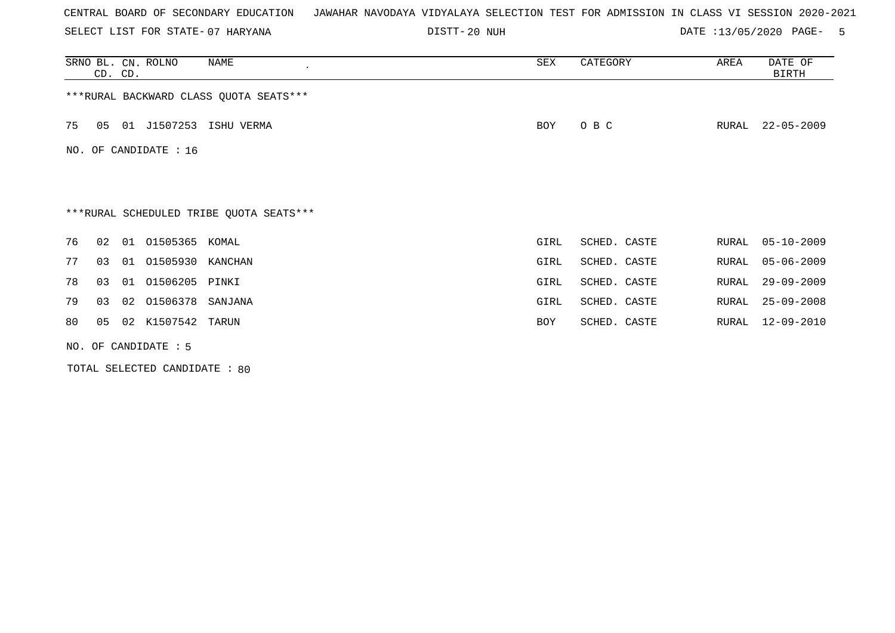CENTRAL BOARD OF SECONDARY EDUCATION   JAWAHAR NAVODAYA VIDYALAYA SELECTION TEST FOR ADMISSION IN CLASS VI SESSION 2020-2021

SELECT LIST FOR STATE- 07 HARYANA   DISTT- 20 NUH   DATE :13/05/2020

| SRNO | BL. CD. | CN. CD. | ROLNO | NAME | SEX | CATEGORY | AREA | DATE OF BIRTH |
|---|---|---|---|---|---|---|---|---|
| ***RURAL BACKWARD CLASS QUOTA SEATS*** | | | | | | | | |
| 75 | 05 | 01 | J1507253 | ISHU VERMA | BOY | O B C | RURAL | 22-05-2009 |

NO. OF CANDIDATE : 16

***RURAL SCHEDULED TRIBE QUOTA SEATS***

| SRNO | BL. CD. | CN. CD. | ROLNO | NAME | SEX | CATEGORY | AREA | DATE OF BIRTH |
|---|---|---|---|---|---|---|---|---|
| 76 | 02 | 01 | O1505365 | KOMAL | GIRL | SCHED. CASTE | RURAL | 05-10-2009 |
| 77 | 03 | 01 | O1505930 | KANCHAN | GIRL | SCHED. CASTE | RURAL | 05-06-2009 |
| 78 | 03 | 01 | O1506205 | PINKI | GIRL | SCHED. CASTE | RURAL | 29-09-2009 |
| 79 | 03 | 02 | O1506378 | SANJANA | GIRL | SCHED. CASTE | RURAL | 25-09-2008 |
| 80 | 05 | 02 | K1507542 | TARUN | BOY | SCHED. CASTE | RURAL | 12-09-2010 |

NO. OF CANDIDATE : 5

TOTAL SELECTED CANDIDATE : 80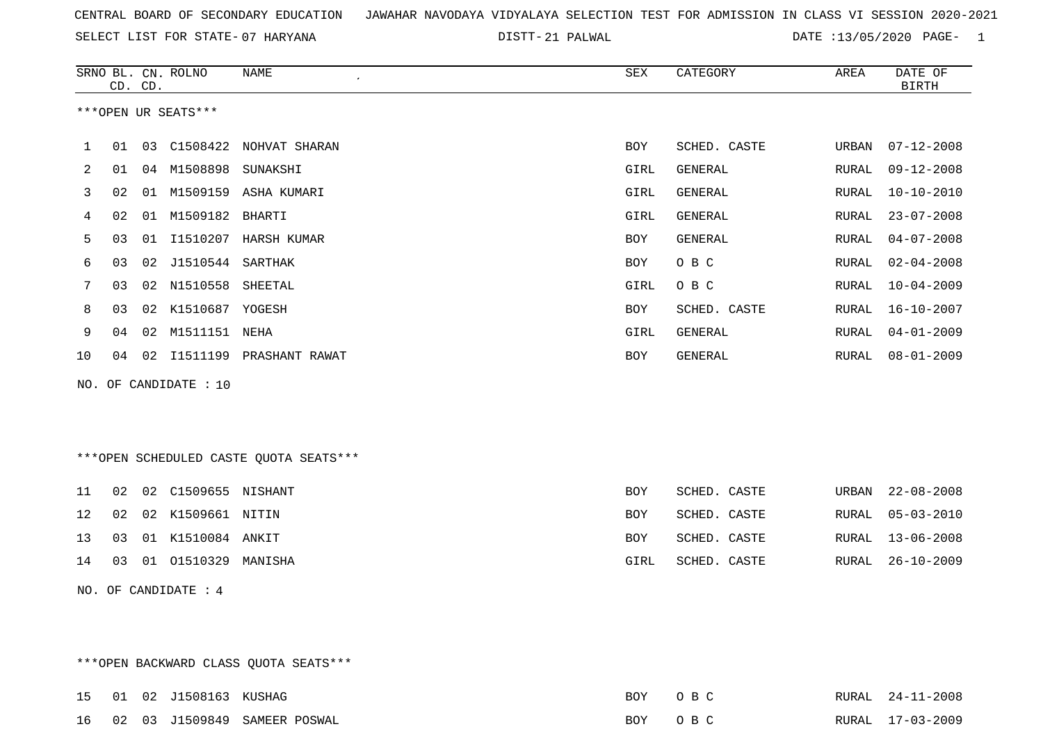CENTRAL BOARD OF SECONDARY EDUCATION JAWAHAR NAVODAYA VIDYALAYA SELECTION TEST FOR ADMISSION IN CLASS VI SESSION 2020-2021

SELECT LIST FOR STATE- 07 HARYANA DISTT- 21 PALWAL DATE :13/05/2020

***OPEN UR SEATS***

| SRNO | BL. CD. | CN. CD. | ROLNO | NAME | SEX | CATEGORY | AREA | DATE OF BIRTH |
|---|---|---|---|---|---|---|---|---|
| 1 | 01 | 03 | C1508422 | NOHVAT SHARAN | BOY | SCHED. CASTE | URBAN | 07-12-2008 |
| 2 | 01 | 04 | M1508898 | SUNAKSHI | GIRL | GENERAL | RURAL | 09-12-2008 |
| 3 | 02 | 01 | M1509159 | ASHA KUMARI | GIRL | GENERAL | RURAL | 10-10-2010 |
| 4 | 02 | 01 | M1509182 | BHARTI | GIRL | GENERAL | RURAL | 23-07-2008 |
| 5 | 03 | 01 | I1510207 | HARSH KUMAR | BOY | GENERAL | RURAL | 04-07-2008 |
| 6 | 03 | 02 | J1510544 | SARTHAK | BOY | O B C | RURAL | 02-04-2008 |
| 7 | 03 | 02 | N1510558 | SHEETAL | GIRL | O B C | RURAL | 10-04-2009 |
| 8 | 03 | 02 | K1510687 | YOGESH | BOY | SCHED. CASTE | RURAL | 16-10-2007 |
| 9 | 04 | 02 | M1511151 | NEHA | GIRL | GENERAL | RURAL | 04-01-2009 |
| 10 | 04 | 02 | I1511199 | PRASHANT RAWAT | BOY | GENERAL | RURAL | 08-01-2009 |

NO. OF CANDIDATE : 10

***OPEN SCHEDULED CASTE QUOTA SEATS***

| SRNO | BL. CD. | CN. CD. | ROLNO | NAME | SEX | CATEGORY | AREA | DATE OF BIRTH |
|---|---|---|---|---|---|---|---|---|
| 11 | 02 | 02 | C1509655 | NISHANT | BOY | SCHED. CASTE | URBAN | 22-08-2008 |
| 12 | 02 | 02 | K1509661 | NITIN | BOY | SCHED. CASTE | RURAL | 05-03-2010 |
| 13 | 03 | 01 | K1510084 | ANKIT | BOY | SCHED. CASTE | RURAL | 13-06-2008 |
| 14 | 03 | 01 | O1510329 | MANISHA | GIRL | SCHED. CASTE | RURAL | 26-10-2009 |

NO. OF CANDIDATE : 4

***OPEN BACKWARD CLASS QUOTA SEATS***

| SRNO | BL. CD. | CN. CD. | ROLNO | NAME | SEX | CATEGORY | AREA | DATE OF BIRTH |
|---|---|---|---|---|---|---|---|---|
| 15 | 01 | 02 | J1508163 | KUSHAG | BOY | O B C | RURAL | 24-11-2008 |
| 16 | 02 | 03 | J1509849 | SAMEER POSWAL | BOY | O B C | RURAL | 17-03-2009 |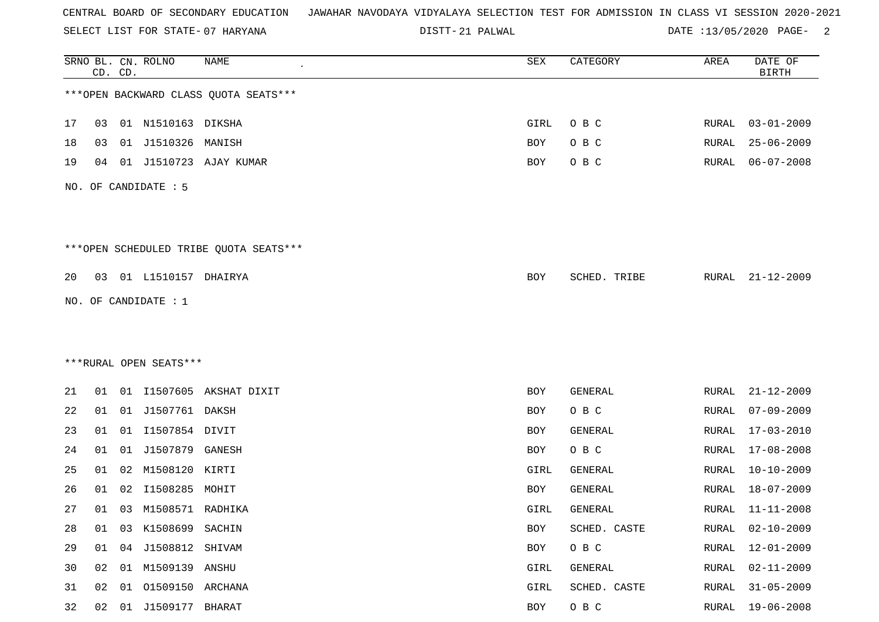CENTRAL BOARD OF SECONDARY EDUCATION JAWAHAR NAVODAYA VIDYALAYA SELECTION TEST FOR ADMISSION IN CLASS VI SESSION 2020-2021

SELECT LIST FOR STATE- 07 HARYANA DISTT- 21 PALWAL DATE :13/05/2020

| SRNO | BL. CD. | CN. CD. | ROLNO | NAME | SEX | CATEGORY | AREA | DATE OF BIRTH |
|---|---|---|---|---|---|---|---|---|

***OPEN BACKWARD CLASS QUOTA SEATS***

| SRNO | BL. CD. | CN. CD. | ROLNO | NAME | SEX | CATEGORY | AREA | DATE OF BIRTH |
|---|---|---|---|---|---|---|---|---|
| 17 | 03 | 01 | N1510163 | DIKSHA | GIRL | O B C | RURAL | 03-01-2009 |
| 18 | 03 | 01 | J1510326 | MANISH | BOY | O B C | RURAL | 25-06-2009 |
| 19 | 04 | 01 | J1510723 | AJAY KUMAR | BOY | O B C | RURAL | 06-07-2008 |

NO. OF CANDIDATE : 5

***OPEN SCHEDULED TRIBE QUOTA SEATS***

| SRNO | BL. CD. | CN. CD. | ROLNO | NAME | SEX | CATEGORY | AREA | DATE OF BIRTH |
|---|---|---|---|---|---|---|---|---|
| 20 | 03 | 01 | L1510157 | DHAIRYA | BOY | SCHED. TRIBE | RURAL | 21-12-2009 |

NO. OF CANDIDATE : 1

***RURAL OPEN SEATS***

| SRNO | BL. CD. | CN. CD. | ROLNO | NAME | SEX | CATEGORY | AREA | DATE OF BIRTH |
|---|---|---|---|---|---|---|---|---|
| 21 | 01 | 01 | I1507605 | AKSHAT DIXIT | BOY | GENERAL | RURAL | 21-12-2009 |
| 22 | 01 | 01 | J1507761 | DAKSH | BOY | O B C | RURAL | 07-09-2009 |
| 23 | 01 | 01 | I1507854 | DIVIT | BOY | GENERAL | RURAL | 17-03-2010 |
| 24 | 01 | 01 | J1507879 | GANESH | BOY | O B C | RURAL | 17-08-2008 |
| 25 | 01 | 02 | M1508120 | KIRTI | GIRL | GENERAL | RURAL | 10-10-2009 |
| 26 | 01 | 02 | I1508285 | MOHIT | BOY | GENERAL | RURAL | 18-07-2009 |
| 27 | 01 | 03 | M1508571 | RADHIKA | GIRL | GENERAL | RURAL | 11-11-2008 |
| 28 | 01 | 03 | K1508699 | SACHIN | BOY | SCHED. CASTE | RURAL | 02-10-2009 |
| 29 | 01 | 04 | J1508812 | SHIVAM | BOY | O B C | RURAL | 12-01-2009 |
| 30 | 02 | 01 | M1509139 | ANSHU | GIRL | GENERAL | RURAL | 02-11-2009 |
| 31 | 02 | 01 | O1509150 | ARCHANA | GIRL | SCHED. CASTE | RURAL | 31-05-2009 |
| 32 | 02 | 01 | J1509177 | BHARAT | BOY | O B C | RURAL | 19-06-2008 |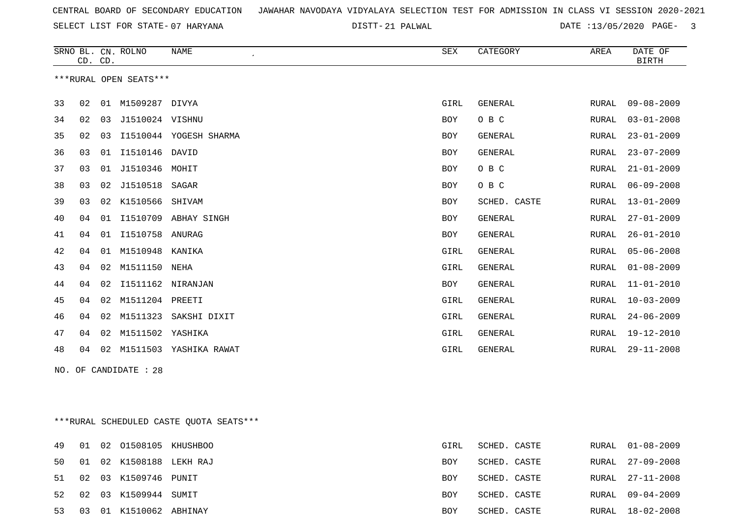CENTRAL BOARD OF SECONDARY EDUCATION JAWAHAR NAVODAYA VIDYALAYA SELECTION TEST FOR ADMISSION IN CLASS VI SESSION 2020-2021

SELECT LIST FOR STATE- 07 HARYANA DISTT- 21 PALWAL DATE :13/05/2020

***RURAL OPEN SEATS***

| SRNO | BL. CD. | CN. CD. | ROLNO | NAME | SEX | CATEGORY | AREA | DATE OF BIRTH |
|---|---|---|---|---|---|---|---|---|
| 33 | 02 | 01 | M1509287 | DIVYA | GIRL | GENERAL | RURAL | 09-08-2009 |
| 34 | 02 | 03 | J1510024 | VISHNU | BOY | O B C | RURAL | 03-01-2008 |
| 35 | 02 | 03 | I1510044 | YOGESH SHARMA | BOY | GENERAL | RURAL | 23-01-2009 |
| 36 | 03 | 01 | I1510146 | DAVID | BOY | GENERAL | RURAL | 23-07-2009 |
| 37 | 03 | 01 | J1510346 | MOHIT | BOY | O B C | RURAL | 21-01-2009 |
| 38 | 03 | 02 | J1510518 | SAGAR | BOY | O B C | RURAL | 06-09-2008 |
| 39 | 03 | 02 | K1510566 | SHIVAM | BOY | SCHED. CASTE | RURAL | 13-01-2009 |
| 40 | 04 | 01 | I1510709 | ABHAY SINGH | BOY | GENERAL | RURAL | 27-01-2009 |
| 41 | 04 | 01 | I1510758 | ANURAG | BOY | GENERAL | RURAL | 26-01-2010 |
| 42 | 04 | 01 | M1510948 | KANIKA | GIRL | GENERAL | RURAL | 05-06-2008 |
| 43 | 04 | 02 | M1511150 | NEHA | GIRL | GENERAL | RURAL | 01-08-2009 |
| 44 | 04 | 02 | I1511162 | NIRANJAN | BOY | GENERAL | RURAL | 11-01-2010 |
| 45 | 04 | 02 | M1511204 | PREETI | GIRL | GENERAL | RURAL | 10-03-2009 |
| 46 | 04 | 02 | M1511323 | SAKSHI DIXIT | GIRL | GENERAL | RURAL | 24-06-2009 |
| 47 | 04 | 02 | M1511502 | YASHIKA | GIRL | GENERAL | RURAL | 19-12-2010 |
| 48 | 04 | 02 | M1511503 | YASHIKA RAWAT | GIRL | GENERAL | RURAL | 29-11-2008 |

NO. OF CANDIDATE : 28

***RURAL SCHEDULED CASTE QUOTA SEATS***

| SRNO | BL. CD. | CN. CD. | ROLNO | NAME | SEX | CATEGORY | AREA | DATE OF BIRTH |
|---|---|---|---|---|---|---|---|---|
| 49 | 01 | 02 | O1508105 | KHUSHBOO | GIRL | SCHED. CASTE | RURAL | 01-08-2009 |
| 50 | 01 | 02 | K1508188 | LEKH RAJ | BOY | SCHED. CASTE | RURAL | 27-09-2008 |
| 51 | 02 | 03 | K1509746 | PUNIT | BOY | SCHED. CASTE | RURAL | 27-11-2008 |
| 52 | 02 | 03 | K1509944 | SUMIT | BOY | SCHED. CASTE | RURAL | 09-04-2009 |
| 53 | 03 | 01 | K1510062 | ABHINAY | BOY | SCHED. CASTE | RURAL | 18-02-2008 |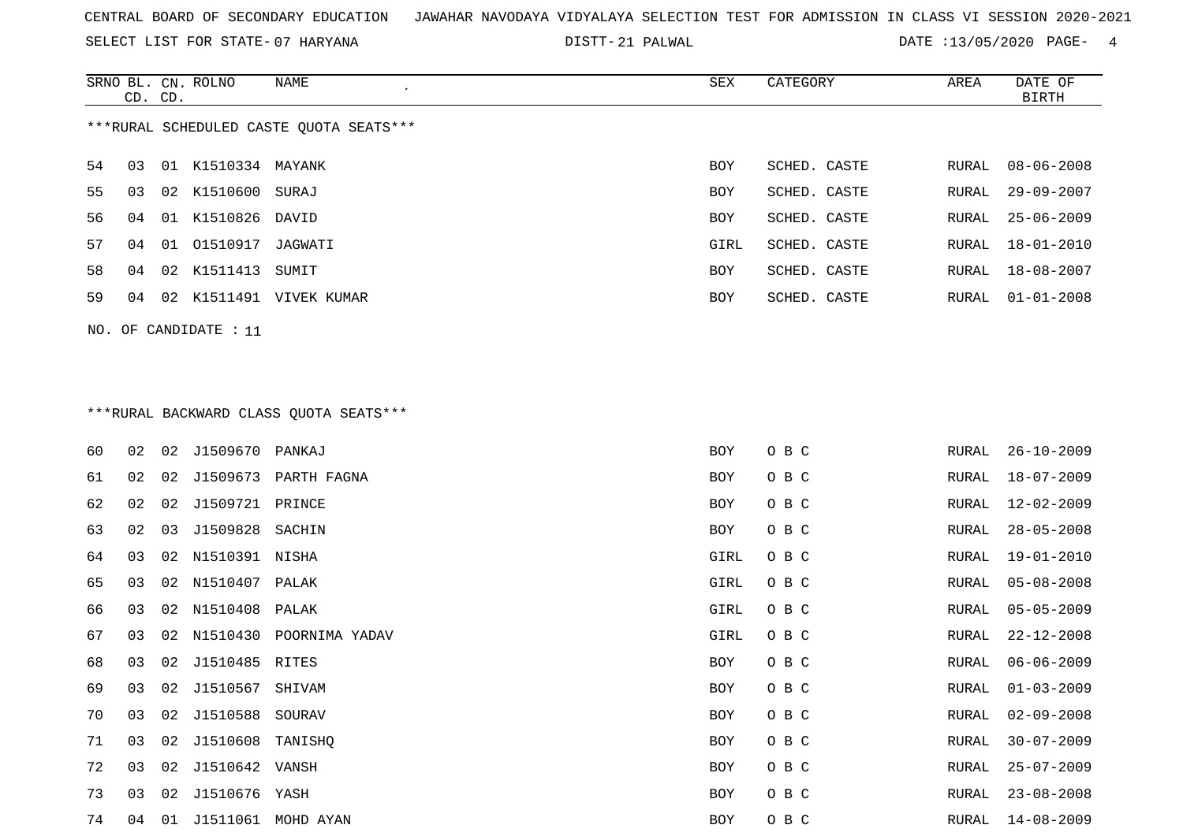CENTRAL BOARD OF SECONDARY EDUCATION JAWAHAR NAVODAYA VIDYALAYA SELECTION TEST FOR ADMISSION IN CLASS VI SESSION 2020-2021

SELECT LIST FOR STATE- 07 HARYANA DISTT- 21 PALWAL DATE :13/05/2020

***RURAL SCHEDULED CASTE QUOTA SEATS***

| SRNO | BL. CD. | CN. CD. | ROLNO | NAME | SEX | CATEGORY | AREA | DATE OF BIRTH |
|---|---|---|---|---|---|---|---|---|
| 54 | 03 | 01 | K1510334 | MAYANK | BOY | SCHED. CASTE | RURAL | 08-06-2008 |
| 55 | 03 | 02 | K1510600 | SURAJ | BOY | SCHED. CASTE | RURAL | 29-09-2007 |
| 56 | 04 | 01 | K1510826 | DAVID | BOY | SCHED. CASTE | RURAL | 25-06-2009 |
| 57 | 04 | 01 | O1510917 | JAGWATI | GIRL | SCHED. CASTE | RURAL | 18-01-2010 |
| 58 | 04 | 02 | K1511413 | SUMIT | BOY | SCHED. CASTE | RURAL | 18-08-2007 |
| 59 | 04 | 02 | K1511491 | VIVEK KUMAR | BOY | SCHED. CASTE | RURAL | 01-01-2008 |

NO. OF CANDIDATE : 11

***RURAL BACKWARD CLASS QUOTA SEATS***

| SRNO | BL. CD. | CN. CD. | ROLNO | NAME | SEX | CATEGORY | AREA | DATE OF BIRTH |
|---|---|---|---|---|---|---|---|---|
| 60 | 02 | 02 | J1509670 | PANKAJ | BOY | O B C | RURAL | 26-10-2009 |
| 61 | 02 | 02 | J1509673 | PARTH FAGNA | BOY | O B C | RURAL | 18-07-2009 |
| 62 | 02 | 02 | J1509721 | PRINCE | BOY | O B C | RURAL | 12-02-2009 |
| 63 | 02 | 03 | J1509828 | SACHIN | BOY | O B C | RURAL | 28-05-2008 |
| 64 | 03 | 02 | N1510391 | NISHA | GIRL | O B C | RURAL | 19-01-2010 |
| 65 | 03 | 02 | N1510407 | PALAK | GIRL | O B C | RURAL | 05-08-2008 |
| 66 | 03 | 02 | N1510408 | PALAK | GIRL | O B C | RURAL | 05-05-2009 |
| 67 | 03 | 02 | N1510430 | POORNIMA YADAV | GIRL | O B C | RURAL | 22-12-2008 |
| 68 | 03 | 02 | J1510485 | RITES | BOY | O B C | RURAL | 06-06-2009 |
| 69 | 03 | 02 | J1510567 | SHIVAM | BOY | O B C | RURAL | 01-03-2009 |
| 70 | 03 | 02 | J1510588 | SOURAV | BOY | O B C | RURAL | 02-09-2008 |
| 71 | 03 | 02 | J1510608 | TANISHQ | BOY | O B C | RURAL | 30-07-2009 |
| 72 | 03 | 02 | J1510642 | VANSH | BOY | O B C | RURAL | 25-07-2009 |
| 73 | 03 | 02 | J1510676 | YASH | BOY | O B C | RURAL | 23-08-2008 |
| 74 | 04 | 01 | J1511061 | MOHD AYAN | BOY | O B C | RURAL | 14-08-2009 |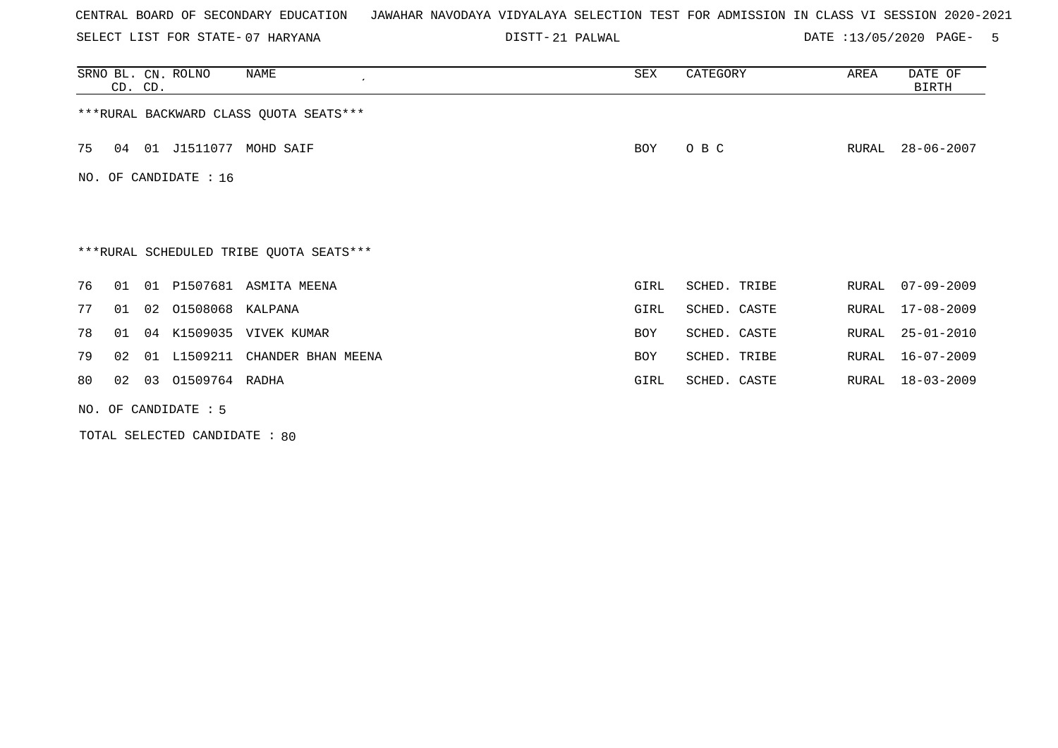CENTRAL BOARD OF SECONDARY EDUCATION JAWAHAR NAVODAYA VIDYALAYA SELECTION TEST FOR ADMISSION IN CLASS VI SESSION 2020-2021

SELECT LIST FOR STATE- 07 HARYANA DISTT- 21 PALWAL DATE :13/05/2020

| SRNO | BL. CD. | CN. CD. | ROLNO | NAME | SEX | CATEGORY | AREA | DATE OF BIRTH |
|---|---|---|---|---|---|---|---|---|

***RURAL BACKWARD CLASS QUOTA SEATS***

| SRNO | BL. CD. | CN. CD. | ROLNO | NAME | SEX | CATEGORY | AREA | DATE OF BIRTH |
|---|---|---|---|---|---|---|---|---|
| 75 | 04 | 01 | J1511077 | MOHD SAIF | BOY | O B C | RURAL | 28-06-2007 |

NO. OF CANDIDATE : 16

***RURAL SCHEDULED TRIBE QUOTA SEATS***

| SRNO | BL. CD. | CN. CD. | ROLNO | NAME | SEX | CATEGORY | AREA | DATE OF BIRTH |
|---|---|---|---|---|---|---|---|---|
| 76 | 01 | 01 | P1507681 | ASMITA MEENA | GIRL | SCHED. TRIBE | RURAL | 07-09-2009 |
| 77 | 01 | 02 | O1508068 | KALPANA | GIRL | SCHED. CASTE | RURAL | 17-08-2009 |
| 78 | 01 | 04 | K1509035 | VIVEK KUMAR | BOY | SCHED. CASTE | RURAL | 25-01-2010 |
| 79 | 02 | 01 | L1509211 | CHANDER BHAN MEENA | BOY | SCHED. TRIBE | RURAL | 16-07-2009 |
| 80 | 02 | 03 | O1509764 | RADHA | GIRL | SCHED. CASTE | RURAL | 18-03-2009 |

NO. OF CANDIDATE : 5

TOTAL SELECTED CANDIDATE : 80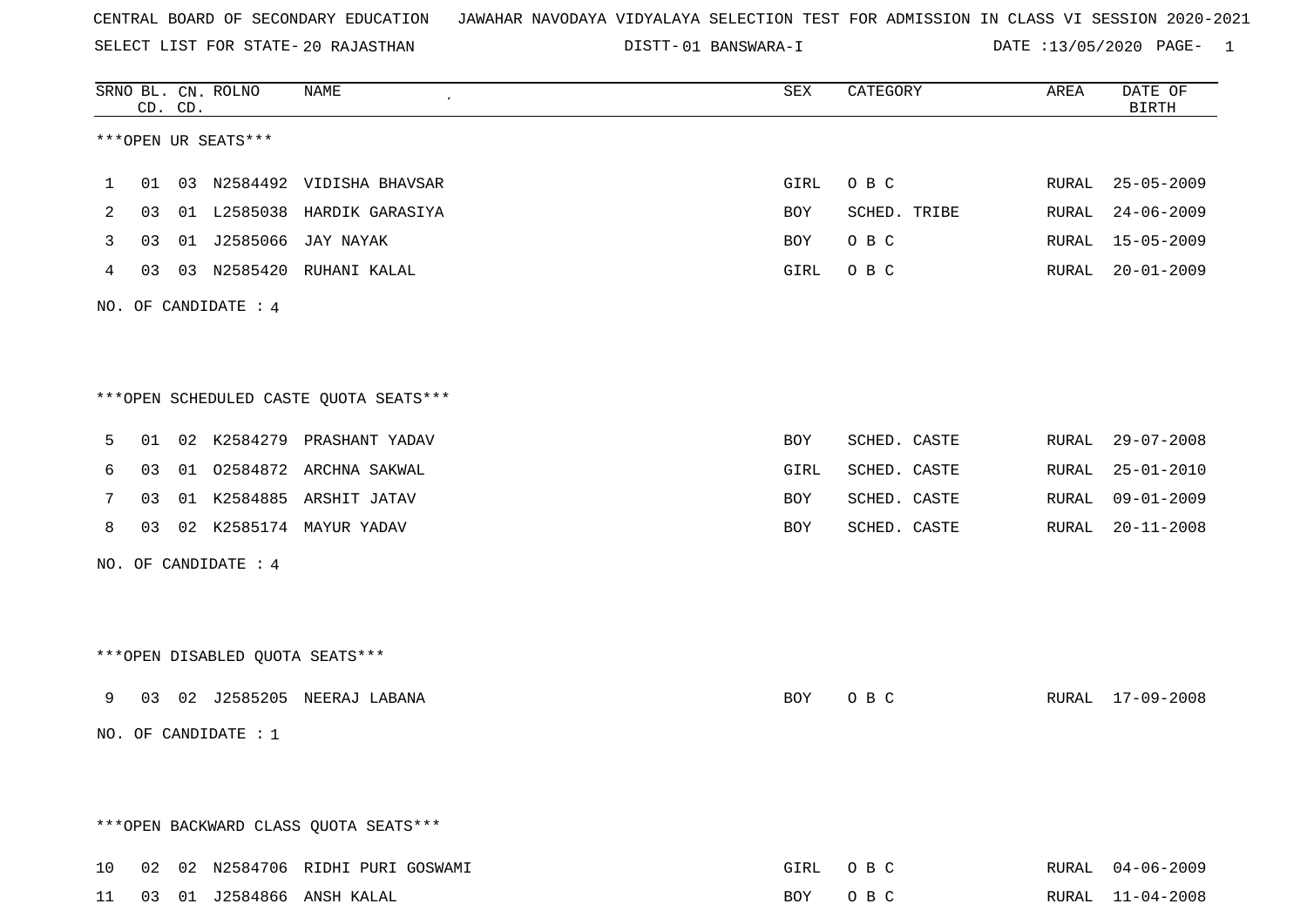CENTRAL BOARD OF SECONDARY EDUCATION JAWAHAR NAVODAYA VIDYALAYA SELECTION TEST FOR ADMISSION IN CLASS VI SESSION 2020-2021

SELECT LIST FOR STATE- 20 RAJASTHAN DISTT- 01 BANSWARA-I DATE :13/05/2020 PAGE- 1

***OPEN UR SEATS***

| SRNO | BL. CD. | CN. CD. | ROLNO | NAME | SEX | CATEGORY | AREA | DATE OF BIRTH |
|---|---|---|---|---|---|---|---|---|
| 1 | 01 | 03 | N2584492 | VIDISHA BHAVSAR | GIRL | O B C | RURAL | 25-05-2009 |
| 2 | 03 | 01 | L2585038 | HARDIK GARASIYA | BOY | SCHED. TRIBE | RURAL | 24-06-2009 |
| 3 | 03 | 01 | J2585066 | JAY NAYAK | BOY | O B C | RURAL | 15-05-2009 |
| 4 | 03 | 03 | N2585420 | RUHANI KALAL | GIRL | O B C | RURAL | 20-01-2009 |

NO. OF CANDIDATE : 4

***OPEN SCHEDULED CASTE QUOTA SEATS***

| SRNO | BL. CD. | CN. CD. | ROLNO | NAME | SEX | CATEGORY | AREA | DATE OF BIRTH |
|---|---|---|---|---|---|---|---|---|
| 5 | 01 | 02 | K2584279 | PRASHANT YADAV | BOY | SCHED. CASTE | RURAL | 29-07-2008 |
| 6 | 03 | 01 | O2584872 | ARCHNA SAKWAL | GIRL | SCHED. CASTE | RURAL | 25-01-2010 |
| 7 | 03 | 01 | K2584885 | ARSHIT JATAV | BOY | SCHED. CASTE | RURAL | 09-01-2009 |
| 8 | 03 | 02 | K2585174 | MAYUR YADAV | BOY | SCHED. CASTE | RURAL | 20-11-2008 |

NO. OF CANDIDATE : 4

***OPEN DISABLED QUOTA SEATS***

| SRNO | BL. CD. | CN. CD. | ROLNO | NAME | SEX | CATEGORY | AREA | DATE OF BIRTH |
|---|---|---|---|---|---|---|---|---|
| 9 | 03 | 02 | J2585205 | NEERAJ LABANA | BOY | O B C | RURAL | 17-09-2008 |

NO. OF CANDIDATE : 1

***OPEN BACKWARD CLASS QUOTA SEATS***

| SRNO | BL. CD. | CN. CD. | ROLNO | NAME | SEX | CATEGORY | AREA | DATE OF BIRTH |
|---|---|---|---|---|---|---|---|---|
| 10 | 02 | 02 | N2584706 | RIDHI PURI GOSWAMI | GIRL | O B C | RURAL | 04-06-2009 |
| 11 | 03 | 01 | J2584866 | ANSH KALAL | BOY | O B C | RURAL | 11-04-2008 |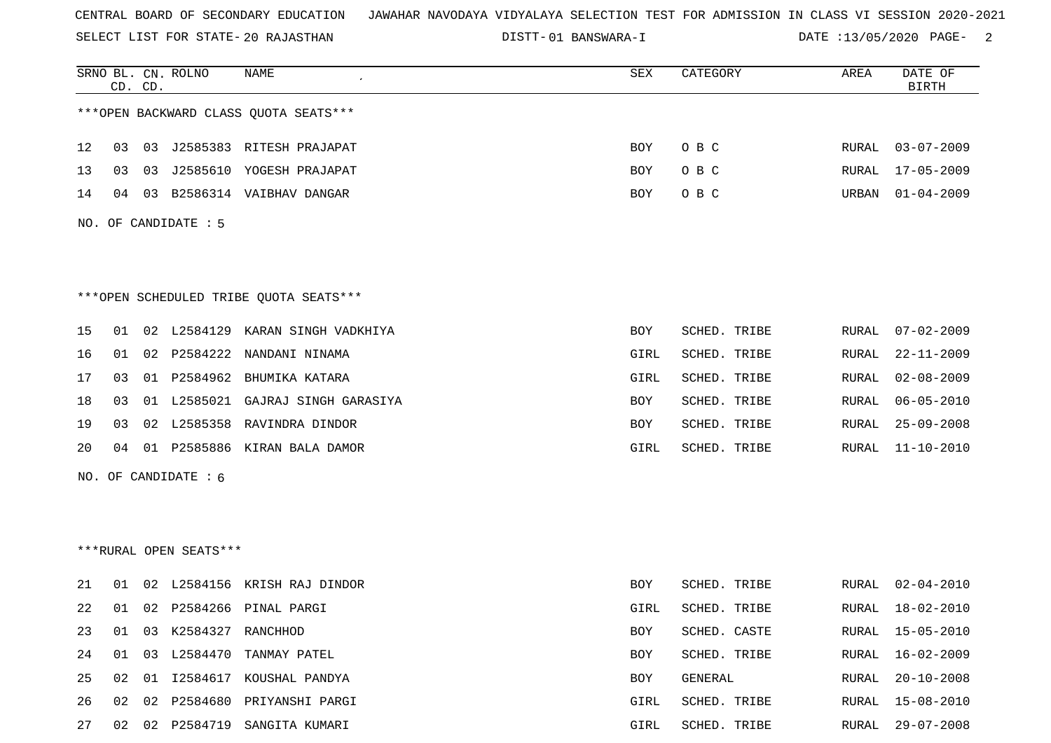CENTRAL BOARD OF SECONDARY EDUCATION JAWAHAR NAVODAYA VIDYALAYA SELECTION TEST FOR ADMISSION IN CLASS VI SESSION 2020-2021

SELECT LIST FOR STATE- 20 RAJASTHAN DISTT- 01 BANSWARA-I DATE :13/05/2020

| SRNO | BL. CD. | CN. CD. | ROLNO | NAME | SEX | CATEGORY | AREA | DATE OF BIRTH |
|---|---|---|---|---|---|---|---|---|

***OPEN BACKWARD CLASS QUOTA SEATS***

| SRNO | BL. CD. | CN. CD. | ROLNO | NAME | SEX | CATEGORY | AREA | DATE OF BIRTH |
|---|---|---|---|---|---|---|---|---|
| 12 | 03 | 03 | J2585383 | RITESH PRAJAPAT | BOY | O B C | RURAL | 03-07-2009 |
| 13 | 03 | 03 | J2585610 | YOGESH PRAJAPAT | BOY | O B C | RURAL | 17-05-2009 |
| 14 | 04 | 03 | B2586314 | VAIBHAV DANGAR | BOY | O B C | URBAN | 01-04-2009 |

NO. OF CANDIDATE : 5

***OPEN SCHEDULED TRIBE QUOTA SEATS***

| SRNO | BL. CD. | CN. CD. | ROLNO | NAME | SEX | CATEGORY | AREA | DATE OF BIRTH |
|---|---|---|---|---|---|---|---|---|
| 15 | 01 | 02 | L2584129 | KARAN SINGH VADKHIYA | BOY | SCHED. TRIBE | RURAL | 07-02-2009 |
| 16 | 01 | 02 | P2584222 | NANDANI NINAMA | GIRL | SCHED. TRIBE | RURAL | 22-11-2009 |
| 17 | 03 | 01 | P2584962 | BHUMIKA KATARA | GIRL | SCHED. TRIBE | RURAL | 02-08-2009 |
| 18 | 03 | 01 | L2585021 | GAJRAJ SINGH GARASIYA | BOY | SCHED. TRIBE | RURAL | 06-05-2010 |
| 19 | 03 | 02 | L2585358 | RAVINDRA DINDOR | BOY | SCHED. TRIBE | RURAL | 25-09-2008 |
| 20 | 04 | 01 | P2585886 | KIRAN BALA DAMOR | GIRL | SCHED. TRIBE | RURAL | 11-10-2010 |

NO. OF CANDIDATE : 6

***RURAL OPEN SEATS***

| SRNO | BL. CD. | CN. CD. | ROLNO | NAME | SEX | CATEGORY | AREA | DATE OF BIRTH |
|---|---|---|---|---|---|---|---|---|
| 21 | 01 | 02 | L2584156 | KRISH RAJ DINDOR | BOY | SCHED. TRIBE | RURAL | 02-04-2010 |
| 22 | 01 | 02 | P2584266 | PINAL PARGI | GIRL | SCHED. TRIBE | RURAL | 18-02-2010 |
| 23 | 01 | 03 | K2584327 | RANCHHOD | BOY | SCHED. CASTE | RURAL | 15-05-2010 |
| 24 | 01 | 03 | L2584470 | TANMAY PATEL | BOY | SCHED. TRIBE | RURAL | 16-02-2009 |
| 25 | 02 | 01 | I2584617 | KOUSHAL PANDYA | BOY | GENERAL | RURAL | 20-10-2008 |
| 26 | 02 | 02 | P2584680 | PRIYANSHI PARGI | GIRL | SCHED. TRIBE | RURAL | 15-08-2010 |
| 27 | 02 | 02 | P2584719 | SANGITA KUMARI | GIRL | SCHED. TRIBE | RURAL | 29-07-2008 |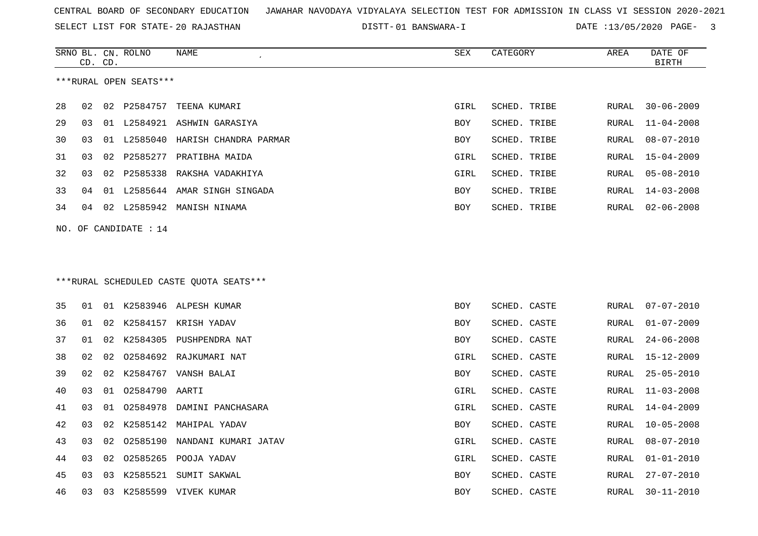CENTRAL BOARD OF SECONDARY EDUCATION   JAWAHAR NAVODAYA VIDYALAYA SELECTION TEST FOR ADMISSION IN CLASS VI SESSION 2020-2021

SELECT LIST FOR STATE- 20 RAJASTHAN   DISTT- 01 BANSWARA-I   DATE :13/05/2020

***RURAL OPEN SEATS***

| SRNO | BL. CD. | CN. CD. | ROLNO | NAME | SEX | CATEGORY | AREA | DATE OF BIRTH |
|---|---|---|---|---|---|---|---|---|
| 28 | 02 | 02 | P2584757 | TEENA KUMARI | GIRL | SCHED. TRIBE | RURAL | 30-06-2009 |
| 29 | 03 | 01 | L2584921 | ASHWIN GARASIYA | BOY | SCHED. TRIBE | RURAL | 11-04-2008 |
| 30 | 03 | 01 | L2585040 | HARISH CHANDRA PARMAR | BOY | SCHED. TRIBE | RURAL | 08-07-2010 |
| 31 | 03 | 02 | P2585277 | PRATIBHA MAIDA | GIRL | SCHED. TRIBE | RURAL | 15-04-2009 |
| 32 | 03 | 02 | P2585338 | RAKSHA VADAKHIYA | GIRL | SCHED. TRIBE | RURAL | 05-08-2010 |
| 33 | 04 | 01 | L2585644 | AMAR SINGH SINGADA | BOY | SCHED. TRIBE | RURAL | 14-03-2008 |
| 34 | 04 | 02 | L2585942 | MANISH NINAMA | BOY | SCHED. TRIBE | RURAL | 02-06-2008 |

NO. OF CANDIDATE : 14

***RURAL SCHEDULED CASTE QUOTA SEATS***

| SRNO | BL. CD. | CN. CD. | ROLNO | NAME | SEX | CATEGORY | AREA | DATE OF BIRTH |
|---|---|---|---|---|---|---|---|---|
| 35 | 01 | 01 | K2583946 | ALPESH KUMAR | BOY | SCHED. CASTE | RURAL | 07-07-2010 |
| 36 | 01 | 02 | K2584157 | KRISH YADAV | BOY | SCHED. CASTE | RURAL | 01-07-2009 |
| 37 | 01 | 02 | K2584305 | PUSHPENDRA NAT | BOY | SCHED. CASTE | RURAL | 24-06-2008 |
| 38 | 02 | 02 | O2584692 | RAJKUMARI NAT | GIRL | SCHED. CASTE | RURAL | 15-12-2009 |
| 39 | 02 | 02 | K2584767 | VANSH BALAI | BOY | SCHED. CASTE | RURAL | 25-05-2010 |
| 40 | 03 | 01 | O2584790 | AARTI | GIRL | SCHED. CASTE | RURAL | 11-03-2008 |
| 41 | 03 | 01 | O2584978 | DAMINI PANCHASARA | GIRL | SCHED. CASTE | RURAL | 14-04-2009 |
| 42 | 03 | 02 | K2585142 | MAHIPAL YADAV | BOY | SCHED. CASTE | RURAL | 10-05-2008 |
| 43 | 03 | 02 | O2585190 | NANDANI KUMARI JATAV | GIRL | SCHED. CASTE | RURAL | 08-07-2010 |
| 44 | 03 | 02 | O2585265 | POOJA YADAV | GIRL | SCHED. CASTE | RURAL | 01-01-2010 |
| 45 | 03 | 03 | K2585521 | SUMIT SAKWAL | BOY | SCHED. CASTE | RURAL | 27-07-2010 |
| 46 | 03 | 03 | K2585599 | VIVEK KUMAR | BOY | SCHED. CASTE | RURAL | 30-11-2010 |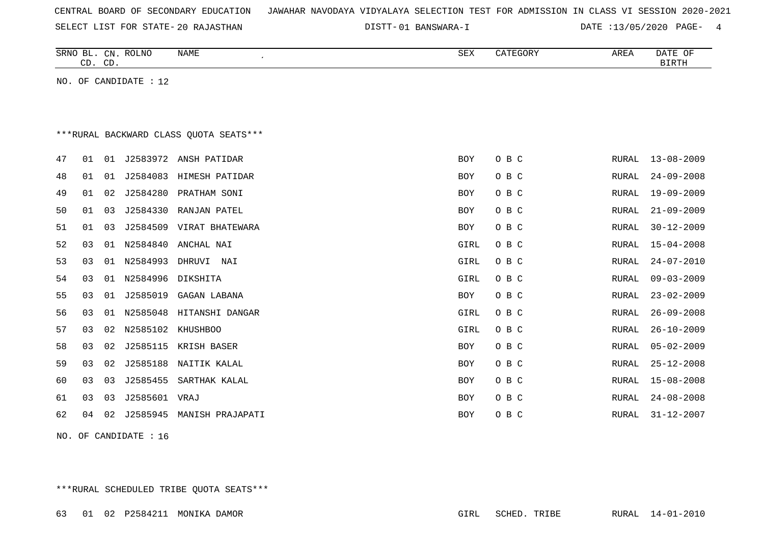CENTRAL BOARD OF SECONDARY EDUCATION JAWAHAR NAVODAYA VIDYALAYA SELECTION TEST FOR ADMISSION IN CLASS VI SESSION 2020-2021

SELECT LIST FOR STATE- 20 RAJASTHAN DISTT- 01 BANSWARA-I DATE :13/05/2020 PAGE- 4

| SRNO | BL. CD. | CN. CD. | ROLNO | NAME | SEX | CATEGORY | AREA | DATE OF BIRTH |
|---|---|---|---|---|---|---|---|---|

NO. OF CANDIDATE : 12

***RURAL BACKWARD CLASS QUOTA SEATS***

| SRNO | BL. CD. | CN. CD. | ROLNO | NAME | SEX | CATEGORY | AREA | DATE OF BIRTH |
|---|---|---|---|---|---|---|---|---|
| 47 | 01 | 01 | J2583972 | ANSH PATIDAR | BOY | O B C | RURAL | 13-08-2009 |
| 48 | 01 | 01 | J2584083 | HIMESH PATIDAR | BOY | O B C | RURAL | 24-09-2008 |
| 49 | 01 | 02 | J2584280 | PRATHAM SONI | BOY | O B C | RURAL | 19-09-2009 |
| 50 | 01 | 03 | J2584330 | RANJAN PATEL | BOY | O B C | RURAL | 21-09-2009 |
| 51 | 01 | 03 | J2584509 | VIRAT BHATEWARA | BOY | O B C | RURAL | 30-12-2009 |
| 52 | 03 | 01 | N2584840 | ANCHAL NAI | GIRL | O B C | RURAL | 15-04-2008 |
| 53 | 03 | 01 | N2584993 | DHRUVI NAI | GIRL | O B C | RURAL | 24-07-2010 |
| 54 | 03 | 01 | N2584996 | DIKSHITA | GIRL | O B C | RURAL | 09-03-2009 |
| 55 | 03 | 01 | J2585019 | GAGAN LABANA | BOY | O B C | RURAL | 23-02-2009 |
| 56 | 03 | 01 | N2585048 | HITANSHI DANGAR | GIRL | O B C | RURAL | 26-09-2008 |
| 57 | 03 | 02 | N2585102 | KHUSHBOO | GIRL | O B C | RURAL | 26-10-2009 |
| 58 | 03 | 02 | J2585115 | KRISH BASER | BOY | O B C | RURAL | 05-02-2009 |
| 59 | 03 | 02 | J2585188 | NAITIK KALAL | BOY | O B C | RURAL | 25-12-2008 |
| 60 | 03 | 03 | J2585455 | SARTHAK KALAL | BOY | O B C | RURAL | 15-08-2008 |
| 61 | 03 | 03 | J2585601 | VRAJ | BOY | O B C | RURAL | 24-08-2008 |
| 62 | 04 | 02 | J2585945 | MANISH PRAJAPATI | BOY | O B C | RURAL | 31-12-2007 |

NO. OF CANDIDATE : 16

***RURAL SCHEDULED TRIBE QUOTA SEATS***

| SRNO | BL. CD. | CN. CD. | ROLNO | NAME | SEX | CATEGORY | AREA | DATE OF BIRTH |
|---|---|---|---|---|---|---|---|---|
| 63 | 01 | 02 | P2584211 | MONIKA DAMOR | GIRL | SCHED. TRIBE | RURAL | 14-01-2010 |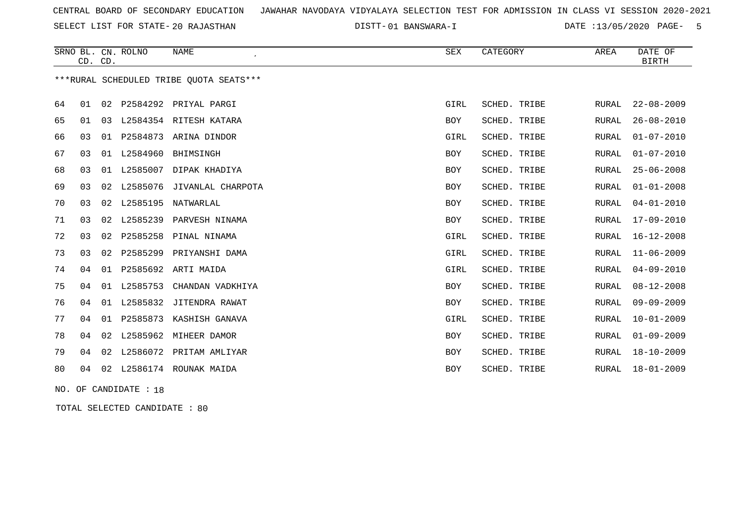CENTRAL BOARD OF SECONDARY EDUCATION JAWAHAR NAVODAYA VIDYALAYA SELECTION TEST FOR ADMISSION IN CLASS VI SESSION 2020-2021

SELECT LIST FOR STATE- 20 RAJASTHAN DISTT- 01 BANSWARA-I DATE :13/05/2020

***RURAL SCHEDULED TRIBE QUOTA SEATS***

| SRNO | BL. CD. | CN. CD. | ROLNO | NAME | SEX | CATEGORY | AREA | DATE OF BIRTH |
|---|---|---|---|---|---|---|---|---|
| 64 | 01 | 02 | P2584292 | PRIYAL PARGI | GIRL | SCHED. TRIBE | RURAL | 22-08-2009 |
| 65 | 01 | 03 | L2584354 | RITESH KATARA | BOY | SCHED. TRIBE | RURAL | 26-08-2010 |
| 66 | 03 | 01 | P2584873 | ARINA DINDOR | GIRL | SCHED. TRIBE | RURAL | 01-07-2010 |
| 67 | 03 | 01 | L2584960 | BHIMSINGH | BOY | SCHED. TRIBE | RURAL | 01-07-2010 |
| 68 | 03 | 01 | L2585007 | DIPAK KHADIYA | BOY | SCHED. TRIBE | RURAL | 25-06-2008 |
| 69 | 03 | 02 | L2585076 | JIVANLAL CHARPOTA | BOY | SCHED. TRIBE | RURAL | 01-01-2008 |
| 70 | 03 | 02 | L2585195 | NATWARLAL | BOY | SCHED. TRIBE | RURAL | 04-01-2010 |
| 71 | 03 | 02 | L2585239 | PARVESH NINAMA | BOY | SCHED. TRIBE | RURAL | 17-09-2010 |
| 72 | 03 | 02 | P2585258 | PINAL NINAMA | GIRL | SCHED. TRIBE | RURAL | 16-12-2008 |
| 73 | 03 | 02 | P2585299 | PRIYANSHI DAMA | GIRL | SCHED. TRIBE | RURAL | 11-06-2009 |
| 74 | 04 | 01 | P2585692 | ARTI MAIDA | GIRL | SCHED. TRIBE | RURAL | 04-09-2010 |
| 75 | 04 | 01 | L2585753 | CHANDAN VADKHIYA | BOY | SCHED. TRIBE | RURAL | 08-12-2008 |
| 76 | 04 | 01 | L2585832 | JITENDRA RAWAT | BOY | SCHED. TRIBE | RURAL | 09-09-2009 |
| 77 | 04 | 01 | P2585873 | KASHISH GANAVA | GIRL | SCHED. TRIBE | RURAL | 10-01-2009 |
| 78 | 04 | 02 | L2585962 | MIHEER DAMOR | BOY | SCHED. TRIBE | RURAL | 01-09-2009 |
| 79 | 04 | 02 | L2586072 | PRITAM AMLIYAR | BOY | SCHED. TRIBE | RURAL | 18-10-2009 |
| 80 | 04 | 02 | L2586174 | ROUNAK MAIDA | BOY | SCHED. TRIBE | RURAL | 18-01-2009 |

NO. OF CANDIDATE : 18

TOTAL SELECTED CANDIDATE : 80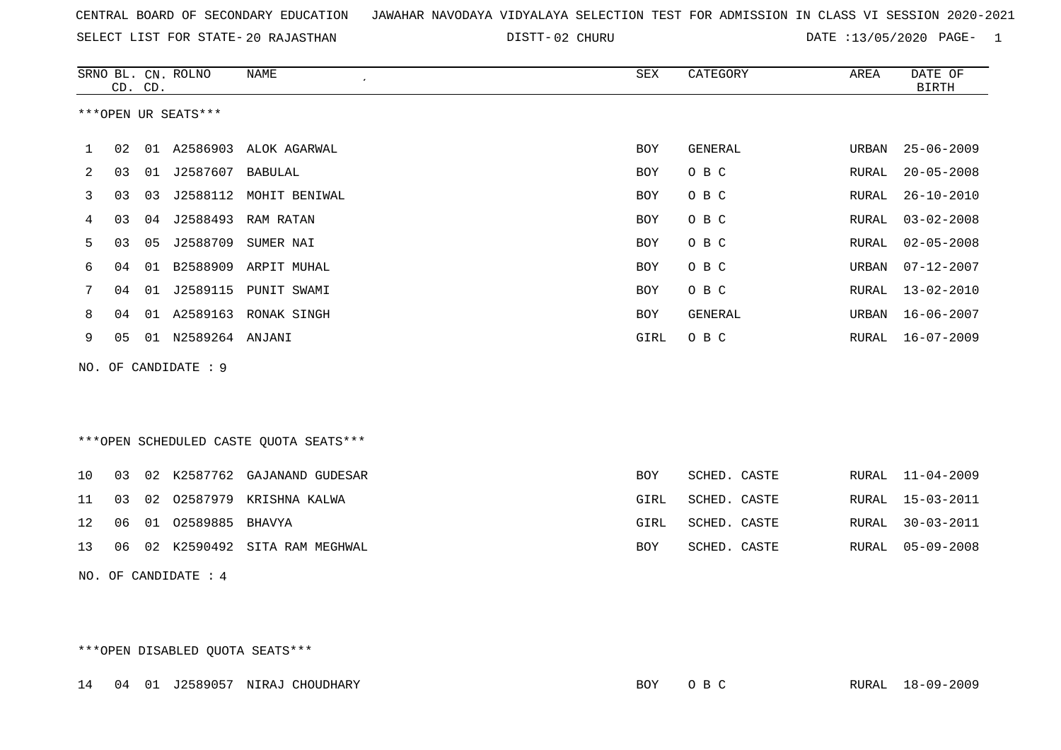CENTRAL BOARD OF SECONDARY EDUCATION JAWAHAR NAVODAYA VIDYALAYA SELECTION TEST FOR ADMISSION IN CLASS VI SESSION 2020-2021

SELECT LIST FOR STATE- 20 RAJASTHAN DISTT- 02 CHURU DATE :13/05/2020 PAGE- 1

***OPEN UR SEATS***

| SRNO | BL. CD. | CN. CD. | ROLNO | NAME | SEX | CATEGORY | AREA | DATE OF BIRTH |
|---|---|---|---|---|---|---|---|---|
| 1 | 02 | 01 | A2586903 | ALOK AGARWAL | BOY | GENERAL | URBAN | 25-06-2009 |
| 2 | 03 | 01 | J2587607 | BABULAL | BOY | O B C | RURAL | 20-05-2008 |
| 3 | 03 | 03 | J2588112 | MOHIT BENIWAL | BOY | O B C | RURAL | 26-10-2010 |
| 4 | 03 | 04 | J2588493 | RAM RATAN | BOY | O B C | RURAL | 03-02-2008 |
| 5 | 03 | 05 | J2588709 | SUMER NAI | BOY | O B C | RURAL | 02-05-2008 |
| 6 | 04 | 01 | B2588909 | ARPIT MUHAL | BOY | O B C | URBAN | 07-12-2007 |
| 7 | 04 | 01 | J2589115 | PUNIT SWAMI | BOY | O B C | RURAL | 13-02-2010 |
| 8 | 04 | 01 | A2589163 | RONAK SINGH | BOY | GENERAL | URBAN | 16-06-2007 |
| 9 | 05 | 01 | N2589264 | ANJANI | GIRL | O B C | RURAL | 16-07-2009 |

NO. OF CANDIDATE : 9

***OPEN SCHEDULED CASTE QUOTA SEATS***

| SRNO | BL. CD. | CN. CD. | ROLNO | NAME | SEX | CATEGORY | AREA | DATE OF BIRTH |
|---|---|---|---|---|---|---|---|---|
| 10 | 03 | 02 | K2587762 | GAJANAND GUDESAR | BOY | SCHED. CASTE | RURAL | 11-04-2009 |
| 11 | 03 | 02 | O2587979 | KRISHNA KALWA | GIRL | SCHED. CASTE | RURAL | 15-03-2011 |
| 12 | 06 | 01 | O2589885 | BHAVYA | GIRL | SCHED. CASTE | RURAL | 30-03-2011 |
| 13 | 06 | 02 | K2590492 | SITA RAM MEGHWAL | BOY | SCHED. CASTE | RURAL | 05-09-2008 |

NO. OF CANDIDATE : 4

***OPEN DISABLED QUOTA SEATS***

| SRNO | BL. CD. | CN. CD. | ROLNO | NAME | SEX | CATEGORY | AREA | DATE OF BIRTH |
|---|---|---|---|---|---|---|---|---|
| 14 | 04 | 01 | J2589057 | NIRAJ CHOUDHARY | BOY | O B C | RURAL | 18-09-2009 |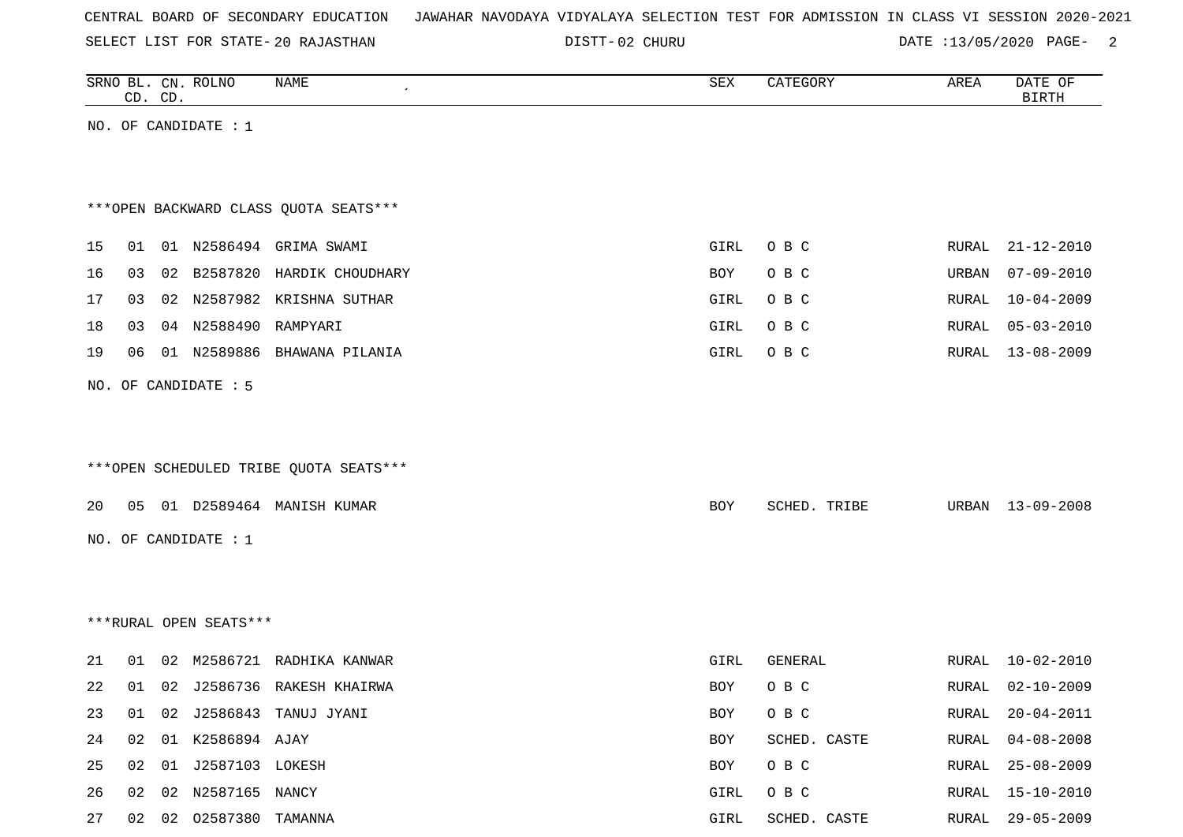CENTRAL BOARD OF SECONDARY EDUCATION JAWAHAR NAVODAYA VIDYALAYA SELECTION TEST FOR ADMISSION IN CLASS VI SESSION 2020-2021

SELECT LIST FOR STATE- 20 RAJASTHAN DISTT- 02 CHURU DATE :13/05/2020

| SRNO | BL. CD. | CN. CD. | ROLNO | NAME | SEX | CATEGORY | AREA | DATE OF BIRTH |
|---|---|---|---|---|---|---|---|---|

NO. OF CANDIDATE : 1

***OPEN BACKWARD CLASS QUOTA SEATS***

| SRNO | BL. CD. | CN. CD. | ROLNO | NAME | SEX | CATEGORY | AREA | DATE OF BIRTH |
|---|---|---|---|---|---|---|---|---|
| 15 | 01 | 01 | N2586494 | GRIMA SWAMI | GIRL | O B C | RURAL | 21-12-2010 |
| 16 | 03 | 02 | B2587820 | HARDIK CHOUDHARY | BOY | O B C | URBAN | 07-09-2010 |
| 17 | 03 | 02 | N2587982 | KRISHNA SUTHAR | GIRL | O B C | RURAL | 10-04-2009 |
| 18 | 03 | 04 | N2588490 | RAMPYARI | GIRL | O B C | RURAL | 05-03-2010 |
| 19 | 06 | 01 | N2589886 | BHAWANA PILANIA | GIRL | O B C | RURAL | 13-08-2009 |

NO. OF CANDIDATE : 5

***OPEN SCHEDULED TRIBE QUOTA SEATS***

| SRNO | BL. CD. | CN. CD. | ROLNO | NAME | SEX | CATEGORY | AREA | DATE OF BIRTH |
|---|---|---|---|---|---|---|---|---|
| 20 | 05 | 01 | D2589464 | MANISH KUMAR | BOY | SCHED. TRIBE | URBAN | 13-09-2008 |

NO. OF CANDIDATE : 1

***RURAL OPEN SEATS***

| SRNO | BL. CD. | CN. CD. | ROLNO | NAME | SEX | CATEGORY | AREA | DATE OF BIRTH |
|---|---|---|---|---|---|---|---|---|
| 21 | 01 | 02 | M2586721 | RADHIKA KANWAR | GIRL | GENERAL | RURAL | 10-02-2010 |
| 22 | 01 | 02 | J2586736 | RAKESH KHAIRWA | BOY | O B C | RURAL | 02-10-2009 |
| 23 | 01 | 02 | J2586843 | TANUJ JYANI | BOY | O B C | RURAL | 20-04-2011 |
| 24 | 02 | 01 | K2586894 | AJAY | BOY | SCHED. CASTE | RURAL | 04-08-2008 |
| 25 | 02 | 01 | J2587103 | LOKESH | BOY | O B C | RURAL | 25-08-2009 |
| 26 | 02 | 02 | N2587165 | NANCY | GIRL | O B C | RURAL | 15-10-2010 |
| 27 | 02 | 02 | O2587380 | TAMANNA | GIRL | SCHED. CASTE | RURAL | 29-05-2009 |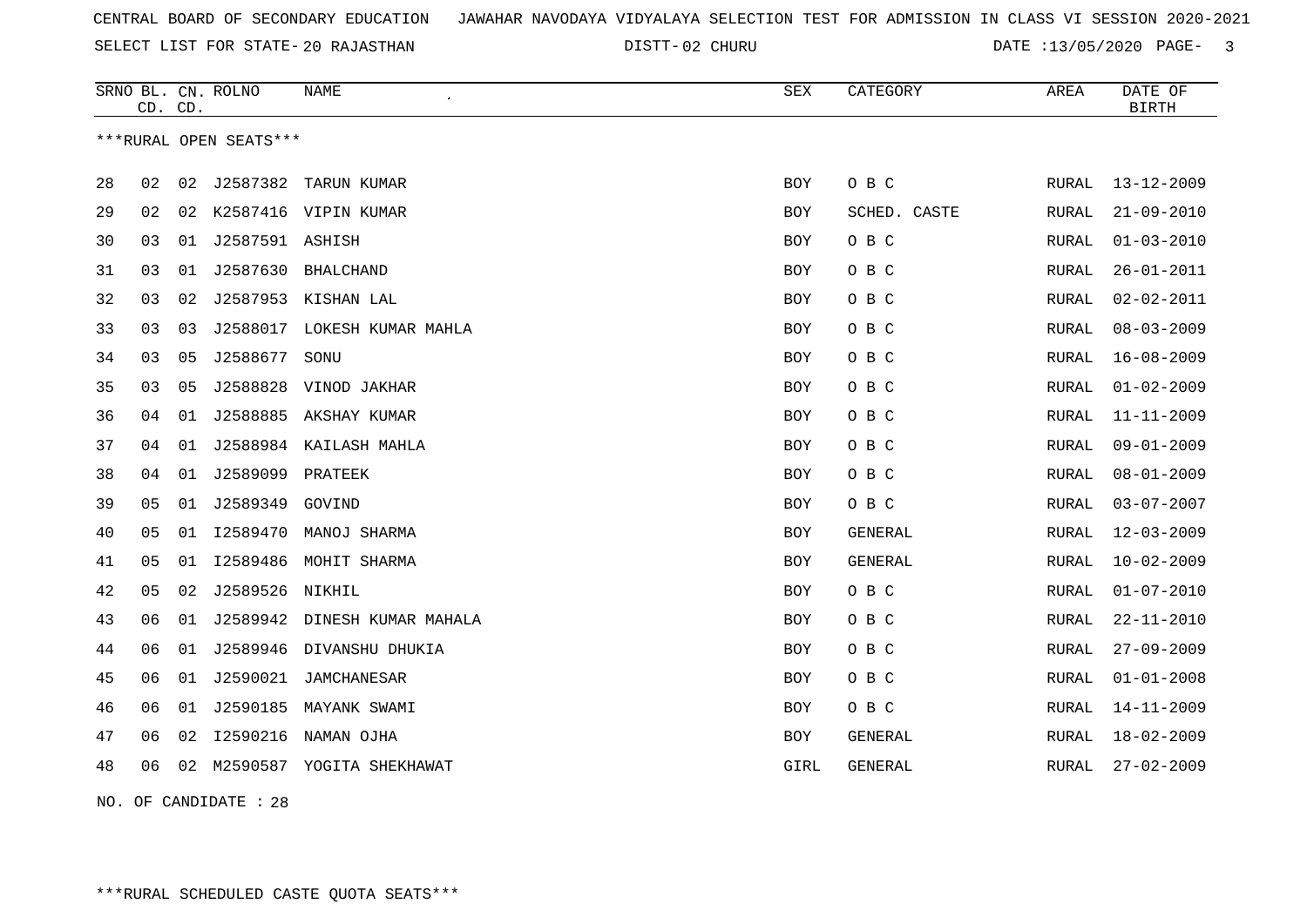CENTRAL BOARD OF SECONDARY EDUCATION JAWAHAR NAVODAYA VIDYALAYA SELECTION TEST FOR ADMISSION IN CLASS VI SESSION 2020-2021

SELECT LIST FOR STATE- 20 RAJASTHAN DISTT- 02 CHURU DATE :13/05/2020

| SRNO | BL. CD. | CN. CD. | ROLNO | NAME | SEX | CATEGORY | AREA | DATE OF BIRTH |
|---|---|---|---|---|---|---|---|---|

***RURAL OPEN SEATS***

| SRNO | BL. CD. | CN. CD. | ROLNO | NAME | SEX | CATEGORY | AREA | DATE OF BIRTH |
|---|---|---|---|---|---|---|---|---|
| 28 | 02 | 02 | J2587382 | TARUN KUMAR | BOY | O B C | RURAL | 13-12-2009 |
| 29 | 02 | 02 | K2587416 | VIPIN KUMAR | BOY | SCHED. CASTE | RURAL | 21-09-2010 |
| 30 | 03 | 01 | J2587591 | ASHISH | BOY | O B C | RURAL | 01-03-2010 |
| 31 | 03 | 01 | J2587630 | BHALCHAND | BOY | O B C | RURAL | 26-01-2011 |
| 32 | 03 | 02 | J2587953 | KISHAN LAL | BOY | O B C | RURAL | 02-02-2011 |
| 33 | 03 | 03 | J2588017 | LOKESH KUMAR MAHLA | BOY | O B C | RURAL | 08-03-2009 |
| 34 | 03 | 05 | J2588677 | SONU | BOY | O B C | RURAL | 16-08-2009 |
| 35 | 03 | 05 | J2588828 | VINOD JAKHAR | BOY | O B C | RURAL | 01-02-2009 |
| 36 | 04 | 01 | J2588885 | AKSHAY KUMAR | BOY | O B C | RURAL | 11-11-2009 |
| 37 | 04 | 01 | J2588984 | KAILASH MAHLA | BOY | O B C | RURAL | 09-01-2009 |
| 38 | 04 | 01 | J2589099 | PRATEEK | BOY | O B C | RURAL | 08-01-2009 |
| 39 | 05 | 01 | J2589349 | GOVIND | BOY | O B C | RURAL | 03-07-2007 |
| 40 | 05 | 01 | I2589470 | MANOJ SHARMA | BOY | GENERAL | RURAL | 12-03-2009 |
| 41 | 05 | 01 | I2589486 | MOHIT SHARMA | BOY | GENERAL | RURAL | 10-02-2009 |
| 42 | 05 | 02 | J2589526 | NIKHIL | BOY | O B C | RURAL | 01-07-2010 |
| 43 | 06 | 01 | J2589942 | DINESH KUMAR MAHALA | BOY | O B C | RURAL | 22-11-2010 |
| 44 | 06 | 01 | J2589946 | DIVANSHU DHUKIA | BOY | O B C | RURAL | 27-09-2009 |
| 45 | 06 | 01 | J2590021 | JAMCHANESAR | BOY | O B C | RURAL | 01-01-2008 |
| 46 | 06 | 01 | J2590185 | MAYANK SWAMI | BOY | O B C | RURAL | 14-11-2009 |
| 47 | 06 | 02 | I2590216 | NAMAN OJHA | BOY | GENERAL | RURAL | 18-02-2009 |
| 48 | 06 | 02 | M2590587 | YOGITA SHEKHAWAT | GIRL | GENERAL | RURAL | 27-02-2009 |

NO. OF CANDIDATE : 28

***RURAL SCHEDULED CASTE QUOTA SEATS***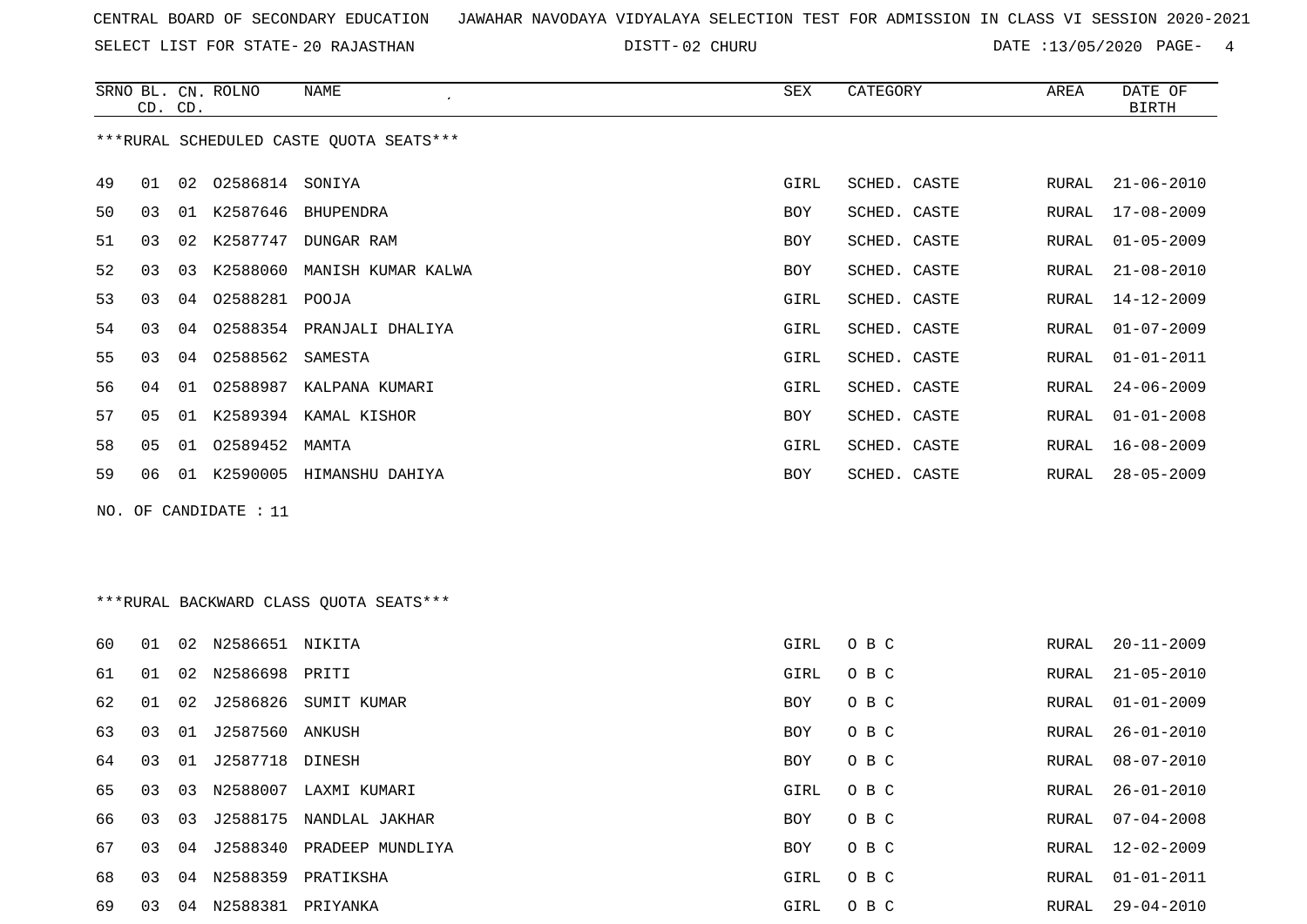CENTRAL BOARD OF SECONDARY EDUCATION JAWAHAR NAVODAYA VIDYALAYA SELECTION TEST FOR ADMISSION IN CLASS VI SESSION 2020-2021

SELECT LIST FOR STATE- 20 RAJASTHAN DISTT- 02 CHURU DATE :13/05/2020

***RURAL SCHEDULED CASTE QUOTA SEATS***

| SRNO | BL. CD. | CN. CD. | ROLNO | NAME | SEX | CATEGORY | AREA | DATE OF BIRTH |
|---|---|---|---|---|---|---|---|---|
| 49 | 01 | 02 | O2586814 | SONIYA | GIRL | SCHED. CASTE | RURAL | 21-06-2010 |
| 50 | 03 | 01 | K2587646 | BHUPENDRA | BOY | SCHED. CASTE | RURAL | 17-08-2009 |
| 51 | 03 | 02 | K2587747 | DUNGAR RAM | BOY | SCHED. CASTE | RURAL | 01-05-2009 |
| 52 | 03 | 03 | K2588060 | MANISH KUMAR KALWA | BOY | SCHED. CASTE | RURAL | 21-08-2010 |
| 53 | 03 | 04 | O2588281 | POOJA | GIRL | SCHED. CASTE | RURAL | 14-12-2009 |
| 54 | 03 | 04 | O2588354 | PRANJALI DHALIYA | GIRL | SCHED. CASTE | RURAL | 01-07-2009 |
| 55 | 03 | 04 | O2588562 | SAMESTA | GIRL | SCHED. CASTE | RURAL | 01-01-2011 |
| 56 | 04 | 01 | O2588987 | KALPANA KUMARI | GIRL | SCHED. CASTE | RURAL | 24-06-2009 |
| 57 | 05 | 01 | K2589394 | KAMAL KISHOR | BOY | SCHED. CASTE | RURAL | 01-01-2008 |
| 58 | 05 | 01 | O2589452 | MAMTA | GIRL | SCHED. CASTE | RURAL | 16-08-2009 |
| 59 | 06 | 01 | K2590005 | HIMANSHU DAHIYA | BOY | SCHED. CASTE | RURAL | 28-05-2009 |

NO. OF CANDIDATE : 11

***RURAL BACKWARD CLASS QUOTA SEATS***

| SRNO | BL. CD. | CN. CD. | ROLNO | NAME | SEX | CATEGORY | AREA | DATE OF BIRTH |
|---|---|---|---|---|---|---|---|---|
| 60 | 01 | 02 | N2586651 | NIKITA | GIRL | O B C | RURAL | 20-11-2009 |
| 61 | 01 | 02 | N2586698 | PRITI | GIRL | O B C | RURAL | 21-05-2010 |
| 62 | 01 | 02 | J2586826 | SUMIT KUMAR | BOY | O B C | RURAL | 01-01-2009 |
| 63 | 03 | 01 | J2587560 | ANKUSH | BOY | O B C | RURAL | 26-01-2010 |
| 64 | 03 | 01 | J2587718 | DINESH | BOY | O B C | RURAL | 08-07-2010 |
| 65 | 03 | 03 | N2588007 | LAXMI KUMARI | GIRL | O B C | RURAL | 26-01-2010 |
| 66 | 03 | 03 | J2588175 | NANDLAL JAKHAR | BOY | O B C | RURAL | 07-04-2008 |
| 67 | 03 | 04 | J2588340 | PRADEEP MUNDLIYA | BOY | O B C | RURAL | 12-02-2009 |
| 68 | 03 | 04 | N2588359 | PRATIKSHA | GIRL | O B C | RURAL | 01-01-2011 |
| 69 | 03 | 04 | N2588381 | PRIYANKA | GIRL | O B C | RURAL | 29-04-2010 |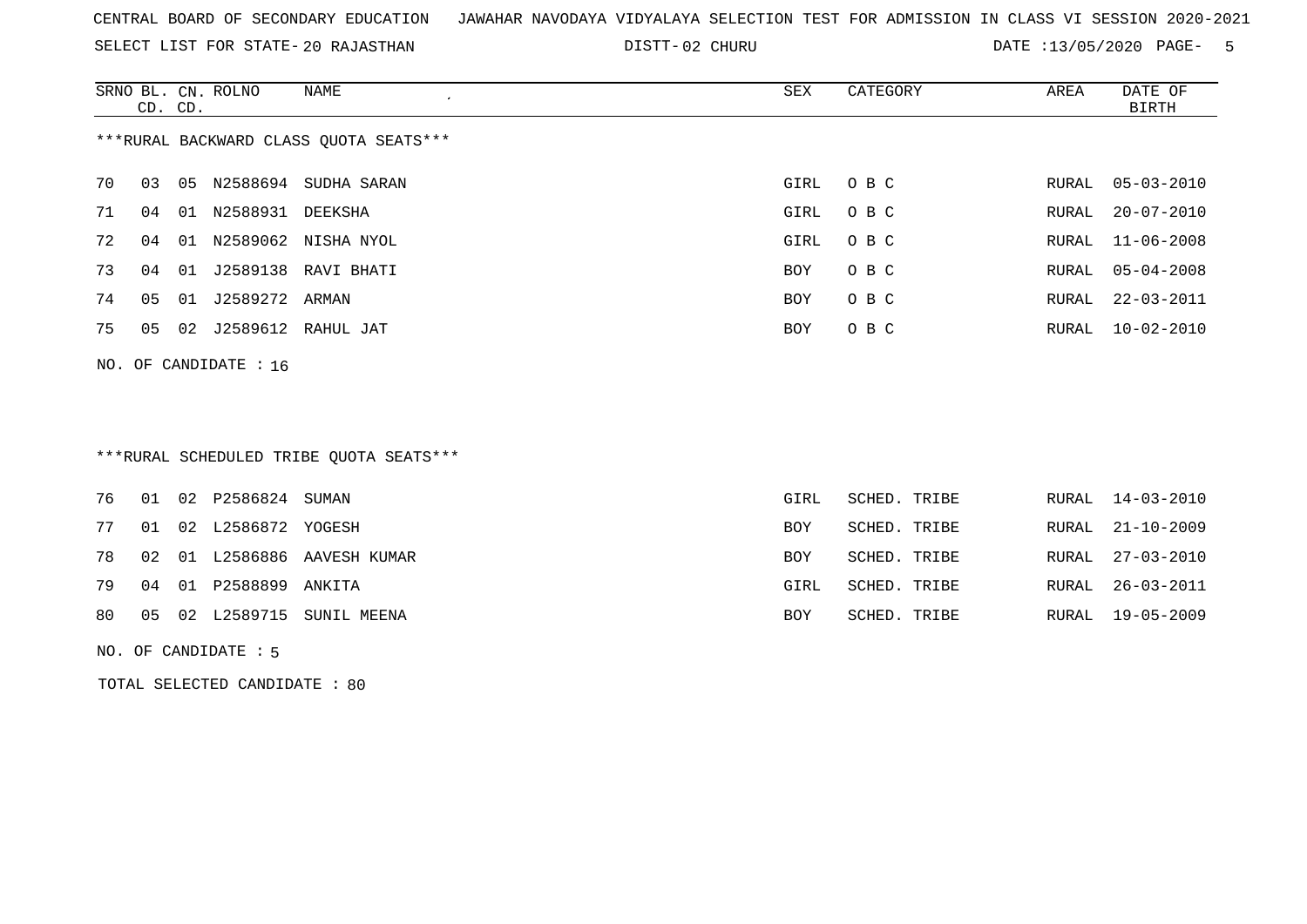CENTRAL BOARD OF SECONDARY EDUCATION   JAWAHAR NAVODAYA VIDYALAYA SELECTION TEST FOR ADMISSION IN CLASS VI SESSION 2020-2021

SELECT LIST FOR STATE- 20 RAJASTHAN   DISTT- 02 CHURU   DATE :13/05/2020

***RURAL BACKWARD CLASS QUOTA SEATS***

| SRNO | BL. CD. | CN. CD. | ROLNO | NAME | SEX | CATEGORY | AREA | DATE OF BIRTH |
|---|---|---|---|---|---|---|---|---|
| 70 | 03 | 05 | N2588694 | SUDHA SARAN | GIRL | O B C | RURAL | 05-03-2010 |
| 71 | 04 | 01 | N2588931 | DEEKSHA | GIRL | O B C | RURAL | 20-07-2010 |
| 72 | 04 | 01 | N2589062 | NISHA NYOL | GIRL | O B C | RURAL | 11-06-2008 |
| 73 | 04 | 01 | J2589138 | RAVI BHATI | BOY | O B C | RURAL | 05-04-2008 |
| 74 | 05 | 01 | J2589272 | ARMAN | BOY | O B C | RURAL | 22-03-2011 |
| 75 | 05 | 02 | J2589612 | RAHUL JAT | BOY | O B C | RURAL | 10-02-2010 |

NO. OF CANDIDATE : 16

***RURAL SCHEDULED TRIBE QUOTA SEATS***

| SRNO | BL. CD. | CN. CD. | ROLNO | NAME | SEX | CATEGORY | AREA | DATE OF BIRTH |
|---|---|---|---|---|---|---|---|---|
| 76 | 01 | 02 | P2586824 | SUMAN | GIRL | SCHED. TRIBE | RURAL | 14-03-2010 |
| 77 | 01 | 02 | L2586872 | YOGESH | BOY | SCHED. TRIBE | RURAL | 21-10-2009 |
| 78 | 02 | 01 | L2586886 | AAVESH KUMAR | BOY | SCHED. TRIBE | RURAL | 27-03-2010 |
| 79 | 04 | 01 | P2588899 | ANKITA | GIRL | SCHED. TRIBE | RURAL | 26-03-2011 |
| 80 | 05 | 02 | L2589715 | SUNIL MEENA | BOY | SCHED. TRIBE | RURAL | 19-05-2009 |

NO. OF CANDIDATE : 5

TOTAL SELECTED CANDIDATE : 80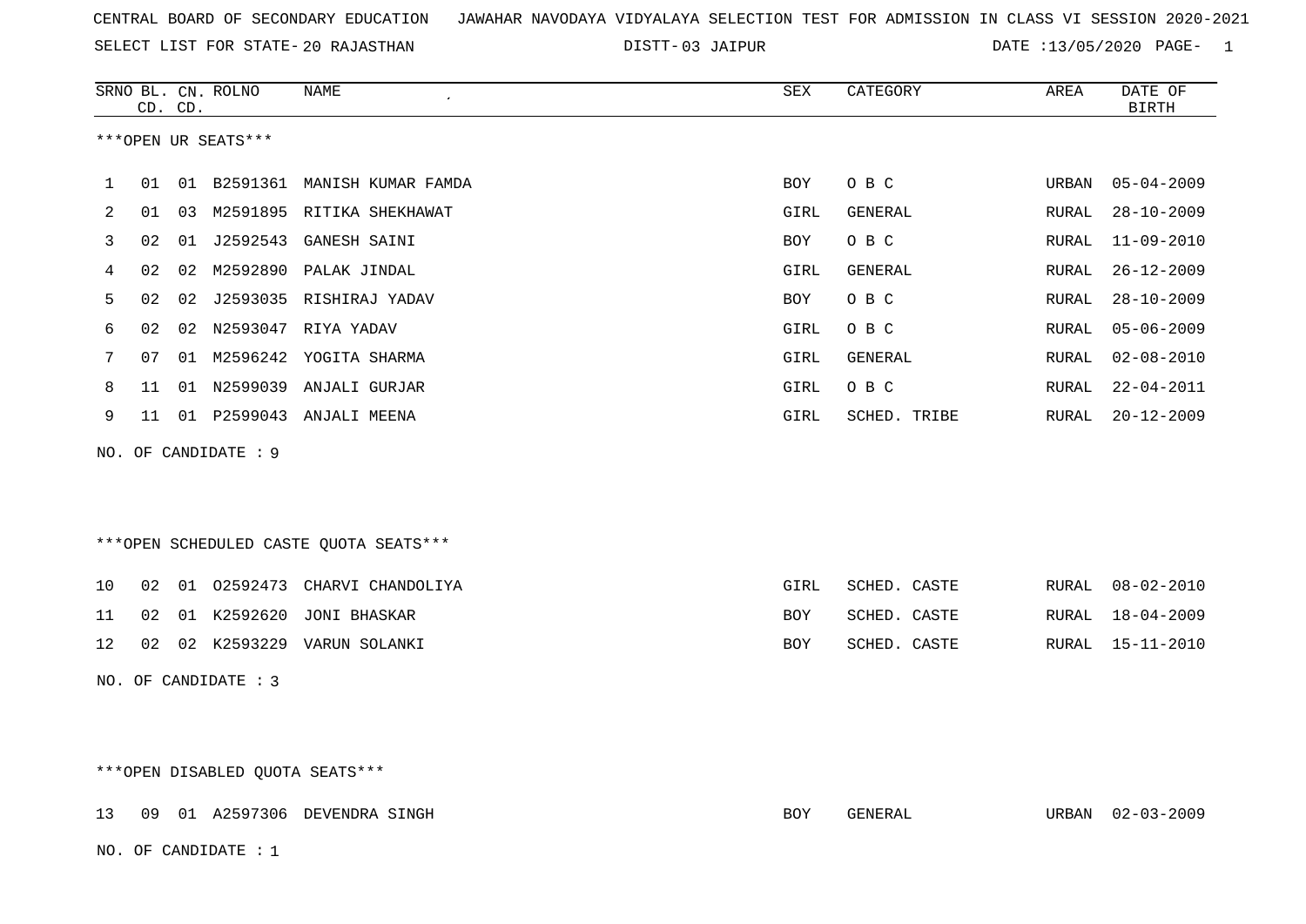CENTRAL BOARD OF SECONDARY EDUCATION   JAWAHAR NAVODAYA VIDYALAYA SELECTION TEST FOR ADMISSION IN CLASS VI SESSION 2020-2021

SELECT LIST FOR STATE- 20 RAJASTHAN   DISTT- 03 JAIPUR   DATE :13/05/2020 PAGE- 1

***OPEN UR SEATS***

| SRNO | BL. CD. | CN. CD. | ROLNO | NAME | SEX | CATEGORY | AREA | DATE OF BIRTH |
|---|---|---|---|---|---|---|---|---|
| 1 | 01 | 01 | B2591361 | MANISH KUMAR FAMDA | BOY | O B C | URBAN | 05-04-2009 |
| 2 | 01 | 03 | M2591895 | RITIKA SHEKHAWAT | GIRL | GENERAL | RURAL | 28-10-2009 |
| 3 | 02 | 01 | J2592543 | GANESH SAINI | BOY | O B C | RURAL | 11-09-2010 |
| 4 | 02 | 02 | M2592890 | PALAK JINDAL | GIRL | GENERAL | RURAL | 26-12-2009 |
| 5 | 02 | 02 | J2593035 | RISHIRAJ YADAV | BOY | O B C | RURAL | 28-10-2009 |
| 6 | 02 | 02 | N2593047 | RIYA YADAV | GIRL | O B C | RURAL | 05-06-2009 |
| 7 | 07 | 01 | M2596242 | YOGITA SHARMA | GIRL | GENERAL | RURAL | 02-08-2010 |
| 8 | 11 | 01 | N2599039 | ANJALI GURJAR | GIRL | O B C | RURAL | 22-04-2011 |
| 9 | 11 | 01 | P2599043 | ANJALI MEENA | GIRL | SCHED. TRIBE | RURAL | 20-12-2009 |

NO. OF CANDIDATE : 9

***OPEN SCHEDULED CASTE QUOTA SEATS***

| SRNO | BL. CD. | CN. CD. | ROLNO | NAME | SEX | CATEGORY | AREA | DATE OF BIRTH |
|---|---|---|---|---|---|---|---|---|
| 10 | 02 | 01 | O2592473 | CHARVI CHANDOLIYA | GIRL | SCHED. CASTE | RURAL | 08-02-2010 |
| 11 | 02 | 01 | K2592620 | JONI BHASKAR | BOY | SCHED. CASTE | RURAL | 18-04-2009 |
| 12 | 02 | 02 | K2593229 | VARUN SOLANKI | BOY | SCHED. CASTE | RURAL | 15-11-2010 |

NO. OF CANDIDATE : 3

***OPEN DISABLED QUOTA SEATS***

| SRNO | BL. CD. | CN. CD. | ROLNO | NAME | SEX | CATEGORY | AREA | DATE OF BIRTH |
|---|---|---|---|---|---|---|---|---|
| 13 | 09 | 01 | A2597306 | DEVENDRA SINGH | BOY | GENERAL | URBAN | 02-03-2009 |

NO. OF CANDIDATE : 1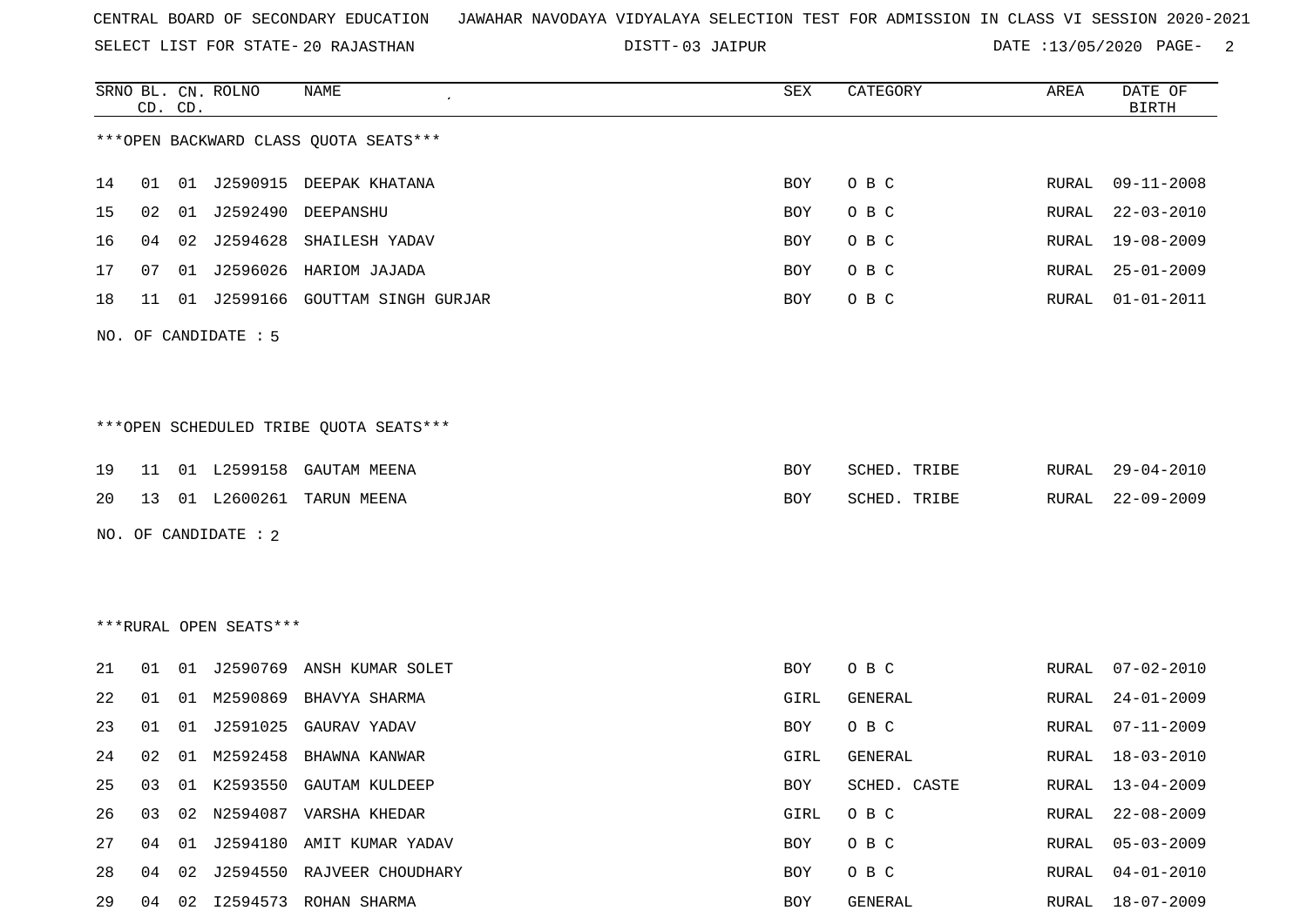CENTRAL BOARD OF SECONDARY EDUCATION JAWAHAR NAVODAYA VIDYALAYA SELECTION TEST FOR ADMISSION IN CLASS VI SESSION 2020-2021

SELECT LIST FOR STATE- 20 RAJASTHAN DISTT- 03 JAIPUR DATE :13/05/2020

***OPEN BACKWARD CLASS QUOTA SEATS***

| SRNO | BL. CD. | CN. CD. | ROLNO | NAME | SEX | CATEGORY | AREA | DATE OF BIRTH |
|---|---|---|---|---|---|---|---|---|
| 14 | 01 | 01 | J2590915 | DEEPAK KHATANA | BOY | O B C | RURAL | 09-11-2008 |
| 15 | 02 | 01 | J2592490 | DEEPANSHU | BOY | O B C | RURAL | 22-03-2010 |
| 16 | 04 | 02 | J2594628 | SHAILESH YADAV | BOY | O B C | RURAL | 19-08-2009 |
| 17 | 07 | 01 | J2596026 | HARIOM JAJADA | BOY | O B C | RURAL | 25-01-2009 |
| 18 | 11 | 01 | J2599166 | GOUTTAM SINGH GURJAR | BOY | O B C | RURAL | 01-01-2011 |

NO. OF CANDIDATE : 5

***OPEN SCHEDULED TRIBE QUOTA SEATS***

| SRNO | BL. CD. | CN. CD. | ROLNO | NAME | SEX | CATEGORY | AREA | DATE OF BIRTH |
|---|---|---|---|---|---|---|---|---|
| 19 | 11 | 01 | L2599158 | GAUTAM MEENA | BOY | SCHED. TRIBE | RURAL | 29-04-2010 |
| 20 | 13 | 01 | L2600261 | TARUN MEENA | BOY | SCHED. TRIBE | RURAL | 22-09-2009 |

NO. OF CANDIDATE : 2

***RURAL OPEN SEATS***

| SRNO | BL. CD. | CN. CD. | ROLNO | NAME | SEX | CATEGORY | AREA | DATE OF BIRTH |
|---|---|---|---|---|---|---|---|---|
| 21 | 01 | 01 | J2590769 | ANSH KUMAR SOLET | BOY | O B C | RURAL | 07-02-2010 |
| 22 | 01 | 01 | M2590869 | BHAVYA SHARMA | GIRL | GENERAL | RURAL | 24-01-2009 |
| 23 | 01 | 01 | J2591025 | GAURAV YADAV | BOY | O B C | RURAL | 07-11-2009 |
| 24 | 02 | 01 | M2592458 | BHAWNA KANWAR | GIRL | GENERAL | RURAL | 18-03-2010 |
| 25 | 03 | 01 | K2593550 | GAUTAM KULDEEP | BOY | SCHED. CASTE | RURAL | 13-04-2009 |
| 26 | 03 | 02 | N2594087 | VARSHA KHEDAR | GIRL | O B C | RURAL | 22-08-2009 |
| 27 | 04 | 01 | J2594180 | AMIT KUMAR YADAV | BOY | O B C | RURAL | 05-03-2009 |
| 28 | 04 | 02 | J2594550 | RAJVEER CHOUDHARY | BOY | O B C | RURAL | 04-01-2010 |
| 29 | 04 | 02 | I2594573 | ROHAN SHARMA | BOY | GENERAL | RURAL | 18-07-2009 |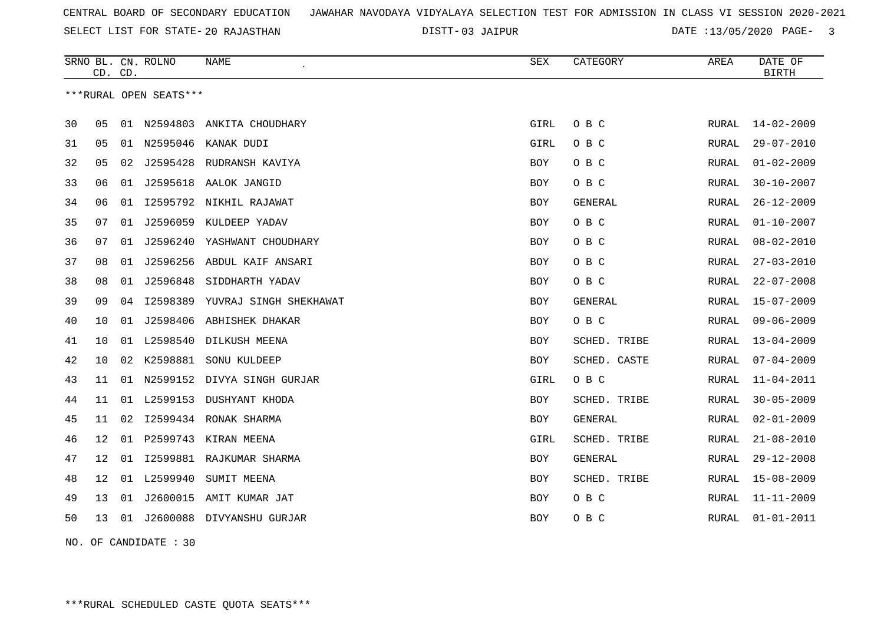CENTRAL BOARD OF SECONDARY EDUCATION JAWAHAR NAVODAYA VIDYALAYA SELECTION TEST FOR ADMISSION IN CLASS VI SESSION 2020-2021

SELECT LIST FOR STATE- 20 RAJASTHAN DISTT- 03 JAIPUR DATE :13/05/2020

***RURAL OPEN SEATS***

| SRNO | BL. CD. | CN. CD. | ROLNO | NAME | SEX | CATEGORY | AREA | DATE OF BIRTH |
|---|---|---|---|---|---|---|---|---|
| 30 | 05 | 01 | N2594803 | ANKITA CHOUDHARY | GIRL | O B C | RURAL | 14-02-2009 |
| 31 | 05 | 01 | N2595046 | KANAK DUDI | GIRL | O B C | RURAL | 29-07-2010 |
| 32 | 05 | 02 | J2595428 | RUDRANSH KAVIYA | BOY | O B C | RURAL | 01-02-2009 |
| 33 | 06 | 01 | J2595618 | AALOK JANGID | BOY | O B C | RURAL | 30-10-2007 |
| 34 | 06 | 01 | I2595792 | NIKHIL RAJAWAT | BOY | GENERAL | RURAL | 26-12-2009 |
| 35 | 07 | 01 | J2596059 | KULDEEP YADAV | BOY | O B C | RURAL | 01-10-2007 |
| 36 | 07 | 01 | J2596240 | YASHWANT CHOUDHARY | BOY | O B C | RURAL | 08-02-2010 |
| 37 | 08 | 01 | J2596256 | ABDUL KAIF ANSARI | BOY | O B C | RURAL | 27-03-2010 |
| 38 | 08 | 01 | J2596848 | SIDDHARTH YADAV | BOY | O B C | RURAL | 22-07-2008 |
| 39 | 09 | 04 | I2598389 | YUVRAJ SINGH SHEKHAWAT | BOY | GENERAL | RURAL | 15-07-2009 |
| 40 | 10 | 01 | J2598406 | ABHISHEK DHAKAR | BOY | O B C | RURAL | 09-06-2009 |
| 41 | 10 | 01 | L2598540 | DILKUSH MEENA | BOY | SCHED. TRIBE | RURAL | 13-04-2009 |
| 42 | 10 | 02 | K2598881 | SONU KULDEEP | BOY | SCHED. CASTE | RURAL | 07-04-2009 |
| 43 | 11 | 01 | N2599152 | DIVYA SINGH GURJAR | GIRL | O B C | RURAL | 11-04-2011 |
| 44 | 11 | 01 | L2599153 | DUSHYANT KHODA | BOY | SCHED. TRIBE | RURAL | 30-05-2009 |
| 45 | 11 | 02 | I2599434 | RONAK SHARMA | BOY | GENERAL | RURAL | 02-01-2009 |
| 46 | 12 | 01 | P2599743 | KIRAN MEENA | GIRL | SCHED. TRIBE | RURAL | 21-08-2010 |
| 47 | 12 | 01 | I2599881 | RAJKUMAR SHARMA | BOY | GENERAL | RURAL | 29-12-2008 |
| 48 | 12 | 01 | L2599940 | SUMIT MEENA | BOY | SCHED. TRIBE | RURAL | 15-08-2009 |
| 49 | 13 | 01 | J2600015 | AMIT KUMAR JAT | BOY | O B C | RURAL | 11-11-2009 |
| 50 | 13 | 01 | J2600088 | DIVYANSHU GURJAR | BOY | O B C | RURAL | 01-01-2011 |

NO. OF CANDIDATE : 30

***RURAL SCHEDULED CASTE QUOTA SEATS***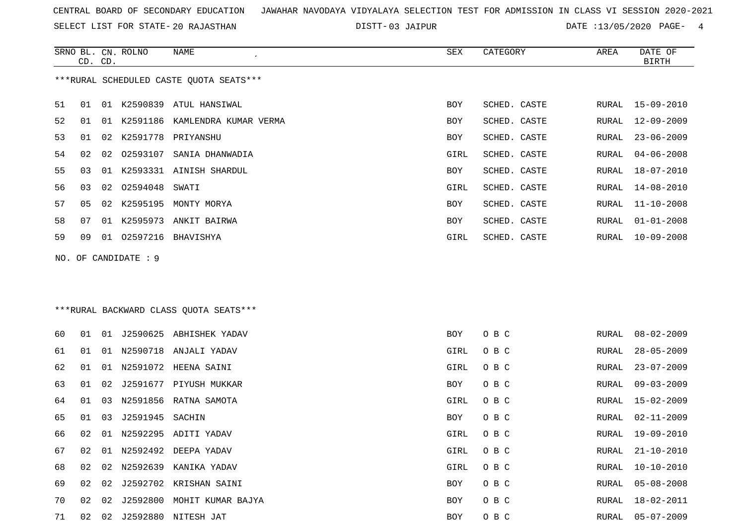CENTRAL BOARD OF SECONDARY EDUCATION   JAWAHAR NAVODAYA VIDYALAYA SELECTION TEST FOR ADMISSION IN CLASS VI SESSION 2020-2021

SELECT LIST FOR STATE- 20 RAJASTHAN   DISTT- 03 JAIPUR   DATE :13/05/2020

***RURAL SCHEDULED CASTE QUOTA SEATS***

| SRNO | BL. CD. | CN. CD. | ROLNO | NAME | SEX | CATEGORY | AREA | DATE OF BIRTH |
|---|---|---|---|---|---|---|---|---|
| 51 | 01 | 01 | K2590839 | ATUL HANSIWAL | BOY | SCHED. CASTE | RURAL | 15-09-2010 |
| 52 | 01 | 01 | K2591186 | KAMLENDRA KUMAR VERMA | BOY | SCHED. CASTE | RURAL | 12-09-2009 |
| 53 | 01 | 02 | K2591778 | PRIYANSHU | BOY | SCHED. CASTE | RURAL | 23-06-2009 |
| 54 | 02 | 02 | O2593107 | SANIA DHANWADIA | GIRL | SCHED. CASTE | RURAL | 04-06-2008 |
| 55 | 03 | 01 | K2593331 | AINISH SHARDUL | BOY | SCHED. CASTE | RURAL | 18-07-2010 |
| 56 | 03 | 02 | O2594048 | SWATI | GIRL | SCHED. CASTE | RURAL | 14-08-2010 |
| 57 | 05 | 02 | K2595195 | MONTY MORYA | BOY | SCHED. CASTE | RURAL | 11-10-2008 |
| 58 | 07 | 01 | K2595973 | ANKIT BAIRWA | BOY | SCHED. CASTE | RURAL | 01-01-2008 |
| 59 | 09 | 01 | O2597216 | BHAVISHYA | GIRL | SCHED. CASTE | RURAL | 10-09-2008 |

NO. OF CANDIDATE : 9

***RURAL BACKWARD CLASS QUOTA SEATS***

| SRNO | BL. CD. | CN. CD. | ROLNO | NAME | SEX | CATEGORY | AREA | DATE OF BIRTH |
|---|---|---|---|---|---|---|---|---|
| 60 | 01 | 01 | J2590625 | ABHISHEK YADAV | BOY | O B C | RURAL | 08-02-2009 |
| 61 | 01 | 01 | N2590718 | ANJALI YADAV | GIRL | O B C | RURAL | 28-05-2009 |
| 62 | 01 | 01 | N2591072 | HEENA SAINI | GIRL | O B C | RURAL | 23-07-2009 |
| 63 | 01 | 02 | J2591677 | PIYUSH MUKKAR | BOY | O B C | RURAL | 09-03-2009 |
| 64 | 01 | 03 | N2591856 | RATNA SAMOTA | GIRL | O B C | RURAL | 15-02-2009 |
| 65 | 01 | 03 | J2591945 | SACHIN | BOY | O B C | RURAL | 02-11-2009 |
| 66 | 02 | 01 | N2592295 | ADITI YADAV | GIRL | O B C | RURAL | 19-09-2010 |
| 67 | 02 | 01 | N2592492 | DEEPA YADAV | GIRL | O B C | RURAL | 21-10-2010 |
| 68 | 02 | 02 | N2592639 | KANIKA YADAV | GIRL | O B C | RURAL | 10-10-2010 |
| 69 | 02 | 02 | J2592702 | KRISHAN SAINI | BOY | O B C | RURAL | 05-08-2008 |
| 70 | 02 | 02 | J2592800 | MOHIT KUMAR BAJYA | BOY | O B C | RURAL | 18-02-2011 |
| 71 | 02 | 02 | J2592880 | NITESH JAT | BOY | O B C | RURAL | 05-07-2009 |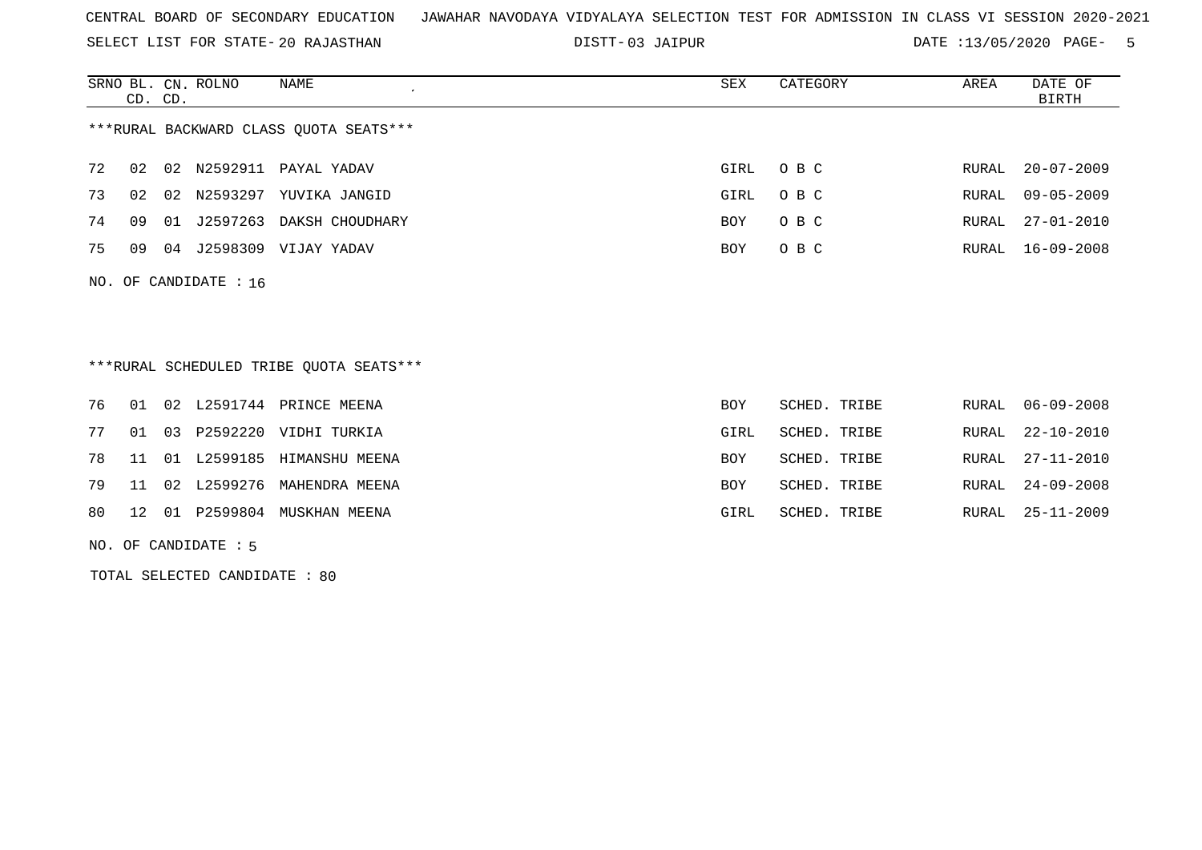CENTRAL BOARD OF SECONDARY EDUCATION JAWAHAR NAVODAYA VIDYALAYA SELECTION TEST FOR ADMISSION IN CLASS VI SESSION 2020-2021

SELECT LIST FOR STATE- 20 RAJASTHAN DISTT- 03 JAIPUR DATE :13/05/2020

| SRNO | BL. CD. | CN. CD. | ROLNO | NAME | SEX | CATEGORY | AREA | DATE OF BIRTH |
|---|---|---|---|---|---|---|---|---|

***RURAL BACKWARD CLASS QUOTA SEATS***

| SRNO | BL. CD. | CN. CD. | ROLNO | NAME | SEX | CATEGORY | AREA | DATE OF BIRTH |
|---|---|---|---|---|---|---|---|---|
| 72 | 02 | 02 | N2592911 | PAYAL YADAV | GIRL | O B C | RURAL | 20-07-2009 |
| 73 | 02 | 02 | N2593297 | YUVIKA JANGID | GIRL | O B C | RURAL | 09-05-2009 |
| 74 | 09 | 01 | J2597263 | DAKSH CHOUDHARY | BOY | O B C | RURAL | 27-01-2010 |
| 75 | 09 | 04 | J2598309 | VIJAY YADAV | BOY | O B C | RURAL | 16-09-2008 |

NO. OF CANDIDATE : 16

***RURAL SCHEDULED TRIBE QUOTA SEATS***

| SRNO | BL. CD. | CN. CD. | ROLNO | NAME | SEX | CATEGORY | AREA | DATE OF BIRTH |
|---|---|---|---|---|---|---|---|---|
| 76 | 01 | 02 | L2591744 | PRINCE MEENA | BOY | SCHED. TRIBE | RURAL | 06-09-2008 |
| 77 | 01 | 03 | P2592220 | VIDHI TURKIA | GIRL | SCHED. TRIBE | RURAL | 22-10-2010 |
| 78 | 11 | 01 | L2599185 | HIMANSHU MEENA | BOY | SCHED. TRIBE | RURAL | 27-11-2010 |
| 79 | 11 | 02 | L2599276 | MAHENDRA MEENA | BOY | SCHED. TRIBE | RURAL | 24-09-2008 |
| 80 | 12 | 01 | P2599804 | MUSKHAN MEENA | GIRL | SCHED. TRIBE | RURAL | 25-11-2009 |

NO. OF CANDIDATE : 5

TOTAL SELECTED CANDIDATE : 80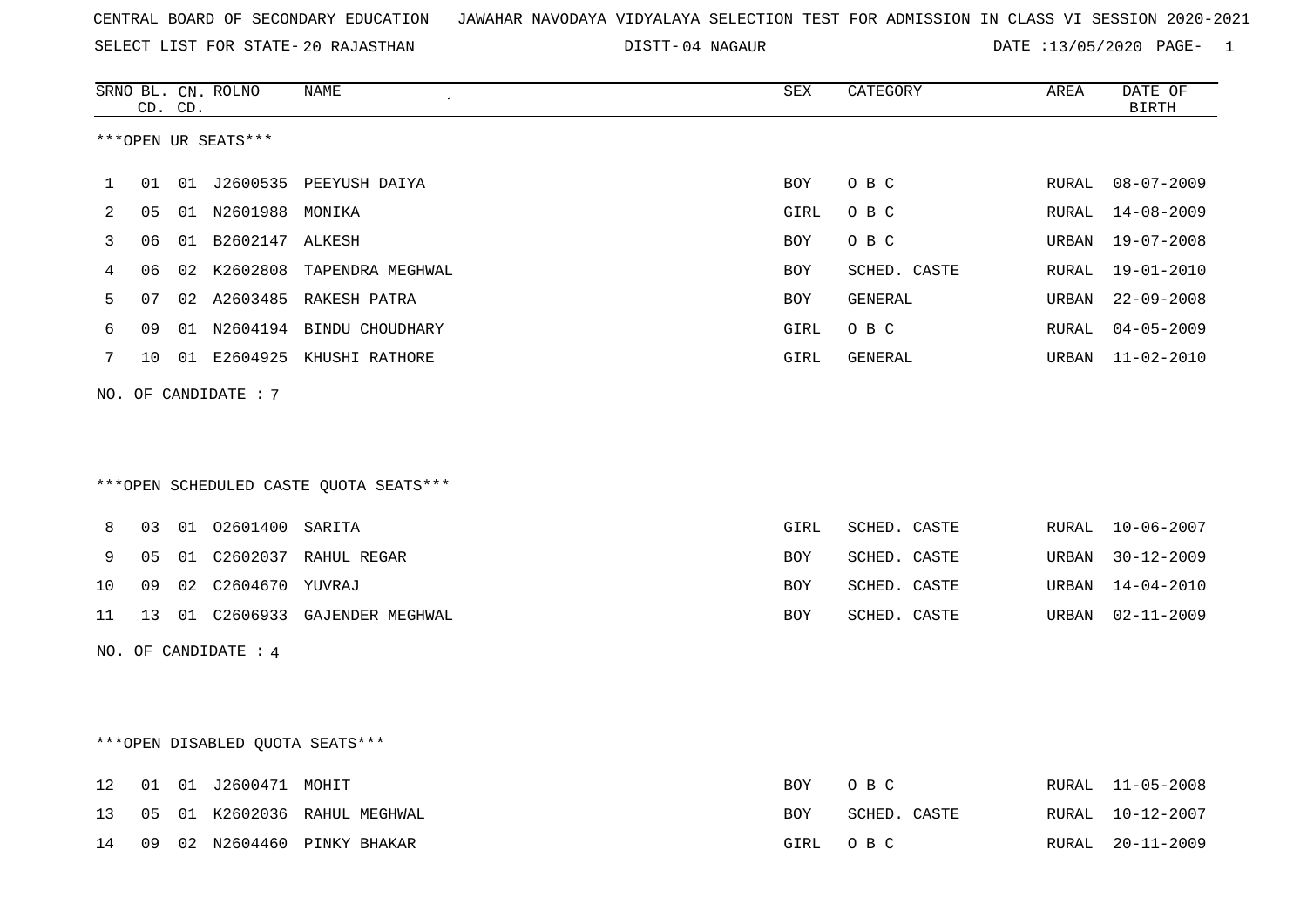CENTRAL BOARD OF SECONDARY EDUCATION JAWAHAR NAVODAYA VIDYALAYA SELECTION TEST FOR ADMISSION IN CLASS VI SESSION 2020-2021

SELECT LIST FOR STATE- 20 RAJASTHAN DISTT- 04 NAGAUR DATE :13/05/2020

***OPEN UR SEATS***

| SRNO | BL. CD. | CN. CD. | ROLNO | NAME | SEX | CATEGORY | AREA | DATE OF BIRTH |
|---|---|---|---|---|---|---|---|---|
| 1 | 01 | 01 | J2600535 | PEEYUSH DAIYA | BOY | O B C | RURAL | 08-07-2009 |
| 2 | 05 | 01 | N2601988 | MONIKA | GIRL | O B C | RURAL | 14-08-2009 |
| 3 | 06 | 01 | B2602147 | ALKESH | BOY | O B C | URBAN | 19-07-2008 |
| 4 | 06 | 02 | K2602808 | TAPENDRA MEGHWAL | BOY | SCHED. CASTE | RURAL | 19-01-2010 |
| 5 | 07 | 02 | A2603485 | RAKESH PATRA | BOY | GENERAL | URBAN | 22-09-2008 |
| 6 | 09 | 01 | N2604194 | BINDU CHOUDHARY | GIRL | O B C | RURAL | 04-05-2009 |
| 7 | 10 | 01 | E2604925 | KHUSHI RATHORE | GIRL | GENERAL | URBAN | 11-02-2010 |

NO. OF CANDIDATE : 7

***OPEN SCHEDULED CASTE QUOTA SEATS***

| SRNO | BL. CD. | CN. CD. | ROLNO | NAME | SEX | CATEGORY | AREA | DATE OF BIRTH |
|---|---|---|---|---|---|---|---|---|
| 8 | 03 | 01 | O2601400 | SARITA | GIRL | SCHED. CASTE | RURAL | 10-06-2007 |
| 9 | 05 | 01 | C2602037 | RAHUL REGAR | BOY | SCHED. CASTE | URBAN | 30-12-2009 |
| 10 | 09 | 02 | C2604670 | YUVRAJ | BOY | SCHED. CASTE | URBAN | 14-04-2010 |
| 11 | 13 | 01 | C2606933 | GAJENDER MEGHWAL | BOY | SCHED. CASTE | URBAN | 02-11-2009 |

NO. OF CANDIDATE : 4

***OPEN DISABLED QUOTA SEATS***

| SRNO | BL. CD. | CN. CD. | ROLNO | NAME | SEX | CATEGORY | AREA | DATE OF BIRTH |
|---|---|---|---|---|---|---|---|---|
| 12 | 01 | 01 | J2600471 | MOHIT | BOY | O B C | RURAL | 11-05-2008 |
| 13 | 05 | 01 | K2602036 | RAHUL MEGHWAL | BOY | SCHED. CASTE | RURAL | 10-12-2007 |
| 14 | 09 | 02 | N2604460 | PINKY BHAKAR | GIRL | O B C | RURAL | 20-11-2009 |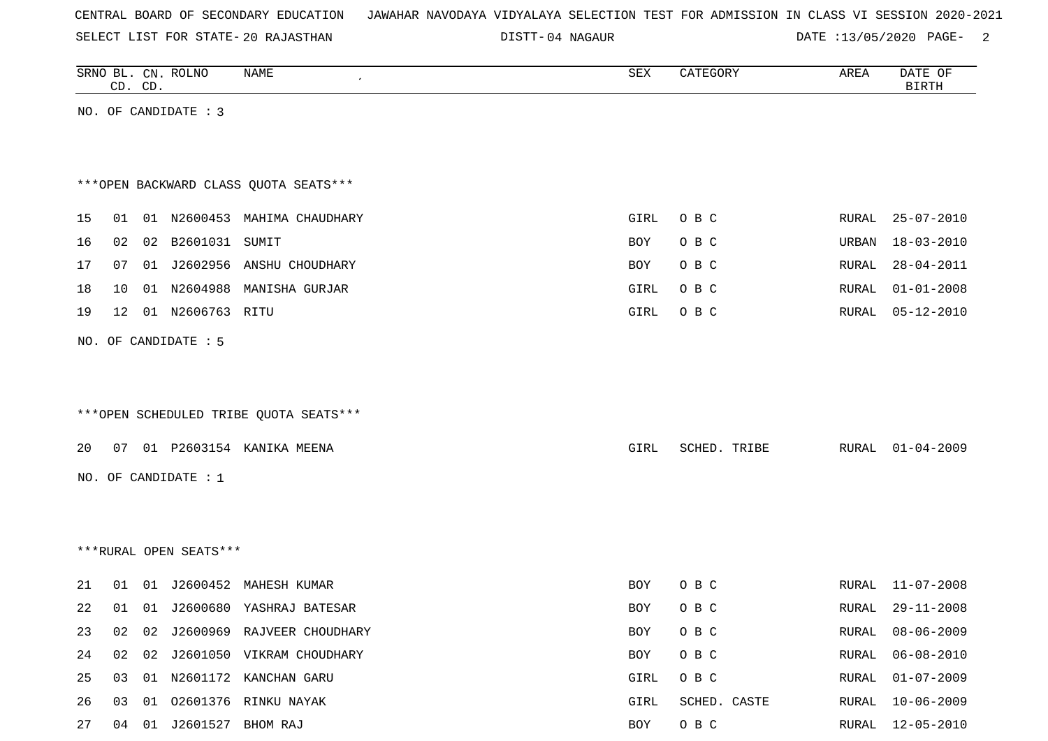CENTRAL BOARD OF SECONDARY EDUCATION JAWAHAR NAVODAYA VIDYALAYA SELECTION TEST FOR ADMISSION IN CLASS VI SESSION 2020-2021

SELECT LIST FOR STATE- 20 RAJASTHAN DISTT- 04 NAGAUR DATE :13/05/2020

| SRNO | BL. CD. | CN. CD. | ROLNO | NAME | SEX | CATEGORY | AREA | DATE OF BIRTH |
|---|---|---|---|---|---|---|---|---|

NO. OF CANDIDATE : 3

***OPEN BACKWARD CLASS QUOTA SEATS***

| SRNO | BL. CD. | CN. CD. | ROLNO | NAME | SEX | CATEGORY | AREA | DATE OF BIRTH |
|---|---|---|---|---|---|---|---|---|
| 15 | 01 | 01 | N2600453 | MAHIMA CHAUDHARY | GIRL | O B C | RURAL | 25-07-2010 |
| 16 | 02 | 02 | B2601031 | SUMIT | BOY | O B C | URBAN | 18-03-2010 |
| 17 | 07 | 01 | J2602956 | ANSHU CHOUDHARY | BOY | O B C | RURAL | 28-04-2011 |
| 18 | 10 | 01 | N2604988 | MANISHA GURJAR | GIRL | O B C | RURAL | 01-01-2008 |
| 19 | 12 | 01 | N2606763 | RITU | GIRL | O B C | RURAL | 05-12-2010 |

NO. OF CANDIDATE : 5

***OPEN SCHEDULED TRIBE QUOTA SEATS***

| SRNO | BL. CD. | CN. CD. | ROLNO | NAME | SEX | CATEGORY | AREA | DATE OF BIRTH |
|---|---|---|---|---|---|---|---|---|
| 20 | 07 | 01 | P2603154 | KANIKA MEENA | GIRL | SCHED. TRIBE | RURAL | 01-04-2009 |

NO. OF CANDIDATE : 1

***RURAL OPEN SEATS***

| SRNO | BL. CD. | CN. CD. | ROLNO | NAME | SEX | CATEGORY | AREA | DATE OF BIRTH |
|---|---|---|---|---|---|---|---|---|
| 21 | 01 | 01 | J2600452 | MAHESH KUMAR | BOY | O B C | RURAL | 11-07-2008 |
| 22 | 01 | 01 | J2600680 | YASHRAJ BATESAR | BOY | O B C | RURAL | 29-11-2008 |
| 23 | 02 | 02 | J2600969 | RAJVEER CHOUDHARY | BOY | O B C | RURAL | 08-06-2009 |
| 24 | 02 | 02 | J2601050 | VIKRAM CHOUDHARY | BOY | O B C | RURAL | 06-08-2010 |
| 25 | 03 | 01 | N2601172 | KANCHAN GARU | GIRL | O B C | RURAL | 01-07-2009 |
| 26 | 03 | 01 | O2601376 | RINKU NAYAK | GIRL | SCHED. CASTE | RURAL | 10-06-2009 |
| 27 | 04 | 01 | J2601527 | BHOM RAJ | BOY | O B C | RURAL | 12-05-2010 |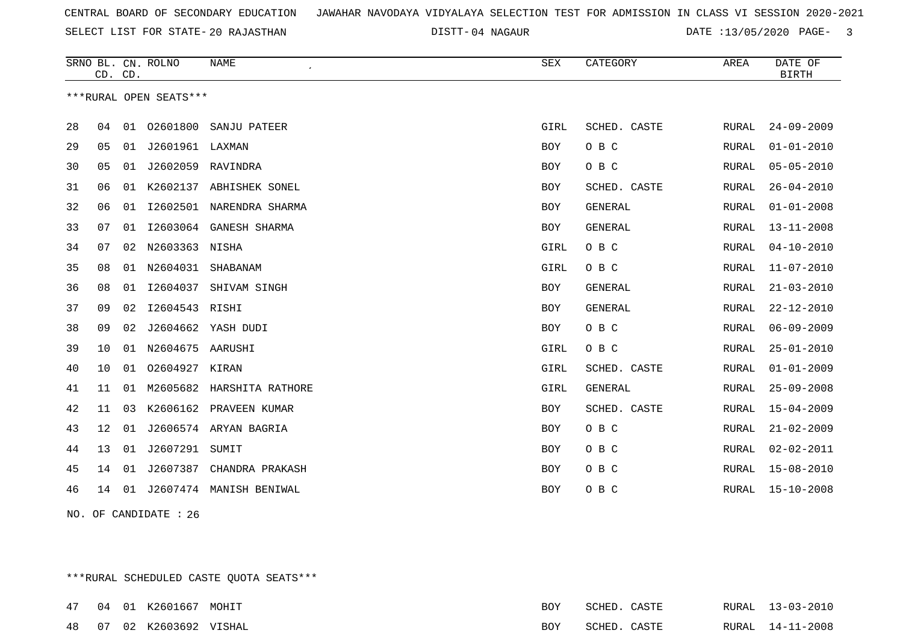CENTRAL BOARD OF SECONDARY EDUCATION JAWAHAR NAVODAYA VIDYALAYA SELECTION TEST FOR ADMISSION IN CLASS VI SESSION 2020-2021

SELECT LIST FOR STATE- 20 RAJASTHAN DISTT- 04 NAGAUR DATE :13/05/2020

***RURAL OPEN SEATS***

| SRNO | BL. CD. | CN. CD. | ROLNO | NAME | SEX | CATEGORY | AREA | DATE OF BIRTH |
|---|---|---|---|---|---|---|---|---|
| 28 | 04 | 01 | O2601800 | SANJU PATEER | GIRL | SCHED. CASTE | RURAL | 24-09-2009 |
| 29 | 05 | 01 | J2601961 | LAXMAN | BOY | O B C | RURAL | 01-01-2010 |
| 30 | 05 | 01 | J2602059 | RAVINDRA | BOY | O B C | RURAL | 05-05-2010 |
| 31 | 06 | 01 | K2602137 | ABHISHEK SONEL | BOY | SCHED. CASTE | RURAL | 26-04-2010 |
| 32 | 06 | 01 | I2602501 | NARENDRA SHARMA | BOY | GENERAL | RURAL | 01-01-2008 |
| 33 | 07 | 01 | I2603064 | GANESH SHARMA | BOY | GENERAL | RURAL | 13-11-2008 |
| 34 | 07 | 02 | N2603363 | NISHA | GIRL | O B C | RURAL | 04-10-2010 |
| 35 | 08 | 01 | N2604031 | SHABANAM | GIRL | O B C | RURAL | 11-07-2010 |
| 36 | 08 | 01 | I2604037 | SHIVAM SINGH | BOY | GENERAL | RURAL | 21-03-2010 |
| 37 | 09 | 02 | I2604543 | RISHI | BOY | GENERAL | RURAL | 22-12-2010 |
| 38 | 09 | 02 | J2604662 | YASH DUDI | BOY | O B C | RURAL | 06-09-2009 |
| 39 | 10 | 01 | N2604675 | AARUSHI | GIRL | O B C | RURAL | 25-01-2010 |
| 40 | 10 | 01 | O2604927 | KIRAN | GIRL | SCHED. CASTE | RURAL | 01-01-2009 |
| 41 | 11 | 01 | M2605682 | HARSHITA RATHORE | GIRL | GENERAL | RURAL | 25-09-2008 |
| 42 | 11 | 03 | K2606162 | PRAVEEN KUMAR | BOY | SCHED. CASTE | RURAL | 15-04-2009 |
| 43 | 12 | 01 | J2606574 | ARYAN BAGRIA | BOY | O B C | RURAL | 21-02-2009 |
| 44 | 13 | 01 | J2607291 | SUMIT | BOY | O B C | RURAL | 02-02-2011 |
| 45 | 14 | 01 | J2607387 | CHANDRA PRAKASH | BOY | O B C | RURAL | 15-08-2010 |
| 46 | 14 | 01 | J2607474 | MANISH BENIWAL | BOY | O B C | RURAL | 15-10-2008 |

NO. OF CANDIDATE : 26

***RURAL SCHEDULED CASTE QUOTA SEATS***

| SRNO | BL. CD. | CN. CD. | ROLNO | NAME | SEX | CATEGORY | AREA | DATE OF BIRTH |
|---|---|---|---|---|---|---|---|---|
| 47 | 04 | 01 | K2601667 | MOHIT | BOY | SCHED. CASTE | RURAL | 13-03-2010 |
| 48 | 07 | 02 | K2603692 | VISHAL | BOY | SCHED. CASTE | RURAL | 14-11-2008 |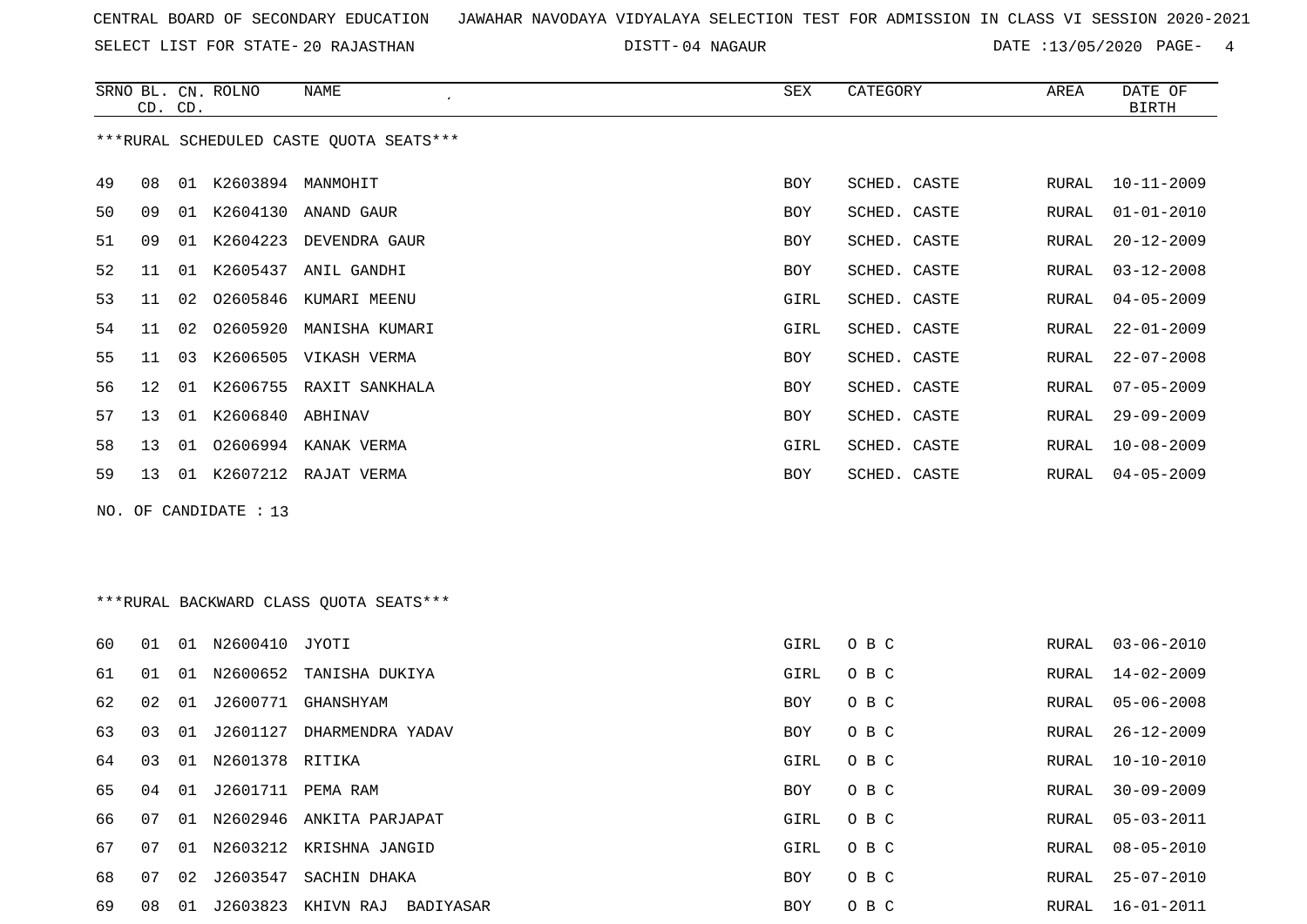CENTRAL BOARD OF SECONDARY EDUCATION JAWAHAR NAVODAYA VIDYALAYA SELECTION TEST FOR ADMISSION IN CLASS VI SESSION 2020-2021

SELECT LIST FOR STATE- 20 RAJASTHAN DISTT- 04 NAGAUR DATE :13/05/2020

***RURAL SCHEDULED CASTE QUOTA SEATS***

| SRNO | BL. CD. | CN. CD. | ROLNO | NAME | SEX | CATEGORY | AREA | DATE OF BIRTH |
|---|---|---|---|---|---|---|---|---|
| 49 | 08 | 01 | K2603894 | MANMOHIT | BOY | SCHED. CASTE | RURAL | 10-11-2009 |
| 50 | 09 | 01 | K2604130 | ANAND GAUR | BOY | SCHED. CASTE | RURAL | 01-01-2010 |
| 51 | 09 | 01 | K2604223 | DEVENDRA GAUR | BOY | SCHED. CASTE | RURAL | 20-12-2009 |
| 52 | 11 | 01 | K2605437 | ANIL GANDHI | BOY | SCHED. CASTE | RURAL | 03-12-2008 |
| 53 | 11 | 02 | O2605846 | KUMARI MEENU | GIRL | SCHED. CASTE | RURAL | 04-05-2009 |
| 54 | 11 | 02 | O2605920 | MANISHA KUMARI | GIRL | SCHED. CASTE | RURAL | 22-01-2009 |
| 55 | 11 | 03 | K2606505 | VIKASH VERMA | BOY | SCHED. CASTE | RURAL | 22-07-2008 |
| 56 | 12 | 01 | K2606755 | RAXIT SANKHALA | BOY | SCHED. CASTE | RURAL | 07-05-2009 |
| 57 | 13 | 01 | K2606840 | ABHINAV | BOY | SCHED. CASTE | RURAL | 29-09-2009 |
| 58 | 13 | 01 | O2606994 | KANAK VERMA | GIRL | SCHED. CASTE | RURAL | 10-08-2009 |
| 59 | 13 | 01 | K2607212 | RAJAT VERMA | BOY | SCHED. CASTE | RURAL | 04-05-2009 |

NO. OF CANDIDATE : 13

***RURAL BACKWARD CLASS QUOTA SEATS***

| SRNO | BL. CD. | CN. CD. | ROLNO | NAME | SEX | CATEGORY | AREA | DATE OF BIRTH |
|---|---|---|---|---|---|---|---|---|
| 60 | 01 | 01 | N2600410 | JYOTI | GIRL | O B C | RURAL | 03-06-2010 |
| 61 | 01 | 01 | N2600652 | TANISHA DUKIYA | GIRL | O B C | RURAL | 14-02-2009 |
| 62 | 02 | 01 | J2600771 | GHANSHYAM | BOY | O B C | RURAL | 05-06-2008 |
| 63 | 03 | 01 | J2601127 | DHARMENDRA YADAV | BOY | O B C | RURAL | 26-12-2009 |
| 64 | 03 | 01 | N2601378 | RITIKA | GIRL | O B C | RURAL | 10-10-2010 |
| 65 | 04 | 01 | J2601711 | PEMA RAM | BOY | O B C | RURAL | 30-09-2009 |
| 66 | 07 | 01 | N2602946 | ANKITA PARJAPAT | GIRL | O B C | RURAL | 05-03-2011 |
| 67 | 07 | 01 | N2603212 | KRISHNA JANGID | GIRL | O B C | RURAL | 08-05-2010 |
| 68 | 07 | 02 | J2603547 | SACHIN DHAKA | BOY | O B C | RURAL | 25-07-2010 |
| 69 | 08 | 01 | J2603823 | KHIVN RAJ BADIYASAR | BOY | O B C | RURAL | 16-01-2011 |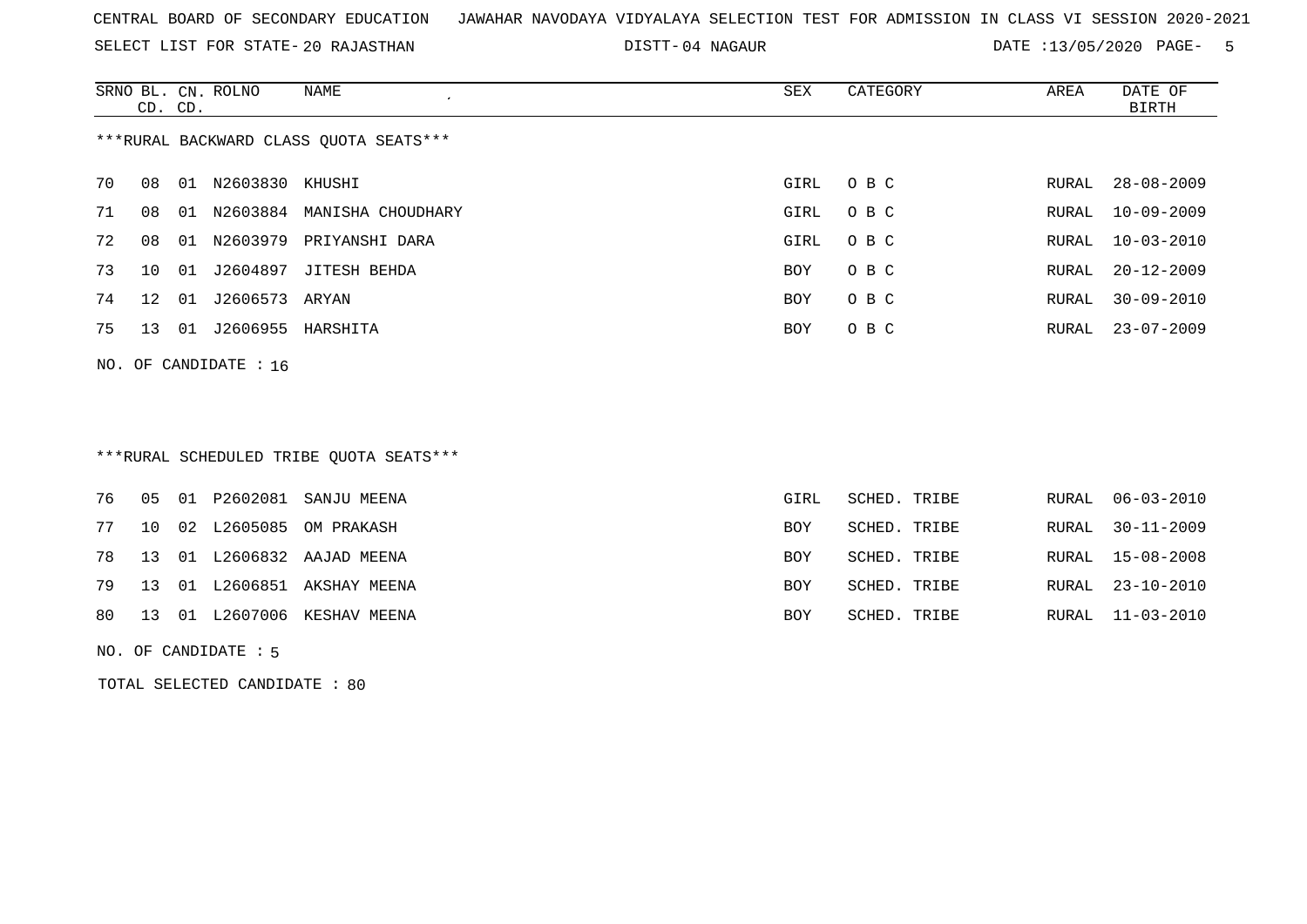CENTRAL BOARD OF SECONDARY EDUCATION JAWAHAR NAVODAYA VIDYALAYA SELECTION TEST FOR ADMISSION IN CLASS VI SESSION 2020-2021

SELECT LIST FOR STATE- 20 RAJASTHAN DISTT- 04 NAGAUR DATE :13/05/2020 PAGE- 5

***RURAL BACKWARD CLASS QUOTA SEATS***

| SRNO | BL. CD. | CN. CD. | ROLNO | NAME | SEX | CATEGORY | AREA | DATE OF BIRTH |
|---|---|---|---|---|---|---|---|---|
| 70 | 08 | 01 | N2603830 | KHUSHI | GIRL | O B C | RURAL | 28-08-2009 |
| 71 | 08 | 01 | N2603884 | MANISHA CHOUDHARY | GIRL | O B C | RURAL | 10-09-2009 |
| 72 | 08 | 01 | N2603979 | PRIYANSHI DARA | GIRL | O B C | RURAL | 10-03-2010 |
| 73 | 10 | 01 | J2604897 | JITESH BEHDA | BOY | O B C | RURAL | 20-12-2009 |
| 74 | 12 | 01 | J2606573 | ARYAN | BOY | O B C | RURAL | 30-09-2010 |
| 75 | 13 | 01 | J2606955 | HARSHITA | BOY | O B C | RURAL | 23-07-2009 |

NO. OF CANDIDATE : 16

***RURAL SCHEDULED TRIBE QUOTA SEATS***

| SRNO | BL. CD. | CN. CD. | ROLNO | NAME | SEX | CATEGORY | AREA | DATE OF BIRTH |
|---|---|---|---|---|---|---|---|---|
| 76 | 05 | 01 | P2602081 | SANJU MEENA | GIRL | SCHED. TRIBE | RURAL | 06-03-2010 |
| 77 | 10 | 02 | L2605085 | OM PRAKASH | BOY | SCHED. TRIBE | RURAL | 30-11-2009 |
| 78 | 13 | 01 | L2606832 | AAJAD MEENA | BOY | SCHED. TRIBE | RURAL | 15-08-2008 |
| 79 | 13 | 01 | L2606851 | AKSHAY MEENA | BOY | SCHED. TRIBE | RURAL | 23-10-2010 |
| 80 | 13 | 01 | L2607006 | KESHAV MEENA | BOY | SCHED. TRIBE | RURAL | 11-03-2010 |

NO. OF CANDIDATE : 5

TOTAL SELECTED CANDIDATE : 80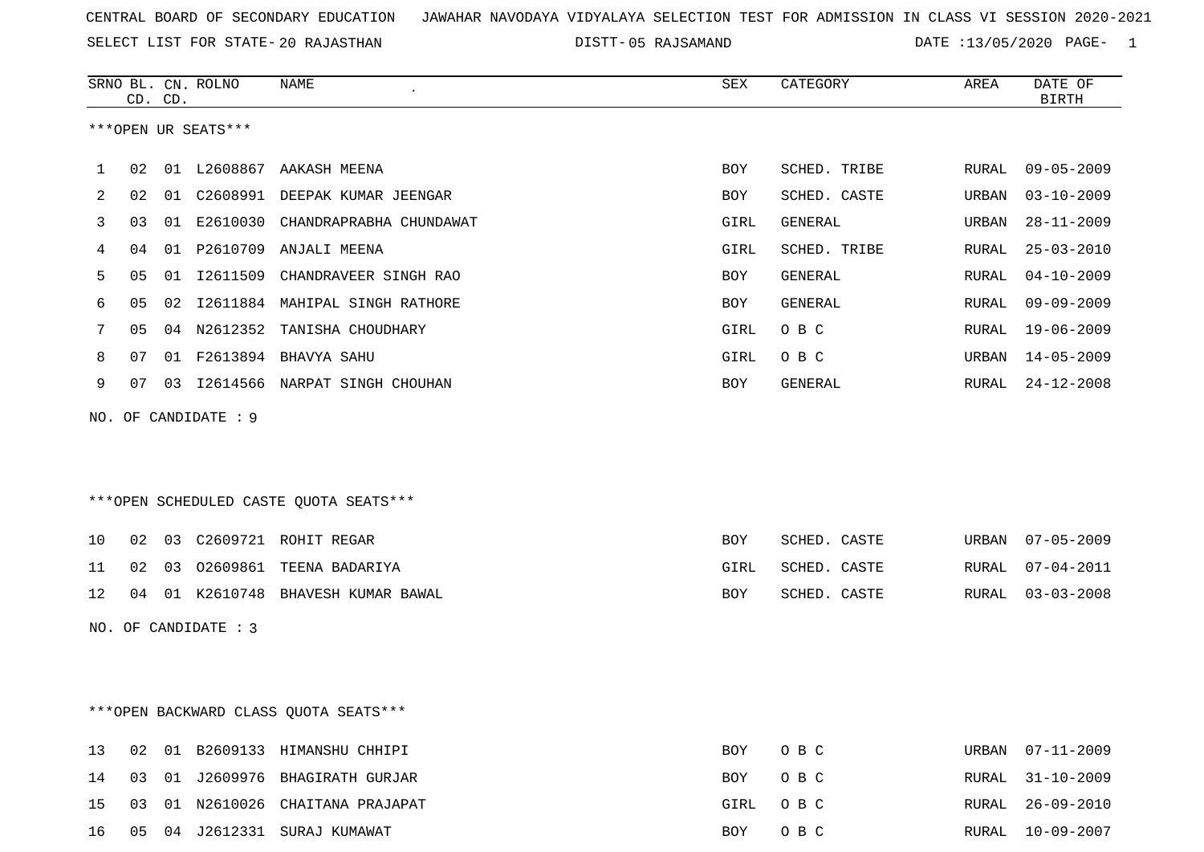CENTRAL BOARD OF SECONDARY EDUCATION   JAWAHAR NAVODAYA VIDYALAYA SELECTION TEST FOR ADMISSION IN CLASS VI SESSION 2020-2021

SELECT LIST FOR STATE- 20 RAJASTHAN   DISTT- 05 RAJSAMAND   DATE :13/05/2020

***OPEN UR SEATS***

| SRNO | BL. CD. | CN. CD. | ROLNO | NAME | SEX | CATEGORY | AREA | DATE OF BIRTH |
|---|---|---|---|---|---|---|---|---|
| 1 | 02 | 01 | L2608867 | AAKASH MEENA | BOY | SCHED. TRIBE | RURAL | 09-05-2009 |
| 2 | 02 | 01 | C2608991 | DEEPAK KUMAR JEENGAR | BOY | SCHED. CASTE | URBAN | 03-10-2009 |
| 3 | 03 | 01 | E2610030 | CHANDRAPRABHA CHUNDAWAT | GIRL | GENERAL | URBAN | 28-11-2009 |
| 4 | 04 | 01 | P2610709 | ANJALI MEENA | GIRL | SCHED. TRIBE | RURAL | 25-03-2010 |
| 5 | 05 | 01 | I2611509 | CHANDRAVEER SINGH RAO | BOY | GENERAL | RURAL | 04-10-2009 |
| 6 | 05 | 02 | I2611884 | MAHIPAL SINGH RATHORE | BOY | GENERAL | RURAL | 09-09-2009 |
| 7 | 05 | 04 | N2612352 | TANISHA CHOUDHARY | GIRL | O B C | RURAL | 19-06-2009 |
| 8 | 07 | 01 | F2613894 | BHAVYA SAHU | GIRL | O B C | URBAN | 14-05-2009 |
| 9 | 07 | 03 | I2614566 | NARPAT SINGH CHOUHAN | BOY | GENERAL | RURAL | 24-12-2008 |

NO. OF CANDIDATE : 9

***OPEN SCHEDULED CASTE QUOTA SEATS***

| SRNO | BL. CD. | CN. CD. | ROLNO | NAME | SEX | CATEGORY | AREA | DATE OF BIRTH |
|---|---|---|---|---|---|---|---|---|
| 10 | 02 | 03 | C2609721 | ROHIT REGAR | BOY | SCHED. CASTE | URBAN | 07-05-2009 |
| 11 | 02 | 03 | O2609861 | TEENA BADARIYA | GIRL | SCHED. CASTE | RURAL | 07-04-2011 |
| 12 | 04 | 01 | K2610748 | BHAVESH KUMAR BAWAL | BOY | SCHED. CASTE | RURAL | 03-03-2008 |

NO. OF CANDIDATE : 3

***OPEN BACKWARD CLASS QUOTA SEATS***

| SRNO | BL. CD. | CN. CD. | ROLNO | NAME | SEX | CATEGORY | AREA | DATE OF BIRTH |
|---|---|---|---|---|---|---|---|---|
| 13 | 02 | 01 | B2609133 | HIMANSHU CHHIPI | BOY | O B C | URBAN | 07-11-2009 |
| 14 | 03 | 01 | J2609976 | BHAGIRATH GURJAR | BOY | O B C | RURAL | 31-10-2009 |
| 15 | 03 | 01 | N2610026 | CHAITANA PRAJAPAT | GIRL | O B C | RURAL | 26-09-2010 |
| 16 | 05 | 04 | J2612331 | SURAJ KUMAWAT | BOY | O B C | RURAL | 10-09-2007 |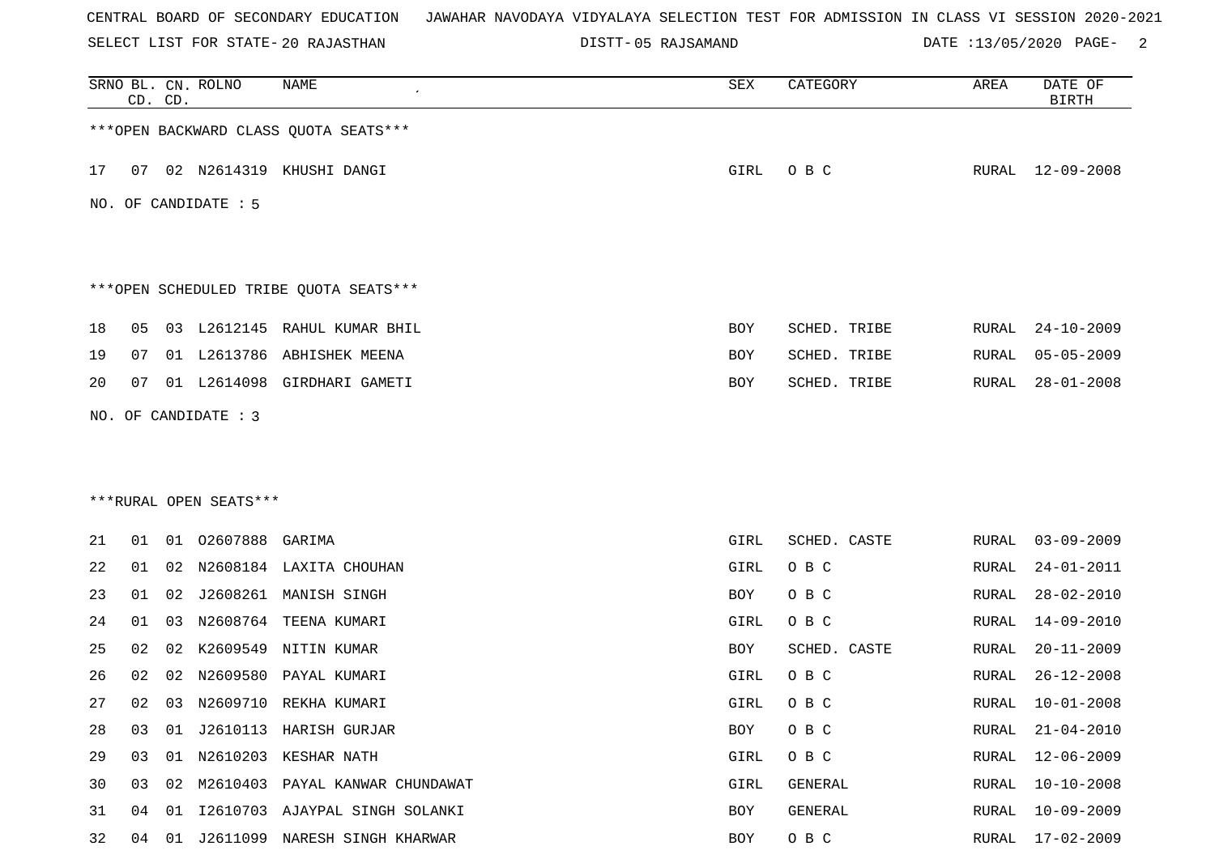CENTRAL BOARD OF SECONDARY EDUCATION   JAWAHAR NAVODAYA VIDYALAYA SELECTION TEST FOR ADMISSION IN CLASS VI SESSION 2020-2021

SELECT LIST FOR STATE- 20 RAJASTHAN   DISTT- 05 RAJSAMAND   DATE :13/05/2020

| SRNO | BL. CD. | CN. CD. | ROLNO | NAME | SEX | CATEGORY | AREA | DATE OF BIRTH |
|---|---|---|---|---|---|---|---|---|

***OPEN BACKWARD CLASS QUOTA SEATS***

| SRNO | BL. CD. | CN. CD. | ROLNO | NAME | SEX | CATEGORY | AREA | DATE OF BIRTH |
|---|---|---|---|---|---|---|---|---|
| 17 | 07 | 02 | N2614319 | KHUSHI DANGI | GIRL | O B C | RURAL | 12-09-2008 |

NO. OF CANDIDATE : 5

***OPEN SCHEDULED TRIBE QUOTA SEATS***

| SRNO | BL. CD. | CN. CD. | ROLNO | NAME | SEX | CATEGORY | AREA | DATE OF BIRTH |
|---|---|---|---|---|---|---|---|---|
| 18 | 05 | 03 | L2612145 | RAHUL KUMAR BHIL | BOY | SCHED. TRIBE | RURAL | 24-10-2009 |
| 19 | 07 | 01 | L2613786 | ABHISHEK MEENA | BOY | SCHED. TRIBE | RURAL | 05-05-2009 |
| 20 | 07 | 01 | L2614098 | GIRDHARI GAMETI | BOY | SCHED. TRIBE | RURAL | 28-01-2008 |

NO. OF CANDIDATE : 3

***RURAL OPEN SEATS***

| SRNO | BL. CD. | CN. CD. | ROLNO | NAME | SEX | CATEGORY | AREA | DATE OF BIRTH |
|---|---|---|---|---|---|---|---|---|
| 21 | 01 | 01 | O2607888 | GARIMA | GIRL | SCHED. CASTE | RURAL | 03-09-2009 |
| 22 | 01 | 02 | N2608184 | LAXITA CHOUHAN | GIRL | O B C | RURAL | 24-01-2011 |
| 23 | 01 | 02 | J2608261 | MANISH SINGH | BOY | O B C | RURAL | 28-02-2010 |
| 24 | 01 | 03 | N2608764 | TEENA KUMARI | GIRL | O B C | RURAL | 14-09-2010 |
| 25 | 02 | 02 | K2609549 | NITIN KUMAR | BOY | SCHED. CASTE | RURAL | 20-11-2009 |
| 26 | 02 | 02 | N2609580 | PAYAL KUMARI | GIRL | O B C | RURAL | 26-12-2008 |
| 27 | 02 | 03 | N2609710 | REKHA KUMARI | GIRL | O B C | RURAL | 10-01-2008 |
| 28 | 03 | 01 | J2610113 | HARISH GURJAR | BOY | O B C | RURAL | 21-04-2010 |
| 29 | 03 | 01 | N2610203 | KESHAR NATH | GIRL | O B C | RURAL | 12-06-2009 |
| 30 | 03 | 02 | M2610403 | PAYAL KANWAR CHUNDAWAT | GIRL | GENERAL | RURAL | 10-10-2008 |
| 31 | 04 | 01 | I2610703 | AJAYPAL SINGH SOLANKI | BOY | GENERAL | RURAL | 10-09-2009 |
| 32 | 04 | 01 | J2611099 | NARESH SINGH KHARWAR | BOY | O B C | RURAL | 17-02-2009 |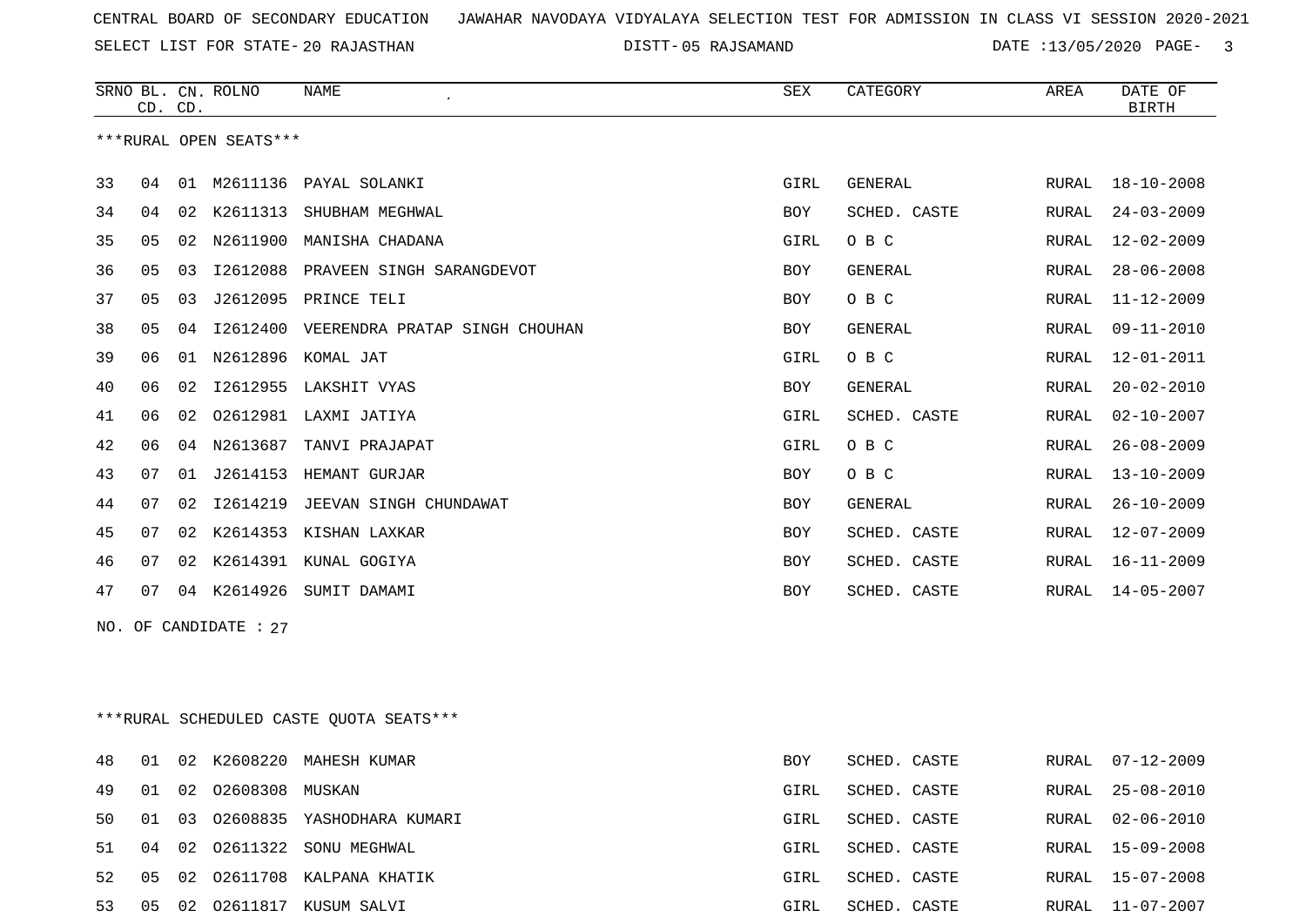CENTRAL BOARD OF SECONDARY EDUCATION JAWAHAR NAVODAYA VIDYALAYA SELECTION TEST FOR ADMISSION IN CLASS VI SESSION 2020-2021

SELECT LIST FOR STATE- 20 RAJASTHAN DISTT- 05 RAJSAMAND DATE :13/05/2020

***RURAL OPEN SEATS***

| SRNO | BL. CD. | CN. CD. | ROLNO | NAME | SEX | CATEGORY | AREA | DATE OF BIRTH |
|---|---|---|---|---|---|---|---|---|
| 33 | 04 | 01 | M2611136 | PAYAL SOLANKI | GIRL | GENERAL | RURAL | 18-10-2008 |
| 34 | 04 | 02 | K2611313 | SHUBHAM MEGHWAL | BOY | SCHED. CASTE | RURAL | 24-03-2009 |
| 35 | 05 | 02 | N2611900 | MANISHA CHADANA | GIRL | O B C | RURAL | 12-02-2009 |
| 36 | 05 | 03 | I2612088 | PRAVEEN SINGH SARANGDEVOT | BOY | GENERAL | RURAL | 28-06-2008 |
| 37 | 05 | 03 | J2612095 | PRINCE TELI | BOY | O B C | RURAL | 11-12-2009 |
| 38 | 05 | 04 | I2612400 | VEERENDRA PRATAP SINGH CHOUHAN | BOY | GENERAL | RURAL | 09-11-2010 |
| 39 | 06 | 01 | N2612896 | KOMAL JAT | GIRL | O B C | RURAL | 12-01-2011 |
| 40 | 06 | 02 | I2612955 | LAKSHIT VYAS | BOY | GENERAL | RURAL | 20-02-2010 |
| 41 | 06 | 02 | O2612981 | LAXMI JATIYA | GIRL | SCHED. CASTE | RURAL | 02-10-2007 |
| 42 | 06 | 04 | N2613687 | TANVI PRAJAPAT | GIRL | O B C | RURAL | 26-08-2009 |
| 43 | 07 | 01 | J2614153 | HEMANT GURJAR | BOY | O B C | RURAL | 13-10-2009 |
| 44 | 07 | 02 | I2614219 | JEEVAN SINGH CHUNDAWAT | BOY | GENERAL | RURAL | 26-10-2009 |
| 45 | 07 | 02 | K2614353 | KISHAN LAXKAR | BOY | SCHED. CASTE | RURAL | 12-07-2009 |
| 46 | 07 | 02 | K2614391 | KUNAL GOGIYA | BOY | SCHED. CASTE | RURAL | 16-11-2009 |
| 47 | 07 | 04 | K2614926 | SUMIT DAMAMI | BOY | SCHED. CASTE | RURAL | 14-05-2007 |

NO. OF CANDIDATE : 27

***RURAL SCHEDULED CASTE QUOTA SEATS***

| SRNO | BL. CD. | CN. CD. | ROLNO | NAME | SEX | CATEGORY | AREA | DATE OF BIRTH |
|---|---|---|---|---|---|---|---|---|
| 48 | 01 | 02 | K2608220 | MAHESH KUMAR | BOY | SCHED. CASTE | RURAL | 07-12-2009 |
| 49 | 01 | 02 | O2608308 | MUSKAN | GIRL | SCHED. CASTE | RURAL | 25-08-2010 |
| 50 | 01 | 03 | O2608835 | YASHODHARA KUMARI | GIRL | SCHED. CASTE | RURAL | 02-06-2010 |
| 51 | 04 | 02 | O2611322 | SONU MEGHWAL | GIRL | SCHED. CASTE | RURAL | 15-09-2008 |
| 52 | 05 | 02 | O2611708 | KALPANA KHATIK | GIRL | SCHED. CASTE | RURAL | 15-07-2008 |
| 53 | 05 | 02 | O2611817 | KUSUM SALVI | GIRL | SCHED. CASTE | RURAL | 11-07-2007 |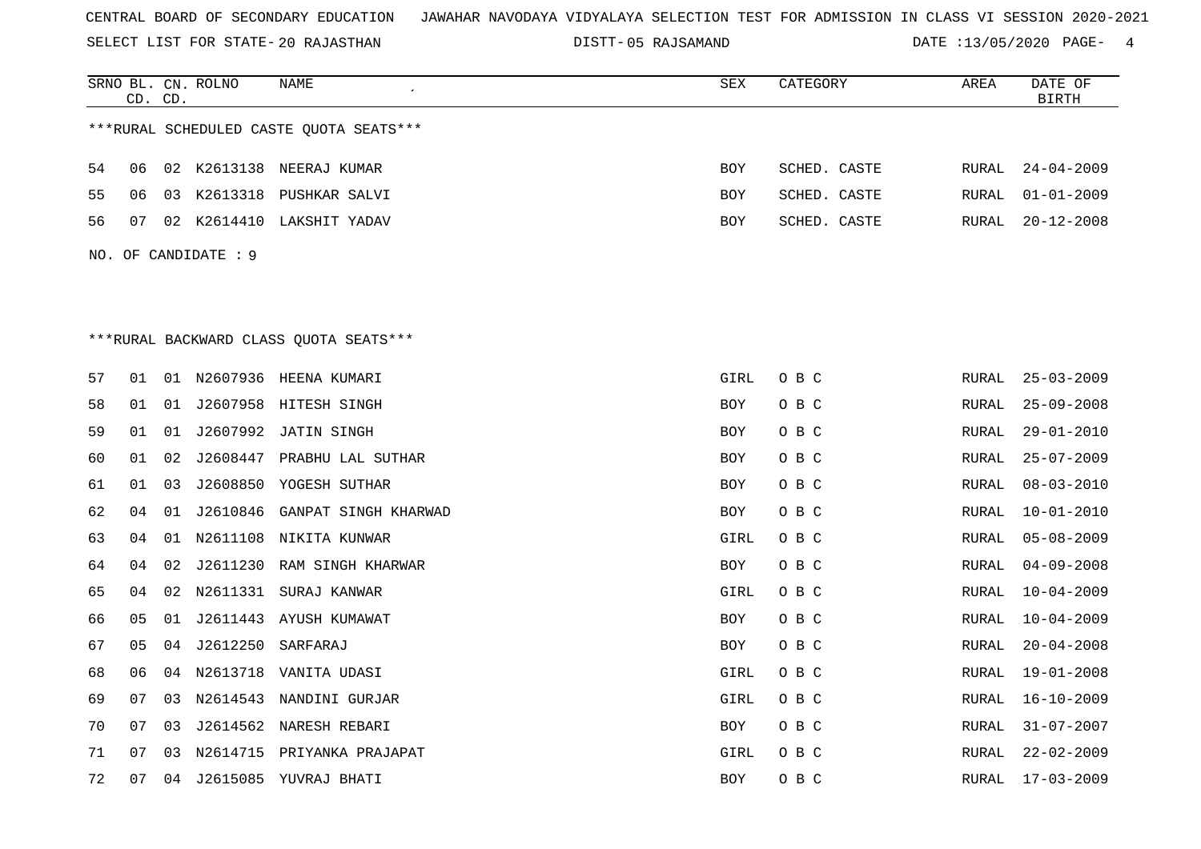CENTRAL BOARD OF SECONDARY EDUCATION JAWAHAR NAVODAYA VIDYALAYA SELECTION TEST FOR ADMISSION IN CLASS VI SESSION 2020-2021

SELECT LIST FOR STATE- 20 RAJASTHAN DISTT- 05 RAJSAMAND DATE :13/05/2020

***RURAL SCHEDULED CASTE QUOTA SEATS***

| SRNO | BL. CD. | CN. CD. | ROLNO | NAME | SEX | CATEGORY | AREA | DATE OF BIRTH |
|---|---|---|---|---|---|---|---|---|
| 54 | 06 | 02 | K2613138 | NEERAJ KUMAR | BOY | SCHED. CASTE | RURAL | 24-04-2009 |
| 55 | 06 | 03 | K2613318 | PUSHKAR SALVI | BOY | SCHED. CASTE | RURAL | 01-01-2009 |
| 56 | 07 | 02 | K2614410 | LAKSHIT YADAV | BOY | SCHED. CASTE | RURAL | 20-12-2008 |

NO. OF CANDIDATE : 9

***RURAL BACKWARD CLASS QUOTA SEATS***

| SRNO | BL. CD. | CN. CD. | ROLNO | NAME | SEX | CATEGORY | AREA | DATE OF BIRTH |
|---|---|---|---|---|---|---|---|---|
| 57 | 01 | 01 | N2607936 | HEENA KUMARI | GIRL | O B C | RURAL | 25-03-2009 |
| 58 | 01 | 01 | J2607958 | HITESH SINGH | BOY | O B C | RURAL | 25-09-2008 |
| 59 | 01 | 01 | J2607992 | JATIN SINGH | BOY | O B C | RURAL | 29-01-2010 |
| 60 | 01 | 02 | J2608447 | PRABHU LAL SUTHAR | BOY | O B C | RURAL | 25-07-2009 |
| 61 | 01 | 03 | J2608850 | YOGESH SUTHAR | BOY | O B C | RURAL | 08-03-2010 |
| 62 | 04 | 01 | J2610846 | GANPAT SINGH KHARWAD | BOY | O B C | RURAL | 10-01-2010 |
| 63 | 04 | 01 | N2611108 | NIKITA KUNWAR | GIRL | O B C | RURAL | 05-08-2009 |
| 64 | 04 | 02 | J2611230 | RAM SINGH KHARWAR | BOY | O B C | RURAL | 04-09-2008 |
| 65 | 04 | 02 | N2611331 | SURAJ KANWAR | GIRL | O B C | RURAL | 10-04-2009 |
| 66 | 05 | 01 | J2611443 | AYUSH KUMAWAT | BOY | O B C | RURAL | 10-04-2009 |
| 67 | 05 | 04 | J2612250 | SARFARAJ | BOY | O B C | RURAL | 20-04-2008 |
| 68 | 06 | 04 | N2613718 | VANITA UDASI | GIRL | O B C | RURAL | 19-01-2008 |
| 69 | 07 | 03 | N2614543 | NANDINI GURJAR | GIRL | O B C | RURAL | 16-10-2009 |
| 70 | 07 | 03 | J2614562 | NARESH REBARI | BOY | O B C | RURAL | 31-07-2007 |
| 71 | 07 | 03 | N2614715 | PRIYANKA PRAJAPAT | GIRL | O B C | RURAL | 22-02-2009 |
| 72 | 07 | 04 | J2615085 | YUVRAJ BHATI | BOY | O B C | RURAL | 17-03-2009 |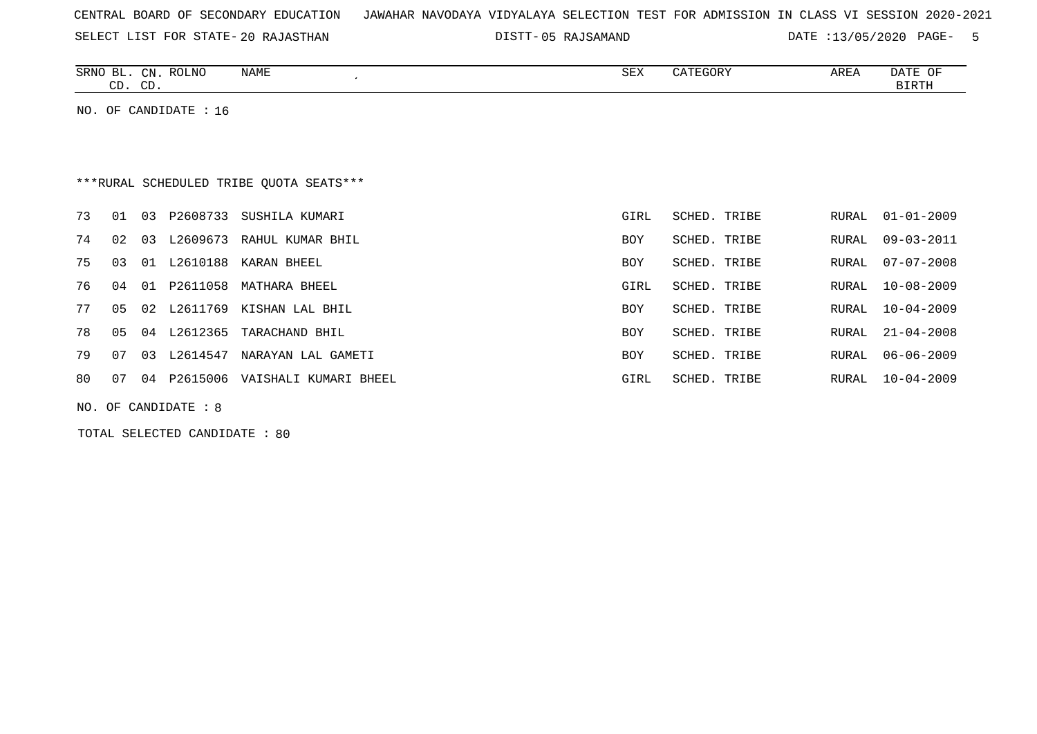CENTRAL BOARD OF SECONDARY EDUCATION   JAWAHAR NAVODAYA VIDYALAYA SELECTION TEST FOR ADMISSION IN CLASS VI SESSION 2020-2021

SELECT LIST FOR STATE- 20 RAJASTHAN   DISTT- 05 RAJSAMAND   DATE :13/05/2020

| SRNO | BL. CD. | CN. CD. | ROLNO | NAME | SEX | CATEGORY | AREA | DATE OF BIRTH |
|---|---|---|---|---|---|---|---|---|

NO. OF CANDIDATE : 16

***RURAL SCHEDULED TRIBE QUOTA SEATS***

| SRNO | BL. CD. | CN. CD. | ROLNO | NAME | SEX | CATEGORY | AREA | DATE OF BIRTH |
|---|---|---|---|---|---|---|---|---|
| 73 | 01 | 03 | P2608733 | SUSHILA KUMARI | GIRL | SCHED. TRIBE | RURAL | 01-01-2009 |
| 74 | 02 | 03 | L2609673 | RAHUL KUMAR BHIL | BOY | SCHED. TRIBE | RURAL | 09-03-2011 |
| 75 | 03 | 01 | L2610188 | KARAN BHEEL | BOY | SCHED. TRIBE | RURAL | 07-07-2008 |
| 76 | 04 | 01 | P2611058 | MATHARA BHEEL | GIRL | SCHED. TRIBE | RURAL | 10-08-2009 |
| 77 | 05 | 02 | L2611769 | KISHAN LAL BHIL | BOY | SCHED. TRIBE | RURAL | 10-04-2009 |
| 78 | 05 | 04 | L2612365 | TARACHAND BHIL | BOY | SCHED. TRIBE | RURAL | 21-04-2008 |
| 79 | 07 | 03 | L2614547 | NARAYAN LAL GAMETI | BOY | SCHED. TRIBE | RURAL | 06-06-2009 |
| 80 | 07 | 04 | P2615006 | VAISHALI KUMARI BHEEL | GIRL | SCHED. TRIBE | RURAL | 10-04-2009 |

NO. OF CANDIDATE : 8

TOTAL SELECTED CANDIDATE : 80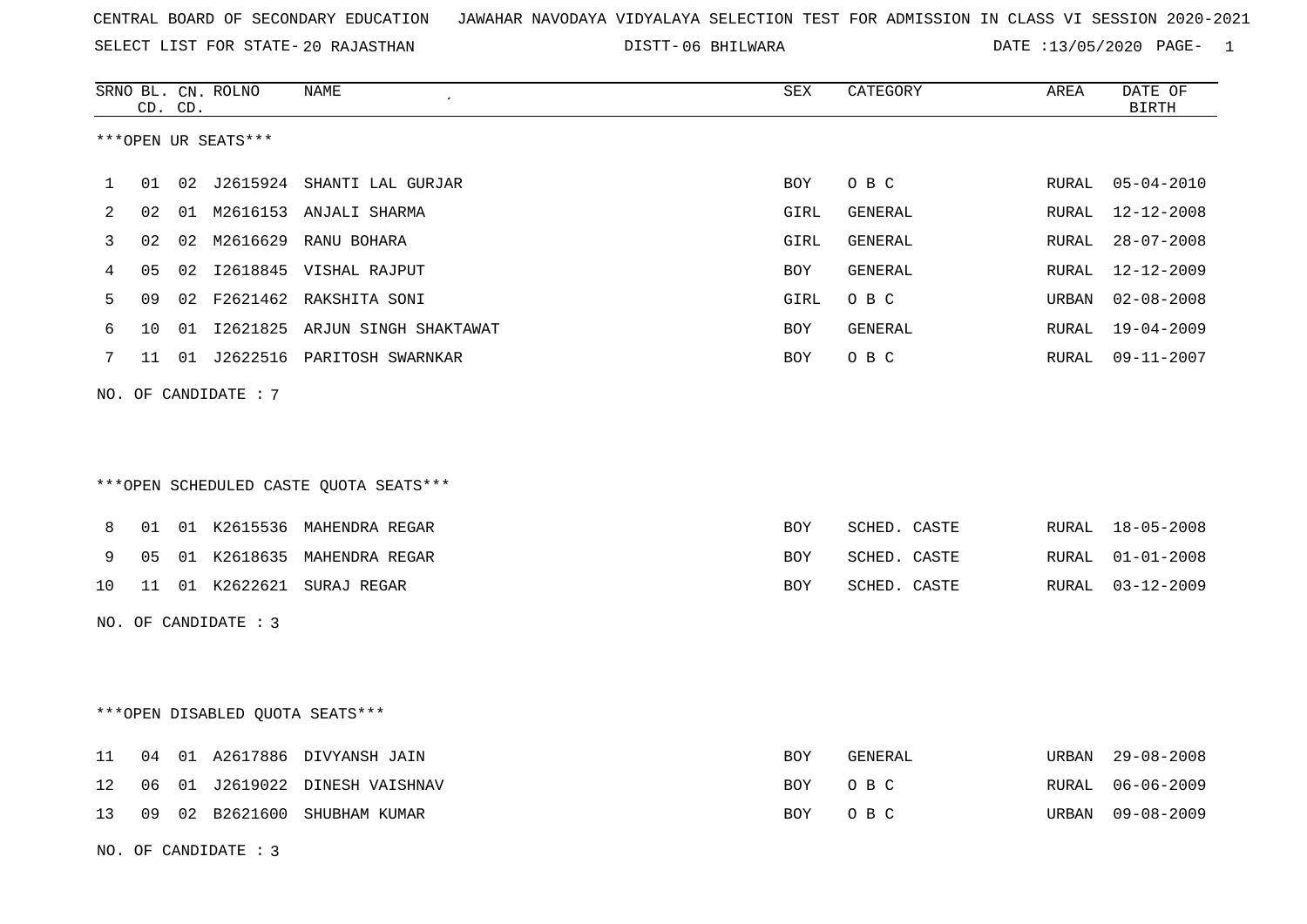CENTRAL BOARD OF SECONDARY EDUCATION JAWAHAR NAVODAYA VIDYALAYA SELECTION TEST FOR ADMISSION IN CLASS VI SESSION 2020-2021

SELECT LIST FOR STATE- 20 RAJASTHAN DISTT- 06 BHILWARA DATE :13/05/2020 PAGE- 1

***OPEN UR SEATS***

| SRNO | BL. CD. | CN. CD. | ROLNO | NAME | SEX | CATEGORY | AREA | DATE OF BIRTH |
|---|---|---|---|---|---|---|---|---|
| 1 | 01 | 02 | J2615924 | SHANTI LAL GURJAR | BOY | O B C | RURAL | 05-04-2010 |
| 2 | 02 | 01 | M2616153 | ANJALI SHARMA | GIRL | GENERAL | RURAL | 12-12-2008 |
| 3 | 02 | 02 | M2616629 | RANU BOHARA | GIRL | GENERAL | RURAL | 28-07-2008 |
| 4 | 05 | 02 | I2618845 | VISHAL RAJPUT | BOY | GENERAL | RURAL | 12-12-2009 |
| 5 | 09 | 02 | F2621462 | RAKSHITA SONI | GIRL | O B C | URBAN | 02-08-2008 |
| 6 | 10 | 01 | I2621825 | ARJUN SINGH SHAKTAWAT | BOY | GENERAL | RURAL | 19-04-2009 |
| 7 | 11 | 01 | J2622516 | PARITOSH SWARNKAR | BOY | O B C | RURAL | 09-11-2007 |

NO. OF CANDIDATE : 7

***OPEN SCHEDULED CASTE QUOTA SEATS***

| SRNO | BL. CD. | CN. CD. | ROLNO | NAME | SEX | CATEGORY | AREA | DATE OF BIRTH |
|---|---|---|---|---|---|---|---|---|
| 8 | 01 | 01 | K2615536 | MAHENDRA REGAR | BOY | SCHED. CASTE | RURAL | 18-05-2008 |
| 9 | 05 | 01 | K2618635 | MAHENDRA REGAR | BOY | SCHED. CASTE | RURAL | 01-01-2008 |
| 10 | 11 | 01 | K2622621 | SURAJ REGAR | BOY | SCHED. CASTE | RURAL | 03-12-2009 |

NO. OF CANDIDATE : 3

***OPEN DISABLED QUOTA SEATS***

| SRNO | BL. CD. | CN. CD. | ROLNO | NAME | SEX | CATEGORY | AREA | DATE OF BIRTH |
|---|---|---|---|---|---|---|---|---|
| 11 | 04 | 01 | A2617886 | DIVYANSH JAIN | BOY | GENERAL | URBAN | 29-08-2008 |
| 12 | 06 | 01 | J2619022 | DINESH VAISHNAV | BOY | O B C | RURAL | 06-06-2009 |
| 13 | 09 | 02 | B2621600 | SHUBHAM KUMAR | BOY | O B C | URBAN | 09-08-2009 |

NO. OF CANDIDATE : 3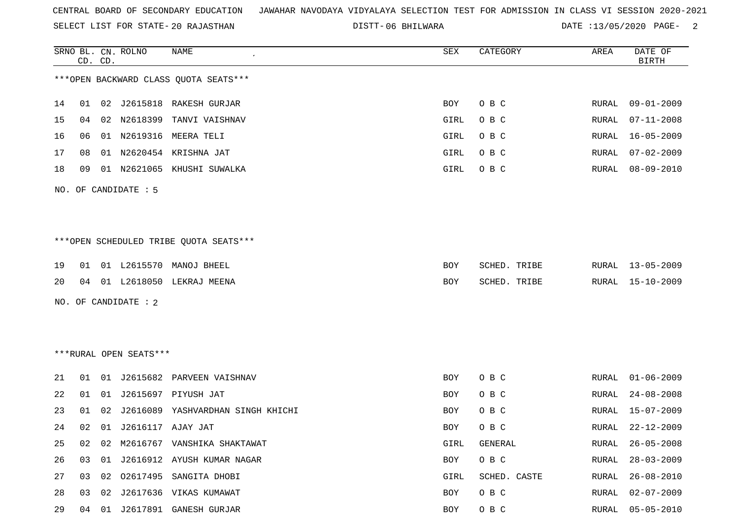CENTRAL BOARD OF SECONDARY EDUCATION JAWAHAR NAVODAYA VIDYALAYA SELECTION TEST FOR ADMISSION IN CLASS VI SESSION 2020-2021

SELECT LIST FOR STATE- 20 RAJASTHAN DISTT- 06 BHILWARA DATE :13/05/2020

***OPEN BACKWARD CLASS QUOTA SEATS***

| SRNO | BL. CD. | CN. CD. | ROLNO | NAME | SEX | CATEGORY | AREA | DATE OF BIRTH |
|---|---|---|---|---|---|---|---|---|
| 14 | 01 | 02 | J2615818 | RAKESH GURJAR | BOY | O B C | RURAL | 09-01-2009 |
| 15 | 04 | 02 | N2618399 | TANVI VAISHNAV | GIRL | O B C | RURAL | 07-11-2008 |
| 16 | 06 | 01 | N2619316 | MEERA TELI | GIRL | O B C | RURAL | 16-05-2009 |
| 17 | 08 | 01 | N2620454 | KRISHNA JAT | GIRL | O B C | RURAL | 07-02-2009 |
| 18 | 09 | 01 | N2621065 | KHUSHI SUWALKA | GIRL | O B C | RURAL | 08-09-2010 |

NO. OF CANDIDATE : 5

***OPEN SCHEDULED TRIBE QUOTA SEATS***

| SRNO | BL. CD. | CN. CD. | ROLNO | NAME | SEX | CATEGORY | AREA | DATE OF BIRTH |
|---|---|---|---|---|---|---|---|---|
| 19 | 01 | 01 | L2615570 | MANOJ BHEEL | BOY | SCHED. TRIBE | RURAL | 13-05-2009 |
| 20 | 04 | 01 | L2618050 | LEKRAJ MEENA | BOY | SCHED. TRIBE | RURAL | 15-10-2009 |

NO. OF CANDIDATE : 2

***RURAL OPEN SEATS***

| SRNO | BL. CD. | CN. CD. | ROLNO | NAME | SEX | CATEGORY | AREA | DATE OF BIRTH |
|---|---|---|---|---|---|---|---|---|
| 21 | 01 | 01 | J2615682 | PARVEEN VAISHNAV | BOY | O B C | RURAL | 01-06-2009 |
| 22 | 01 | 01 | J2615697 | PIYUSH JAT | BOY | O B C | RURAL | 24-08-2008 |
| 23 | 01 | 02 | J2616089 | YASHVARDHAN SINGH KHICHI | BOY | O B C | RURAL | 15-07-2009 |
| 24 | 02 | 01 | J2616117 | AJAY JAT | BOY | O B C | RURAL | 22-12-2009 |
| 25 | 02 | 02 | M2616767 | VANSHIKA SHAKTAWAT | GIRL | GENERAL | RURAL | 26-05-2008 |
| 26 | 03 | 01 | J2616912 | AYUSH KUMAR NAGAR | BOY | O B C | RURAL | 28-03-2009 |
| 27 | 03 | 02 | O2617495 | SANGITA DHOBI | GIRL | SCHED. CASTE | RURAL | 26-08-2010 |
| 28 | 03 | 02 | J2617636 | VIKAS KUMAWAT | BOY | O B C | RURAL | 02-07-2009 |
| 29 | 04 | 01 | J2617891 | GANESH GURJAR | BOY | O B C | RURAL | 05-05-2010 |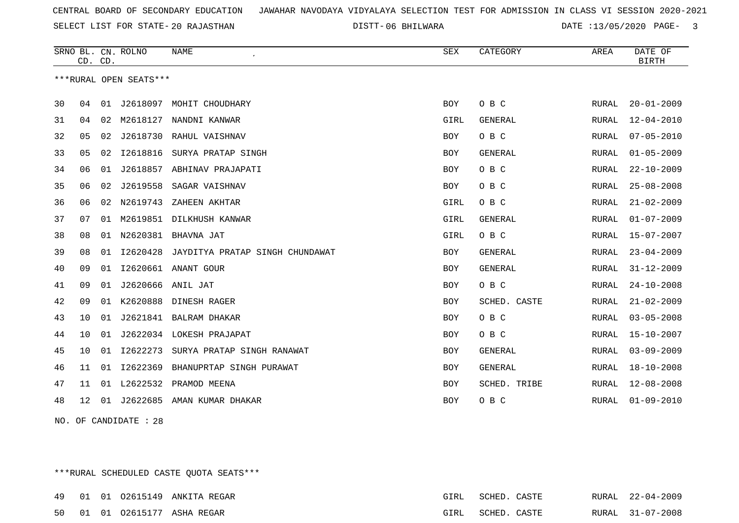CENTRAL BOARD OF SECONDARY EDUCATION JAWAHAR NAVODAYA VIDYALAYA SELECTION TEST FOR ADMISSION IN CLASS VI SESSION 2020-2021

SELECT LIST FOR STATE- 20 RAJASTHAN DISTT- 06 BHILWARA DATE :13/05/2020

***RURAL OPEN SEATS***

| SRNO | BL. CD. | CN. CD. | ROLNO | NAME | SEX | CATEGORY | AREA | DATE OF BIRTH |
|---|---|---|---|---|---|---|---|---|
| 30 | 04 | 01 | J2618097 | MOHIT CHOUDHARY | BOY | O B C | RURAL | 20-01-2009 |
| 31 | 04 | 02 | M2618127 | NANDNI KANWAR | GIRL | GENERAL | RURAL | 12-04-2010 |
| 32 | 05 | 02 | J2618730 | RAHUL VAISHNAV | BOY | O B C | RURAL | 07-05-2010 |
| 33 | 05 | 02 | I2618816 | SURYA PRATAP SINGH | BOY | GENERAL | RURAL | 01-05-2009 |
| 34 | 06 | 01 | J2618857 | ABHINAV PRAJAPATI | BOY | O B C | RURAL | 22-10-2009 |
| 35 | 06 | 02 | J2619558 | SAGAR VAISHNAV | BOY | O B C | RURAL | 25-08-2008 |
| 36 | 06 | 02 | N2619743 | ZAHEEN AKHTAR | GIRL | O B C | RURAL | 21-02-2009 |
| 37 | 07 | 01 | M2619851 | DILKHUSH KANWAR | GIRL | GENERAL | RURAL | 01-07-2009 |
| 38 | 08 | 01 | N2620381 | BHAVNA JAT | GIRL | O B C | RURAL | 15-07-2007 |
| 39 | 08 | 01 | I2620428 | JAYDITYA PRATAP SINGH CHUNDAWAT | BOY | GENERAL | RURAL | 23-04-2009 |
| 40 | 09 | 01 | I2620661 | ANANT GOUR | BOY | GENERAL | RURAL | 31-12-2009 |
| 41 | 09 | 01 | J2620666 | ANIL JAT | BOY | O B C | RURAL | 24-10-2008 |
| 42 | 09 | 01 | K2620888 | DINESH RAGER | BOY | SCHED. CASTE | RURAL | 21-02-2009 |
| 43 | 10 | 01 | J2621841 | BALRAM DHAKAR | BOY | O B C | RURAL | 03-05-2008 |
| 44 | 10 | 01 | J2622034 | LOKESH PRAJAPAT | BOY | O B C | RURAL | 15-10-2007 |
| 45 | 10 | 01 | I2622273 | SURYA PRATAP SINGH RANAWAT | BOY | GENERAL | RURAL | 03-09-2009 |
| 46 | 11 | 01 | I2622369 | BHANUPRTAP SINGH PURAWAT | BOY | GENERAL | RURAL | 18-10-2008 |
| 47 | 11 | 01 | L2622532 | PRAMOD MEENA | BOY | SCHED. TRIBE | RURAL | 12-08-2008 |
| 48 | 12 | 01 | J2622685 | AMAN KUMAR DHAKAR | BOY | O B C | RURAL | 01-09-2010 |

NO. OF CANDIDATE : 28

***RURAL SCHEDULED CASTE QUOTA SEATS***

| SRNO | BL. CD. | CN. CD. | ROLNO | NAME | SEX | CATEGORY | AREA | DATE OF BIRTH |
|---|---|---|---|---|---|---|---|---|
| 49 | 01 | 01 | O2615149 | ANKITA REGAR | GIRL | SCHED. CASTE | RURAL | 22-04-2009 |
| 50 | 01 | 01 | O2615177 | ASHA REGAR | GIRL | SCHED. CASTE | RURAL | 31-07-2008 |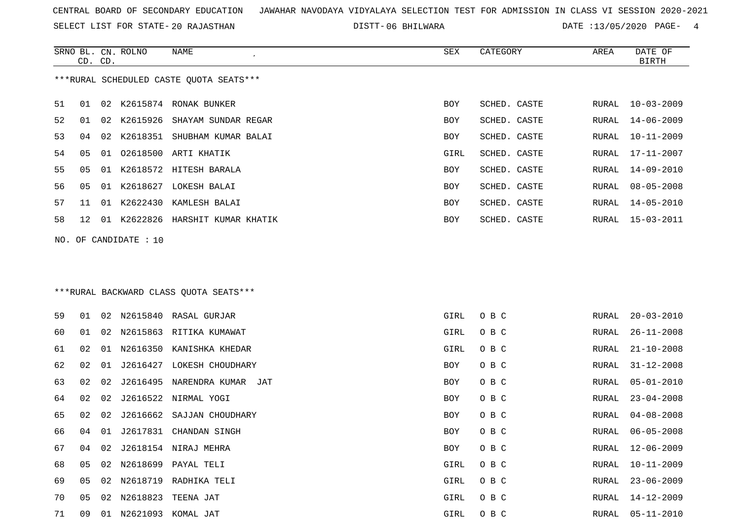CENTRAL BOARD OF SECONDARY EDUCATION   JAWAHAR NAVODAYA VIDYALAYA SELECTION TEST FOR ADMISSION IN CLASS VI SESSION 2020-2021

SELECT LIST FOR STATE- 20 RAJASTHAN   DISTT- 06 BHILWARA   DATE :13/05/2020

***RURAL SCHEDULED CASTE QUOTA SEATS***

| SRNO | BL. CD. | CN. CD. | ROLNO | NAME | SEX | CATEGORY | AREA | DATE OF BIRTH |
|---|---|---|---|---|---|---|---|---|
| 51 | 01 | 02 | K2615874 | RONAK BUNKER | BOY | SCHED. CASTE | RURAL | 10-03-2009 |
| 52 | 01 | 02 | K2615926 | SHAYAM SUNDAR REGAR | BOY | SCHED. CASTE | RURAL | 14-06-2009 |
| 53 | 04 | 02 | K2618351 | SHUBHAM KUMAR BALAI | BOY | SCHED. CASTE | RURAL | 10-11-2009 |
| 54 | 05 | 01 | O2618500 | ARTI KHATIK | GIRL | SCHED. CASTE | RURAL | 17-11-2007 |
| 55 | 05 | 01 | K2618572 | HITESH BARALA | BOY | SCHED. CASTE | RURAL | 14-09-2010 |
| 56 | 05 | 01 | K2618627 | LOKESH BALAI | BOY | SCHED. CASTE | RURAL | 08-05-2008 |
| 57 | 11 | 01 | K2622430 | KAMLESH BALAI | BOY | SCHED. CASTE | RURAL | 14-05-2010 |
| 58 | 12 | 01 | K2622826 | HARSHIT KUMAR KHATIK | BOY | SCHED. CASTE | RURAL | 15-03-2011 |

NO. OF CANDIDATE : 10

***RURAL BACKWARD CLASS QUOTA SEATS***

| SRNO | BL. CD. | CN. CD. | ROLNO | NAME | SEX | CATEGORY | AREA | DATE OF BIRTH |
|---|---|---|---|---|---|---|---|---|
| 59 | 01 | 02 | N2615840 | RASAL GURJAR | GIRL | O B C | RURAL | 20-03-2010 |
| 60 | 01 | 02 | N2615863 | RITIKA KUMAWAT | GIRL | O B C | RURAL | 26-11-2008 |
| 61 | 02 | 01 | N2616350 | KANISHKA KHEDAR | GIRL | O B C | RURAL | 21-10-2008 |
| 62 | 02 | 01 | J2616427 | LOKESH CHOUDHARY | BOY | O B C | RURAL | 31-12-2008 |
| 63 | 02 | 02 | J2616495 | NARENDRA KUMAR JAT | BOY | O B C | RURAL | 05-01-2010 |
| 64 | 02 | 02 | J2616522 | NIRMAL YOGI | BOY | O B C | RURAL | 23-04-2008 |
| 65 | 02 | 02 | J2616662 | SAJJAN CHOUDHARY | BOY | O B C | RURAL | 04-08-2008 |
| 66 | 04 | 01 | J2617831 | CHANDAN SINGH | BOY | O B C | RURAL | 06-05-2008 |
| 67 | 04 | 02 | J2618154 | NIRAJ MEHRA | BOY | O B C | RURAL | 12-06-2009 |
| 68 | 05 | 02 | N2618699 | PAYAL TELI | GIRL | O B C | RURAL | 10-11-2009 |
| 69 | 05 | 02 | N2618719 | RADHIKA TELI | GIRL | O B C | RURAL | 23-06-2009 |
| 70 | 05 | 02 | N2618823 | TEENA JAT | GIRL | O B C | RURAL | 14-12-2009 |
| 71 | 09 | 01 | N2621093 | KOMAL JAT | GIRL | O B C | RURAL | 05-11-2010 |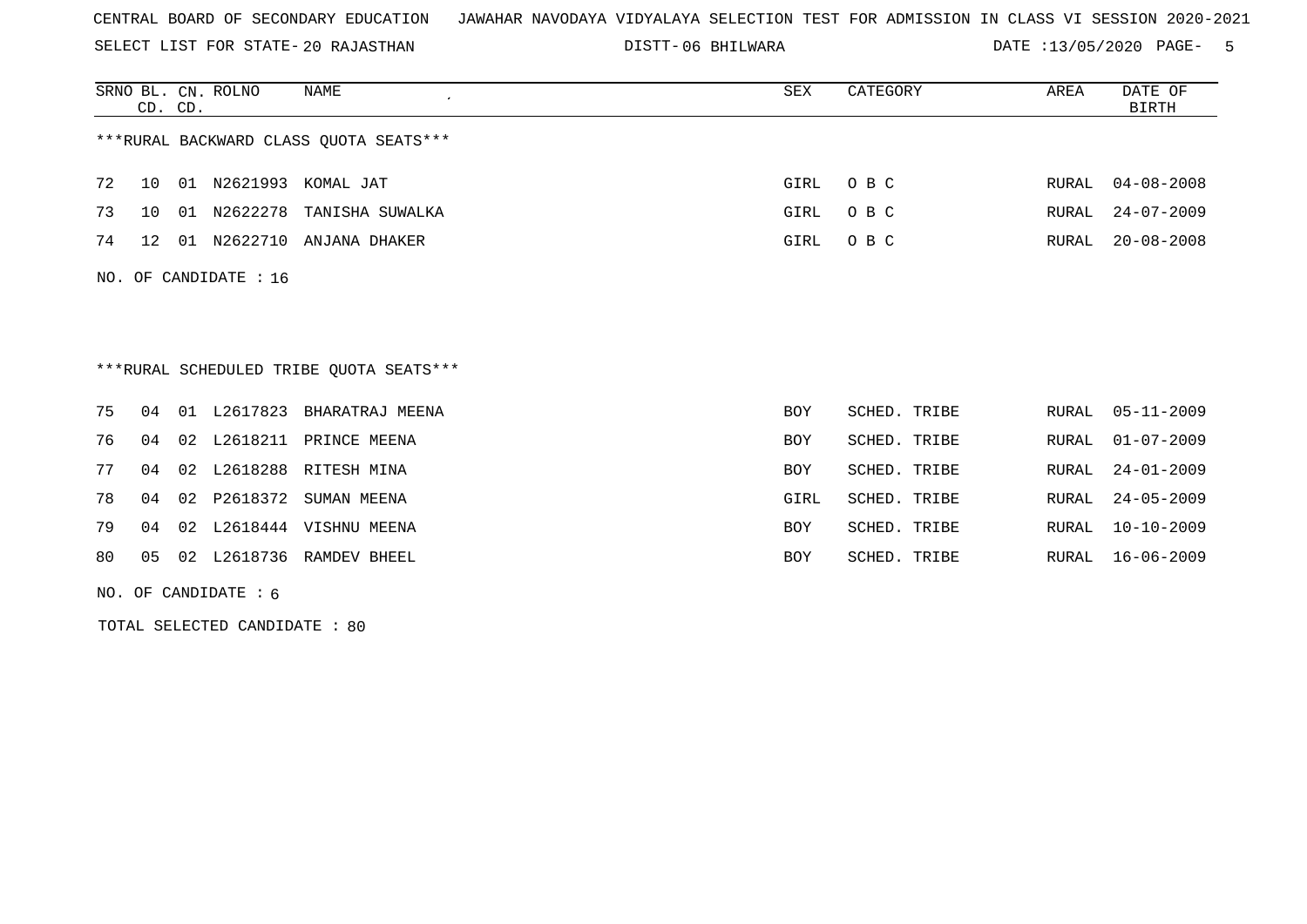CENTRAL BOARD OF SECONDARY EDUCATION JAWAHAR NAVODAYA VIDYALAYA SELECTION TEST FOR ADMISSION IN CLASS VI SESSION 2020-2021

SELECT LIST FOR STATE- 20 RAJASTHAN DISTT- 06 BHILWARA DATE :13/05/2020

| SRNO | BL. CD. | CN. CD. | ROLNO | NAME | SEX | CATEGORY | AREA | DATE OF BIRTH |
|---|---|---|---|---|---|---|---|---|

***RURAL BACKWARD CLASS QUOTA SEATS***

| SRNO | BL. CD. | CN. CD. | ROLNO | NAME | SEX | CATEGORY | AREA | DATE OF BIRTH |
|---|---|---|---|---|---|---|---|---|
| 72 | 10 | 01 | N2621993 | KOMAL JAT | GIRL | O B C | RURAL | 04-08-2008 |
| 73 | 10 | 01 | N2622278 | TANISHA SUWALKA | GIRL | O B C | RURAL | 24-07-2009 |
| 74 | 12 | 01 | N2622710 | ANJANA DHAKER | GIRL | O B C | RURAL | 20-08-2008 |

NO. OF CANDIDATE : 16

***RURAL SCHEDULED TRIBE QUOTA SEATS***

| SRNO | BL. CD. | CN. CD. | ROLNO | NAME | SEX | CATEGORY | AREA | DATE OF BIRTH |
|---|---|---|---|---|---|---|---|---|
| 75 | 04 | 01 | L2617823 | BHARATRAJ MEENA | BOY | SCHED. TRIBE | RURAL | 05-11-2009 |
| 76 | 04 | 02 | L2618211 | PRINCE MEENA | BOY | SCHED. TRIBE | RURAL | 01-07-2009 |
| 77 | 04 | 02 | L2618288 | RITESH MINA | BOY | SCHED. TRIBE | RURAL | 24-01-2009 |
| 78 | 04 | 02 | P2618372 | SUMAN MEENA | GIRL | SCHED. TRIBE | RURAL | 24-05-2009 |
| 79 | 04 | 02 | L2618444 | VISHNU MEENA | BOY | SCHED. TRIBE | RURAL | 10-10-2009 |
| 80 | 05 | 02 | L2618736 | RAMDEV BHEEL | BOY | SCHED. TRIBE | RURAL | 16-06-2009 |

NO. OF CANDIDATE : 6

TOTAL SELECTED CANDIDATE : 80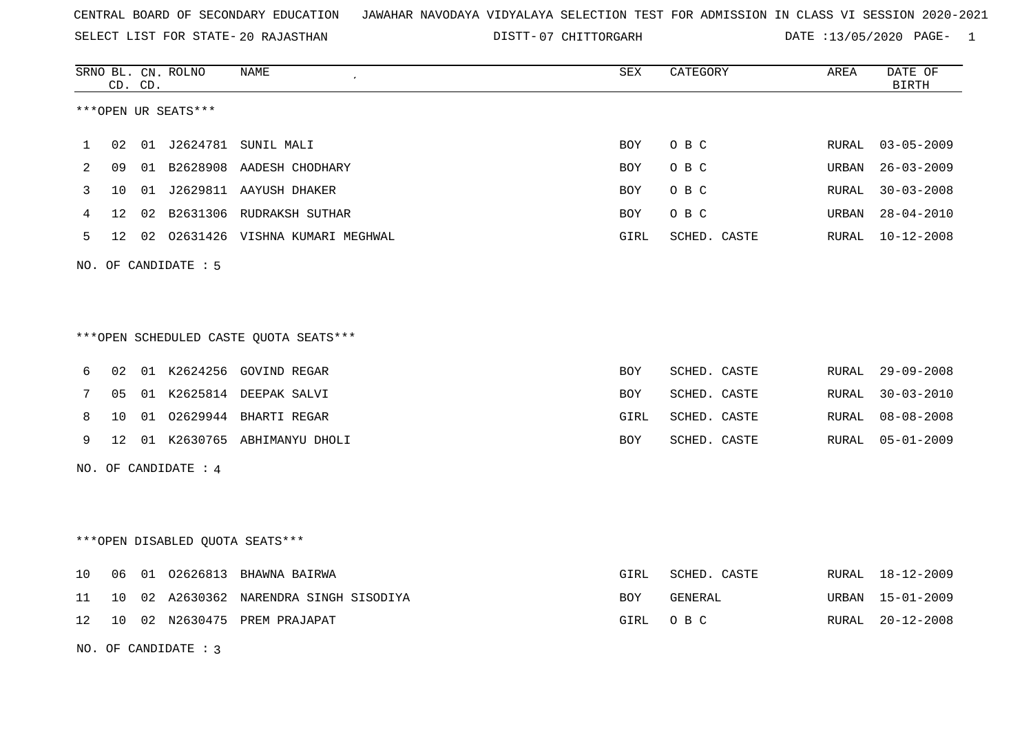CENTRAL BOARD OF SECONDARY EDUCATION JAWAHAR NAVODAYA VIDYALAYA SELECTION TEST FOR ADMISSION IN CLASS VI SESSION 2020-2021

SELECT LIST FOR STATE- 20 RAJASTHAN DISTT- 07 CHITTORGARH DATE :13/05/2020

***OPEN UR SEATS***

| SRNO | BL. CD. | CN. CD. | ROLNO | NAME | SEX | CATEGORY | AREA | DATE OF BIRTH |
|---|---|---|---|---|---|---|---|---|
| 1 | 02 | 01 | J2624781 | SUNIL MALI | BOY | O B C | RURAL | 03-05-2009 |
| 2 | 09 | 01 | B2628908 | AADESH CHODHARY | BOY | O B C | URBAN | 26-03-2009 |
| 3 | 10 | 01 | J2629811 | AAYUSH DHAKER | BOY | O B C | RURAL | 30-03-2008 |
| 4 | 12 | 02 | B2631306 | RUDRAKSH SUTHAR | BOY | O B C | URBAN | 28-04-2010 |
| 5 | 12 | 02 | O2631426 | VISHNA KUMARI MEGHWAL | GIRL | SCHED. CASTE | RURAL | 10-12-2008 |

NO. OF CANDIDATE : 5

***OPEN SCHEDULED CASTE QUOTA SEATS***

| SRNO | BL. CD. | CN. CD. | ROLNO | NAME | SEX | CATEGORY | AREA | DATE OF BIRTH |
|---|---|---|---|---|---|---|---|---|
| 6 | 02 | 01 | K2624256 | GOVIND REGAR | BOY | SCHED. CASTE | RURAL | 29-09-2008 |
| 7 | 05 | 01 | K2625814 | DEEPAK SALVI | BOY | SCHED. CASTE | RURAL | 30-03-2010 |
| 8 | 10 | 01 | O2629944 | BHARTI REGAR | GIRL | SCHED. CASTE | RURAL | 08-08-2008 |
| 9 | 12 | 01 | K2630765 | ABHIMANYU DHOLI | BOY | SCHED. CASTE | RURAL | 05-01-2009 |

NO. OF CANDIDATE : 4

***OPEN DISABLED QUOTA SEATS***

| SRNO | BL. CD. | CN. CD. | ROLNO | NAME | SEX | CATEGORY | AREA | DATE OF BIRTH |
|---|---|---|---|---|---|---|---|---|
| 10 | 06 | 01 | O2626813 | BHAWNA BAIRWA | GIRL | SCHED. CASTE | RURAL | 18-12-2009 |
| 11 | 10 | 02 | A2630362 | NARENDRA SINGH SISODIYA | BOY | GENERAL | URBAN | 15-01-2009 |
| 12 | 10 | 02 | N2630475 | PREM PRAJAPAT | GIRL | O B C | RURAL | 20-12-2008 |

NO. OF CANDIDATE : 3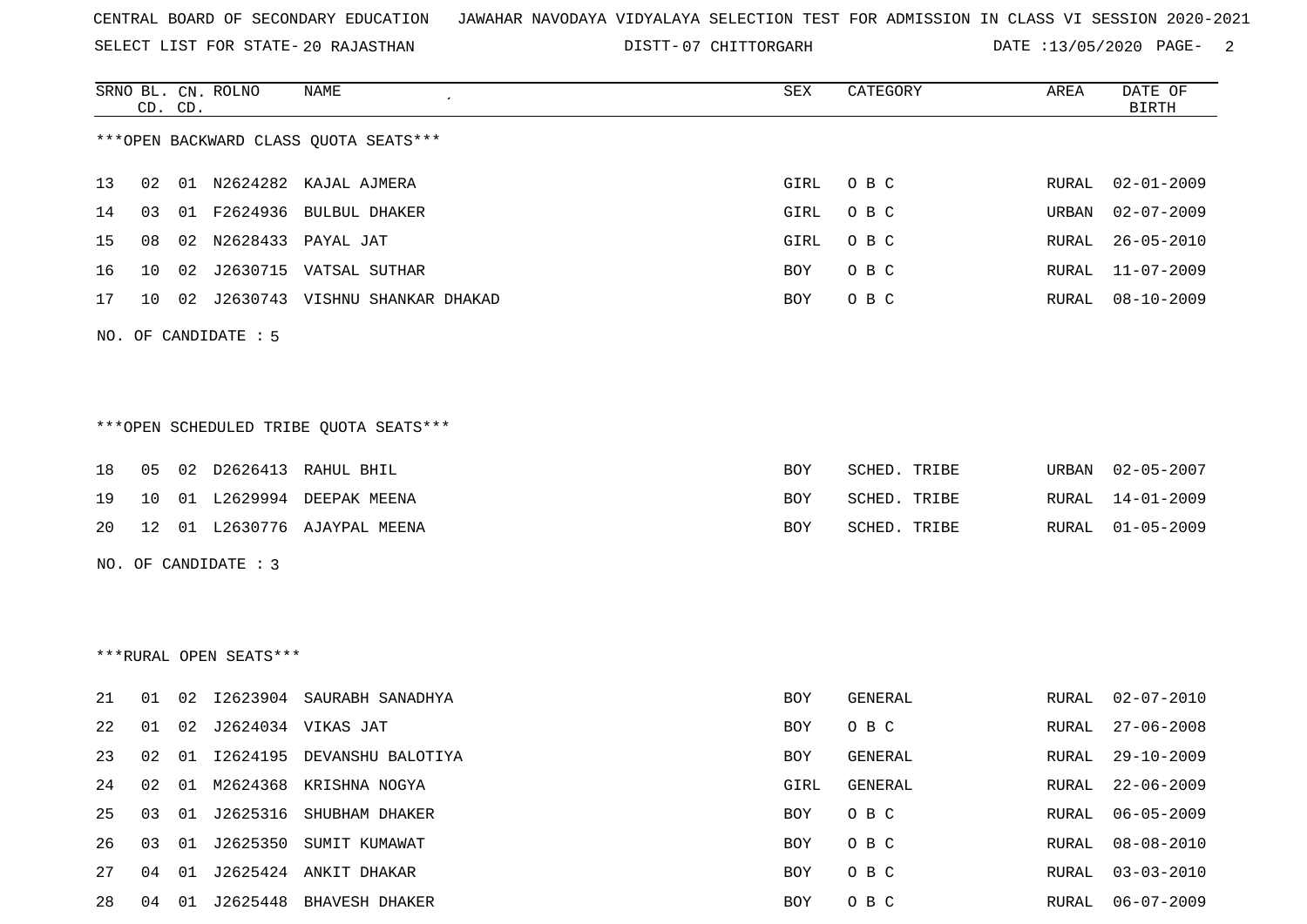CENTRAL BOARD OF SECONDARY EDUCATION JAWAHAR NAVODAYA VIDYALAYA SELECTION TEST FOR ADMISSION IN CLASS VI SESSION 2020-2021

SELECT LIST FOR STATE- 20 RAJASTHAN DISTT- 07 CHITTORGARH DATE :13/05/2020

| SRNO | BL. CD. | CN. CD. | ROLNO | NAME | SEX | CATEGORY | AREA | DATE OF BIRTH |
|---|---|---|---|---|---|---|---|---|

***OPEN BACKWARD CLASS QUOTA SEATS***

| SRNO | BL. CD. | CN. CD. | ROLNO | NAME | SEX | CATEGORY | AREA | DATE OF BIRTH |
|---|---|---|---|---|---|---|---|---|
| 13 | 02 | 01 | N2624282 | KAJAL AJMERA | GIRL | O B C | RURAL | 02-01-2009 |
| 14 | 03 | 01 | F2624936 | BULBUL DHAKER | GIRL | O B C | URBAN | 02-07-2009 |
| 15 | 08 | 02 | N2628433 | PAYAL JAT | GIRL | O B C | RURAL | 26-05-2010 |
| 16 | 10 | 02 | J2630715 | VATSAL SUTHAR | BOY | O B C | RURAL | 11-07-2009 |
| 17 | 10 | 02 | J2630743 | VISHNU SHANKAR DHAKAD | BOY | O B C | RURAL | 08-10-2009 |

NO. OF CANDIDATE : 5

***OPEN SCHEDULED TRIBE QUOTA SEATS***

| SRNO | BL. CD. | CN. CD. | ROLNO | NAME | SEX | CATEGORY | AREA | DATE OF BIRTH |
|---|---|---|---|---|---|---|---|---|
| 18 | 05 | 02 | D2626413 | RAHUL BHIL | BOY | SCHED. TRIBE | URBAN | 02-05-2007 |
| 19 | 10 | 01 | L2629994 | DEEPAK MEENA | BOY | SCHED. TRIBE | RURAL | 14-01-2009 |
| 20 | 12 | 01 | L2630776 | AJAYPAL MEENA | BOY | SCHED. TRIBE | RURAL | 01-05-2009 |

NO. OF CANDIDATE : 3

***RURAL OPEN SEATS***

| SRNO | BL. CD. | CN. CD. | ROLNO | NAME | SEX | CATEGORY | AREA | DATE OF BIRTH |
|---|---|---|---|---|---|---|---|---|
| 21 | 01 | 02 | I2623904 | SAURABH SANADHYA | BOY | GENERAL | RURAL | 02-07-2010 |
| 22 | 01 | 02 | J2624034 | VIKAS JAT | BOY | O B C | RURAL | 27-06-2008 |
| 23 | 02 | 01 | I2624195 | DEVANSHU BALOTIYA | BOY | GENERAL | RURAL | 29-10-2009 |
| 24 | 02 | 01 | M2624368 | KRISHNA NOGYA | GIRL | GENERAL | RURAL | 22-06-2009 |
| 25 | 03 | 01 | J2625316 | SHUBHAM DHAKER | BOY | O B C | RURAL | 06-05-2009 |
| 26 | 03 | 01 | J2625350 | SUMIT KUMAWAT | BOY | O B C | RURAL | 08-08-2010 |
| 27 | 04 | 01 | J2625424 | ANKIT DHAKAR | BOY | O B C | RURAL | 03-03-2010 |
| 28 | 04 | 01 | J2625448 | BHAVESH DHAKER | BOY | O B C | RURAL | 06-07-2009 |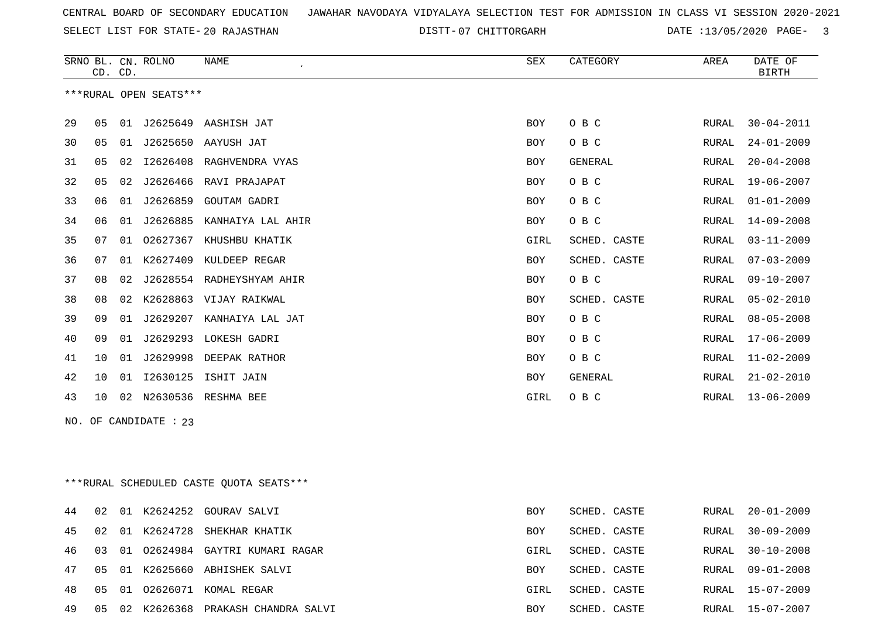CENTRAL BOARD OF SECONDARY EDUCATION JAWAHAR NAVODAYA VIDYALAYA SELECTION TEST FOR ADMISSION IN CLASS VI SESSION 2020-2021

SELECT LIST FOR STATE- 20 RAJASTHAN DISTT- 07 CHITTORGARH DATE :13/05/2020

***RURAL OPEN SEATS***

| SRNO | BL. CD. | CN. CD. | ROLNO | NAME | SEX | CATEGORY | AREA | DATE OF BIRTH |
|---|---|---|---|---|---|---|---|---|
| 29 | 05 | 01 | J2625649 | AASHISH JAT | BOY | O B C | RURAL | 30-04-2011 |
| 30 | 05 | 01 | J2625650 | AAYUSH JAT | BOY | O B C | RURAL | 24-01-2009 |
| 31 | 05 | 02 | I2626408 | RAGHVENDRA VYAS | BOY | GENERAL | RURAL | 20-04-2008 |
| 32 | 05 | 02 | J2626466 | RAVI PRAJAPAT | BOY | O B C | RURAL | 19-06-2007 |
| 33 | 06 | 01 | J2626859 | GOUTAM GADRI | BOY | O B C | RURAL | 01-01-2009 |
| 34 | 06 | 01 | J2626885 | KANHAIYA LAL AHIR | BOY | O B C | RURAL | 14-09-2008 |
| 35 | 07 | 01 | O2627367 | KHUSHBU KHATIK | GIRL | SCHED. CASTE | RURAL | 03-11-2009 |
| 36 | 07 | 01 | K2627409 | KULDEEP REGAR | BOY | SCHED. CASTE | RURAL | 07-03-2009 |
| 37 | 08 | 02 | J2628554 | RADHEYSHYAM AHIR | BOY | O B C | RURAL | 09-10-2007 |
| 38 | 08 | 02 | K2628863 | VIJAY RAIKWAL | BOY | SCHED. CASTE | RURAL | 05-02-2010 |
| 39 | 09 | 01 | J2629207 | KANHAIYA LAL JAT | BOY | O B C | RURAL | 08-05-2008 |
| 40 | 09 | 01 | J2629293 | LOKESH GADRI | BOY | O B C | RURAL | 17-06-2009 |
| 41 | 10 | 01 | J2629998 | DEEPAK RATHOR | BOY | O B C | RURAL | 11-02-2009 |
| 42 | 10 | 01 | I2630125 | ISHIT JAIN | BOY | GENERAL | RURAL | 21-02-2010 |
| 43 | 10 | 02 | N2630536 | RESHMA BEE | GIRL | O B C | RURAL | 13-06-2009 |

NO. OF CANDIDATE : 23

***RURAL SCHEDULED CASTE QUOTA SEATS***

| SRNO | BL. CD. | CN. CD. | ROLNO | NAME | SEX | CATEGORY | AREA | DATE OF BIRTH |
|---|---|---|---|---|---|---|---|---|
| 44 | 02 | 01 | K2624252 | GOURAV SALVI | BOY | SCHED. CASTE | RURAL | 20-01-2009 |
| 45 | 02 | 01 | K2624728 | SHEKHAR KHATIK | BOY | SCHED. CASTE | RURAL | 30-09-2009 |
| 46 | 03 | 01 | O2624984 | GAYTRI KUMARI RAGAR | GIRL | SCHED. CASTE | RURAL | 30-10-2008 |
| 47 | 05 | 01 | K2625660 | ABHISHEK SALVI | BOY | SCHED. CASTE | RURAL | 09-01-2008 |
| 48 | 05 | 01 | O2626071 | KOMAL REGAR | GIRL | SCHED. CASTE | RURAL | 15-07-2009 |
| 49 | 05 | 02 | K2626368 | PRAKASH CHANDRA SALVI | BOY | SCHED. CASTE | RURAL | 15-07-2007 |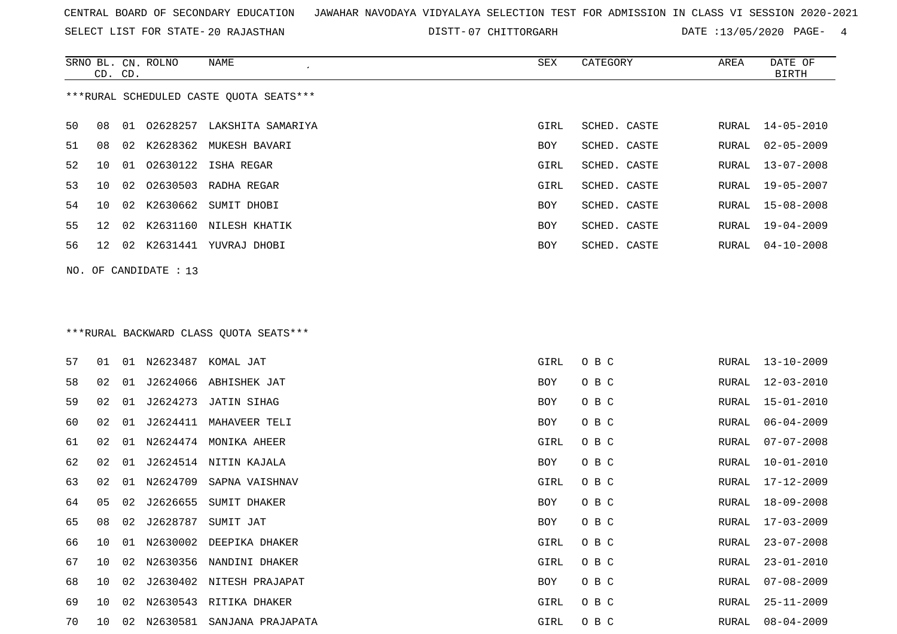CENTRAL BOARD OF SECONDARY EDUCATION   JAWAHAR NAVODAYA VIDYALAYA SELECTION TEST FOR ADMISSION IN CLASS VI SESSION 2020-2021

SELECT LIST FOR STATE- 20 RAJASTHAN   DISTT- 07 CHITTORGARH   DATE :13/05/2020

***RURAL SCHEDULED CASTE QUOTA SEATS***

| SRNO | BL. CD. | CN. CD. | ROLNO | NAME | SEX | CATEGORY | AREA | DATE OF BIRTH |
|---|---|---|---|---|---|---|---|---|
| 50 | 08 | 01 | O2628257 | LAKSHITA SAMARIYA | GIRL | SCHED. CASTE | RURAL | 14-05-2010 |
| 51 | 08 | 02 | K2628362 | MUKESH BAVARI | BOY | SCHED. CASTE | RURAL | 02-05-2009 |
| 52 | 10 | 01 | O2630122 | ISHA REGAR | GIRL | SCHED. CASTE | RURAL | 13-07-2008 |
| 53 | 10 | 02 | O2630503 | RADHA REGAR | GIRL | SCHED. CASTE | RURAL | 19-05-2007 |
| 54 | 10 | 02 | K2630662 | SUMIT DHOBI | BOY | SCHED. CASTE | RURAL | 15-08-2008 |
| 55 | 12 | 02 | K2631160 | NILESH KHATIK | BOY | SCHED. CASTE | RURAL | 19-04-2009 |
| 56 | 12 | 02 | K2631441 | YUVRAJ DHOBI | BOY | SCHED. CASTE | RURAL | 04-10-2008 |

NO. OF CANDIDATE : 13

***RURAL BACKWARD CLASS QUOTA SEATS***

| SRNO | BL. CD. | CN. CD. | ROLNO | NAME | SEX | CATEGORY | AREA | DATE OF BIRTH |
|---|---|---|---|---|---|---|---|---|
| 57 | 01 | 01 | N2623487 | KOMAL JAT | GIRL | O B C | RURAL | 13-10-2009 |
| 58 | 02 | 01 | J2624066 | ABHISHEK JAT | BOY | O B C | RURAL | 12-03-2010 |
| 59 | 02 | 01 | J2624273 | JATIN SIHAG | BOY | O B C | RURAL | 15-01-2010 |
| 60 | 02 | 01 | J2624411 | MAHAVEER TELI | BOY | O B C | RURAL | 06-04-2009 |
| 61 | 02 | 01 | N2624474 | MONIKA AHEER | GIRL | O B C | RURAL | 07-07-2008 |
| 62 | 02 | 01 | J2624514 | NITIN KAJALA | BOY | O B C | RURAL | 10-01-2010 |
| 63 | 02 | 01 | N2624709 | SAPNA VAISHNAV | GIRL | O B C | RURAL | 17-12-2009 |
| 64 | 05 | 02 | J2626655 | SUMIT DHAKER | BOY | O B C | RURAL | 18-09-2008 |
| 65 | 08 | 02 | J2628787 | SUMIT JAT | BOY | O B C | RURAL | 17-03-2009 |
| 66 | 10 | 01 | N2630002 | DEEPIKA DHAKER | GIRL | O B C | RURAL | 23-07-2008 |
| 67 | 10 | 02 | N2630356 | NANDINI DHAKER | GIRL | O B C | RURAL | 23-01-2010 |
| 68 | 10 | 02 | J2630402 | NITESH PRAJAPAT | BOY | O B C | RURAL | 07-08-2009 |
| 69 | 10 | 02 | N2630543 | RITIKA DHAKER | GIRL | O B C | RURAL | 25-11-2009 |
| 70 | 10 | 02 | N2630581 | SANJANA PRAJAPATA | GIRL | O B C | RURAL | 08-04-2009 |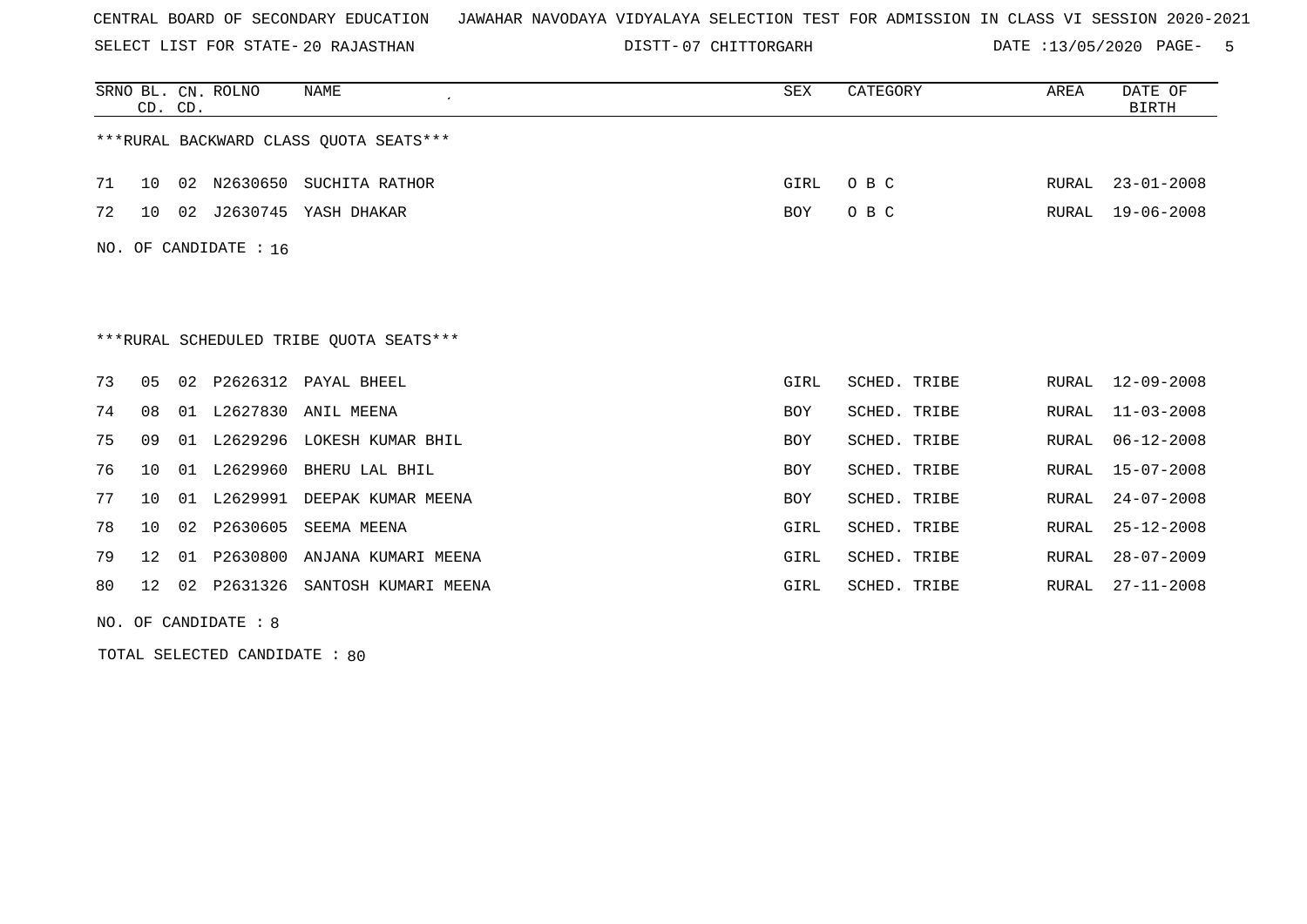CENTRAL BOARD OF SECONDARY EDUCATION JAWAHAR NAVODAYA VIDYALAYA SELECTION TEST FOR ADMISSION IN CLASS VI SESSION 2020-2021

SELECT LIST FOR STATE- 20 RAJASTHAN DISTT- 07 CHITTORGARH DATE :13/05/2020

***RURAL BACKWARD CLASS QUOTA SEATS***

| SRNO | BL. CD. | CN. CD. | ROLNO | NAME | SEX | CATEGORY | AREA | DATE OF BIRTH |
|---|---|---|---|---|---|---|---|---|
| 71 | 10 | 02 | N2630650 | SUCHITA RATHOR | GIRL | O B C | RURAL | 23-01-2008 |
| 72 | 10 | 02 | J2630745 | YASH DHAKAR | BOY | O B C | RURAL | 19-06-2008 |

NO. OF CANDIDATE : 16

***RURAL SCHEDULED TRIBE QUOTA SEATS***

| SRNO | BL. CD. | CN. CD. | ROLNO | NAME | SEX | CATEGORY | AREA | DATE OF BIRTH |
|---|---|---|---|---|---|---|---|---|
| 73 | 05 | 02 | P2626312 | PAYAL BHEEL | GIRL | SCHED. TRIBE | RURAL | 12-09-2008 |
| 74 | 08 | 01 | L2627830 | ANIL MEENA | BOY | SCHED. TRIBE | RURAL | 11-03-2008 |
| 75 | 09 | 01 | L2629296 | LOKESH KUMAR BHIL | BOY | SCHED. TRIBE | RURAL | 06-12-2008 |
| 76 | 10 | 01 | L2629960 | BHERU LAL BHIL | BOY | SCHED. TRIBE | RURAL | 15-07-2008 |
| 77 | 10 | 01 | L2629991 | DEEPAK KUMAR MEENA | BOY | SCHED. TRIBE | RURAL | 24-07-2008 |
| 78 | 10 | 02 | P2630605 | SEEMA MEENA | GIRL | SCHED. TRIBE | RURAL | 25-12-2008 |
| 79 | 12 | 01 | P2630800 | ANJANA KUMARI MEENA | GIRL | SCHED. TRIBE | RURAL | 28-07-2009 |
| 80 | 12 | 02 | P2631326 | SANTOSH KUMARI MEENA | GIRL | SCHED. TRIBE | RURAL | 27-11-2008 |

NO. OF CANDIDATE : 8

TOTAL SELECTED CANDIDATE : 80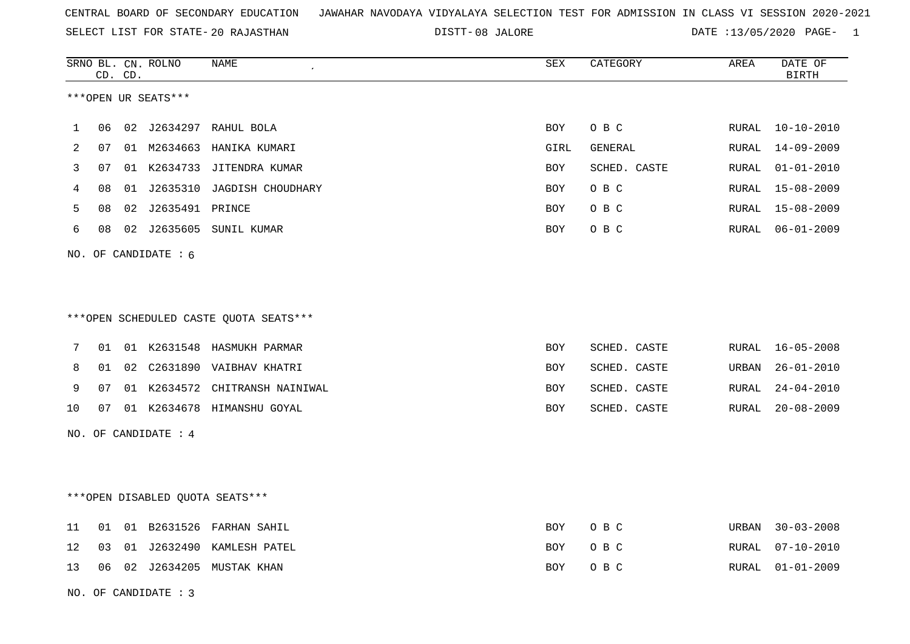CENTRAL BOARD OF SECONDARY EDUCATION JAWAHAR NAVODAYA VIDYALAYA SELECTION TEST FOR ADMISSION IN CLASS VI SESSION 2020-2021

SELECT LIST FOR STATE- 20 RAJASTHAN DISTT- 08 JALORE DATE :13/05/2020 PAGE- 1

| SRNO | BL. CD. | CN. CD. | ROLNO | NAME | SEX | CATEGORY | AREA | DATE OF BIRTH |
|---|---|---|---|---|---|---|---|---|

***OPEN UR SEATS***

| SRNO | BL. CD. | CN. CD. | ROLNO | NAME | SEX | CATEGORY | AREA | DATE OF BIRTH |
|---|---|---|---|---|---|---|---|---|
| 1 | 06 | 02 | J2634297 | RAHUL BOLA | BOY | O B C | RURAL | 10-10-2010 |
| 2 | 07 | 01 | M2634663 | HANIKA KUMARI | GIRL | GENERAL | RURAL | 14-09-2009 |
| 3 | 07 | 01 | K2634733 | JITENDRA KUMAR | BOY | SCHED. CASTE | RURAL | 01-01-2010 |
| 4 | 08 | 01 | J2635310 | JAGDISH CHOUDHARY | BOY | O B C | RURAL | 15-08-2009 |
| 5 | 08 | 02 | J2635491 | PRINCE | BOY | O B C | RURAL | 15-08-2009 |
| 6 | 08 | 02 | J2635605 | SUNIL KUMAR | BOY | O B C | RURAL | 06-01-2009 |

NO. OF CANDIDATE : 6

***OPEN SCHEDULED CASTE QUOTA SEATS***

| SRNO | BL. CD. | CN. CD. | ROLNO | NAME | SEX | CATEGORY | AREA | DATE OF BIRTH |
|---|---|---|---|---|---|---|---|---|
| 7 | 01 | 01 | K2631548 | HASMUKH PARMAR | BOY | SCHED. CASTE | RURAL | 16-05-2008 |
| 8 | 01 | 02 | C2631890 | VAIBHAV KHATRI | BOY | SCHED. CASTE | URBAN | 26-01-2010 |
| 9 | 07 | 01 | K2634572 | CHITRANSH NAINIWAL | BOY | SCHED. CASTE | RURAL | 24-04-2010 |
| 10 | 07 | 01 | K2634678 | HIMANSHU GOYAL | BOY | SCHED. CASTE | RURAL | 20-08-2009 |

NO. OF CANDIDATE : 4

***OPEN DISABLED QUOTA SEATS***

| SRNO | BL. CD. | CN. CD. | ROLNO | NAME | SEX | CATEGORY | AREA | DATE OF BIRTH |
|---|---|---|---|---|---|---|---|---|
| 11 | 01 | 01 | B2631526 | FARHAN SAHIL | BOY | O B C | URBAN | 30-03-2008 |
| 12 | 03 | 01 | J2632490 | KAMLESH PATEL | BOY | O B C | RURAL | 07-10-2010 |
| 13 | 06 | 02 | J2634205 | MUSTAK KHAN | BOY | O B C | RURAL | 01-01-2009 |

NO. OF CANDIDATE : 3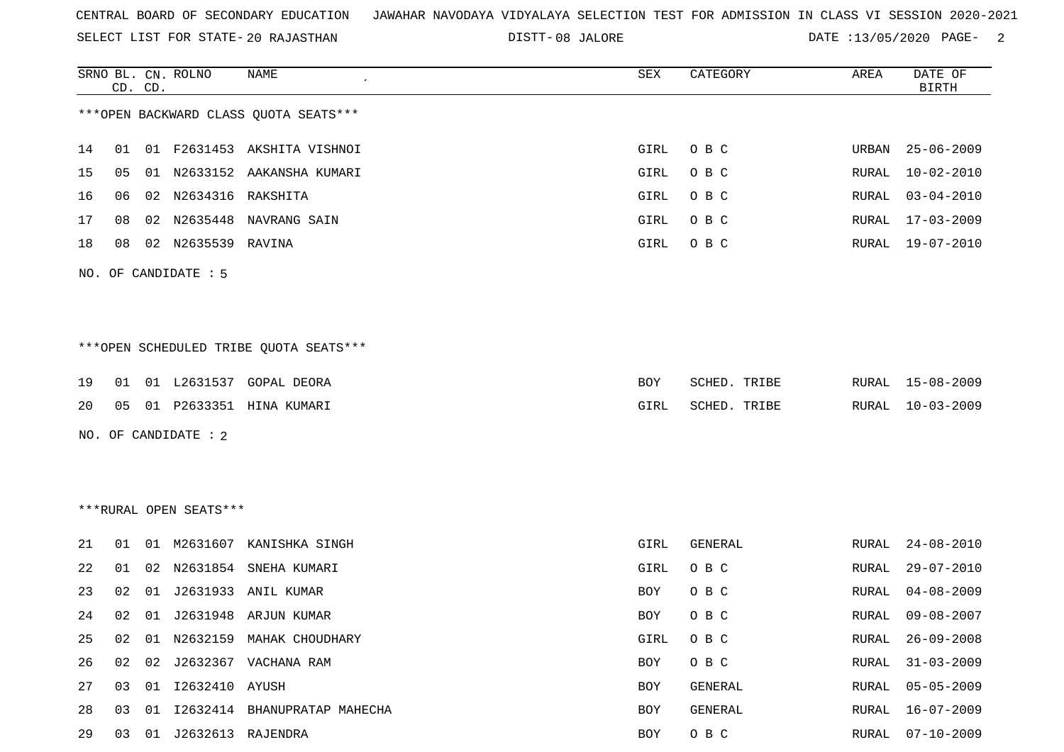CENTRAL BOARD OF SECONDARY EDUCATION JAWAHAR NAVODAYA VIDYALAYA SELECTION TEST FOR ADMISSION IN CLASS VI SESSION 2020-2021

SELECT LIST FOR STATE- 20 RAJASTHAN DISTT- 08 JALORE DATE :13/05/2020

***OPEN BACKWARD CLASS QUOTA SEATS***

| SRNO | BL. CD. | CN. CD. | ROLNO | NAME | SEX | CATEGORY | AREA | DATE OF BIRTH |
|---|---|---|---|---|---|---|---|---|
| 14 | 01 | 01 | F2631453 | AKSHITA VISHNOI | GIRL | O B C | URBAN | 25-06-2009 |
| 15 | 05 | 01 | N2633152 | AAKANSHA KUMARI | GIRL | O B C | RURAL | 10-02-2010 |
| 16 | 06 | 02 | N2634316 | RAKSHITA | GIRL | O B C | RURAL | 03-04-2010 |
| 17 | 08 | 02 | N2635448 | NAVRANG SAIN | GIRL | O B C | RURAL | 17-03-2009 |
| 18 | 08 | 02 | N2635539 | RAVINA | GIRL | O B C | RURAL | 19-07-2010 |

NO. OF CANDIDATE : 5

***OPEN SCHEDULED TRIBE QUOTA SEATS***

| SRNO | BL. CD. | CN. CD. | ROLNO | NAME | SEX | CATEGORY | AREA | DATE OF BIRTH |
|---|---|---|---|---|---|---|---|---|
| 19 | 01 | 01 | L2631537 | GOPAL DEORA | BOY | SCHED. TRIBE | RURAL | 15-08-2009 |
| 20 | 05 | 01 | P2633351 | HINA KUMARI | GIRL | SCHED. TRIBE | RURAL | 10-03-2009 |

NO. OF CANDIDATE : 2

***RURAL OPEN SEATS***

| SRNO | BL. CD. | CN. CD. | ROLNO | NAME | SEX | CATEGORY | AREA | DATE OF BIRTH |
|---|---|---|---|---|---|---|---|---|
| 21 | 01 | 01 | M2631607 | KANISHKA SINGH | GIRL | GENERAL | RURAL | 24-08-2010 |
| 22 | 01 | 02 | N2631854 | SNEHA KUMARI | GIRL | O B C | RURAL | 29-07-2010 |
| 23 | 02 | 01 | J2631933 | ANIL KUMAR | BOY | O B C | RURAL | 04-08-2009 |
| 24 | 02 | 01 | J2631948 | ARJUN KUMAR | BOY | O B C | RURAL | 09-08-2007 |
| 25 | 02 | 01 | N2632159 | MAHAK CHOUDHARY | GIRL | O B C | RURAL | 26-09-2008 |
| 26 | 02 | 02 | J2632367 | VACHANA RAM | BOY | O B C | RURAL | 31-03-2009 |
| 27 | 03 | 01 | I2632410 | AYUSH | BOY | GENERAL | RURAL | 05-05-2009 |
| 28 | 03 | 01 | I2632414 | BHANUPRATAP MAHECHA | BOY | GENERAL | RURAL | 16-07-2009 |
| 29 | 03 | 01 | J2632613 | RAJENDRA | BOY | O B C | RURAL | 07-10-2009 |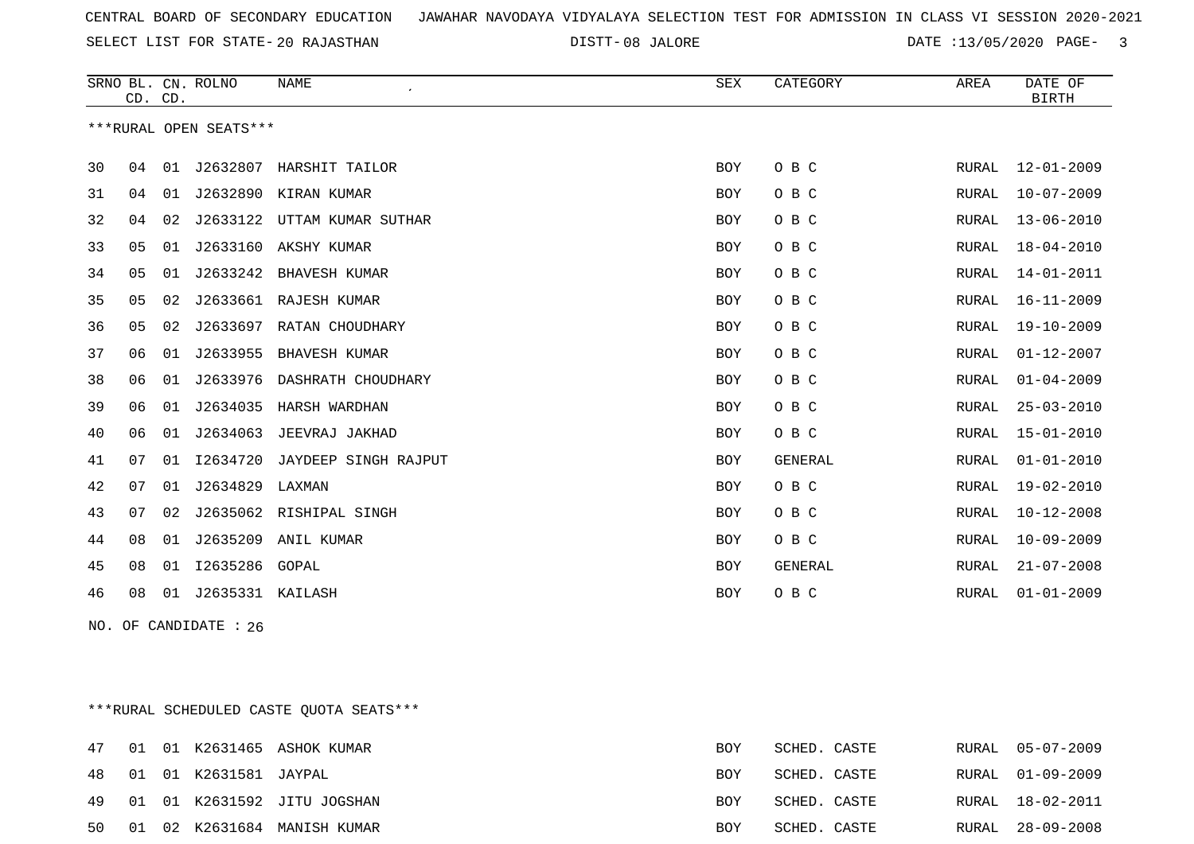CENTRAL BOARD OF SECONDARY EDUCATION JAWAHAR NAVODAYA VIDYALAYA SELECTION TEST FOR ADMISSION IN CLASS VI SESSION 2020-2021

SELECT LIST FOR STATE- 20 RAJASTHAN DISTT- 08 JALORE DATE :13/05/2020

***RURAL OPEN SEATS***

| SRNO | BL. CD. | CN. CD. | ROLNO | NAME | SEX | CATEGORY | AREA | DATE OF BIRTH |
|---|---|---|---|---|---|---|---|---|
| 30 | 04 | 01 | J2632807 | HARSHIT TAILOR | BOY | O B C | RURAL | 12-01-2009 |
| 31 | 04 | 01 | J2632890 | KIRAN KUMAR | BOY | O B C | RURAL | 10-07-2009 |
| 32 | 04 | 02 | J2633122 | UTTAM KUMAR SUTHAR | BOY | O B C | RURAL | 13-06-2010 |
| 33 | 05 | 01 | J2633160 | AKSHY KUMAR | BOY | O B C | RURAL | 18-04-2010 |
| 34 | 05 | 01 | J2633242 | BHAVESH KUMAR | BOY | O B C | RURAL | 14-01-2011 |
| 35 | 05 | 02 | J2633661 | RAJESH KUMAR | BOY | O B C | RURAL | 16-11-2009 |
| 36 | 05 | 02 | J2633697 | RATAN CHOUDHARY | BOY | O B C | RURAL | 19-10-2009 |
| 37 | 06 | 01 | J2633955 | BHAVESH KUMAR | BOY | O B C | RURAL | 01-12-2007 |
| 38 | 06 | 01 | J2633976 | DASHRATH CHOUDHARY | BOY | O B C | RURAL | 01-04-2009 |
| 39 | 06 | 01 | J2634035 | HARSH WARDHAN | BOY | O B C | RURAL | 25-03-2010 |
| 40 | 06 | 01 | J2634063 | JEEVRAJ JAKHAD | BOY | O B C | RURAL | 15-01-2010 |
| 41 | 07 | 01 | I2634720 | JAYDEEP SINGH RAJPUT | BOY | GENERAL | RURAL | 01-01-2010 |
| 42 | 07 | 01 | J2634829 | LAXMAN | BOY | O B C | RURAL | 19-02-2010 |
| 43 | 07 | 02 | J2635062 | RISHIPAL SINGH | BOY | O B C | RURAL | 10-12-2008 |
| 44 | 08 | 01 | J2635209 | ANIL KUMAR | BOY | O B C | RURAL | 10-09-2009 |
| 45 | 08 | 01 | I2635286 | GOPAL | BOY | GENERAL | RURAL | 21-07-2008 |
| 46 | 08 | 01 | J2635331 | KAILASH | BOY | O B C | RURAL | 01-01-2009 |

NO. OF CANDIDATE : 26

***RURAL SCHEDULED CASTE QUOTA SEATS***

| SRNO | BL. CD. | CN. CD. | ROLNO | NAME | SEX | CATEGORY | AREA | DATE OF BIRTH |
|---|---|---|---|---|---|---|---|---|
| 47 | 01 | 01 | K2631465 | ASHOK KUMAR | BOY | SCHED. CASTE | RURAL | 05-07-2009 |
| 48 | 01 | 01 | K2631581 | JAYPAL | BOY | SCHED. CASTE | RURAL | 01-09-2009 |
| 49 | 01 | 01 | K2631592 | JITU JOGSHAN | BOY | SCHED. CASTE | RURAL | 18-02-2011 |
| 50 | 01 | 02 | K2631684 | MANISH KUMAR | BOY | SCHED. CASTE | RURAL | 28-09-2008 |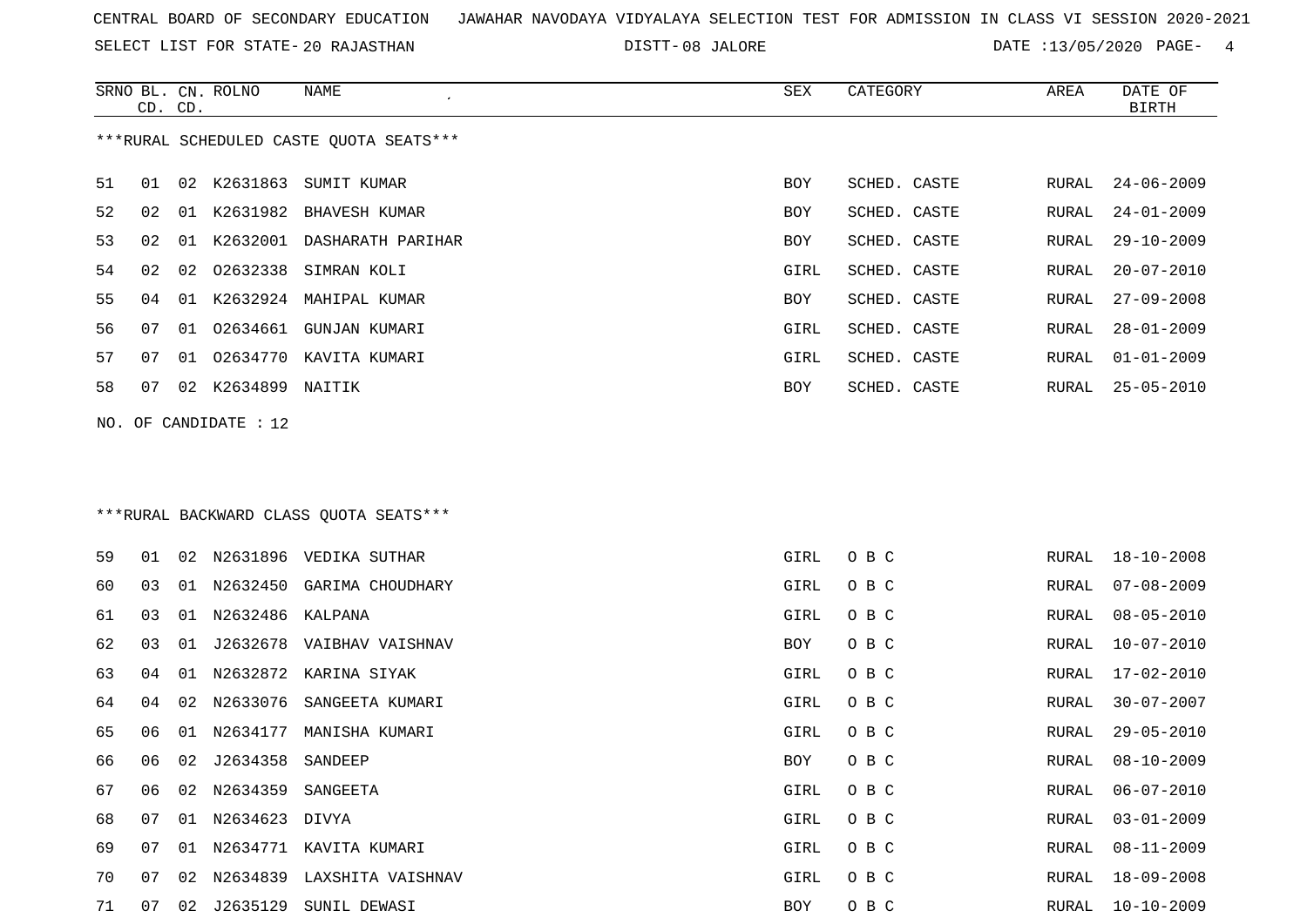CENTRAL BOARD OF SECONDARY EDUCATION   JAWAHAR NAVODAYA VIDYALAYA SELECTION TEST FOR ADMISSION IN CLASS VI SESSION 2020-2021

SELECT LIST FOR STATE- 20 RAJASTHAN   DISTT- 08 JALORE   DATE :13/05/2020

***RURAL SCHEDULED CASTE QUOTA SEATS***

| SRNO | BL. CD. | CN. CD. | ROLNO | NAME | SEX | CATEGORY | AREA | DATE OF BIRTH |
|---|---|---|---|---|---|---|---|---|
| 51 | 01 | 02 | K2631863 | SUMIT KUMAR | BOY | SCHED. CASTE | RURAL | 24-06-2009 |
| 52 | 02 | 01 | K2631982 | BHAVESH KUMAR | BOY | SCHED. CASTE | RURAL | 24-01-2009 |
| 53 | 02 | 01 | K2632001 | DASHARATH PARIHAR | BOY | SCHED. CASTE | RURAL | 29-10-2009 |
| 54 | 02 | 02 | O2632338 | SIMRAN KOLI | GIRL | SCHED. CASTE | RURAL | 20-07-2010 |
| 55 | 04 | 01 | K2632924 | MAHIPAL KUMAR | BOY | SCHED. CASTE | RURAL | 27-09-2008 |
| 56 | 07 | 01 | O2634661 | GUNJAN KUMARI | GIRL | SCHED. CASTE | RURAL | 28-01-2009 |
| 57 | 07 | 01 | O2634770 | KAVITA KUMARI | GIRL | SCHED. CASTE | RURAL | 01-01-2009 |
| 58 | 07 | 02 | K2634899 | NAITIK | BOY | SCHED. CASTE | RURAL | 25-05-2010 |

NO. OF CANDIDATE : 12

***RURAL BACKWARD CLASS QUOTA SEATS***

| SRNO | BL. CD. | CN. CD. | ROLNO | NAME | SEX | CATEGORY | AREA | DATE OF BIRTH |
|---|---|---|---|---|---|---|---|---|
| 59 | 01 | 02 | N2631896 | VEDIKA SUTHAR | GIRL | O B C | RURAL | 18-10-2008 |
| 60 | 03 | 01 | N2632450 | GARIMA CHOUDHARY | GIRL | O B C | RURAL | 07-08-2009 |
| 61 | 03 | 01 | N2632486 | KALPANA | GIRL | O B C | RURAL | 08-05-2010 |
| 62 | 03 | 01 | J2632678 | VAIBHAV VAISHNAV | BOY | O B C | RURAL | 10-07-2010 |
| 63 | 04 | 01 | N2632872 | KARINA SIYAK | GIRL | O B C | RURAL | 17-02-2010 |
| 64 | 04 | 02 | N2633076 | SANGEETA KUMARI | GIRL | O B C | RURAL | 30-07-2007 |
| 65 | 06 | 01 | N2634177 | MANISHA KUMARI | GIRL | O B C | RURAL | 29-05-2010 |
| 66 | 06 | 02 | J2634358 | SANDEEP | BOY | O B C | RURAL | 08-10-2009 |
| 67 | 06 | 02 | N2634359 | SANGEETA | GIRL | O B C | RURAL | 06-07-2010 |
| 68 | 07 | 01 | N2634623 | DIVYA | GIRL | O B C | RURAL | 03-01-2009 |
| 69 | 07 | 01 | N2634771 | KAVITA KUMARI | GIRL | O B C | RURAL | 08-11-2009 |
| 70 | 07 | 02 | N2634839 | LAXSHITA VAISHNAV | GIRL | O B C | RURAL | 18-09-2008 |
| 71 | 07 | 02 | J2635129 | SUNIL DEWASI | BOY | O B C | RURAL | 10-10-2009 |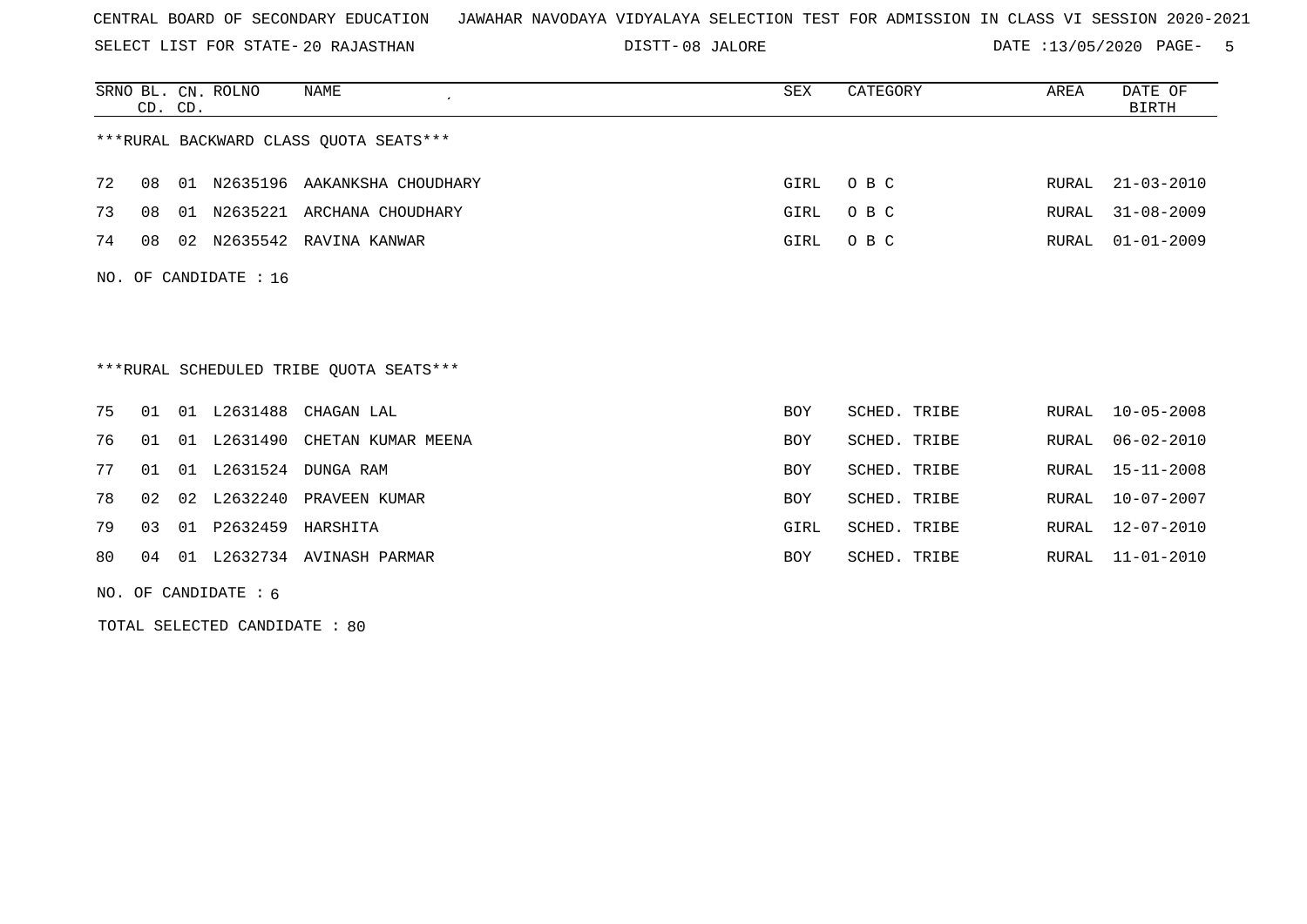CENTRAL BOARD OF SECONDARY EDUCATION JAWAHAR NAVODAYA VIDYALAYA SELECTION TEST FOR ADMISSION IN CLASS VI SESSION 2020-2021

SELECT LIST FOR STATE- 20 RAJASTHAN DISTT- 08 JALORE DATE :13/05/2020 PAGE- 5

***RURAL BACKWARD CLASS QUOTA SEATS***

| SRNO | BL. CD. | CN. CD. | ROLNO | NAME | SEX | CATEGORY | AREA | DATE OF BIRTH |
|---|---|---|---|---|---|---|---|---|
| 72 | 08 | 01 | N2635196 | AAKANKSHA CHOUDHARY | GIRL | O B C | RURAL | 21-03-2010 |
| 73 | 08 | 01 | N2635221 | ARCHANA CHOUDHARY | GIRL | O B C | RURAL | 31-08-2009 |
| 74 | 08 | 02 | N2635542 | RAVINA KANWAR | GIRL | O B C | RURAL | 01-01-2009 |

NO. OF CANDIDATE : 16

***RURAL SCHEDULED TRIBE QUOTA SEATS***

| SRNO | BL. CD. | CN. CD. | ROLNO | NAME | SEX | CATEGORY | AREA | DATE OF BIRTH |
|---|---|---|---|---|---|---|---|---|
| 75 | 01 | 01 | L2631488 | CHAGAN LAL | BOY | SCHED. TRIBE | RURAL | 10-05-2008 |
| 76 | 01 | 01 | L2631490 | CHETAN KUMAR MEENA | BOY | SCHED. TRIBE | RURAL | 06-02-2010 |
| 77 | 01 | 01 | L2631524 | DUNGA RAM | BOY | SCHED. TRIBE | RURAL | 15-11-2008 |
| 78 | 02 | 02 | L2632240 | PRAVEEN KUMAR | BOY | SCHED. TRIBE | RURAL | 10-07-2007 |
| 79 | 03 | 01 | P2632459 | HARSHITA | GIRL | SCHED. TRIBE | RURAL | 12-07-2010 |
| 80 | 04 | 01 | L2632734 | AVINASH PARMAR | BOY | SCHED. TRIBE | RURAL | 11-01-2010 |

NO. OF CANDIDATE : 6

TOTAL SELECTED CANDIDATE : 80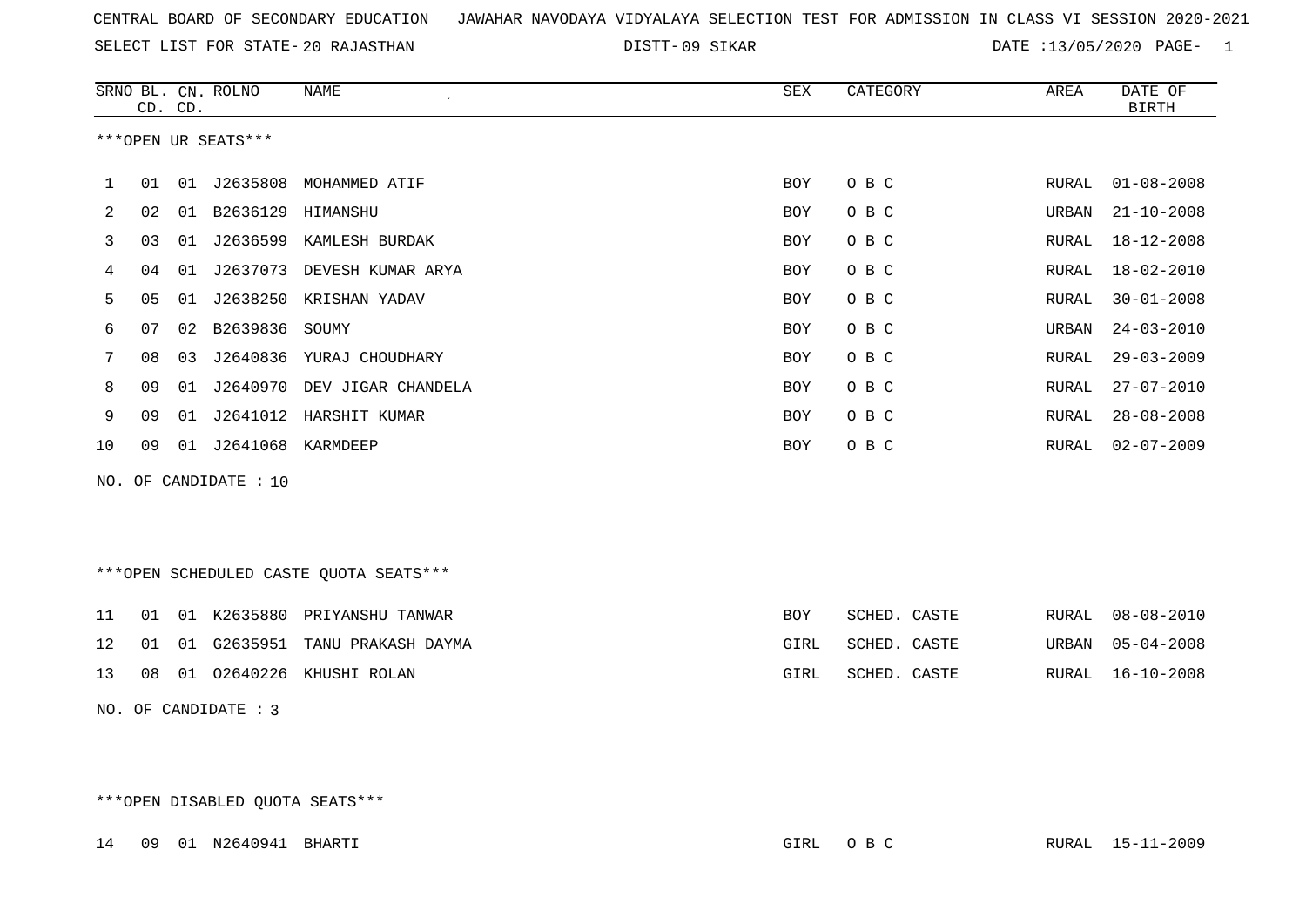CENTRAL BOARD OF SECONDARY EDUCATION   JAWAHAR NAVODAYA VIDYALAYA SELECTION TEST FOR ADMISSION IN CLASS VI SESSION 2020-2021

SELECT LIST FOR STATE- 20 RAJASTHAN     DISTT- 09 SIKAR     DATE :13/05/2020

| SRNO | BL. CD. | CN. CD. | ROLNO | NAME | SEX | CATEGORY | AREA | DATE OF BIRTH |
|---|---|---|---|---|---|---|---|---|

***OPEN UR SEATS***

| SRNO | BL. CD. | CN. CD. | ROLNO | NAME | SEX | CATEGORY | AREA | DATE OF BIRTH |
|---|---|---|---|---|---|---|---|---|
| 1 | 01 | 01 | J2635808 | MOHAMMED ATIF | BOY | O B C | RURAL | 01-08-2008 |
| 2 | 02 | 01 | B2636129 | HIMANSHU | BOY | O B C | URBAN | 21-10-2008 |
| 3 | 03 | 01 | J2636599 | KAMLESH BURDAK | BOY | O B C | RURAL | 18-12-2008 |
| 4 | 04 | 01 | J2637073 | DEVESH KUMAR ARYA | BOY | O B C | RURAL | 18-02-2010 |
| 5 | 05 | 01 | J2638250 | KRISHAN YADAV | BOY | O B C | RURAL | 30-01-2008 |
| 6 | 07 | 02 | B2639836 | SOUMY | BOY | O B C | URBAN | 24-03-2010 |
| 7 | 08 | 03 | J2640836 | YURAJ CHOUDHARY | BOY | O B C | RURAL | 29-03-2009 |
| 8 | 09 | 01 | J2640970 | DEV JIGAR CHANDELA | BOY | O B C | RURAL | 27-07-2010 |
| 9 | 09 | 01 | J2641012 | HARSHIT KUMAR | BOY | O B C | RURAL | 28-08-2008 |
| 10 | 09 | 01 | J2641068 | KARMDEEP | BOY | O B C | RURAL | 02-07-2009 |

NO. OF CANDIDATE : 10

***OPEN SCHEDULED CASTE QUOTA SEATS***

| SRNO | BL. CD. | CN. CD. | ROLNO | NAME | SEX | CATEGORY | AREA | DATE OF BIRTH |
|---|---|---|---|---|---|---|---|---|
| 11 | 01 | 01 | K2635880 | PRIYANSHU TANWAR | BOY | SCHED. CASTE | RURAL | 08-08-2010 |
| 12 | 01 | 01 | G2635951 | TANU PRAKASH DAYMA | GIRL | SCHED. CASTE | URBAN | 05-04-2008 |
| 13 | 08 | 01 | O2640226 | KHUSHI ROLAN | GIRL | SCHED. CASTE | RURAL | 16-10-2008 |

NO. OF CANDIDATE : 3

***OPEN DISABLED QUOTA SEATS***

| SRNO | BL. CD. | CN. CD. | ROLNO | NAME | SEX | CATEGORY | AREA | DATE OF BIRTH |
|---|---|---|---|---|---|---|---|---|
| 14 | 09 | 01 | N2640941 | BHARTI | GIRL | O B C | RURAL | 15-11-2009 |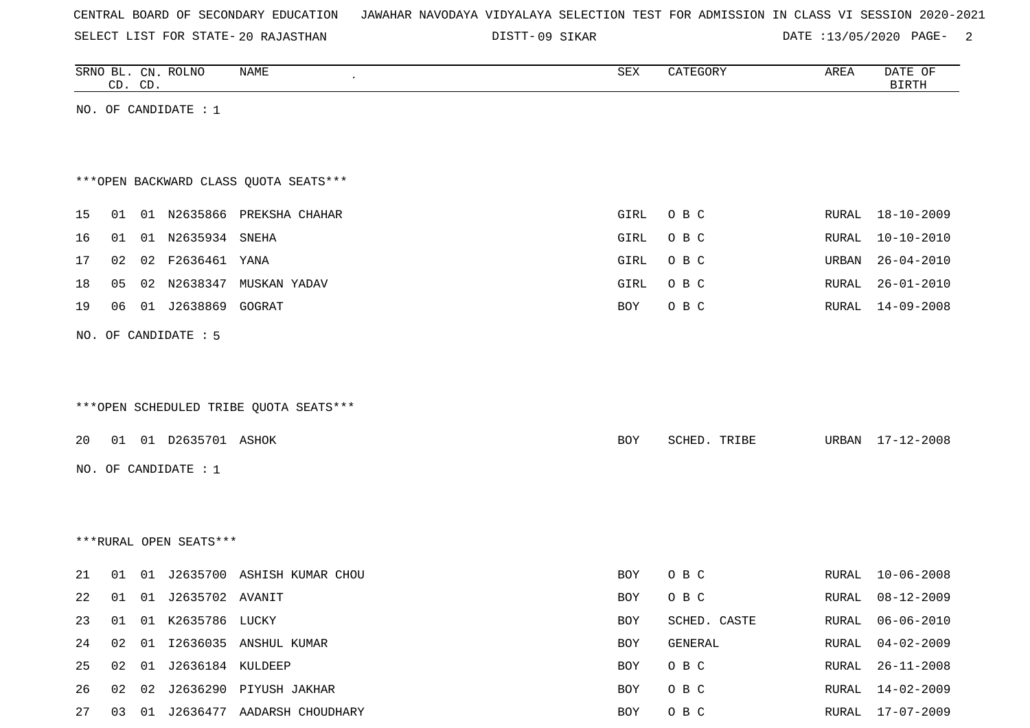CENTRAL BOARD OF SECONDARY EDUCATION JAWAHAR NAVODAYA VIDYALAYA SELECTION TEST FOR ADMISSION IN CLASS VI SESSION 2020-2021

SELECT LIST FOR STATE- 20 RAJASTHAN DISTT- 09 SIKAR DATE :13/05/2020 PAGE- 2

| SRNO | BL. CD. | CN. CD. | ROLNO | NAME | SEX | CATEGORY | AREA | DATE OF BIRTH |
|---|---|---|---|---|---|---|---|---|

NO. OF CANDIDATE : 1

***OPEN BACKWARD CLASS QUOTA SEATS***

| SRNO | BL. CD. | CN. CD. | ROLNO | NAME | SEX | CATEGORY | AREA | DATE OF BIRTH |
|---|---|---|---|---|---|---|---|---|
| 15 | 01 | 01 | N2635866 | PREKSHA CHAHAR | GIRL | O B C | RURAL | 18-10-2009 |
| 16 | 01 | 01 | N2635934 | SNEHA | GIRL | O B C | RURAL | 10-10-2010 |
| 17 | 02 | 02 | F2636461 | YANA | GIRL | O B C | URBAN | 26-04-2010 |
| 18 | 05 | 02 | N2638347 | MUSKAN YADAV | GIRL | O B C | RURAL | 26-01-2010 |
| 19 | 06 | 01 | J2638869 | GOGRAT | BOY | O B C | RURAL | 14-09-2008 |

NO. OF CANDIDATE : 5

***OPEN SCHEDULED TRIBE QUOTA SEATS***

| SRNO | BL. CD. | CN. CD. | ROLNO | NAME | SEX | CATEGORY | AREA | DATE OF BIRTH |
|---|---|---|---|---|---|---|---|---|
| 20 | 01 | 01 | D2635701 | ASHOK | BOY | SCHED. TRIBE | URBAN | 17-12-2008 |

NO. OF CANDIDATE : 1

***RURAL OPEN SEATS***

| SRNO | BL. CD. | CN. CD. | ROLNO | NAME | SEX | CATEGORY | AREA | DATE OF BIRTH |
|---|---|---|---|---|---|---|---|---|
| 21 | 01 | 01 | J2635700 | ASHISH KUMAR CHOU | BOY | O B C | RURAL | 10-06-2008 |
| 22 | 01 | 01 | J2635702 | AVANIT | BOY | O B C | RURAL | 08-12-2009 |
| 23 | 01 | 01 | K2635786 | LUCKY | BOY | SCHED. CASTE | RURAL | 06-06-2010 |
| 24 | 02 | 01 | I2636035 | ANSHUL KUMAR | BOY | GENERAL | RURAL | 04-02-2009 |
| 25 | 02 | 01 | J2636184 | KULDEEP | BOY | O B C | RURAL | 26-11-2008 |
| 26 | 02 | 02 | J2636290 | PIYUSH JAKHAR | BOY | O B C | RURAL | 14-02-2009 |
| 27 | 03 | 01 | J2636477 | AADARSH CHOUDHARY | BOY | O B C | RURAL | 17-07-2009 |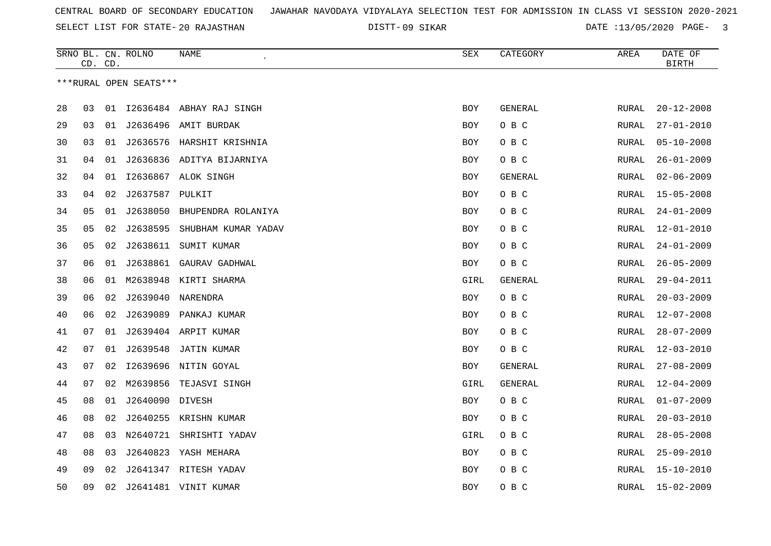CENTRAL BOARD OF SECONDARY EDUCATION JAWAHAR NAVODAYA VIDYALAYA SELECTION TEST FOR ADMISSION IN CLASS VI SESSION 2020-2021

SELECT LIST FOR STATE- 20 RAJASTHAN DISTT- 09 SIKAR DATE :13/05/2020

***RURAL OPEN SEATS***

| SRNO | BL. CD. | CN. CD. | ROLNO | NAME | SEX | CATEGORY | AREA | DATE OF BIRTH |
|---|---|---|---|---|---|---|---|---|
| 28 | 03 | 01 | I2636484 | ABHAY RAJ SINGH | BOY | GENERAL | RURAL | 20-12-2008 |
| 29 | 03 | 01 | J2636496 | AMIT BURDAK | BOY | O B C | RURAL | 27-01-2010 |
| 30 | 03 | 01 | J2636576 | HARSHIT KRISHNIA | BOY | O B C | RURAL | 05-10-2008 |
| 31 | 04 | 01 | J2636836 | ADITYA BIJARNIYA | BOY | O B C | RURAL | 26-01-2009 |
| 32 | 04 | 01 | I2636867 | ALOK SINGH | BOY | GENERAL | RURAL | 02-06-2009 |
| 33 | 04 | 02 | J2637587 | PULKIT | BOY | O B C | RURAL | 15-05-2008 |
| 34 | 05 | 01 | J2638050 | BHUPENDRA ROLANIYA | BOY | O B C | RURAL | 24-01-2009 |
| 35 | 05 | 02 | J2638595 | SHUBHAM KUMAR YADAV | BOY | O B C | RURAL | 12-01-2010 |
| 36 | 05 | 02 | J2638611 | SUMIT KUMAR | BOY | O B C | RURAL | 24-01-2009 |
| 37 | 06 | 01 | J2638861 | GAURAV GADHWAL | BOY | O B C | RURAL | 26-05-2009 |
| 38 | 06 | 01 | M2638948 | KIRTI SHARMA | GIRL | GENERAL | RURAL | 29-04-2011 |
| 39 | 06 | 02 | J2639040 | NARENDRA | BOY | O B C | RURAL | 20-03-2009 |
| 40 | 06 | 02 | J2639089 | PANKAJ KUMAR | BOY | O B C | RURAL | 12-07-2008 |
| 41 | 07 | 01 | J2639404 | ARPIT KUMAR | BOY | O B C | RURAL | 28-07-2009 |
| 42 | 07 | 01 | J2639548 | JATIN KUMAR | BOY | O B C | RURAL | 12-03-2010 |
| 43 | 07 | 02 | I2639696 | NITIN GOYAL | BOY | GENERAL | RURAL | 27-08-2009 |
| 44 | 07 | 02 | M2639856 | TEJASVI SINGH | GIRL | GENERAL | RURAL | 12-04-2009 |
| 45 | 08 | 01 | J2640090 | DIVESH | BOY | O B C | RURAL | 01-07-2009 |
| 46 | 08 | 02 | J2640255 | KRISHN KUMAR | BOY | O B C | RURAL | 20-03-2010 |
| 47 | 08 | 03 | N2640721 | SHRISHTI YADAV | GIRL | O B C | RURAL | 28-05-2008 |
| 48 | 08 | 03 | J2640823 | YASH MEHARA | BOY | O B C | RURAL | 25-09-2010 |
| 49 | 09 | 02 | J2641347 | RITESH YADAV | BOY | O B C | RURAL | 15-10-2010 |
| 50 | 09 | 02 | J2641481 | VINIT KUMAR | BOY | O B C | RURAL | 15-02-2009 |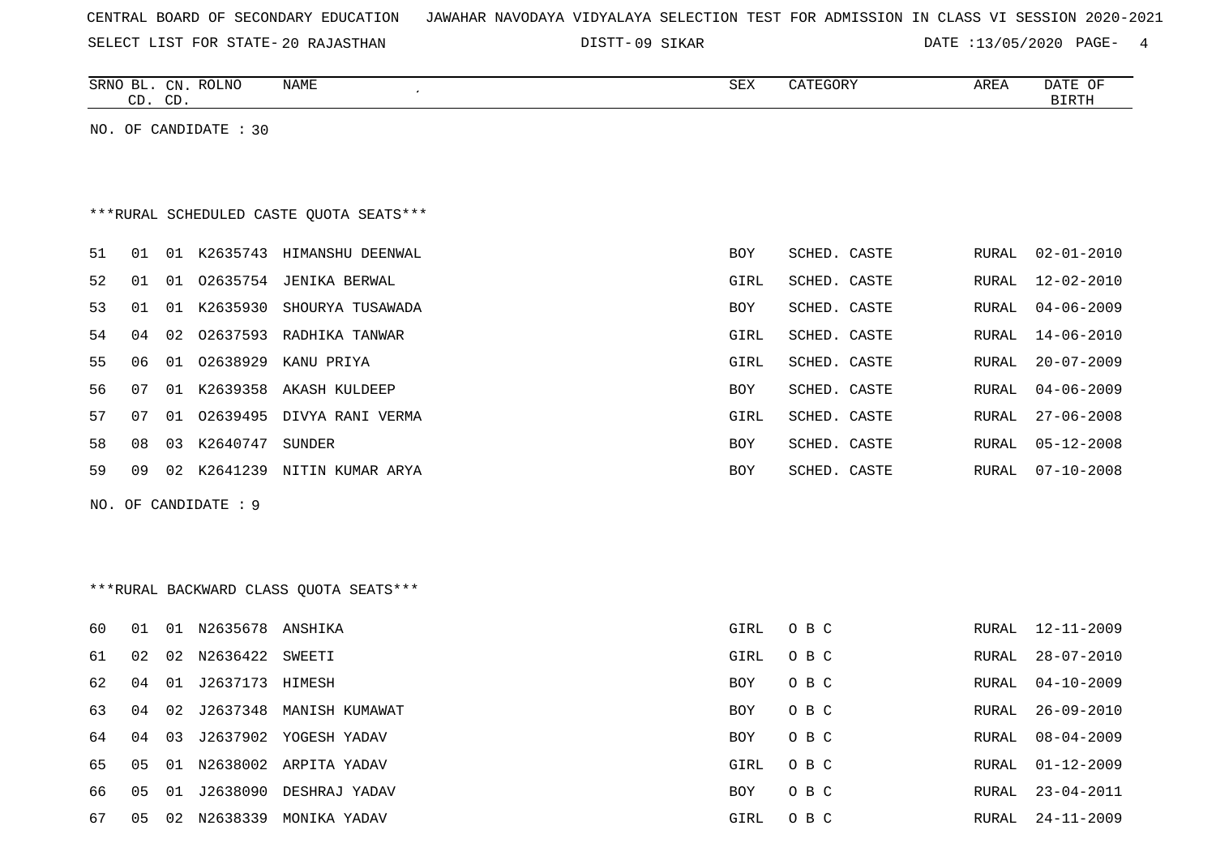CENTRAL BOARD OF SECONDARY EDUCATION JAWAHAR NAVODAYA VIDYALAYA SELECTION TEST FOR ADMISSION IN CLASS VI SESSION 2020-2021

SELECT LIST FOR STATE- 20 RAJASTHAN DISTT- 09 SIKAR DATE :13/05/2020

| SRNO | BL. CD. | CN. CD. | ROLNO | NAME | SEX | CATEGORY | AREA | DATE OF BIRTH |
|---|---|---|---|---|---|---|---|---|

NO. OF CANDIDATE : 30

***RURAL SCHEDULED CASTE QUOTA SEATS***

| SRNO | BL. CD. | CN. CD. | ROLNO | NAME | SEX | CATEGORY | AREA | DATE OF BIRTH |
|---|---|---|---|---|---|---|---|---|
| 51 | 01 | 01 | K2635743 | HIMANSHU DEENWAL | BOY | SCHED. CASTE | RURAL | 02-01-2010 |
| 52 | 01 | 01 | O2635754 | JENIKA BERWAL | GIRL | SCHED. CASTE | RURAL | 12-02-2010 |
| 53 | 01 | 01 | K2635930 | SHOURYA TUSAWADA | BOY | SCHED. CASTE | RURAL | 04-06-2009 |
| 54 | 04 | 02 | O2637593 | RADHIKA TANWAR | GIRL | SCHED. CASTE | RURAL | 14-06-2010 |
| 55 | 06 | 01 | O2638929 | KANU PRIYA | GIRL | SCHED. CASTE | RURAL | 20-07-2009 |
| 56 | 07 | 01 | K2639358 | AKASH KULDEEP | BOY | SCHED. CASTE | RURAL | 04-06-2009 |
| 57 | 07 | 01 | O2639495 | DIVYA RANI VERMA | GIRL | SCHED. CASTE | RURAL | 27-06-2008 |
| 58 | 08 | 03 | K2640747 | SUNDER | BOY | SCHED. CASTE | RURAL | 05-12-2008 |
| 59 | 09 | 02 | K2641239 | NITIN KUMAR ARYA | BOY | SCHED. CASTE | RURAL | 07-10-2008 |

NO. OF CANDIDATE : 9

***RURAL BACKWARD CLASS QUOTA SEATS***

| SRNO | BL. CD. | CN. CD. | ROLNO | NAME | SEX | CATEGORY | AREA | DATE OF BIRTH |
|---|---|---|---|---|---|---|---|---|
| 60 | 01 | 01 | N2635678 | ANSHIKA | GIRL | O B C | RURAL | 12-11-2009 |
| 61 | 02 | 02 | N2636422 | SWEETI | GIRL | O B C | RURAL | 28-07-2010 |
| 62 | 04 | 01 | J2637173 | HIMESH | BOY | O B C | RURAL | 04-10-2009 |
| 63 | 04 | 02 | J2637348 | MANISH KUMAWAT | BOY | O B C | RURAL | 26-09-2010 |
| 64 | 04 | 03 | J2637902 | YOGESH YADAV | BOY | O B C | RURAL | 08-04-2009 |
| 65 | 05 | 01 | N2638002 | ARPITA YADAV | GIRL | O B C | RURAL | 01-12-2009 |
| 66 | 05 | 01 | J2638090 | DESHRAJ YADAV | BOY | O B C | RURAL | 23-04-2011 |
| 67 | 05 | 02 | N2638339 | MONIKA YADAV | GIRL | O B C | RURAL | 24-11-2009 |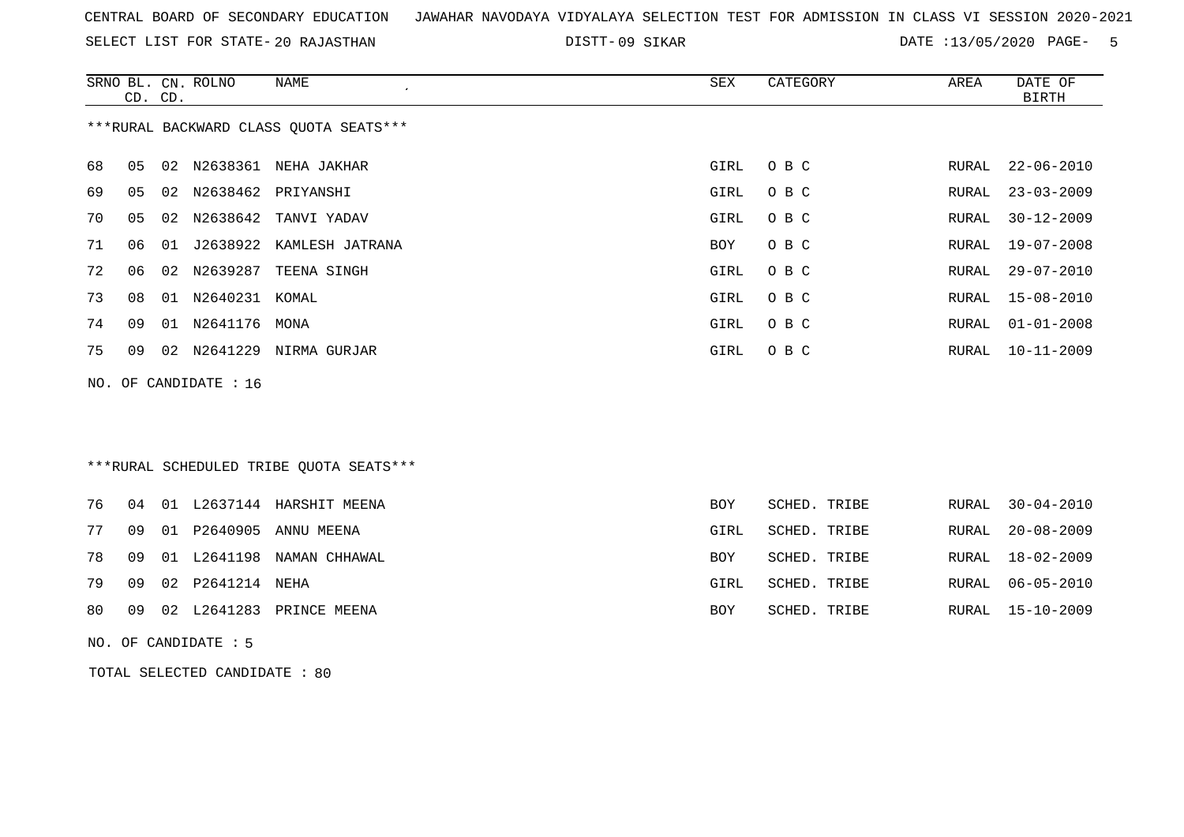CENTRAL BOARD OF SECONDARY EDUCATION JAWAHAR NAVODAYA VIDYALAYA SELECTION TEST FOR ADMISSION IN CLASS VI SESSION 2020-2021

SELECT LIST FOR STATE- 20 RAJASTHAN DISTT- 09 SIKAR DATE :13/05/2020

***RURAL BACKWARD CLASS QUOTA SEATS***

| SRNO | BL. CD. | CN. CD. | ROLNO | NAME | SEX | CATEGORY | AREA | DATE OF BIRTH |
|---|---|---|---|---|---|---|---|---|
| 68 | 05 | 02 | N2638361 | NEHA JAKHAR | GIRL | O B C | RURAL | 22-06-2010 |
| 69 | 05 | 02 | N2638462 | PRIYANSHI | GIRL | O B C | RURAL | 23-03-2009 |
| 70 | 05 | 02 | N2638642 | TANVI YADAV | GIRL | O B C | RURAL | 30-12-2009 |
| 71 | 06 | 01 | J2638922 | KAMLESH JATRANA | BOY | O B C | RURAL | 19-07-2008 |
| 72 | 06 | 02 | N2639287 | TEENA SINGH | GIRL | O B C | RURAL | 29-07-2010 |
| 73 | 08 | 01 | N2640231 | KOMAL | GIRL | O B C | RURAL | 15-08-2010 |
| 74 | 09 | 01 | N2641176 | MONA | GIRL | O B C | RURAL | 01-01-2008 |
| 75 | 09 | 02 | N2641229 | NIRMA GURJAR | GIRL | O B C | RURAL | 10-11-2009 |

NO. OF CANDIDATE : 16

***RURAL SCHEDULED TRIBE QUOTA SEATS***

| SRNO | BL. CD. | CN. CD. | ROLNO | NAME | SEX | CATEGORY | AREA | DATE OF BIRTH |
|---|---|---|---|---|---|---|---|---|
| 76 | 04 | 01 | L2637144 | HARSHIT MEENA | BOY | SCHED. TRIBE | RURAL | 30-04-2010 |
| 77 | 09 | 01 | P2640905 | ANNU MEENA | GIRL | SCHED. TRIBE | RURAL | 20-08-2009 |
| 78 | 09 | 01 | L2641198 | NAMAN CHHAWAL | BOY | SCHED. TRIBE | RURAL | 18-02-2009 |
| 79 | 09 | 02 | P2641214 | NEHA | GIRL | SCHED. TRIBE | RURAL | 06-05-2010 |
| 80 | 09 | 02 | L2641283 | PRINCE MEENA | BOY | SCHED. TRIBE | RURAL | 15-10-2009 |

NO. OF CANDIDATE : 5

TOTAL SELECTED CANDIDATE : 80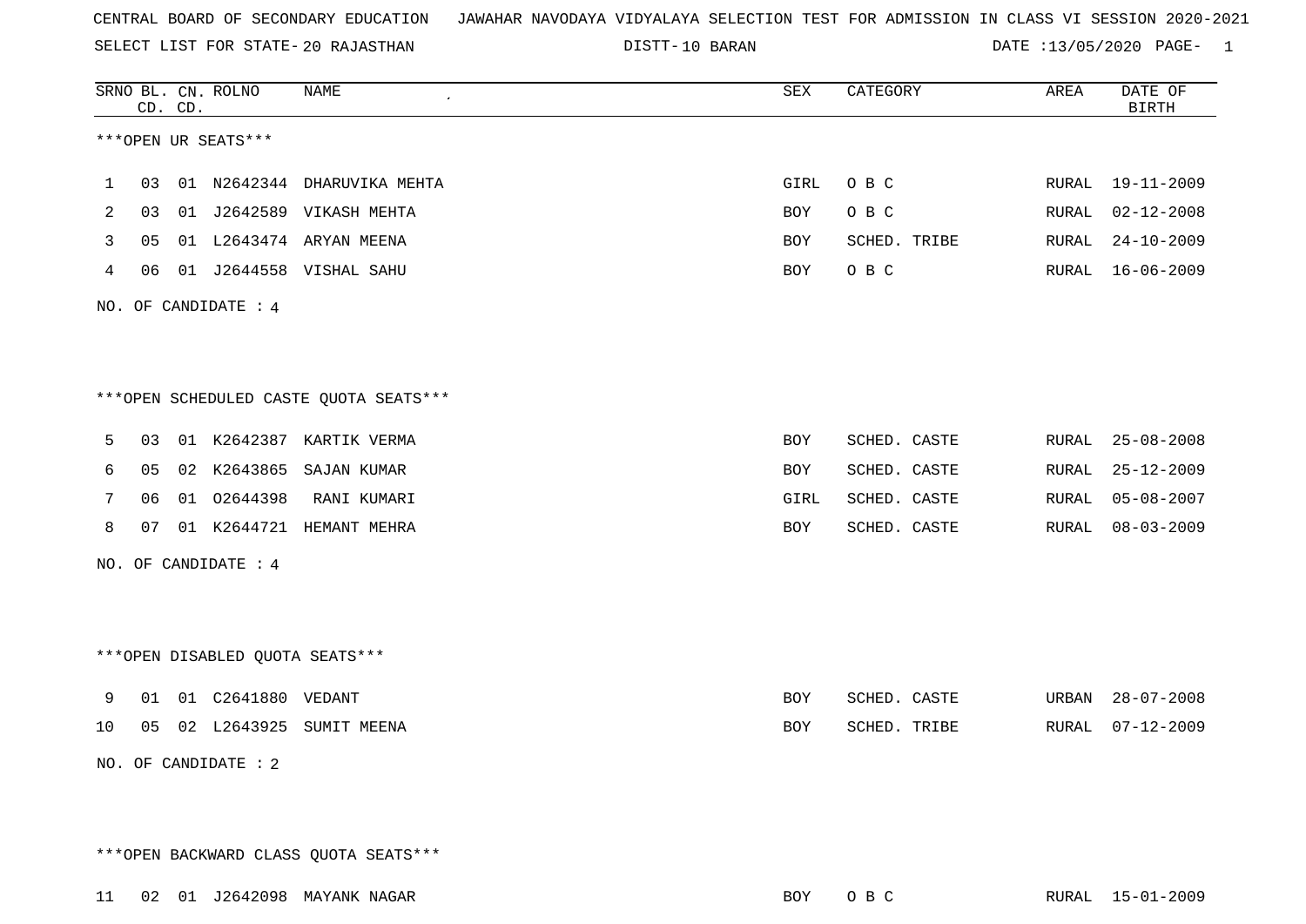CENTRAL BOARD OF SECONDARY EDUCATION JAWAHAR NAVODAYA VIDYALAYA SELECTION TEST FOR ADMISSION IN CLASS VI SESSION 2020-2021

SELECT LIST FOR STATE- 20 RAJASTHAN DISTT- 10 BARAN DATE :13/05/2020

| SRNO | BL. CD. | CN. CD. | ROLNO | NAME | SEX | CATEGORY | AREA | DATE OF BIRTH |
|---|---|---|---|---|---|---|---|---|

***OPEN UR SEATS***

| SRNO | BL. CD. | CN. CD. | ROLNO | NAME | SEX | CATEGORY | AREA | DATE OF BIRTH |
|---|---|---|---|---|---|---|---|---|
| 1 | 03 | 01 | N2642344 | DHARUVIKA MEHTA | GIRL | O B C | RURAL | 19-11-2009 |
| 2 | 03 | 01 | J2642589 | VIKASH MEHTA | BOY | O B C | RURAL | 02-12-2008 |
| 3 | 05 | 01 | L2643474 | ARYAN MEENA | BOY | SCHED. TRIBE | RURAL | 24-10-2009 |
| 4 | 06 | 01 | J2644558 | VISHAL SAHU | BOY | O B C | RURAL | 16-06-2009 |

NO. OF CANDIDATE : 4

***OPEN SCHEDULED CASTE QUOTA SEATS***

| SRNO | BL. CD. | CN. CD. | ROLNO | NAME | SEX | CATEGORY | AREA | DATE OF BIRTH |
|---|---|---|---|---|---|---|---|---|
| 5 | 03 | 01 | K2642387 | KARTIK VERMA | BOY | SCHED. CASTE | RURAL | 25-08-2008 |
| 6 | 05 | 02 | K2643865 | SAJAN KUMAR | BOY | SCHED. CASTE | RURAL | 25-12-2009 |
| 7 | 06 | 01 | O2644398 | RANI KUMARI | GIRL | SCHED. CASTE | RURAL | 05-08-2007 |
| 8 | 07 | 01 | K2644721 | HEMANT MEHRA | BOY | SCHED. CASTE | RURAL | 08-03-2009 |

NO. OF CANDIDATE : 4

***OPEN DISABLED QUOTA SEATS***

| SRNO | BL. CD. | CN. CD. | ROLNO | NAME | SEX | CATEGORY | AREA | DATE OF BIRTH |
|---|---|---|---|---|---|---|---|---|
| 9 | 01 | 01 | C2641880 | VEDANT | BOY | SCHED. CASTE | URBAN | 28-07-2008 |
| 10 | 05 | 02 | L2643925 | SUMIT MEENA | BOY | SCHED. TRIBE | RURAL | 07-12-2009 |

NO. OF CANDIDATE : 2

***OPEN BACKWARD CLASS QUOTA SEATS***

| SRNO | BL. CD. | CN. CD. | ROLNO | NAME | SEX | CATEGORY | AREA | DATE OF BIRTH |
|---|---|---|---|---|---|---|---|---|
| 11 | 02 | 01 | J2642098 | MAYANK NAGAR | BOY | O B C | RURAL | 15-01-2009 |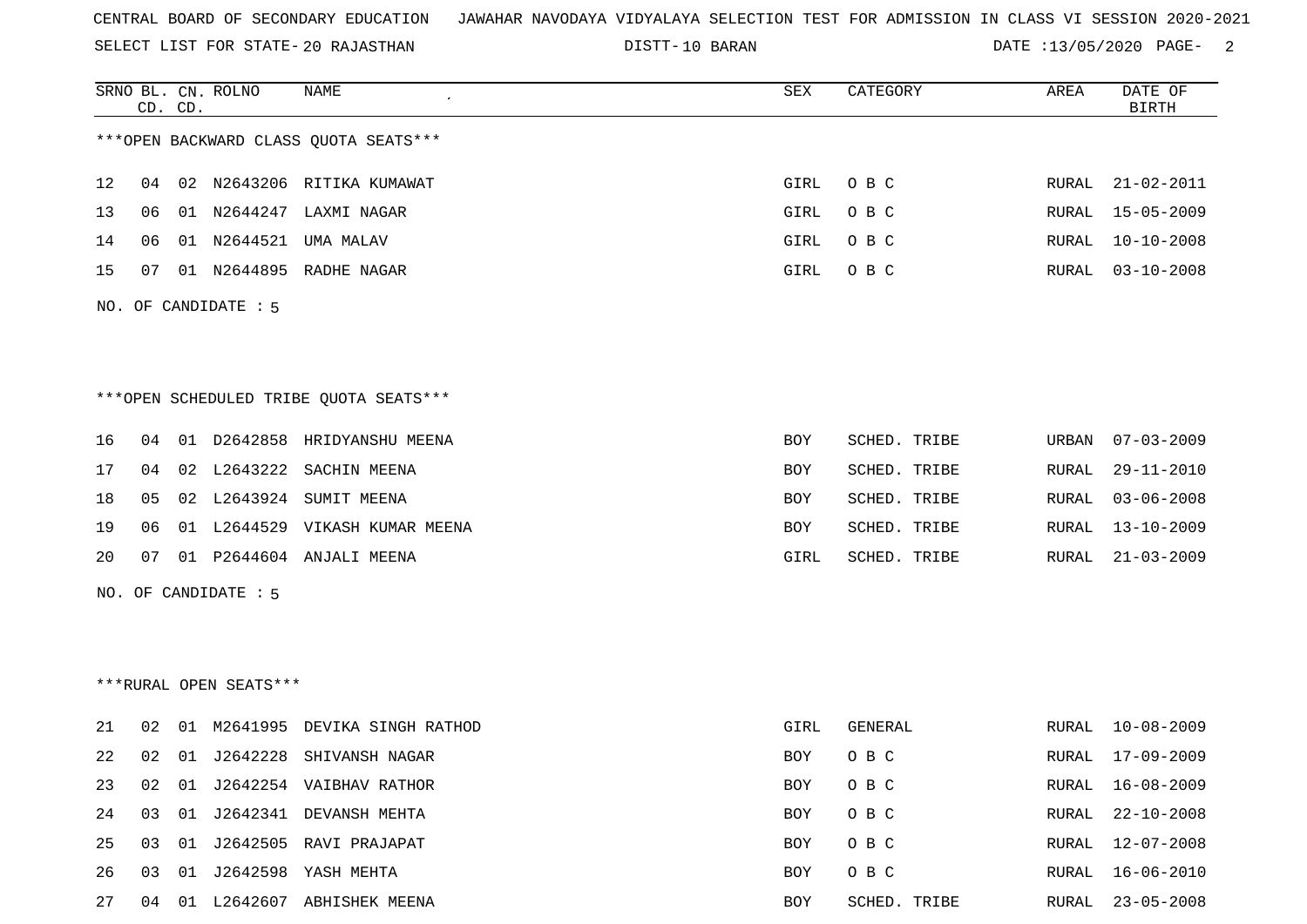CENTRAL BOARD OF SECONDARY EDUCATION JAWAHAR NAVODAYA VIDYALAYA SELECTION TEST FOR ADMISSION IN CLASS VI SESSION 2020-2021

SELECT LIST FOR STATE- 20 RAJASTHAN DISTT- 10 BARAN DATE :13/05/2020 PAGE- 2

***OPEN BACKWARD CLASS QUOTA SEATS***

| SRNO | BL. CD. | CN. CD. | ROLNO | NAME | SEX | CATEGORY | AREA | DATE OF BIRTH |
|---|---|---|---|---|---|---|---|---|
| 12 | 04 | 02 | N2643206 | RITIKA KUMAWAT | GIRL | O B C | RURAL | 21-02-2011 |
| 13 | 06 | 01 | N2644247 | LAXMI NAGAR | GIRL | O B C | RURAL | 15-05-2009 |
| 14 | 06 | 01 | N2644521 | UMA MALAV | GIRL | O B C | RURAL | 10-10-2008 |
| 15 | 07 | 01 | N2644895 | RADHE NAGAR | GIRL | O B C | RURAL | 03-10-2008 |

NO. OF CANDIDATE : 5

***OPEN SCHEDULED TRIBE QUOTA SEATS***

| SRNO | BL. CD. | CN. CD. | ROLNO | NAME | SEX | CATEGORY | AREA | DATE OF BIRTH |
|---|---|---|---|---|---|---|---|---|
| 16 | 04 | 01 | D2642858 | HRIDYANSHU MEENA | BOY | SCHED. TRIBE | URBAN | 07-03-2009 |
| 17 | 04 | 02 | L2643222 | SACHIN MEENA | BOY | SCHED. TRIBE | RURAL | 29-11-2010 |
| 18 | 05 | 02 | L2643924 | SUMIT MEENA | BOY | SCHED. TRIBE | RURAL | 03-06-2008 |
| 19 | 06 | 01 | L2644529 | VIKASH KUMAR MEENA | BOY | SCHED. TRIBE | RURAL | 13-10-2009 |
| 20 | 07 | 01 | P2644604 | ANJALI MEENA | GIRL | SCHED. TRIBE | RURAL | 21-03-2009 |

NO. OF CANDIDATE : 5

***RURAL OPEN SEATS***

| SRNO | BL. CD. | CN. CD. | ROLNO | NAME | SEX | CATEGORY | AREA | DATE OF BIRTH |
|---|---|---|---|---|---|---|---|---|
| 21 | 02 | 01 | M2641995 | DEVIKA SINGH RATHOD | GIRL | GENERAL | RURAL | 10-08-2009 |
| 22 | 02 | 01 | J2642228 | SHIVANSH NAGAR | BOY | O B C | RURAL | 17-09-2009 |
| 23 | 02 | 01 | J2642254 | VAIBHAV RATHOR | BOY | O B C | RURAL | 16-08-2009 |
| 24 | 03 | 01 | J2642341 | DEVANSH MEHTA | BOY | O B C | RURAL | 22-10-2008 |
| 25 | 03 | 01 | J2642505 | RAVI PRAJAPAT | BOY | O B C | RURAL | 12-07-2008 |
| 26 | 03 | 01 | J2642598 | YASH MEHTA | BOY | O B C | RURAL | 16-06-2010 |
| 27 | 04 | 01 | L2642607 | ABHISHEK MEENA | BOY | SCHED. TRIBE | RURAL | 23-05-2008 |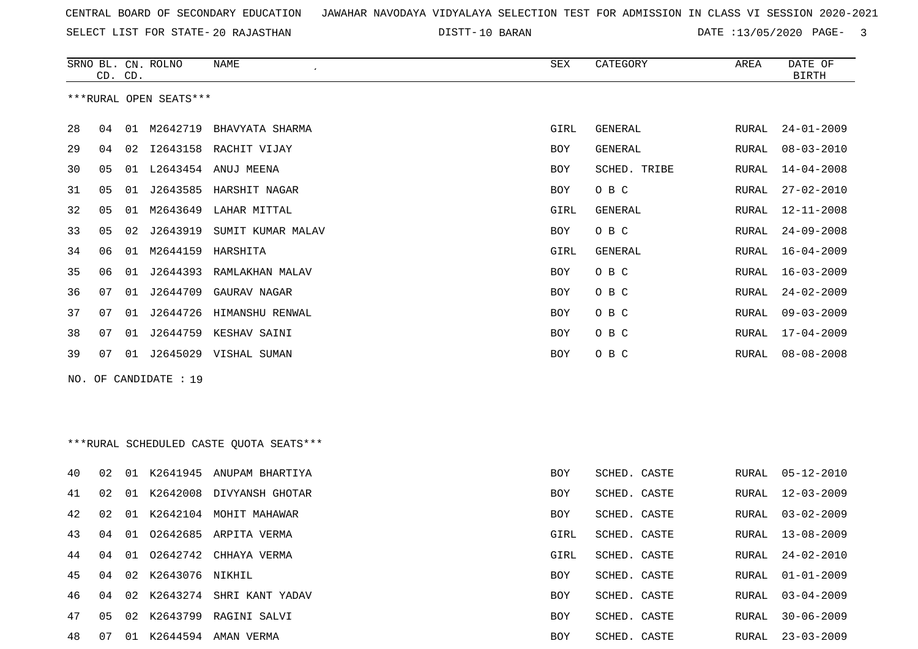CENTRAL BOARD OF SECONDARY EDUCATION   JAWAHAR NAVODAYA VIDYALAYA SELECTION TEST FOR ADMISSION IN CLASS VI SESSION 2020-2021

SELECT LIST FOR STATE- 20 RAJASTHAN   DISTT- 10 BARAN   DATE :13/05/2020

***RURAL OPEN SEATS***

| SRNO | BL. CD. | CN. CD. | ROLNO | NAME | SEX | CATEGORY | AREA | DATE OF BIRTH |
|---|---|---|---|---|---|---|---|---|
| 28 | 04 | 01 | M2642719 | BHAVYATA SHARMA | GIRL | GENERAL | RURAL | 24-01-2009 |
| 29 | 04 | 02 | I2643158 | RACHIT VIJAY | BOY | GENERAL | RURAL | 08-03-2010 |
| 30 | 05 | 01 | L2643454 | ANUJ MEENA | BOY | SCHED. TRIBE | RURAL | 14-04-2008 |
| 31 | 05 | 01 | J2643585 | HARSHIT NAGAR | BOY | O B C | RURAL | 27-02-2010 |
| 32 | 05 | 01 | M2643649 | LAHAR MITTAL | GIRL | GENERAL | RURAL | 12-11-2008 |
| 33 | 05 | 02 | J2643919 | SUMIT KUMAR MALAV | BOY | O B C | RURAL | 24-09-2008 |
| 34 | 06 | 01 | M2644159 | HARSHITA | GIRL | GENERAL | RURAL | 16-04-2009 |
| 35 | 06 | 01 | J2644393 | RAMLAKHAN MALAV | BOY | O B C | RURAL | 16-03-2009 |
| 36 | 07 | 01 | J2644709 | GAURAV NAGAR | BOY | O B C | RURAL | 24-02-2009 |
| 37 | 07 | 01 | J2644726 | HIMANSHU RENWAL | BOY | O B C | RURAL | 09-03-2009 |
| 38 | 07 | 01 | J2644759 | KESHAV SAINI | BOY | O B C | RURAL | 17-04-2009 |
| 39 | 07 | 01 | J2645029 | VISHAL SUMAN | BOY | O B C | RURAL | 08-08-2008 |

NO. OF CANDIDATE : 19

***RURAL SCHEDULED CASTE QUOTA SEATS***

| SRNO | BL. CD. | CN. CD. | ROLNO | NAME | SEX | CATEGORY | AREA | DATE OF BIRTH |
|---|---|---|---|---|---|---|---|---|
| 40 | 02 | 01 | K2641945 | ANUPAM BHARTIYA | BOY | SCHED. CASTE | RURAL | 05-12-2010 |
| 41 | 02 | 01 | K2642008 | DIVYANSH GHOTAR | BOY | SCHED. CASTE | RURAL | 12-03-2009 |
| 42 | 02 | 01 | K2642104 | MOHIT MAHAWAR | BOY | SCHED. CASTE | RURAL | 03-02-2009 |
| 43 | 04 | 01 | O2642685 | ARPITA VERMA | GIRL | SCHED. CASTE | RURAL | 13-08-2009 |
| 44 | 04 | 01 | O2642742 | CHHAYA VERMA | GIRL | SCHED. CASTE | RURAL | 24-02-2010 |
| 45 | 04 | 02 | K2643076 | NIKHIL | BOY | SCHED. CASTE | RURAL | 01-01-2009 |
| 46 | 04 | 02 | K2643274 | SHRI KANT YADAV | BOY | SCHED. CASTE | RURAL | 03-04-2009 |
| 47 | 05 | 02 | K2643799 | RAGINI SALVI | BOY | SCHED. CASTE | RURAL | 30-06-2009 |
| 48 | 07 | 01 | K2644594 | AMAN VERMA | BOY | SCHED. CASTE | RURAL | 23-03-2009 |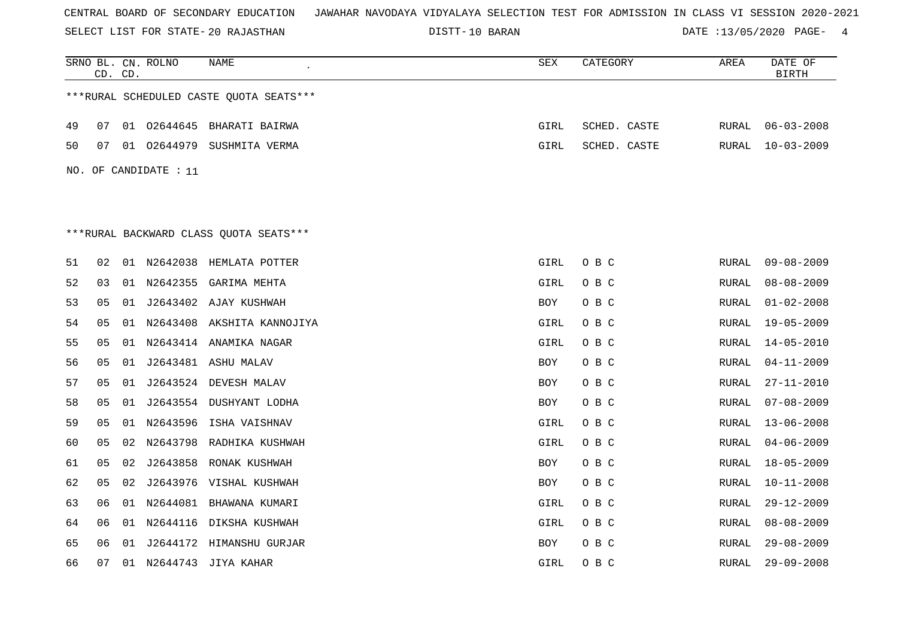CENTRAL BOARD OF SECONDARY EDUCATION JAWAHAR NAVODAYA VIDYALAYA SELECTION TEST FOR ADMISSION IN CLASS VI SESSION 2020-2021

SELECT LIST FOR STATE- 20 RAJASTHAN DISTT- 10 BARAN DATE :13/05/2020

| SRNO | BL. CD. | CN. CD. | ROLNO | NAME | SEX | CATEGORY | AREA | DATE OF BIRTH |
|---|---|---|---|---|---|---|---|---|

***RURAL SCHEDULED CASTE QUOTA SEATS***

| SRNO | BL. CD. | CN. CD. | ROLNO | NAME | SEX | CATEGORY | AREA | DATE OF BIRTH |
|---|---|---|---|---|---|---|---|---|
| 49 | 07 | 01 | O2644645 | BHARATI BAIRWA | GIRL | SCHED. CASTE | RURAL | 06-03-2008 |
| 50 | 07 | 01 | O2644979 | SUSHMITA VERMA | GIRL | SCHED. CASTE | RURAL | 10-03-2009 |

NO. OF CANDIDATE : 11

***RURAL BACKWARD CLASS QUOTA SEATS***

| SRNO | BL. CD. | CN. CD. | ROLNO | NAME | SEX | CATEGORY | AREA | DATE OF BIRTH |
|---|---|---|---|---|---|---|---|---|
| 51 | 02 | 01 | N2642038 | HEMLATA POTTER | GIRL | O B C | RURAL | 09-08-2009 |
| 52 | 03 | 01 | N2642355 | GARIMA MEHTA | GIRL | O B C | RURAL | 08-08-2009 |
| 53 | 05 | 01 | J2643402 | AJAY KUSHWAH | BOY | O B C | RURAL | 01-02-2008 |
| 54 | 05 | 01 | N2643408 | AKSHITA KANNOJIYA | GIRL | O B C | RURAL | 19-05-2009 |
| 55 | 05 | 01 | N2643414 | ANAMIKA NAGAR | GIRL | O B C | RURAL | 14-05-2010 |
| 56 | 05 | 01 | J2643481 | ASHU MALAV | BOY | O B C | RURAL | 04-11-2009 |
| 57 | 05 | 01 | J2643524 | DEVESH MALAV | BOY | O B C | RURAL | 27-11-2010 |
| 58 | 05 | 01 | J2643554 | DUSHYANT LODHA | BOY | O B C | RURAL | 07-08-2009 |
| 59 | 05 | 01 | N2643596 | ISHA VAISHNAV | GIRL | O B C | RURAL | 13-06-2008 |
| 60 | 05 | 02 | N2643798 | RADHIKA KUSHWAH | GIRL | O B C | RURAL | 04-06-2009 |
| 61 | 05 | 02 | J2643858 | RONAK KUSHWAH | BOY | O B C | RURAL | 18-05-2009 |
| 62 | 05 | 02 | J2643976 | VISHAL KUSHWAH | BOY | O B C | RURAL | 10-11-2008 |
| 63 | 06 | 01 | N2644081 | BHAWANA KUMARI | GIRL | O B C | RURAL | 29-12-2009 |
| 64 | 06 | 01 | N2644116 | DIKSHA KUSHWAH | GIRL | O B C | RURAL | 08-08-2009 |
| 65 | 06 | 01 | J2644172 | HIMANSHU GURJAR | BOY | O B C | RURAL | 29-08-2009 |
| 66 | 07 | 01 | N2644743 | JIYA KAHAR | GIRL | O B C | RURAL | 29-09-2008 |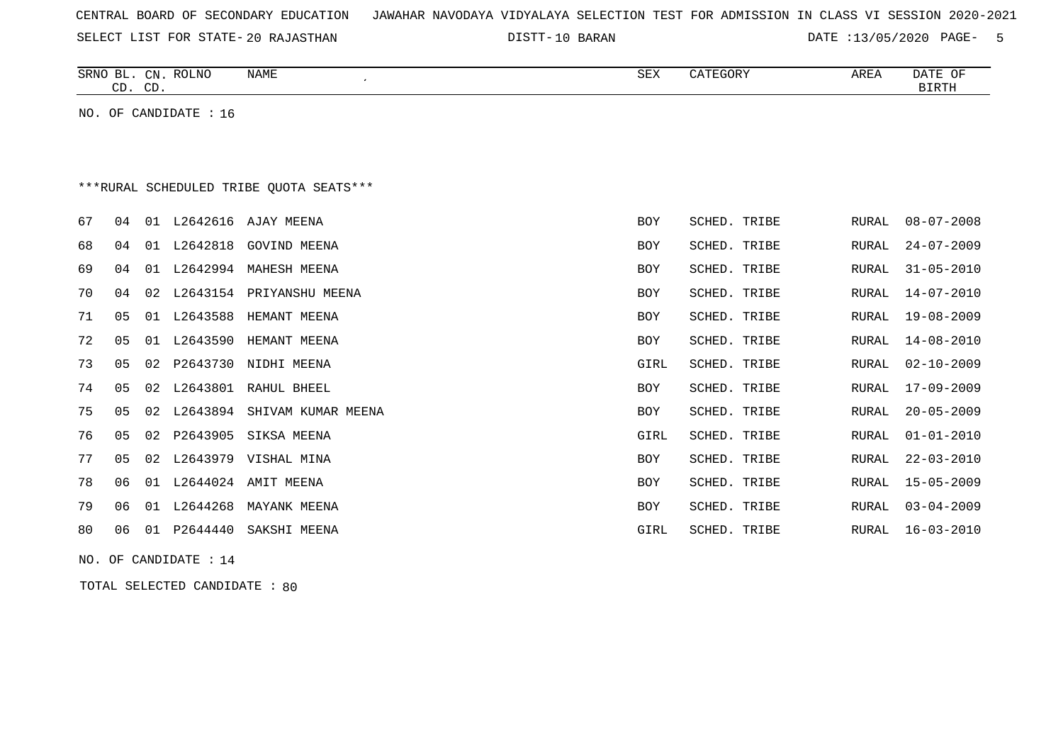CENTRAL BOARD OF SECONDARY EDUCATION JAWAHAR NAVODAYA VIDYALAYA SELECTION TEST FOR ADMISSION IN CLASS VI SESSION 2020-2021

SELECT LIST FOR STATE- 20 RAJASTHAN DISTT- 10 BARAN DATE :13/05/2020

| SRNO | BL. CD. | CN. CD. | ROLNO | NAME | SEX | CATEGORY | AREA | DATE OF BIRTH |
|---|---|---|---|---|---|---|---|---|

NO. OF CANDIDATE : 16

***RURAL SCHEDULED TRIBE QUOTA SEATS***

| SRNO | BL. CD. | CN. CD. | ROLNO | NAME | SEX | CATEGORY | AREA | DATE OF BIRTH |
|---|---|---|---|---|---|---|---|---|
| 67 | 04 | 01 | L2642616 | AJAY MEENA | BOY | SCHED. TRIBE | RURAL | 08-07-2008 |
| 68 | 04 | 01 | L2642818 | GOVIND MEENA | BOY | SCHED. TRIBE | RURAL | 24-07-2009 |
| 69 | 04 | 01 | L2642994 | MAHESH MEENA | BOY | SCHED. TRIBE | RURAL | 31-05-2010 |
| 70 | 04 | 02 | L2643154 | PRIYANSHU MEENA | BOY | SCHED. TRIBE | RURAL | 14-07-2010 |
| 71 | 05 | 01 | L2643588 | HEMANT MEENA | BOY | SCHED. TRIBE | RURAL | 19-08-2009 |
| 72 | 05 | 01 | L2643590 | HEMANT MEENA | BOY | SCHED. TRIBE | RURAL | 14-08-2010 |
| 73 | 05 | 02 | P2643730 | NIDHI MEENA | GIRL | SCHED. TRIBE | RURAL | 02-10-2009 |
| 74 | 05 | 02 | L2643801 | RAHUL BHEEL | BOY | SCHED. TRIBE | RURAL | 17-09-2009 |
| 75 | 05 | 02 | L2643894 | SHIVAM KUMAR MEENA | BOY | SCHED. TRIBE | RURAL | 20-05-2009 |
| 76 | 05 | 02 | P2643905 | SIKSA MEENA | GIRL | SCHED. TRIBE | RURAL | 01-01-2010 |
| 77 | 05 | 02 | L2643979 | VISHAL MINA | BOY | SCHED. TRIBE | RURAL | 22-03-2010 |
| 78 | 06 | 01 | L2644024 | AMIT MEENA | BOY | SCHED. TRIBE | RURAL | 15-05-2009 |
| 79 | 06 | 01 | L2644268 | MAYANK MEENA | BOY | SCHED. TRIBE | RURAL | 03-04-2009 |
| 80 | 06 | 01 | P2644440 | SAKSHI MEENA | GIRL | SCHED. TRIBE | RURAL | 16-03-2010 |

NO. OF CANDIDATE : 14

TOTAL SELECTED CANDIDATE : 80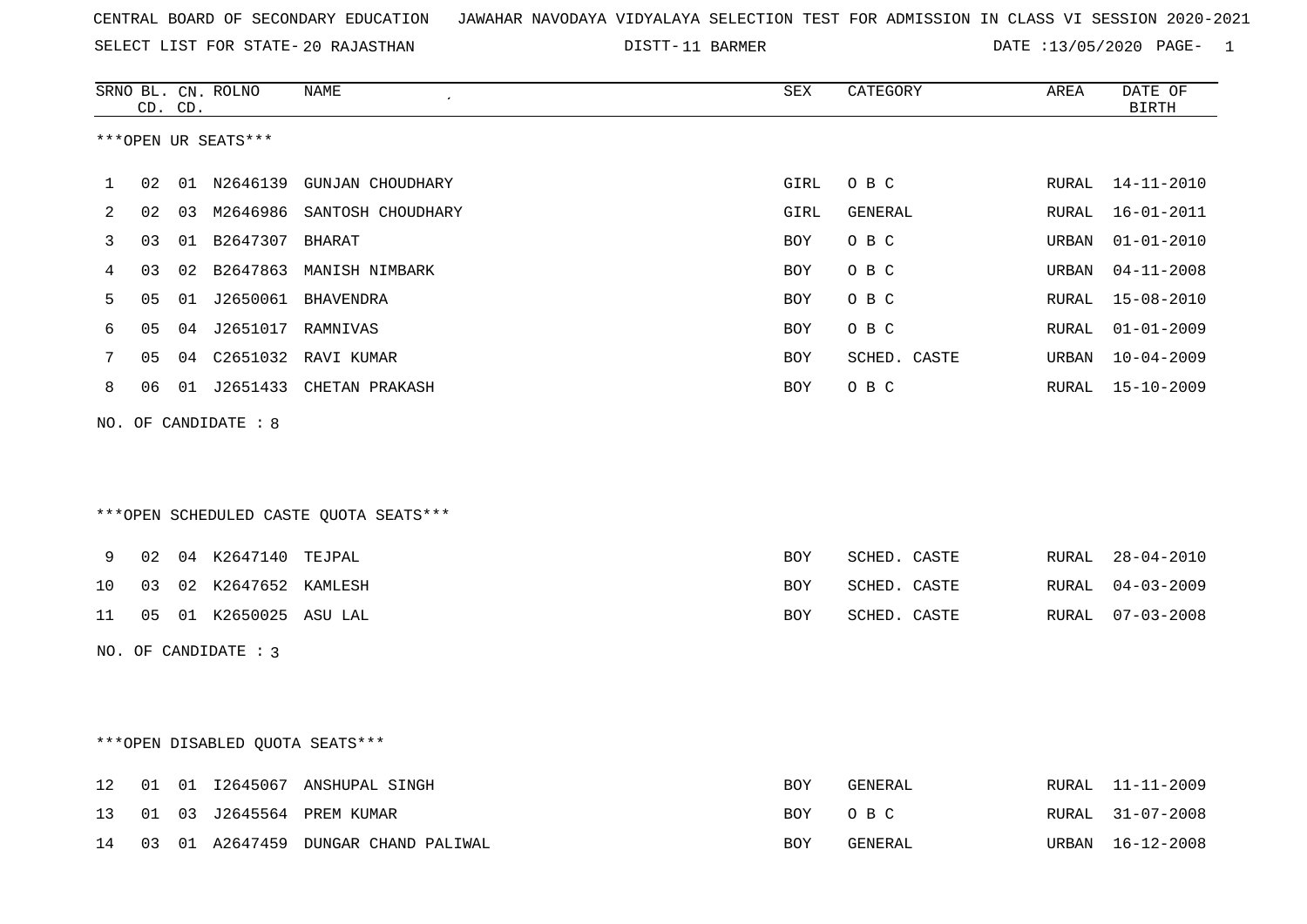CENTRAL BOARD OF SECONDARY EDUCATION   JAWAHAR NAVODAYA VIDYALAYA SELECTION TEST FOR ADMISSION IN CLASS VI SESSION 2020-2021

SELECT LIST FOR STATE- 20 RAJASTHAN   DISTT- 11 BARMER   DATE :13/05/2020

***OPEN UR SEATS***

| SRNO | BL. CD. | CN. CD. | ROLNO | NAME | SEX | CATEGORY | AREA | DATE OF BIRTH |
|---|---|---|---|---|---|---|---|---|
| 1 | 02 | 01 | N2646139 | GUNJAN CHOUDHARY | GIRL | O B C | RURAL | 14-11-2010 |
| 2 | 02 | 03 | M2646986 | SANTOSH CHOUDHARY | GIRL | GENERAL | RURAL | 16-01-2011 |
| 3 | 03 | 01 | B2647307 | BHARAT | BOY | O B C | URBAN | 01-01-2010 |
| 4 | 03 | 02 | B2647863 | MANISH NIMBARK | BOY | O B C | URBAN | 04-11-2008 |
| 5 | 05 | 01 | J2650061 | BHAVENDRA | BOY | O B C | RURAL | 15-08-2010 |
| 6 | 05 | 04 | J2651017 | RAMNIVAS | BOY | O B C | RURAL | 01-01-2009 |
| 7 | 05 | 04 | C2651032 | RAVI KUMAR | BOY | SCHED. CASTE | URBAN | 10-04-2009 |
| 8 | 06 | 01 | J2651433 | CHETAN PRAKASH | BOY | O B C | RURAL | 15-10-2009 |

NO. OF CANDIDATE : 8

***OPEN SCHEDULED CASTE QUOTA SEATS***

| SRNO | BL. CD. | CN. CD. | ROLNO | NAME | SEX | CATEGORY | AREA | DATE OF BIRTH |
|---|---|---|---|---|---|---|---|---|
| 9 | 02 | 04 | K2647140 | TEJPAL | BOY | SCHED. CASTE | RURAL | 28-04-2010 |
| 10 | 03 | 02 | K2647652 | KAMLESH | BOY | SCHED. CASTE | RURAL | 04-03-2009 |
| 11 | 05 | 01 | K2650025 | ASU LAL | BOY | SCHED. CASTE | RURAL | 07-03-2008 |

NO. OF CANDIDATE : 3

***OPEN DISABLED QUOTA SEATS***

| SRNO | BL. CD. | CN. CD. | ROLNO | NAME | SEX | CATEGORY | AREA | DATE OF BIRTH |
|---|---|---|---|---|---|---|---|---|
| 12 | 01 | 01 | I2645067 | ANSHUPAL SINGH | BOY | GENERAL | RURAL | 11-11-2009 |
| 13 | 01 | 03 | J2645564 | PREM KUMAR | BOY | O B C | RURAL | 31-07-2008 |
| 14 | 03 | 01 | A2647459 | DUNGAR CHAND PALIWAL | BOY | GENERAL | URBAN | 16-12-2008 |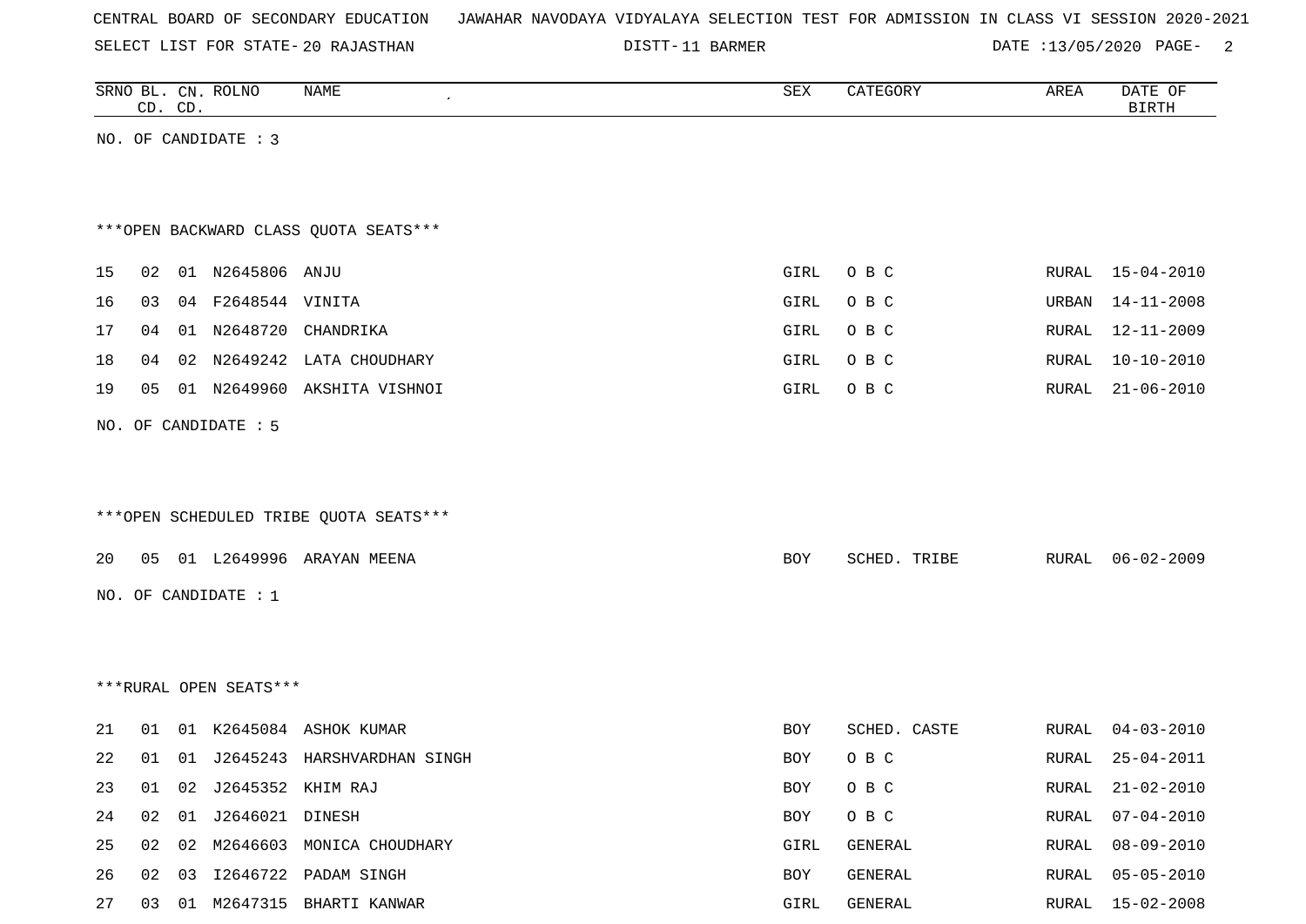CENTRAL BOARD OF SECONDARY EDUCATION JAWAHAR NAVODAYA VIDYALAYA SELECTION TEST FOR ADMISSION IN CLASS VI SESSION 2020-2021

SELECT LIST FOR STATE- 20 RAJASTHAN DISTT- 11 BARMER DATE :13/05/2020

| SRNO | BL. CD. | CN. CD. | ROLNO | NAME | SEX | CATEGORY | AREA | DATE OF BIRTH |
|---|---|---|---|---|---|---|---|---|

NO. OF CANDIDATE : 3

***OPEN BACKWARD CLASS QUOTA SEATS***

| SRNO | BL. CD. | CN. CD. | ROLNO | NAME | SEX | CATEGORY | AREA | DATE OF BIRTH |
|---|---|---|---|---|---|---|---|---|
| 15 | 02 | 01 | N2645806 | ANJU | GIRL | O B C | RURAL | 15-04-2010 |
| 16 | 03 | 04 | F2648544 | VINITA | GIRL | O B C | URBAN | 14-11-2008 |
| 17 | 04 | 01 | N2648720 | CHANDRIKA | GIRL | O B C | RURAL | 12-11-2009 |
| 18 | 04 | 02 | N2649242 | LATA CHOUDHARY | GIRL | O B C | RURAL | 10-10-2010 |
| 19 | 05 | 01 | N2649960 | AKSHITA VISHNOI | GIRL | O B C | RURAL | 21-06-2010 |

NO. OF CANDIDATE : 5

***OPEN SCHEDULED TRIBE QUOTA SEATS***

| SRNO | BL. CD. | CN. CD. | ROLNO | NAME | SEX | CATEGORY | AREA | DATE OF BIRTH |
|---|---|---|---|---|---|---|---|---|
| 20 | 05 | 01 | L2649996 | ARAYAN MEENA | BOY | SCHED. TRIBE | RURAL | 06-02-2009 |

NO. OF CANDIDATE : 1

***RURAL OPEN SEATS***

| SRNO | BL. CD. | CN. CD. | ROLNO | NAME | SEX | CATEGORY | AREA | DATE OF BIRTH |
|---|---|---|---|---|---|---|---|---|
| 21 | 01 | 01 | K2645084 | ASHOK KUMAR | BOY | SCHED. CASTE | RURAL | 04-03-2010 |
| 22 | 01 | 01 | J2645243 | HARSHVARDHAN SINGH | BOY | O B C | RURAL | 25-04-2011 |
| 23 | 01 | 02 | J2645352 | KHIM RAJ | BOY | O B C | RURAL | 21-02-2010 |
| 24 | 02 | 01 | J2646021 | DINESH | BOY | O B C | RURAL | 07-04-2010 |
| 25 | 02 | 02 | M2646603 | MONICA CHOUDHARY | GIRL | GENERAL | RURAL | 08-09-2010 |
| 26 | 02 | 03 | I2646722 | PADAM SINGH | BOY | GENERAL | RURAL | 05-05-2010 |
| 27 | 03 | 01 | M2647315 | BHARTI KANWAR | GIRL | GENERAL | RURAL | 15-02-2008 |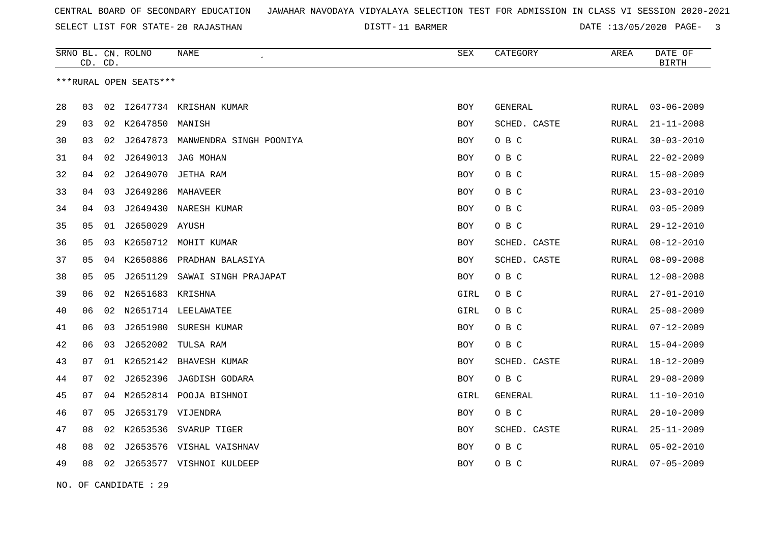CENTRAL BOARD OF SECONDARY EDUCATION JAWAHAR NAVODAYA VIDYALAYA SELECTION TEST FOR ADMISSION IN CLASS VI SESSION 2020-2021

SELECT LIST FOR STATE- 20 RAJASTHAN DISTT- 11 BARMER DATE :13/05/2020

***RURAL OPEN SEATS***

| SRNO | BL. CD. | CN. CD. | ROLNO | NAME | SEX | CATEGORY | AREA | DATE OF BIRTH |
|---|---|---|---|---|---|---|---|---|
| 28 | 03 | 02 | I2647734 | KRISHAN KUMAR | BOY | GENERAL | RURAL | 03-06-2009 |
| 29 | 03 | 02 | K2647850 | MANISH | BOY | SCHED. CASTE | RURAL | 21-11-2008 |
| 30 | 03 | 02 | J2647873 | MANWENDRA SINGH POONIYA | BOY | O B C | RURAL | 30-03-2010 |
| 31 | 04 | 02 | J2649013 | JAG MOHAN | BOY | O B C | RURAL | 22-02-2009 |
| 32 | 04 | 02 | J2649070 | JETHA RAM | BOY | O B C | RURAL | 15-08-2009 |
| 33 | 04 | 03 | J2649286 | MAHAVEER | BOY | O B C | RURAL | 23-03-2010 |
| 34 | 04 | 03 | J2649430 | NARESH KUMAR | BOY | O B C | RURAL | 03-05-2009 |
| 35 | 05 | 01 | J2650029 | AYUSH | BOY | O B C | RURAL | 29-12-2010 |
| 36 | 05 | 03 | K2650712 | MOHIT KUMAR | BOY | SCHED. CASTE | RURAL | 08-12-2010 |
| 37 | 05 | 04 | K2650886 | PRADHAN BALASIYA | BOY | SCHED. CASTE | RURAL | 08-09-2008 |
| 38 | 05 | 05 | J2651129 | SAWAI SINGH PRAJAPAT | BOY | O B C | RURAL | 12-08-2008 |
| 39 | 06 | 02 | N2651683 | KRISHNA | GIRL | O B C | RURAL | 27-01-2010 |
| 40 | 06 | 02 | N2651714 | LEELAWATEE | GIRL | O B C | RURAL | 25-08-2009 |
| 41 | 06 | 03 | J2651980 | SURESH KUMAR | BOY | O B C | RURAL | 07-12-2009 |
| 42 | 06 | 03 | J2652002 | TULSA RAM | BOY | O B C | RURAL | 15-04-2009 |
| 43 | 07 | 01 | K2652142 | BHAVESH KUMAR | BOY | SCHED. CASTE | RURAL | 18-12-2009 |
| 44 | 07 | 02 | J2652396 | JAGDISH GODARA | BOY | O B C | RURAL | 29-08-2009 |
| 45 | 07 | 04 | M2652814 | POOJA BISHNOI | GIRL | GENERAL | RURAL | 11-10-2010 |
| 46 | 07 | 05 | J2653179 | VIJENDRA | BOY | O B C | RURAL | 20-10-2009 |
| 47 | 08 | 02 | K2653536 | SVARUP TIGER | BOY | SCHED. CASTE | RURAL | 25-11-2009 |
| 48 | 08 | 02 | J2653576 | VISHAL VAISHNAV | BOY | O B C | RURAL | 05-02-2010 |
| 49 | 08 | 02 | J2653577 | VISHNOI KULDEEP | BOY | O B C | RURAL | 07-05-2009 |

NO. OF CANDIDATE : 29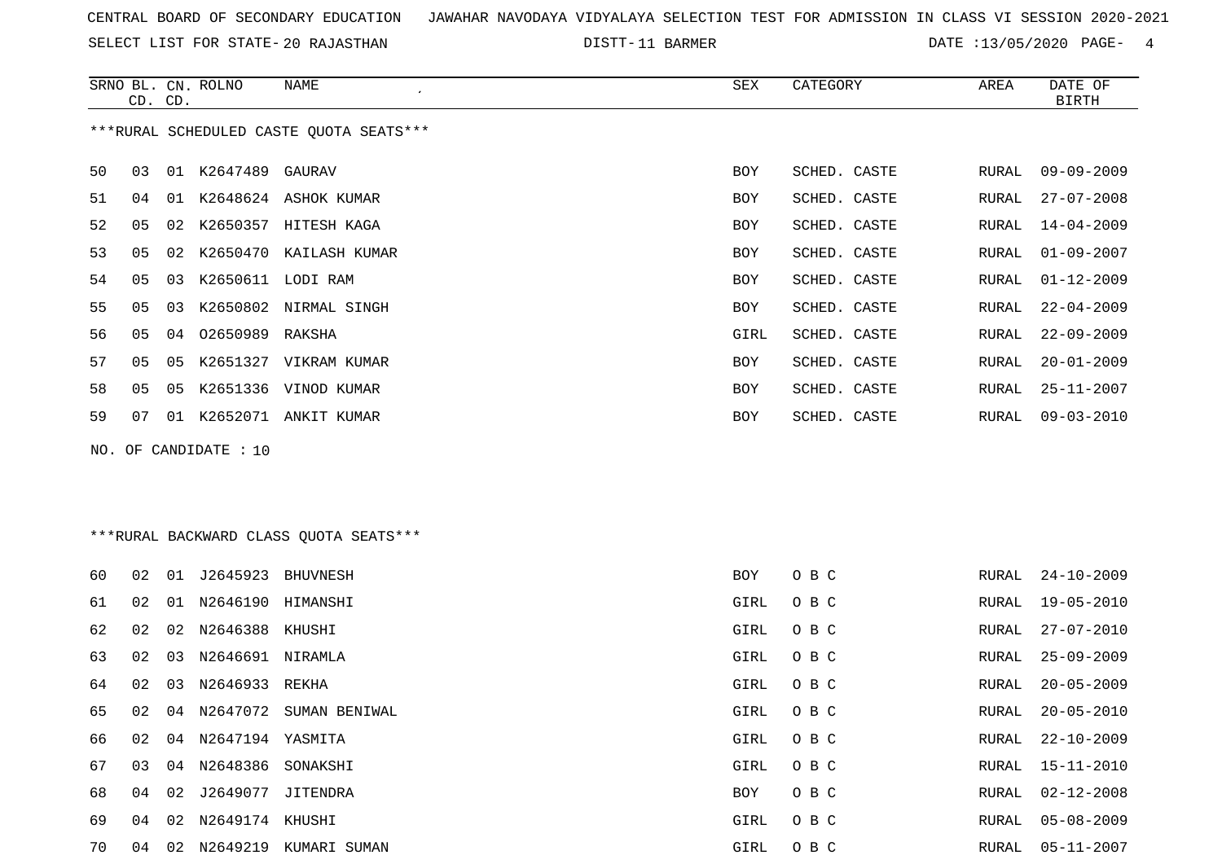CENTRAL BOARD OF SECONDARY EDUCATION JAWAHAR NAVODAYA VIDYALAYA SELECTION TEST FOR ADMISSION IN CLASS VI SESSION 2020-2021

SELECT LIST FOR STATE- 20 RAJASTHAN DISTT- 11 BARMER DATE :13/05/2020

***RURAL SCHEDULED CASTE QUOTA SEATS***

| SRNO | BL. CD. | CN. CD. | ROLNO | NAME | SEX | CATEGORY | AREA | DATE OF BIRTH |
|---|---|---|---|---|---|---|---|---|
| 50 | 03 | 01 | K2647489 | GAURAV | BOY | SCHED. CASTE | RURAL | 09-09-2009 |
| 51 | 04 | 01 | K2648624 | ASHOK KUMAR | BOY | SCHED. CASTE | RURAL | 27-07-2008 |
| 52 | 05 | 02 | K2650357 | HITESH KAGA | BOY | SCHED. CASTE | RURAL | 14-04-2009 |
| 53 | 05 | 02 | K2650470 | KAILASH KUMAR | BOY | SCHED. CASTE | RURAL | 01-09-2007 |
| 54 | 05 | 03 | K2650611 | LODI RAM | BOY | SCHED. CASTE | RURAL | 01-12-2009 |
| 55 | 05 | 03 | K2650802 | NIRMAL SINGH | BOY | SCHED. CASTE | RURAL | 22-04-2009 |
| 56 | 05 | 04 | O2650989 | RAKSHA | GIRL | SCHED. CASTE | RURAL | 22-09-2009 |
| 57 | 05 | 05 | K2651327 | VIKRAM KUMAR | BOY | SCHED. CASTE | RURAL | 20-01-2009 |
| 58 | 05 | 05 | K2651336 | VINOD KUMAR | BOY | SCHED. CASTE | RURAL | 25-11-2007 |
| 59 | 07 | 01 | K2652071 | ANKIT KUMAR | BOY | SCHED. CASTE | RURAL | 09-03-2010 |

NO. OF CANDIDATE : 10

***RURAL BACKWARD CLASS QUOTA SEATS***

| SRNO | BL. CD. | CN. CD. | ROLNO | NAME | SEX | CATEGORY | AREA | DATE OF BIRTH |
|---|---|---|---|---|---|---|---|---|
| 60 | 02 | 01 | J2645923 | BHUVNESH | BOY | O B C | RURAL | 24-10-2009 |
| 61 | 02 | 01 | N2646190 | HIMANSHI | GIRL | O B C | RURAL | 19-05-2010 |
| 62 | 02 | 02 | N2646388 | KHUSHI | GIRL | O B C | RURAL | 27-07-2010 |
| 63 | 02 | 03 | N2646691 | NIRAMLA | GIRL | O B C | RURAL | 25-09-2009 |
| 64 | 02 | 03 | N2646933 | REKHA | GIRL | O B C | RURAL | 20-05-2009 |
| 65 | 02 | 04 | N2647072 | SUMAN BENIWAL | GIRL | O B C | RURAL | 20-05-2010 |
| 66 | 02 | 04 | N2647194 | YASMITA | GIRL | O B C | RURAL | 22-10-2009 |
| 67 | 03 | 04 | N2648386 | SONAKSHI | GIRL | O B C | RURAL | 15-11-2010 |
| 68 | 04 | 02 | J2649077 | JITENDRA | BOY | O B C | RURAL | 02-12-2008 |
| 69 | 04 | 02 | N2649174 | KHUSHI | GIRL | O B C | RURAL | 05-08-2009 |
| 70 | 04 | 02 | N2649219 | KUMARI SUMAN | GIRL | O B C | RURAL | 05-11-2007 |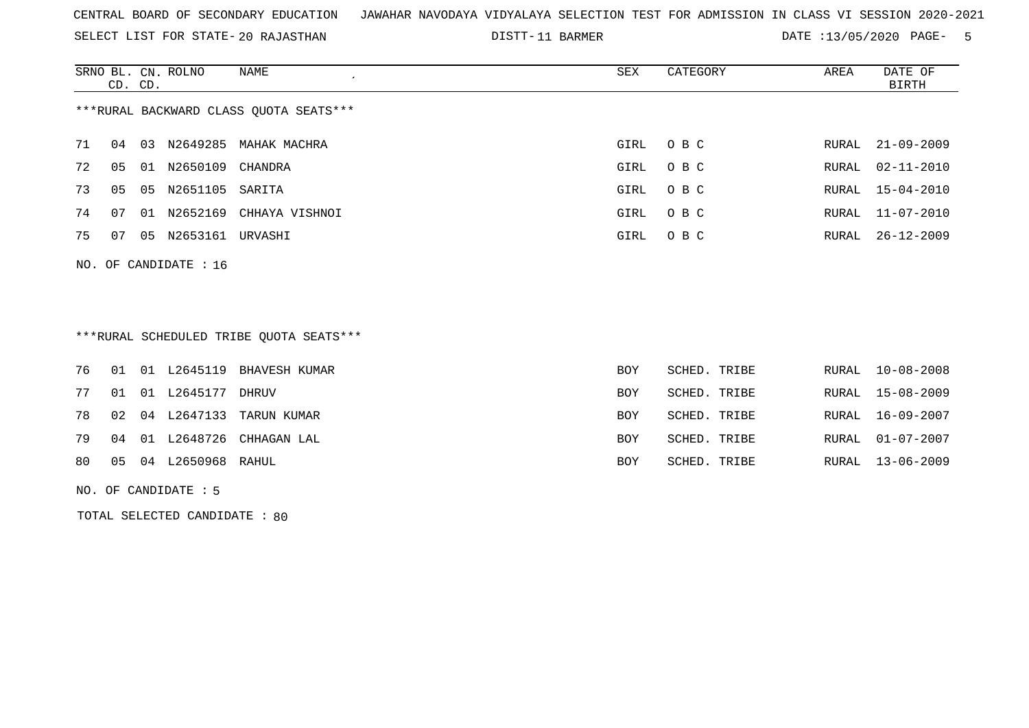CENTRAL BOARD OF SECONDARY EDUCATION JAWAHAR NAVODAYA VIDYALAYA SELECTION TEST FOR ADMISSION IN CLASS VI SESSION 2020-2021

SELECT LIST FOR STATE- 20 RAJASTHAN DISTT- 11 BARMER DATE :13/05/2020

| SRNO | BL. CD. | CN. CD. | ROLNO | NAME | SEX | CATEGORY | AREA | DATE OF BIRTH |
|---|---|---|---|---|---|---|---|---|

***RURAL BACKWARD CLASS QUOTA SEATS***

| SRNO | BL. CD. | CN. CD. | ROLNO | NAME | SEX | CATEGORY | AREA | DATE OF BIRTH |
|---|---|---|---|---|---|---|---|---|
| 71 | 04 | 03 | N2649285 | MAHAK MACHRA | GIRL | O B C | RURAL | 21-09-2009 |
| 72 | 05 | 01 | N2650109 | CHANDRA | GIRL | O B C | RURAL | 02-11-2010 |
| 73 | 05 | 05 | N2651105 | SARITA | GIRL | O B C | RURAL | 15-04-2010 |
| 74 | 07 | 01 | N2652169 | CHHAYA VISHNOI | GIRL | O B C | RURAL | 11-07-2010 |
| 75 | 07 | 05 | N2653161 | URVASHI | GIRL | O B C | RURAL | 26-12-2009 |

NO. OF CANDIDATE : 16

***RURAL SCHEDULED TRIBE QUOTA SEATS***

| SRNO | BL. CD. | CN. CD. | ROLNO | NAME | SEX | CATEGORY | AREA | DATE OF BIRTH |
|---|---|---|---|---|---|---|---|---|
| 76 | 01 | 01 | L2645119 | BHAVESH KUMAR | BOY | SCHED. TRIBE | RURAL | 10-08-2008 |
| 77 | 01 | 01 | L2645177 | DHRUV | BOY | SCHED. TRIBE | RURAL | 15-08-2009 |
| 78 | 02 | 04 | L2647133 | TARUN KUMAR | BOY | SCHED. TRIBE | RURAL | 16-09-2007 |
| 79 | 04 | 01 | L2648726 | CHHAGAN LAL | BOY | SCHED. TRIBE | RURAL | 01-07-2007 |
| 80 | 05 | 04 | L2650968 | RAHUL | BOY | SCHED. TRIBE | RURAL | 13-06-2009 |

NO. OF CANDIDATE : 5

TOTAL SELECTED CANDIDATE : 80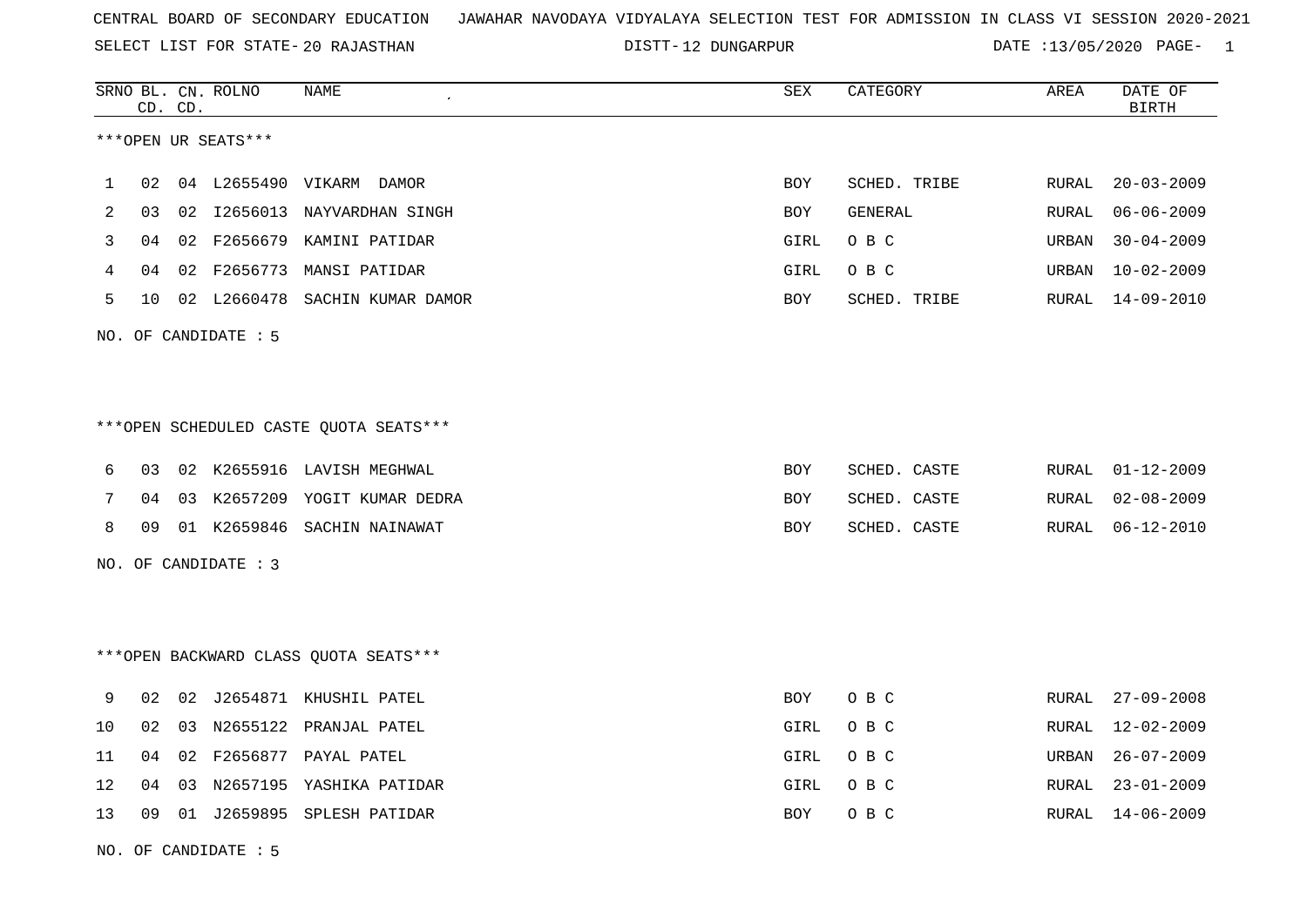CENTRAL BOARD OF SECONDARY EDUCATION JAWAHAR NAVODAYA VIDYALAYA SELECTION TEST FOR ADMISSION IN CLASS VI SESSION 2020-2021

SELECT LIST FOR STATE- 20 RAJASTHAN DISTT- 12 DUNGARPUR DATE :13/05/2020

***OPEN UR SEATS***

| SRNO | BL. CD. | CN. CD. | ROLNO | NAME | SEX | CATEGORY | AREA | DATE OF BIRTH |
|---|---|---|---|---|---|---|---|---|
| 1 | 02 | 04 | L2655490 | VIKARM DAMOR | BOY | SCHED. TRIBE | RURAL | 20-03-2009 |
| 2 | 03 | 02 | I2656013 | NAYVARDHAN SINGH | BOY | GENERAL | RURAL | 06-06-2009 |
| 3 | 04 | 02 | F2656679 | KAMINI PATIDAR | GIRL | O B C | URBAN | 30-04-2009 |
| 4 | 04 | 02 | F2656773 | MANSI PATIDAR | GIRL | O B C | URBAN | 10-02-2009 |
| 5 | 10 | 02 | L2660478 | SACHIN KUMAR DAMOR | BOY | SCHED. TRIBE | RURAL | 14-09-2010 |

NO. OF CANDIDATE : 5

***OPEN SCHEDULED CASTE QUOTA SEATS***

| SRNO | BL. CD. | CN. CD. | ROLNO | NAME | SEX | CATEGORY | AREA | DATE OF BIRTH |
|---|---|---|---|---|---|---|---|---|
| 6 | 03 | 02 | K2655916 | LAVISH MEGHWAL | BOY | SCHED. CASTE | RURAL | 01-12-2009 |
| 7 | 04 | 03 | K2657209 | YOGIT KUMAR DEDRA | BOY | SCHED. CASTE | RURAL | 02-08-2009 |
| 8 | 09 | 01 | K2659846 | SACHIN NAINAWAT | BOY | SCHED. CASTE | RURAL | 06-12-2010 |

NO. OF CANDIDATE : 3

***OPEN BACKWARD CLASS QUOTA SEATS***

| SRNO | BL. CD. | CN. CD. | ROLNO | NAME | SEX | CATEGORY | AREA | DATE OF BIRTH |
|---|---|---|---|---|---|---|---|---|
| 9 | 02 | 02 | J2654871 | KHUSHIL PATEL | BOY | O B C | RURAL | 27-09-2008 |
| 10 | 02 | 03 | N2655122 | PRANJAL PATEL | GIRL | O B C | RURAL | 12-02-2009 |
| 11 | 04 | 02 | F2656877 | PAYAL PATEL | GIRL | O B C | URBAN | 26-07-2009 |
| 12 | 04 | 03 | N2657195 | YASHIKA PATIDAR | GIRL | O B C | RURAL | 23-01-2009 |
| 13 | 09 | 01 | J2659895 | SPLESH PATIDAR | BOY | O B C | RURAL | 14-06-2009 |

NO. OF CANDIDATE : 5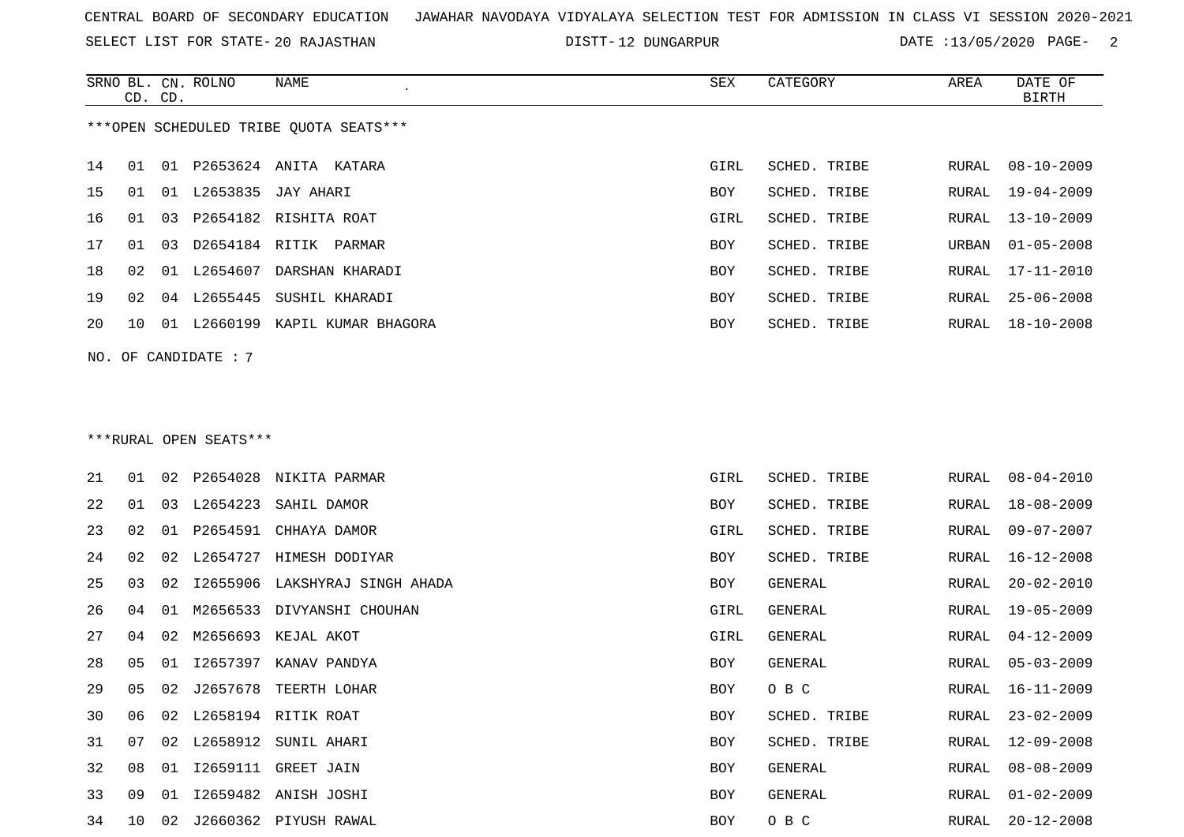CENTRAL BOARD OF SECONDARY EDUCATION JAWAHAR NAVODAYA VIDYALAYA SELECTION TEST FOR ADMISSION IN CLASS VI SESSION 2020-2021

SELECT LIST FOR STATE- 20 RAJASTHAN DISTT- 12 DUNGARPUR DATE :13/05/2020

***OPEN SCHEDULED TRIBE QUOTA SEATS***

| SRNO | BL. CD. | CN. CD. | ROLNO | NAME | SEX | CATEGORY | AREA | DATE OF BIRTH |
|---|---|---|---|---|---|---|---|---|
| 14 | 01 | 01 | P2653624 | ANITA KATARA | GIRL | SCHED. TRIBE | RURAL | 08-10-2009 |
| 15 | 01 | 01 | L2653835 | JAY AHARI | BOY | SCHED. TRIBE | RURAL | 19-04-2009 |
| 16 | 01 | 03 | P2654182 | RISHITA ROAT | GIRL | SCHED. TRIBE | RURAL | 13-10-2009 |
| 17 | 01 | 03 | D2654184 | RITIK PARMAR | BOY | SCHED. TRIBE | URBAN | 01-05-2008 |
| 18 | 02 | 01 | L2654607 | DARSHAN KHARADI | BOY | SCHED. TRIBE | RURAL | 17-11-2010 |
| 19 | 02 | 04 | L2655445 | SUSHIL KHARADI | BOY | SCHED. TRIBE | RURAL | 25-06-2008 |
| 20 | 10 | 01 | L2660199 | KAPIL KUMAR BHAGORA | BOY | SCHED. TRIBE | RURAL | 18-10-2008 |

NO. OF CANDIDATE : 7

***RURAL OPEN SEATS***

| SRNO | BL. CD. | CN. CD. | ROLNO | NAME | SEX | CATEGORY | AREA | DATE OF BIRTH |
|---|---|---|---|---|---|---|---|---|
| 21 | 01 | 02 | P2654028 | NIKITA PARMAR | GIRL | SCHED. TRIBE | RURAL | 08-04-2010 |
| 22 | 01 | 03 | L2654223 | SAHIL DAMOR | BOY | SCHED. TRIBE | RURAL | 18-08-2009 |
| 23 | 02 | 01 | P2654591 | CHHAYA DAMOR | GIRL | SCHED. TRIBE | RURAL | 09-07-2007 |
| 24 | 02 | 02 | L2654727 | HIMESH DODIYAR | BOY | SCHED. TRIBE | RURAL | 16-12-2008 |
| 25 | 03 | 02 | I2655906 | LAKSHYRAJ SINGH AHADA | BOY | GENERAL | RURAL | 20-02-2010 |
| 26 | 04 | 01 | M2656533 | DIVYANSHI CHOUHAN | GIRL | GENERAL | RURAL | 19-05-2009 |
| 27 | 04 | 02 | M2656693 | KEJAL AKOT | GIRL | GENERAL | RURAL | 04-12-2009 |
| 28 | 05 | 01 | I2657397 | KANAV PANDYA | BOY | GENERAL | RURAL | 05-03-2009 |
| 29 | 05 | 02 | J2657678 | TEERTH LOHAR | BOY | O B C | RURAL | 16-11-2009 |
| 30 | 06 | 02 | L2658194 | RITIK ROAT | BOY | SCHED. TRIBE | RURAL | 23-02-2009 |
| 31 | 07 | 02 | L2658912 | SUNIL AHARI | BOY | SCHED. TRIBE | RURAL | 12-09-2008 |
| 32 | 08 | 01 | I2659111 | GREET JAIN | BOY | GENERAL | RURAL | 08-08-2009 |
| 33 | 09 | 01 | I2659482 | ANISH JOSHI | BOY | GENERAL | RURAL | 01-02-2009 |
| 34 | 10 | 02 | J2660362 | PIYUSH RAWAL | BOY | O B C | RURAL | 20-12-2008 |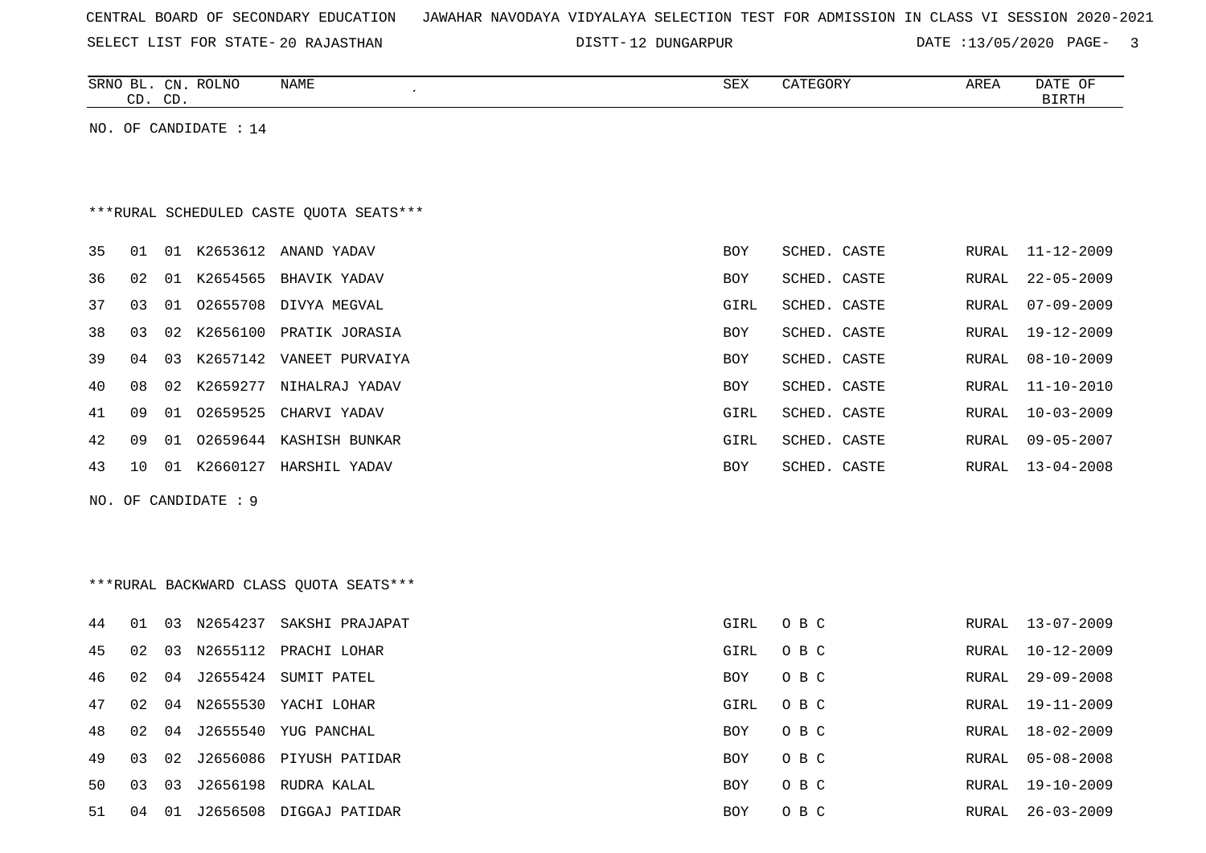CENTRAL BOARD OF SECONDARY EDUCATION JAWAHAR NAVODAYA VIDYALAYA SELECTION TEST FOR ADMISSION IN CLASS VI SESSION 2020-2021

SELECT LIST FOR STATE- 20 RAJASTHAN DISTT- 12 DUNGARPUR DATE :13/05/2020 PAGE- 3

| SRNO | BL. CD. | CN. CD. | ROLNO | NAME | SEX | CATEGORY | AREA | DATE OF BIRTH |
|---|---|---|---|---|---|---|---|---|

NO. OF CANDIDATE : 14

***RURAL SCHEDULED CASTE QUOTA SEATS***

| SRNO | BL. CD. | CN. CD. | ROLNO | NAME | SEX | CATEGORY | AREA | DATE OF BIRTH |
|---|---|---|---|---|---|---|---|---|
| 35 | 01 | 01 | K2653612 | ANAND YADAV | BOY | SCHED. CASTE | RURAL | 11-12-2009 |
| 36 | 02 | 01 | K2654565 | BHAVIK YADAV | BOY | SCHED. CASTE | RURAL | 22-05-2009 |
| 37 | 03 | 01 | O2655708 | DIVYA MEGVAL | GIRL | SCHED. CASTE | RURAL | 07-09-2009 |
| 38 | 03 | 02 | K2656100 | PRATIK JORASIA | BOY | SCHED. CASTE | RURAL | 19-12-2009 |
| 39 | 04 | 03 | K2657142 | VANEET PURVAIYA | BOY | SCHED. CASTE | RURAL | 08-10-2009 |
| 40 | 08 | 02 | K2659277 | NIHALRAJ YADAV | BOY | SCHED. CASTE | RURAL | 11-10-2010 |
| 41 | 09 | 01 | O2659525 | CHARVI YADAV | GIRL | SCHED. CASTE | RURAL | 10-03-2009 |
| 42 | 09 | 01 | O2659644 | KASHISH BUNKAR | GIRL | SCHED. CASTE | RURAL | 09-05-2007 |
| 43 | 10 | 01 | K2660127 | HARSHIL YADAV | BOY | SCHED. CASTE | RURAL | 13-04-2008 |

NO. OF CANDIDATE : 9

***RURAL BACKWARD CLASS QUOTA SEATS***

| SRNO | BL. CD. | CN. CD. | ROLNO | NAME | SEX | CATEGORY | AREA | DATE OF BIRTH |
|---|---|---|---|---|---|---|---|---|
| 44 | 01 | 03 | N2654237 | SAKSHI PRAJAPAT | GIRL | O B C | RURAL | 13-07-2009 |
| 45 | 02 | 03 | N2655112 | PRACHI LOHAR | GIRL | O B C | RURAL | 10-12-2009 |
| 46 | 02 | 04 | J2655424 | SUMIT PATEL | BOY | O B C | RURAL | 29-09-2008 |
| 47 | 02 | 04 | N2655530 | YACHI LOHAR | GIRL | O B C | RURAL | 19-11-2009 |
| 48 | 02 | 04 | J2655540 | YUG PANCHAL | BOY | O B C | RURAL | 18-02-2009 |
| 49 | 03 | 02 | J2656086 | PIYUSH PATIDAR | BOY | O B C | RURAL | 05-08-2008 |
| 50 | 03 | 03 | J2656198 | RUDRA KALAL | BOY | O B C | RURAL | 19-10-2009 |
| 51 | 04 | 01 | J2656508 | DIGGAJ PATIDAR | BOY | O B C | RURAL | 26-03-2009 |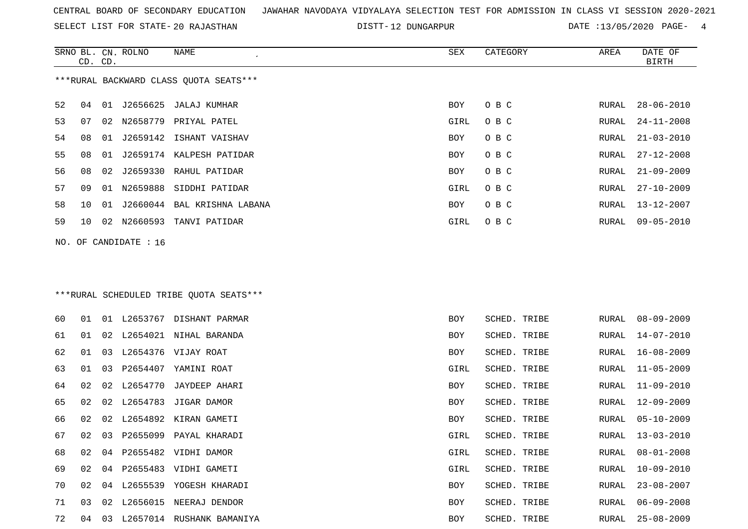CENTRAL BOARD OF SECONDARY EDUCATION JAWAHAR NAVODAYA VIDYALAYA SELECTION TEST FOR ADMISSION IN CLASS VI SESSION 2020-2021

SELECT LIST FOR STATE- 20 RAJASTHAN DISTT- 12 DUNGARPUR DATE :13/05/2020

***RURAL BACKWARD CLASS QUOTA SEATS***

| SRNO | BL. CD. | CN. CD. | ROLNO | NAME | SEX | CATEGORY | AREA | DATE OF BIRTH |
|---|---|---|---|---|---|---|---|---|
| 52 | 04 | 01 | J2656625 | JALAJ KUMHAR | BOY | O B C | RURAL | 28-06-2010 |
| 53 | 07 | 02 | N2658779 | PRIYAL PATEL | GIRL | O B C | RURAL | 24-11-2008 |
| 54 | 08 | 01 | J2659142 | ISHANT VAISHAV | BOY | O B C | RURAL | 21-03-2010 |
| 55 | 08 | 01 | J2659174 | KALPESH PATIDAR | BOY | O B C | RURAL | 27-12-2008 |
| 56 | 08 | 02 | J2659330 | RAHUL PATIDAR | BOY | O B C | RURAL | 21-09-2009 |
| 57 | 09 | 01 | N2659888 | SIDDHI PATIDAR | GIRL | O B C | RURAL | 27-10-2009 |
| 58 | 10 | 01 | J2660044 | BAL KRISHNA LABANA | BOY | O B C | RURAL | 13-12-2007 |
| 59 | 10 | 02 | N2660593 | TANVI PATIDAR | GIRL | O B C | RURAL | 09-05-2010 |

NO. OF CANDIDATE : 16

***RURAL SCHEDULED TRIBE QUOTA SEATS***

| SRNO | BL. CD. | CN. CD. | ROLNO | NAME | SEX | CATEGORY | AREA | DATE OF BIRTH |
|---|---|---|---|---|---|---|---|---|
| 60 | 01 | 01 | L2653767 | DISHANT PARMAR | BOY | SCHED. TRIBE | RURAL | 08-09-2009 |
| 61 | 01 | 02 | L2654021 | NIHAL BARANDA | BOY | SCHED. TRIBE | RURAL | 14-07-2010 |
| 62 | 01 | 03 | L2654376 | VIJAY ROAT | BOY | SCHED. TRIBE | RURAL | 16-08-2009 |
| 63 | 01 | 03 | P2654407 | YAMINI ROAT | GIRL | SCHED. TRIBE | RURAL | 11-05-2009 |
| 64 | 02 | 02 | L2654770 | JAYDEEP AHARI | BOY | SCHED. TRIBE | RURAL | 11-09-2010 |
| 65 | 02 | 02 | L2654783 | JIGAR DAMOR | BOY | SCHED. TRIBE | RURAL | 12-09-2009 |
| 66 | 02 | 02 | L2654892 | KIRAN GAMETI | BOY | SCHED. TRIBE | RURAL | 05-10-2009 |
| 67 | 02 | 03 | P2655099 | PAYAL KHARADI | GIRL | SCHED. TRIBE | RURAL | 13-03-2010 |
| 68 | 02 | 04 | P2655482 | VIDHI DAMOR | GIRL | SCHED. TRIBE | RURAL | 08-01-2008 |
| 69 | 02 | 04 | P2655483 | VIDHI GAMETI | GIRL | SCHED. TRIBE | RURAL | 10-09-2010 |
| 70 | 02 | 04 | L2655539 | YOGESH KHARADI | BOY | SCHED. TRIBE | RURAL | 23-08-2007 |
| 71 | 03 | 02 | L2656015 | NEERAJ DENDOR | BOY | SCHED. TRIBE | RURAL | 06-09-2008 |
| 72 | 04 | 03 | L2657014 | RUSHANK BAMANIYA | BOY | SCHED. TRIBE | RURAL | 25-08-2009 |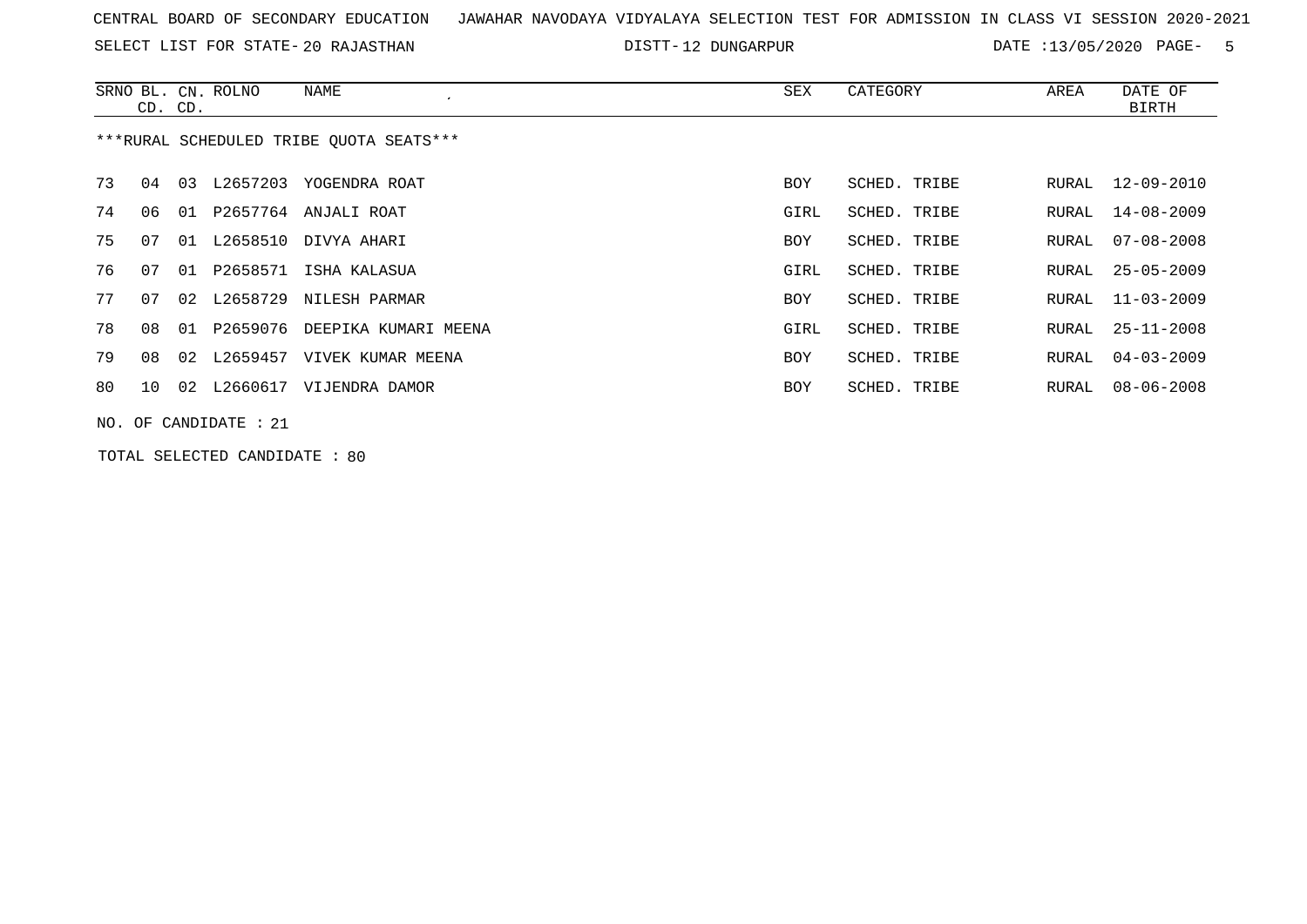CENTRAL BOARD OF SECONDARY EDUCATION   JAWAHAR NAVODAYA VIDYALAYA SELECTION TEST FOR ADMISSION IN CLASS VI SESSION 2020-2021

SELECT LIST FOR STATE- 20 RAJASTHAN   DISTT- 12 DUNGARPUR   DATE :13/05/2020

| SRNO | BL. CD. | CN. CD. | ROLNO | NAME | SEX | CATEGORY | AREA | DATE OF BIRTH |
|---|---|---|---|---|---|---|---|---|

***RURAL SCHEDULED TRIBE QUOTA SEATS***

| SRNO | BL. CD. | CN. CD. | ROLNO | NAME | SEX | CATEGORY | AREA | DATE OF BIRTH |
|---|---|---|---|---|---|---|---|---|
| 73 | 04 | 03 | L2657203 | YOGENDRA ROAT | BOY | SCHED. TRIBE | RURAL | 12-09-2010 |
| 74 | 06 | 01 | P2657764 | ANJALI ROAT | GIRL | SCHED. TRIBE | RURAL | 14-08-2009 |
| 75 | 07 | 01 | L2658510 | DIVYA AHARI | BOY | SCHED. TRIBE | RURAL | 07-08-2008 |
| 76 | 07 | 01 | P2658571 | ISHA KALASUA | GIRL | SCHED. TRIBE | RURAL | 25-05-2009 |
| 77 | 07 | 02 | L2658729 | NILESH PARMAR | BOY | SCHED. TRIBE | RURAL | 11-03-2009 |
| 78 | 08 | 01 | P2659076 | DEEPIKA KUMARI MEENA | GIRL | SCHED. TRIBE | RURAL | 25-11-2008 |
| 79 | 08 | 02 | L2659457 | VIVEK KUMAR MEENA | BOY | SCHED. TRIBE | RURAL | 04-03-2009 |
| 80 | 10 | 02 | L2660617 | VIJENDRA DAMOR | BOY | SCHED. TRIBE | RURAL | 08-06-2008 |

NO. OF CANDIDATE : 21

TOTAL SELECTED CANDIDATE : 80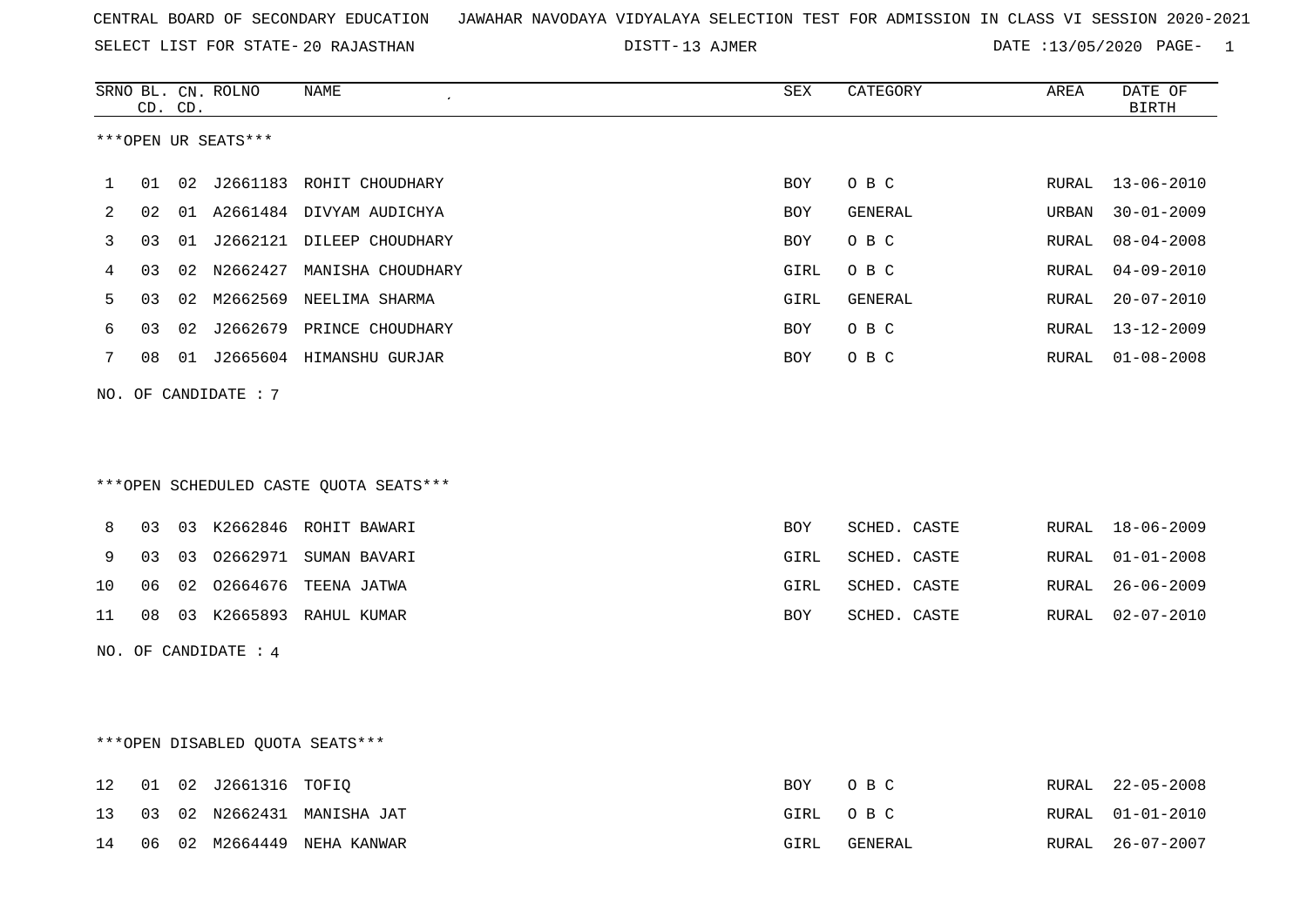CENTRAL BOARD OF SECONDARY EDUCATION JAWAHAR NAVODAYA VIDYALAYA SELECTION TEST FOR ADMISSION IN CLASS VI SESSION 2020-2021

SELECT LIST FOR STATE- 20 RAJASTHAN DISTT- 13 AJMER DATE :13/05/2020

***OPEN UR SEATS***

| SRNO | BL. CD. | CN. CD. | ROLNO | NAME | SEX | CATEGORY | AREA | DATE OF BIRTH |
|---|---|---|---|---|---|---|---|---|
| 1 | 01 | 02 | J2661183 | ROHIT CHOUDHARY | BOY | O B C | RURAL | 13-06-2010 |
| 2 | 02 | 01 | A2661484 | DIVYAM AUDICHYA | BOY | GENERAL | URBAN | 30-01-2009 |
| 3 | 03 | 01 | J2662121 | DILEEP CHOUDHARY | BOY | O B C | RURAL | 08-04-2008 |
| 4 | 03 | 02 | N2662427 | MANISHA CHOUDHARY | GIRL | O B C | RURAL | 04-09-2010 |
| 5 | 03 | 02 | M2662569 | NEELIMA SHARMA | GIRL | GENERAL | RURAL | 20-07-2010 |
| 6 | 03 | 02 | J2662679 | PRINCE CHOUDHARY | BOY | O B C | RURAL | 13-12-2009 |
| 7 | 08 | 01 | J2665604 | HIMANSHU GURJAR | BOY | O B C | RURAL | 01-08-2008 |

NO. OF CANDIDATE : 7

***OPEN SCHEDULED CASTE QUOTA SEATS***

| SRNO | BL. CD. | CN. CD. | ROLNO | NAME | SEX | CATEGORY | AREA | DATE OF BIRTH |
|---|---|---|---|---|---|---|---|---|
| 8 | 03 | 03 | K2662846 | ROHIT BAWARI | BOY | SCHED. CASTE | RURAL | 18-06-2009 |
| 9 | 03 | 03 | O2662971 | SUMAN BAVARI | GIRL | SCHED. CASTE | RURAL | 01-01-2008 |
| 10 | 06 | 02 | O2664676 | TEENA JATWA | GIRL | SCHED. CASTE | RURAL | 26-06-2009 |
| 11 | 08 | 03 | K2665893 | RAHUL KUMAR | BOY | SCHED. CASTE | RURAL | 02-07-2010 |

NO. OF CANDIDATE : 4

***OPEN DISABLED QUOTA SEATS***

| SRNO | BL. CD. | CN. CD. | ROLNO | NAME | SEX | CATEGORY | AREA | DATE OF BIRTH |
|---|---|---|---|---|---|---|---|---|
| 12 | 01 | 02 | J2661316 | TOFIQ | BOY | O B C | RURAL | 22-05-2008 |
| 13 | 03 | 02 | N2662431 | MANISHA JAT | GIRL | O B C | RURAL | 01-01-2010 |
| 14 | 06 | 02 | M2664449 | NEHA KANWAR | GIRL | GENERAL | RURAL | 26-07-2007 |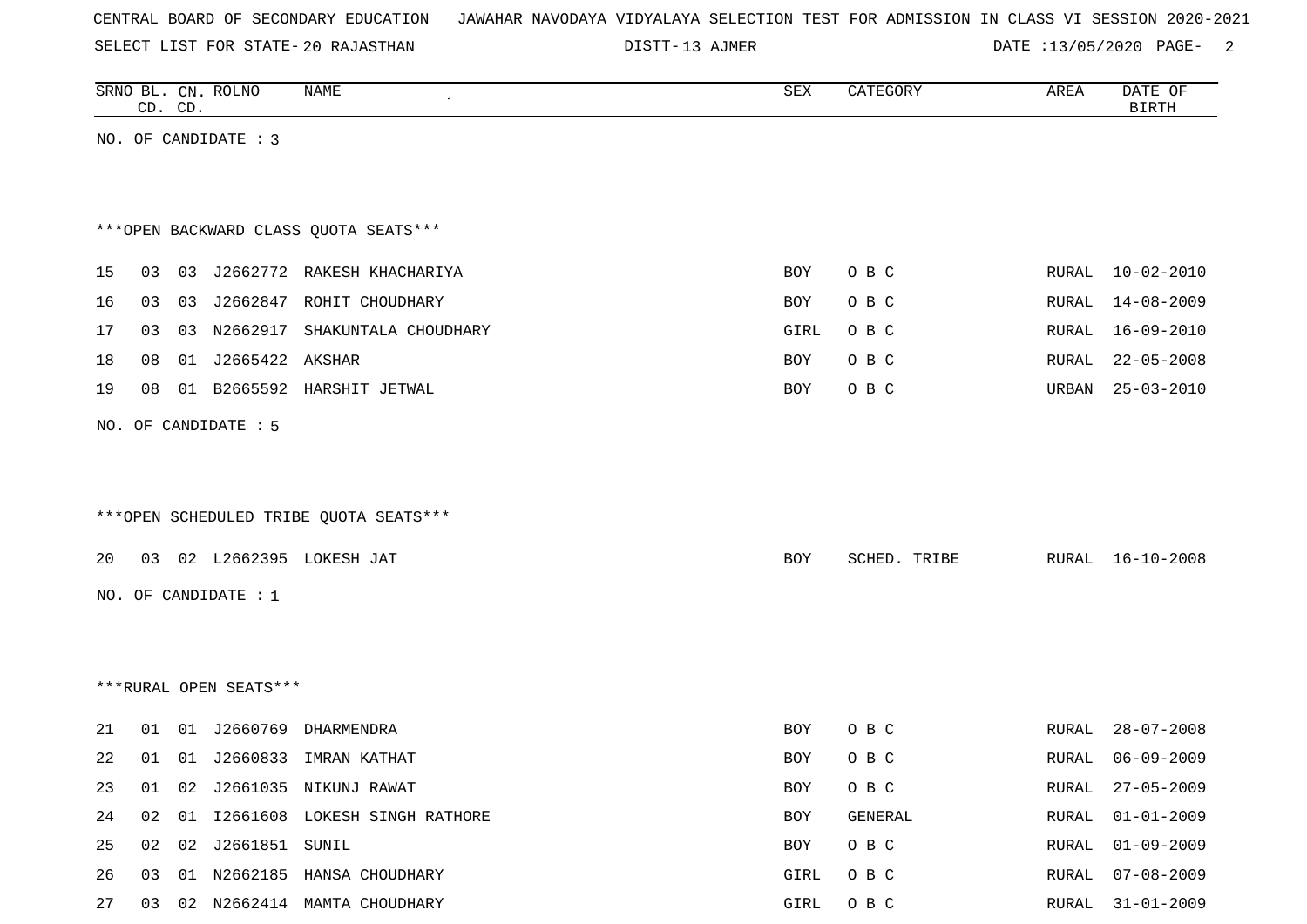CENTRAL BOARD OF SECONDARY EDUCATION JAWAHAR NAVODAYA VIDYALAYA SELECTION TEST FOR ADMISSION IN CLASS VI SESSION 2020-2021

SELECT LIST FOR STATE- 20 RAJASTHAN DISTT- 13 AJMER DATE :13/05/2020

| SRNO | BL. CD. | CN. CD. | ROLNO | NAME | SEX | CATEGORY | AREA | DATE OF BIRTH |
|---|---|---|---|---|---|---|---|---|

NO. OF CANDIDATE : 3

***OPEN BACKWARD CLASS QUOTA SEATS***

| SRNO | BL. CD. | CN. CD. | ROLNO | NAME | SEX | CATEGORY | AREA | DATE OF BIRTH |
|---|---|---|---|---|---|---|---|---|
| 15 | 03 | 03 | J2662772 | RAKESH KHACHARIYA | BOY | O B C | RURAL | 10-02-2010 |
| 16 | 03 | 03 | J2662847 | ROHIT CHOUDHARY | BOY | O B C | RURAL | 14-08-2009 |
| 17 | 03 | 03 | N2662917 | SHAKUNTALA CHOUDHARY | GIRL | O B C | RURAL | 16-09-2010 |
| 18 | 08 | 01 | J2665422 | AKSHAR | BOY | O B C | RURAL | 22-05-2008 |
| 19 | 08 | 01 | B2665592 | HARSHIT JETWAL | BOY | O B C | URBAN | 25-03-2010 |

NO. OF CANDIDATE : 5

***OPEN SCHEDULED TRIBE QUOTA SEATS***

| SRNO | BL. CD. | CN. CD. | ROLNO | NAME | SEX | CATEGORY | AREA | DATE OF BIRTH |
|---|---|---|---|---|---|---|---|---|
| 20 | 03 | 02 | L2662395 | LOKESH JAT | BOY | SCHED. TRIBE | RURAL | 16-10-2008 |

NO. OF CANDIDATE : 1

***RURAL OPEN SEATS***

| SRNO | BL. CD. | CN. CD. | ROLNO | NAME | SEX | CATEGORY | AREA | DATE OF BIRTH |
|---|---|---|---|---|---|---|---|---|
| 21 | 01 | 01 | J2660769 | DHARMENDRA | BOY | O B C | RURAL | 28-07-2008 |
| 22 | 01 | 01 | J2660833 | IMRAN KATHAT | BOY | O B C | RURAL | 06-09-2009 |
| 23 | 01 | 02 | J2661035 | NIKUNJ RAWAT | BOY | O B C | RURAL | 27-05-2009 |
| 24 | 02 | 01 | I2661608 | LOKESH SINGH RATHORE | BOY | GENERAL | RURAL | 01-01-2009 |
| 25 | 02 | 02 | J2661851 | SUNIL | BOY | O B C | RURAL | 01-09-2009 |
| 26 | 03 | 01 | N2662185 | HANSA CHOUDHARY | GIRL | O B C | RURAL | 07-08-2009 |
| 27 | 03 | 02 | N2662414 | MAMTA CHOUDHARY | GIRL | O B C | RURAL | 31-01-2009 |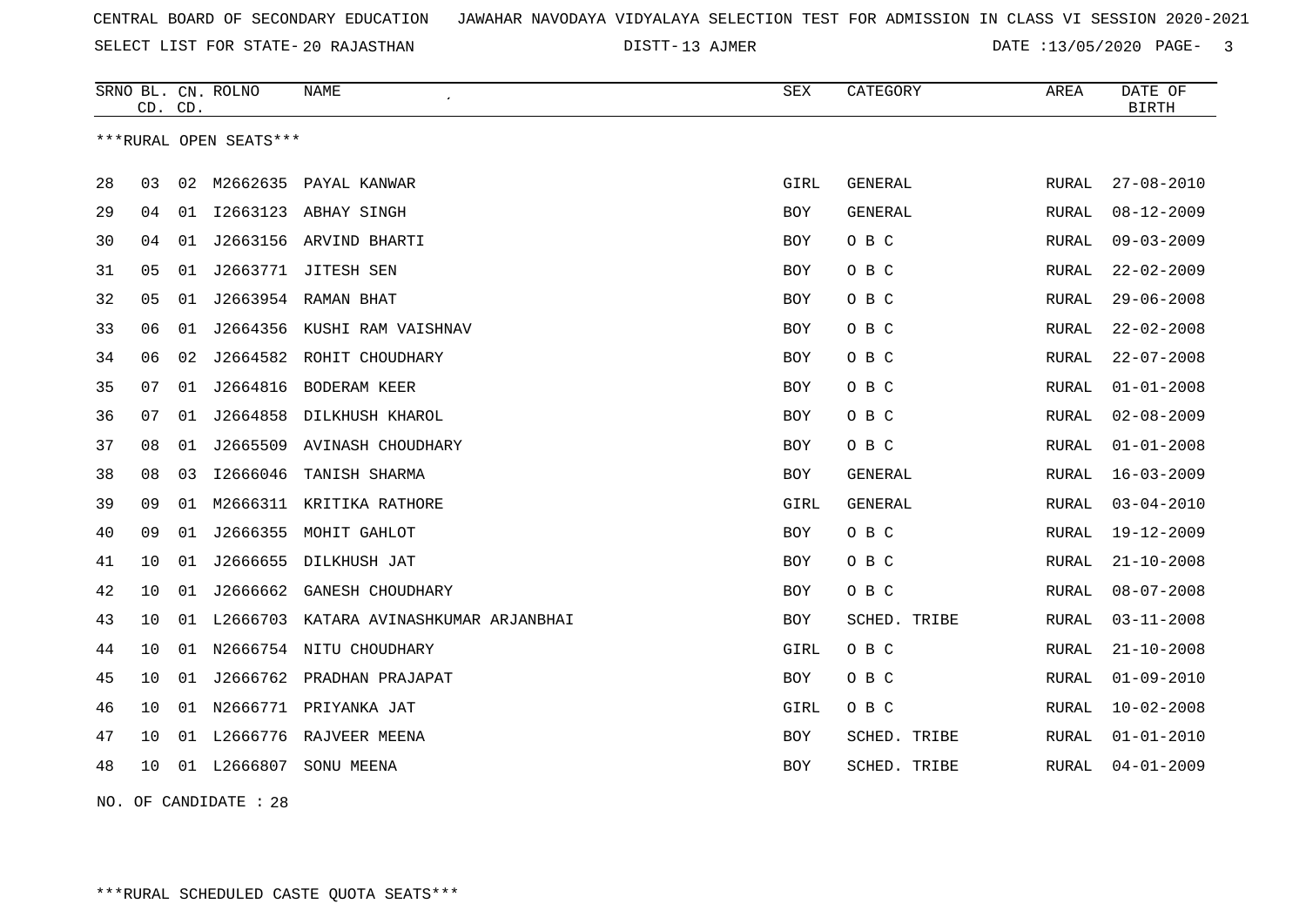CENTRAL BOARD OF SECONDARY EDUCATION JAWAHAR NAVODAYA VIDYALAYA SELECTION TEST FOR ADMISSION IN CLASS VI SESSION 2020-2021

SELECT LIST FOR STATE- 20 RAJASTHAN DISTT- 13 AJMER DATE :13/05/2020

| SRNO | BL. CD. | CN. CD. | ROLNO | NAME | SEX | CATEGORY | AREA | DATE OF BIRTH |
|---|---|---|---|---|---|---|---|---|

***RURAL OPEN SEATS***

| SRNO | BL. CD. | CN. CD. | ROLNO | NAME | SEX | CATEGORY | AREA | DATE OF BIRTH |
|---|---|---|---|---|---|---|---|---|
| 28 | 03 | 02 | M2662635 | PAYAL KANWAR | GIRL | GENERAL | RURAL | 27-08-2010 |
| 29 | 04 | 01 | I2663123 | ABHAY SINGH | BOY | GENERAL | RURAL | 08-12-2009 |
| 30 | 04 | 01 | J2663156 | ARVIND BHARTI | BOY | O B C | RURAL | 09-03-2009 |
| 31 | 05 | 01 | J2663771 | JITESH SEN | BOY | O B C | RURAL | 22-02-2009 |
| 32 | 05 | 01 | J2663954 | RAMAN BHAT | BOY | O B C | RURAL | 29-06-2008 |
| 33 | 06 | 01 | J2664356 | KUSHI RAM VAISHNAV | BOY | O B C | RURAL | 22-02-2008 |
| 34 | 06 | 02 | J2664582 | ROHIT CHOUDHARY | BOY | O B C | RURAL | 22-07-2008 |
| 35 | 07 | 01 | J2664816 | BODERAM KEER | BOY | O B C | RURAL | 01-01-2008 |
| 36 | 07 | 01 | J2664858 | DILKHUSH KHAROL | BOY | O B C | RURAL | 02-08-2009 |
| 37 | 08 | 01 | J2665509 | AVINASH CHOUDHARY | BOY | O B C | RURAL | 01-01-2008 |
| 38 | 08 | 03 | I2666046 | TANISH SHARMA | BOY | GENERAL | RURAL | 16-03-2009 |
| 39 | 09 | 01 | M2666311 | KRITIKA RATHORE | GIRL | GENERAL | RURAL | 03-04-2010 |
| 40 | 09 | 01 | J2666355 | MOHIT GAHLOT | BOY | O B C | RURAL | 19-12-2009 |
| 41 | 10 | 01 | J2666655 | DILKHUSH JAT | BOY | O B C | RURAL | 21-10-2008 |
| 42 | 10 | 01 | J2666662 | GANESH CHOUDHARY | BOY | O B C | RURAL | 08-07-2008 |
| 43 | 10 | 01 | L2666703 | KATARA AVINASHKUMAR ARJANBHAI | BOY | SCHED. TRIBE | RURAL | 03-11-2008 |
| 44 | 10 | 01 | N2666754 | NITU CHOUDHARY | GIRL | O B C | RURAL | 21-10-2008 |
| 45 | 10 | 01 | J2666762 | PRADHAN PRAJAPAT | BOY | O B C | RURAL | 01-09-2010 |
| 46 | 10 | 01 | N2666771 | PRIYANKA JAT | GIRL | O B C | RURAL | 10-02-2008 |
| 47 | 10 | 01 | L2666776 | RAJVEER MEENA | BOY | SCHED. TRIBE | RURAL | 01-01-2010 |
| 48 | 10 | 01 | L2666807 | SONU MEENA | BOY | SCHED. TRIBE | RURAL | 04-01-2009 |

NO. OF CANDIDATE : 28

***RURAL SCHEDULED CASTE QUOTA SEATS***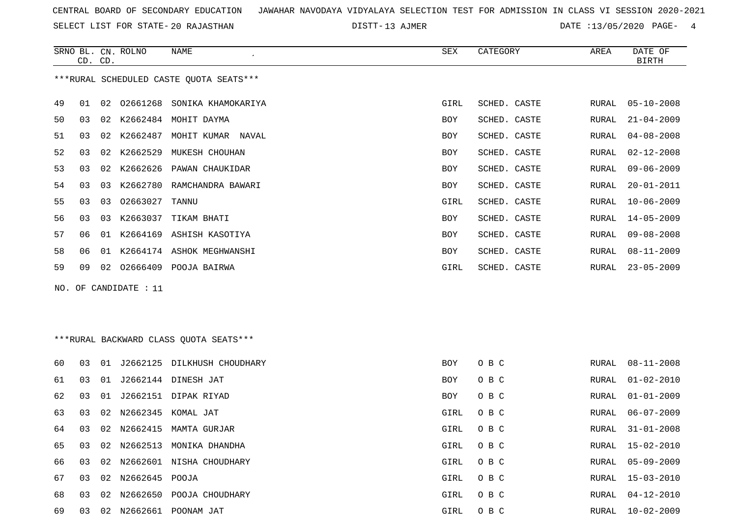CENTRAL BOARD OF SECONDARY EDUCATION JAWAHAR NAVODAYA VIDYALAYA SELECTION TEST FOR ADMISSION IN CLASS VI SESSION 2020-2021

SELECT LIST FOR STATE- 20 RAJASTHAN DISTT- 13 AJMER DATE :13/05/2020

***RURAL SCHEDULED CASTE QUOTA SEATS***

| SRNO | BL. CD. | CN. CD. | ROLNO | NAME | SEX | CATEGORY | AREA | DATE OF BIRTH |
|---|---|---|---|---|---|---|---|---|
| 49 | 01 | 02 | O2661268 | SONIKA KHAMOKARIYA | GIRL | SCHED. CASTE | RURAL | 05-10-2008 |
| 50 | 03 | 02 | K2662484 | MOHIT DAYMA | BOY | SCHED. CASTE | RURAL | 21-04-2009 |
| 51 | 03 | 02 | K2662487 | MOHIT KUMAR NAVAL | BOY | SCHED. CASTE | RURAL | 04-08-2008 |
| 52 | 03 | 02 | K2662529 | MUKESH CHOUHAN | BOY | SCHED. CASTE | RURAL | 02-12-2008 |
| 53 | 03 | 02 | K2662626 | PAWAN CHAUKIDAR | BOY | SCHED. CASTE | RURAL | 09-06-2009 |
| 54 | 03 | 03 | K2662780 | RAMCHANDRA BAWARI | BOY | SCHED. CASTE | RURAL | 20-01-2011 |
| 55 | 03 | 03 | O2663027 | TANNU | GIRL | SCHED. CASTE | RURAL | 10-06-2009 |
| 56 | 03 | 03 | K2663037 | TIKAM BHATI | BOY | SCHED. CASTE | RURAL | 14-05-2009 |
| 57 | 06 | 01 | K2664169 | ASHISH KASOTIYA | BOY | SCHED. CASTE | RURAL | 09-08-2008 |
| 58 | 06 | 01 | K2664174 | ASHOK MEGHWANSHI | BOY | SCHED. CASTE | RURAL | 08-11-2009 |
| 59 | 09 | 02 | O2666409 | POOJA BAIRWA | GIRL | SCHED. CASTE | RURAL | 23-05-2009 |

NO. OF CANDIDATE : 11

***RURAL BACKWARD CLASS QUOTA SEATS***

| SRNO | BL. CD. | CN. CD. | ROLNO | NAME | SEX | CATEGORY | AREA | DATE OF BIRTH |
|---|---|---|---|---|---|---|---|---|
| 60 | 03 | 01 | J2662125 | DILKHUSH CHOUDHARY | BOY | O B C | RURAL | 08-11-2008 |
| 61 | 03 | 01 | J2662144 | DINESH JAT | BOY | O B C | RURAL | 01-02-2010 |
| 62 | 03 | 01 | J2662151 | DIPAK RIYAD | BOY | O B C | RURAL | 01-01-2009 |
| 63 | 03 | 02 | N2662345 | KOMAL JAT | GIRL | O B C | RURAL | 06-07-2009 |
| 64 | 03 | 02 | N2662415 | MAMTA GURJAR | GIRL | O B C | RURAL | 31-01-2008 |
| 65 | 03 | 02 | N2662513 | MONIKA DHANDHA | GIRL | O B C | RURAL | 15-02-2010 |
| 66 | 03 | 02 | N2662601 | NISHA CHOUDHARY | GIRL | O B C | RURAL | 05-09-2009 |
| 67 | 03 | 02 | N2662645 | POOJA | GIRL | O B C | RURAL | 15-03-2010 |
| 68 | 03 | 02 | N2662650 | POOJA CHOUDHARY | GIRL | O B C | RURAL | 04-12-2010 |
| 69 | 03 | 02 | N2662661 | POONAM JAT | GIRL | O B C | RURAL | 10-02-2009 |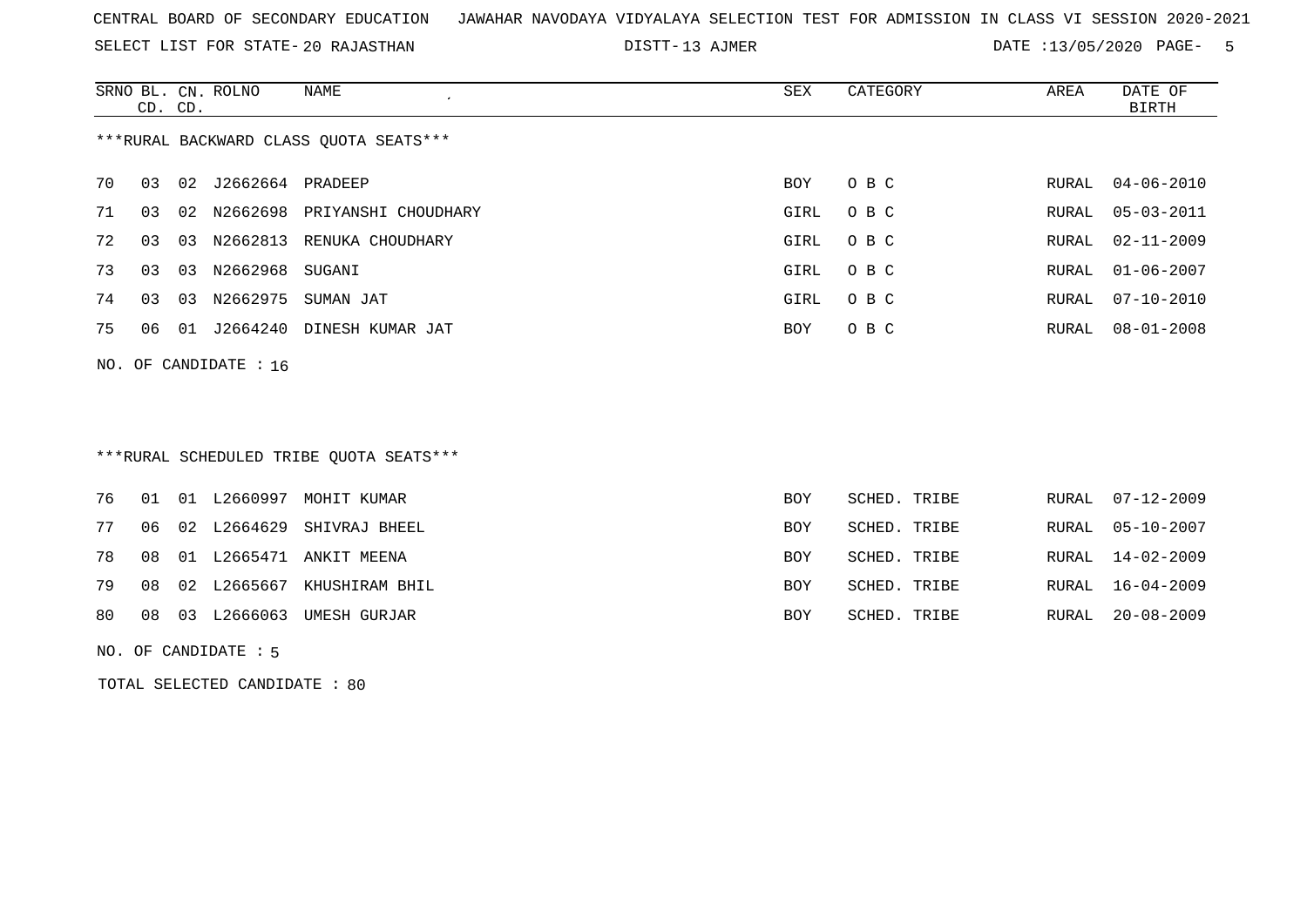CENTRAL BOARD OF SECONDARY EDUCATION JAWAHAR NAVODAYA VIDYALAYA SELECTION TEST FOR ADMISSION IN CLASS VI SESSION 2020-2021

SELECT LIST FOR STATE- 20 RAJASTHAN DISTT- 13 AJMER DATE :13/05/2020

***RURAL BACKWARD CLASS QUOTA SEATS***

| SRNO | BL. CD. | CN. CD. | ROLNO | NAME | SEX | CATEGORY | AREA | DATE OF BIRTH |
|---|---|---|---|---|---|---|---|---|
| 70 | 03 | 02 | J2662664 | PRADEEP | BOY | O B C | RURAL | 04-06-2010 |
| 71 | 03 | 02 | N2662698 | PRIYANSHI CHOUDHARY | GIRL | O B C | RURAL | 05-03-2011 |
| 72 | 03 | 03 | N2662813 | RENUKA CHOUDHARY | GIRL | O B C | RURAL | 02-11-2009 |
| 73 | 03 | 03 | N2662968 | SUGANI | GIRL | O B C | RURAL | 01-06-2007 |
| 74 | 03 | 03 | N2662975 | SUMAN JAT | GIRL | O B C | RURAL | 07-10-2010 |
| 75 | 06 | 01 | J2664240 | DINESH KUMAR JAT | BOY | O B C | RURAL | 08-01-2008 |

NO. OF CANDIDATE : 16

***RURAL SCHEDULED TRIBE QUOTA SEATS***

| SRNO | BL. CD. | CN. CD. | ROLNO | NAME | SEX | CATEGORY | AREA | DATE OF BIRTH |
|---|---|---|---|---|---|---|---|---|
| 76 | 01 | 01 | L2660997 | MOHIT KUMAR | BOY | SCHED. TRIBE | RURAL | 07-12-2009 |
| 77 | 06 | 02 | L2664629 | SHIVRAJ BHEEL | BOY | SCHED. TRIBE | RURAL | 05-10-2007 |
| 78 | 08 | 01 | L2665471 | ANKIT MEENA | BOY | SCHED. TRIBE | RURAL | 14-02-2009 |
| 79 | 08 | 02 | L2665667 | KHUSHIRAM BHIL | BOY | SCHED. TRIBE | RURAL | 16-04-2009 |
| 80 | 08 | 03 | L2666063 | UMESH GURJAR | BOY | SCHED. TRIBE | RURAL | 20-08-2009 |

NO. OF CANDIDATE : 5

TOTAL SELECTED CANDIDATE : 80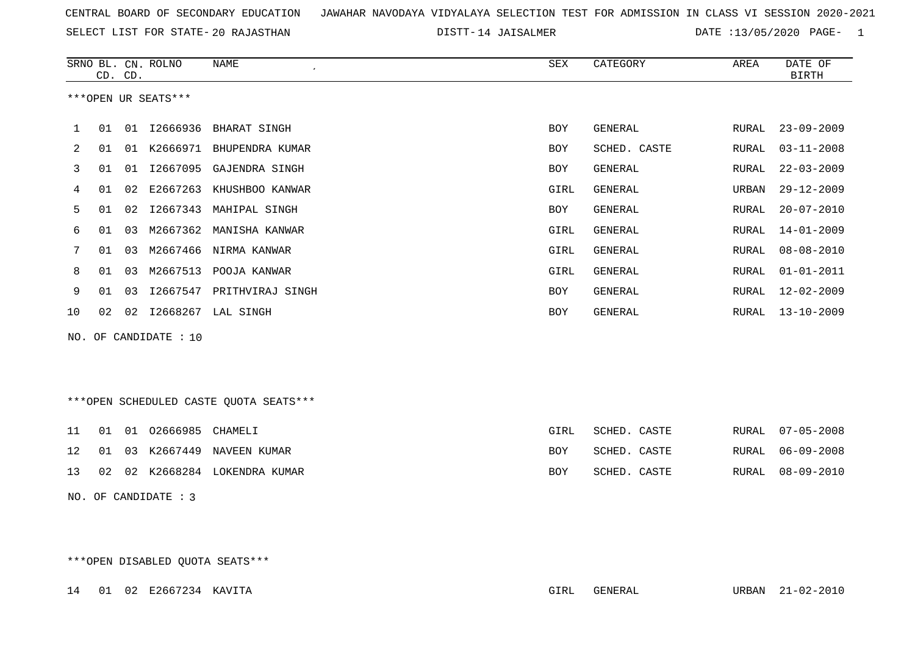CENTRAL BOARD OF SECONDARY EDUCATION JAWAHAR NAVODAYA VIDYALAYA SELECTION TEST FOR ADMISSION IN CLASS VI SESSION 2020-2021

SELECT LIST FOR STATE- 20 RAJASTHAN DISTT- 14 JAISALMER DATE :13/05/2020

| SRNO | BL. CD. | CN. CD. | ROLNO | NAME | SEX | CATEGORY | AREA | DATE OF BIRTH |
|---|---|---|---|---|---|---|---|---|

***OPEN UR SEATS***

| SRNO | BL. CD. | CN. CD. | ROLNO | NAME | SEX | CATEGORY | AREA | DATE OF BIRTH |
|---|---|---|---|---|---|---|---|---|
| 1 | 01 | 01 | I2666936 | BHARAT SINGH | BOY | GENERAL | RURAL | 23-09-2009 |
| 2 | 01 | 01 | K2666971 | BHUPENDRA KUMAR | BOY | SCHED. CASTE | RURAL | 03-11-2008 |
| 3 | 01 | 01 | I2667095 | GAJENDRA SINGH | BOY | GENERAL | RURAL | 22-03-2009 |
| 4 | 01 | 02 | E2667263 | KHUSHBOO KANWAR | GIRL | GENERAL | URBAN | 29-12-2009 |
| 5 | 01 | 02 | I2667343 | MAHIPAL SINGH | BOY | GENERAL | RURAL | 20-07-2010 |
| 6 | 01 | 03 | M2667362 | MANISHA KANWAR | GIRL | GENERAL | RURAL | 14-01-2009 |
| 7 | 01 | 03 | M2667466 | NIRMA KANWAR | GIRL | GENERAL | RURAL | 08-08-2010 |
| 8 | 01 | 03 | M2667513 | POOJA KANWAR | GIRL | GENERAL | RURAL | 01-01-2011 |
| 9 | 01 | 03 | I2667547 | PRITHVIRAJ SINGH | BOY | GENERAL | RURAL | 12-02-2009 |
| 10 | 02 | 02 | I2668267 | LAL SINGH | BOY | GENERAL | RURAL | 13-10-2009 |

NO. OF CANDIDATE : 10

***OPEN SCHEDULED CASTE QUOTA SEATS***

| SRNO | BL. CD. | CN. CD. | ROLNO | NAME | SEX | CATEGORY | AREA | DATE OF BIRTH |
|---|---|---|---|---|---|---|---|---|
| 11 | 01 | 01 | O2666985 | CHAMELI | GIRL | SCHED. CASTE | RURAL | 07-05-2008 |
| 12 | 01 | 03 | K2667449 | NAVEEN KUMAR | BOY | SCHED. CASTE | RURAL | 06-09-2008 |
| 13 | 02 | 02 | K2668284 | LOKENDRA KUMAR | BOY | SCHED. CASTE | RURAL | 08-09-2010 |

NO. OF CANDIDATE : 3

***OPEN DISABLED QUOTA SEATS***

| SRNO | BL. CD. | CN. CD. | ROLNO | NAME | SEX | CATEGORY | AREA | DATE OF BIRTH |
|---|---|---|---|---|---|---|---|---|
| 14 | 01 | 02 | E2667234 | KAVITA | GIRL | GENERAL | URBAN | 21-02-2010 |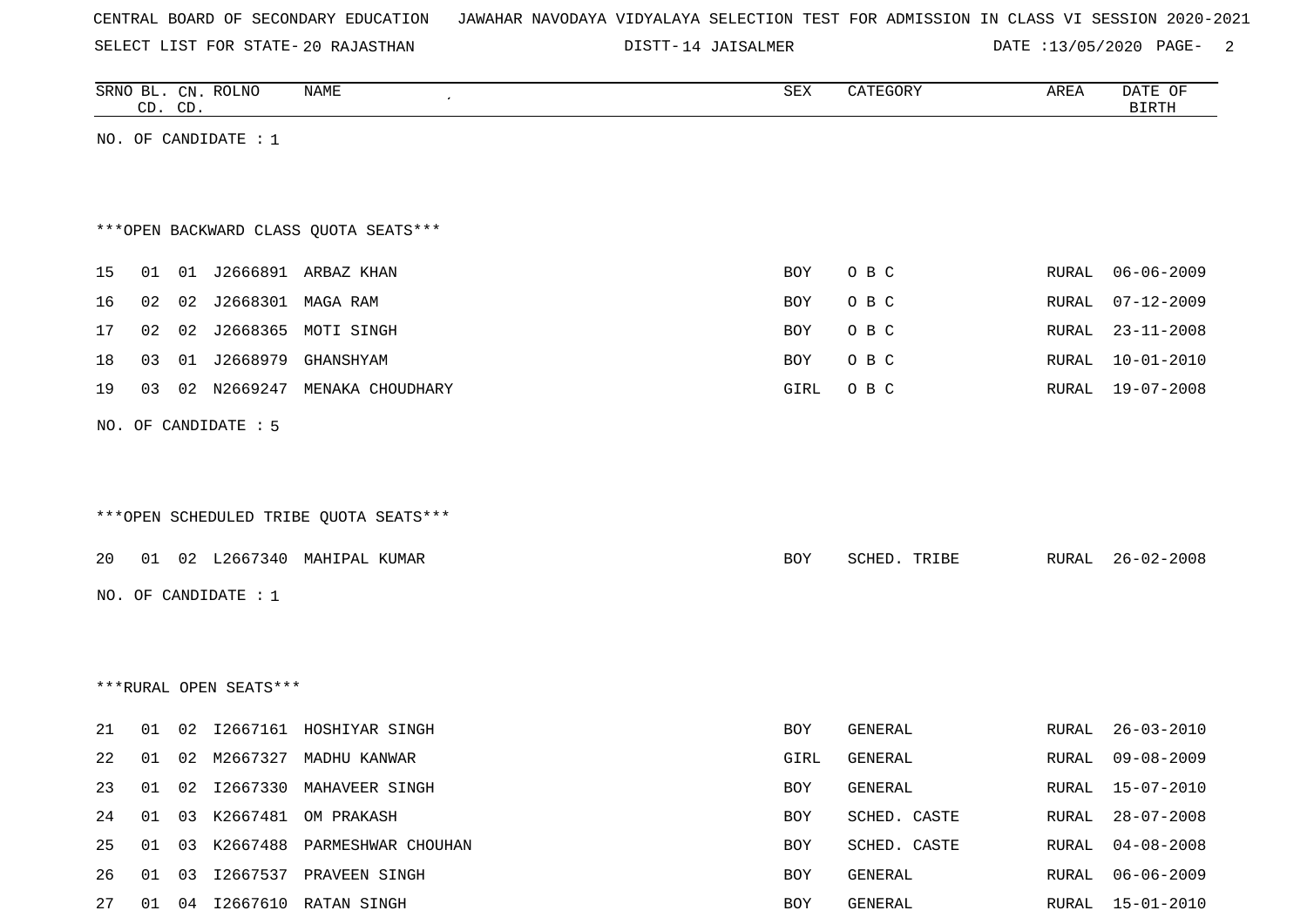CENTRAL BOARD OF SECONDARY EDUCATION JAWAHAR NAVODAYA VIDYALAYA SELECTION TEST FOR ADMISSION IN CLASS VI SESSION 2020-2021

SELECT LIST FOR STATE- 20 RAJASTHAN DISTT- 14 JAISALMER DATE :13/05/2020

| SRNO | BL. CD. | CN. CD. | ROLNO | NAME | SEX | CATEGORY | AREA | DATE OF BIRTH |
|---|---|---|---|---|---|---|---|---|

NO. OF CANDIDATE : 1

***OPEN BACKWARD CLASS QUOTA SEATS***

| SRNO | BL. CD. | CN. CD. | ROLNO | NAME | SEX | CATEGORY | AREA | DATE OF BIRTH |
|---|---|---|---|---|---|---|---|---|
| 15 | 01 | 01 | J2666891 | ARBAZ KHAN | BOY | O B C | RURAL | 06-06-2009 |
| 16 | 02 | 02 | J2668301 | MAGA RAM | BOY | O B C | RURAL | 07-12-2009 |
| 17 | 02 | 02 | J2668365 | MOTI SINGH | BOY | O B C | RURAL | 23-11-2008 |
| 18 | 03 | 01 | J2668979 | GHANSHYAM | BOY | O B C | RURAL | 10-01-2010 |
| 19 | 03 | 02 | N2669247 | MENAKA CHOUDHARY | GIRL | O B C | RURAL | 19-07-2008 |

NO. OF CANDIDATE : 5

***OPEN SCHEDULED TRIBE QUOTA SEATS***

| SRNO | BL. CD. | CN. CD. | ROLNO | NAME | SEX | CATEGORY | AREA | DATE OF BIRTH |
|---|---|---|---|---|---|---|---|---|
| 20 | 01 | 02 | L2667340 | MAHIPAL KUMAR | BOY | SCHED. TRIBE | RURAL | 26-02-2008 |

NO. OF CANDIDATE : 1

***RURAL OPEN SEATS***

| SRNO | BL. CD. | CN. CD. | ROLNO | NAME | SEX | CATEGORY | AREA | DATE OF BIRTH |
|---|---|---|---|---|---|---|---|---|
| 21 | 01 | 02 | I2667161 | HOSHIYAR SINGH | BOY | GENERAL | RURAL | 26-03-2010 |
| 22 | 01 | 02 | M2667327 | MADHU KANWAR | GIRL | GENERAL | RURAL | 09-08-2009 |
| 23 | 01 | 02 | I2667330 | MAHAVEER SINGH | BOY | GENERAL | RURAL | 15-07-2010 |
| 24 | 01 | 03 | K2667481 | OM PRAKASH | BOY | SCHED. CASTE | RURAL | 28-07-2008 |
| 25 | 01 | 03 | K2667488 | PARMESHWAR CHOUHAN | BOY | SCHED. CASTE | RURAL | 04-08-2008 |
| 26 | 01 | 03 | I2667537 | PRAVEEN SINGH | BOY | GENERAL | RURAL | 06-06-2009 |
| 27 | 01 | 04 | I2667610 | RATAN SINGH | BOY | GENERAL | RURAL | 15-01-2010 |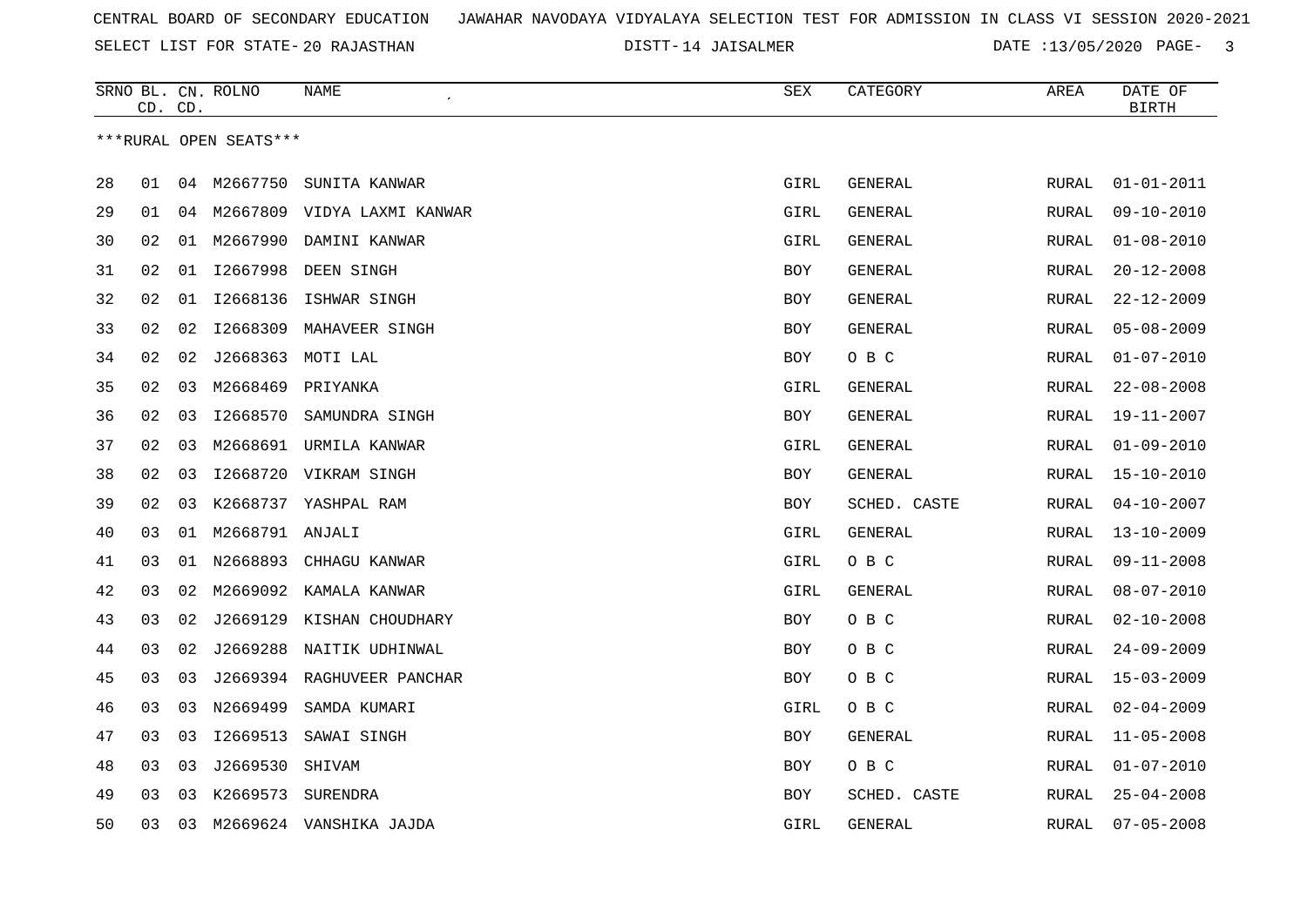CENTRAL BOARD OF SECONDARY EDUCATION JAWAHAR NAVODAYA VIDYALAYA SELECTION TEST FOR ADMISSION IN CLASS VI SESSION 2020-2021

SELECT LIST FOR STATE- 20 RAJASTHAN DISTT- 14 JAISALMER DATE :13/05/2020

***RURAL OPEN SEATS***

| SRNO | BL. CD. | CN. CD. | ROLNO | NAME | SEX | CATEGORY | AREA | DATE OF BIRTH |
|---|---|---|---|---|---|---|---|---|
| 28 | 01 | 04 | M2667750 | SUNITA KANWAR | GIRL | GENERAL | RURAL | 01-01-2011 |
| 29 | 01 | 04 | M2667809 | VIDYA LAXMI KANWAR | GIRL | GENERAL | RURAL | 09-10-2010 |
| 30 | 02 | 01 | M2667990 | DAMINI KANWAR | GIRL | GENERAL | RURAL | 01-08-2010 |
| 31 | 02 | 01 | I2667998 | DEEN SINGH | BOY | GENERAL | RURAL | 20-12-2008 |
| 32 | 02 | 01 | I2668136 | ISHWAR SINGH | BOY | GENERAL | RURAL | 22-12-2009 |
| 33 | 02 | 02 | I2668309 | MAHAVEER SINGH | BOY | GENERAL | RURAL | 05-08-2009 |
| 34 | 02 | 02 | J2668363 | MOTI LAL | BOY | O B C | RURAL | 01-07-2010 |
| 35 | 02 | 03 | M2668469 | PRIYANKA | GIRL | GENERAL | RURAL | 22-08-2008 |
| 36 | 02 | 03 | I2668570 | SAMUNDRA SINGH | BOY | GENERAL | RURAL | 19-11-2007 |
| 37 | 02 | 03 | M2668691 | URMILA KANWAR | GIRL | GENERAL | RURAL | 01-09-2010 |
| 38 | 02 | 03 | I2668720 | VIKRAM SINGH | BOY | GENERAL | RURAL | 15-10-2010 |
| 39 | 02 | 03 | K2668737 | YASHPAL RAM | BOY | SCHED. CASTE | RURAL | 04-10-2007 |
| 40 | 03 | 01 | M2668791 | ANJALI | GIRL | GENERAL | RURAL | 13-10-2009 |
| 41 | 03 | 01 | N2668893 | CHHAGU KANWAR | GIRL | O B C | RURAL | 09-11-2008 |
| 42 | 03 | 02 | M2669092 | KAMALA KANWAR | GIRL | GENERAL | RURAL | 08-07-2010 |
| 43 | 03 | 02 | J2669129 | KISHAN CHOUDHARY | BOY | O B C | RURAL | 02-10-2008 |
| 44 | 03 | 02 | J2669288 | NAITIK UDHINWAL | BOY | O B C | RURAL | 24-09-2009 |
| 45 | 03 | 03 | J2669394 | RAGHUVEER PANCHAR | BOY | O B C | RURAL | 15-03-2009 |
| 46 | 03 | 03 | N2669499 | SAMDA KUMARI | GIRL | O B C | RURAL | 02-04-2009 |
| 47 | 03 | 03 | I2669513 | SAWAI SINGH | BOY | GENERAL | RURAL | 11-05-2008 |
| 48 | 03 | 03 | J2669530 | SHIVAM | BOY | O B C | RURAL | 01-07-2010 |
| 49 | 03 | 03 | K2669573 | SURENDRA | BOY | SCHED. CASTE | RURAL | 25-04-2008 |
| 50 | 03 | 03 | M2669624 | VANSHIKA JAJDA | GIRL | GENERAL | RURAL | 07-05-2008 |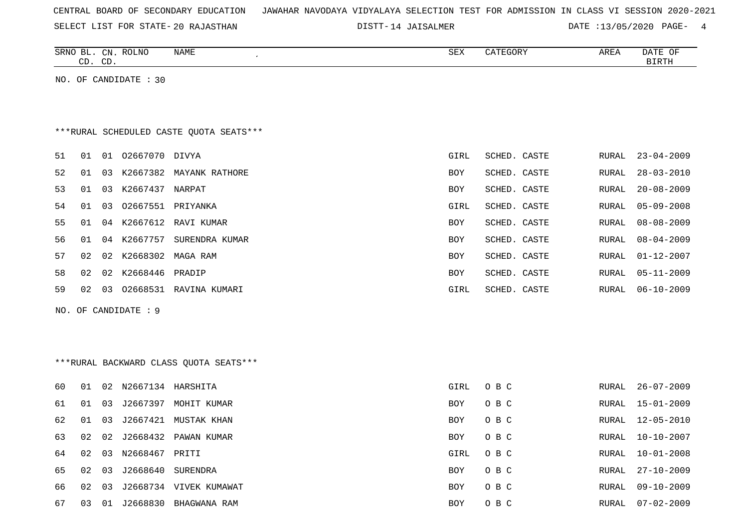CENTRAL BOARD OF SECONDARY EDUCATION JAWAHAR NAVODAYA VIDYALAYA SELECTION TEST FOR ADMISSION IN CLASS VI SESSION 2020-2021

SELECT LIST FOR STATE- 20 RAJASTHAN DISTT- 14 JAISALMER DATE :13/05/2020

NO. OF CANDIDATE : 30

***RURAL SCHEDULED CASTE QUOTA SEATS***

| SRNO | BL. CD. | CN. CD. | ROLNO | NAME | SEX | CATEGORY | AREA | DATE OF BIRTH |
|---|---|---|---|---|---|---|---|---|
| 51 | 01 | 01 | O2667070 | DIVYA | GIRL | SCHED. CASTE | RURAL | 23-04-2009 |
| 52 | 01 | 03 | K2667382 | MAYANK RATHORE | BOY | SCHED. CASTE | RURAL | 28-03-2010 |
| 53 | 01 | 03 | K2667437 | NARPAT | BOY | SCHED. CASTE | RURAL | 20-08-2009 |
| 54 | 01 | 03 | O2667551 | PRIYANKA | GIRL | SCHED. CASTE | RURAL | 05-09-2008 |
| 55 | 01 | 04 | K2667612 | RAVI KUMAR | BOY | SCHED. CASTE | RURAL | 08-08-2009 |
| 56 | 01 | 04 | K2667757 | SURENDRA KUMAR | BOY | SCHED. CASTE | RURAL | 08-04-2009 |
| 57 | 02 | 02 | K2668302 | MAGA RAM | BOY | SCHED. CASTE | RURAL | 01-12-2007 |
| 58 | 02 | 02 | K2668446 | PRADIP | BOY | SCHED. CASTE | RURAL | 05-11-2009 |
| 59 | 02 | 03 | O2668531 | RAVINA KUMARI | GIRL | SCHED. CASTE | RURAL | 06-10-2009 |

NO. OF CANDIDATE : 9

***RURAL BACKWARD CLASS QUOTA SEATS***

| SRNO | BL. CD. | CN. CD. | ROLNO | NAME | SEX | CATEGORY | AREA | DATE OF BIRTH |
|---|---|---|---|---|---|---|---|---|
| 60 | 01 | 02 | N2667134 | HARSHITA | GIRL | O B C | RURAL | 26-07-2009 |
| 61 | 01 | 03 | J2667397 | MOHIT KUMAR | BOY | O B C | RURAL | 15-01-2009 |
| 62 | 01 | 03 | J2667421 | MUSTAK KHAN | BOY | O B C | RURAL | 12-05-2010 |
| 63 | 02 | 02 | J2668432 | PAWAN KUMAR | BOY | O B C | RURAL | 10-10-2007 |
| 64 | 02 | 03 | N2668467 | PRITI | GIRL | O B C | RURAL | 10-01-2008 |
| 65 | 02 | 03 | J2668640 | SURENDRA | BOY | O B C | RURAL | 27-10-2009 |
| 66 | 02 | 03 | J2668734 | VIVEK KUMAWAT | BOY | O B C | RURAL | 09-10-2009 |
| 67 | 03 | 01 | J2668830 | BHAGWANA RAM | BOY | O B C | RURAL | 07-02-2009 |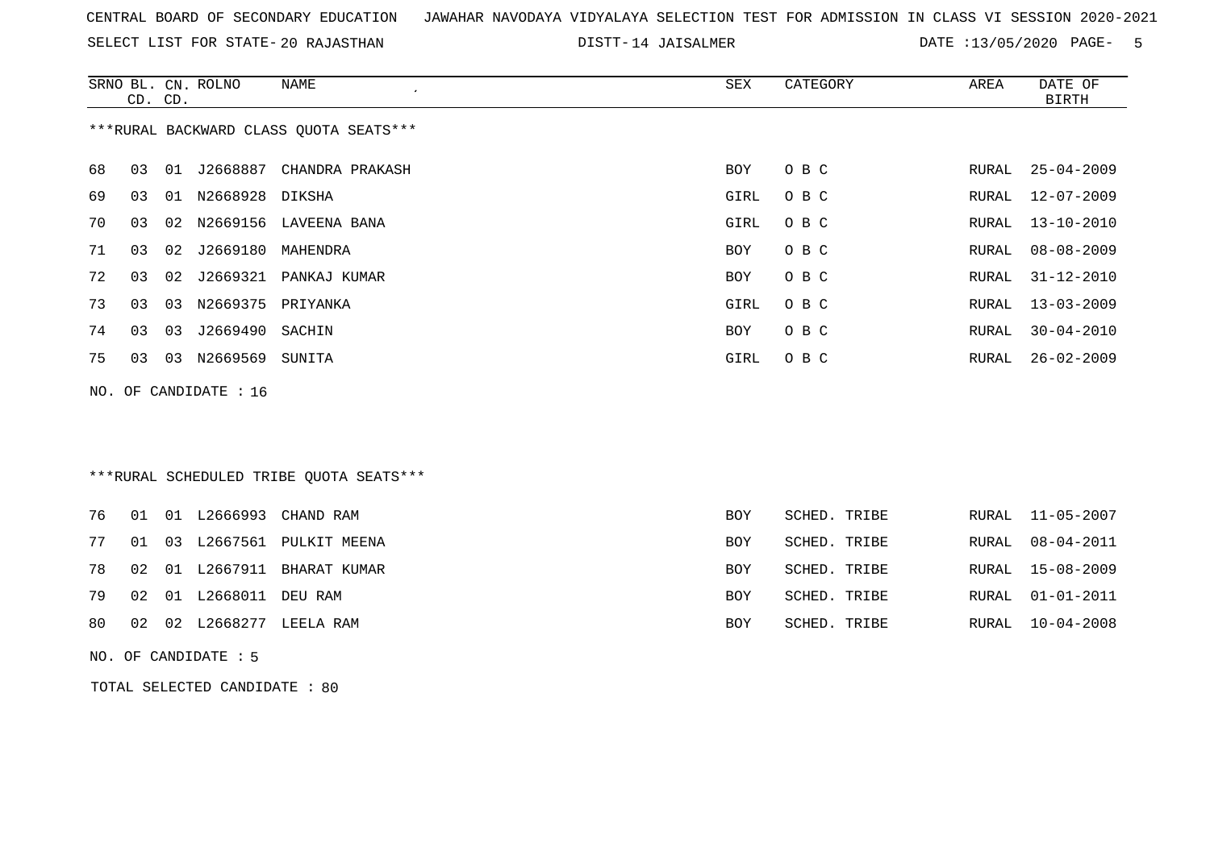CENTRAL BOARD OF SECONDARY EDUCATION JAWAHAR NAVODAYA VIDYALAYA SELECTION TEST FOR ADMISSION IN CLASS VI SESSION 2020-2021

SELECT LIST FOR STATE- 20 RAJASTHAN DISTT- 14 JAISALMER DATE :13/05/2020

***RURAL BACKWARD CLASS QUOTA SEATS***

| SRNO | BL. CD. | CN. CD. | ROLNO | NAME | SEX | CATEGORY | AREA | DATE OF BIRTH |
|---|---|---|---|---|---|---|---|---|
| 68 | 03 | 01 | J2668887 | CHANDRA PRAKASH | BOY | O B C | RURAL | 25-04-2009 |
| 69 | 03 | 01 | N2668928 | DIKSHA | GIRL | O B C | RURAL | 12-07-2009 |
| 70 | 03 | 02 | N2669156 | LAVEENA BANA | GIRL | O B C | RURAL | 13-10-2010 |
| 71 | 03 | 02 | J2669180 | MAHENDRA | BOY | O B C | RURAL | 08-08-2009 |
| 72 | 03 | 02 | J2669321 | PANKAJ KUMAR | BOY | O B C | RURAL | 31-12-2010 |
| 73 | 03 | 03 | N2669375 | PRIYANKA | GIRL | O B C | RURAL | 13-03-2009 |
| 74 | 03 | 03 | J2669490 | SACHIN | BOY | O B C | RURAL | 30-04-2010 |
| 75 | 03 | 03 | N2669569 | SUNITA | GIRL | O B C | RURAL | 26-02-2009 |

NO. OF CANDIDATE : 16

***RURAL SCHEDULED TRIBE QUOTA SEATS***

| SRNO | BL. CD. | CN. CD. | ROLNO | NAME | SEX | CATEGORY | AREA | DATE OF BIRTH |
|---|---|---|---|---|---|---|---|---|
| 76 | 01 | 01 | L2666993 | CHAND RAM | BOY | SCHED. TRIBE | RURAL | 11-05-2007 |
| 77 | 01 | 03 | L2667561 | PULKIT MEENA | BOY | SCHED. TRIBE | RURAL | 08-04-2011 |
| 78 | 02 | 01 | L2667911 | BHARAT KUMAR | BOY | SCHED. TRIBE | RURAL | 15-08-2009 |
| 79 | 02 | 01 | L2668011 | DEU RAM | BOY | SCHED. TRIBE | RURAL | 01-01-2011 |
| 80 | 02 | 02 | L2668277 | LEELA RAM | BOY | SCHED. TRIBE | RURAL | 10-04-2008 |

NO. OF CANDIDATE : 5

TOTAL SELECTED CANDIDATE : 80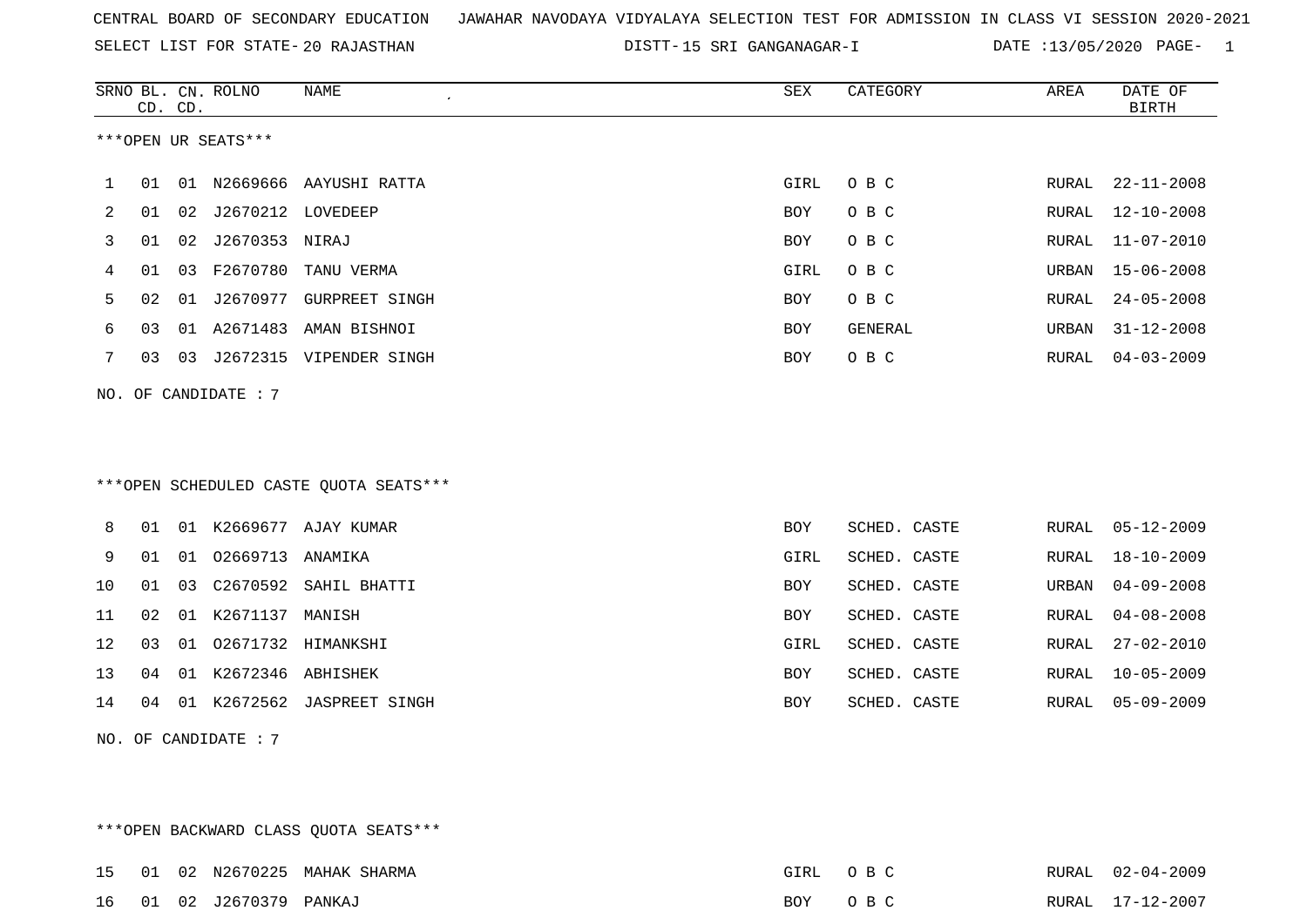CENTRAL BOARD OF SECONDARY EDUCATION JAWAHAR NAVODAYA VIDYALAYA SELECTION TEST FOR ADMISSION IN CLASS VI SESSION 2020-2021

SELECT LIST FOR STATE- 20 RAJASTHAN DISTT- 15 SRI GANGANAGAR-I DATE :13/05/2020 PAGE- 1

***OPEN UR SEATS***

| SRNO | BL. CD. | CN. CD. | ROLNO | NAME | SEX | CATEGORY | AREA | DATE OF BIRTH |
|---|---|---|---|---|---|---|---|---|
| 1 | 01 | 01 | N2669666 | AAYUSHI RATTA | GIRL | O B C | RURAL | 22-11-2008 |
| 2 | 01 | 02 | J2670212 | LOVEDEEP | BOY | O B C | RURAL | 12-10-2008 |
| 3 | 01 | 02 | J2670353 | NIRAJ | BOY | O B C | RURAL | 11-07-2010 |
| 4 | 01 | 03 | F2670780 | TANU VERMA | GIRL | O B C | URBAN | 15-06-2008 |
| 5 | 02 | 01 | J2670977 | GURPREET SINGH | BOY | O B C | RURAL | 24-05-2008 |
| 6 | 03 | 01 | A2671483 | AMAN BISHNOI | BOY | GENERAL | URBAN | 31-12-2008 |
| 7 | 03 | 03 | J2672315 | VIPENDER SINGH | BOY | O B C | RURAL | 04-03-2009 |

NO. OF CANDIDATE : 7

***OPEN SCHEDULED CASTE QUOTA SEATS***

| SRNO | BL. CD. | CN. CD. | ROLNO | NAME | SEX | CATEGORY | AREA | DATE OF BIRTH |
|---|---|---|---|---|---|---|---|---|
| 8 | 01 | 01 | K2669677 | AJAY KUMAR | BOY | SCHED. CASTE | RURAL | 05-12-2009 |
| 9 | 01 | 01 | O2669713 | ANAMIKA | GIRL | SCHED. CASTE | RURAL | 18-10-2009 |
| 10 | 01 | 03 | C2670592 | SAHIL BHATTI | BOY | SCHED. CASTE | URBAN | 04-09-2008 |
| 11 | 02 | 01 | K2671137 | MANISH | BOY | SCHED. CASTE | RURAL | 04-08-2008 |
| 12 | 03 | 01 | O2671732 | HIMANKSHI | GIRL | SCHED. CASTE | RURAL | 27-02-2010 |
| 13 | 04 | 01 | K2672346 | ABHISHEK | BOY | SCHED. CASTE | RURAL | 10-05-2009 |
| 14 | 04 | 01 | K2672562 | JASPREET SINGH | BOY | SCHED. CASTE | RURAL | 05-09-2009 |

NO. OF CANDIDATE : 7

***OPEN BACKWARD CLASS QUOTA SEATS***

| SRNO | BL. CD. | CN. CD. | ROLNO | NAME | SEX | CATEGORY | AREA | DATE OF BIRTH |
|---|---|---|---|---|---|---|---|---|
| 15 | 01 | 02 | N2670225 | MAHAK SHARMA | GIRL | O B C | RURAL | 02-04-2009 |
| 16 | 01 | 02 | J2670379 | PANKAJ | BOY | O B C | RURAL | 17-12-2007 |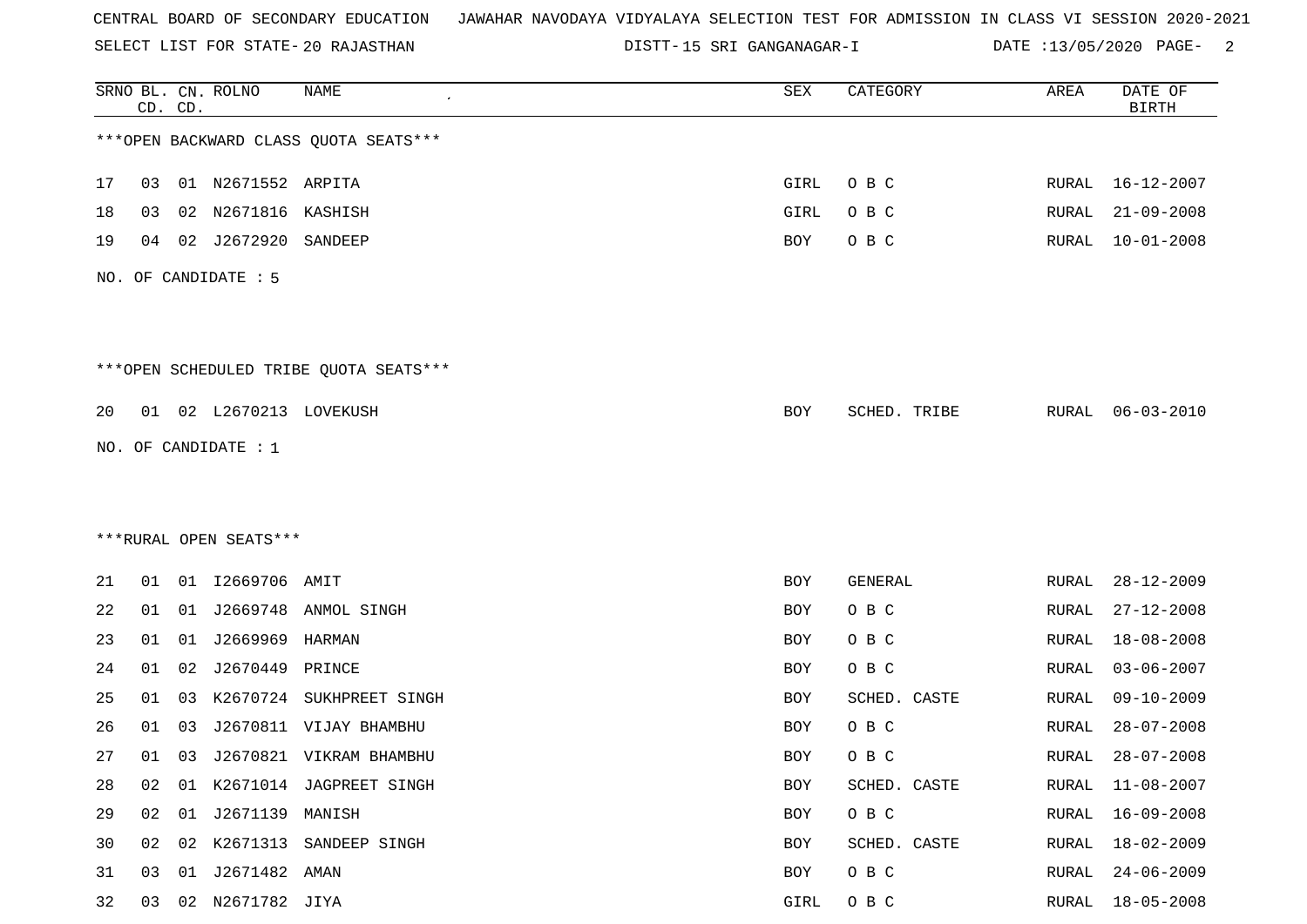CENTRAL BOARD OF SECONDARY EDUCATION JAWAHAR NAVODAYA VIDYALAYA SELECTION TEST FOR ADMISSION IN CLASS VI SESSION 2020-2021

SELECT LIST FOR STATE- 20 RAJASTHAN DISTT- 15 SRI GANGANAGAR-I DATE :13/05/2020

| SRNO | BL. CD. | CN. CD. | ROLNO | NAME | SEX | CATEGORY | AREA | DATE OF BIRTH |
|---|---|---|---|---|---|---|---|---|

***OPEN BACKWARD CLASS QUOTA SEATS***

| SRNO | BL. CD. | CN. CD. | ROLNO | NAME | SEX | CATEGORY | AREA | DATE OF BIRTH |
|---|---|---|---|---|---|---|---|---|
| 17 | 03 | 01 | N2671552 | ARPITA | GIRL | O B C | RURAL | 16-12-2007 |
| 18 | 03 | 02 | N2671816 | KASHISH | GIRL | O B C | RURAL | 21-09-2008 |
| 19 | 04 | 02 | J2672920 | SANDEEP | BOY | O B C | RURAL | 10-01-2008 |

NO. OF CANDIDATE : 5

***OPEN SCHEDULED TRIBE QUOTA SEATS***

| SRNO | BL. CD. | CN. CD. | ROLNO | NAME | SEX | CATEGORY | AREA | DATE OF BIRTH |
|---|---|---|---|---|---|---|---|---|
| 20 | 01 | 02 | L2670213 | LOVEKUSH | BOY | SCHED. TRIBE | RURAL | 06-03-2010 |

NO. OF CANDIDATE : 1

***RURAL OPEN SEATS***

| SRNO | BL. CD. | CN. CD. | ROLNO | NAME | SEX | CATEGORY | AREA | DATE OF BIRTH |
|---|---|---|---|---|---|---|---|---|
| 21 | 01 | 01 | I2669706 | AMIT | BOY | GENERAL | RURAL | 28-12-2009 |
| 22 | 01 | 01 | J2669748 | ANMOL SINGH | BOY | O B C | RURAL | 27-12-2008 |
| 23 | 01 | 01 | J2669969 | HARMAN | BOY | O B C | RURAL | 18-08-2008 |
| 24 | 01 | 02 | J2670449 | PRINCE | BOY | O B C | RURAL | 03-06-2007 |
| 25 | 01 | 03 | K2670724 | SUKHPREET SINGH | BOY | SCHED. CASTE | RURAL | 09-10-2009 |
| 26 | 01 | 03 | J2670811 | VIJAY BHAMBHU | BOY | O B C | RURAL | 28-07-2008 |
| 27 | 01 | 03 | J2670821 | VIKRAM BHAMBHU | BOY | O B C | RURAL | 28-07-2008 |
| 28 | 02 | 01 | K2671014 | JAGPREET SINGH | BOY | SCHED. CASTE | RURAL | 11-08-2007 |
| 29 | 02 | 01 | J2671139 | MANISH | BOY | O B C | RURAL | 16-09-2008 |
| 30 | 02 | 02 | K2671313 | SANDEEP SINGH | BOY | SCHED. CASTE | RURAL | 18-02-2009 |
| 31 | 03 | 01 | J2671482 | AMAN | BOY | O B C | RURAL | 24-06-2009 |
| 32 | 03 | 02 | N2671782 | JIYA | GIRL | O B C | RURAL | 18-05-2008 |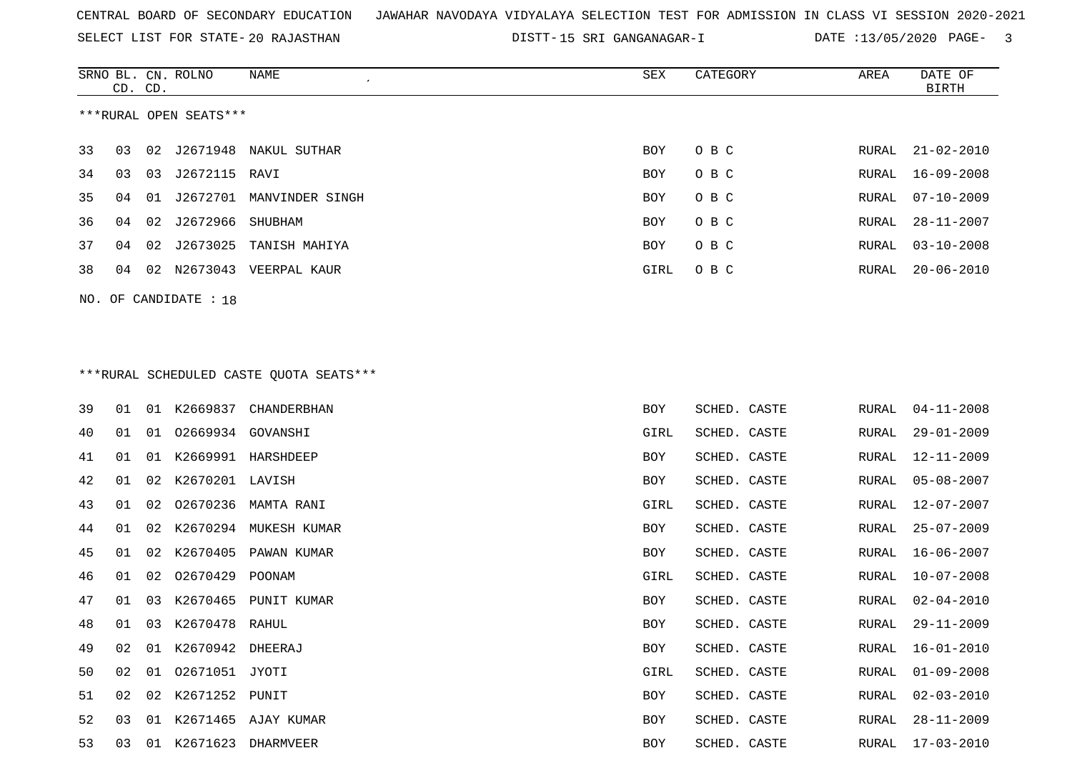CENTRAL BOARD OF SECONDARY EDUCATION JAWAHAR NAVODAYA VIDYALAYA SELECTION TEST FOR ADMISSION IN CLASS VI SESSION 2020-2021

SELECT LIST FOR STATE- 20 RAJASTHAN DISTT- 15 SRI GANGANAGAR-I DATE :13/05/2020

***RURAL OPEN SEATS***

| SRNO | BL. CD. | CN. CD. | ROLNO | NAME | SEX | CATEGORY | AREA | DATE OF BIRTH |
|---|---|---|---|---|---|---|---|---|
| 33 | 03 | 02 | J2671948 | NAKUL SUTHAR | BOY | O B C | RURAL | 21-02-2010 |
| 34 | 03 | 03 | J2672115 | RAVI | BOY | O B C | RURAL | 16-09-2008 |
| 35 | 04 | 01 | J2672701 | MANVINDER SINGH | BOY | O B C | RURAL | 07-10-2009 |
| 36 | 04 | 02 | J2672966 | SHUBHAM | BOY | O B C | RURAL | 28-11-2007 |
| 37 | 04 | 02 | J2673025 | TANISH MAHIYA | BOY | O B C | RURAL | 03-10-2008 |
| 38 | 04 | 02 | N2673043 | VEERPAL KAUR | GIRL | O B C | RURAL | 20-06-2010 |

NO. OF CANDIDATE : 18

***RURAL SCHEDULED CASTE QUOTA SEATS***

| SRNO | BL. CD. | CN. CD. | ROLNO | NAME | SEX | CATEGORY | AREA | DATE OF BIRTH |
|---|---|---|---|---|---|---|---|---|
| 39 | 01 | 01 | K2669837 | CHANDERBHAN | BOY | SCHED. CASTE | RURAL | 04-11-2008 |
| 40 | 01 | 01 | O2669934 | GOVANSHI | GIRL | SCHED. CASTE | RURAL | 29-01-2009 |
| 41 | 01 | 01 | K2669991 | HARSHDEEP | BOY | SCHED. CASTE | RURAL | 12-11-2009 |
| 42 | 01 | 02 | K2670201 | LAVISH | BOY | SCHED. CASTE | RURAL | 05-08-2007 |
| 43 | 01 | 02 | O2670236 | MAMTA RANI | GIRL | SCHED. CASTE | RURAL | 12-07-2007 |
| 44 | 01 | 02 | K2670294 | MUKESH KUMAR | BOY | SCHED. CASTE | RURAL | 25-07-2009 |
| 45 | 01 | 02 | K2670405 | PAWAN KUMAR | BOY | SCHED. CASTE | RURAL | 16-06-2007 |
| 46 | 01 | 02 | O2670429 | POONAM | GIRL | SCHED. CASTE | RURAL | 10-07-2008 |
| 47 | 01 | 03 | K2670465 | PUNIT KUMAR | BOY | SCHED. CASTE | RURAL | 02-04-2010 |
| 48 | 01 | 03 | K2670478 | RAHUL | BOY | SCHED. CASTE | RURAL | 29-11-2009 |
| 49 | 02 | 01 | K2670942 | DHEERAJ | BOY | SCHED. CASTE | RURAL | 16-01-2010 |
| 50 | 02 | 01 | O2671051 | JYOTI | GIRL | SCHED. CASTE | RURAL | 01-09-2008 |
| 51 | 02 | 02 | K2671252 | PUNIT | BOY | SCHED. CASTE | RURAL | 02-03-2010 |
| 52 | 03 | 01 | K2671465 | AJAY KUMAR | BOY | SCHED. CASTE | RURAL | 28-11-2009 |
| 53 | 03 | 01 | K2671623 | DHARMVEER | BOY | SCHED. CASTE | RURAL | 17-03-2010 |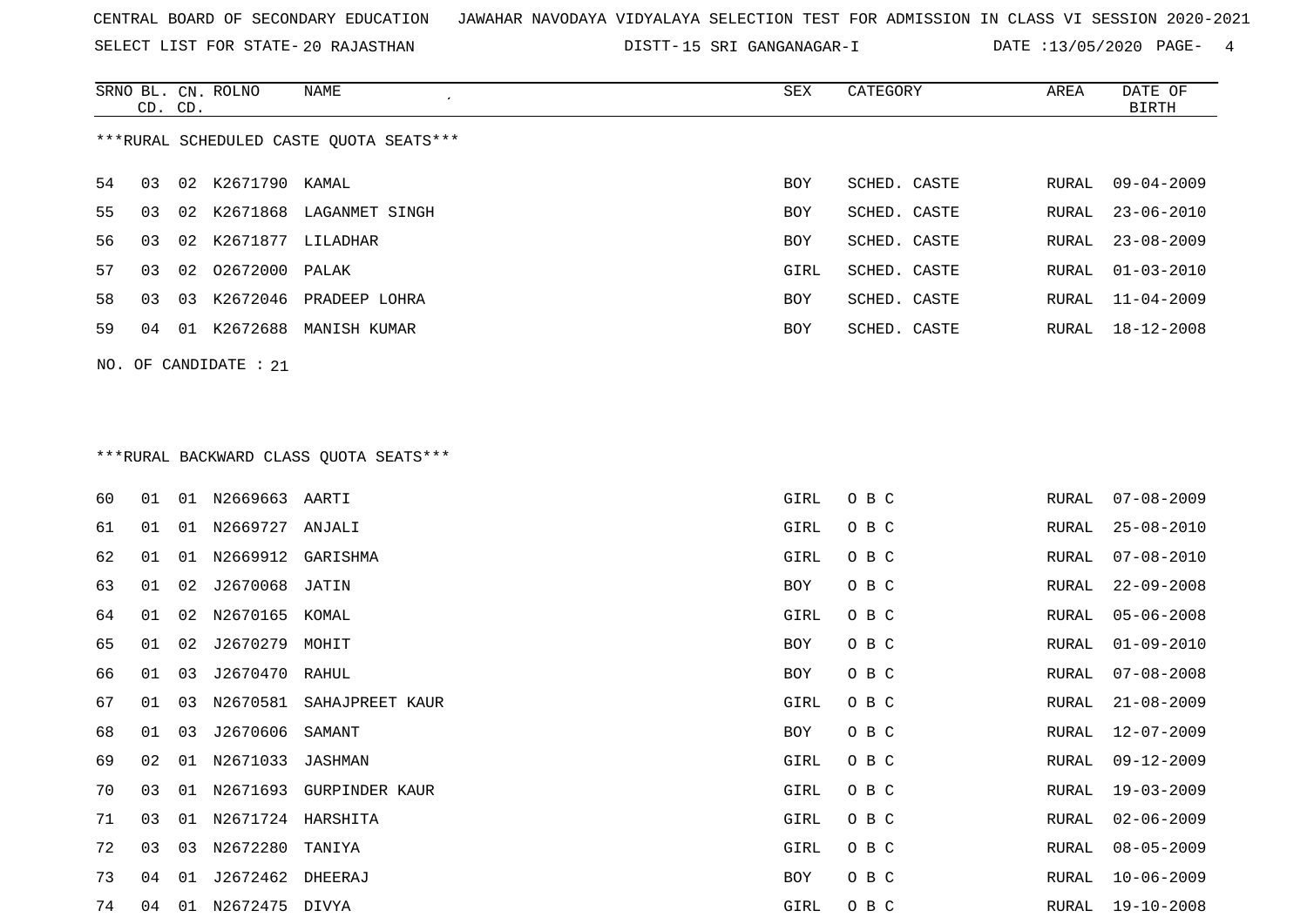CENTRAL BOARD OF SECONDARY EDUCATION JAWAHAR NAVODAYA VIDYALAYA SELECTION TEST FOR ADMISSION IN CLASS VI SESSION 2020-2021

SELECT LIST FOR STATE- 20 RAJASTHAN DISTT- 15 SRI GANGANAGAR-I DATE :13/05/2020

***RURAL SCHEDULED CASTE QUOTA SEATS***

| SRNO | BL. CD. | CN. CD. | ROLNO | NAME | SEX | CATEGORY | AREA | DATE OF BIRTH |
|---|---|---|---|---|---|---|---|---|
| 54 | 03 | 02 | K2671790 | KAMAL | BOY | SCHED. CASTE | RURAL | 09-04-2009 |
| 55 | 03 | 02 | K2671868 | LAGANMET SINGH | BOY | SCHED. CASTE | RURAL | 23-06-2010 |
| 56 | 03 | 02 | K2671877 | LILADHAR | BOY | SCHED. CASTE | RURAL | 23-08-2009 |
| 57 | 03 | 02 | O2672000 | PALAK | GIRL | SCHED. CASTE | RURAL | 01-03-2010 |
| 58 | 03 | 03 | K2672046 | PRADEEP LOHRA | BOY | SCHED. CASTE | RURAL | 11-04-2009 |
| 59 | 04 | 01 | K2672688 | MANISH KUMAR | BOY | SCHED. CASTE | RURAL | 18-12-2008 |

NO. OF CANDIDATE : 21

***RURAL BACKWARD CLASS QUOTA SEATS***

| SRNO | BL. CD. | CN. CD. | ROLNO | NAME | SEX | CATEGORY | AREA | DATE OF BIRTH |
|---|---|---|---|---|---|---|---|---|
| 60 | 01 | 01 | N2669663 | AARTI | GIRL | O B C | RURAL | 07-08-2009 |
| 61 | 01 | 01 | N2669727 | ANJALI | GIRL | O B C | RURAL | 25-08-2010 |
| 62 | 01 | 01 | N2669912 | GARISHMA | GIRL | O B C | RURAL | 07-08-2010 |
| 63 | 01 | 02 | J2670068 | JATIN | BOY | O B C | RURAL | 22-09-2008 |
| 64 | 01 | 02 | N2670165 | KOMAL | GIRL | O B C | RURAL | 05-06-2008 |
| 65 | 01 | 02 | J2670279 | MOHIT | BOY | O B C | RURAL | 01-09-2010 |
| 66 | 01 | 03 | J2670470 | RAHUL | BOY | O B C | RURAL | 07-08-2008 |
| 67 | 01 | 03 | N2670581 | SAHAJPREET KAUR | GIRL | O B C | RURAL | 21-08-2009 |
| 68 | 01 | 03 | J2670606 | SAMANT | BOY | O B C | RURAL | 12-07-2009 |
| 69 | 02 | 01 | N2671033 | JASHMAN | GIRL | O B C | RURAL | 09-12-2009 |
| 70 | 03 | 01 | N2671693 | GURPINDER KAUR | GIRL | O B C | RURAL | 19-03-2009 |
| 71 | 03 | 01 | N2671724 | HARSHITA | GIRL | O B C | RURAL | 02-06-2009 |
| 72 | 03 | 03 | N2672280 | TANIYA | GIRL | O B C | RURAL | 08-05-2009 |
| 73 | 04 | 01 | J2672462 | DHEERAJ | BOY | O B C | RURAL | 10-06-2009 |
| 74 | 04 | 01 | N2672475 | DIVYA | GIRL | O B C | RURAL | 19-10-2008 |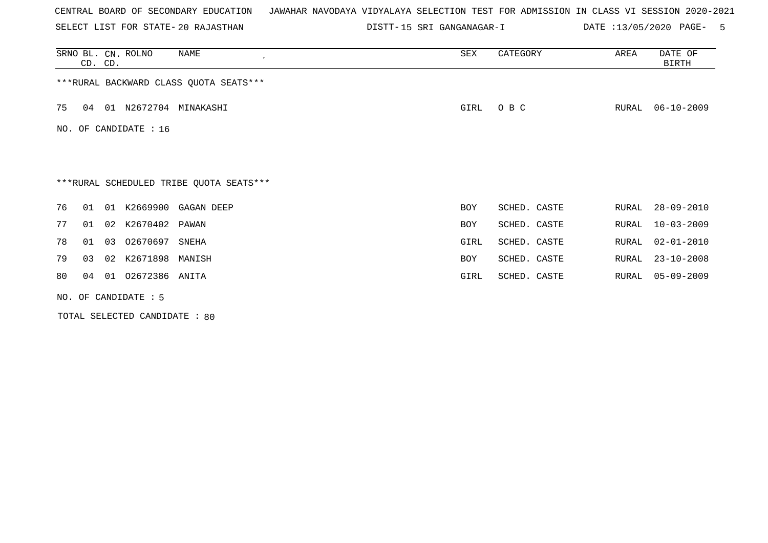CENTRAL BOARD OF SECONDARY EDUCATION JAWAHAR NAVODAYA VIDYALAYA SELECTION TEST FOR ADMISSION IN CLASS VI SESSION 2020-2021

SELECT LIST FOR STATE- 20 RAJASTHAN DISTT- 15 SRI GANGANAGAR-I DATE :13/05/2020 PAGE- 5

| SRNO | BL. CD. | CN. CD. | ROLNO | NAME | SEX | CATEGORY | AREA | DATE OF BIRTH |
|---|---|---|---|---|---|---|---|---|
| ***RURAL BACKWARD CLASS QUOTA SEATS*** | | | | | | | | |
| 75 | 04 | 01 | N2672704 | MINAKASHI | GIRL | O B C | RURAL | 06-10-2009 |

NO. OF CANDIDATE : 16

***RURAL SCHEDULED TRIBE QUOTA SEATS***

| SRNO | BL. CD. | CN. CD. | ROLNO | NAME | SEX | CATEGORY | AREA | DATE OF BIRTH |
|---|---|---|---|---|---|---|---|---|
| 76 | 01 | 01 | K2669900 | GAGAN DEEP | BOY | SCHED. CASTE | RURAL | 28-09-2010 |
| 77 | 01 | 02 | K2670402 | PAWAN | BOY | SCHED. CASTE | RURAL | 10-03-2009 |
| 78 | 01 | 03 | O2670697 | SNEHA | GIRL | SCHED. CASTE | RURAL | 02-01-2010 |
| 79 | 03 | 02 | K2671898 | MANISH | BOY | SCHED. CASTE | RURAL | 23-10-2008 |
| 80 | 04 | 01 | O2672386 | ANITA | GIRL | SCHED. CASTE | RURAL | 05-09-2009 |

NO. OF CANDIDATE : 5

TOTAL SELECTED CANDIDATE : 80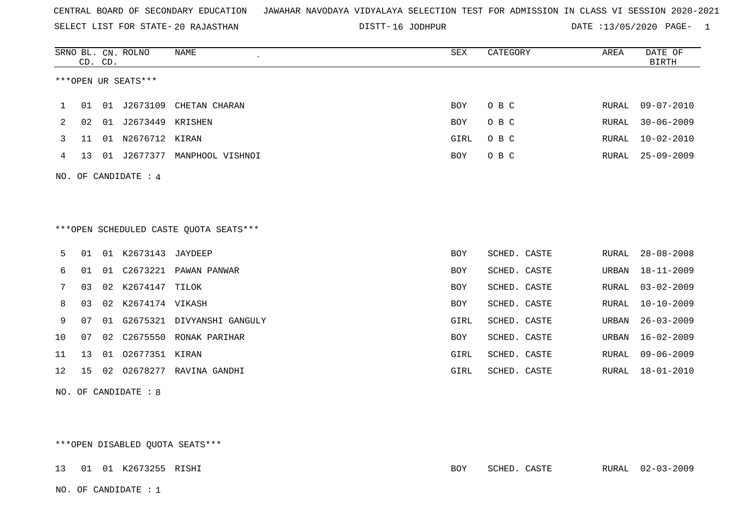CENTRAL BOARD OF SECONDARY EDUCATION JAWAHAR NAVODAYA VIDYALAYA SELECTION TEST FOR ADMISSION IN CLASS VI SESSION 2020-2021

SELECT LIST FOR STATE- 20 RAJASTHAN DISTT- 16 JODHPUR DATE :13/05/2020 PAGE- 1

***OPEN UR SEATS***

| SRNO | BL. CD. | CN. CD. | ROLNO | NAME | SEX | CATEGORY | AREA | DATE OF BIRTH |
|---|---|---|---|---|---|---|---|---|
| 1 | 01 | 01 | J2673109 | CHETAN CHARAN | BOY | O B C | RURAL | 09-07-2010 |
| 2 | 02 | 01 | J2673449 | KRISHEN | BOY | O B C | RURAL | 30-06-2009 |
| 3 | 11 | 01 | N2676712 | KIRAN | GIRL | O B C | RURAL | 10-02-2010 |
| 4 | 13 | 01 | J2677377 | MANPHOOL VISHNOI | BOY | O B C | RURAL | 25-09-2009 |

NO. OF CANDIDATE : 4

***OPEN SCHEDULED CASTE QUOTA SEATS***

| SRNO | BL. CD. | CN. CD. | ROLNO | NAME | SEX | CATEGORY | AREA | DATE OF BIRTH |
|---|---|---|---|---|---|---|---|---|
| 5 | 01 | 01 | K2673143 | JAYDEEP | BOY | SCHED. CASTE | RURAL | 28-08-2008 |
| 6 | 01 | 01 | C2673221 | PAWAN PANWAR | BOY | SCHED. CASTE | URBAN | 18-11-2009 |
| 7 | 03 | 02 | K2674147 | TILOK | BOY | SCHED. CASTE | RURAL | 03-02-2009 |
| 8 | 03 | 02 | K2674174 | VIKASH | BOY | SCHED. CASTE | RURAL | 10-10-2009 |
| 9 | 07 | 01 | G2675321 | DIVYANSHI GANGULY | GIRL | SCHED. CASTE | URBAN | 26-03-2009 |
| 10 | 07 | 02 | C2675550 | RONAK PARIHAR | BOY | SCHED. CASTE | URBAN | 16-02-2009 |
| 11 | 13 | 01 | O2677351 | KIRAN | GIRL | SCHED. CASTE | RURAL | 09-06-2009 |
| 12 | 15 | 02 | O2678277 | RAVINA GANDHI | GIRL | SCHED. CASTE | RURAL | 18-01-2010 |

NO. OF CANDIDATE : 8

***OPEN DISABLED QUOTA SEATS***

| SRNO | BL. CD. | CN. CD. | ROLNO | NAME | SEX | CATEGORY | AREA | DATE OF BIRTH |
|---|---|---|---|---|---|---|---|---|
| 13 | 01 | 01 | K2673255 | RISHI | BOY | SCHED. CASTE | RURAL | 02-03-2009 |

NO. OF CANDIDATE : 1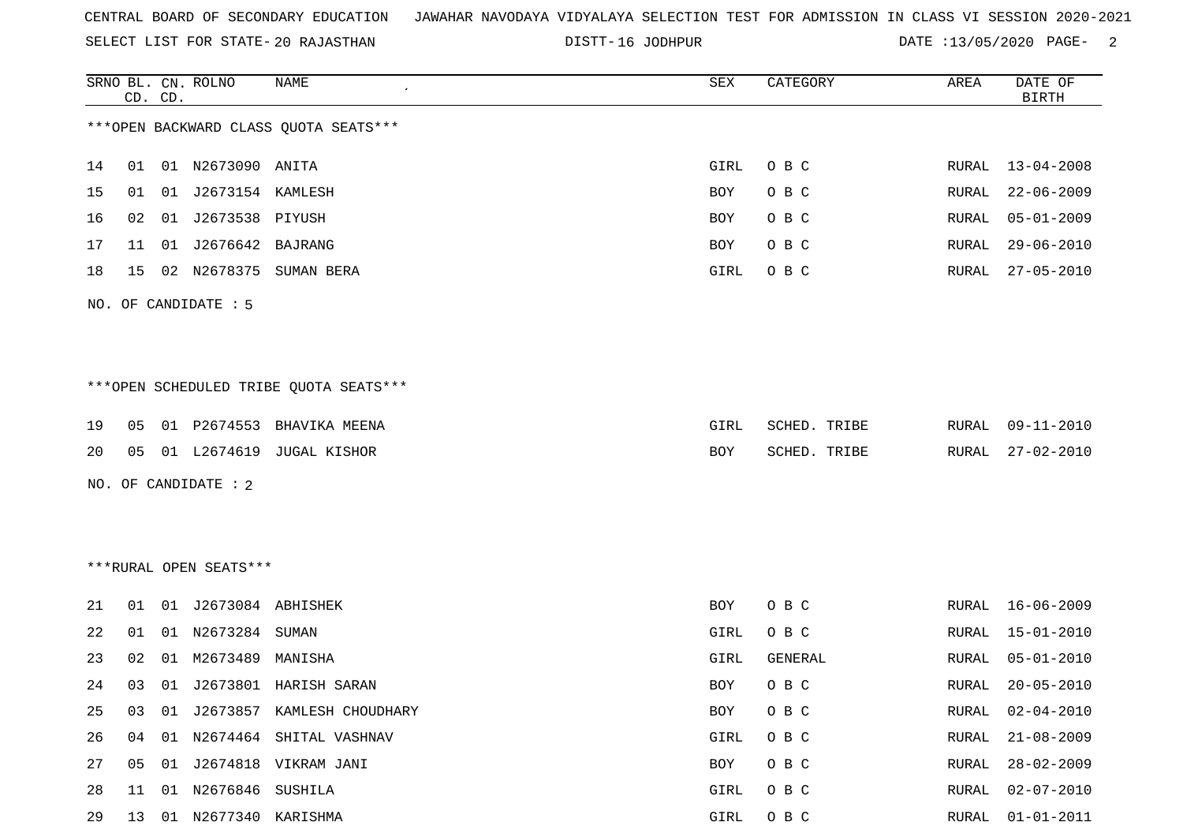CENTRAL BOARD OF SECONDARY EDUCATION JAWAHAR NAVODAYA VIDYALAYA SELECTION TEST FOR ADMISSION IN CLASS VI SESSION 2020-2021

SELECT LIST FOR STATE- 20 RAJASTHAN DISTT- 16 JODHPUR DATE :13/05/2020

| SRNO | BL. CD. | CN. CD. | ROLNO | NAME | SEX | CATEGORY | AREA | DATE OF BIRTH |
|---|---|---|---|---|---|---|---|---|

***OPEN BACKWARD CLASS QUOTA SEATS***

| SRNO | BL. CD. | CN. CD. | ROLNO | NAME | SEX | CATEGORY | AREA | DATE OF BIRTH |
|---|---|---|---|---|---|---|---|---|
| 14 | 01 | 01 | N2673090 | ANITA | GIRL | O B C | RURAL | 13-04-2008 |
| 15 | 01 | 01 | J2673154 | KAMLESH | BOY | O B C | RURAL | 22-06-2009 |
| 16 | 02 | 01 | J2673538 | PIYUSH | BOY | O B C | RURAL | 05-01-2009 |
| 17 | 11 | 01 | J2676642 | BAJRANG | BOY | O B C | RURAL | 29-06-2010 |
| 18 | 15 | 02 | N2678375 | SUMAN BERA | GIRL | O B C | RURAL | 27-05-2010 |

NO. OF CANDIDATE : 5

***OPEN SCHEDULED TRIBE QUOTA SEATS***

| SRNO | BL. CD. | CN. CD. | ROLNO | NAME | SEX | CATEGORY | AREA | DATE OF BIRTH |
|---|---|---|---|---|---|---|---|---|
| 19 | 05 | 01 | P2674553 | BHAVIKA MEENA | GIRL | SCHED. TRIBE | RURAL | 09-11-2010 |
| 20 | 05 | 01 | L2674619 | JUGAL KISHOR | BOY | SCHED. TRIBE | RURAL | 27-02-2010 |

NO. OF CANDIDATE : 2

***RURAL OPEN SEATS***

| SRNO | BL. CD. | CN. CD. | ROLNO | NAME | SEX | CATEGORY | AREA | DATE OF BIRTH |
|---|---|---|---|---|---|---|---|---|
| 21 | 01 | 01 | J2673084 | ABHISHEK | BOY | O B C | RURAL | 16-06-2009 |
| 22 | 01 | 01 | N2673284 | SUMAN | GIRL | O B C | RURAL | 15-01-2010 |
| 23 | 02 | 01 | M2673489 | MANISHA | GIRL | GENERAL | RURAL | 05-01-2010 |
| 24 | 03 | 01 | J2673801 | HARISH SARAN | BOY | O B C | RURAL | 20-05-2010 |
| 25 | 03 | 01 | J2673857 | KAMLESH CHOUDHARY | BOY | O B C | RURAL | 02-04-2010 |
| 26 | 04 | 01 | N2674464 | SHITAL VASHNAV | GIRL | O B C | RURAL | 21-08-2009 |
| 27 | 05 | 01 | J2674818 | VIKRAM JANI | BOY | O B C | RURAL | 28-02-2009 |
| 28 | 11 | 01 | N2676846 | SUSHILA | GIRL | O B C | RURAL | 02-07-2010 |
| 29 | 13 | 01 | N2677340 | KARISHMA | GIRL | O B C | RURAL | 01-01-2011 |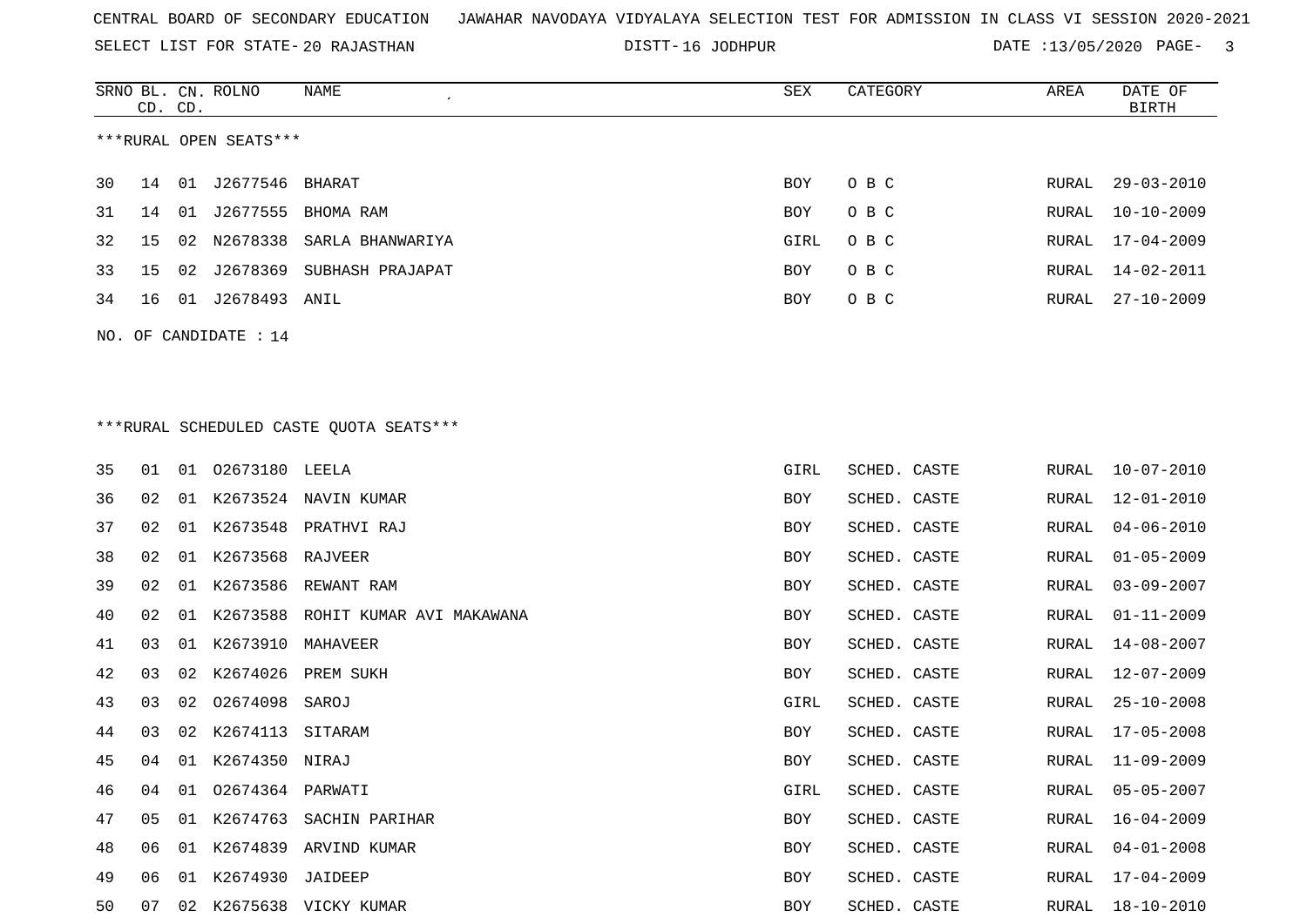CENTRAL BOARD OF SECONDARY EDUCATION JAWAHAR NAVODAYA VIDYALAYA SELECTION TEST FOR ADMISSION IN CLASS VI SESSION 2020-2021

SELECT LIST FOR STATE- 20 RAJASTHAN DISTT- 16 JODHPUR DATE :13/05/2020

***RURAL OPEN SEATS***

| SRNO | BL. CD. | CN. CD. | ROLNO | NAME | SEX | CATEGORY | AREA | DATE OF BIRTH |
|---|---|---|---|---|---|---|---|---|
| 30 | 14 | 01 | J2677546 | BHARAT | BOY | O B C | RURAL | 29-03-2010 |
| 31 | 14 | 01 | J2677555 | BHOMA RAM | BOY | O B C | RURAL | 10-10-2009 |
| 32 | 15 | 02 | N2678338 | SARLA BHANWARIYA | GIRL | O B C | RURAL | 17-04-2009 |
| 33 | 15 | 02 | J2678369 | SUBHASH PRAJAPAT | BOY | O B C | RURAL | 14-02-2011 |
| 34 | 16 | 01 | J2678493 | ANIL | BOY | O B C | RURAL | 27-10-2009 |

NO. OF CANDIDATE : 14

***RURAL SCHEDULED CASTE QUOTA SEATS***

| SRNO | BL. CD. | CN. CD. | ROLNO | NAME | SEX | CATEGORY | AREA | DATE OF BIRTH |
|---|---|---|---|---|---|---|---|---|
| 35 | 01 | 01 | O2673180 | LEELA | GIRL | SCHED. CASTE | RURAL | 10-07-2010 |
| 36 | 02 | 01 | K2673524 | NAVIN KUMAR | BOY | SCHED. CASTE | RURAL | 12-01-2010 |
| 37 | 02 | 01 | K2673548 | PRATHVI RAJ | BOY | SCHED. CASTE | RURAL | 04-06-2010 |
| 38 | 02 | 01 | K2673568 | RAJVEER | BOY | SCHED. CASTE | RURAL | 01-05-2009 |
| 39 | 02 | 01 | K2673586 | REWANT RAM | BOY | SCHED. CASTE | RURAL | 03-09-2007 |
| 40 | 02 | 01 | K2673588 | ROHIT KUMAR AVI MAKAWANA | BOY | SCHED. CASTE | RURAL | 01-11-2009 |
| 41 | 03 | 01 | K2673910 | MAHAVEER | BOY | SCHED. CASTE | RURAL | 14-08-2007 |
| 42 | 03 | 02 | K2674026 | PREM SUKH | BOY | SCHED. CASTE | RURAL | 12-07-2009 |
| 43 | 03 | 02 | O2674098 | SAROJ | GIRL | SCHED. CASTE | RURAL | 25-10-2008 |
| 44 | 03 | 02 | K2674113 | SITARAM | BOY | SCHED. CASTE | RURAL | 17-05-2008 |
| 45 | 04 | 01 | K2674350 | NIRAJ | BOY | SCHED. CASTE | RURAL | 11-09-2009 |
| 46 | 04 | 01 | O2674364 | PARWATI | GIRL | SCHED. CASTE | RURAL | 05-05-2007 |
| 47 | 05 | 01 | K2674763 | SACHIN PARIHAR | BOY | SCHED. CASTE | RURAL | 16-04-2009 |
| 48 | 06 | 01 | K2674839 | ARVIND KUMAR | BOY | SCHED. CASTE | RURAL | 04-01-2008 |
| 49 | 06 | 01 | K2674930 | JAIDEEP | BOY | SCHED. CASTE | RURAL | 17-04-2009 |
| 50 | 07 | 02 | K2675638 | VICKY KUMAR | BOY | SCHED. CASTE | RURAL | 18-10-2010 |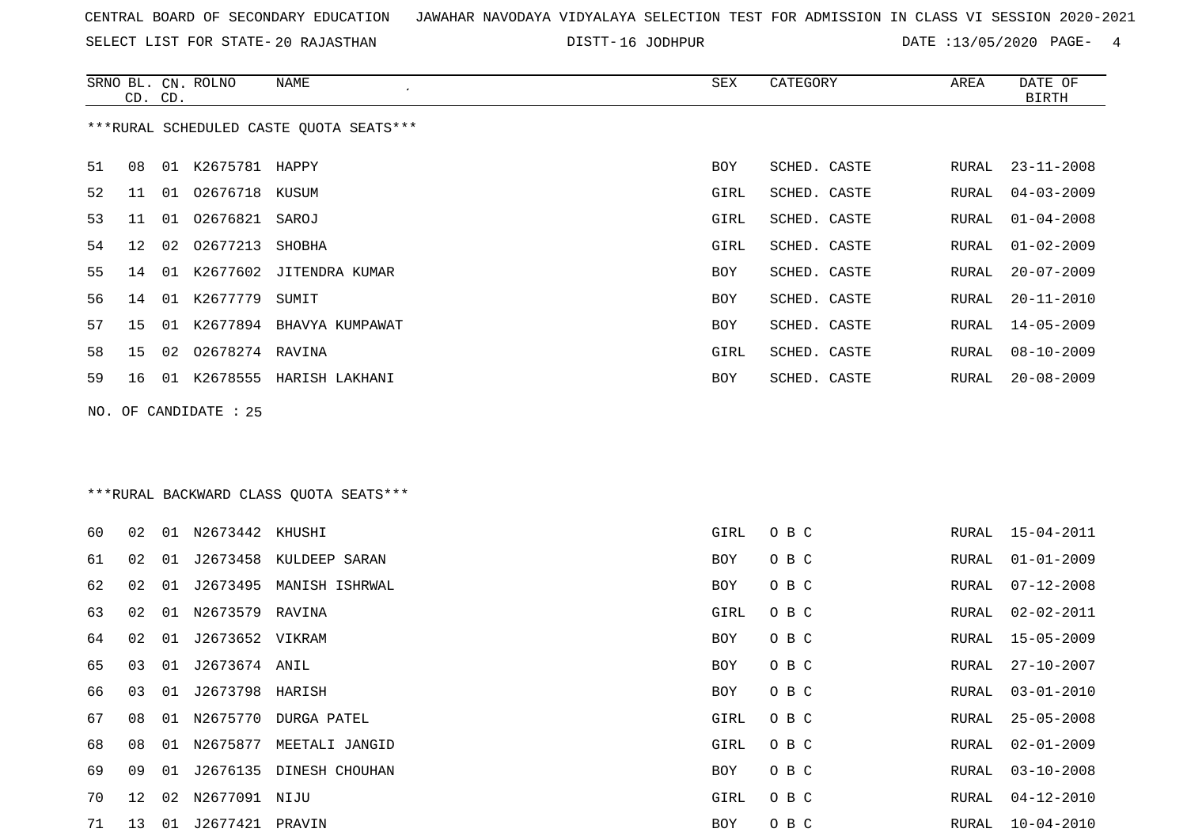CENTRAL BOARD OF SECONDARY EDUCATION JAWAHAR NAVODAYA VIDYALAYA SELECTION TEST FOR ADMISSION IN CLASS VI SESSION 2020-2021

SELECT LIST FOR STATE- 20 RAJASTHAN DISTT- 16 JODHPUR DATE :13/05/2020 PAGE- 4

***RURAL SCHEDULED CASTE QUOTA SEATS***

| SRNO | BL. CD. | CN. CD. | ROLNO | NAME | SEX | CATEGORY | AREA | DATE OF BIRTH |
|---|---|---|---|---|---|---|---|---|
| 51 | 08 | 01 | K2675781 | HAPPY | BOY | SCHED. CASTE | RURAL | 23-11-2008 |
| 52 | 11 | 01 | O2676718 | KUSUM | GIRL | SCHED. CASTE | RURAL | 04-03-2009 |
| 53 | 11 | 01 | O2676821 | SAROJ | GIRL | SCHED. CASTE | RURAL | 01-04-2008 |
| 54 | 12 | 02 | O2677213 | SHOBHA | GIRL | SCHED. CASTE | RURAL | 01-02-2009 |
| 55 | 14 | 01 | K2677602 | JITENDRA KUMAR | BOY | SCHED. CASTE | RURAL | 20-07-2009 |
| 56 | 14 | 01 | K2677779 | SUMIT | BOY | SCHED. CASTE | RURAL | 20-11-2010 |
| 57 | 15 | 01 | K2677894 | BHAVYA KUMPAWAT | BOY | SCHED. CASTE | RURAL | 14-05-2009 |
| 58 | 15 | 02 | O2678274 | RAVINA | GIRL | SCHED. CASTE | RURAL | 08-10-2009 |
| 59 | 16 | 01 | K2678555 | HARISH LAKHANI | BOY | SCHED. CASTE | RURAL | 20-08-2009 |

NO. OF CANDIDATE : 25

***RURAL BACKWARD CLASS QUOTA SEATS***

| SRNO | BL. CD. | CN. CD. | ROLNO | NAME | SEX | CATEGORY | AREA | DATE OF BIRTH |
|---|---|---|---|---|---|---|---|---|
| 60 | 02 | 01 | N2673442 | KHUSHI | GIRL | O B C | RURAL | 15-04-2011 |
| 61 | 02 | 01 | J2673458 | KULDEEP SARAN | BOY | O B C | RURAL | 01-01-2009 |
| 62 | 02 | 01 | J2673495 | MANISH ISHRWAL | BOY | O B C | RURAL | 07-12-2008 |
| 63 | 02 | 01 | N2673579 | RAVINA | GIRL | O B C | RURAL | 02-02-2011 |
| 64 | 02 | 01 | J2673652 | VIKRAM | BOY | O B C | RURAL | 15-05-2009 |
| 65 | 03 | 01 | J2673674 | ANIL | BOY | O B C | RURAL | 27-10-2007 |
| 66 | 03 | 01 | J2673798 | HARISH | BOY | O B C | RURAL | 03-01-2010 |
| 67 | 08 | 01 | N2675770 | DURGA PATEL | GIRL | O B C | RURAL | 25-05-2008 |
| 68 | 08 | 01 | N2675877 | MEETALI JANGID | GIRL | O B C | RURAL | 02-01-2009 |
| 69 | 09 | 01 | J2676135 | DINESH CHOUHAN | BOY | O B C | RURAL | 03-10-2008 |
| 70 | 12 | 02 | N2677091 | NIJU | GIRL | O B C | RURAL | 04-12-2010 |
| 71 | 13 | 01 | J2677421 | PRAVIN | BOY | O B C | RURAL | 10-04-2010 |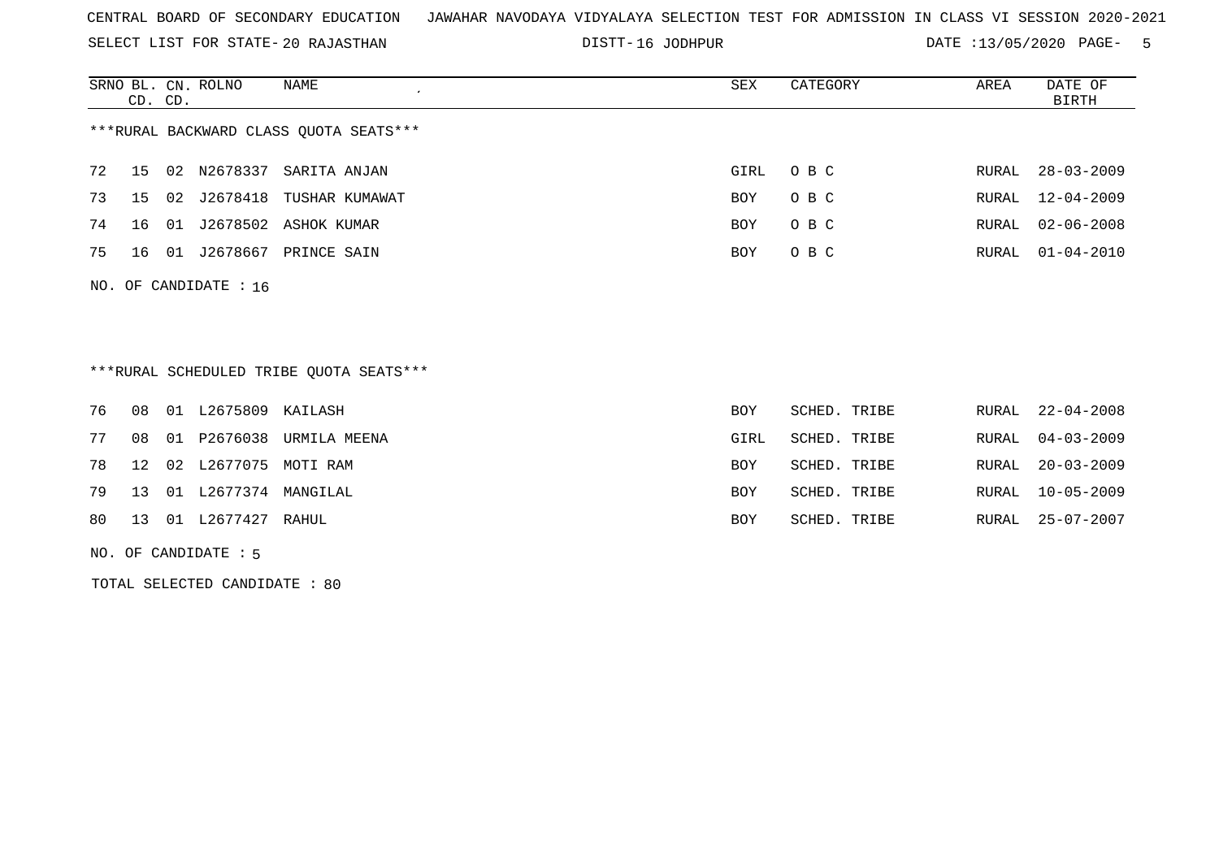CENTRAL BOARD OF SECONDARY EDUCATION JAWAHAR NAVODAYA VIDYALAYA SELECTION TEST FOR ADMISSION IN CLASS VI SESSION 2020-2021

SELECT LIST FOR STATE- 20 RAJASTHAN DISTT- 16 JODHPUR DATE :13/05/2020

***RURAL BACKWARD CLASS QUOTA SEATS***

| SRNO | BL. CD. | CN. CD. | ROLNO | NAME | SEX | CATEGORY | AREA | DATE OF BIRTH |
|---|---|---|---|---|---|---|---|---|
| 72 | 15 | 02 | N2678337 | SARITA ANJAN | GIRL | O B C | RURAL | 28-03-2009 |
| 73 | 15 | 02 | J2678418 | TUSHAR KUMAWAT | BOY | O B C | RURAL | 12-04-2009 |
| 74 | 16 | 01 | J2678502 | ASHOK KUMAR | BOY | O B C | RURAL | 02-06-2008 |
| 75 | 16 | 01 | J2678667 | PRINCE SAIN | BOY | O B C | RURAL | 01-04-2010 |

NO. OF CANDIDATE : 16

***RURAL SCHEDULED TRIBE QUOTA SEATS***

| SRNO | BL. CD. | CN. CD. | ROLNO | NAME | SEX | CATEGORY | AREA | DATE OF BIRTH |
|---|---|---|---|---|---|---|---|---|
| 76 | 08 | 01 | L2675809 | KAILASH | BOY | SCHED. TRIBE | RURAL | 22-04-2008 |
| 77 | 08 | 01 | P2676038 | URMILA MEENA | GIRL | SCHED. TRIBE | RURAL | 04-03-2009 |
| 78 | 12 | 02 | L2677075 | MOTI RAM | BOY | SCHED. TRIBE | RURAL | 20-03-2009 |
| 79 | 13 | 01 | L2677374 | MANGILAL | BOY | SCHED. TRIBE | RURAL | 10-05-2009 |
| 80 | 13 | 01 | L2677427 | RAHUL | BOY | SCHED. TRIBE | RURAL | 25-07-2007 |

NO. OF CANDIDATE : 5

TOTAL SELECTED CANDIDATE : 80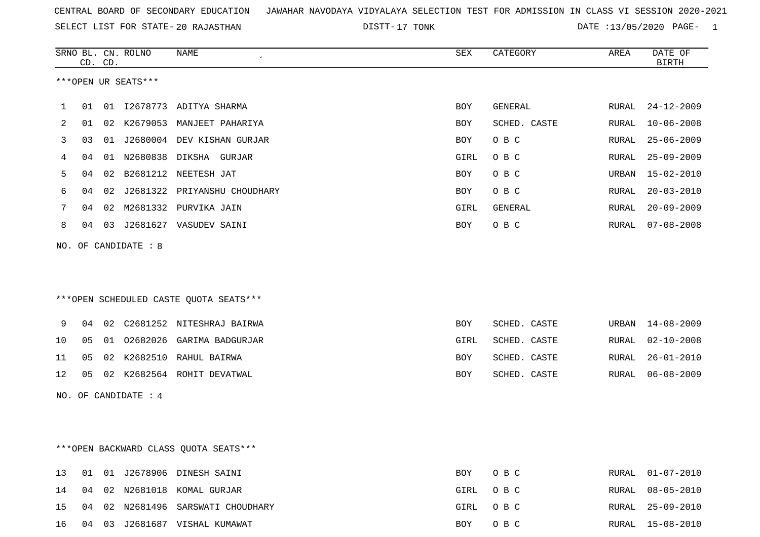CENTRAL BOARD OF SECONDARY EDUCATION   JAWAHAR NAVODAYA VIDYALAYA SELECTION TEST FOR ADMISSION IN CLASS VI SESSION 2020-2021

SELECT LIST FOR STATE- 20 RAJASTHAN   DISTT- 17 TONK   DATE :13/05/2020

| SRNO | BL. CD. | CN. CD. | ROLNO | NAME | SEX | CATEGORY | AREA | DATE OF BIRTH |
|---|---|---|---|---|---|---|---|---|

***OPEN UR SEATS***

| SRNO | BL. CD. | CN. CD. | ROLNO | NAME | SEX | CATEGORY | AREA | DATE OF BIRTH |
|---|---|---|---|---|---|---|---|---|
| 1 | 01 | 01 | I2678773 | ADITYA SHARMA | BOY | GENERAL | RURAL | 24-12-2009 |
| 2 | 01 | 02 | K2679053 | MANJEET PAHARIYA | BOY | SCHED. CASTE | RURAL | 10-06-2008 |
| 3 | 03 | 01 | J2680004 | DEV KISHAN GURJAR | BOY | O B C | RURAL | 25-06-2009 |
| 4 | 04 | 01 | N2680838 | DIKSHA  GURJAR | GIRL | O B C | RURAL | 25-09-2009 |
| 5 | 04 | 02 | B2681212 | NEETESH JAT | BOY | O B C | URBAN | 15-02-2010 |
| 6 | 04 | 02 | J2681322 | PRIYANSHU CHOUDHARY | BOY | O B C | RURAL | 20-03-2010 |
| 7 | 04 | 02 | M2681332 | PURVIKA JAIN | GIRL | GENERAL | RURAL | 20-09-2009 |
| 8 | 04 | 03 | J2681627 | VASUDEV SAINI | BOY | O B C | RURAL | 07-08-2008 |

NO. OF CANDIDATE : 8

***OPEN SCHEDULED CASTE QUOTA SEATS***

| SRNO | BL. CD. | CN. CD. | ROLNO | NAME | SEX | CATEGORY | AREA | DATE OF BIRTH |
|---|---|---|---|---|---|---|---|---|
| 9 | 04 | 02 | C2681252 | NITESHRAJ BAIRWA | BOY | SCHED. CASTE | URBAN | 14-08-2009 |
| 10 | 05 | 01 | O2682026 | GARIMA BADGURJAR | GIRL | SCHED. CASTE | RURAL | 02-10-2008 |
| 11 | 05 | 02 | K2682510 | RAHUL BAIRWA | BOY | SCHED. CASTE | RURAL | 26-01-2010 |
| 12 | 05 | 02 | K2682564 | ROHIT DEVATWAL | BOY | SCHED. CASTE | RURAL | 06-08-2009 |

NO. OF CANDIDATE : 4

***OPEN BACKWARD CLASS QUOTA SEATS***

| SRNO | BL. CD. | CN. CD. | ROLNO | NAME | SEX | CATEGORY | AREA | DATE OF BIRTH |
|---|---|---|---|---|---|---|---|---|
| 13 | 01 | 01 | J2678906 | DINESH SAINI | BOY | O B C | RURAL | 01-07-2010 |
| 14 | 04 | 02 | N2681018 | KOMAL GURJAR | GIRL | O B C | RURAL | 08-05-2010 |
| 15 | 04 | 02 | N2681496 | SARSWATI CHOUDHARY | GIRL | O B C | RURAL | 25-09-2010 |
| 16 | 04 | 03 | J2681687 | VISHAL KUMAWAT | BOY | O B C | RURAL | 15-08-2010 |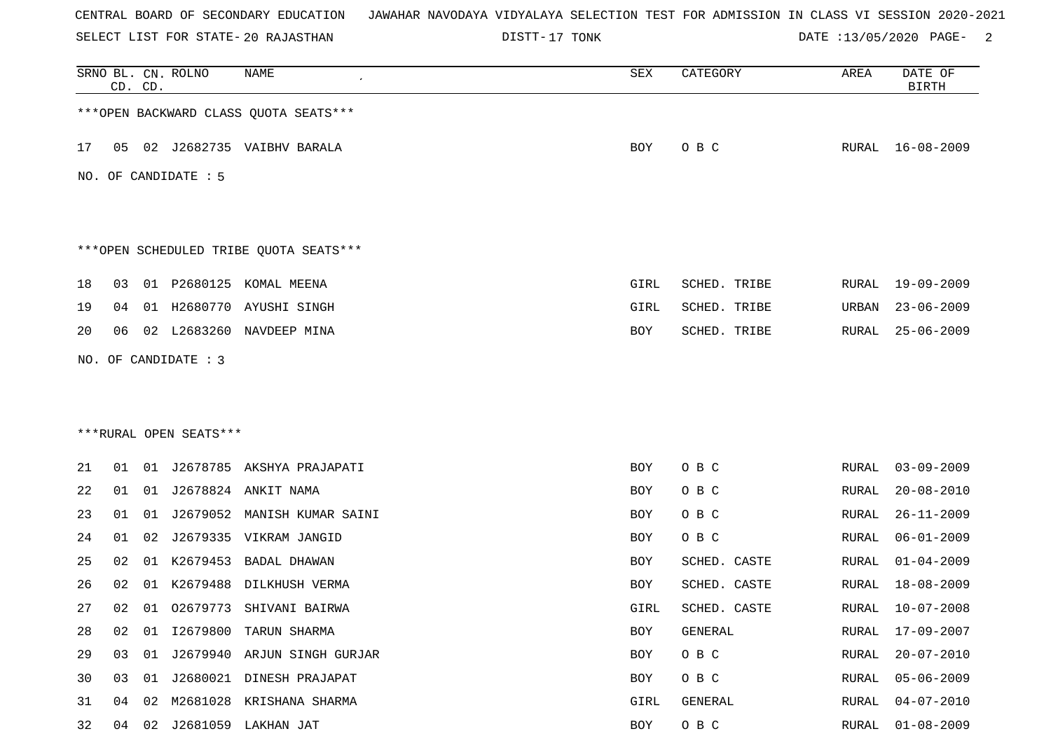CENTRAL BOARD OF SECONDARY EDUCATION JAWAHAR NAVODAYA VIDYALAYA SELECTION TEST FOR ADMISSION IN CLASS VI SESSION 2020-2021

SELECT LIST FOR STATE- 20 RAJASTHAN DISTT- 17 TONK DATE :13/05/2020

| SRNO | BL. CD. | CN. CD. | ROLNO | NAME | SEX | CATEGORY | AREA | DATE OF BIRTH |
|---|---|---|---|---|---|---|---|---|

***OPEN BACKWARD CLASS QUOTA SEATS***

| SRNO | BL. CD. | CN. CD. | ROLNO | NAME | SEX | CATEGORY | AREA | DATE OF BIRTH |
|---|---|---|---|---|---|---|---|---|
| 17 | 05 | 02 | J2682735 | VAIBHV BARALA | BOY | O B C | RURAL | 16-08-2009 |

NO. OF CANDIDATE : 5

***OPEN SCHEDULED TRIBE QUOTA SEATS***

| SRNO | BL. CD. | CN. CD. | ROLNO | NAME | SEX | CATEGORY | AREA | DATE OF BIRTH |
|---|---|---|---|---|---|---|---|---|
| 18 | 03 | 01 | P2680125 | KOMAL MEENA | GIRL | SCHED. TRIBE | RURAL | 19-09-2009 |
| 19 | 04 | 01 | H2680770 | AYUSHI SINGH | GIRL | SCHED. TRIBE | URBAN | 23-06-2009 |
| 20 | 06 | 02 | L2683260 | NAVDEEP MINA | BOY | SCHED. TRIBE | RURAL | 25-06-2009 |

NO. OF CANDIDATE : 3

***RURAL OPEN SEATS***

| SRNO | BL. CD. | CN. CD. | ROLNO | NAME | SEX | CATEGORY | AREA | DATE OF BIRTH |
|---|---|---|---|---|---|---|---|---|
| 21 | 01 | 01 | J2678785 | AKSHYA PRAJAPATI | BOY | O B C | RURAL | 03-09-2009 |
| 22 | 01 | 01 | J2678824 | ANKIT NAMA | BOY | O B C | RURAL | 20-08-2010 |
| 23 | 01 | 01 | J2679052 | MANISH KUMAR SAINI | BOY | O B C | RURAL | 26-11-2009 |
| 24 | 01 | 02 | J2679335 | VIKRAM JANGID | BOY | O B C | RURAL | 06-01-2009 |
| 25 | 02 | 01 | K2679453 | BADAL DHAWAN | BOY | SCHED. CASTE | RURAL | 01-04-2009 |
| 26 | 02 | 01 | K2679488 | DILKHUSH VERMA | BOY | SCHED. CASTE | RURAL | 18-08-2009 |
| 27 | 02 | 01 | O2679773 | SHIVANI BAIRWA | GIRL | SCHED. CASTE | RURAL | 10-07-2008 |
| 28 | 02 | 01 | I2679800 | TARUN SHARMA | BOY | GENERAL | RURAL | 17-09-2007 |
| 29 | 03 | 01 | J2679940 | ARJUN SINGH GURJAR | BOY | O B C | RURAL | 20-07-2010 |
| 30 | 03 | 01 | J2680021 | DINESH PRAJAPAT | BOY | O B C | RURAL | 05-06-2009 |
| 31 | 04 | 02 | M2681028 | KRISHANA SHARMA | GIRL | GENERAL | RURAL | 04-07-2010 |
| 32 | 04 | 02 | J2681059 | LAKHAN JAT | BOY | O B C | RURAL | 01-08-2009 |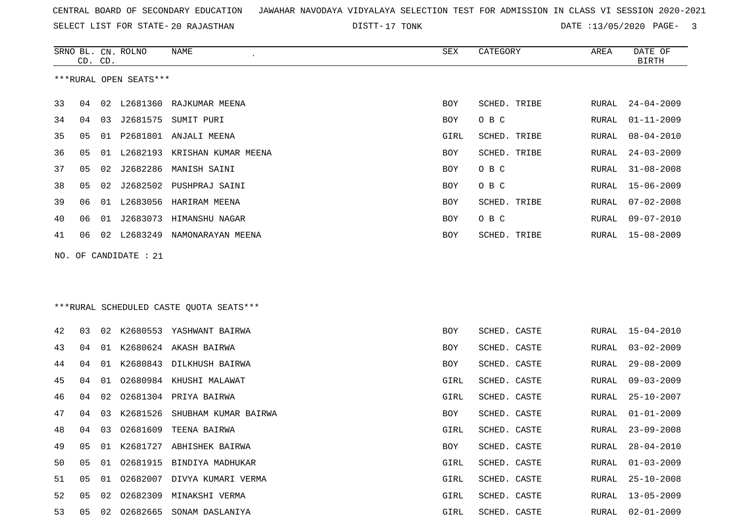CENTRAL BOARD OF SECONDARY EDUCATION JAWAHAR NAVODAYA VIDYALAYA SELECTION TEST FOR ADMISSION IN CLASS VI SESSION 2020-2021

SELECT LIST FOR STATE- 20 RAJASTHAN DISTT- 17 TONK DATE :13/05/2020

***RURAL OPEN SEATS***

| SRNO | BL. CD. | CN. CD. | ROLNO | NAME | SEX | CATEGORY | AREA | DATE OF BIRTH |
|---|---|---|---|---|---|---|---|---|
| 33 | 04 | 02 | L2681360 | RAJKUMAR MEENA | BOY | SCHED. TRIBE | RURAL | 24-04-2009 |
| 34 | 04 | 03 | J2681575 | SUMIT PURI | BOY | O B C | RURAL | 01-11-2009 |
| 35 | 05 | 01 | P2681801 | ANJALI MEENA | GIRL | SCHED. TRIBE | RURAL | 08-04-2010 |
| 36 | 05 | 01 | L2682193 | KRISHAN KUMAR MEENA | BOY | SCHED. TRIBE | RURAL | 24-03-2009 |
| 37 | 05 | 02 | J2682286 | MANISH SAINI | BOY | O B C | RURAL | 31-08-2008 |
| 38 | 05 | 02 | J2682502 | PUSHPRAJ SAINI | BOY | O B C | RURAL | 15-06-2009 |
| 39 | 06 | 01 | L2683056 | HARIRAM MEENA | BOY | SCHED. TRIBE | RURAL | 07-02-2008 |
| 40 | 06 | 01 | J2683073 | HIMANSHU NAGAR | BOY | O B C | RURAL | 09-07-2010 |
| 41 | 06 | 02 | L2683249 | NAMONARAYAN MEENA | BOY | SCHED. TRIBE | RURAL | 15-08-2009 |

NO. OF CANDIDATE : 21

***RURAL SCHEDULED CASTE QUOTA SEATS***

| SRNO | BL. CD. | CN. CD. | ROLNO | NAME | SEX | CATEGORY | AREA | DATE OF BIRTH |
|---|---|---|---|---|---|---|---|---|
| 42 | 03 | 02 | K2680553 | YASHWANT BAIRWA | BOY | SCHED. CASTE | RURAL | 15-04-2010 |
| 43 | 04 | 01 | K2680624 | AKASH BAIRWA | BOY | SCHED. CASTE | RURAL | 03-02-2009 |
| 44 | 04 | 01 | K2680843 | DILKHUSH BAIRWA | BOY | SCHED. CASTE | RURAL | 29-08-2009 |
| 45 | 04 | 01 | O2680984 | KHUSHI MALAWAT | GIRL | SCHED. CASTE | RURAL | 09-03-2009 |
| 46 | 04 | 02 | O2681304 | PRIYA BAIRWA | GIRL | SCHED. CASTE | RURAL | 25-10-2007 |
| 47 | 04 | 03 | K2681526 | SHUBHAM KUMAR BAIRWA | BOY | SCHED. CASTE | RURAL | 01-01-2009 |
| 48 | 04 | 03 | O2681609 | TEENA BAIRWA | GIRL | SCHED. CASTE | RURAL | 23-09-2008 |
| 49 | 05 | 01 | K2681727 | ABHISHEK BAIRWA | BOY | SCHED. CASTE | RURAL | 28-04-2010 |
| 50 | 05 | 01 | O2681915 | BINDIYA MADHUKAR | GIRL | SCHED. CASTE | RURAL | 01-03-2009 |
| 51 | 05 | 01 | O2682007 | DIVYA KUMARI VERMA | GIRL | SCHED. CASTE | RURAL | 25-10-2008 |
| 52 | 05 | 02 | O2682309 | MINAKSHI VERMA | GIRL | SCHED. CASTE | RURAL | 13-05-2009 |
| 53 | 05 | 02 | O2682665 | SONAM DASLANIYA | GIRL | SCHED. CASTE | RURAL | 02-01-2009 |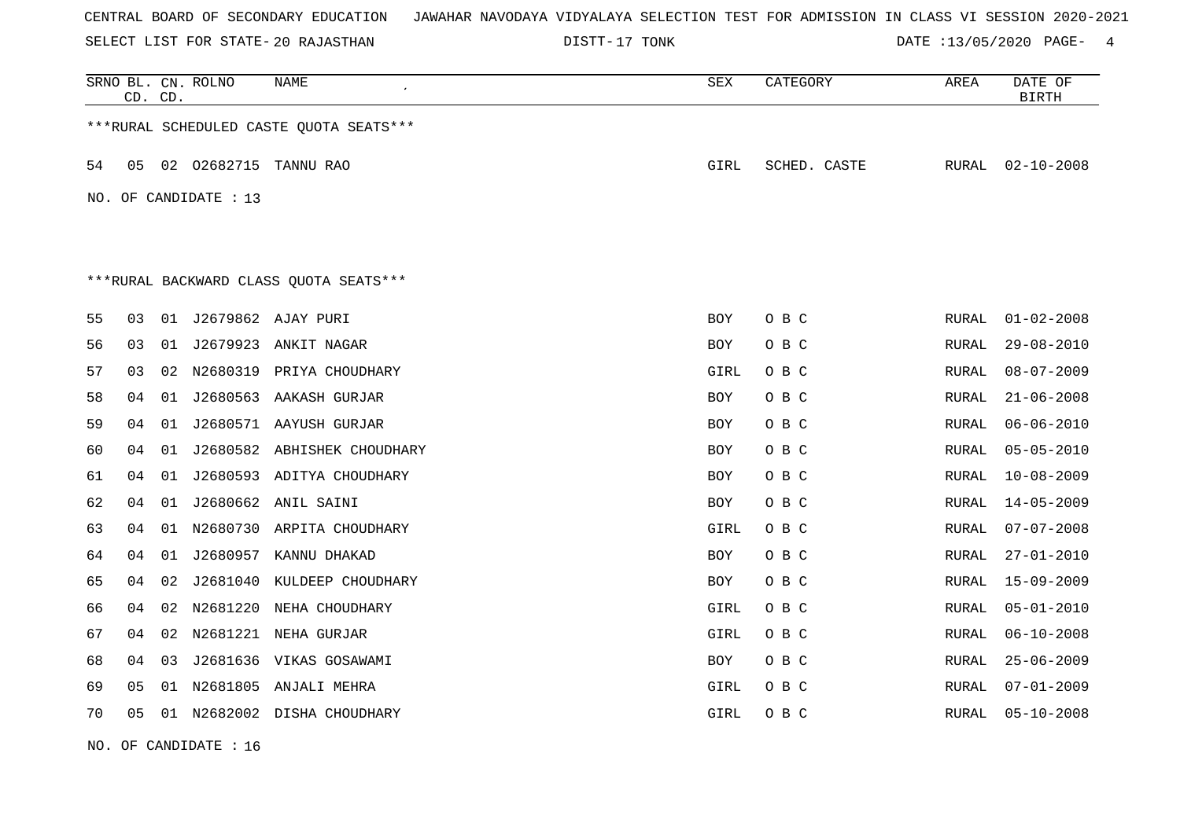CENTRAL BOARD OF SECONDARY EDUCATION JAWAHAR NAVODAYA VIDYALAYA SELECTION TEST FOR ADMISSION IN CLASS VI SESSION 2020-2021

SELECT LIST FOR STATE- 20 RAJASTHAN DISTT- 17 TONK DATE :13/05/2020

| SRNO | BL. CD. | CN. CD. | ROLNO | NAME | SEX | CATEGORY | AREA | DATE OF BIRTH |
|---|---|---|---|---|---|---|---|---|
| ***RURAL SCHEDULED CASTE QUOTA SEATS*** | | | | | | | | |
| 54 | 05 | 02 | O2682715 | TANNU RAO | GIRL | SCHED. CASTE | RURAL | 02-10-2008 |

NO. OF CANDIDATE : 13

***RURAL BACKWARD CLASS QUOTA SEATS***

| SRNO | BL. CD. | CN. CD. | ROLNO | NAME | SEX | CATEGORY | AREA | DATE OF BIRTH |
|---|---|---|---|---|---|---|---|---|
| 55 | 03 | 01 | J2679862 | AJAY PURI | BOY | O B C | RURAL | 01-02-2008 |
| 56 | 03 | 01 | J2679923 | ANKIT NAGAR | BOY | O B C | RURAL | 29-08-2010 |
| 57 | 03 | 02 | N2680319 | PRIYA CHOUDHARY | GIRL | O B C | RURAL | 08-07-2009 |
| 58 | 04 | 01 | J2680563 | AAKASH GURJAR | BOY | O B C | RURAL | 21-06-2008 |
| 59 | 04 | 01 | J2680571 | AAYUSH GURJAR | BOY | O B C | RURAL | 06-06-2010 |
| 60 | 04 | 01 | J2680582 | ABHISHEK CHOUDHARY | BOY | O B C | RURAL | 05-05-2010 |
| 61 | 04 | 01 | J2680593 | ADITYA CHOUDHARY | BOY | O B C | RURAL | 10-08-2009 |
| 62 | 04 | 01 | J2680662 | ANIL SAINI | BOY | O B C | RURAL | 14-05-2009 |
| 63 | 04 | 01 | N2680730 | ARPITA CHOUDHARY | GIRL | O B C | RURAL | 07-07-2008 |
| 64 | 04 | 01 | J2680957 | KANNU DHAKAD | BOY | O B C | RURAL | 27-01-2010 |
| 65 | 04 | 02 | J2681040 | KULDEEP CHOUDHARY | BOY | O B C | RURAL | 15-09-2009 |
| 66 | 04 | 02 | N2681220 | NEHA CHOUDHARY | GIRL | O B C | RURAL | 05-01-2010 |
| 67 | 04 | 02 | N2681221 | NEHA GURJAR | GIRL | O B C | RURAL | 06-10-2008 |
| 68 | 04 | 03 | J2681636 | VIKAS GOSAWAMI | BOY | O B C | RURAL | 25-06-2009 |
| 69 | 05 | 01 | N2681805 | ANJALI MEHRA | GIRL | O B C | RURAL | 07-01-2009 |
| 70 | 05 | 01 | N2682002 | DISHA CHOUDHARY | GIRL | O B C | RURAL | 05-10-2008 |

NO. OF CANDIDATE : 16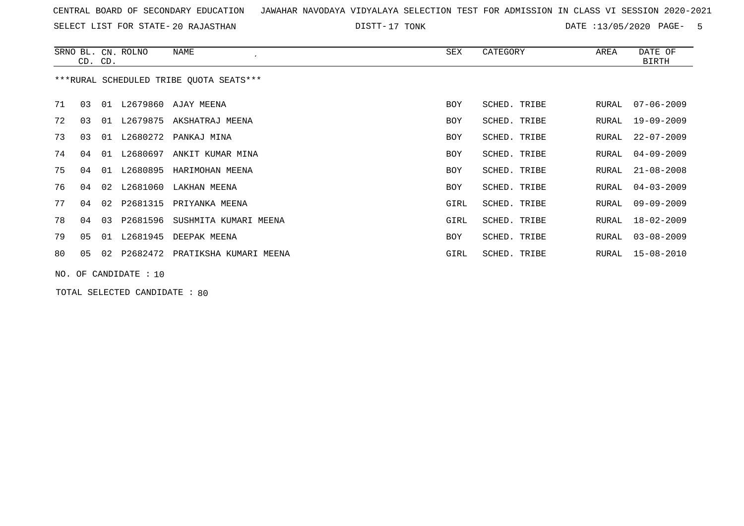CENTRAL BOARD OF SECONDARY EDUCATION   JAWAHAR NAVODAYA VIDYALAYA SELECTION TEST FOR ADMISSION IN CLASS VI SESSION 2020-2021

SELECT LIST FOR STATE- 20 RAJASTHAN   DISTT- 17 TONK   DATE :13/05/2020

| SRNO | BL. CD. | CN. CD. | ROLNO | NAME | SEX | CATEGORY | AREA | DATE OF BIRTH |
|---|---|---|---|---|---|---|---|---|

***RURAL SCHEDULED TRIBE QUOTA SEATS***

| SRNO | BL. CD. | CN. CD. | ROLNO | NAME | SEX | CATEGORY | AREA | DATE OF BIRTH |
|---|---|---|---|---|---|---|---|---|
| 71 | 03 | 01 | L2679860 | AJAY MEENA | BOY | SCHED. TRIBE | RURAL | 07-06-2009 |
| 72 | 03 | 01 | L2679875 | AKSHATRAJ MEENA | BOY | SCHED. TRIBE | RURAL | 19-09-2009 |
| 73 | 03 | 01 | L2680272 | PANKAJ MINA | BOY | SCHED. TRIBE | RURAL | 22-07-2009 |
| 74 | 04 | 01 | L2680697 | ANKIT KUMAR MINA | BOY | SCHED. TRIBE | RURAL | 04-09-2009 |
| 75 | 04 | 01 | L2680895 | HARIMOHAN MEENA | BOY | SCHED. TRIBE | RURAL | 21-08-2008 |
| 76 | 04 | 02 | L2681060 | LAKHAN MEENA | BOY | SCHED. TRIBE | RURAL | 04-03-2009 |
| 77 | 04 | 02 | P2681315 | PRIYANKA MEENA | GIRL | SCHED. TRIBE | RURAL | 09-09-2009 |
| 78 | 04 | 03 | P2681596 | SUSHMITA KUMARI MEENA | GIRL | SCHED. TRIBE | RURAL | 18-02-2009 |
| 79 | 05 | 01 | L2681945 | DEEPAK MEENA | BOY | SCHED. TRIBE | RURAL | 03-08-2009 |
| 80 | 05 | 02 | P2682472 | PRATIKSHA KUMARI MEENA | GIRL | SCHED. TRIBE | RURAL | 15-08-2010 |

NO. OF CANDIDATE : 10

TOTAL SELECTED CANDIDATE : 80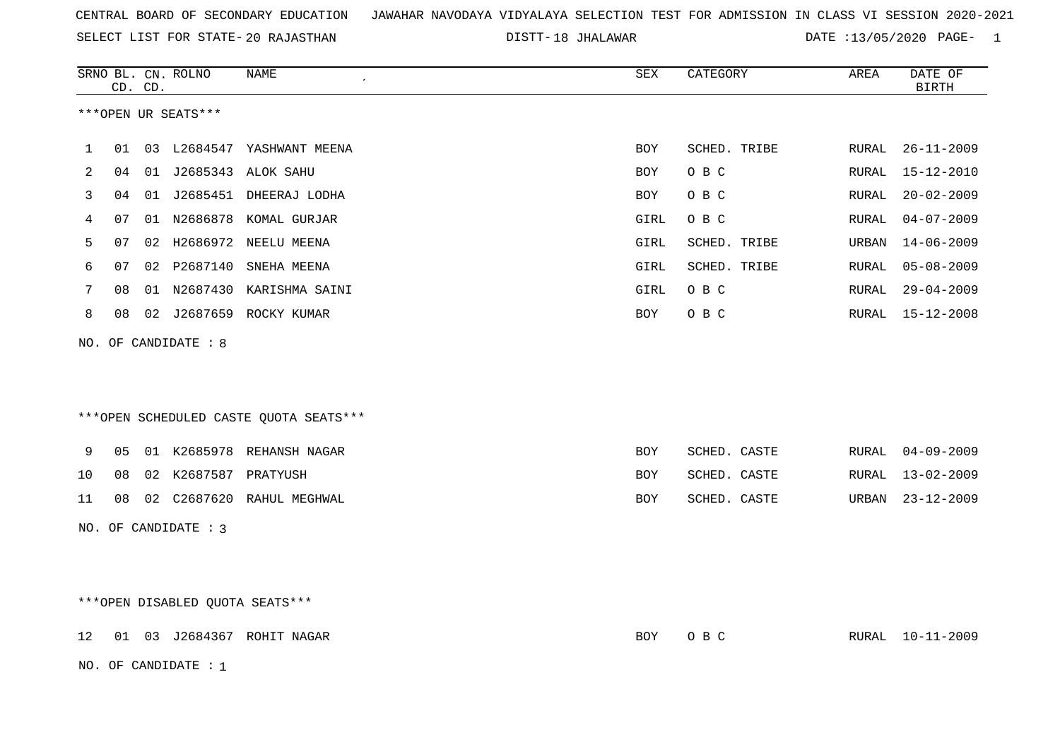CENTRAL BOARD OF SECONDARY EDUCATION JAWAHAR NAVODAYA VIDYALAYA SELECTION TEST FOR ADMISSION IN CLASS VI SESSION 2020-2021

SELECT LIST FOR STATE- 20 RAJASTHAN DISTT- 18 JHALAWAR DATE :13/05/2020 PAGE- 1

***OPEN UR SEATS***

| SRNO | BL. CD. | CN. CD. | ROLNO | NAME | SEX | CATEGORY | AREA | DATE OF BIRTH |
|---|---|---|---|---|---|---|---|---|
| 1 | 01 | 03 | L2684547 | YASHWANT MEENA | BOY | SCHED. TRIBE | RURAL | 26-11-2009 |
| 2 | 04 | 01 | J2685343 | ALOK SAHU | BOY | O B C | RURAL | 15-12-2010 |
| 3 | 04 | 01 | J2685451 | DHEERAJ LODHA | BOY | O B C | RURAL | 20-02-2009 |
| 4 | 07 | 01 | N2686878 | KOMAL GURJAR | GIRL | O B C | RURAL | 04-07-2009 |
| 5 | 07 | 02 | H2686972 | NEELU MEENA | GIRL | SCHED. TRIBE | URBAN | 14-06-2009 |
| 6 | 07 | 02 | P2687140 | SNEHA MEENA | GIRL | SCHED. TRIBE | RURAL | 05-08-2009 |
| 7 | 08 | 01 | N2687430 | KARISHMA SAINI | GIRL | O B C | RURAL | 29-04-2009 |
| 8 | 08 | 02 | J2687659 | ROCKY KUMAR | BOY | O B C | RURAL | 15-12-2008 |

NO. OF CANDIDATE : 8

***OPEN SCHEDULED CASTE QUOTA SEATS***

| SRNO | BL. CD. | CN. CD. | ROLNO | NAME | SEX | CATEGORY | AREA | DATE OF BIRTH |
|---|---|---|---|---|---|---|---|---|
| 9 | 05 | 01 | K2685978 | REHANSH NAGAR | BOY | SCHED. CASTE | RURAL | 04-09-2009 |
| 10 | 08 | 02 | K2687587 | PRATYUSH | BOY | SCHED. CASTE | RURAL | 13-02-2009 |
| 11 | 08 | 02 | C2687620 | RAHUL MEGHWAL | BOY | SCHED. CASTE | URBAN | 23-12-2009 |

NO. OF CANDIDATE : 3

***OPEN DISABLED QUOTA SEATS***

| SRNO | BL. CD. | CN. CD. | ROLNO | NAME | SEX | CATEGORY | AREA | DATE OF BIRTH |
|---|---|---|---|---|---|---|---|---|
| 12 | 01 | 03 | J2684367 | ROHIT NAGAR | BOY | O B C | RURAL | 10-11-2009 |

NO. OF CANDIDATE : 1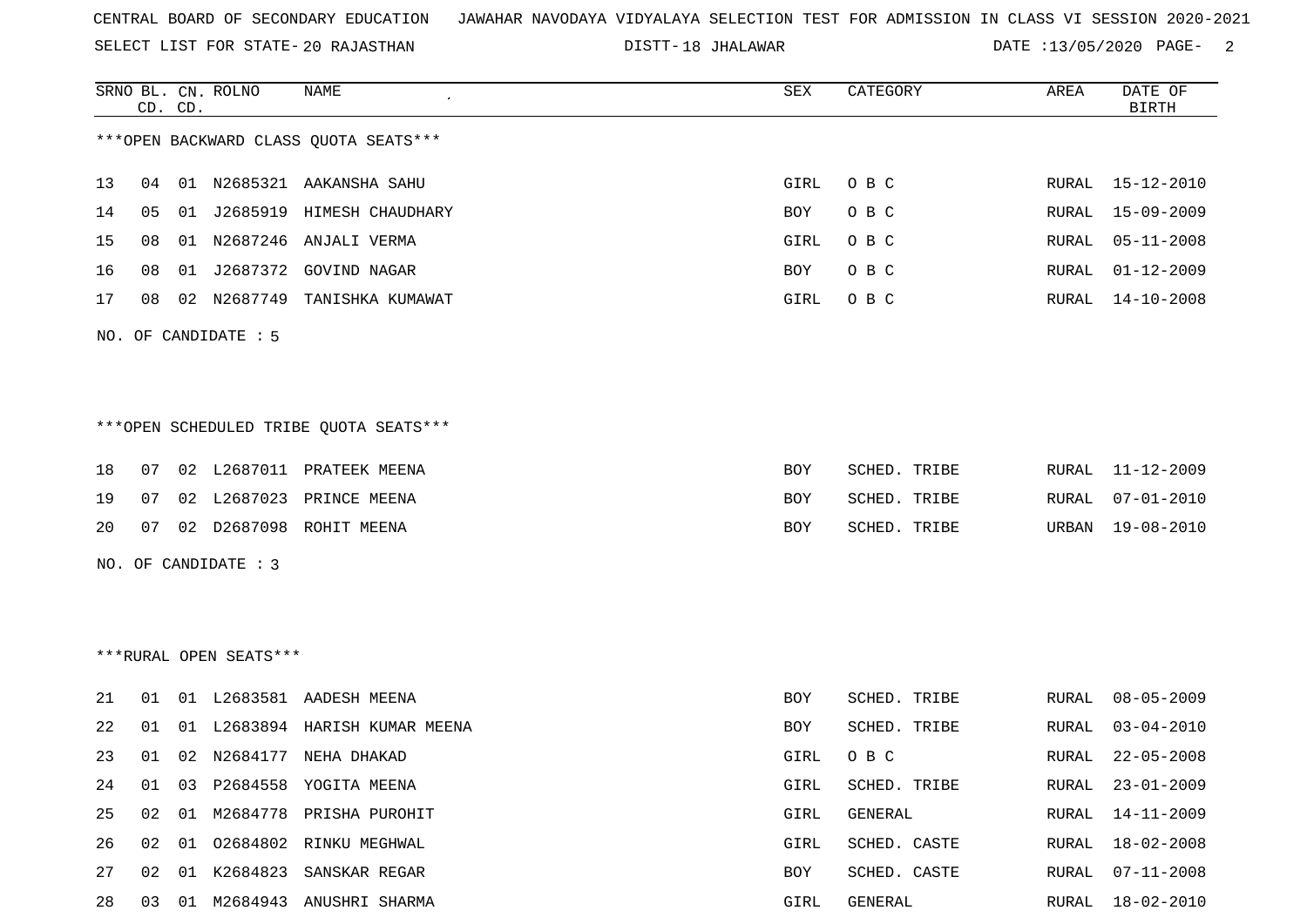CENTRAL BOARD OF SECONDARY EDUCATION JAWAHAR NAVODAYA VIDYALAYA SELECTION TEST FOR ADMISSION IN CLASS VI SESSION 2020-2021

SELECT LIST FOR STATE- 20 RAJASTHAN DISTT- 18 JHALAWAR DATE :13/05/2020

| SRNO | BL. CD. | CN. CD. | ROLNO | NAME | SEX | CATEGORY | AREA | DATE OF BIRTH |
|---|---|---|---|---|---|---|---|---|

***OPEN BACKWARD CLASS QUOTA SEATS***

| SRNO | BL. CD. | CN. CD. | ROLNO | NAME | SEX | CATEGORY | AREA | DATE OF BIRTH |
|---|---|---|---|---|---|---|---|---|
| 13 | 04 | 01 | N2685321 | AAKANSHA SAHU | GIRL | O B C | RURAL | 15-12-2010 |
| 14 | 05 | 01 | J2685919 | HIMESH CHAUDHARY | BOY | O B C | RURAL | 15-09-2009 |
| 15 | 08 | 01 | N2687246 | ANJALI VERMA | GIRL | O B C | RURAL | 05-11-2008 |
| 16 | 08 | 01 | J2687372 | GOVIND NAGAR | BOY | O B C | RURAL | 01-12-2009 |
| 17 | 08 | 02 | N2687749 | TANISHKA KUMAWAT | GIRL | O B C | RURAL | 14-10-2008 |

NO. OF CANDIDATE : 5

***OPEN SCHEDULED TRIBE QUOTA SEATS***

| SRNO | BL. CD. | CN. CD. | ROLNO | NAME | SEX | CATEGORY | AREA | DATE OF BIRTH |
|---|---|---|---|---|---|---|---|---|
| 18 | 07 | 02 | L2687011 | PRATEEK MEENA | BOY | SCHED. TRIBE | RURAL | 11-12-2009 |
| 19 | 07 | 02 | L2687023 | PRINCE MEENA | BOY | SCHED. TRIBE | RURAL | 07-01-2010 |
| 20 | 07 | 02 | D2687098 | ROHIT MEENA | BOY | SCHED. TRIBE | URBAN | 19-08-2010 |

NO. OF CANDIDATE : 3

***RURAL OPEN SEATS***

| SRNO | BL. CD. | CN. CD. | ROLNO | NAME | SEX | CATEGORY | AREA | DATE OF BIRTH |
|---|---|---|---|---|---|---|---|---|
| 21 | 01 | 01 | L2683581 | AADESH MEENA | BOY | SCHED. TRIBE | RURAL | 08-05-2009 |
| 22 | 01 | 01 | L2683894 | HARISH KUMAR MEENA | BOY | SCHED. TRIBE | RURAL | 03-04-2010 |
| 23 | 01 | 02 | N2684177 | NEHA DHAKAD | GIRL | O B C | RURAL | 22-05-2008 |
| 24 | 01 | 03 | P2684558 | YOGITA MEENA | GIRL | SCHED. TRIBE | RURAL | 23-01-2009 |
| 25 | 02 | 01 | M2684778 | PRISHA PUROHIT | GIRL | GENERAL | RURAL | 14-11-2009 |
| 26 | 02 | 01 | O2684802 | RINKU MEGHWAL | GIRL | SCHED. CASTE | RURAL | 18-02-2008 |
| 27 | 02 | 01 | K2684823 | SANSKAR REGAR | BOY | SCHED. CASTE | RURAL | 07-11-2008 |
| 28 | 03 | 01 | M2684943 | ANUSHRI SHARMA | GIRL | GENERAL | RURAL | 18-02-2010 |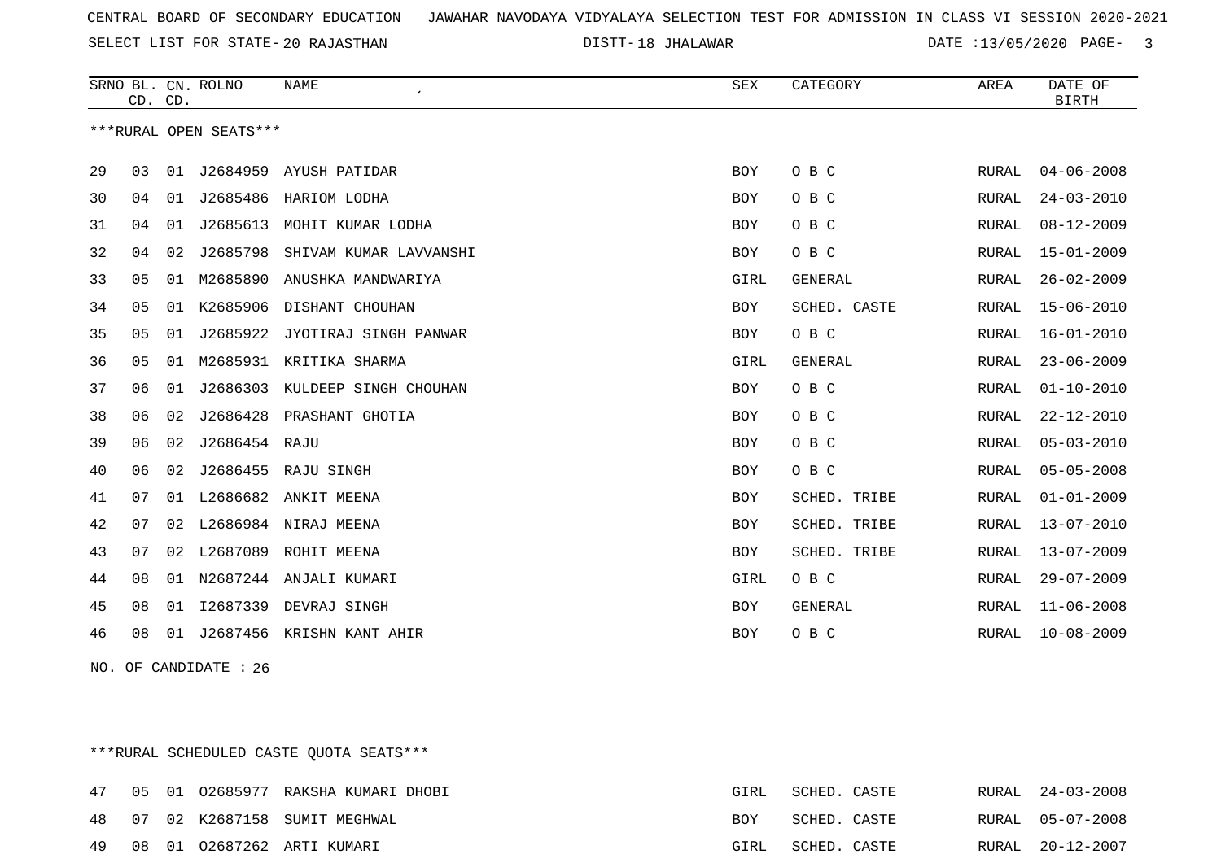CENTRAL BOARD OF SECONDARY EDUCATION JAWAHAR NAVODAYA VIDYALAYA SELECTION TEST FOR ADMISSION IN CLASS VI SESSION 2020-2021

SELECT LIST FOR STATE- 20 RAJASTHAN DISTT- 18 JHALAWAR DATE :13/05/2020

***RURAL OPEN SEATS***

| SRNO | BL. CD. | CN. CD. | ROLNO | NAME | SEX | CATEGORY | AREA | DATE OF BIRTH |
|---|---|---|---|---|---|---|---|---|
| 29 | 03 | 01 | J2684959 | AYUSH PATIDAR | BOY | O B C | RURAL | 04-06-2008 |
| 30 | 04 | 01 | J2685486 | HARIOM LODHA | BOY | O B C | RURAL | 24-03-2010 |
| 31 | 04 | 01 | J2685613 | MOHIT KUMAR LODHA | BOY | O B C | RURAL | 08-12-2009 |
| 32 | 04 | 02 | J2685798 | SHIVAM KUMAR LAVVANSHI | BOY | O B C | RURAL | 15-01-2009 |
| 33 | 05 | 01 | M2685890 | ANUSHKA MANDWARIYA | GIRL | GENERAL | RURAL | 26-02-2009 |
| 34 | 05 | 01 | K2685906 | DISHANT CHOUHAN | BOY | SCHED. CASTE | RURAL | 15-06-2010 |
| 35 | 05 | 01 | J2685922 | JYOTIRAJ SINGH PANWAR | BOY | O B C | RURAL | 16-01-2010 |
| 36 | 05 | 01 | M2685931 | KRITIKA SHARMA | GIRL | GENERAL | RURAL | 23-06-2009 |
| 37 | 06 | 01 | J2686303 | KULDEEP SINGH CHOUHAN | BOY | O B C | RURAL | 01-10-2010 |
| 38 | 06 | 02 | J2686428 | PRASHANT GHOTIA | BOY | O B C | RURAL | 22-12-2010 |
| 39 | 06 | 02 | J2686454 | RAJU | BOY | O B C | RURAL | 05-03-2010 |
| 40 | 06 | 02 | J2686455 | RAJU SINGH | BOY | O B C | RURAL | 05-05-2008 |
| 41 | 07 | 01 | L2686682 | ANKIT MEENA | BOY | SCHED. TRIBE | RURAL | 01-01-2009 |
| 42 | 07 | 02 | L2686984 | NIRAJ MEENA | BOY | SCHED. TRIBE | RURAL | 13-07-2010 |
| 43 | 07 | 02 | L2687089 | ROHIT MEENA | BOY | SCHED. TRIBE | RURAL | 13-07-2009 |
| 44 | 08 | 01 | N2687244 | ANJALI KUMARI | GIRL | O B C | RURAL | 29-07-2009 |
| 45 | 08 | 01 | I2687339 | DEVRAJ SINGH | BOY | GENERAL | RURAL | 11-06-2008 |
| 46 | 08 | 01 | J2687456 | KRISHN KANT AHIR | BOY | O B C | RURAL | 10-08-2009 |

NO. OF CANDIDATE : 26

***RURAL SCHEDULED CASTE QUOTA SEATS***

| SRNO | BL. CD. | CN. CD. | ROLNO | NAME | SEX | CATEGORY | AREA | DATE OF BIRTH |
|---|---|---|---|---|---|---|---|---|
| 47 | 05 | 01 | O2685977 | RAKSHA KUMARI DHOBI | GIRL | SCHED. CASTE | RURAL | 24-03-2008 |
| 48 | 07 | 02 | K2687158 | SUMIT MEGHWAL | BOY | SCHED. CASTE | RURAL | 05-07-2008 |
| 49 | 08 | 01 | O2687262 | ARTI KUMARI | GIRL | SCHED. CASTE | RURAL | 20-12-2007 |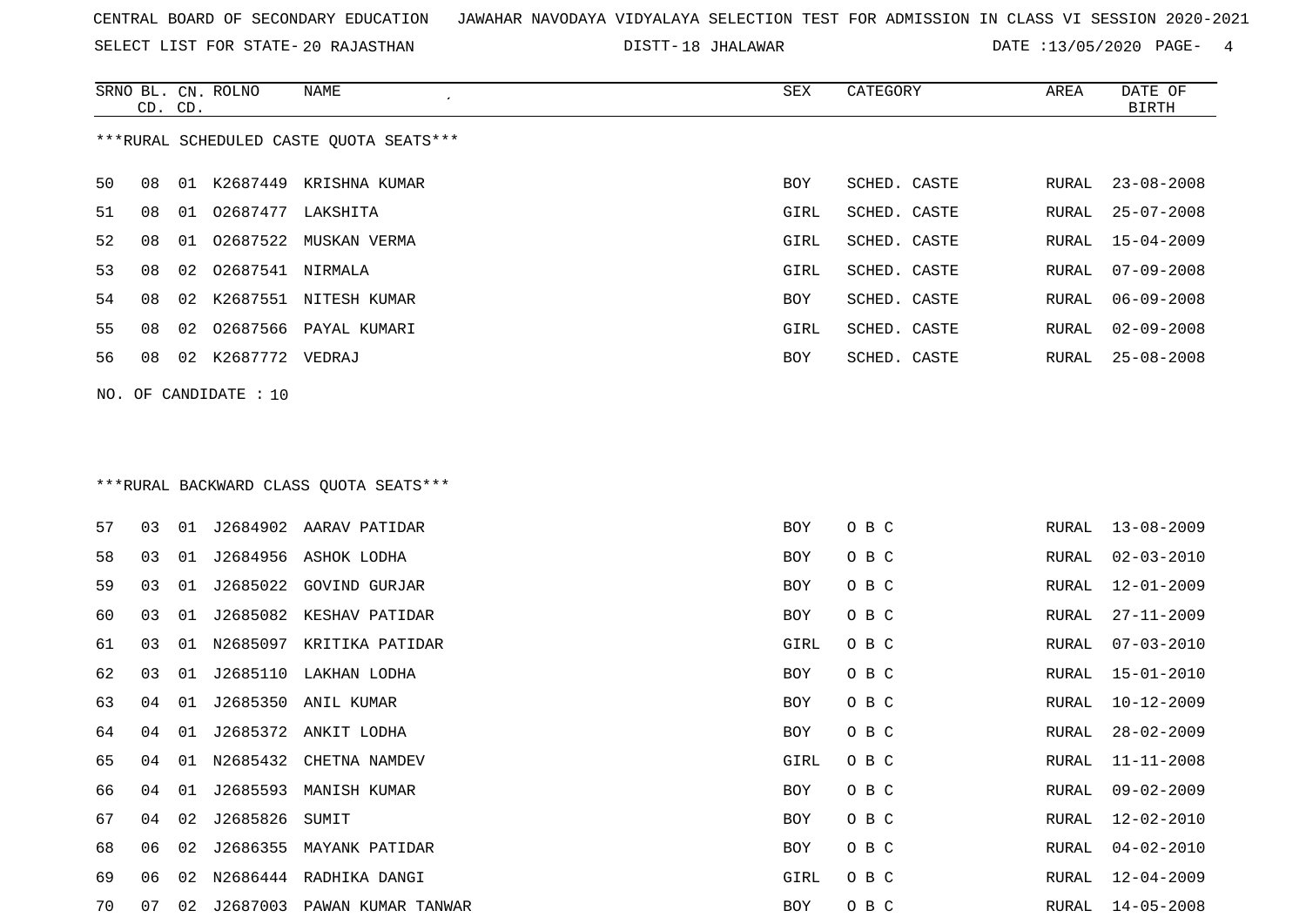CENTRAL BOARD OF SECONDARY EDUCATION JAWAHAR NAVODAYA VIDYALAYA SELECTION TEST FOR ADMISSION IN CLASS VI SESSION 2020-2021

SELECT LIST FOR STATE- 20 RAJASTHAN DISTT- 18 JHALAWAR DATE :13/05/2020

| SRNO | BL. CD. | CN. CD. | ROLNO | NAME | SEX | CATEGORY | AREA | DATE OF BIRTH |
|---|---|---|---|---|---|---|---|---|

***RURAL SCHEDULED CASTE QUOTA SEATS***

| SRNO | BL. CD. | CN. CD. | ROLNO | NAME | SEX | CATEGORY | AREA | DATE OF BIRTH |
|---|---|---|---|---|---|---|---|---|
| 50 | 08 | 01 | K2687449 | KRISHNA KUMAR | BOY | SCHED. CASTE | RURAL | 23-08-2008 |
| 51 | 08 | 01 | O2687477 | LAKSHITA | GIRL | SCHED. CASTE | RURAL | 25-07-2008 |
| 52 | 08 | 01 | O2687522 | MUSKAN VERMA | GIRL | SCHED. CASTE | RURAL | 15-04-2009 |
| 53 | 08 | 02 | O2687541 | NIRMALA | GIRL | SCHED. CASTE | RURAL | 07-09-2008 |
| 54 | 08 | 02 | K2687551 | NITESH KUMAR | BOY | SCHED. CASTE | RURAL | 06-09-2008 |
| 55 | 08 | 02 | O2687566 | PAYAL KUMARI | GIRL | SCHED. CASTE | RURAL | 02-09-2008 |
| 56 | 08 | 02 | K2687772 | VEDRAJ | BOY | SCHED. CASTE | RURAL | 25-08-2008 |

NO. OF CANDIDATE : 10

***RURAL BACKWARD CLASS QUOTA SEATS***

| SRNO | BL. CD. | CN. CD. | ROLNO | NAME | SEX | CATEGORY | AREA | DATE OF BIRTH |
|---|---|---|---|---|---|---|---|---|
| 57 | 03 | 01 | J2684902 | AARAV PATIDAR | BOY | O B C | RURAL | 13-08-2009 |
| 58 | 03 | 01 | J2684956 | ASHOK LODHA | BOY | O B C | RURAL | 02-03-2010 |
| 59 | 03 | 01 | J2685022 | GOVIND GURJAR | BOY | O B C | RURAL | 12-01-2009 |
| 60 | 03 | 01 | J2685082 | KESHAV PATIDAR | BOY | O B C | RURAL | 27-11-2009 |
| 61 | 03 | 01 | N2685097 | KRITIKA PATIDAR | GIRL | O B C | RURAL | 07-03-2010 |
| 62 | 03 | 01 | J2685110 | LAKHAN LODHA | BOY | O B C | RURAL | 15-01-2010 |
| 63 | 04 | 01 | J2685350 | ANIL KUMAR | BOY | O B C | RURAL | 10-12-2009 |
| 64 | 04 | 01 | J2685372 | ANKIT LODHA | BOY | O B C | RURAL | 28-02-2009 |
| 65 | 04 | 01 | N2685432 | CHETNA NAMDEV | GIRL | O B C | RURAL | 11-11-2008 |
| 66 | 04 | 01 | J2685593 | MANISH KUMAR | BOY | O B C | RURAL | 09-02-2009 |
| 67 | 04 | 02 | J2685826 | SUMIT | BOY | O B C | RURAL | 12-02-2010 |
| 68 | 06 | 02 | J2686355 | MAYANK PATIDAR | BOY | O B C | RURAL | 04-02-2010 |
| 69 | 06 | 02 | N2686444 | RADHIKA DANGI | GIRL | O B C | RURAL | 12-04-2009 |
| 70 | 07 | 02 | J2687003 | PAWAN KUMAR TANWAR | BOY | O B C | RURAL | 14-05-2008 |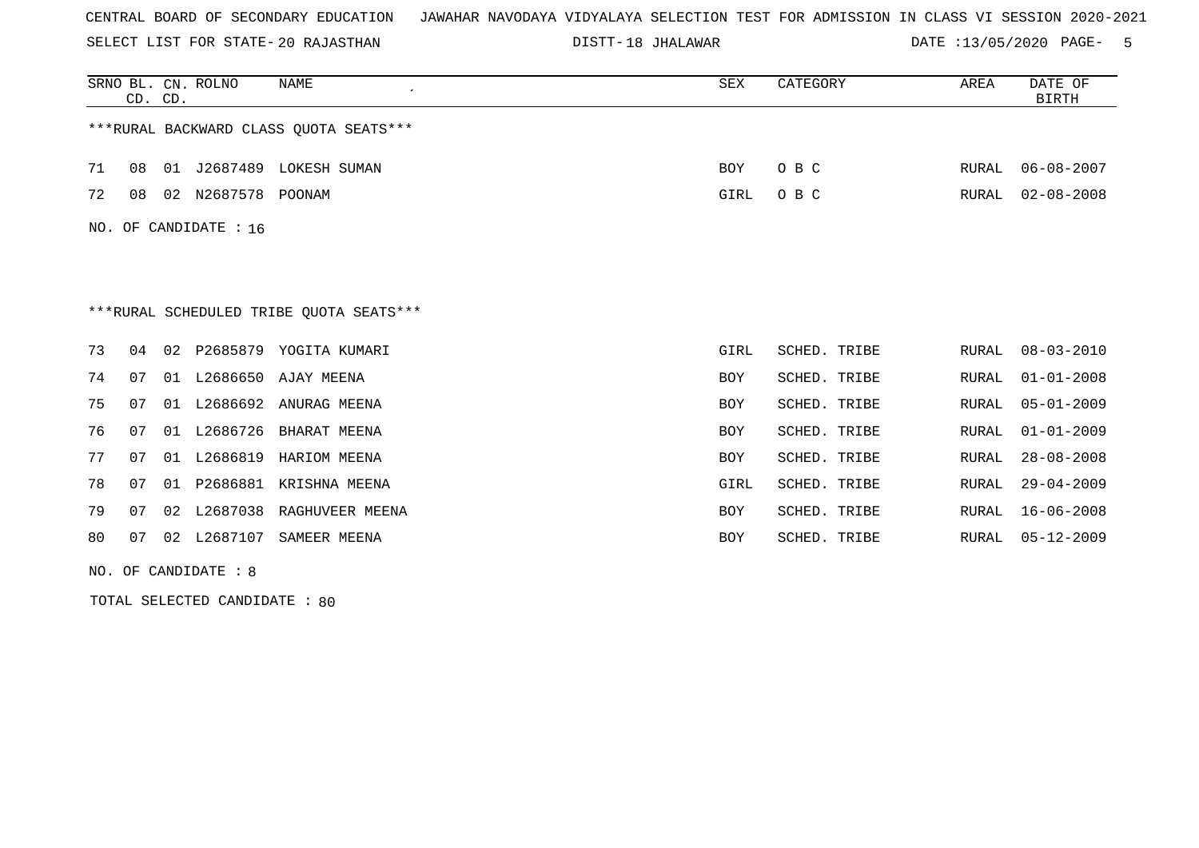CENTRAL BOARD OF SECONDARY EDUCATION JAWAHAR NAVODAYA VIDYALAYA SELECTION TEST FOR ADMISSION IN CLASS VI SESSION 2020-2021

SELECT LIST FOR STATE- 20 RAJASTHAN DISTT- 18 JHALAWAR DATE :13/05/2020

***RURAL BACKWARD CLASS QUOTA SEATS***

| SRNO | BL. CD. | CN. CD. | ROLNO | NAME | SEX | CATEGORY | AREA | DATE OF BIRTH |
|---|---|---|---|---|---|---|---|---|
| 71 | 08 | 01 | J2687489 | LOKESH SUMAN | BOY | O B C | RURAL | 06-08-2007 |
| 72 | 08 | 02 | N2687578 | POONAM | GIRL | O B C | RURAL | 02-08-2008 |

NO. OF CANDIDATE : 16

***RURAL SCHEDULED TRIBE QUOTA SEATS***

| SRNO | BL. CD. | CN. CD. | ROLNO | NAME | SEX | CATEGORY | AREA | DATE OF BIRTH |
|---|---|---|---|---|---|---|---|---|
| 73 | 04 | 02 | P2685879 | YOGITA KUMARI | GIRL | SCHED. TRIBE | RURAL | 08-03-2010 |
| 74 | 07 | 01 | L2686650 | AJAY MEENA | BOY | SCHED. TRIBE | RURAL | 01-01-2008 |
| 75 | 07 | 01 | L2686692 | ANURAG MEENA | BOY | SCHED. TRIBE | RURAL | 05-01-2009 |
| 76 | 07 | 01 | L2686726 | BHARAT MEENA | BOY | SCHED. TRIBE | RURAL | 01-01-2009 |
| 77 | 07 | 01 | L2686819 | HARIOM MEENA | BOY | SCHED. TRIBE | RURAL | 28-08-2008 |
| 78 | 07 | 01 | P2686881 | KRISHNA MEENA | GIRL | SCHED. TRIBE | RURAL | 29-04-2009 |
| 79 | 07 | 02 | L2687038 | RAGHUVEER MEENA | BOY | SCHED. TRIBE | RURAL | 16-06-2008 |
| 80 | 07 | 02 | L2687107 | SAMEER MEENA | BOY | SCHED. TRIBE | RURAL | 05-12-2009 |

NO. OF CANDIDATE : 8

TOTAL SELECTED CANDIDATE : 80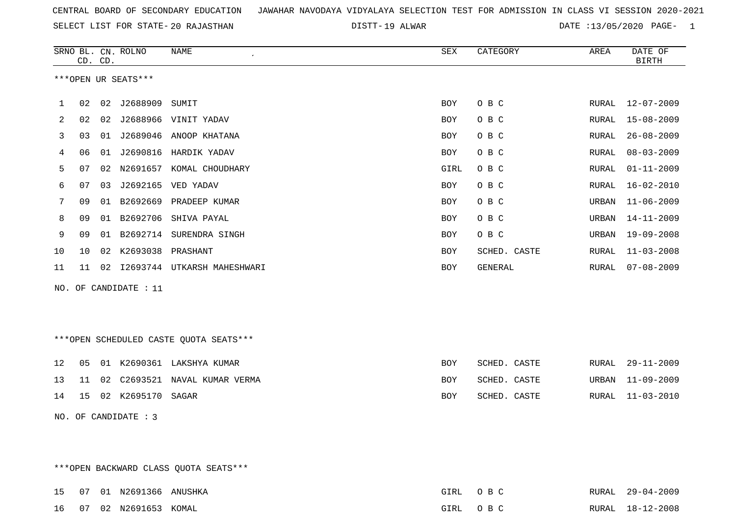CENTRAL BOARD OF SECONDARY EDUCATION JAWAHAR NAVODAYA VIDYALAYA SELECTION TEST FOR ADMISSION IN CLASS VI SESSION 2020-2021

SELECT LIST FOR STATE- 20 RAJASTHAN DISTT- 19 ALWAR DATE :13/05/2020

***OPEN UR SEATS***

| SRNO | BL. CD. | CN. CD. | ROLNO | NAME | SEX | CATEGORY | AREA | DATE OF BIRTH |
|---|---|---|---|---|---|---|---|---|
| 1 | 02 | 02 | J2688909 | SUMIT | BOY | O B C | RURAL | 12-07-2009 |
| 2 | 02 | 02 | J2688966 | VINIT YADAV | BOY | O B C | RURAL | 15-08-2009 |
| 3 | 03 | 01 | J2689046 | ANOOP KHATANA | BOY | O B C | RURAL | 26-08-2009 |
| 4 | 06 | 01 | J2690816 | HARDIK YADAV | BOY | O B C | RURAL | 08-03-2009 |
| 5 | 07 | 02 | N2691657 | KOMAL CHOUDHARY | GIRL | O B C | RURAL | 01-11-2009 |
| 6 | 07 | 03 | J2692165 | VED YADAV | BOY | O B C | RURAL | 16-02-2010 |
| 7 | 09 | 01 | B2692669 | PRADEEP KUMAR | BOY | O B C | URBAN | 11-06-2009 |
| 8 | 09 | 01 | B2692706 | SHIVA PAYAL | BOY | O B C | URBAN | 14-11-2009 |
| 9 | 09 | 01 | B2692714 | SURENDRA SINGH | BOY | O B C | URBAN | 19-09-2008 |
| 10 | 10 | 02 | K2693038 | PRASHANT | BOY | SCHED. CASTE | RURAL | 11-03-2008 |
| 11 | 11 | 02 | I2693744 | UTKARSH MAHESHWARI | BOY | GENERAL | RURAL | 07-08-2009 |

NO. OF CANDIDATE : 11

***OPEN SCHEDULED CASTE QUOTA SEATS***

| SRNO | BL. CD. | CN. CD. | ROLNO | NAME | SEX | CATEGORY | AREA | DATE OF BIRTH |
|---|---|---|---|---|---|---|---|---|
| 12 | 05 | 01 | K2690361 | LAKSHYA KUMAR | BOY | SCHED. CASTE | RURAL | 29-11-2009 |
| 13 | 11 | 02 | C2693521 | NAVAL KUMAR VERMA | BOY | SCHED. CASTE | URBAN | 11-09-2009 |
| 14 | 15 | 02 | K2695170 | SAGAR | BOY | SCHED. CASTE | RURAL | 11-03-2010 |

NO. OF CANDIDATE : 3

***OPEN BACKWARD CLASS QUOTA SEATS***

| SRNO | BL. CD. | CN. CD. | ROLNO | NAME | SEX | CATEGORY | AREA | DATE OF BIRTH |
|---|---|---|---|---|---|---|---|---|
| 15 | 07 | 01 | N2691366 | ANUSHKA | GIRL | O B C | RURAL | 29-04-2009 |
| 16 | 07 | 02 | N2691653 | KOMAL | GIRL | O B C | RURAL | 18-12-2008 |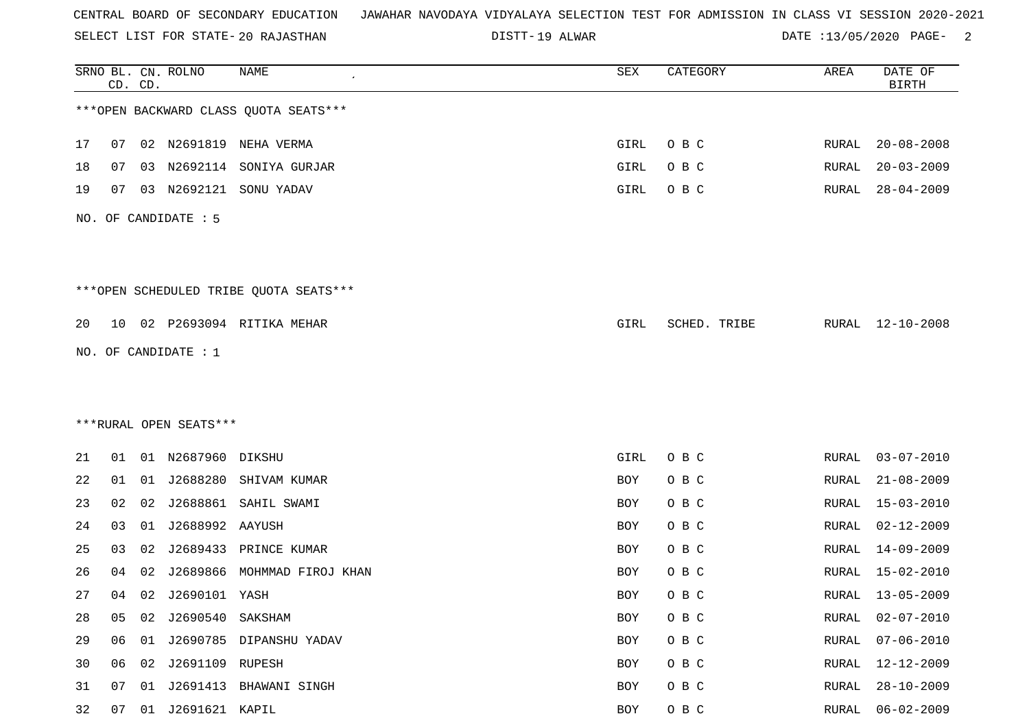CENTRAL BOARD OF SECONDARY EDUCATION JAWAHAR NAVODAYA VIDYALAYA SELECTION TEST FOR ADMISSION IN CLASS VI SESSION 2020-2021

SELECT LIST FOR STATE- 20 RAJASTHAN DISTT- 19 ALWAR DATE :13/05/2020 PAGE- 2

| SRNO | BL. CD. | CN. CD. | ROLNO | NAME | SEX | CATEGORY | AREA | DATE OF BIRTH |
|---|---|---|---|---|---|---|---|---|

***OPEN BACKWARD CLASS QUOTA SEATS***

| SRNO | BL. CD. | CN. CD. | ROLNO | NAME | SEX | CATEGORY | AREA | DATE OF BIRTH |
|---|---|---|---|---|---|---|---|---|
| 17 | 07 | 02 | N2691819 | NEHA VERMA | GIRL | O B C | RURAL | 20-08-2008 |
| 18 | 07 | 03 | N2692114 | SONIYA GURJAR | GIRL | O B C | RURAL | 20-03-2009 |
| 19 | 07 | 03 | N2692121 | SONU YADAV | GIRL | O B C | RURAL | 28-04-2009 |

NO. OF CANDIDATE : 5

***OPEN SCHEDULED TRIBE QUOTA SEATS***

| SRNO | BL. CD. | CN. CD. | ROLNO | NAME | SEX | CATEGORY | AREA | DATE OF BIRTH |
|---|---|---|---|---|---|---|---|---|
| 20 | 10 | 02 | P2693094 | RITIKA MEHAR | GIRL | SCHED. TRIBE | RURAL | 12-10-2008 |

NO. OF CANDIDATE : 1

***RURAL OPEN SEATS***

| SRNO | BL. CD. | CN. CD. | ROLNO | NAME | SEX | CATEGORY | AREA | DATE OF BIRTH |
|---|---|---|---|---|---|---|---|---|
| 21 | 01 | 01 | N2687960 | DIKSHU | GIRL | O B C | RURAL | 03-07-2010 |
| 22 | 01 | 01 | J2688280 | SHIVAM KUMAR | BOY | O B C | RURAL | 21-08-2009 |
| 23 | 02 | 02 | J2688861 | SAHIL SWAMI | BOY | O B C | RURAL | 15-03-2010 |
| 24 | 03 | 01 | J2688992 | AAYUSH | BOY | O B C | RURAL | 02-12-2009 |
| 25 | 03 | 02 | J2689433 | PRINCE KUMAR | BOY | O B C | RURAL | 14-09-2009 |
| 26 | 04 | 02 | J2689866 | MOHMMAD FIROJ KHAN | BOY | O B C | RURAL | 15-02-2010 |
| 27 | 04 | 02 | J2690101 | YASH | BOY | O B C | RURAL | 13-05-2009 |
| 28 | 05 | 02 | J2690540 | SAKSHAM | BOY | O B C | RURAL | 02-07-2010 |
| 29 | 06 | 01 | J2690785 | DIPANSHU YADAV | BOY | O B C | RURAL | 07-06-2010 |
| 30 | 06 | 02 | J2691109 | RUPESH | BOY | O B C | RURAL | 12-12-2009 |
| 31 | 07 | 01 | J2691413 | BHAWANI SINGH | BOY | O B C | RURAL | 28-10-2009 |
| 32 | 07 | 01 | J2691621 | KAPIL | BOY | O B C | RURAL | 06-02-2009 |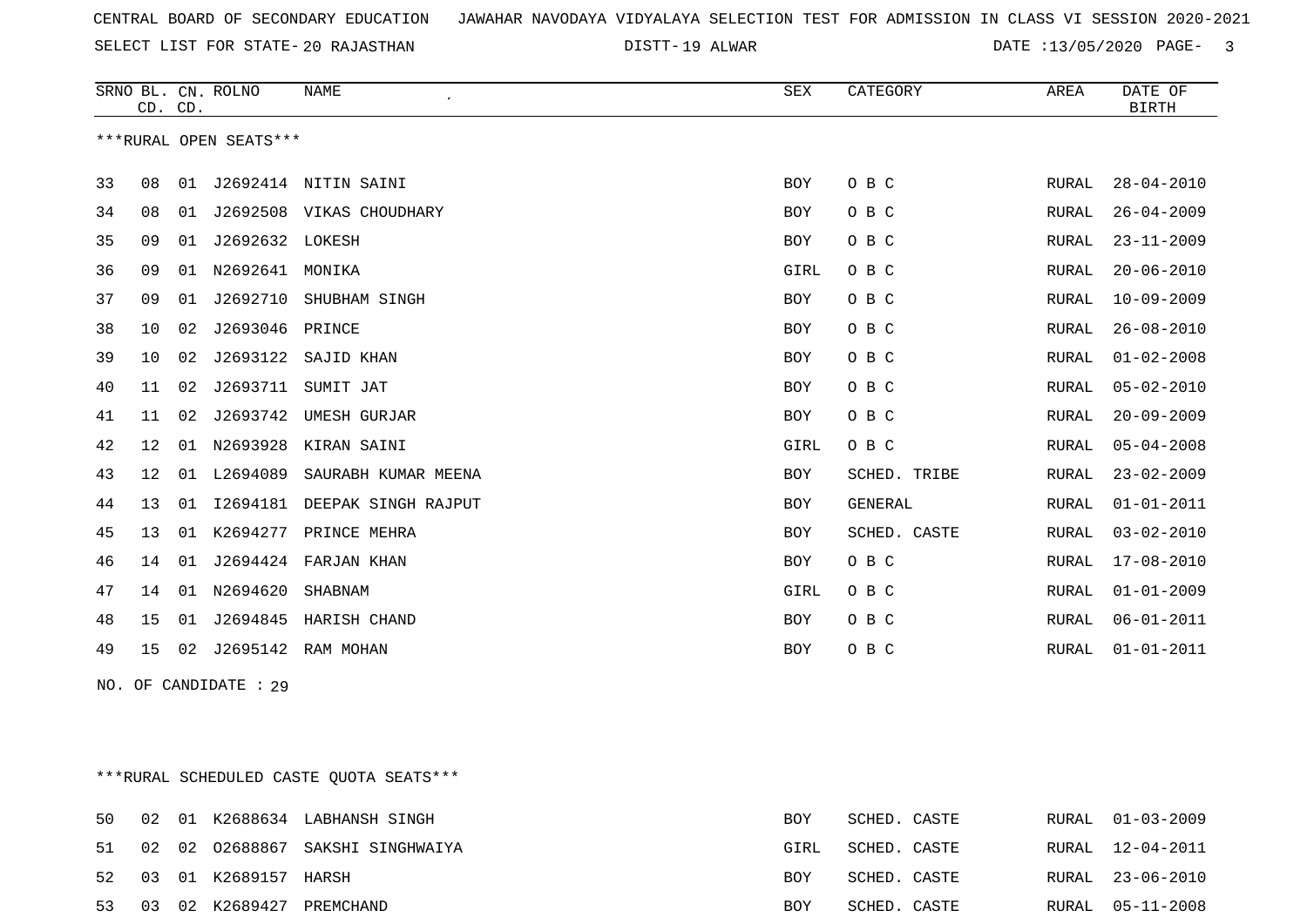CENTRAL BOARD OF SECONDARY EDUCATION JAWAHAR NAVODAYA VIDYALAYA SELECTION TEST FOR ADMISSION IN CLASS VI SESSION 2020-2021

SELECT LIST FOR STATE- 20 RAJASTHAN DISTT- 19 ALWAR DATE :13/05/2020

***RURAL OPEN SEATS***

| SRNO | BL. CD. | CN. CD. | ROLNO | NAME | SEX | CATEGORY | AREA | DATE OF BIRTH |
|---|---|---|---|---|---|---|---|---|
| 33 | 08 | 01 | J2692414 | NITIN SAINI | BOY | O B C | RURAL | 28-04-2010 |
| 34 | 08 | 01 | J2692508 | VIKAS CHOUDHARY | BOY | O B C | RURAL | 26-04-2009 |
| 35 | 09 | 01 | J2692632 | LOKESH | BOY | O B C | RURAL | 23-11-2009 |
| 36 | 09 | 01 | N2692641 | MONIKA | GIRL | O B C | RURAL | 20-06-2010 |
| 37 | 09 | 01 | J2692710 | SHUBHAM SINGH | BOY | O B C | RURAL | 10-09-2009 |
| 38 | 10 | 02 | J2693046 | PRINCE | BOY | O B C | RURAL | 26-08-2010 |
| 39 | 10 | 02 | J2693122 | SAJID KHAN | BOY | O B C | RURAL | 01-02-2008 |
| 40 | 11 | 02 | J2693711 | SUMIT JAT | BOY | O B C | RURAL | 05-02-2010 |
| 41 | 11 | 02 | J2693742 | UMESH GURJAR | BOY | O B C | RURAL | 20-09-2009 |
| 42 | 12 | 01 | N2693928 | KIRAN SAINI | GIRL | O B C | RURAL | 05-04-2008 |
| 43 | 12 | 01 | L2694089 | SAURABH KUMAR MEENA | BOY | SCHED. TRIBE | RURAL | 23-02-2009 |
| 44 | 13 | 01 | I2694181 | DEEPAK SINGH RAJPUT | BOY | GENERAL | RURAL | 01-01-2011 |
| 45 | 13 | 01 | K2694277 | PRINCE MEHRA | BOY | SCHED. CASTE | RURAL | 03-02-2010 |
| 46 | 14 | 01 | J2694424 | FARJAN KHAN | BOY | O B C | RURAL | 17-08-2010 |
| 47 | 14 | 01 | N2694620 | SHABNAM | GIRL | O B C | RURAL | 01-01-2009 |
| 48 | 15 | 01 | J2694845 | HARISH CHAND | BOY | O B C | RURAL | 06-01-2011 |
| 49 | 15 | 02 | J2695142 | RAM MOHAN | BOY | O B C | RURAL | 01-01-2011 |

NO. OF CANDIDATE : 29

***RURAL SCHEDULED CASTE QUOTA SEATS***

| SRNO | BL. CD. | CN. CD. | ROLNO | NAME | SEX | CATEGORY | AREA | DATE OF BIRTH |
|---|---|---|---|---|---|---|---|---|
| 50 | 02 | 01 | K2688634 | LABHANSH SINGH | BOY | SCHED. CASTE | RURAL | 01-03-2009 |
| 51 | 02 | 02 | O2688867 | SAKSHI SINGHWAIYA | GIRL | SCHED. CASTE | RURAL | 12-04-2011 |
| 52 | 03 | 01 | K2689157 | HARSH | BOY | SCHED. CASTE | RURAL | 23-06-2010 |
| 53 | 03 | 02 | K2689427 | PREMCHAND | BOY | SCHED. CASTE | RURAL | 05-11-2008 |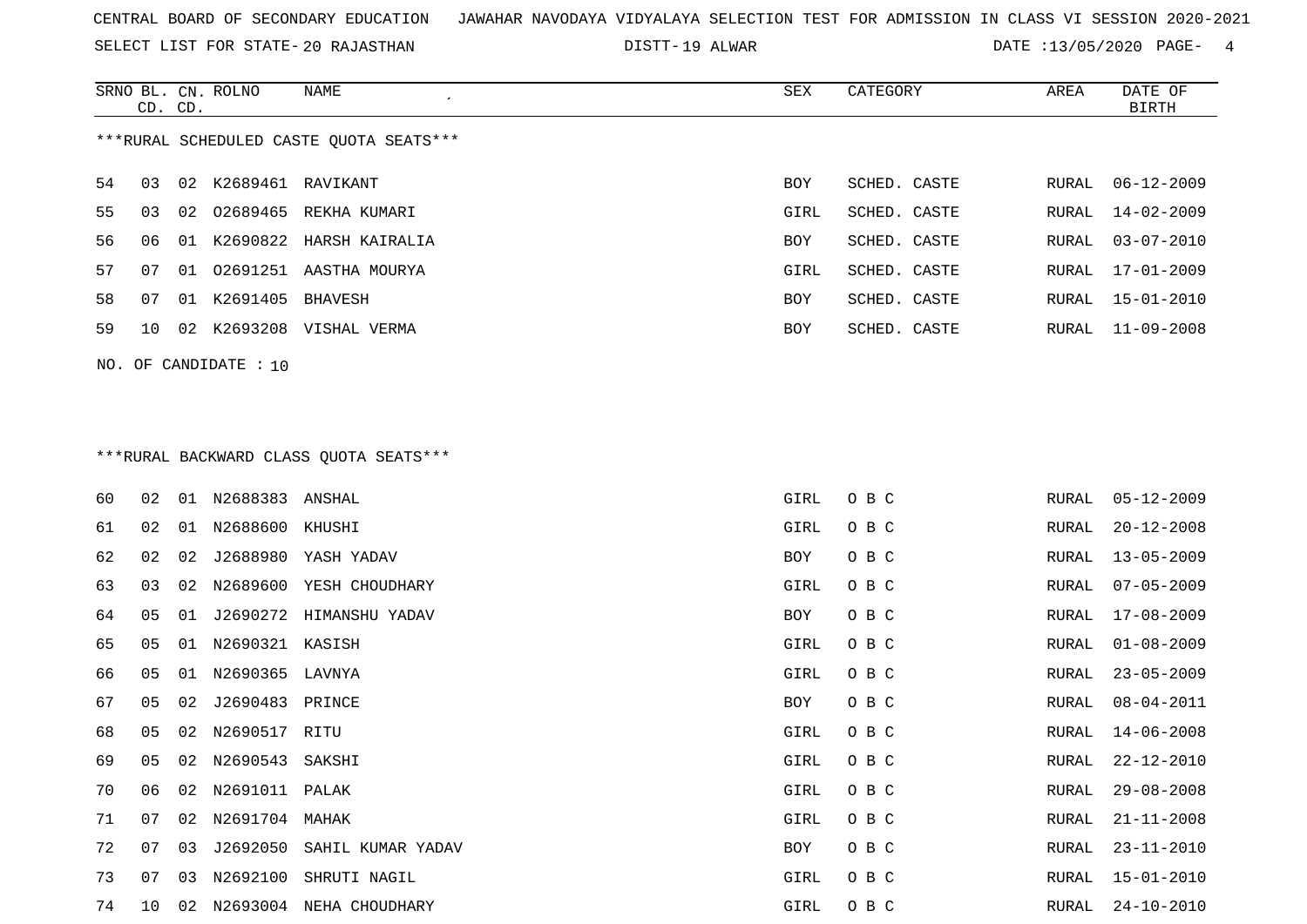CENTRAL BOARD OF SECONDARY EDUCATION JAWAHAR NAVODAYA VIDYALAYA SELECTION TEST FOR ADMISSION IN CLASS VI SESSION 2020-2021

SELECT LIST FOR STATE- 20 RAJASTHAN DISTT- 19 ALWAR DATE :13/05/2020

***RURAL SCHEDULED CASTE QUOTA SEATS***

| SRNO | BL. CD. | CN. CD. | ROLNO | NAME | SEX | CATEGORY | AREA | DATE OF BIRTH |
|---|---|---|---|---|---|---|---|---|
| 54 | 03 | 02 | K2689461 | RAVIKANT | BOY | SCHED. CASTE | RURAL | 06-12-2009 |
| 55 | 03 | 02 | O2689465 | REKHA KUMARI | GIRL | SCHED. CASTE | RURAL | 14-02-2009 |
| 56 | 06 | 01 | K2690822 | HARSH KAIRALIA | BOY | SCHED. CASTE | RURAL | 03-07-2010 |
| 57 | 07 | 01 | O2691251 | AASTHA MOURYA | GIRL | SCHED. CASTE | RURAL | 17-01-2009 |
| 58 | 07 | 01 | K2691405 | BHAVESH | BOY | SCHED. CASTE | RURAL | 15-01-2010 |
| 59 | 10 | 02 | K2693208 | VISHAL VERMA | BOY | SCHED. CASTE | RURAL | 11-09-2008 |

NO. OF CANDIDATE : 10

***RURAL BACKWARD CLASS QUOTA SEATS***

| SRNO | BL. CD. | CN. CD. | ROLNO | NAME | SEX | CATEGORY | AREA | DATE OF BIRTH |
|---|---|---|---|---|---|---|---|---|
| 60 | 02 | 01 | N2688383 | ANSHAL | GIRL | O B C | RURAL | 05-12-2009 |
| 61 | 02 | 01 | N2688600 | KHUSHI | GIRL | O B C | RURAL | 20-12-2008 |
| 62 | 02 | 02 | J2688980 | YASH YADAV | BOY | O B C | RURAL | 13-05-2009 |
| 63 | 03 | 02 | N2689600 | YESH CHOUDHARY | GIRL | O B C | RURAL | 07-05-2009 |
| 64 | 05 | 01 | J2690272 | HIMANSHU YADAV | BOY | O B C | RURAL | 17-08-2009 |
| 65 | 05 | 01 | N2690321 | KASISH | GIRL | O B C | RURAL | 01-08-2009 |
| 66 | 05 | 01 | N2690365 | LAVNYA | GIRL | O B C | RURAL | 23-05-2009 |
| 67 | 05 | 02 | J2690483 | PRINCE | BOY | O B C | RURAL | 08-04-2011 |
| 68 | 05 | 02 | N2690517 | RITU | GIRL | O B C | RURAL | 14-06-2008 |
| 69 | 05 | 02 | N2690543 | SAKSHI | GIRL | O B C | RURAL | 22-12-2010 |
| 70 | 06 | 02 | N2691011 | PALAK | GIRL | O B C | RURAL | 29-08-2008 |
| 71 | 07 | 02 | N2691704 | MAHAK | GIRL | O B C | RURAL | 21-11-2008 |
| 72 | 07 | 03 | J2692050 | SAHIL KUMAR YADAV | BOY | O B C | RURAL | 23-11-2010 |
| 73 | 07 | 03 | N2692100 | SHRUTI NAGIL | GIRL | O B C | RURAL | 15-01-2010 |
| 74 | 10 | 02 | N2693004 | NEHA CHOUDHARY | GIRL | O B C | RURAL | 24-10-2010 |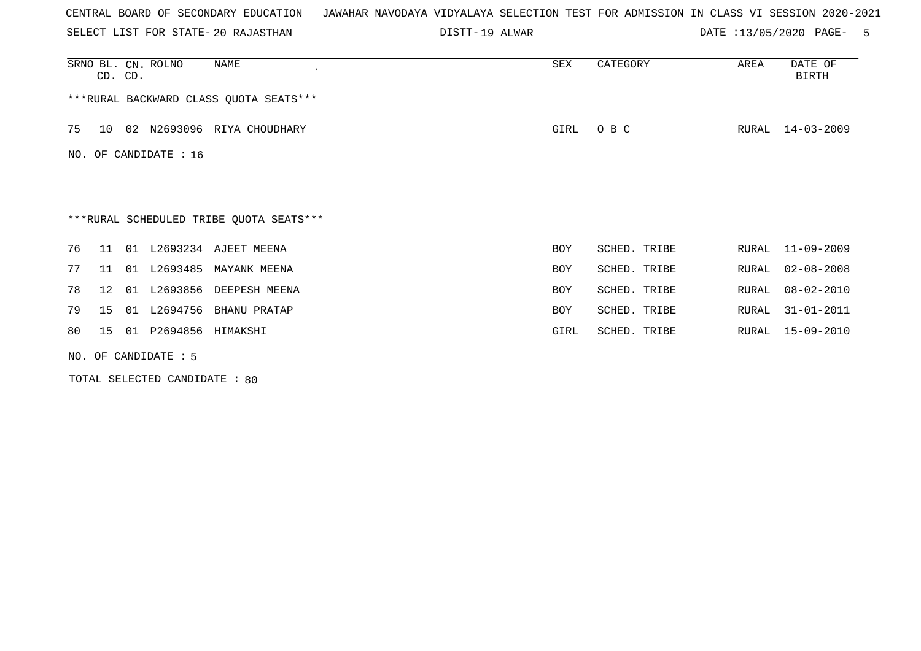CENTRAL BOARD OF SECONDARY EDUCATION JAWAHAR NAVODAYA VIDYALAYA SELECTION TEST FOR ADMISSION IN CLASS VI SESSION 2020-2021

SELECT LIST FOR STATE- 20 RAJASTHAN DISTT- 19 ALWAR DATE :13/05/2020

| SRNO | BL. CD. | CN. CD. | ROLNO | NAME | SEX | CATEGORY | AREA | DATE OF BIRTH |
|---|---|---|---|---|---|---|---|---|

***RURAL BACKWARD CLASS QUOTA SEATS***

| SRNO | BL. CD. | CN. CD. | ROLNO | NAME | SEX | CATEGORY | AREA | DATE OF BIRTH |
|---|---|---|---|---|---|---|---|---|
| 75 | 10 | 02 | N2693096 | RIYA CHOUDHARY | GIRL | O B C | RURAL | 14-03-2009 |

NO. OF CANDIDATE : 16

***RURAL SCHEDULED TRIBE QUOTA SEATS***

| SRNO | BL. CD. | CN. CD. | ROLNO | NAME | SEX | CATEGORY | AREA | DATE OF BIRTH |
|---|---|---|---|---|---|---|---|---|
| 76 | 11 | 01 | L2693234 | AJEET MEENA | BOY | SCHED. TRIBE | RURAL | 11-09-2009 |
| 77 | 11 | 01 | L2693485 | MAYANK MEENA | BOY | SCHED. TRIBE | RURAL | 02-08-2008 |
| 78 | 12 | 01 | L2693856 | DEEPESH MEENA | BOY | SCHED. TRIBE | RURAL | 08-02-2010 |
| 79 | 15 | 01 | L2694756 | BHANU PRATAP | BOY | SCHED. TRIBE | RURAL | 31-01-2011 |
| 80 | 15 | 01 | P2694856 | HIMAKSHI | GIRL | SCHED. TRIBE | RURAL | 15-09-2010 |

NO. OF CANDIDATE : 5

TOTAL SELECTED CANDIDATE : 80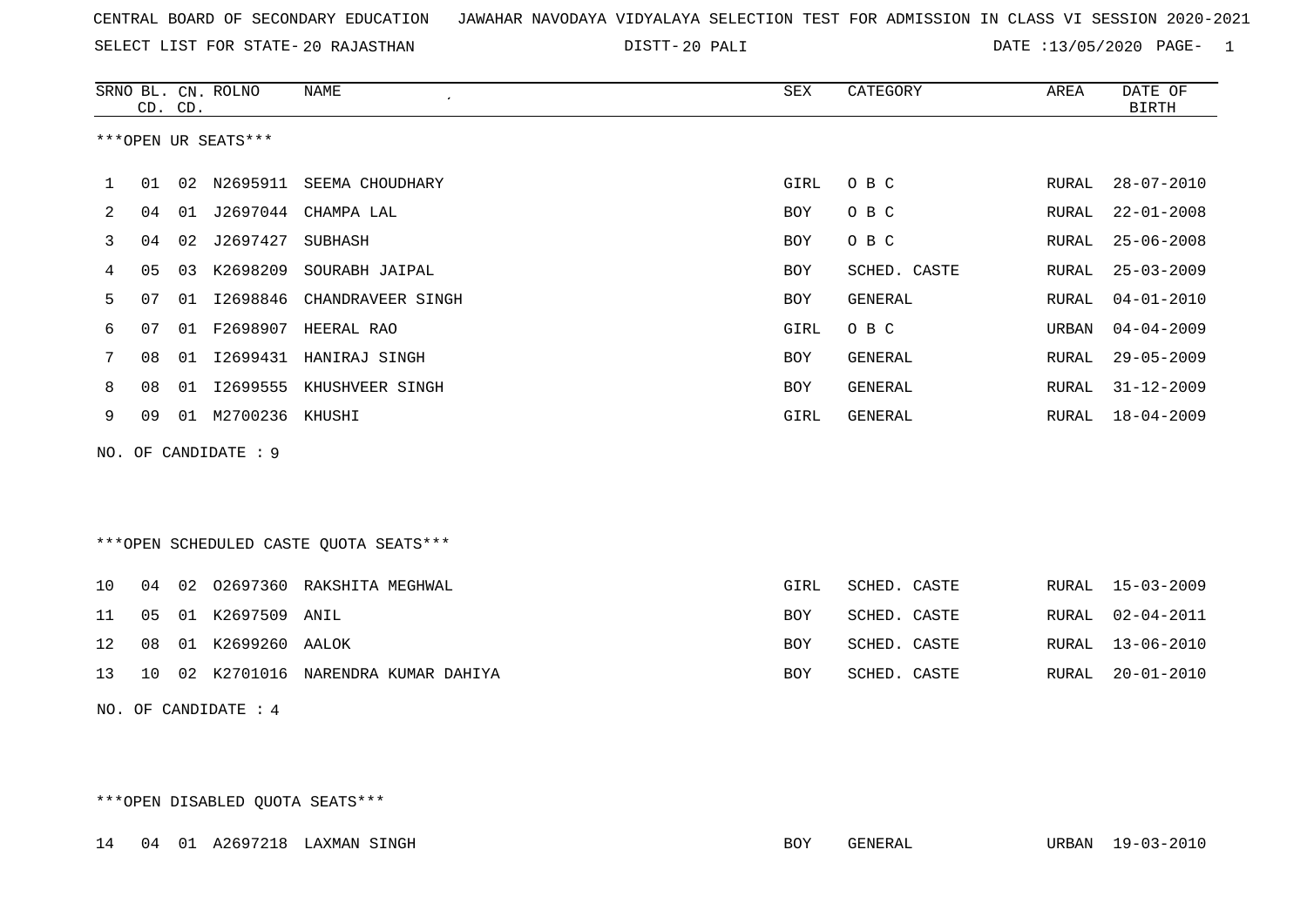CENTRAL BOARD OF SECONDARY EDUCATION   JAWAHAR NAVODAYA VIDYALAYA SELECTION TEST FOR ADMISSION IN CLASS VI SESSION 2020-2021

SELECT LIST FOR STATE- 20 RAJASTHAN   DISTT- 20 PALI   DATE :13/05/2020

***OPEN UR SEATS***

| SRNO | BL. CD. | CN. CD. | ROLNO | NAME | SEX | CATEGORY | AREA | DATE OF BIRTH |
|---|---|---|---|---|---|---|---|---|
| 1 | 01 | 02 | N2695911 | SEEMA CHOUDHARY | GIRL | O B C | RURAL | 28-07-2010 |
| 2 | 04 | 01 | J2697044 | CHAMPA LAL | BOY | O B C | RURAL | 22-01-2008 |
| 3 | 04 | 02 | J2697427 | SUBHASH | BOY | O B C | RURAL | 25-06-2008 |
| 4 | 05 | 03 | K2698209 | SOURABH JAIPAL | BOY | SCHED. CASTE | RURAL | 25-03-2009 |
| 5 | 07 | 01 | I2698846 | CHANDRAVEER SINGH | BOY | GENERAL | RURAL | 04-01-2010 |
| 6 | 07 | 01 | F2698907 | HEERAL RAO | GIRL | O B C | URBAN | 04-04-2009 |
| 7 | 08 | 01 | I2699431 | HANIRAJ SINGH | BOY | GENERAL | RURAL | 29-05-2009 |
| 8 | 08 | 01 | I2699555 | KHUSHVEER SINGH | BOY | GENERAL | RURAL | 31-12-2009 |
| 9 | 09 | 01 | M2700236 | KHUSHI | GIRL | GENERAL | RURAL | 18-04-2009 |

NO. OF CANDIDATE : 9

***OPEN SCHEDULED CASTE QUOTA SEATS***

| SRNO | BL. CD. | CN. CD. | ROLNO | NAME | SEX | CATEGORY | AREA | DATE OF BIRTH |
|---|---|---|---|---|---|---|---|---|
| 10 | 04 | 02 | O2697360 | RAKSHITA MEGHWAL | GIRL | SCHED. CASTE | RURAL | 15-03-2009 |
| 11 | 05 | 01 | K2697509 | ANIL | BOY | SCHED. CASTE | RURAL | 02-04-2011 |
| 12 | 08 | 01 | K2699260 | AALOK | BOY | SCHED. CASTE | RURAL | 13-06-2010 |
| 13 | 10 | 02 | K2701016 | NARENDRA KUMAR DAHIYA | BOY | SCHED. CASTE | RURAL | 20-01-2010 |

NO. OF CANDIDATE : 4

***OPEN DISABLED QUOTA SEATS***

| SRNO | BL. CD. | CN. CD. | ROLNO | NAME | SEX | CATEGORY | AREA | DATE OF BIRTH |
|---|---|---|---|---|---|---|---|---|
| 14 | 04 | 01 | A2697218 | LAXMAN SINGH | BOY | GENERAL | URBAN | 19-03-2010 |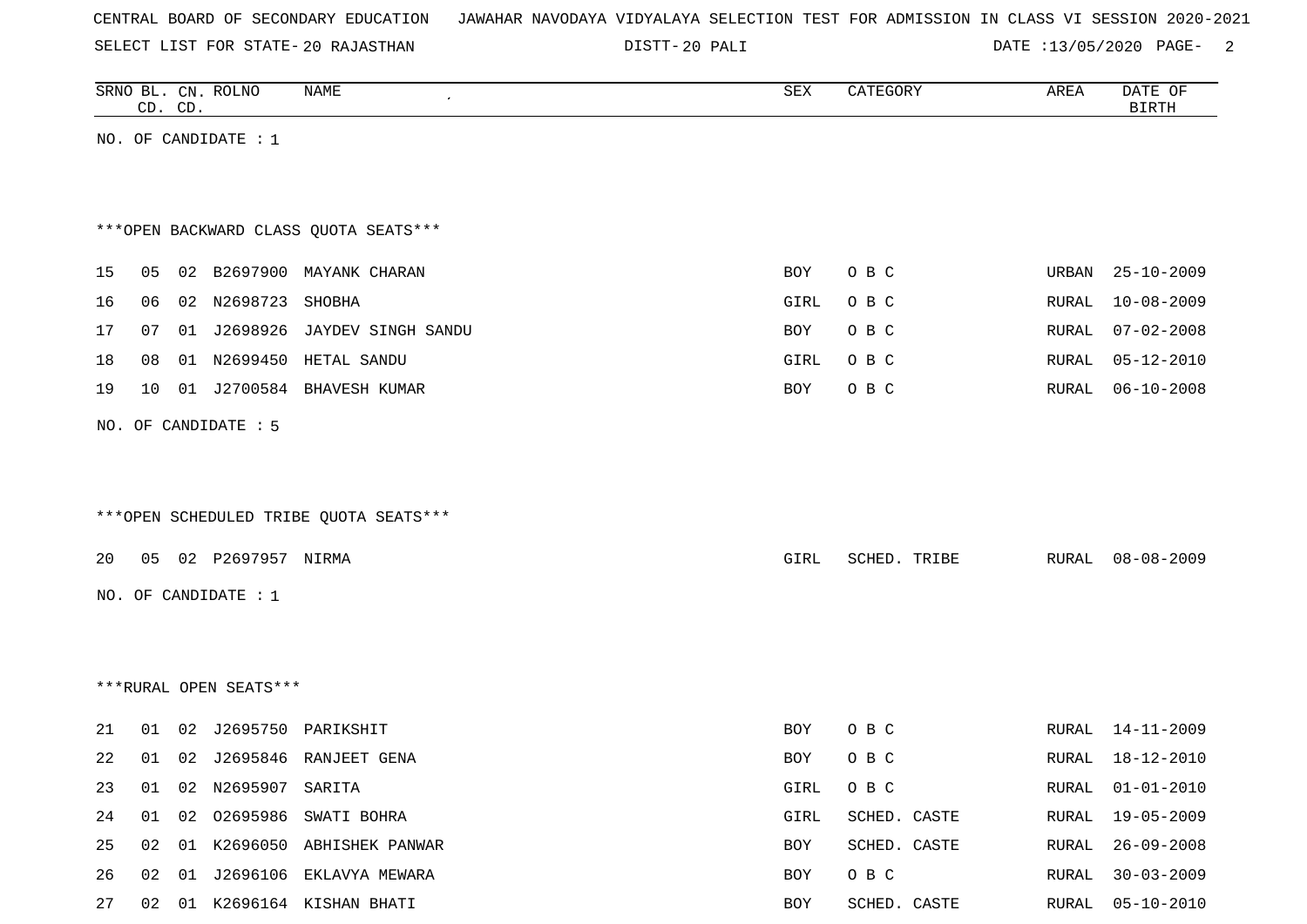CENTRAL BOARD OF SECONDARY EDUCATION   JAWAHAR NAVODAYA VIDYALAYA SELECTION TEST FOR ADMISSION IN CLASS VI SESSION 2020-2021

SELECT LIST FOR STATE- 20 RAJASTHAN   DISTT- 20 PALI   DATE :13/05/2020

| SRNO | BL. CD. | CN. CD. | ROLNO | NAME | SEX | CATEGORY | AREA | DATE OF BIRTH |
|---|---|---|---|---|---|---|---|---|

NO. OF CANDIDATE : 1

***OPEN BACKWARD CLASS QUOTA SEATS***

| SRNO | BL. CD. | CN. CD. | ROLNO | NAME | SEX | CATEGORY | AREA | DATE OF BIRTH |
|---|---|---|---|---|---|---|---|---|
| 15 | 05 | 02 | B2697900 | MAYANK CHARAN | BOY | O B C | URBAN | 25-10-2009 |
| 16 | 06 | 02 | N2698723 | SHOBHA | GIRL | O B C | RURAL | 10-08-2009 |
| 17 | 07 | 01 | J2698926 | JAYDEV SINGH SANDU | BOY | O B C | RURAL | 07-02-2008 |
| 18 | 08 | 01 | N2699450 | HETAL SANDU | GIRL | O B C | RURAL | 05-12-2010 |
| 19 | 10 | 01 | J2700584 | BHAVESH KUMAR | BOY | O B C | RURAL | 06-10-2008 |

NO. OF CANDIDATE : 5

***OPEN SCHEDULED TRIBE QUOTA SEATS***

| SRNO | BL. CD. | CN. CD. | ROLNO | NAME | SEX | CATEGORY | AREA | DATE OF BIRTH |
|---|---|---|---|---|---|---|---|---|
| 20 | 05 | 02 | P2697957 | NIRMA | GIRL | SCHED. TRIBE | RURAL | 08-08-2009 |

NO. OF CANDIDATE : 1

***RURAL OPEN SEATS***

| SRNO | BL. CD. | CN. CD. | ROLNO | NAME | SEX | CATEGORY | AREA | DATE OF BIRTH |
|---|---|---|---|---|---|---|---|---|
| 21 | 01 | 02 | J2695750 | PARIKSHIT | BOY | O B C | RURAL | 14-11-2009 |
| 22 | 01 | 02 | J2695846 | RANJEET GENA | BOY | O B C | RURAL | 18-12-2010 |
| 23 | 01 | 02 | N2695907 | SARITA | GIRL | O B C | RURAL | 01-01-2010 |
| 24 | 01 | 02 | O2695986 | SWATI BOHRA | GIRL | SCHED. CASTE | RURAL | 19-05-2009 |
| 25 | 02 | 01 | K2696050 | ABHISHEK PANWAR | BOY | SCHED. CASTE | RURAL | 26-09-2008 |
| 26 | 02 | 01 | J2696106 | EKLAVYA MEWARA | BOY | O B C | RURAL | 30-03-2009 |
| 27 | 02 | 01 | K2696164 | KISHAN BHATI | BOY | SCHED. CASTE | RURAL | 05-10-2010 |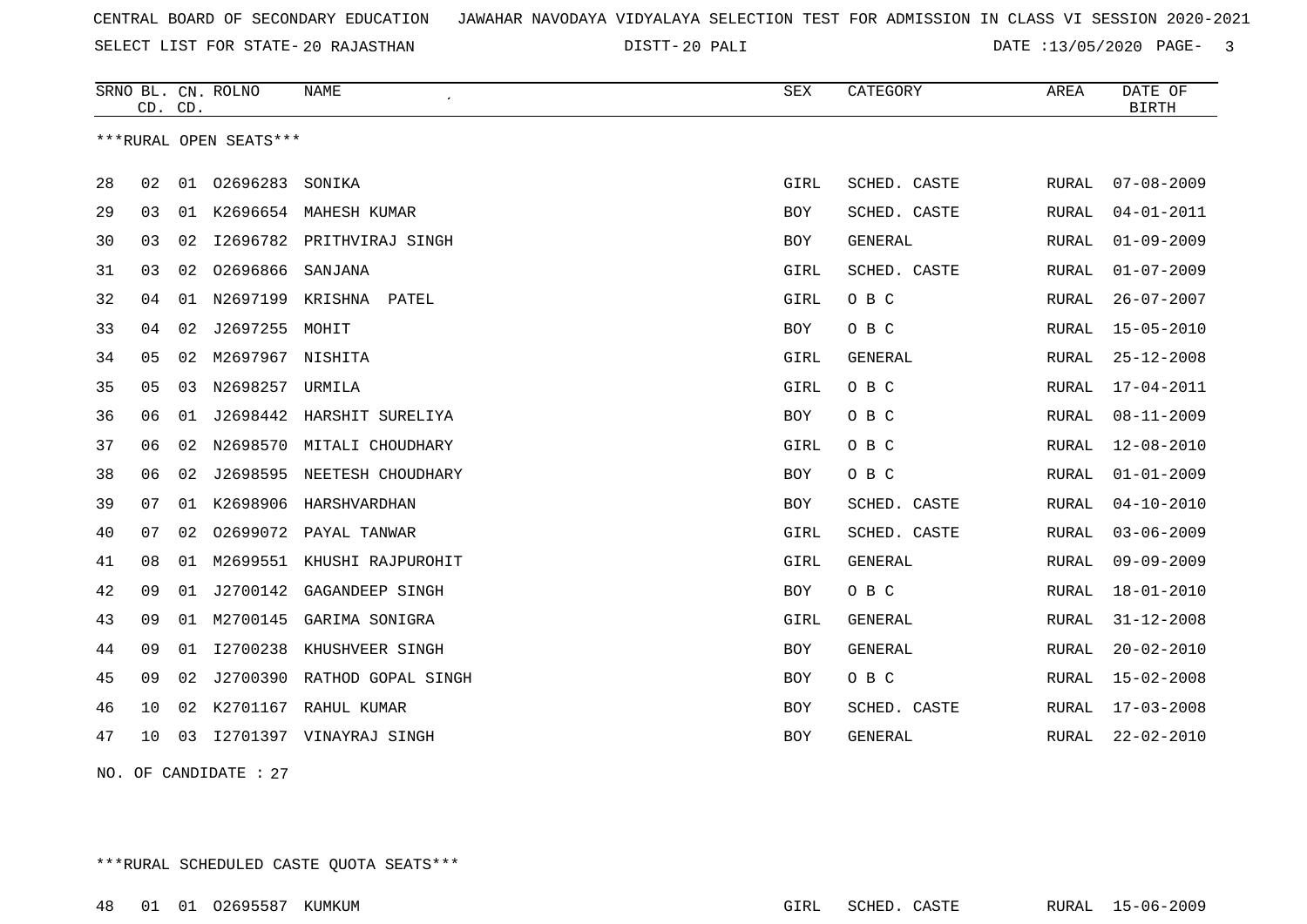CENTRAL BOARD OF SECONDARY EDUCATION JAWAHAR NAVODAYA VIDYALAYA SELECTION TEST FOR ADMISSION IN CLASS VI SESSION 2020-2021

SELECT LIST FOR STATE- 20 RAJASTHAN DISTT- 20 PALI DATE :13/05/2020

| SRNO | BL. CD. | CN. CD. | ROLNO | NAME | SEX | CATEGORY | AREA | DATE OF BIRTH |
|---|---|---|---|---|---|---|---|---|

***RURAL OPEN SEATS***

| SRNO | BL. CD. | CN. CD. | ROLNO | NAME | SEX | CATEGORY | AREA | DATE OF BIRTH |
|---|---|---|---|---|---|---|---|---|
| 28 | 02 | 01 | O2696283 | SONIKA | GIRL | SCHED. CASTE | RURAL | 07-08-2009 |
| 29 | 03 | 01 | K2696654 | MAHESH KUMAR | BOY | SCHED. CASTE | RURAL | 04-01-2011 |
| 30 | 03 | 02 | I2696782 | PRITHVIRAJ SINGH | BOY | GENERAL | RURAL | 01-09-2009 |
| 31 | 03 | 02 | O2696866 | SANJANA | GIRL | SCHED. CASTE | RURAL | 01-07-2009 |
| 32 | 04 | 01 | N2697199 | KRISHNA PATEL | GIRL | O B C | RURAL | 26-07-2007 |
| 33 | 04 | 02 | J2697255 | MOHIT | BOY | O B C | RURAL | 15-05-2010 |
| 34 | 05 | 02 | M2697967 | NISHITA | GIRL | GENERAL | RURAL | 25-12-2008 |
| 35 | 05 | 03 | N2698257 | URMILA | GIRL | O B C | RURAL | 17-04-2011 |
| 36 | 06 | 01 | J2698442 | HARSHIT SURELIYA | BOY | O B C | RURAL | 08-11-2009 |
| 37 | 06 | 02 | N2698570 | MITALI CHOUDHARY | GIRL | O B C | RURAL | 12-08-2010 |
| 38 | 06 | 02 | J2698595 | NEETESH CHOUDHARY | BOY | O B C | RURAL | 01-01-2009 |
| 39 | 07 | 01 | K2698906 | HARSHVARDHAN | BOY | SCHED. CASTE | RURAL | 04-10-2010 |
| 40 | 07 | 02 | O2699072 | PAYAL TANWAR | GIRL | SCHED. CASTE | RURAL | 03-06-2009 |
| 41 | 08 | 01 | M2699551 | KHUSHI RAJPUROHIT | GIRL | GENERAL | RURAL | 09-09-2009 |
| 42 | 09 | 01 | J2700142 | GAGANDEEP SINGH | BOY | O B C | RURAL | 18-01-2010 |
| 43 | 09 | 01 | M2700145 | GARIMA SONIGRA | GIRL | GENERAL | RURAL | 31-12-2008 |
| 44 | 09 | 01 | I2700238 | KHUSHVEER SINGH | BOY | GENERAL | RURAL | 20-02-2010 |
| 45 | 09 | 02 | J2700390 | RATHOD GOPAL SINGH | BOY | O B C | RURAL | 15-02-2008 |
| 46 | 10 | 02 | K2701167 | RAHUL KUMAR | BOY | SCHED. CASTE | RURAL | 17-03-2008 |
| 47 | 10 | 03 | I2701397 | VINAYRAJ SINGH | BOY | GENERAL | RURAL | 22-02-2010 |

NO. OF CANDIDATE : 27

***RURAL SCHEDULED CASTE QUOTA SEATS***

| SRNO | BL. CD. | CN. CD. | ROLNO | NAME | SEX | CATEGORY | AREA | DATE OF BIRTH |
|---|---|---|---|---|---|---|---|---|
| 48 | 01 | 01 | O2695587 | KUMKUM | GIRL | SCHED. CASTE | RURAL | 15-06-2009 |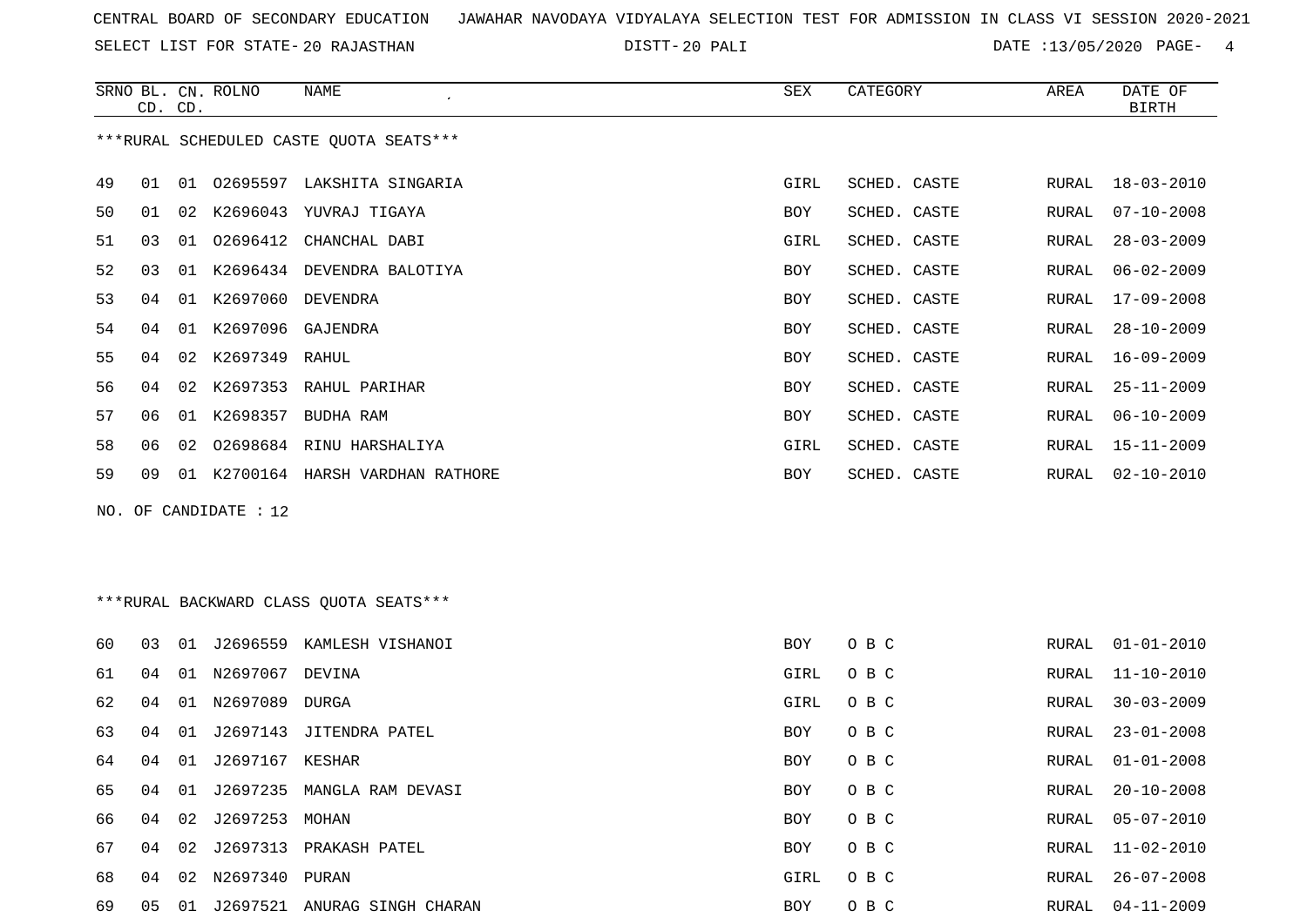CENTRAL BOARD OF SECONDARY EDUCATION JAWAHAR NAVODAYA VIDYALAYA SELECTION TEST FOR ADMISSION IN CLASS VI SESSION 2020-2021

SELECT LIST FOR STATE- 20 RAJASTHAN DISTT- 20 PALI DATE :13/05/2020

***RURAL SCHEDULED CASTE QUOTA SEATS***

| SRNO | BL. CD. | CN. CD. | ROLNO | NAME | SEX | CATEGORY | AREA | DATE OF BIRTH |
|---|---|---|---|---|---|---|---|---|
| 49 | 01 | 01 | O2695597 | LAKSHITA SINGARIA | GIRL | SCHED. CASTE | RURAL | 18-03-2010 |
| 50 | 01 | 02 | K2696043 | YUVRAJ TIGAYA | BOY | SCHED. CASTE | RURAL | 07-10-2008 |
| 51 | 03 | 01 | O2696412 | CHANCHAL DABI | GIRL | SCHED. CASTE | RURAL | 28-03-2009 |
| 52 | 03 | 01 | K2696434 | DEVENDRA BALOTIYA | BOY | SCHED. CASTE | RURAL | 06-02-2009 |
| 53 | 04 | 01 | K2697060 | DEVENDRA | BOY | SCHED. CASTE | RURAL | 17-09-2008 |
| 54 | 04 | 01 | K2697096 | GAJENDRA | BOY | SCHED. CASTE | RURAL | 28-10-2009 |
| 55 | 04 | 02 | K2697349 | RAHUL | BOY | SCHED. CASTE | RURAL | 16-09-2009 |
| 56 | 04 | 02 | K2697353 | RAHUL PARIHAR | BOY | SCHED. CASTE | RURAL | 25-11-2009 |
| 57 | 06 | 01 | K2698357 | BUDHA RAM | BOY | SCHED. CASTE | RURAL | 06-10-2009 |
| 58 | 06 | 02 | O2698684 | RINU HARSHALIYA | GIRL | SCHED. CASTE | RURAL | 15-11-2009 |
| 59 | 09 | 01 | K2700164 | HARSH VARDHAN RATHORE | BOY | SCHED. CASTE | RURAL | 02-10-2010 |

NO. OF CANDIDATE : 12

***RURAL BACKWARD CLASS QUOTA SEATS***

| SRNO | BL. CD. | CN. CD. | ROLNO | NAME | SEX | CATEGORY | AREA | DATE OF BIRTH |
|---|---|---|---|---|---|---|---|---|
| 60 | 03 | 01 | J2696559 | KAMLESH VISHANOI | BOY | O B C | RURAL | 01-01-2010 |
| 61 | 04 | 01 | N2697067 | DEVINA | GIRL | O B C | RURAL | 11-10-2010 |
| 62 | 04 | 01 | N2697089 | DURGA | GIRL | O B C | RURAL | 30-03-2009 |
| 63 | 04 | 01 | J2697143 | JITENDRA PATEL | BOY | O B C | RURAL | 23-01-2008 |
| 64 | 04 | 01 | J2697167 | KESHAR | BOY | O B C | RURAL | 01-01-2008 |
| 65 | 04 | 01 | J2697235 | MANGLA RAM DEVASI | BOY | O B C | RURAL | 20-10-2008 |
| 66 | 04 | 02 | J2697253 | MOHAN | BOY | O B C | RURAL | 05-07-2010 |
| 67 | 04 | 02 | J2697313 | PRAKASH PATEL | BOY | O B C | RURAL | 11-02-2010 |
| 68 | 04 | 02 | N2697340 | PURAN | GIRL | O B C | RURAL | 26-07-2008 |
| 69 | 05 | 01 | J2697521 | ANURAG SINGH CHARAN | BOY | O B C | RURAL | 04-11-2009 |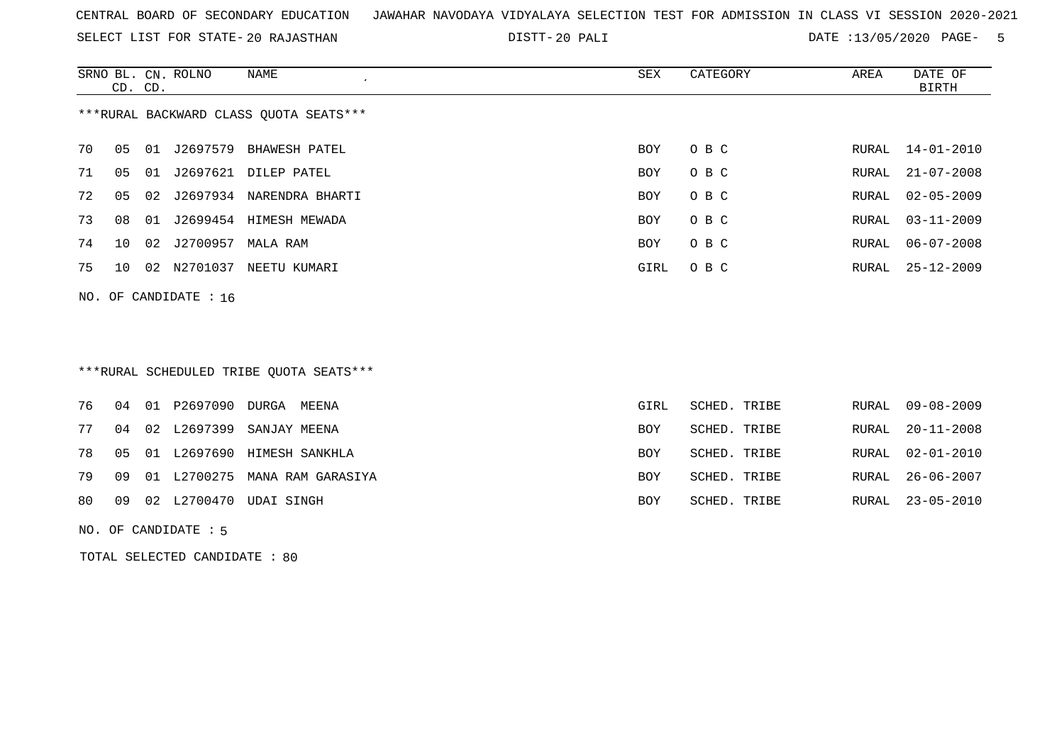CENTRAL BOARD OF SECONDARY EDUCATION JAWAHAR NAVODAYA VIDYALAYA SELECTION TEST FOR ADMISSION IN CLASS VI SESSION 2020-2021

SELECT LIST FOR STATE- 20 RAJASTHAN DISTT- 20 PALI DATE :13/05/2020

***RURAL BACKWARD CLASS QUOTA SEATS***

| SRNO | BL. CD. | CN. CD. | ROLNO | NAME | SEX | CATEGORY | AREA | DATE OF BIRTH |
|---|---|---|---|---|---|---|---|---|
| 70 | 05 | 01 | J2697579 | BHAWESH PATEL | BOY | O B C | RURAL | 14-01-2010 |
| 71 | 05 | 01 | J2697621 | DILEP PATEL | BOY | O B C | RURAL | 21-07-2008 |
| 72 | 05 | 02 | J2697934 | NARENDRA BHARTI | BOY | O B C | RURAL | 02-05-2009 |
| 73 | 08 | 01 | J2699454 | HIMESH MEWADA | BOY | O B C | RURAL | 03-11-2009 |
| 74 | 10 | 02 | J2700957 | MALA RAM | BOY | O B C | RURAL | 06-07-2008 |
| 75 | 10 | 02 | N2701037 | NEETU KUMARI | GIRL | O B C | RURAL | 25-12-2009 |

NO. OF CANDIDATE : 16

***RURAL SCHEDULED TRIBE QUOTA SEATS***

| SRNO | BL. CD. | CN. CD. | ROLNO | NAME | SEX | CATEGORY | AREA | DATE OF BIRTH |
|---|---|---|---|---|---|---|---|---|
| 76 | 04 | 01 | P2697090 | DURGA MEENA | GIRL | SCHED. TRIBE | RURAL | 09-08-2009 |
| 77 | 04 | 02 | L2697399 | SANJAY MEENA | BOY | SCHED. TRIBE | RURAL | 20-11-2008 |
| 78 | 05 | 01 | L2697690 | HIMESH SANKHLA | BOY | SCHED. TRIBE | RURAL | 02-01-2010 |
| 79 | 09 | 01 | L2700275 | MANA RAM GARASIYA | BOY | SCHED. TRIBE | RURAL | 26-06-2007 |
| 80 | 09 | 02 | L2700470 | UDAI SINGH | BOY | SCHED. TRIBE | RURAL | 23-05-2010 |

NO. OF CANDIDATE : 5

TOTAL SELECTED CANDIDATE : 80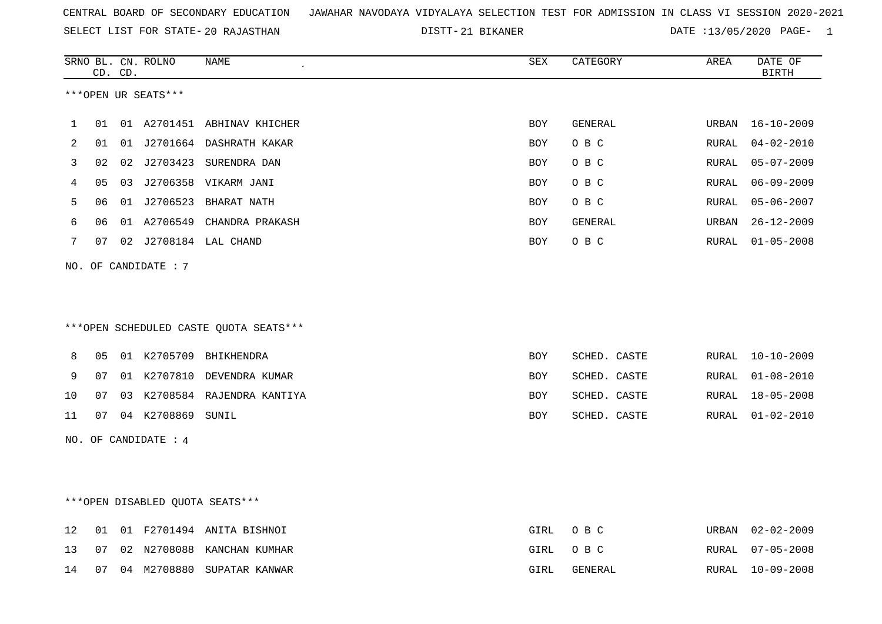CENTRAL BOARD OF SECONDARY EDUCATION JAWAHAR NAVODAYA VIDYALAYA SELECTION TEST FOR ADMISSION IN CLASS VI SESSION 2020-2021

SELECT LIST FOR STATE- 20 RAJASTHAN DISTT- 21 BIKANER DATE :13/05/2020

| SRNO | BL. CD. | CN. CD. | ROLNO | NAME | SEX | CATEGORY | AREA | DATE OF BIRTH |
|---|---|---|---|---|---|---|---|---|
| ***OPEN UR SEATS*** | | | | | | | | |
| 1 | 01 | 01 | A2701451 | ABHINAV KHICHER | BOY | GENERAL | URBAN | 16-10-2009 |
| 2 | 01 | 01 | J2701664 | DASHRATH KAKAR | BOY | O B C | RURAL | 04-02-2010 |
| 3 | 02 | 02 | J2703423 | SURENDRA DAN | BOY | O B C | RURAL | 05-07-2009 |
| 4 | 05 | 03 | J2706358 | VIKARM JANI | BOY | O B C | RURAL | 06-09-2009 |
| 5 | 06 | 01 | J2706523 | BHARAT NATH | BOY | O B C | RURAL | 05-06-2007 |
| 6 | 06 | 01 | A2706549 | CHANDRA PRAKASH | BOY | GENERAL | URBAN | 26-12-2009 |
| 7 | 07 | 02 | J2708184 | LAL CHAND | BOY | O B C | RURAL | 01-05-2008 |

NO. OF CANDIDATE : 7

| SRNO | BL. CD. | CN. CD. | ROLNO | NAME | SEX | CATEGORY | AREA | DATE OF BIRTH |
|---|---|---|---|---|---|---|---|---|
| ***OPEN SCHEDULED CASTE QUOTA SEATS*** | | | | | | | | |
| 8 | 05 | 01 | K2705709 | BHIKHENDRA | BOY | SCHED. CASTE | RURAL | 10-10-2009 |
| 9 | 07 | 01 | K2707810 | DEVENDRA KUMAR | BOY | SCHED. CASTE | RURAL | 01-08-2010 |
| 10 | 07 | 03 | K2708584 | RAJENDRA KANTIYA | BOY | SCHED. CASTE | RURAL | 18-05-2008 |
| 11 | 07 | 04 | K2708869 | SUNIL | BOY | SCHED. CASTE | RURAL | 01-02-2010 |

NO. OF CANDIDATE : 4

| SRNO | BL. CD. | CN. CD. | ROLNO | NAME | SEX | CATEGORY | AREA | DATE OF BIRTH |
|---|---|---|---|---|---|---|---|---|
| ***OPEN DISABLED QUOTA SEATS*** | | | | | | | | |
| 12 | 01 | 01 | F2701494 | ANITA BISHNOI | GIRL | O B C | URBAN | 02-02-2009 |
| 13 | 07 | 02 | N2708088 | KANCHAN KUMHAR | GIRL | O B C | RURAL | 07-05-2008 |
| 14 | 07 | 04 | M2708880 | SUPATAR KANWAR | GIRL | GENERAL | RURAL | 10-09-2008 |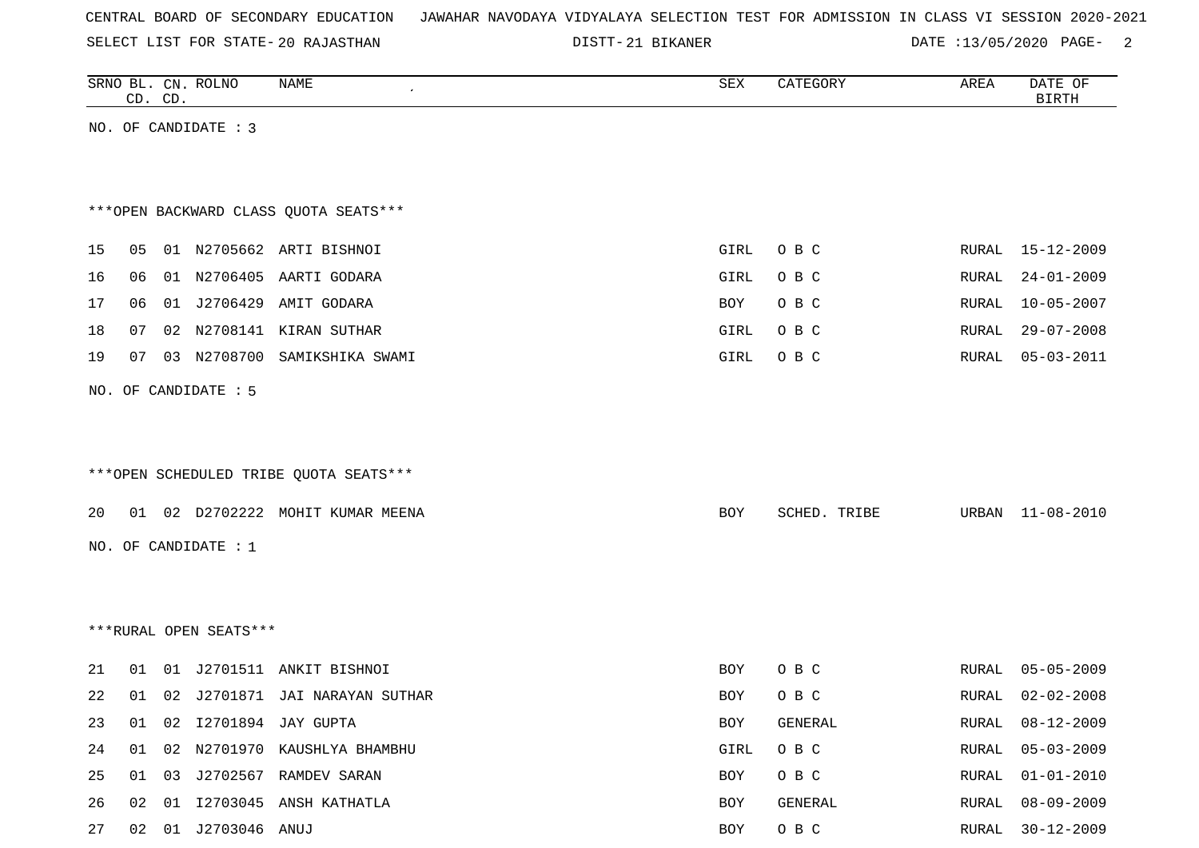CENTRAL BOARD OF SECONDARY EDUCATION JAWAHAR NAVODAYA VIDYALAYA SELECTION TEST FOR ADMISSION IN CLASS VI SESSION 2020-2021

SELECT LIST FOR STATE- 20 RAJASTHAN DISTT- 21 BIKANER DATE :13/05/2020

| SRNO | BL. CD. | CN. CD. | ROLNO | NAME | SEX | CATEGORY | AREA | DATE OF BIRTH |
|---|---|---|---|---|---|---|---|---|

NO. OF CANDIDATE : 3

***OPEN BACKWARD CLASS QUOTA SEATS***

| SRNO | BL. CD. | CN. CD. | ROLNO | NAME | SEX | CATEGORY | AREA | DATE OF BIRTH |
|---|---|---|---|---|---|---|---|---|
| 15 | 05 | 01 | N2705662 | ARTI BISHNOI | GIRL | O B C | RURAL | 15-12-2009 |
| 16 | 06 | 01 | N2706405 | AARTI GODARA | GIRL | O B C | RURAL | 24-01-2009 |
| 17 | 06 | 01 | J2706429 | AMIT GODARA | BOY | O B C | RURAL | 10-05-2007 |
| 18 | 07 | 02 | N2708141 | KIRAN SUTHAR | GIRL | O B C | RURAL | 29-07-2008 |
| 19 | 07 | 03 | N2708700 | SAMIKSHIKA SWAMI | GIRL | O B C | RURAL | 05-03-2011 |

NO. OF CANDIDATE : 5

***OPEN SCHEDULED TRIBE QUOTA SEATS***

| SRNO | BL. CD. | CN. CD. | ROLNO | NAME | SEX | CATEGORY | AREA | DATE OF BIRTH |
|---|---|---|---|---|---|---|---|---|
| 20 | 01 | 02 | D2702222 | MOHIT KUMAR MEENA | BOY | SCHED. TRIBE | URBAN | 11-08-2010 |

NO. OF CANDIDATE : 1

***RURAL OPEN SEATS***

| SRNO | BL. CD. | CN. CD. | ROLNO | NAME | SEX | CATEGORY | AREA | DATE OF BIRTH |
|---|---|---|---|---|---|---|---|---|
| 21 | 01 | 01 | J2701511 | ANKIT BISHNOI | BOY | O B C | RURAL | 05-05-2009 |
| 22 | 01 | 02 | J2701871 | JAI NARAYAN SUTHAR | BOY | O B C | RURAL | 02-02-2008 |
| 23 | 01 | 02 | I2701894 | JAY GUPTA | BOY | GENERAL | RURAL | 08-12-2009 |
| 24 | 01 | 02 | N2701970 | KAUSHLYA BHAMBHU | GIRL | O B C | RURAL | 05-03-2009 |
| 25 | 01 | 03 | J2702567 | RAMDEV SARAN | BOY | O B C | RURAL | 01-01-2010 |
| 26 | 02 | 01 | I2703045 | ANSH KATHATLA | BOY | GENERAL | RURAL | 08-09-2009 |
| 27 | 02 | 01 | J2703046 | ANUJ | BOY | O B C | RURAL | 30-12-2009 |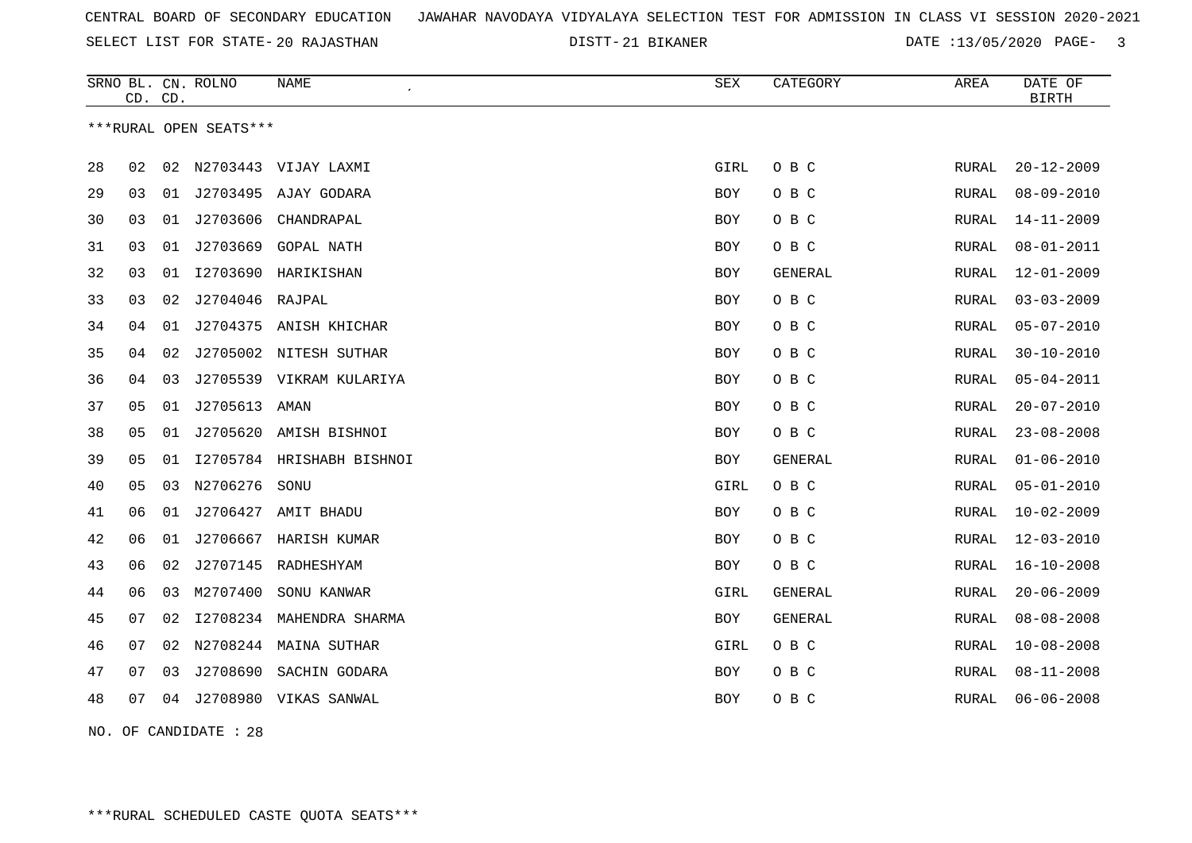CENTRAL BOARD OF SECONDARY EDUCATION JAWAHAR NAVODAYA VIDYALAYA SELECTION TEST FOR ADMISSION IN CLASS VI SESSION 2020-2021

SELECT LIST FOR STATE- 20 RAJASTHAN DISTT- 21 BIKANER DATE :13/05/2020

***RURAL OPEN SEATS***

| SRNO | BL. CD. | CN. CD. | ROLNO | NAME | SEX | CATEGORY | AREA | DATE OF BIRTH |
|---|---|---|---|---|---|---|---|---|
| 28 | 02 | 02 | N2703443 | VIJAY LAXMI | GIRL | O B C | RURAL | 20-12-2009 |
| 29 | 03 | 01 | J2703495 | AJAY GODARA | BOY | O B C | RURAL | 08-09-2010 |
| 30 | 03 | 01 | J2703606 | CHANDRAPAL | BOY | O B C | RURAL | 14-11-2009 |
| 31 | 03 | 01 | J2703669 | GOPAL NATH | BOY | O B C | RURAL | 08-01-2011 |
| 32 | 03 | 01 | I2703690 | HARIKISHAN | BOY | GENERAL | RURAL | 12-01-2009 |
| 33 | 03 | 02 | J2704046 | RAJPAL | BOY | O B C | RURAL | 03-03-2009 |
| 34 | 04 | 01 | J2704375 | ANISH KHICHAR | BOY | O B C | RURAL | 05-07-2010 |
| 35 | 04 | 02 | J2705002 | NITESH SUTHAR | BOY | O B C | RURAL | 30-10-2010 |
| 36 | 04 | 03 | J2705539 | VIKRAM KULARIYA | BOY | O B C | RURAL | 05-04-2011 |
| 37 | 05 | 01 | J2705613 | AMAN | BOY | O B C | RURAL | 20-07-2010 |
| 38 | 05 | 01 | J2705620 | AMISH BISHNOI | BOY | O B C | RURAL | 23-08-2008 |
| 39 | 05 | 01 | I2705784 | HRISHABH BISHNOI | BOY | GENERAL | RURAL | 01-06-2010 |
| 40 | 05 | 03 | N2706276 | SONU | GIRL | O B C | RURAL | 05-01-2010 |
| 41 | 06 | 01 | J2706427 | AMIT BHADU | BOY | O B C | RURAL | 10-02-2009 |
| 42 | 06 | 01 | J2706667 | HARISH KUMAR | BOY | O B C | RURAL | 12-03-2010 |
| 43 | 06 | 02 | J2707145 | RADHESHYAM | BOY | O B C | RURAL | 16-10-2008 |
| 44 | 06 | 03 | M2707400 | SONU KANWAR | GIRL | GENERAL | RURAL | 20-06-2009 |
| 45 | 07 | 02 | I2708234 | MAHENDRA SHARMA | BOY | GENERAL | RURAL | 08-08-2008 |
| 46 | 07 | 02 | N2708244 | MAINA SUTHAR | GIRL | O B C | RURAL | 10-08-2008 |
| 47 | 07 | 03 | J2708690 | SACHIN GODARA | BOY | O B C | RURAL | 08-11-2008 |
| 48 | 07 | 04 | J2708980 | VIKAS SANWAL | BOY | O B C | RURAL | 06-06-2008 |

NO. OF CANDIDATE : 28

***RURAL SCHEDULED CASTE QUOTA SEATS***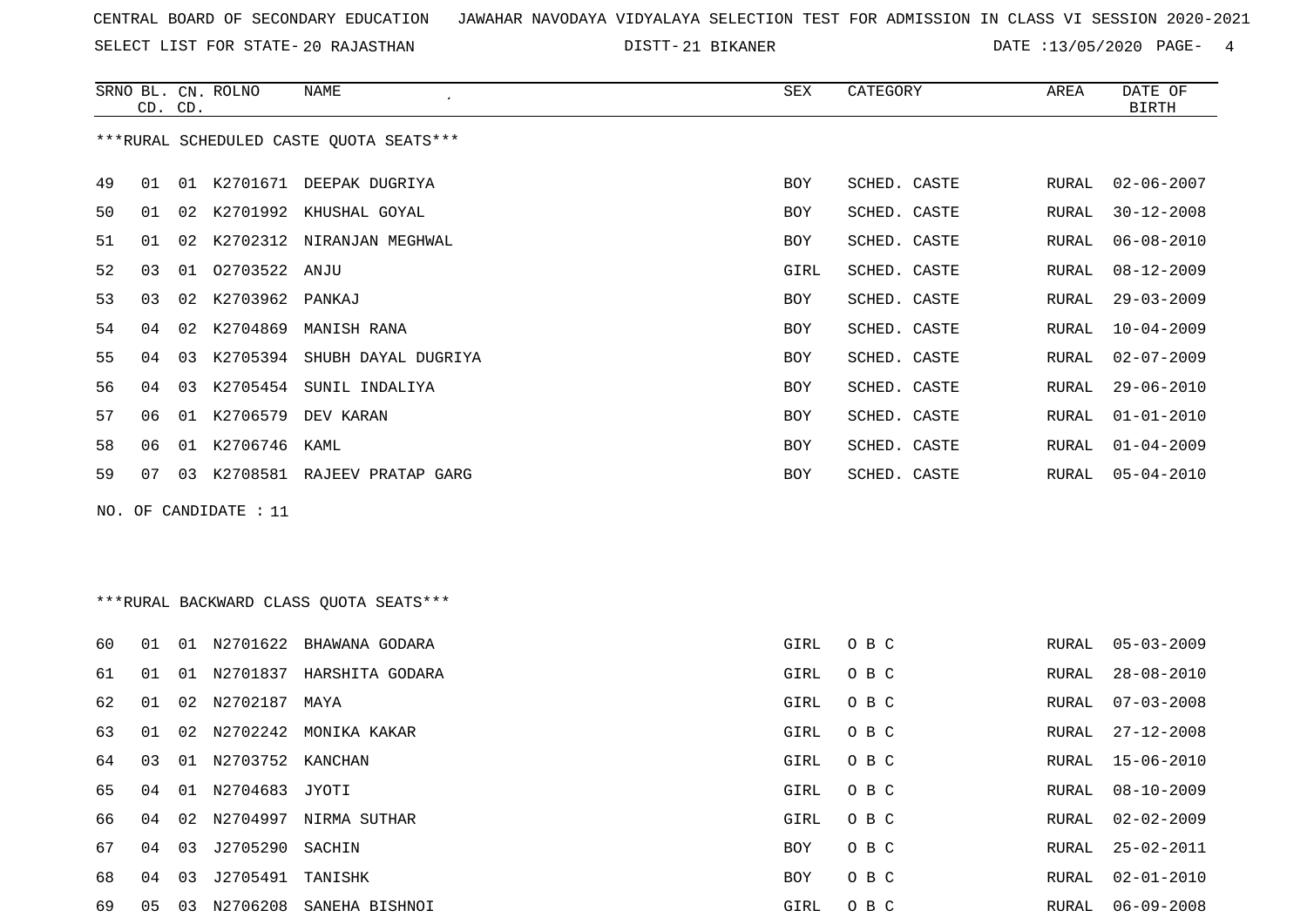CENTRAL BOARD OF SECONDARY EDUCATION JAWAHAR NAVODAYA VIDYALAYA SELECTION TEST FOR ADMISSION IN CLASS VI SESSION 2020-2021

SELECT LIST FOR STATE- 20 RAJASTHAN DISTT- 21 BIKANER DATE :13/05/2020

***RURAL SCHEDULED CASTE QUOTA SEATS***

| SRNO | BL. CD. | CN. CD. | ROLNO | NAME | SEX | CATEGORY | AREA | DATE OF BIRTH |
|---|---|---|---|---|---|---|---|---|
| 49 | 01 | 01 | K2701671 | DEEPAK DUGRIYA | BOY | SCHED. CASTE | RURAL | 02-06-2007 |
| 50 | 01 | 02 | K2701992 | KHUSHAL GOYAL | BOY | SCHED. CASTE | RURAL | 30-12-2008 |
| 51 | 01 | 02 | K2702312 | NIRANJAN MEGHWAL | BOY | SCHED. CASTE | RURAL | 06-08-2010 |
| 52 | 03 | 01 | O2703522 | ANJU | GIRL | SCHED. CASTE | RURAL | 08-12-2009 |
| 53 | 03 | 02 | K2703962 | PANKAJ | BOY | SCHED. CASTE | RURAL | 29-03-2009 |
| 54 | 04 | 02 | K2704869 | MANISH RANA | BOY | SCHED. CASTE | RURAL | 10-04-2009 |
| 55 | 04 | 03 | K2705394 | SHUBH DAYAL DUGRIYA | BOY | SCHED. CASTE | RURAL | 02-07-2009 |
| 56 | 04 | 03 | K2705454 | SUNIL INDALIYA | BOY | SCHED. CASTE | RURAL | 29-06-2010 |
| 57 | 06 | 01 | K2706579 | DEV KARAN | BOY | SCHED. CASTE | RURAL | 01-01-2010 |
| 58 | 06 | 01 | K2706746 | KAML | BOY | SCHED. CASTE | RURAL | 01-04-2009 |
| 59 | 07 | 03 | K2708581 | RAJEEV PRATAP GARG | BOY | SCHED. CASTE | RURAL | 05-04-2010 |

NO. OF CANDIDATE : 11

***RURAL BACKWARD CLASS QUOTA SEATS***

| SRNO | BL. CD. | CN. CD. | ROLNO | NAME | SEX | CATEGORY | AREA | DATE OF BIRTH |
|---|---|---|---|---|---|---|---|---|
| 60 | 01 | 01 | N2701622 | BHAWANA GODARA | GIRL | O B C | RURAL | 05-03-2009 |
| 61 | 01 | 01 | N2701837 | HARSHITA GODARA | GIRL | O B C | RURAL | 28-08-2010 |
| 62 | 01 | 02 | N2702187 | MAYA | GIRL | O B C | RURAL | 07-03-2008 |
| 63 | 01 | 02 | N2702242 | MONIKA KAKAR | GIRL | O B C | RURAL | 27-12-2008 |
| 64 | 03 | 01 | N2703752 | KANCHAN | GIRL | O B C | RURAL | 15-06-2010 |
| 65 | 04 | 01 | N2704683 | JYOTI | GIRL | O B C | RURAL | 08-10-2009 |
| 66 | 04 | 02 | N2704997 | NIRMA SUTHAR | GIRL | O B C | RURAL | 02-02-2009 |
| 67 | 04 | 03 | J2705290 | SACHIN | BOY | O B C | RURAL | 25-02-2011 |
| 68 | 04 | 03 | J2705491 | TANISHK | BOY | O B C | RURAL | 02-01-2010 |
| 69 | 05 | 03 | N2706208 | SANEHA BISHNOI | GIRL | O B C | RURAL | 06-09-2008 |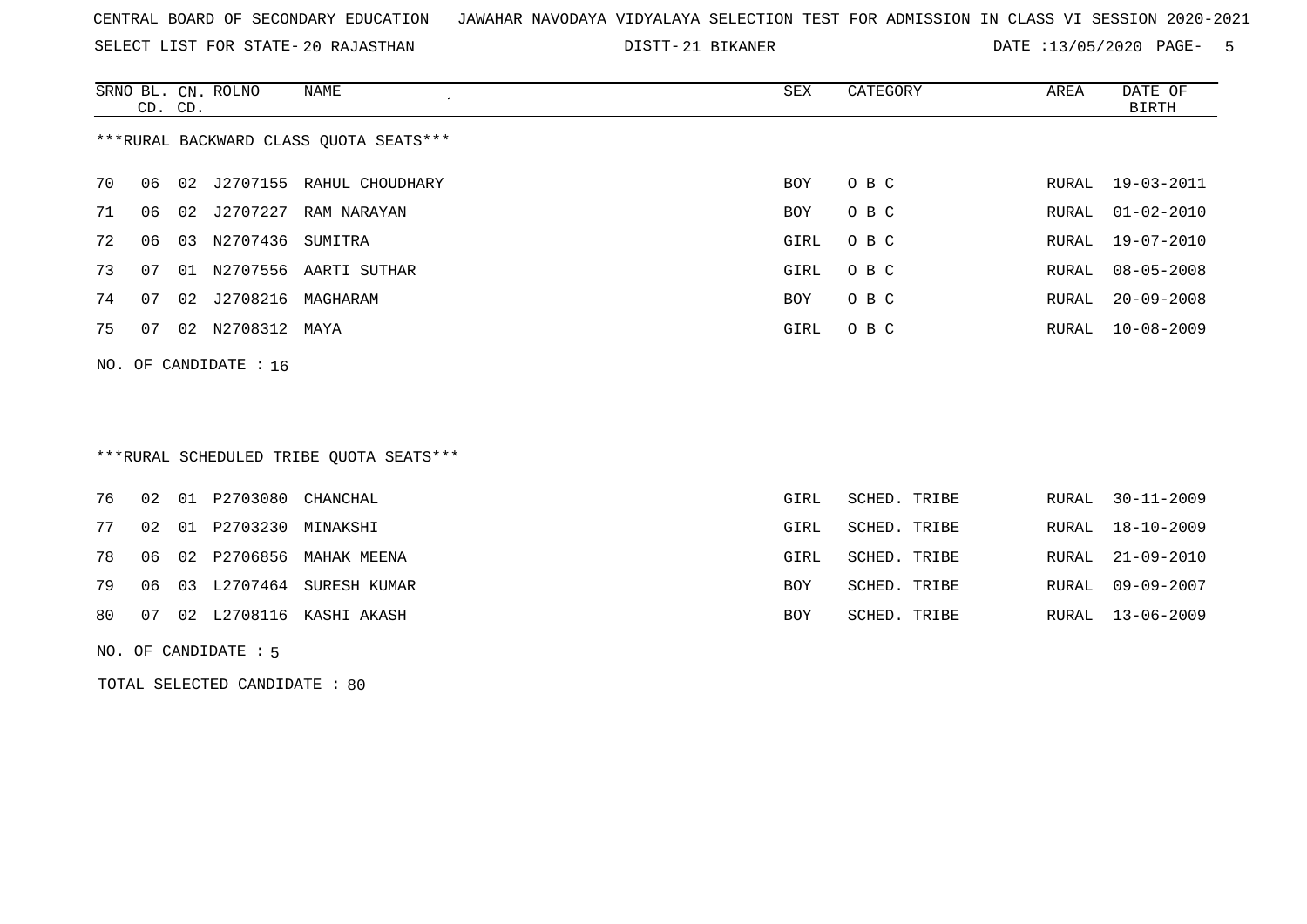CENTRAL BOARD OF SECONDARY EDUCATION JAWAHAR NAVODAYA VIDYALAYA SELECTION TEST FOR ADMISSION IN CLASS VI SESSION 2020-2021

SELECT LIST FOR STATE- 20 RAJASTHAN DISTT- 21 BIKANER DATE :13/05/2020

***RURAL BACKWARD CLASS QUOTA SEATS***

| SRNO | BL. CD. | CN. CD. | ROLNO | NAME | SEX | CATEGORY | AREA | DATE OF BIRTH |
|---|---|---|---|---|---|---|---|---|
| 70 | 06 | 02 | J2707155 | RAHUL CHOUDHARY | BOY | O B C | RURAL | 19-03-2011 |
| 71 | 06 | 02 | J2707227 | RAM NARAYAN | BOY | O B C | RURAL | 01-02-2010 |
| 72 | 06 | 03 | N2707436 | SUMITRA | GIRL | O B C | RURAL | 19-07-2010 |
| 73 | 07 | 01 | N2707556 | AARTI SUTHAR | GIRL | O B C | RURAL | 08-05-2008 |
| 74 | 07 | 02 | J2708216 | MAGHARAM | BOY | O B C | RURAL | 20-09-2008 |
| 75 | 07 | 02 | N2708312 | MAYA | GIRL | O B C | RURAL | 10-08-2009 |

NO. OF CANDIDATE : 16

***RURAL SCHEDULED TRIBE QUOTA SEATS***

| SRNO | BL. CD. | CN. CD. | ROLNO | NAME | SEX | CATEGORY | AREA | DATE OF BIRTH |
|---|---|---|---|---|---|---|---|---|
| 76 | 02 | 01 | P2703080 | CHANCHAL | GIRL | SCHED. TRIBE | RURAL | 30-11-2009 |
| 77 | 02 | 01 | P2703230 | MINAKSHI | GIRL | SCHED. TRIBE | RURAL | 18-10-2009 |
| 78 | 06 | 02 | P2706856 | MAHAK MEENA | GIRL | SCHED. TRIBE | RURAL | 21-09-2010 |
| 79 | 06 | 03 | L2707464 | SURESH KUMAR | BOY | SCHED. TRIBE | RURAL | 09-09-2007 |
| 80 | 07 | 02 | L2708116 | KASHI AKASH | BOY | SCHED. TRIBE | RURAL | 13-06-2009 |

NO. OF CANDIDATE : 5

TOTAL SELECTED CANDIDATE : 80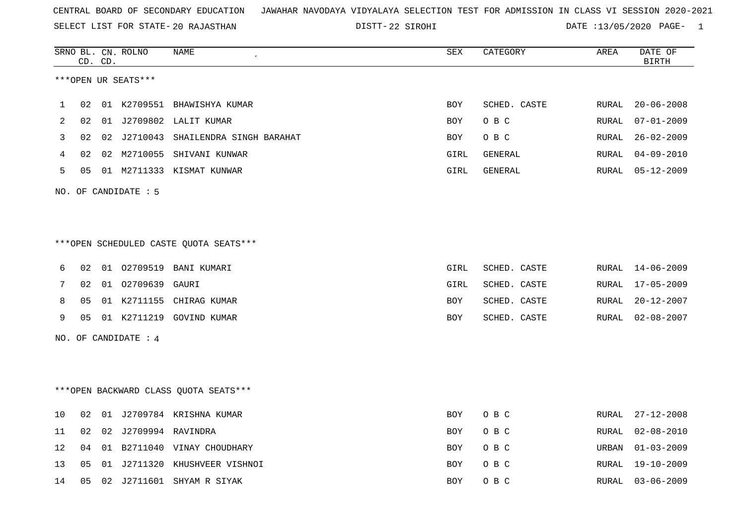CENTRAL BOARD OF SECONDARY EDUCATION JAWAHAR NAVODAYA VIDYALAYA SELECTION TEST FOR ADMISSION IN CLASS VI SESSION 2020-2021

SELECT LIST FOR STATE- 20 RAJASTHAN DISTT- 22 SIROHI DATE :13/05/2020

| SRNO | BL. CD. | CN. CD. | ROLNO | NAME | SEX | CATEGORY | AREA | DATE OF BIRTH |
|---|---|---|---|---|---|---|---|---|

***OPEN UR SEATS***

| SRNO | BL. CD. | CN. CD. | ROLNO | NAME | SEX | CATEGORY | AREA | DATE OF BIRTH |
|---|---|---|---|---|---|---|---|---|
| 1 | 02 | 01 | K2709551 | BHAWISHYA KUMAR | BOY | SCHED. CASTE | RURAL | 20-06-2008 |
| 2 | 02 | 01 | J2709802 | LALIT KUMAR | BOY | O B C | RURAL | 07-01-2009 |
| 3 | 02 | 02 | J2710043 | SHAILENDRA SINGH BARAHAT | BOY | O B C | RURAL | 26-02-2009 |
| 4 | 02 | 02 | M2710055 | SHIVANI KUNWAR | GIRL | GENERAL | RURAL | 04-09-2010 |
| 5 | 05 | 01 | M2711333 | KISMAT KUNWAR | GIRL | GENERAL | RURAL | 05-12-2009 |

NO. OF CANDIDATE : 5

***OPEN SCHEDULED CASTE QUOTA SEATS***

| SRNO | BL. CD. | CN. CD. | ROLNO | NAME | SEX | CATEGORY | AREA | DATE OF BIRTH |
|---|---|---|---|---|---|---|---|---|
| 6 | 02 | 01 | O2709519 | BANI KUMARI | GIRL | SCHED. CASTE | RURAL | 14-06-2009 |
| 7 | 02 | 01 | O2709639 | GAURI | GIRL | SCHED. CASTE | RURAL | 17-05-2009 |
| 8 | 05 | 01 | K2711155 | CHIRAG KUMAR | BOY | SCHED. CASTE | RURAL | 20-12-2007 |
| 9 | 05 | 01 | K2711219 | GOVIND KUMAR | BOY | SCHED. CASTE | RURAL | 02-08-2007 |

NO. OF CANDIDATE : 4

***OPEN BACKWARD CLASS QUOTA SEATS***

| SRNO | BL. CD. | CN. CD. | ROLNO | NAME | SEX | CATEGORY | AREA | DATE OF BIRTH |
|---|---|---|---|---|---|---|---|---|
| 10 | 02 | 01 | J2709784 | KRISHNA KUMAR | BOY | O B C | RURAL | 27-12-2008 |
| 11 | 02 | 02 | J2709994 | RAVINDRA | BOY | O B C | RURAL | 02-08-2010 |
| 12 | 04 | 01 | B2711040 | VINAY CHOUDHARY | BOY | O B C | URBAN | 01-03-2009 |
| 13 | 05 | 01 | J2711320 | KHUSHVEER VISHNOI | BOY | O B C | RURAL | 19-10-2009 |
| 14 | 05 | 02 | J2711601 | SHYAM R SIYAK | BOY | O B C | RURAL | 03-06-2009 |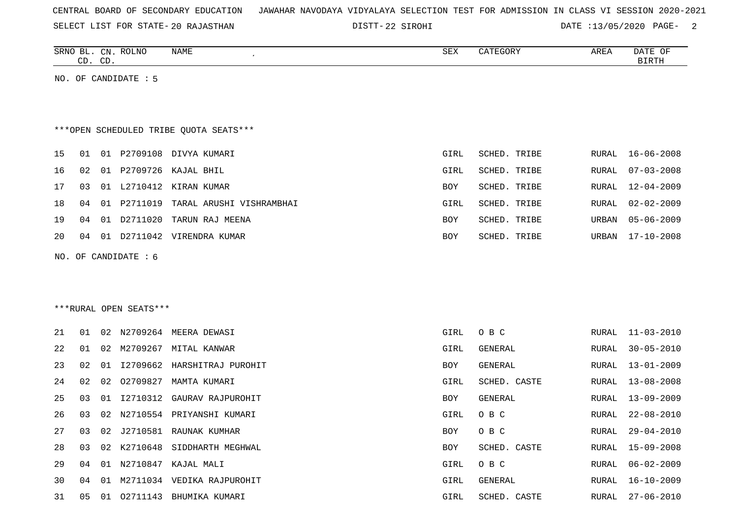CENTRAL BOARD OF SECONDARY EDUCATION JAWAHAR NAVODAYA VIDYALAYA SELECTION TEST FOR ADMISSION IN CLASS VI SESSION 2020-2021

SELECT LIST FOR STATE- 20 RAJASTHAN DISTT- 22 SIROHI DATE :13/05/2020

| SRNO | BL. CD. | CN. CD. | ROLNO | NAME | SEX | CATEGORY | AREA | DATE OF BIRTH |
|---|---|---|---|---|---|---|---|---|

NO. OF CANDIDATE : 5

***OPEN SCHEDULED TRIBE QUOTA SEATS***

| SRNO | BL. CD. | CN. CD. | ROLNO | NAME | SEX | CATEGORY | AREA | DATE OF BIRTH |
|---|---|---|---|---|---|---|---|---|
| 15 | 01 | 01 | P2709108 | DIVYA KUMARI | GIRL | SCHED. TRIBE | RURAL | 16-06-2008 |
| 16 | 02 | 01 | P2709726 | KAJAL BHIL | GIRL | SCHED. TRIBE | RURAL | 07-03-2008 |
| 17 | 03 | 01 | L2710412 | KIRAN KUMAR | BOY | SCHED. TRIBE | RURAL | 12-04-2009 |
| 18 | 04 | 01 | P2711019 | TARAL ARUSHI VISHRAMBHAI | GIRL | SCHED. TRIBE | RURAL | 02-02-2009 |
| 19 | 04 | 01 | D2711020 | TARUN RAJ MEENA | BOY | SCHED. TRIBE | URBAN | 05-06-2009 |
| 20 | 04 | 01 | D2711042 | VIRENDRA KUMAR | BOY | SCHED. TRIBE | URBAN | 17-10-2008 |

NO. OF CANDIDATE : 6

***RURAL OPEN SEATS***

| SRNO | BL. CD. | CN. CD. | ROLNO | NAME | SEX | CATEGORY | AREA | DATE OF BIRTH |
|---|---|---|---|---|---|---|---|---|
| 21 | 01 | 02 | N2709264 | MEERA DEWASI | GIRL | O B C | RURAL | 11-03-2010 |
| 22 | 01 | 02 | M2709267 | MITAL KANWAR | GIRL | GENERAL | RURAL | 30-05-2010 |
| 23 | 02 | 01 | I2709662 | HARSHITRAJ PUROHIT | BOY | GENERAL | RURAL | 13-01-2009 |
| 24 | 02 | 02 | O2709827 | MAMTA KUMARI | GIRL | SCHED. CASTE | RURAL | 13-08-2008 |
| 25 | 03 | 01 | I2710312 | GAURAV RAJPUROHIT | BOY | GENERAL | RURAL | 13-09-2009 |
| 26 | 03 | 02 | N2710554 | PRIYANSHI KUMARI | GIRL | O B C | RURAL | 22-08-2010 |
| 27 | 03 | 02 | J2710581 | RAUNAK KUMHAR | BOY | O B C | RURAL | 29-04-2010 |
| 28 | 03 | 02 | K2710648 | SIDDHARTH MEGHWAL | BOY | SCHED. CASTE | RURAL | 15-09-2008 |
| 29 | 04 | 01 | N2710847 | KAJAL MALI | GIRL | O B C | RURAL | 06-02-2009 |
| 30 | 04 | 01 | M2711034 | VEDIKA RAJPUROHIT | GIRL | GENERAL | RURAL | 16-10-2009 |
| 31 | 05 | 01 | O2711143 | BHUMIKA KUMARI | GIRL | SCHED. CASTE | RURAL | 27-06-2010 |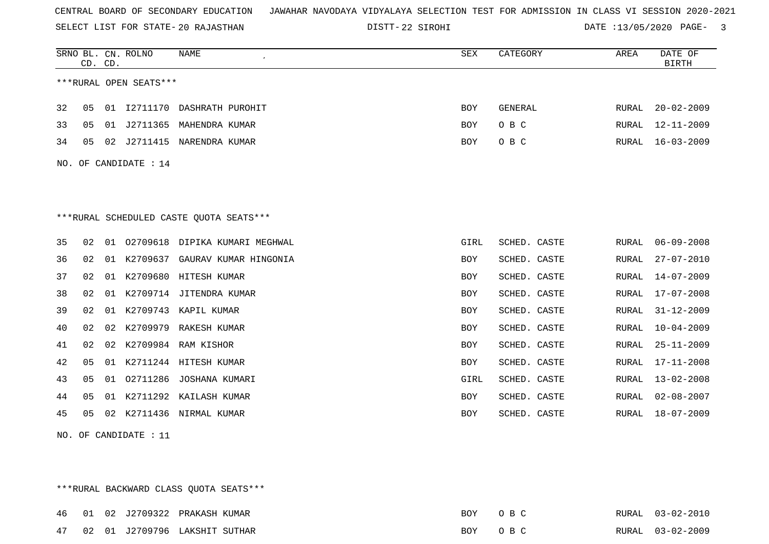CENTRAL BOARD OF SECONDARY EDUCATION JAWAHAR NAVODAYA VIDYALAYA SELECTION TEST FOR ADMISSION IN CLASS VI SESSION 2020-2021

SELECT LIST FOR STATE- 20 RAJASTHAN DISTT- 22 SIROHI DATE :13/05/2020

| SRNO | BL. CD. | CN. CD. | ROLNO | NAME | SEX | CATEGORY | AREA | DATE OF BIRTH |
|---|---|---|---|---|---|---|---|---|

***RURAL OPEN SEATS***

| SRNO | BL. CD. | CN. CD. | ROLNO | NAME | SEX | CATEGORY | AREA | DATE OF BIRTH |
|---|---|---|---|---|---|---|---|---|
| 32 | 05 | 01 | I2711170 | DASHRATH PUROHIT | BOY | GENERAL | RURAL | 20-02-2009 |
| 33 | 05 | 01 | J2711365 | MAHENDRA KUMAR | BOY | O B C | RURAL | 12-11-2009 |
| 34 | 05 | 02 | J2711415 | NARENDRA KUMAR | BOY | O B C | RURAL | 16-03-2009 |

NO. OF CANDIDATE : 14

***RURAL SCHEDULED CASTE QUOTA SEATS***

| SRNO | BL. CD. | CN. CD. | ROLNO | NAME | SEX | CATEGORY | AREA | DATE OF BIRTH |
|---|---|---|---|---|---|---|---|---|
| 35 | 02 | 01 | O2709618 | DIPIKA KUMARI MEGHWAL | GIRL | SCHED. CASTE | RURAL | 06-09-2008 |
| 36 | 02 | 01 | K2709637 | GAURAV KUMAR HINGONIA | BOY | SCHED. CASTE | RURAL | 27-07-2010 |
| 37 | 02 | 01 | K2709680 | HITESH KUMAR | BOY | SCHED. CASTE | RURAL | 14-07-2009 |
| 38 | 02 | 01 | K2709714 | JITENDRA KUMAR | BOY | SCHED. CASTE | RURAL | 17-07-2008 |
| 39 | 02 | 01 | K2709743 | KAPIL KUMAR | BOY | SCHED. CASTE | RURAL | 31-12-2009 |
| 40 | 02 | 02 | K2709979 | RAKESH KUMAR | BOY | SCHED. CASTE | RURAL | 10-04-2009 |
| 41 | 02 | 02 | K2709984 | RAM KISHOR | BOY | SCHED. CASTE | RURAL | 25-11-2009 |
| 42 | 05 | 01 | K2711244 | HITESH KUMAR | BOY | SCHED. CASTE | RURAL | 17-11-2008 |
| 43 | 05 | 01 | O2711286 | JOSHANA KUMARI | GIRL | SCHED. CASTE | RURAL | 13-02-2008 |
| 44 | 05 | 01 | K2711292 | KAILASH KUMAR | BOY | SCHED. CASTE | RURAL | 02-08-2007 |
| 45 | 05 | 02 | K2711436 | NIRMAL KUMAR | BOY | SCHED. CASTE | RURAL | 18-07-2009 |

NO. OF CANDIDATE : 11

***RURAL BACKWARD CLASS QUOTA SEATS***

| SRNO | BL. CD. | CN. CD. | ROLNO | NAME | SEX | CATEGORY | AREA | DATE OF BIRTH |
|---|---|---|---|---|---|---|---|---|
| 46 | 01 | 02 | J2709322 | PRAKASH KUMAR | BOY | O B C | RURAL | 03-02-2010 |
| 47 | 02 | 01 | J2709796 | LAKSHIT SUTHAR | BOY | O B C | RURAL | 03-02-2009 |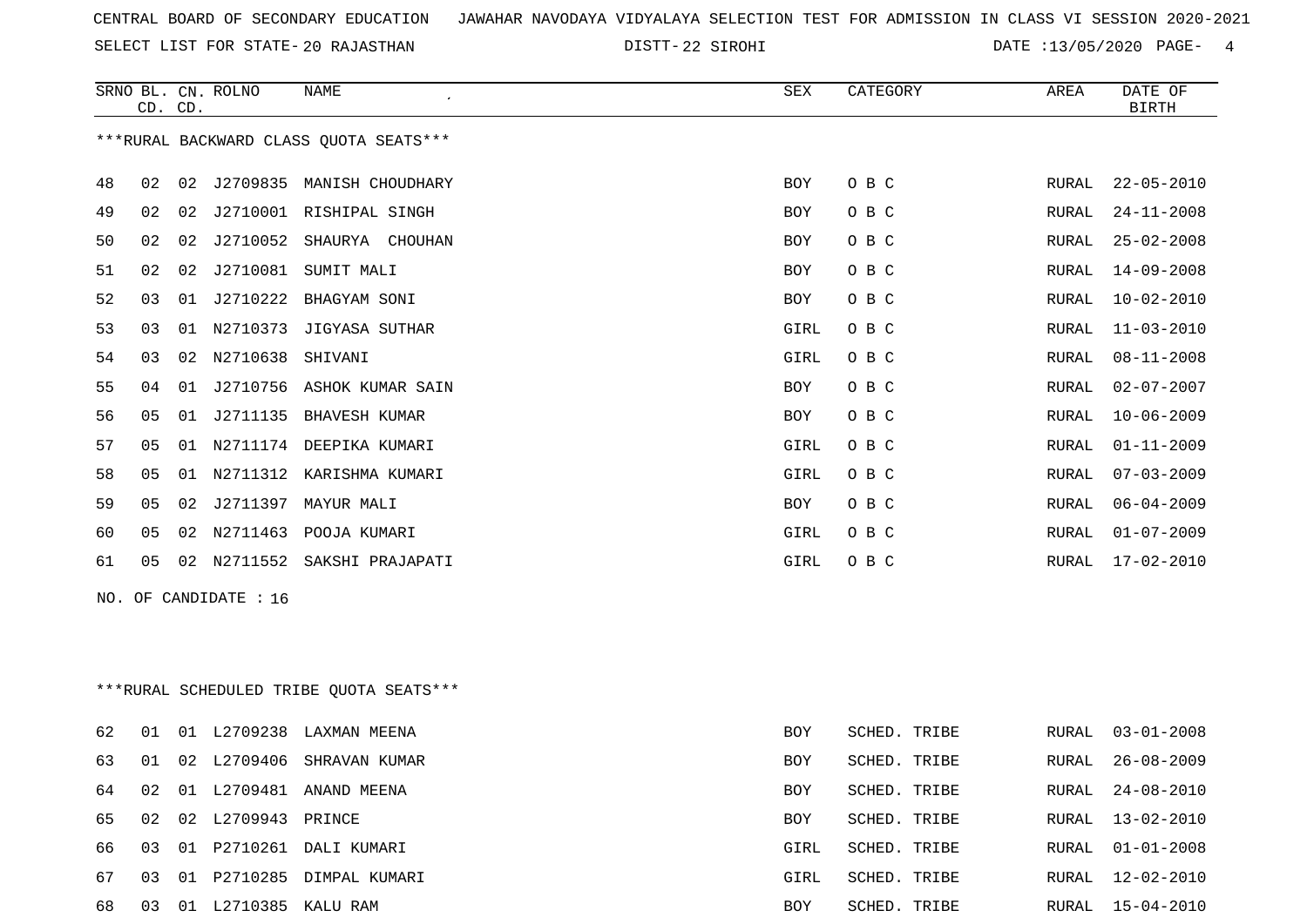CENTRAL BOARD OF SECONDARY EDUCATION   JAWAHAR NAVODAYA VIDYALAYA SELECTION TEST FOR ADMISSION IN CLASS VI SESSION 2020-2021

SELECT LIST FOR STATE- 20 RAJASTHAN   DISTT- 22 SIROHI   DATE :13/05/2020

***RURAL BACKWARD CLASS QUOTA SEATS***

| SRNO | BL. CD. | CN. CD. | ROLNO | NAME | SEX | CATEGORY | AREA | DATE OF BIRTH |
|---|---|---|---|---|---|---|---|---|
| 48 | 02 | 02 | J2709835 | MANISH CHOUDHARY | BOY | O B C | RURAL | 22-05-2010 |
| 49 | 02 | 02 | J2710001 | RISHIPAL SINGH | BOY | O B C | RURAL | 24-11-2008 |
| 50 | 02 | 02 | J2710052 | SHAURYA  CHOUHAN | BOY | O B C | RURAL | 25-02-2008 |
| 51 | 02 | 02 | J2710081 | SUMIT MALI | BOY | O B C | RURAL | 14-09-2008 |
| 52 | 03 | 01 | J2710222 | BHAGYAM SONI | BOY | O B C | RURAL | 10-02-2010 |
| 53 | 03 | 01 | N2710373 | JIGYASA SUTHAR | GIRL | O B C | RURAL | 11-03-2010 |
| 54 | 03 | 02 | N2710638 | SHIVANI | GIRL | O B C | RURAL | 08-11-2008 |
| 55 | 04 | 01 | J2710756 | ASHOK KUMAR SAIN | BOY | O B C | RURAL | 02-07-2007 |
| 56 | 05 | 01 | J2711135 | BHAVESH KUMAR | BOY | O B C | RURAL | 10-06-2009 |
| 57 | 05 | 01 | N2711174 | DEEPIKA KUMARI | GIRL | O B C | RURAL | 01-11-2009 |
| 58 | 05 | 01 | N2711312 | KARISHMA KUMARI | GIRL | O B C | RURAL | 07-03-2009 |
| 59 | 05 | 02 | J2711397 | MAYUR MALI | BOY | O B C | RURAL | 06-04-2009 |
| 60 | 05 | 02 | N2711463 | POOJA KUMARI | GIRL | O B C | RURAL | 01-07-2009 |
| 61 | 05 | 02 | N2711552 | SAKSHI PRAJAPATI | GIRL | O B C | RURAL | 17-02-2010 |

NO. OF CANDIDATE : 16

***RURAL SCHEDULED TRIBE QUOTA SEATS***

| SRNO | BL. CD. | CN. CD. | ROLNO | NAME | SEX | CATEGORY | AREA | DATE OF BIRTH |
|---|---|---|---|---|---|---|---|---|
| 62 | 01 | 01 | L2709238 | LAXMAN MEENA | BOY | SCHED. TRIBE | RURAL | 03-01-2008 |
| 63 | 01 | 02 | L2709406 | SHRAVAN KUMAR | BOY | SCHED. TRIBE | RURAL | 26-08-2009 |
| 64 | 02 | 01 | L2709481 | ANAND MEENA | BOY | SCHED. TRIBE | RURAL | 24-08-2010 |
| 65 | 02 | 02 | L2709943 | PRINCE | BOY | SCHED. TRIBE | RURAL | 13-02-2010 |
| 66 | 03 | 01 | P2710261 | DALI KUMARI | GIRL | SCHED. TRIBE | RURAL | 01-01-2008 |
| 67 | 03 | 01 | P2710285 | DIMPAL KUMARI | GIRL | SCHED. TRIBE | RURAL | 12-02-2010 |
| 68 | 03 | 01 | L2710385 | KALU RAM | BOY | SCHED. TRIBE | RURAL | 15-04-2010 |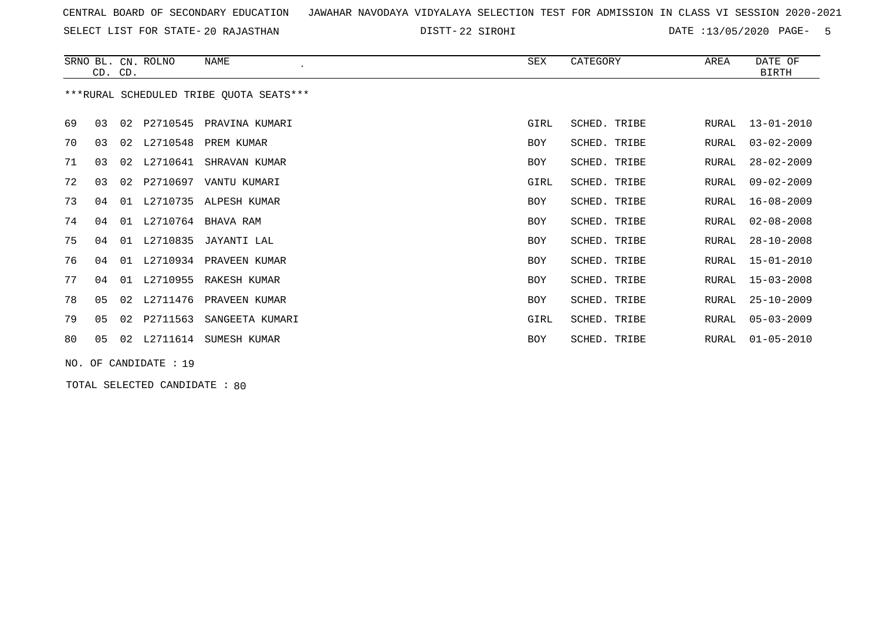CENTRAL BOARD OF SECONDARY EDUCATION JAWAHAR NAVODAYA VIDYALAYA SELECTION TEST FOR ADMISSION IN CLASS VI SESSION 2020-2021

SELECT LIST FOR STATE- 20 RAJASTHAN DISTT- 22 SIROHI DATE :13/05/2020 PAGE- 5

| SRNO | BL. CD. | CN. CD. | ROLNO | NAME | SEX | CATEGORY | AREA | DATE OF BIRTH |
|---|---|---|---|---|---|---|---|---|
| ***RURAL SCHEDULED TRIBE QUOTA SEATS*** | | | | | | | | |
| 69 | 03 | 02 | P2710545 | PRAVINA KUMARI | GIRL | SCHED. TRIBE | RURAL | 13-01-2010 |
| 70 | 03 | 02 | L2710548 | PREM KUMAR | BOY | SCHED. TRIBE | RURAL | 03-02-2009 |
| 71 | 03 | 02 | L2710641 | SHRAVAN KUMAR | BOY | SCHED. TRIBE | RURAL | 28-02-2009 |
| 72 | 03 | 02 | P2710697 | VANTU KUMARI | GIRL | SCHED. TRIBE | RURAL | 09-02-2009 |
| 73 | 04 | 01 | L2710735 | ALPESH KUMAR | BOY | SCHED. TRIBE | RURAL | 16-08-2009 |
| 74 | 04 | 01 | L2710764 | BHAVA RAM | BOY | SCHED. TRIBE | RURAL | 02-08-2008 |
| 75 | 04 | 01 | L2710835 | JAYANTI LAL | BOY | SCHED. TRIBE | RURAL | 28-10-2008 |
| 76 | 04 | 01 | L2710934 | PRAVEEN KUMAR | BOY | SCHED. TRIBE | RURAL | 15-01-2010 |
| 77 | 04 | 01 | L2710955 | RAKESH KUMAR | BOY | SCHED. TRIBE | RURAL | 15-03-2008 |
| 78 | 05 | 02 | L2711476 | PRAVEEN KUMAR | BOY | SCHED. TRIBE | RURAL | 25-10-2009 |
| 79 | 05 | 02 | P2711563 | SANGEETA KUMARI | GIRL | SCHED. TRIBE | RURAL | 05-03-2009 |
| 80 | 05 | 02 | L2711614 | SUMESH KUMAR | BOY | SCHED. TRIBE | RURAL | 01-05-2010 |

NO. OF CANDIDATE : 19

TOTAL SELECTED CANDIDATE : 80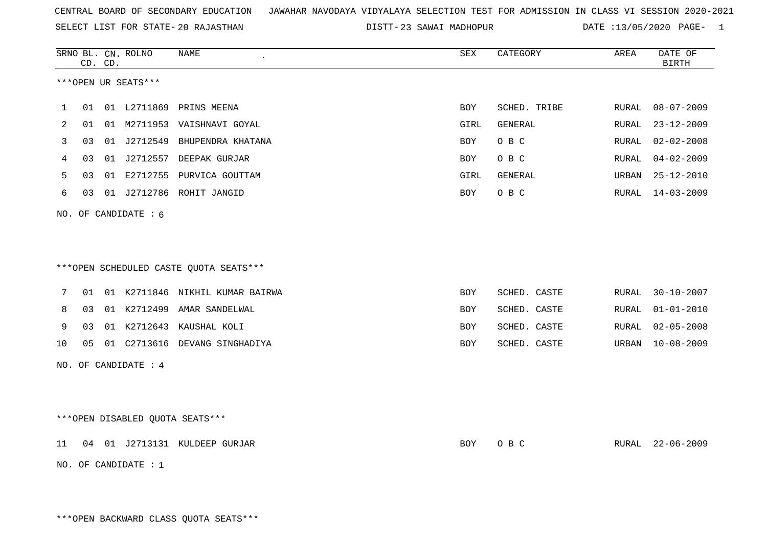CENTRAL BOARD OF SECONDARY EDUCATION JAWAHAR NAVODAYA VIDYALAYA SELECTION TEST FOR ADMISSION IN CLASS VI SESSION 2020-2021

SELECT LIST FOR STATE- 20 RAJASTHAN DISTT- 23 SAWAI MADHOPUR DATE :13/05/2020 PAGE- 1

***OPEN UR SEATS***

| SRNO | BL. CD. | CN. CD. | ROLNO | NAME | SEX | CATEGORY | AREA | DATE OF BIRTH |
|---|---|---|---|---|---|---|---|---|
| 1 | 01 | 01 | L2711869 | PRINS MEENA | BOY | SCHED. TRIBE | RURAL | 08-07-2009 |
| 2 | 01 | 01 | M2711953 | VAISHNAVI GOYAL | GIRL | GENERAL | RURAL | 23-12-2009 |
| 3 | 03 | 01 | J2712549 | BHUPENDRA KHATANA | BOY | O B C | RURAL | 02-02-2008 |
| 4 | 03 | 01 | J2712557 | DEEPAK GURJAR | BOY | O B C | RURAL | 04-02-2009 |
| 5 | 03 | 01 | E2712755 | PURVICA GOUTTAM | GIRL | GENERAL | URBAN | 25-12-2010 |
| 6 | 03 | 01 | J2712786 | ROHIT JANGID | BOY | O B C | RURAL | 14-03-2009 |

NO. OF CANDIDATE : 6

***OPEN SCHEDULED CASTE QUOTA SEATS***

| SRNO | BL. CD. | CN. CD. | ROLNO | NAME | SEX | CATEGORY | AREA | DATE OF BIRTH |
|---|---|---|---|---|---|---|---|---|
| 7 | 01 | 01 | K2711846 | NIKHIL KUMAR BAIRWA | BOY | SCHED. CASTE | RURAL | 30-10-2007 |
| 8 | 03 | 01 | K2712499 | AMAR SANDELWAL | BOY | SCHED. CASTE | RURAL | 01-01-2010 |
| 9 | 03 | 01 | K2712643 | KAUSHAL KOLI | BOY | SCHED. CASTE | RURAL | 02-05-2008 |
| 10 | 05 | 01 | C2713616 | DEVANG SINGHADIYA | BOY | SCHED. CASTE | URBAN | 10-08-2009 |

NO. OF CANDIDATE : 4

***OPEN DISABLED QUOTA SEATS***

| SRNO | BL. CD. | CN. CD. | ROLNO | NAME | SEX | CATEGORY | AREA | DATE OF BIRTH |
|---|---|---|---|---|---|---|---|---|
| 11 | 04 | 01 | J2713131 | KULDEEP GURJAR | BOY | O B C | RURAL | 22-06-2009 |

NO. OF CANDIDATE : 1

***OPEN BACKWARD CLASS QUOTA SEATS***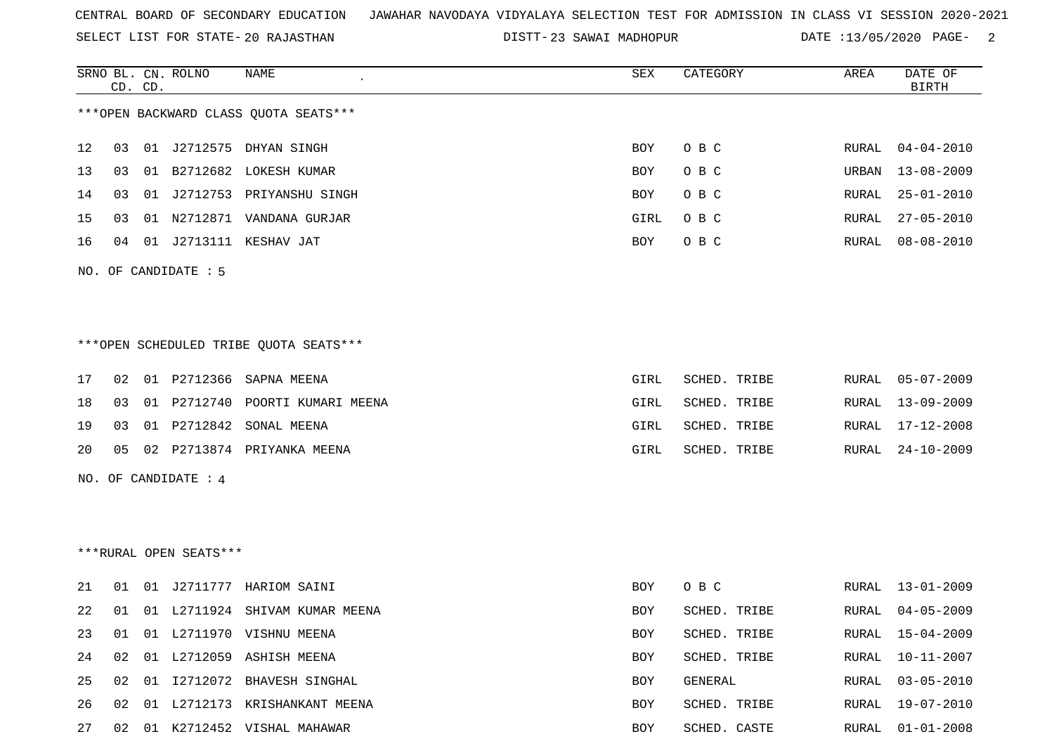CENTRAL BOARD OF SECONDARY EDUCATION JAWAHAR NAVODAYA VIDYALAYA SELECTION TEST FOR ADMISSION IN CLASS VI SESSION 2020-2021

SELECT LIST FOR STATE- 20 RAJASTHAN DISTT- 23 SAWAI MADHOPUR DATE :13/05/2020 PAGE- 2

***OPEN BACKWARD CLASS QUOTA SEATS***

| SRNO | BL. CD. | CN. CD. | ROLNO | NAME | SEX | CATEGORY | AREA | DATE OF BIRTH |
|---|---|---|---|---|---|---|---|---|
| 12 | 03 | 01 | J2712575 | DHYAN SINGH | BOY | O B C | RURAL | 04-04-2010 |
| 13 | 03 | 01 | B2712682 | LOKESH KUMAR | BOY | O B C | URBAN | 13-08-2009 |
| 14 | 03 | 01 | J2712753 | PRIYANSHU SINGH | BOY | O B C | RURAL | 25-01-2010 |
| 15 | 03 | 01 | N2712871 | VANDANA GURJAR | GIRL | O B C | RURAL | 27-05-2010 |
| 16 | 04 | 01 | J2713111 | KESHAV JAT | BOY | O B C | RURAL | 08-08-2010 |

NO. OF CANDIDATE : 5

***OPEN SCHEDULED TRIBE QUOTA SEATS***

| SRNO | BL. CD. | CN. CD. | ROLNO | NAME | SEX | CATEGORY | AREA | DATE OF BIRTH |
|---|---|---|---|---|---|---|---|---|
| 17 | 02 | 01 | P2712366 | SAPNA MEENA | GIRL | SCHED. TRIBE | RURAL | 05-07-2009 |
| 18 | 03 | 01 | P2712740 | POORTI KUMARI MEENA | GIRL | SCHED. TRIBE | RURAL | 13-09-2009 |
| 19 | 03 | 01 | P2712842 | SONAL MEENA | GIRL | SCHED. TRIBE | RURAL | 17-12-2008 |
| 20 | 05 | 02 | P2713874 | PRIYANKA MEENA | GIRL | SCHED. TRIBE | RURAL | 24-10-2009 |

NO. OF CANDIDATE : 4

***RURAL OPEN SEATS***

| SRNO | BL. CD. | CN. CD. | ROLNO | NAME | SEX | CATEGORY | AREA | DATE OF BIRTH |
|---|---|---|---|---|---|---|---|---|
| 21 | 01 | 01 | J2711777 | HARIOM SAINI | BOY | O B C | RURAL | 13-01-2009 |
| 22 | 01 | 01 | L2711924 | SHIVAM KUMAR MEENA | BOY | SCHED. TRIBE | RURAL | 04-05-2009 |
| 23 | 01 | 01 | L2711970 | VISHNU MEENA | BOY | SCHED. TRIBE | RURAL | 15-04-2009 |
| 24 | 02 | 01 | L2712059 | ASHISH MEENA | BOY | SCHED. TRIBE | RURAL | 10-11-2007 |
| 25 | 02 | 01 | I2712072 | BHAVESH SINGHAL | BOY | GENERAL | RURAL | 03-05-2010 |
| 26 | 02 | 01 | L2712173 | KRISHANKANT MEENA | BOY | SCHED. TRIBE | RURAL | 19-07-2010 |
| 27 | 02 | 01 | K2712452 | VISHAL MAHAWAR | BOY | SCHED. CASTE | RURAL | 01-01-2008 |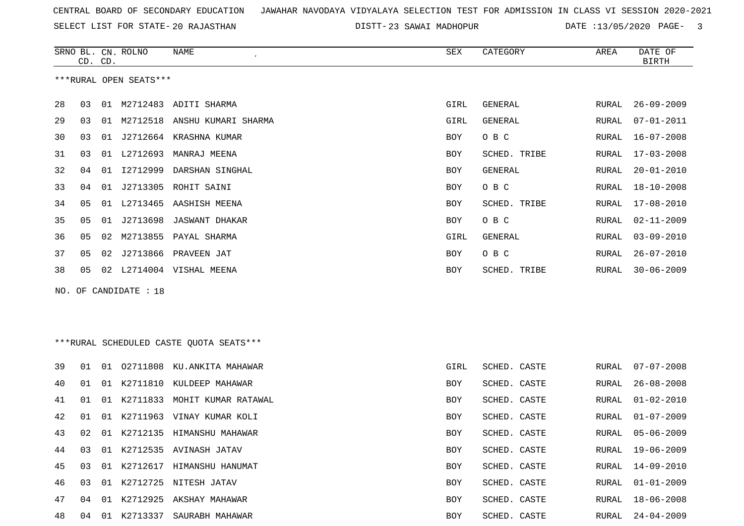CENTRAL BOARD OF SECONDARY EDUCATION JAWAHAR NAVODAYA VIDYALAYA SELECTION TEST FOR ADMISSION IN CLASS VI SESSION 2020-2021

SELECT LIST FOR STATE- 20 RAJASTHAN DISTT- 23 SAWAI MADHOPUR DATE :13/05/2020

***RURAL OPEN SEATS***

| SRNO | BL. CD. | CN. CD. | ROLNO | NAME | SEX | CATEGORY | AREA | DATE OF BIRTH |
|---|---|---|---|---|---|---|---|---|
| 28 | 03 | 01 | M2712483 | ADITI SHARMA | GIRL | GENERAL | RURAL | 26-09-2009 |
| 29 | 03 | 01 | M2712518 | ANSHU KUMARI SHARMA | GIRL | GENERAL | RURAL | 07-01-2011 |
| 30 | 03 | 01 | J2712664 | KRASHNA KUMAR | BOY | O B C | RURAL | 16-07-2008 |
| 31 | 03 | 01 | L2712693 | MANRAJ MEENA | BOY | SCHED. TRIBE | RURAL | 17-03-2008 |
| 32 | 04 | 01 | I2712999 | DARSHAN SINGHAL | BOY | GENERAL | RURAL | 20-01-2010 |
| 33 | 04 | 01 | J2713305 | ROHIT SAINI | BOY | O B C | RURAL | 18-10-2008 |
| 34 | 05 | 01 | L2713465 | AASHISH MEENA | BOY | SCHED. TRIBE | RURAL | 17-08-2010 |
| 35 | 05 | 01 | J2713698 | JASWANT DHAKAR | BOY | O B C | RURAL | 02-11-2009 |
| 36 | 05 | 02 | M2713855 | PAYAL SHARMA | GIRL | GENERAL | RURAL | 03-09-2010 |
| 37 | 05 | 02 | J2713866 | PRAVEEN JAT | BOY | O B C | RURAL | 26-07-2010 |
| 38 | 05 | 02 | L2714004 | VISHAL MEENA | BOY | SCHED. TRIBE | RURAL | 30-06-2009 |

NO. OF CANDIDATE : 18

***RURAL SCHEDULED CASTE QUOTA SEATS***

| SRNO | BL. CD. | CN. CD. | ROLNO | NAME | SEX | CATEGORY | AREA | DATE OF BIRTH |
|---|---|---|---|---|---|---|---|---|
| 39 | 01 | 01 | O2711808 | KU.ANKITA MAHAWAR | GIRL | SCHED. CASTE | RURAL | 07-07-2008 |
| 40 | 01 | 01 | K2711810 | KULDEEP MAHAWAR | BOY | SCHED. CASTE | RURAL | 26-08-2008 |
| 41 | 01 | 01 | K2711833 | MOHIT KUMAR RATAWAL | BOY | SCHED. CASTE | RURAL | 01-02-2010 |
| 42 | 01 | 01 | K2711963 | VINAY KUMAR KOLI | BOY | SCHED. CASTE | RURAL | 01-07-2009 |
| 43 | 02 | 01 | K2712135 | HIMANSHU MAHAWAR | BOY | SCHED. CASTE | RURAL | 05-06-2009 |
| 44 | 03 | 01 | K2712535 | AVINASH JATAV | BOY | SCHED. CASTE | RURAL | 19-06-2009 |
| 45 | 03 | 01 | K2712617 | HIMANSHU HANUMAT | BOY | SCHED. CASTE | RURAL | 14-09-2010 |
| 46 | 03 | 01 | K2712725 | NITESH JATAV | BOY | SCHED. CASTE | RURAL | 01-01-2009 |
| 47 | 04 | 01 | K2712925 | AKSHAY MAHAWAR | BOY | SCHED. CASTE | RURAL | 18-06-2008 |
| 48 | 04 | 01 | K2713337 | SAURABH MAHAWAR | BOY | SCHED. CASTE | RURAL | 24-04-2009 |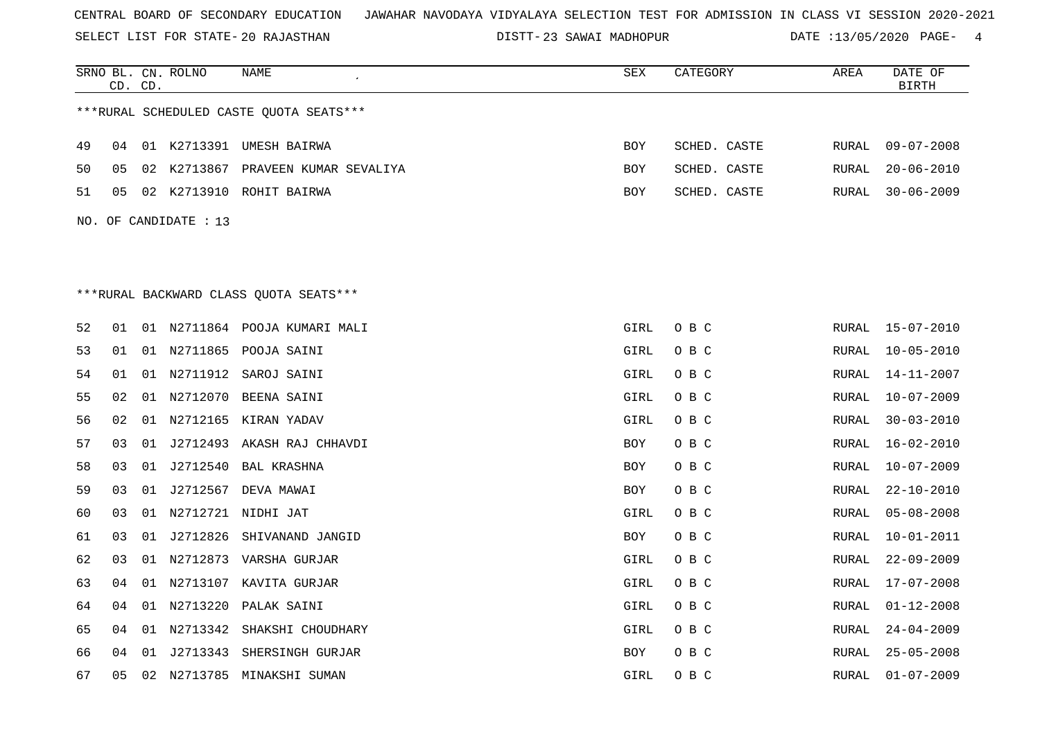CENTRAL BOARD OF SECONDARY EDUCATION JAWAHAR NAVODAYA VIDYALAYA SELECTION TEST FOR ADMISSION IN CLASS VI SESSION 2020-2021

SELECT LIST FOR STATE- 20 RAJASTHAN DISTT- 23 SAWAI MADHOPUR DATE :13/05/2020 PAGE- 4

***RURAL SCHEDULED CASTE QUOTA SEATS***

| SRNO | BL. CD. | CN. CD. | ROLNO | NAME | SEX | CATEGORY | AREA | DATE OF BIRTH |
|---|---|---|---|---|---|---|---|---|
| 49 | 04 | 01 | K2713391 | UMESH BAIRWA | BOY | SCHED. CASTE | RURAL | 09-07-2008 |
| 50 | 05 | 02 | K2713867 | PRAVEEN KUMAR SEVALIYA | BOY | SCHED. CASTE | RURAL | 20-06-2010 |
| 51 | 05 | 02 | K2713910 | ROHIT BAIRWA | BOY | SCHED. CASTE | RURAL | 30-06-2009 |

NO. OF CANDIDATE : 13

***RURAL BACKWARD CLASS QUOTA SEATS***

| SRNO | BL. CD. | CN. CD. | ROLNO | NAME | SEX | CATEGORY | AREA | DATE OF BIRTH |
|---|---|---|---|---|---|---|---|---|
| 52 | 01 | 01 | N2711864 | POOJA KUMARI MALI | GIRL | O B C | RURAL | 15-07-2010 |
| 53 | 01 | 01 | N2711865 | POOJA SAINI | GIRL | O B C | RURAL | 10-05-2010 |
| 54 | 01 | 01 | N2711912 | SAROJ SAINI | GIRL | O B C | RURAL | 14-11-2007 |
| 55 | 02 | 01 | N2712070 | BEENA SAINI | GIRL | O B C | RURAL | 10-07-2009 |
| 56 | 02 | 01 | N2712165 | KIRAN YADAV | GIRL | O B C | RURAL | 30-03-2010 |
| 57 | 03 | 01 | J2712493 | AKASH RAJ CHHAVDI | BOY | O B C | RURAL | 16-02-2010 |
| 58 | 03 | 01 | J2712540 | BAL KRASHNA | BOY | O B C | RURAL | 10-07-2009 |
| 59 | 03 | 01 | J2712567 | DEVA MAWAI | BOY | O B C | RURAL | 22-10-2010 |
| 60 | 03 | 01 | N2712721 | NIDHI JAT | GIRL | O B C | RURAL | 05-08-2008 |
| 61 | 03 | 01 | J2712826 | SHIVANAND JANGID | BOY | O B C | RURAL | 10-01-2011 |
| 62 | 03 | 01 | N2712873 | VARSHA GURJAR | GIRL | O B C | RURAL | 22-09-2009 |
| 63 | 04 | 01 | N2713107 | KAVITA GURJAR | GIRL | O B C | RURAL | 17-07-2008 |
| 64 | 04 | 01 | N2713220 | PALAK SAINI | GIRL | O B C | RURAL | 01-12-2008 |
| 65 | 04 | 01 | N2713342 | SHAKSHI CHOUDHARY | GIRL | O B C | RURAL | 24-04-2009 |
| 66 | 04 | 01 | J2713343 | SHERSINGH GURJAR | BOY | O B C | RURAL | 25-05-2008 |
| 67 | 05 | 02 | N2713785 | MINAKSHI SUMAN | GIRL | O B C | RURAL | 01-07-2009 |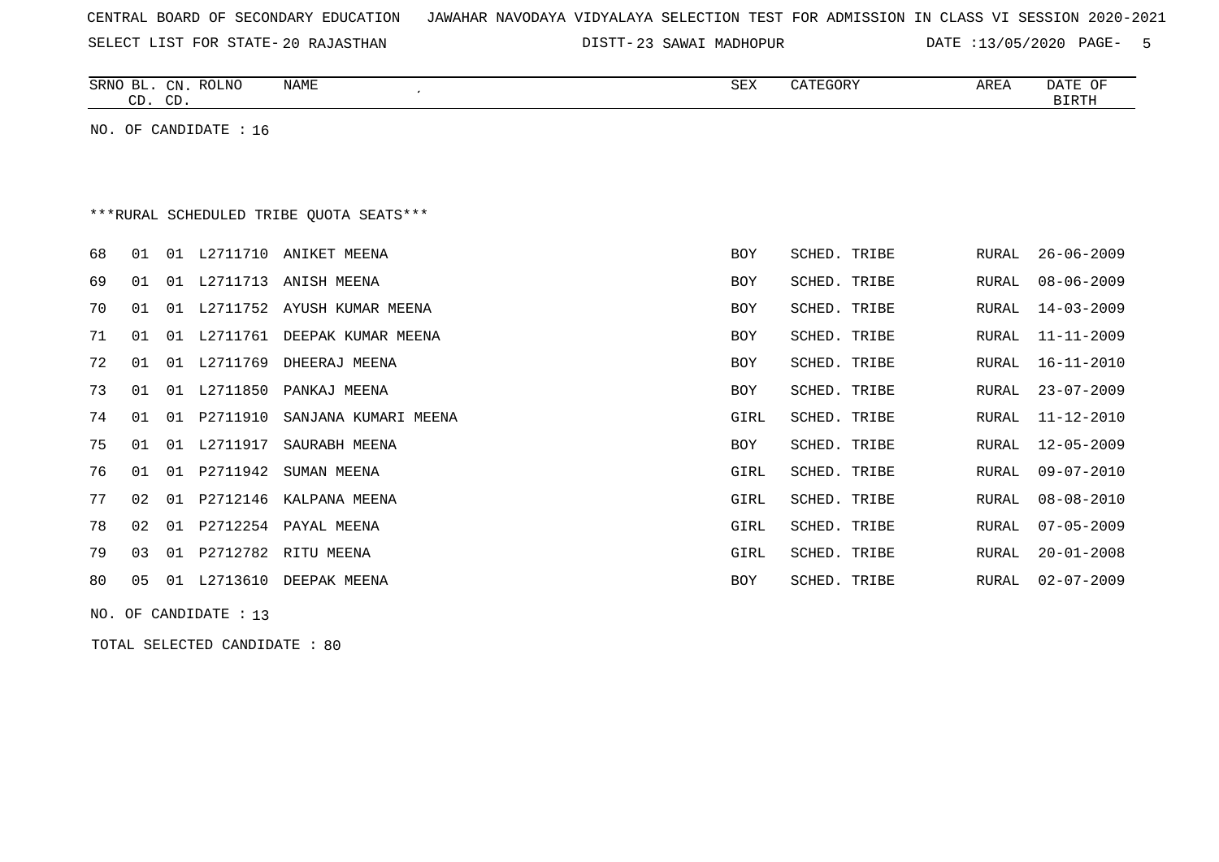CENTRAL BOARD OF SECONDARY EDUCATION JAWAHAR NAVODAYA VIDYALAYA SELECTION TEST FOR ADMISSION IN CLASS VI SESSION 2020-2021

SELECT LIST FOR STATE- 20 RAJASTHAN DISTT- 23 SAWAI MADHOPUR DATE :13/05/2020

NO. OF CANDIDATE : 16

***RURAL SCHEDULED TRIBE QUOTA SEATS***

| SRNO | BL. CD. | CN. CD. | ROLNO | NAME | SEX | CATEGORY | AREA | DATE OF BIRTH |
|---|---|---|---|---|---|---|---|---|
| 68 | 01 | 01 | L2711710 | ANIKET MEENA | BOY | SCHED. TRIBE | RURAL | 26-06-2009 |
| 69 | 01 | 01 | L2711713 | ANISH MEENA | BOY | SCHED. TRIBE | RURAL | 08-06-2009 |
| 70 | 01 | 01 | L2711752 | AYUSH KUMAR MEENA | BOY | SCHED. TRIBE | RURAL | 14-03-2009 |
| 71 | 01 | 01 | L2711761 | DEEPAK KUMAR MEENA | BOY | SCHED. TRIBE | RURAL | 11-11-2009 |
| 72 | 01 | 01 | L2711769 | DHEERAJ MEENA | BOY | SCHED. TRIBE | RURAL | 16-11-2010 |
| 73 | 01 | 01 | L2711850 | PANKAJ MEENA | BOY | SCHED. TRIBE | RURAL | 23-07-2009 |
| 74 | 01 | 01 | P2711910 | SANJANA KUMARI MEENA | GIRL | SCHED. TRIBE | RURAL | 11-12-2010 |
| 75 | 01 | 01 | L2711917 | SAURABH MEENA | BOY | SCHED. TRIBE | RURAL | 12-05-2009 |
| 76 | 01 | 01 | P2711942 | SUMAN MEENA | GIRL | SCHED. TRIBE | RURAL | 09-07-2010 |
| 77 | 02 | 01 | P2712146 | KALPANA MEENA | GIRL | SCHED. TRIBE | RURAL | 08-08-2010 |
| 78 | 02 | 01 | P2712254 | PAYAL MEENA | GIRL | SCHED. TRIBE | RURAL | 07-05-2009 |
| 79 | 03 | 01 | P2712782 | RITU MEENA | GIRL | SCHED. TRIBE | RURAL | 20-01-2008 |
| 80 | 05 | 01 | L2713610 | DEEPAK MEENA | BOY | SCHED. TRIBE | RURAL | 02-07-2009 |

NO. OF CANDIDATE : 13

TOTAL SELECTED CANDIDATE : 80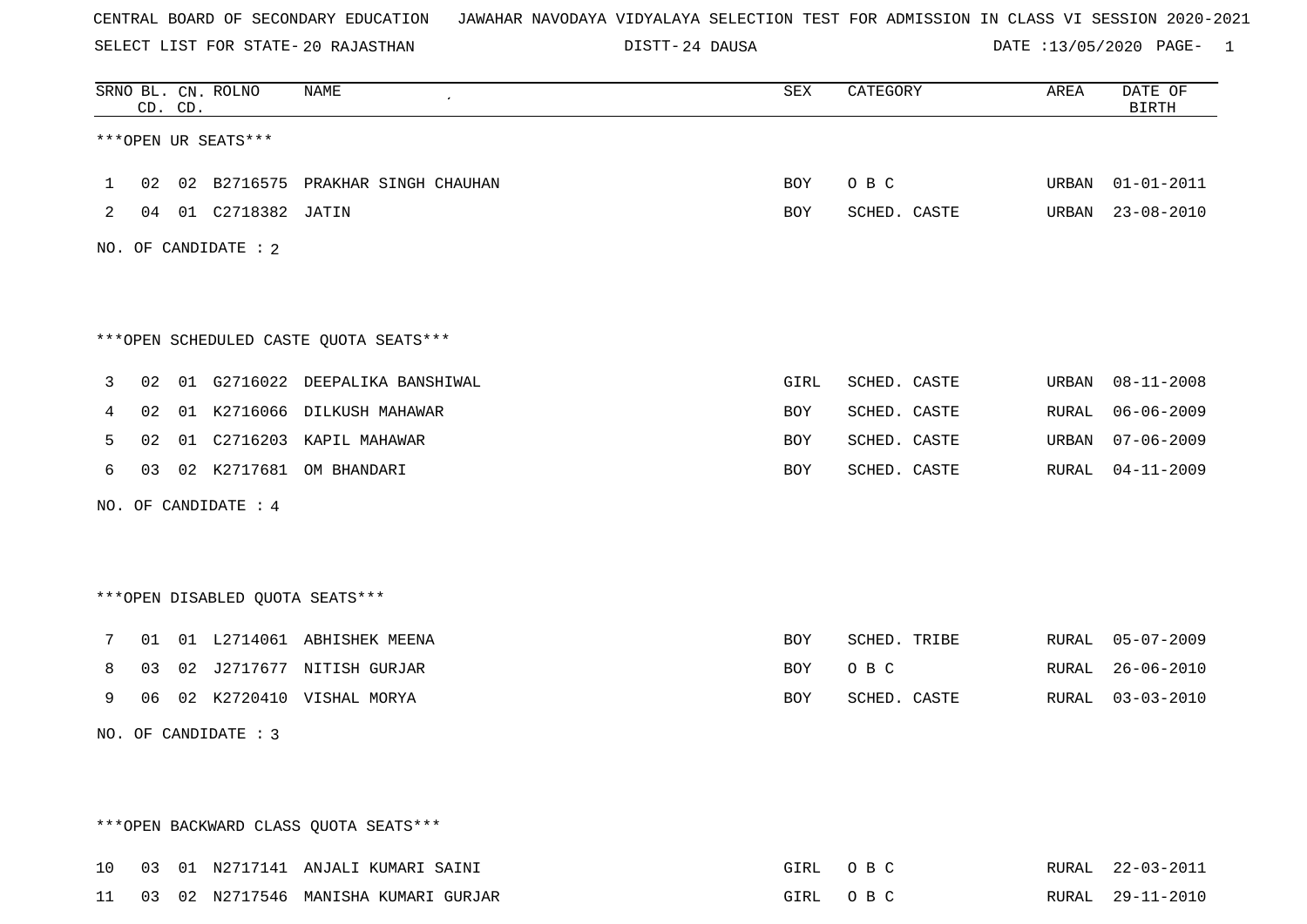CENTRAL BOARD OF SECONDARY EDUCATION JAWAHAR NAVODAYA VIDYALAYA SELECTION TEST FOR ADMISSION IN CLASS VI SESSION 2020-2021

SELECT LIST FOR STATE- 20 RAJASTHAN DISTT- 24 DAUSA DATE :13/05/2020

***OPEN UR SEATS***

| SRNO | BL. CD. | CN. CD. | ROLNO | NAME | SEX | CATEGORY | AREA | DATE OF BIRTH |
|---|---|---|---|---|---|---|---|---|
| 1 | 02 | 02 | B2716575 | PRAKHAR SINGH CHAUHAN | BOY | O B C | URBAN | 01-01-2011 |
| 2 | 04 | 01 | C2718382 | JATIN | BOY | SCHED. CASTE | URBAN | 23-08-2010 |

NO. OF CANDIDATE : 2

***OPEN SCHEDULED CASTE QUOTA SEATS***

| SRNO | BL. CD. | CN. CD. | ROLNO | NAME | SEX | CATEGORY | AREA | DATE OF BIRTH |
|---|---|---|---|---|---|---|---|---|
| 3 | 02 | 01 | G2716022 | DEEPALIKA BANSHIWAL | GIRL | SCHED. CASTE | URBAN | 08-11-2008 |
| 4 | 02 | 01 | K2716066 | DILKUSH MAHAWAR | BOY | SCHED. CASTE | RURAL | 06-06-2009 |
| 5 | 02 | 01 | C2716203 | KAPIL MAHAWAR | BOY | SCHED. CASTE | URBAN | 07-06-2009 |
| 6 | 03 | 02 | K2717681 | OM BHANDARI | BOY | SCHED. CASTE | RURAL | 04-11-2009 |

NO. OF CANDIDATE : 4

***OPEN DISABLED QUOTA SEATS***

| SRNO | BL. CD. | CN. CD. | ROLNO | NAME | SEX | CATEGORY | AREA | DATE OF BIRTH |
|---|---|---|---|---|---|---|---|---|
| 7 | 01 | 01 | L2714061 | ABHISHEK MEENA | BOY | SCHED. TRIBE | RURAL | 05-07-2009 |
| 8 | 03 | 02 | J2717677 | NITISH GURJAR | BOY | O B C | RURAL | 26-06-2010 |
| 9 | 06 | 02 | K2720410 | VISHAL MORYA | BOY | SCHED. CASTE | RURAL | 03-03-2010 |

NO. OF CANDIDATE : 3

***OPEN BACKWARD CLASS QUOTA SEATS***

| SRNO | BL. CD. | CN. CD. | ROLNO | NAME | SEX | CATEGORY | AREA | DATE OF BIRTH |
|---|---|---|---|---|---|---|---|---|
| 10 | 03 | 01 | N2717141 | ANJALI KUMARI SAINI | GIRL | O B C | RURAL | 22-03-2011 |
| 11 | 03 | 02 | N2717546 | MANISHA KUMARI GURJAR | GIRL | O B C | RURAL | 29-11-2010 |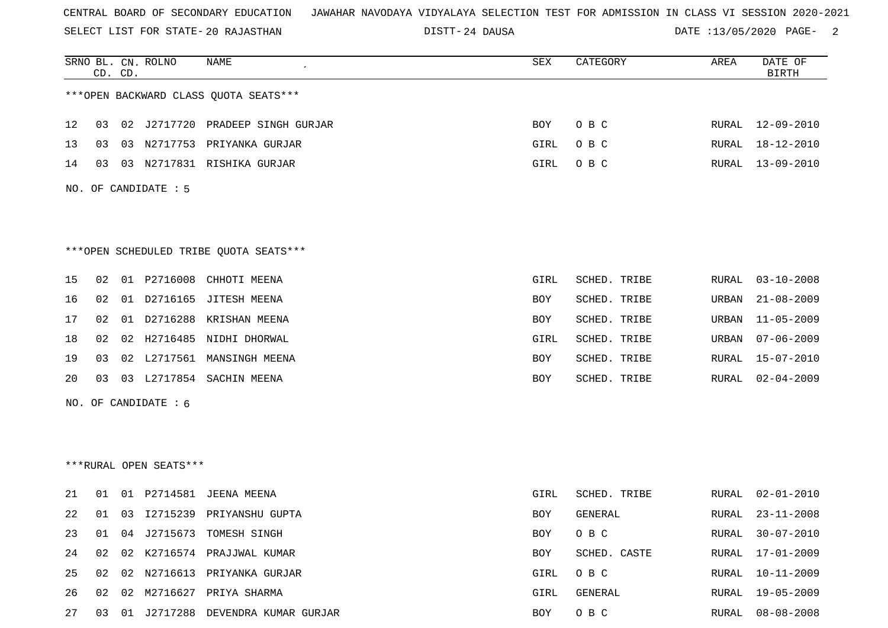CENTRAL BOARD OF SECONDARY EDUCATION JAWAHAR NAVODAYA VIDYALAYA SELECTION TEST FOR ADMISSION IN CLASS VI SESSION 2020-2021

SELECT LIST FOR STATE- 20 RAJASTHAN DISTT- 24 DAUSA DATE :13/05/2020

***OPEN BACKWARD CLASS QUOTA SEATS***

| SRNO | BL. CD. | CN. CD. | ROLNO | NAME | SEX | CATEGORY | AREA | DATE OF BIRTH |
|---|---|---|---|---|---|---|---|---|
| 12 | 03 | 02 | J2717720 | PRADEEP SINGH GURJAR | BOY | O B C | RURAL | 12-09-2010 |
| 13 | 03 | 03 | N2717753 | PRIYANKA GURJAR | GIRL | O B C | RURAL | 18-12-2010 |
| 14 | 03 | 03 | N2717831 | RISHIKA GURJAR | GIRL | O B C | RURAL | 13-09-2010 |

NO. OF CANDIDATE : 5

***OPEN SCHEDULED TRIBE QUOTA SEATS***

| SRNO | BL. CD. | CN. CD. | ROLNO | NAME | SEX | CATEGORY | AREA | DATE OF BIRTH |
|---|---|---|---|---|---|---|---|---|
| 15 | 02 | 01 | P2716008 | CHHOTI MEENA | GIRL | SCHED. TRIBE | RURAL | 03-10-2008 |
| 16 | 02 | 01 | D2716165 | JITESH MEENA | BOY | SCHED. TRIBE | URBAN | 21-08-2009 |
| 17 | 02 | 01 | D2716288 | KRISHAN MEENA | BOY | SCHED. TRIBE | URBAN | 11-05-2009 |
| 18 | 02 | 02 | H2716485 | NIDHI DHORWAL | GIRL | SCHED. TRIBE | URBAN | 07-06-2009 |
| 19 | 03 | 02 | L2717561 | MANSINGH MEENA | BOY | SCHED. TRIBE | RURAL | 15-07-2010 |
| 20 | 03 | 03 | L2717854 | SACHIN MEENA | BOY | SCHED. TRIBE | RURAL | 02-04-2009 |

NO. OF CANDIDATE : 6

***RURAL OPEN SEATS***

| SRNO | BL. CD. | CN. CD. | ROLNO | NAME | SEX | CATEGORY | AREA | DATE OF BIRTH |
|---|---|---|---|---|---|---|---|---|
| 21 | 01 | 01 | P2714581 | JEENA MEENA | GIRL | SCHED. TRIBE | RURAL | 02-01-2010 |
| 22 | 01 | 03 | I2715239 | PRIYANSHU GUPTA | BOY | GENERAL | RURAL | 23-11-2008 |
| 23 | 01 | 04 | J2715673 | TOMESH SINGH | BOY | O B C | RURAL | 30-07-2010 |
| 24 | 02 | 02 | K2716574 | PRAJJWAL KUMAR | BOY | SCHED. CASTE | RURAL | 17-01-2009 |
| 25 | 02 | 02 | N2716613 | PRIYANKA GURJAR | GIRL | O B C | RURAL | 10-11-2009 |
| 26 | 02 | 02 | M2716627 | PRIYA SHARMA | GIRL | GENERAL | RURAL | 19-05-2009 |
| 27 | 03 | 01 | J2717288 | DEVENDRA KUMAR GURJAR | BOY | O B C | RURAL | 08-08-2008 |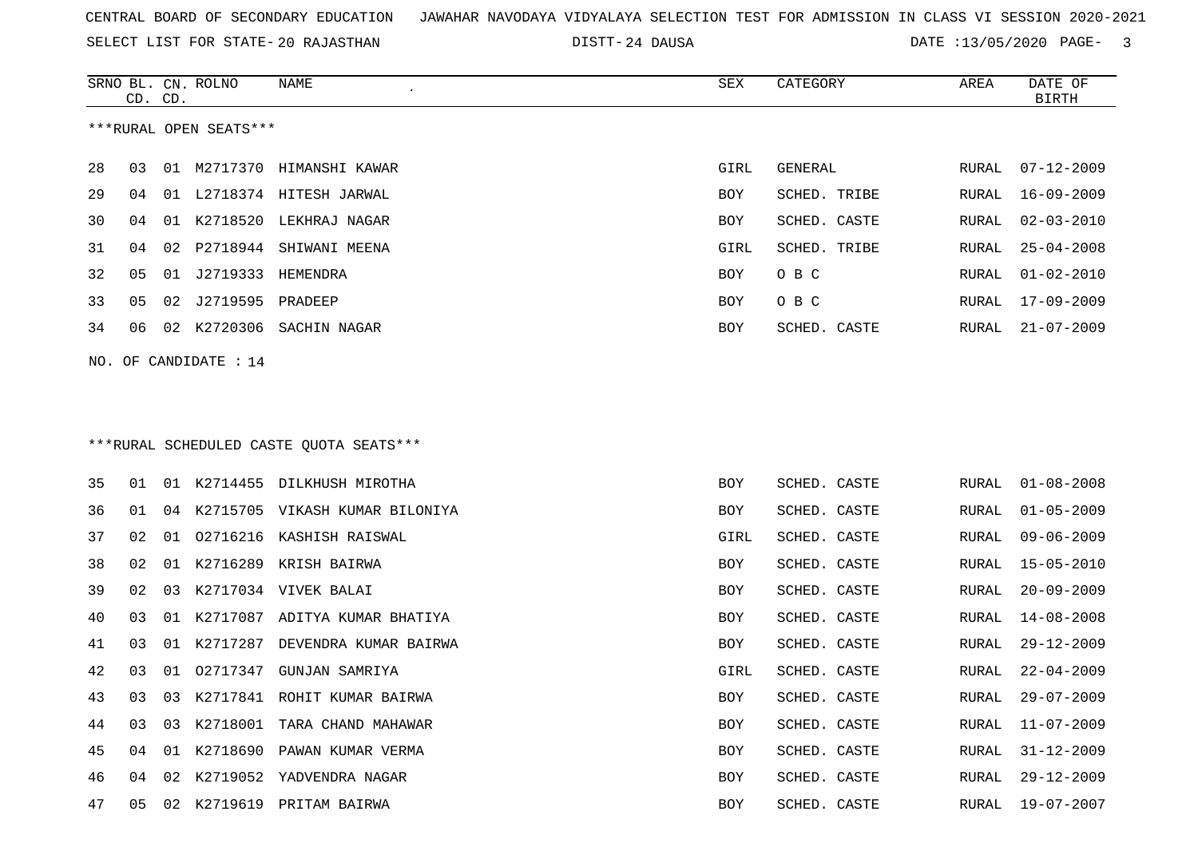CENTRAL BOARD OF SECONDARY EDUCATION JAWAHAR NAVODAYA VIDYALAYA SELECTION TEST FOR ADMISSION IN CLASS VI SESSION 2020-2021

SELECT LIST FOR STATE- 20 RAJASTHAN DISTT- 24 DAUSA DATE :13/05/2020

***RURAL OPEN SEATS***

| SRNO | BL. CD. | CN. CD. | ROLNO | NAME | SEX | CATEGORY | AREA | DATE OF BIRTH |
|---|---|---|---|---|---|---|---|---|
| 28 | 03 | 01 | M2717370 | HIMANSHI KAWAR | GIRL | GENERAL | RURAL | 07-12-2009 |
| 29 | 04 | 01 | L2718374 | HITESH JARWAL | BOY | SCHED. TRIBE | RURAL | 16-09-2009 |
| 30 | 04 | 01 | K2718520 | LEKHRAJ NAGAR | BOY | SCHED. CASTE | RURAL | 02-03-2010 |
| 31 | 04 | 02 | P2718944 | SHIWANI MEENA | GIRL | SCHED. TRIBE | RURAL | 25-04-2008 |
| 32 | 05 | 01 | J2719333 | HEMENDRA | BOY | O B C | RURAL | 01-02-2010 |
| 33 | 05 | 02 | J2719595 | PRADEEP | BOY | O B C | RURAL | 17-09-2009 |
| 34 | 06 | 02 | K2720306 | SACHIN NAGAR | BOY | SCHED. CASTE | RURAL | 21-07-2009 |

NO. OF CANDIDATE : 14

***RURAL SCHEDULED CASTE QUOTA SEATS***

| SRNO | BL. CD. | CN. CD. | ROLNO | NAME | SEX | CATEGORY | AREA | DATE OF BIRTH |
|---|---|---|---|---|---|---|---|---|
| 35 | 01 | 01 | K2714455 | DILKHUSH MIROTHA | BOY | SCHED. CASTE | RURAL | 01-08-2008 |
| 36 | 01 | 04 | K2715705 | VIKASH KUMAR BILONIYA | BOY | SCHED. CASTE | RURAL | 01-05-2009 |
| 37 | 02 | 01 | O2716216 | KASHISH RAISWAL | GIRL | SCHED. CASTE | RURAL | 09-06-2009 |
| 38 | 02 | 01 | K2716289 | KRISH BAIRWA | BOY | SCHED. CASTE | RURAL | 15-05-2010 |
| 39 | 02 | 03 | K2717034 | VIVEK BALAI | BOY | SCHED. CASTE | RURAL | 20-09-2009 |
| 40 | 03 | 01 | K2717087 | ADITYA KUMAR BHATIYA | BOY | SCHED. CASTE | RURAL | 14-08-2008 |
| 41 | 03 | 01 | K2717287 | DEVENDRA KUMAR BAIRWA | BOY | SCHED. CASTE | RURAL | 29-12-2009 |
| 42 | 03 | 01 | O2717347 | GUNJAN SAMRIYA | GIRL | SCHED. CASTE | RURAL | 22-04-2009 |
| 43 | 03 | 03 | K2717841 | ROHIT KUMAR BAIRWA | BOY | SCHED. CASTE | RURAL | 29-07-2009 |
| 44 | 03 | 03 | K2718001 | TARA CHAND MAHAWAR | BOY | SCHED. CASTE | RURAL | 11-07-2009 |
| 45 | 04 | 01 | K2718690 | PAWAN KUMAR VERMA | BOY | SCHED. CASTE | RURAL | 31-12-2009 |
| 46 | 04 | 02 | K2719052 | YADVENDRA NAGAR | BOY | SCHED. CASTE | RURAL | 29-12-2009 |
| 47 | 05 | 02 | K2719619 | PRITAM BAIRWA | BOY | SCHED. CASTE | RURAL | 19-07-2007 |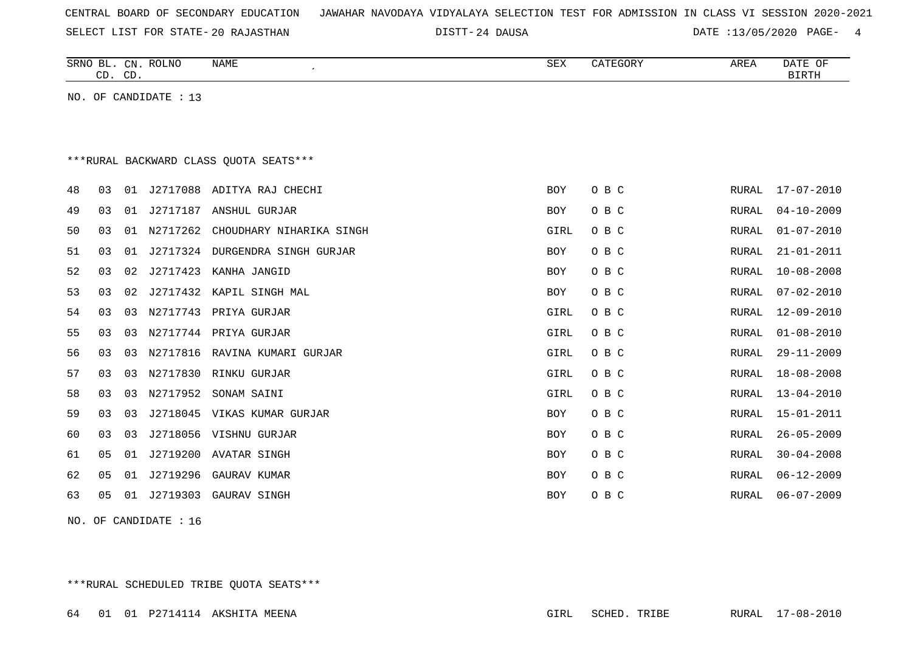CENTRAL BOARD OF SECONDARY EDUCATION JAWAHAR NAVODAYA VIDYALAYA SELECTION TEST FOR ADMISSION IN CLASS VI SESSION 2020-2021

SELECT LIST FOR STATE- 20 RAJASTHAN DISTT- 24 DAUSA DATE :13/05/2020

| SRNO | BL. CD. | CN. CD. | ROLNO | NAME | SEX | CATEGORY | AREA | DATE OF BIRTH |
|---|---|---|---|---|---|---|---|---|

NO. OF CANDIDATE : 13

***RURAL BACKWARD CLASS QUOTA SEATS***

| SRNO | BL. CD. | CN. CD. | ROLNO | NAME | SEX | CATEGORY | AREA | DATE OF BIRTH |
|---|---|---|---|---|---|---|---|---|
| 48 | 03 | 01 | J2717088 | ADITYA RAJ CHECHI | BOY | O B C | RURAL | 17-07-2010 |
| 49 | 03 | 01 | J2717187 | ANSHUL GURJAR | BOY | O B C | RURAL | 04-10-2009 |
| 50 | 03 | 01 | N2717262 | CHOUDHARY NIHARIKA SINGH | GIRL | O B C | RURAL | 01-07-2010 |
| 51 | 03 | 01 | J2717324 | DURGENDRA SINGH GURJAR | BOY | O B C | RURAL | 21-01-2011 |
| 52 | 03 | 02 | J2717423 | KANHA JANGID | BOY | O B C | RURAL | 10-08-2008 |
| 53 | 03 | 02 | J2717432 | KAPIL SINGH MAL | BOY | O B C | RURAL | 07-02-2010 |
| 54 | 03 | 03 | N2717743 | PRIYA GURJAR | GIRL | O B C | RURAL | 12-09-2010 |
| 55 | 03 | 03 | N2717744 | PRIYA GURJAR | GIRL | O B C | RURAL | 01-08-2010 |
| 56 | 03 | 03 | N2717816 | RAVINA KUMARI GURJAR | GIRL | O B C | RURAL | 29-11-2009 |
| 57 | 03 | 03 | N2717830 | RINKU GURJAR | GIRL | O B C | RURAL | 18-08-2008 |
| 58 | 03 | 03 | N2717952 | SONAM SAINI | GIRL | O B C | RURAL | 13-04-2010 |
| 59 | 03 | 03 | J2718045 | VIKAS KUMAR GURJAR | BOY | O B C | RURAL | 15-01-2011 |
| 60 | 03 | 03 | J2718056 | VISHNU GURJAR | BOY | O B C | RURAL | 26-05-2009 |
| 61 | 05 | 01 | J2719200 | AVATAR SINGH | BOY | O B C | RURAL | 30-04-2008 |
| 62 | 05 | 01 | J2719296 | GAURAV KUMAR | BOY | O B C | RURAL | 06-12-2009 |
| 63 | 05 | 01 | J2719303 | GAURAV SINGH | BOY | O B C | RURAL | 06-07-2009 |

NO. OF CANDIDATE : 16

***RURAL SCHEDULED TRIBE QUOTA SEATS***

| SRNO | BL. CD. | CN. CD. | ROLNO | NAME | SEX | CATEGORY | AREA | DATE OF BIRTH |
|---|---|---|---|---|---|---|---|---|
| 64 | 01 | 01 | P2714114 | AKSHITA MEENA | GIRL | SCHED. TRIBE | RURAL | 17-08-2010 |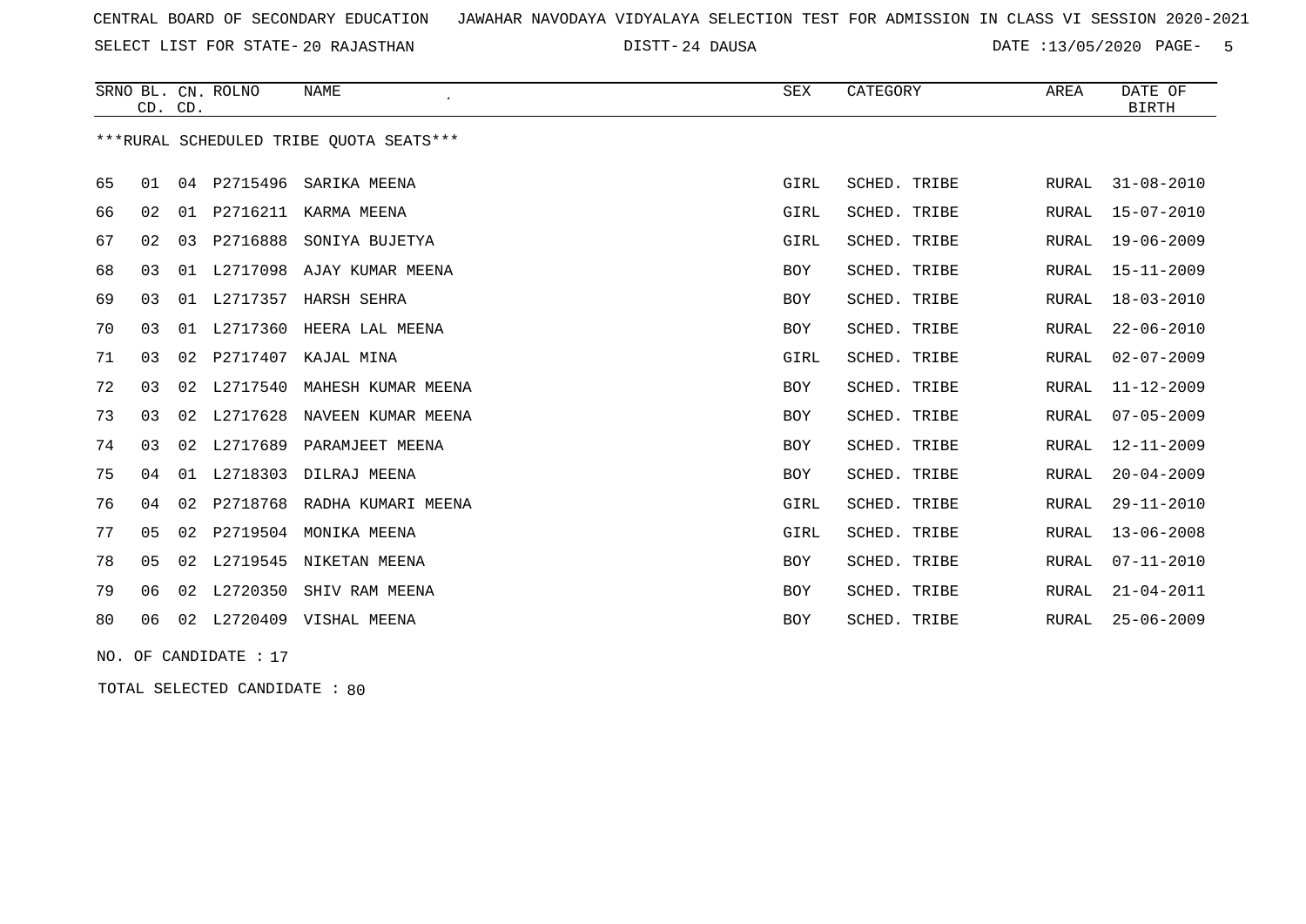CENTRAL BOARD OF SECONDARY EDUCATION JAWAHAR NAVODAYA VIDYALAYA SELECTION TEST FOR ADMISSION IN CLASS VI SESSION 2020-2021

SELECT LIST FOR STATE- 20 RAJASTHAN DISTT- 24 DAUSA DATE :13/05/2020

| SRNO | BL. CD. | CN. CD. | ROLNO | NAME | SEX | CATEGORY | AREA | DATE OF BIRTH |
|---|---|---|---|---|---|---|---|---|

***RURAL SCHEDULED TRIBE QUOTA SEATS***

| SRNO | BL. CD. | CN. CD. | ROLNO | NAME | SEX | CATEGORY | AREA | DATE OF BIRTH |
|---|---|---|---|---|---|---|---|---|
| 65 | 01 | 04 | P2715496 | SARIKA MEENA | GIRL | SCHED. TRIBE | RURAL | 31-08-2010 |
| 66 | 02 | 01 | P2716211 | KARMA MEENA | GIRL | SCHED. TRIBE | RURAL | 15-07-2010 |
| 67 | 02 | 03 | P2716888 | SONIYA BUJETYA | GIRL | SCHED. TRIBE | RURAL | 19-06-2009 |
| 68 | 03 | 01 | L2717098 | AJAY KUMAR MEENA | BOY | SCHED. TRIBE | RURAL | 15-11-2009 |
| 69 | 03 | 01 | L2717357 | HARSH SEHRA | BOY | SCHED. TRIBE | RURAL | 18-03-2010 |
| 70 | 03 | 01 | L2717360 | HEERA LAL MEENA | BOY | SCHED. TRIBE | RURAL | 22-06-2010 |
| 71 | 03 | 02 | P2717407 | KAJAL MINA | GIRL | SCHED. TRIBE | RURAL | 02-07-2009 |
| 72 | 03 | 02 | L2717540 | MAHESH KUMAR MEENA | BOY | SCHED. TRIBE | RURAL | 11-12-2009 |
| 73 | 03 | 02 | L2717628 | NAVEEN KUMAR MEENA | BOY | SCHED. TRIBE | RURAL | 07-05-2009 |
| 74 | 03 | 02 | L2717689 | PARAMJEET MEENA | BOY | SCHED. TRIBE | RURAL | 12-11-2009 |
| 75 | 04 | 01 | L2718303 | DILRAJ MEENA | BOY | SCHED. TRIBE | RURAL | 20-04-2009 |
| 76 | 04 | 02 | P2718768 | RADHA KUMARI MEENA | GIRL | SCHED. TRIBE | RURAL | 29-11-2010 |
| 77 | 05 | 02 | P2719504 | MONIKA MEENA | GIRL | SCHED. TRIBE | RURAL | 13-06-2008 |
| 78 | 05 | 02 | L2719545 | NIKETAN MEENA | BOY | SCHED. TRIBE | RURAL | 07-11-2010 |
| 79 | 06 | 02 | L2720350 | SHIV RAM MEENA | BOY | SCHED. TRIBE | RURAL | 21-04-2011 |
| 80 | 06 | 02 | L2720409 | VISHAL MEENA | BOY | SCHED. TRIBE | RURAL | 25-06-2009 |

NO. OF CANDIDATE : 17

TOTAL SELECTED CANDIDATE : 80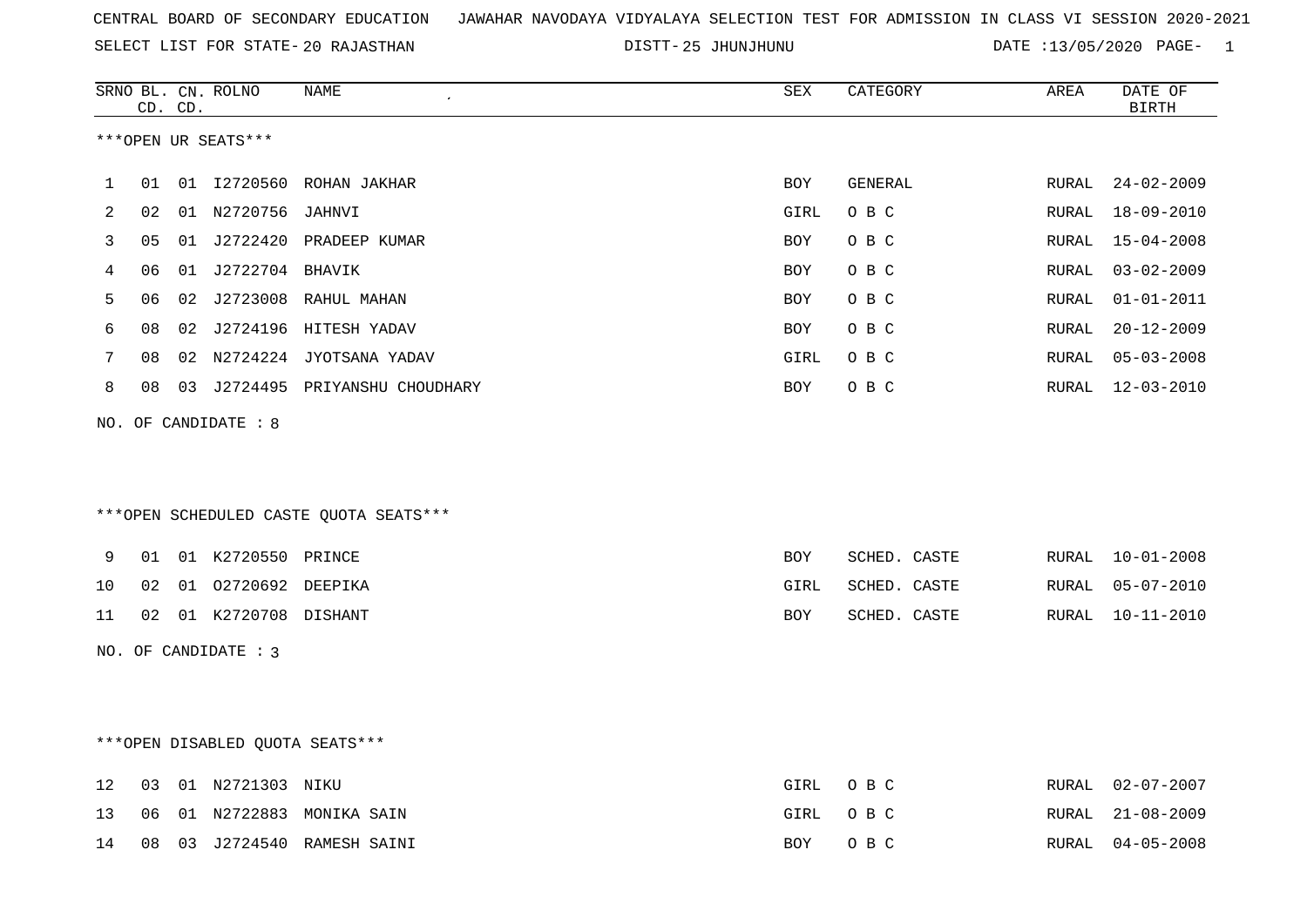CENTRAL BOARD OF SECONDARY EDUCATION JAWAHAR NAVODAYA VIDYALAYA SELECTION TEST FOR ADMISSION IN CLASS VI SESSION 2020-2021

SELECT LIST FOR STATE- 20 RAJASTHAN DISTT- 25 JHUNJHUNU DATE :13/05/2020 PAGE- 1

***OPEN UR SEATS***

| SRNO | BL. CD. | CN. CD. | ROLNO | NAME | SEX | CATEGORY | AREA | DATE OF BIRTH |
|---|---|---|---|---|---|---|---|---|
| 1 | 01 | 01 | I2720560 | ROHAN JAKHAR | BOY | GENERAL | RURAL | 24-02-2009 |
| 2 | 02 | 01 | N2720756 | JAHNVI | GIRL | O B C | RURAL | 18-09-2010 |
| 3 | 05 | 01 | J2722420 | PRADEEP KUMAR | BOY | O B C | RURAL | 15-04-2008 |
| 4 | 06 | 01 | J2722704 | BHAVIK | BOY | O B C | RURAL | 03-02-2009 |
| 5 | 06 | 02 | J2723008 | RAHUL MAHAN | BOY | O B C | RURAL | 01-01-2011 |
| 6 | 08 | 02 | J2724196 | HITESH YADAV | BOY | O B C | RURAL | 20-12-2009 |
| 7 | 08 | 02 | N2724224 | JYOTSANA YADAV | GIRL | O B C | RURAL | 05-03-2008 |
| 8 | 08 | 03 | J2724495 | PRIYANSHU CHOUDHARY | BOY | O B C | RURAL | 12-03-2010 |

NO. OF CANDIDATE : 8

***OPEN SCHEDULED CASTE QUOTA SEATS***

| SRNO | BL. CD. | CN. CD. | ROLNO | NAME | SEX | CATEGORY | AREA | DATE OF BIRTH |
|---|---|---|---|---|---|---|---|---|
| 9 | 01 | 01 | K2720550 | PRINCE | BOY | SCHED. CASTE | RURAL | 10-01-2008 |
| 10 | 02 | 01 | O2720692 | DEEPIKA | GIRL | SCHED. CASTE | RURAL | 05-07-2010 |
| 11 | 02 | 01 | K2720708 | DISHANT | BOY | SCHED. CASTE | RURAL | 10-11-2010 |

NO. OF CANDIDATE : 3

***OPEN DISABLED QUOTA SEATS***

| SRNO | BL. CD. | CN. CD. | ROLNO | NAME | SEX | CATEGORY | AREA | DATE OF BIRTH |
|---|---|---|---|---|---|---|---|---|
| 12 | 03 | 01 | N2721303 | NIKU | GIRL | O B C | RURAL | 02-07-2007 |
| 13 | 06 | 01 | N2722883 | MONIKA SAIN | GIRL | O B C | RURAL | 21-08-2009 |
| 14 | 08 | 03 | J2724540 | RAMESH SAINI | BOY | O B C | RURAL | 04-05-2008 |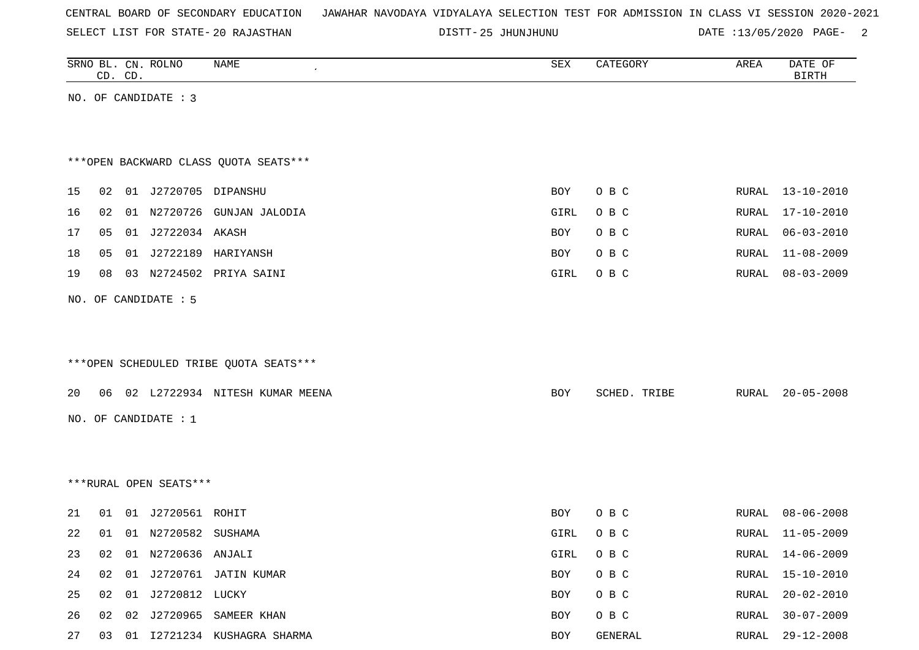CENTRAL BOARD OF SECONDARY EDUCATION JAWAHAR NAVODAYA VIDYALAYA SELECTION TEST FOR ADMISSION IN CLASS VI SESSION 2020-2021

SELECT LIST FOR STATE- 20 RAJASTHAN DISTT- 25 JHUNJHUNU DATE :13/05/2020

| SRNO | BL. CD. | CN. CD. | ROLNO | NAME | SEX | CATEGORY | AREA | DATE OF BIRTH |
|---|---|---|---|---|---|---|---|---|

NO. OF CANDIDATE : 3

***OPEN BACKWARD CLASS QUOTA SEATS***

| SRNO | BL. CD. | CN. CD. | ROLNO | NAME | SEX | CATEGORY | AREA | DATE OF BIRTH |
|---|---|---|---|---|---|---|---|---|
| 15 | 02 | 01 | J2720705 | DIPANSHU | BOY | O B C | RURAL | 13-10-2010 |
| 16 | 02 | 01 | N2720726 | GUNJAN JALODIA | GIRL | O B C | RURAL | 17-10-2010 |
| 17 | 05 | 01 | J2722034 | AKASH | BOY | O B C | RURAL | 06-03-2010 |
| 18 | 05 | 01 | J2722189 | HARIYANSH | BOY | O B C | RURAL | 11-08-2009 |
| 19 | 08 | 03 | N2724502 | PRIYA SAINI | GIRL | O B C | RURAL | 08-03-2009 |

NO. OF CANDIDATE : 5

***OPEN SCHEDULED TRIBE QUOTA SEATS***

| SRNO | BL. CD. | CN. CD. | ROLNO | NAME | SEX | CATEGORY | AREA | DATE OF BIRTH |
|---|---|---|---|---|---|---|---|---|
| 20 | 06 | 02 | L2722934 | NITESH KUMAR MEENA | BOY | SCHED. TRIBE | RURAL | 20-05-2008 |

NO. OF CANDIDATE : 1

***RURAL OPEN SEATS***

| SRNO | BL. CD. | CN. CD. | ROLNO | NAME | SEX | CATEGORY | AREA | DATE OF BIRTH |
|---|---|---|---|---|---|---|---|---|
| 21 | 01 | 01 | J2720561 | ROHIT | BOY | O B C | RURAL | 08-06-2008 |
| 22 | 01 | 01 | N2720582 | SUSHAMA | GIRL | O B C | RURAL | 11-05-2009 |
| 23 | 02 | 01 | N2720636 | ANJALI | GIRL | O B C | RURAL | 14-06-2009 |
| 24 | 02 | 01 | J2720761 | JATIN KUMAR | BOY | O B C | RURAL | 15-10-2010 |
| 25 | 02 | 01 | J2720812 | LUCKY | BOY | O B C | RURAL | 20-02-2010 |
| 26 | 02 | 02 | J2720965 | SAMEER KHAN | BOY | O B C | RURAL | 30-07-2009 |
| 27 | 03 | 01 | I2721234 | KUSHAGRA SHARMA | BOY | GENERAL | RURAL | 29-12-2008 |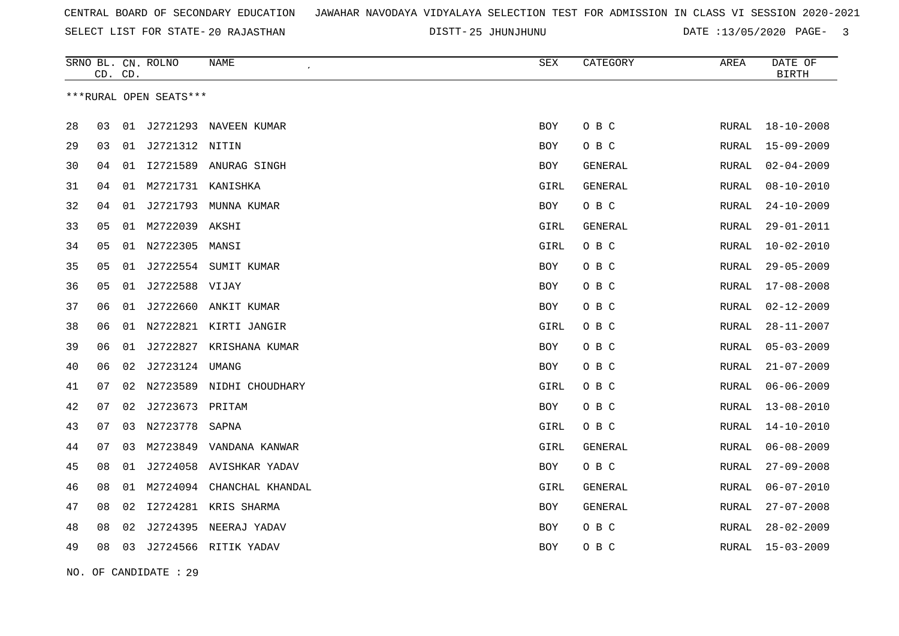CENTRAL BOARD OF SECONDARY EDUCATION JAWAHAR NAVODAYA VIDYALAYA SELECTION TEST FOR ADMISSION IN CLASS VI SESSION 2020-2021

SELECT LIST FOR STATE- 20 RAJASTHAN DISTT- 25 JHUNJHUNU DATE :13/05/2020

| SRNO | BL. CD. | CN. CD. | ROLNO | NAME | SEX | CATEGORY | AREA | DATE OF BIRTH |
|---|---|---|---|---|---|---|---|---|

***RURAL OPEN SEATS***

| SRNO | BL. CD. | CN. CD. | ROLNO | NAME | SEX | CATEGORY | AREA | DATE OF BIRTH |
|---|---|---|---|---|---|---|---|---|
| 28 | 03 | 01 | J2721293 | NAVEEN KUMAR | BOY | O B C | RURAL | 18-10-2008 |
| 29 | 03 | 01 | J2721312 | NITIN | BOY | O B C | RURAL | 15-09-2009 |
| 30 | 04 | 01 | I2721589 | ANURAG SINGH | BOY | GENERAL | RURAL | 02-04-2009 |
| 31 | 04 | 01 | M2721731 | KANISHKA | GIRL | GENERAL | RURAL | 08-10-2010 |
| 32 | 04 | 01 | J2721793 | MUNNA KUMAR | BOY | O B C | RURAL | 24-10-2009 |
| 33 | 05 | 01 | M2722039 | AKSHI | GIRL | GENERAL | RURAL | 29-01-2011 |
| 34 | 05 | 01 | N2722305 | MANSI | GIRL | O B C | RURAL | 10-02-2010 |
| 35 | 05 | 01 | J2722554 | SUMIT KUMAR | BOY | O B C | RURAL | 29-05-2009 |
| 36 | 05 | 01 | J2722588 | VIJAY | BOY | O B C | RURAL | 17-08-2008 |
| 37 | 06 | 01 | J2722660 | ANKIT KUMAR | BOY | O B C | RURAL | 02-12-2009 |
| 38 | 06 | 01 | N2722821 | KIRTI JANGIR | GIRL | O B C | RURAL | 28-11-2007 |
| 39 | 06 | 01 | J2722827 | KRISHANA KUMAR | BOY | O B C | RURAL | 05-03-2009 |
| 40 | 06 | 02 | J2723124 | UMANG | BOY | O B C | RURAL | 21-07-2009 |
| 41 | 07 | 02 | N2723589 | NIDHI CHOUDHARY | GIRL | O B C | RURAL | 06-06-2009 |
| 42 | 07 | 02 | J2723673 | PRITAM | BOY | O B C | RURAL | 13-08-2010 |
| 43 | 07 | 03 | N2723778 | SAPNA | GIRL | O B C | RURAL | 14-10-2010 |
| 44 | 07 | 03 | M2723849 | VANDANA KANWAR | GIRL | GENERAL | RURAL | 06-08-2009 |
| 45 | 08 | 01 | J2724058 | AVISHKAR YADAV | BOY | O B C | RURAL | 27-09-2008 |
| 46 | 08 | 01 | M2724094 | CHANCHAL KHANDAL | GIRL | GENERAL | RURAL | 06-07-2010 |
| 47 | 08 | 02 | I2724281 | KRIS SHARMA | BOY | GENERAL | RURAL | 27-07-2008 |
| 48 | 08 | 02 | J2724395 | NEERAJ YADAV | BOY | O B C | RURAL | 28-02-2009 |
| 49 | 08 | 03 | J2724566 | RITIK YADAV | BOY | O B C | RURAL | 15-03-2009 |

NO. OF CANDIDATE : 29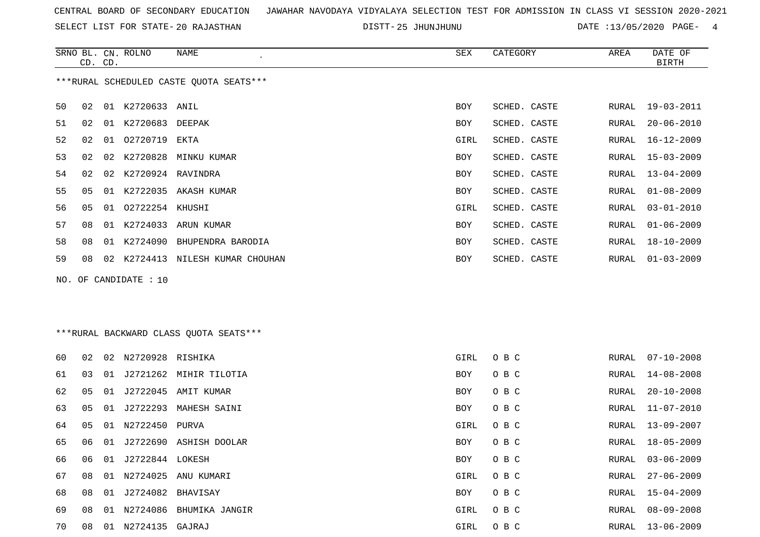CENTRAL BOARD OF SECONDARY EDUCATION JAWAHAR NAVODAYA VIDYALAYA SELECTION TEST FOR ADMISSION IN CLASS VI SESSION 2020-2021

SELECT LIST FOR STATE- 20 RAJASTHAN DISTT- 25 JHUNJHUNU DATE :13/05/2020

***RURAL SCHEDULED CASTE QUOTA SEATS***

| SRNO | BL. CD. | CN. CD. | ROLNO | NAME | SEX | CATEGORY | AREA | DATE OF BIRTH |
|---|---|---|---|---|---|---|---|---|
| 50 | 02 | 01 | K2720633 | ANIL | BOY | SCHED. CASTE | RURAL | 19-03-2011 |
| 51 | 02 | 01 | K2720683 | DEEPAK | BOY | SCHED. CASTE | RURAL | 20-06-2010 |
| 52 | 02 | 01 | O2720719 | EKTA | GIRL | SCHED. CASTE | RURAL | 16-12-2009 |
| 53 | 02 | 02 | K2720828 | MINKU KUMAR | BOY | SCHED. CASTE | RURAL | 15-03-2009 |
| 54 | 02 | 02 | K2720924 | RAVINDRA | BOY | SCHED. CASTE | RURAL | 13-04-2009 |
| 55 | 05 | 01 | K2722035 | AKASH KUMAR | BOY | SCHED. CASTE | RURAL | 01-08-2009 |
| 56 | 05 | 01 | O2722254 | KHUSHI | GIRL | SCHED. CASTE | RURAL | 03-01-2010 |
| 57 | 08 | 01 | K2724033 | ARUN KUMAR | BOY | SCHED. CASTE | RURAL | 01-06-2009 |
| 58 | 08 | 01 | K2724090 | BHUPENDRA BARODIA | BOY | SCHED. CASTE | RURAL | 18-10-2009 |
| 59 | 08 | 02 | K2724413 | NILESH KUMAR CHOUHAN | BOY | SCHED. CASTE | RURAL | 01-03-2009 |

NO. OF CANDIDATE : 10

***RURAL BACKWARD CLASS QUOTA SEATS***

| SRNO | BL. CD. | CN. CD. | ROLNO | NAME | SEX | CATEGORY | AREA | DATE OF BIRTH |
|---|---|---|---|---|---|---|---|---|
| 60 | 02 | 02 | N2720928 | RISHIKA | GIRL | O B C | RURAL | 07-10-2008 |
| 61 | 03 | 01 | J2721262 | MIHIR TILOTIA | BOY | O B C | RURAL | 14-08-2008 |
| 62 | 05 | 01 | J2722045 | AMIT KUMAR | BOY | O B C | RURAL | 20-10-2008 |
| 63 | 05 | 01 | J2722293 | MAHESH SAINI | BOY | O B C | RURAL | 11-07-2010 |
| 64 | 05 | 01 | N2722450 | PURVA | GIRL | O B C | RURAL | 13-09-2007 |
| 65 | 06 | 01 | J2722690 | ASHISH DOOLAR | BOY | O B C | RURAL | 18-05-2009 |
| 66 | 06 | 01 | J2722844 | LOKESH | BOY | O B C | RURAL | 03-06-2009 |
| 67 | 08 | 01 | N2724025 | ANU KUMARI | GIRL | O B C | RURAL | 27-06-2009 |
| 68 | 08 | 01 | J2724082 | BHAVISAY | BOY | O B C | RURAL | 15-04-2009 |
| 69 | 08 | 01 | N2724086 | BHUMIKA JANGIR | GIRL | O B C | RURAL | 08-09-2008 |
| 70 | 08 | 01 | N2724135 | GAJRAJ | GIRL | O B C | RURAL | 13-06-2009 |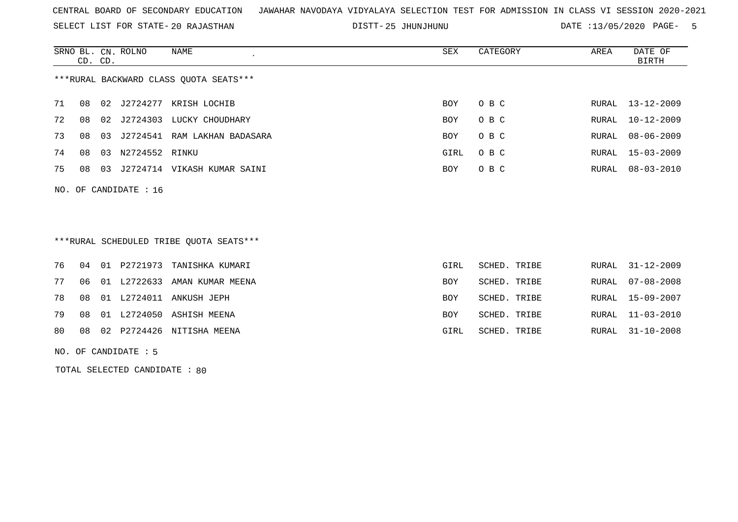CENTRAL BOARD OF SECONDARY EDUCATION JAWAHAR NAVODAYA VIDYALAYA SELECTION TEST FOR ADMISSION IN CLASS VI SESSION 2020-2021

SELECT LIST FOR STATE- 20 RAJASTHAN DISTT- 25 JHUNJHUNU DATE :13/05/2020

***RURAL BACKWARD CLASS QUOTA SEATS***

| SRNO | BL. CD. | CN. CD. | ROLNO | NAME | SEX | CATEGORY | AREA | DATE OF BIRTH |
|---|---|---|---|---|---|---|---|---|
| 71 | 08 | 02 | J2724277 | KRISH LOCHIB | BOY | O B C | RURAL | 13-12-2009 |
| 72 | 08 | 02 | J2724303 | LUCKY CHOUDHARY | BOY | O B C | RURAL | 10-12-2009 |
| 73 | 08 | 03 | J2724541 | RAM LAKHAN BADASARA | BOY | O B C | RURAL | 08-06-2009 |
| 74 | 08 | 03 | N2724552 | RINKU | GIRL | O B C | RURAL | 15-03-2009 |
| 75 | 08 | 03 | J2724714 | VIKASH KUMAR SAINI | BOY | O B C | RURAL | 08-03-2010 |

NO. OF CANDIDATE : 16

***RURAL SCHEDULED TRIBE QUOTA SEATS***

| SRNO | BL. CD. | CN. CD. | ROLNO | NAME | SEX | CATEGORY | AREA | DATE OF BIRTH |
|---|---|---|---|---|---|---|---|---|
| 76 | 04 | 01 | P2721973 | TANISHKA KUMARI | GIRL | SCHED. TRIBE | RURAL | 31-12-2009 |
| 77 | 06 | 01 | L2722633 | AMAN KUMAR MEENA | BOY | SCHED. TRIBE | RURAL | 07-08-2008 |
| 78 | 08 | 01 | L2724011 | ANKUSH JEPH | BOY | SCHED. TRIBE | RURAL | 15-09-2007 |
| 79 | 08 | 01 | L2724050 | ASHISH MEENA | BOY | SCHED. TRIBE | RURAL | 11-03-2010 |
| 80 | 08 | 02 | P2724426 | NITISHA MEENA | GIRL | SCHED. TRIBE | RURAL | 31-10-2008 |

NO. OF CANDIDATE : 5

TOTAL SELECTED CANDIDATE : 80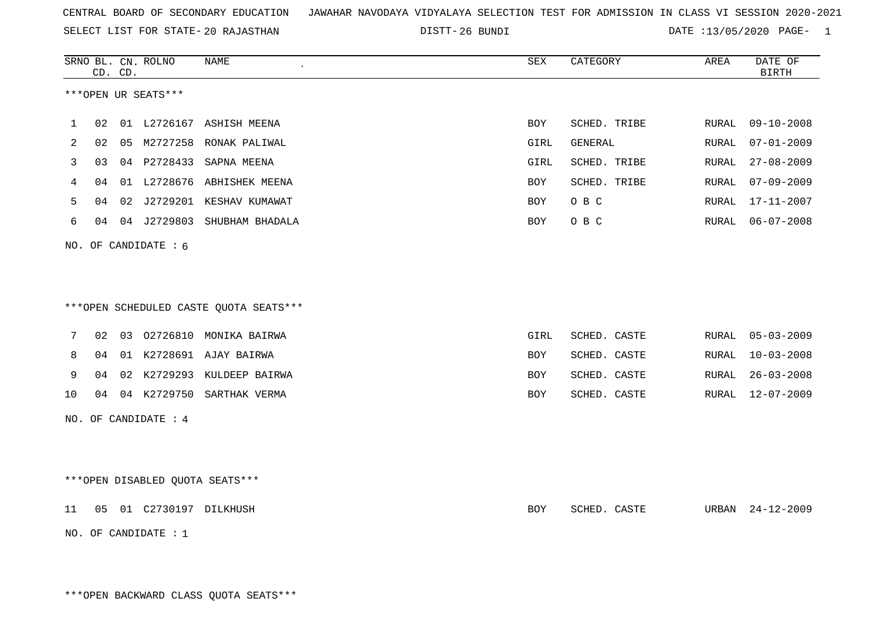CENTRAL BOARD OF SECONDARY EDUCATION JAWAHAR NAVODAYA VIDYALAYA SELECTION TEST FOR ADMISSION IN CLASS VI SESSION 2020-2021

SELECT LIST FOR STATE- 20 RAJASTHAN DISTT- 26 BUNDI DATE :13/05/2020

***OPEN UR SEATS***

| SRNO | BL. CD. | CN. CD. | ROLNO | NAME | SEX | CATEGORY | AREA | DATE OF BIRTH |
|---|---|---|---|---|---|---|---|---|
| 1 | 02 | 01 | L2726167 | ASHISH MEENA | BOY | SCHED. TRIBE | RURAL | 09-10-2008 |
| 2 | 02 | 05 | M2727258 | RONAK PALIWAL | GIRL | GENERAL | RURAL | 07-01-2009 |
| 3 | 03 | 04 | P2728433 | SAPNA MEENA | GIRL | SCHED. TRIBE | RURAL | 27-08-2009 |
| 4 | 04 | 01 | L2728676 | ABHISHEK MEENA | BOY | SCHED. TRIBE | RURAL | 07-09-2009 |
| 5 | 04 | 02 | J2729201 | KESHAV KUMAWAT | BOY | O B C | RURAL | 17-11-2007 |
| 6 | 04 | 04 | J2729803 | SHUBHAM BHADALA | BOY | O B C | RURAL | 06-07-2008 |

NO. OF CANDIDATE : 6

***OPEN SCHEDULED CASTE QUOTA SEATS***

| SRNO | BL. CD. | CN. CD. | ROLNO | NAME | SEX | CATEGORY | AREA | DATE OF BIRTH |
|---|---|---|---|---|---|---|---|---|
| 7 | 02 | 03 | O2726810 | MONIKA BAIRWA | GIRL | SCHED. CASTE | RURAL | 05-03-2009 |
| 8 | 04 | 01 | K2728691 | AJAY BAIRWA | BOY | SCHED. CASTE | RURAL | 10-03-2008 |
| 9 | 04 | 02 | K2729293 | KULDEEP BAIRWA | BOY | SCHED. CASTE | RURAL | 26-03-2008 |
| 10 | 04 | 04 | K2729750 | SARTHAK VERMA | BOY | SCHED. CASTE | RURAL | 12-07-2009 |

NO. OF CANDIDATE : 4

***OPEN DISABLED QUOTA SEATS***

| SRNO | BL. CD. | CN. CD. | ROLNO | NAME | SEX | CATEGORY | AREA | DATE OF BIRTH |
|---|---|---|---|---|---|---|---|---|
| 11 | 05 | 01 | C2730197 | DILKHUSH | BOY | SCHED. CASTE | URBAN | 24-12-2009 |

NO. OF CANDIDATE : 1

***OPEN BACKWARD CLASS QUOTA SEATS***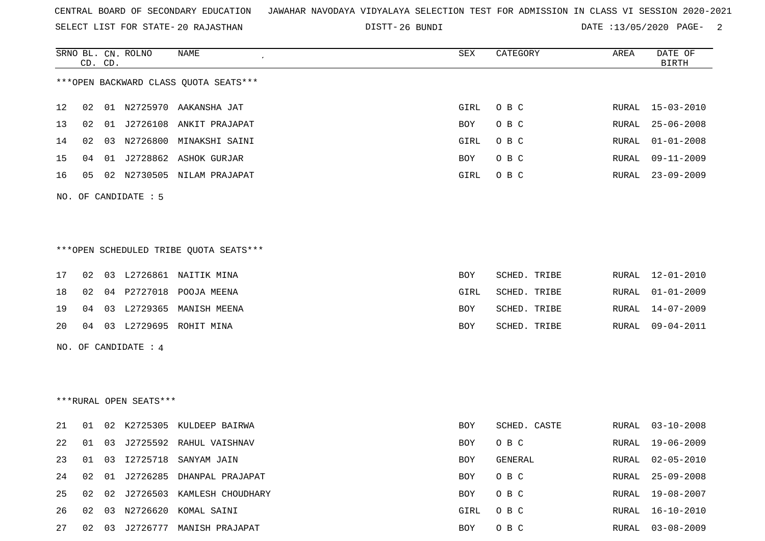CENTRAL BOARD OF SECONDARY EDUCATION JAWAHAR NAVODAYA VIDYALAYA SELECTION TEST FOR ADMISSION IN CLASS VI SESSION 2020-2021

SELECT LIST FOR STATE- 20 RAJASTHAN DISTT- 26 BUNDI DATE :13/05/2020

***OPEN BACKWARD CLASS QUOTA SEATS***

| SRNO | BL. CD. | CN. CD. | ROLNO | NAME | SEX | CATEGORY | AREA | DATE OF BIRTH |
|---|---|---|---|---|---|---|---|---|
| 12 | 02 | 01 | N2725970 | AAKANSHA JAT | GIRL | O B C | RURAL | 15-03-2010 |
| 13 | 02 | 01 | J2726108 | ANKIT PRAJAPAT | BOY | O B C | RURAL | 25-06-2008 |
| 14 | 02 | 03 | N2726800 | MINAKSHI SAINI | GIRL | O B C | RURAL | 01-01-2008 |
| 15 | 04 | 01 | J2728862 | ASHOK GURJAR | BOY | O B C | RURAL | 09-11-2009 |
| 16 | 05 | 02 | N2730505 | NILAM PRAJAPAT | GIRL | O B C | RURAL | 23-09-2009 |

NO. OF CANDIDATE : 5

***OPEN SCHEDULED TRIBE QUOTA SEATS***

| SRNO | BL. CD. | CN. CD. | ROLNO | NAME | SEX | CATEGORY | AREA | DATE OF BIRTH |
|---|---|---|---|---|---|---|---|---|
| 17 | 02 | 03 | L2726861 | NAITIK MINA | BOY | SCHED. TRIBE | RURAL | 12-01-2010 |
| 18 | 02 | 04 | P2727018 | POOJA MEENA | GIRL | SCHED. TRIBE | RURAL | 01-01-2009 |
| 19 | 04 | 03 | L2729365 | MANISH MEENA | BOY | SCHED. TRIBE | RURAL | 14-07-2009 |
| 20 | 04 | 03 | L2729695 | ROHIT MINA | BOY | SCHED. TRIBE | RURAL | 09-04-2011 |

NO. OF CANDIDATE : 4

***RURAL OPEN SEATS***

| SRNO | BL. CD. | CN. CD. | ROLNO | NAME | SEX | CATEGORY | AREA | DATE OF BIRTH |
|---|---|---|---|---|---|---|---|---|
| 21 | 01 | 02 | K2725305 | KULDEEP BAIRWA | BOY | SCHED. CASTE | RURAL | 03-10-2008 |
| 22 | 01 | 03 | J2725592 | RAHUL VAISHNAV | BOY | O B C | RURAL | 19-06-2009 |
| 23 | 01 | 03 | I2725718 | SANYAM JAIN | BOY | GENERAL | RURAL | 02-05-2010 |
| 24 | 02 | 01 | J2726285 | DHANPAL PRAJAPAT | BOY | O B C | RURAL | 25-09-2008 |
| 25 | 02 | 02 | J2726503 | KAMLESH CHOUDHARY | BOY | O B C | RURAL | 19-08-2007 |
| 26 | 02 | 03 | N2726620 | KOMAL SAINI | GIRL | O B C | RURAL | 16-10-2010 |
| 27 | 02 | 03 | J2726777 | MANISH PRAJAPAT | BOY | O B C | RURAL | 03-08-2009 |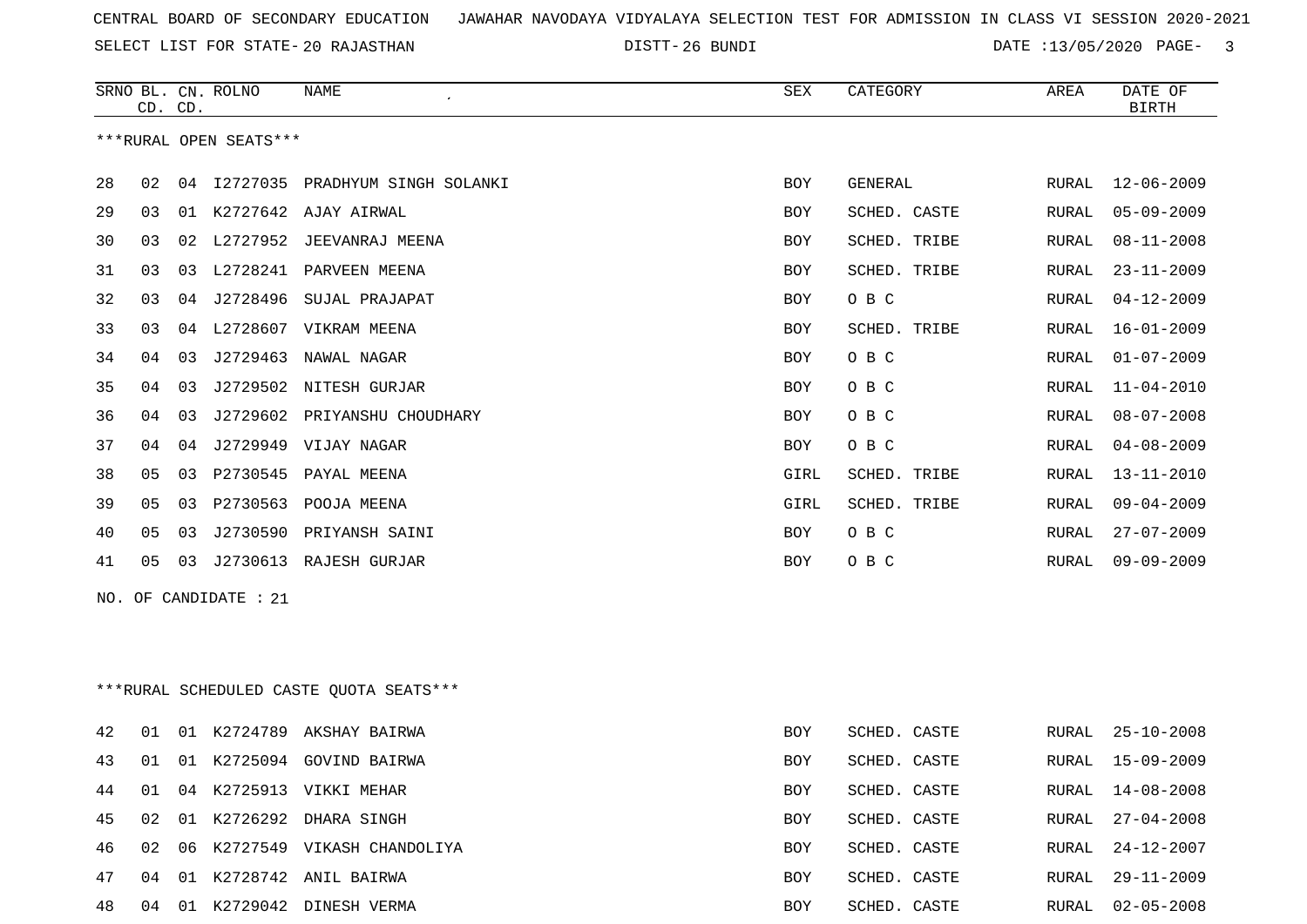CENTRAL BOARD OF SECONDARY EDUCATION JAWAHAR NAVODAYA VIDYALAYA SELECTION TEST FOR ADMISSION IN CLASS VI SESSION 2020-2021

SELECT LIST FOR STATE- 20 RAJASTHAN DISTT- 26 BUNDI DATE :13/05/2020

***RURAL OPEN SEATS***

| SRNO | BL. CD. | CN. CD. | ROLNO | NAME | SEX | CATEGORY | AREA | DATE OF BIRTH |
|---|---|---|---|---|---|---|---|---|
| 28 | 02 | 04 | I2727035 | PRADHYUM SINGH SOLANKI | BOY | GENERAL | RURAL | 12-06-2009 |
| 29 | 03 | 01 | K2727642 | AJAY AIRWAL | BOY | SCHED. CASTE | RURAL | 05-09-2009 |
| 30 | 03 | 02 | L2727952 | JEEVANRAJ MEENA | BOY | SCHED. TRIBE | RURAL | 08-11-2008 |
| 31 | 03 | 03 | L2728241 | PARVEEN MEENA | BOY | SCHED. TRIBE | RURAL | 23-11-2009 |
| 32 | 03 | 04 | J2728496 | SUJAL PRAJAPAT | BOY | O B C | RURAL | 04-12-2009 |
| 33 | 03 | 04 | L2728607 | VIKRAM MEENA | BOY | SCHED. TRIBE | RURAL | 16-01-2009 |
| 34 | 04 | 03 | J2729463 | NAWAL NAGAR | BOY | O B C | RURAL | 01-07-2009 |
| 35 | 04 | 03 | J2729502 | NITESH GURJAR | BOY | O B C | RURAL | 11-04-2010 |
| 36 | 04 | 03 | J2729602 | PRIYANSHU CHOUDHARY | BOY | O B C | RURAL | 08-07-2008 |
| 37 | 04 | 04 | J2729949 | VIJAY NAGAR | BOY | O B C | RURAL | 04-08-2009 |
| 38 | 05 | 03 | P2730545 | PAYAL MEENA | GIRL | SCHED. TRIBE | RURAL | 13-11-2010 |
| 39 | 05 | 03 | P2730563 | POOJA MEENA | GIRL | SCHED. TRIBE | RURAL | 09-04-2009 |
| 40 | 05 | 03 | J2730590 | PRIYANSH SAINI | BOY | O B C | RURAL | 27-07-2009 |
| 41 | 05 | 03 | J2730613 | RAJESH GURJAR | BOY | O B C | RURAL | 09-09-2009 |

NO. OF CANDIDATE : 21

***RURAL SCHEDULED CASTE QUOTA SEATS***

| SRNO | BL. CD. | CN. CD. | ROLNO | NAME | SEX | CATEGORY | AREA | DATE OF BIRTH |
|---|---|---|---|---|---|---|---|---|
| 42 | 01 | 01 | K2724789 | AKSHAY BAIRWA | BOY | SCHED. CASTE | RURAL | 25-10-2008 |
| 43 | 01 | 01 | K2725094 | GOVIND BAIRWA | BOY | SCHED. CASTE | RURAL | 15-09-2009 |
| 44 | 01 | 04 | K2725913 | VIKKI MEHAR | BOY | SCHED. CASTE | RURAL | 14-08-2008 |
| 45 | 02 | 01 | K2726292 | DHARA SINGH | BOY | SCHED. CASTE | RURAL | 27-04-2008 |
| 46 | 02 | 06 | K2727549 | VIKASH CHANDOLIYA | BOY | SCHED. CASTE | RURAL | 24-12-2007 |
| 47 | 04 | 01 | K2728742 | ANIL BAIRWA | BOY | SCHED. CASTE | RURAL | 29-11-2009 |
| 48 | 04 | 01 | K2729042 | DINESH VERMA | BOY | SCHED. CASTE | RURAL | 02-05-2008 |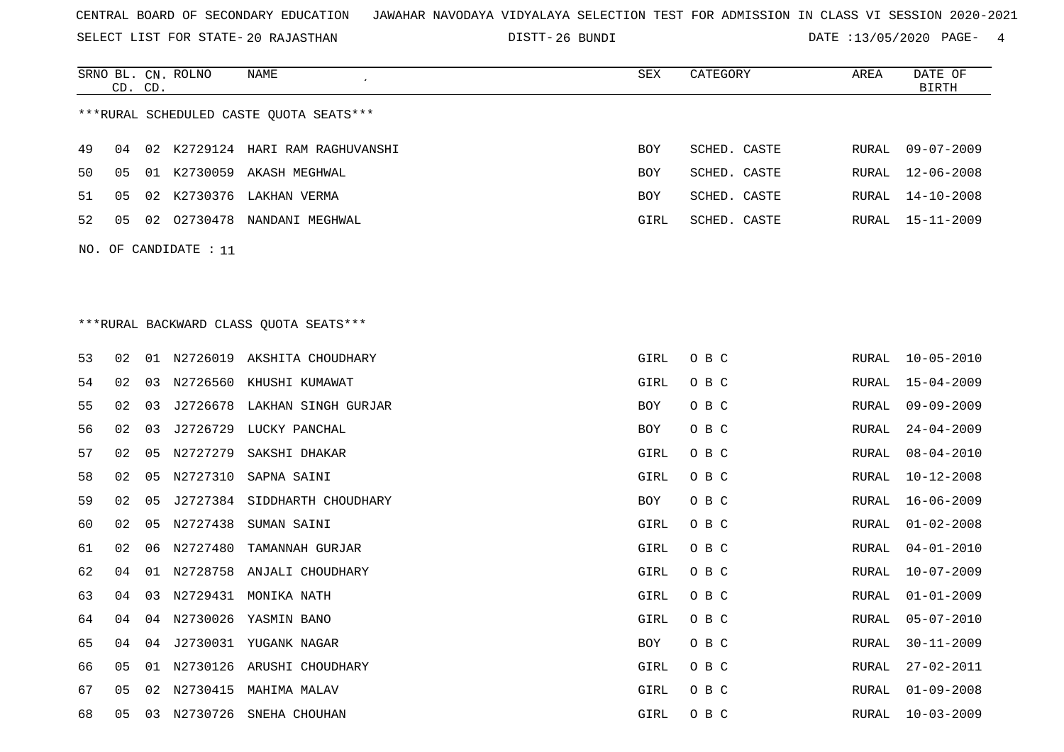CENTRAL BOARD OF SECONDARY EDUCATION JAWAHAR NAVODAYA VIDYALAYA SELECTION TEST FOR ADMISSION IN CLASS VI SESSION 2020-2021

SELECT LIST FOR STATE- 20 RAJASTHAN DISTT- 26 BUNDI DATE :13/05/2020

| SRNO | BL. CD. | CN. CD. | ROLNO | NAME | SEX | CATEGORY | AREA | DATE OF BIRTH |
|---|---|---|---|---|---|---|---|---|

***RURAL SCHEDULED CASTE QUOTA SEATS***

| SRNO | BL. CD. | CN. CD. | ROLNO | NAME | SEX | CATEGORY | AREA | DATE OF BIRTH |
|---|---|---|---|---|---|---|---|---|
| 49 | 04 | 02 | K2729124 | HARI RAM RAGHUVANSHI | BOY | SCHED. CASTE | RURAL | 09-07-2009 |
| 50 | 05 | 01 | K2730059 | AKASH MEGHWAL | BOY | SCHED. CASTE | RURAL | 12-06-2008 |
| 51 | 05 | 02 | K2730376 | LAKHAN VERMA | BOY | SCHED. CASTE | RURAL | 14-10-2008 |
| 52 | 05 | 02 | O2730478 | NANDANI MEGHWAL | GIRL | SCHED. CASTE | RURAL | 15-11-2009 |

NO. OF CANDIDATE : 11

***RURAL BACKWARD CLASS QUOTA SEATS***

| SRNO | BL. CD. | CN. CD. | ROLNO | NAME | SEX | CATEGORY | AREA | DATE OF BIRTH |
|---|---|---|---|---|---|---|---|---|
| 53 | 02 | 01 | N2726019 | AKSHITA CHOUDHARY | GIRL | O B C | RURAL | 10-05-2010 |
| 54 | 02 | 03 | N2726560 | KHUSHI KUMAWAT | GIRL | O B C | RURAL | 15-04-2009 |
| 55 | 02 | 03 | J2726678 | LAKHAN SINGH GURJAR | BOY | O B C | RURAL | 09-09-2009 |
| 56 | 02 | 03 | J2726729 | LUCKY PANCHAL | BOY | O B C | RURAL | 24-04-2009 |
| 57 | 02 | 05 | N2727279 | SAKSHI DHAKAR | GIRL | O B C | RURAL | 08-04-2010 |
| 58 | 02 | 05 | N2727310 | SAPNA SAINI | GIRL | O B C | RURAL | 10-12-2008 |
| 59 | 02 | 05 | J2727384 | SIDDHARTH CHOUDHARY | BOY | O B C | RURAL | 16-06-2009 |
| 60 | 02 | 05 | N2727438 | SUMAN SAINI | GIRL | O B C | RURAL | 01-02-2008 |
| 61 | 02 | 06 | N2727480 | TAMANNAH GURJAR | GIRL | O B C | RURAL | 04-01-2010 |
| 62 | 04 | 01 | N2728758 | ANJALI CHOUDHARY | GIRL | O B C | RURAL | 10-07-2009 |
| 63 | 04 | 03 | N2729431 | MONIKA NATH | GIRL | O B C | RURAL | 01-01-2009 |
| 64 | 04 | 04 | N2730026 | YASMIN BANO | GIRL | O B C | RURAL | 05-07-2010 |
| 65 | 04 | 04 | J2730031 | YUGANK NAGAR | BOY | O B C | RURAL | 30-11-2009 |
| 66 | 05 | 01 | N2730126 | ARUSHI CHOUDHARY | GIRL | O B C | RURAL | 27-02-2011 |
| 67 | 05 | 02 | N2730415 | MAHIMA MALAV | GIRL | O B C | RURAL | 01-09-2008 |
| 68 | 05 | 03 | N2730726 | SNEHA CHOUHAN | GIRL | O B C | RURAL | 10-03-2009 |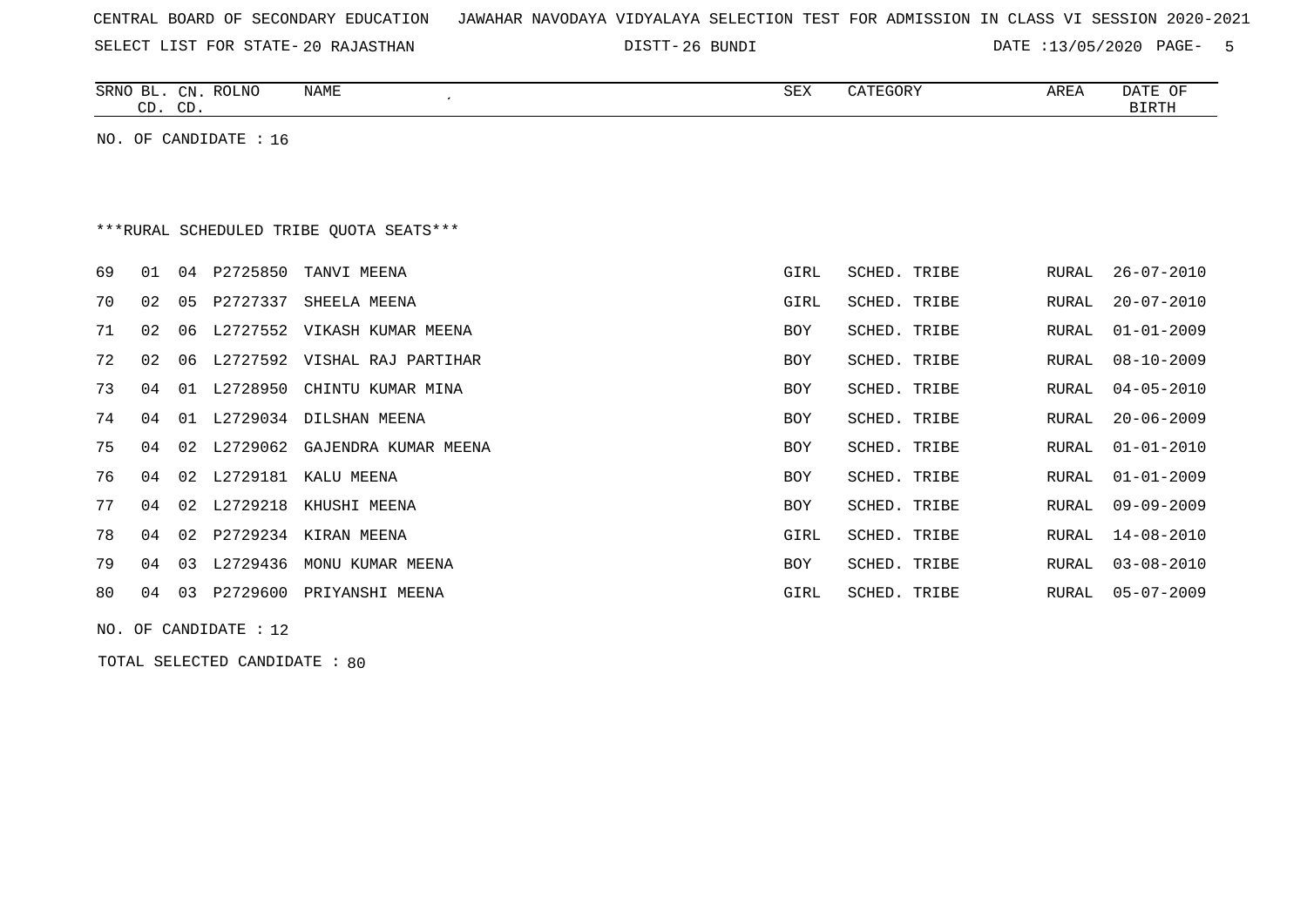CENTRAL BOARD OF SECONDARY EDUCATION JAWAHAR NAVODAYA VIDYALAYA SELECTION TEST FOR ADMISSION IN CLASS VI SESSION 2020-2021

SELECT LIST FOR STATE- 20 RAJASTHAN DISTT- 26 BUNDI DATE :13/05/2020

| SRNO | BL. CD. | CN. CD. | ROLNO | NAME | SEX | CATEGORY | AREA | DATE OF BIRTH |
|---|---|---|---|---|---|---|---|---|

NO. OF CANDIDATE : 16

***RURAL SCHEDULED TRIBE QUOTA SEATS***

| SRNO | BL. CD. | CN. CD. | ROLNO | NAME | SEX | CATEGORY | AREA | DATE OF BIRTH |
|---|---|---|---|---|---|---|---|---|
| 69 | 01 | 04 | P2725850 | TANVI MEENA | GIRL | SCHED. TRIBE | RURAL | 26-07-2010 |
| 70 | 02 | 05 | P2727337 | SHEELA MEENA | GIRL | SCHED. TRIBE | RURAL | 20-07-2010 |
| 71 | 02 | 06 | L2727552 | VIKASH KUMAR MEENA | BOY | SCHED. TRIBE | RURAL | 01-01-2009 |
| 72 | 02 | 06 | L2727592 | VISHAL RAJ PARTIHAR | BOY | SCHED. TRIBE | RURAL | 08-10-2009 |
| 73 | 04 | 01 | L2728950 | CHINTU KUMAR MINA | BOY | SCHED. TRIBE | RURAL | 04-05-2010 |
| 74 | 04 | 01 | L2729034 | DILSHAN MEENA | BOY | SCHED. TRIBE | RURAL | 20-06-2009 |
| 75 | 04 | 02 | L2729062 | GAJENDRA KUMAR MEENA | BOY | SCHED. TRIBE | RURAL | 01-01-2010 |
| 76 | 04 | 02 | L2729181 | KALU MEENA | BOY | SCHED. TRIBE | RURAL | 01-01-2009 |
| 77 | 04 | 02 | L2729218 | KHUSHI MEENA | BOY | SCHED. TRIBE | RURAL | 09-09-2009 |
| 78 | 04 | 02 | P2729234 | KIRAN MEENA | GIRL | SCHED. TRIBE | RURAL | 14-08-2010 |
| 79 | 04 | 03 | L2729436 | MONU KUMAR MEENA | BOY | SCHED. TRIBE | RURAL | 03-08-2010 |
| 80 | 04 | 03 | P2729600 | PRIYANSHI MEENA | GIRL | SCHED. TRIBE | RURAL | 05-07-2009 |

NO. OF CANDIDATE : 12

TOTAL SELECTED CANDIDATE : 80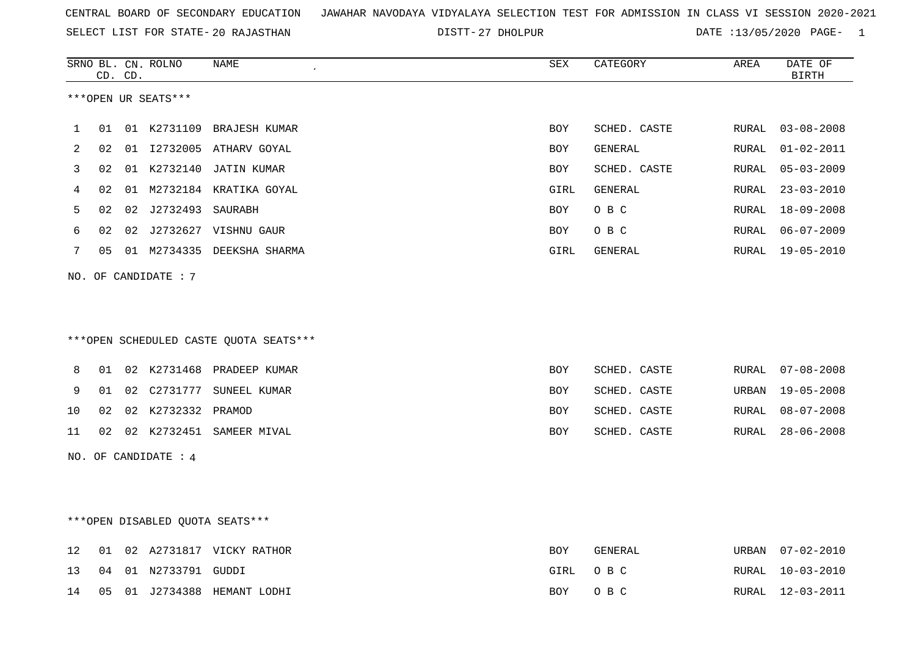CENTRAL BOARD OF SECONDARY EDUCATION JAWAHAR NAVODAYA VIDYALAYA SELECTION TEST FOR ADMISSION IN CLASS VI SESSION 2020-2021

SELECT LIST FOR STATE- 20 RAJASTHAN DISTT- 27 DHOLPUR DATE :13/05/2020

***OPEN UR SEATS***

| SRNO | BL. CD. | CN. CD. | ROLNO | NAME | SEX | CATEGORY | AREA | DATE OF BIRTH |
|---|---|---|---|---|---|---|---|---|
| 1 | 01 | 01 | K2731109 | BRAJESH KUMAR | BOY | SCHED. CASTE | RURAL | 03-08-2008 |
| 2 | 02 | 01 | I2732005 | ATHARV GOYAL | BOY | GENERAL | RURAL | 01-02-2011 |
| 3 | 02 | 01 | K2732140 | JATIN KUMAR | BOY | SCHED. CASTE | RURAL | 05-03-2009 |
| 4 | 02 | 01 | M2732184 | KRATIKA GOYAL | GIRL | GENERAL | RURAL | 23-03-2010 |
| 5 | 02 | 02 | J2732493 | SAURABH | BOY | O B C | RURAL | 18-09-2008 |
| 6 | 02 | 02 | J2732627 | VISHNU GAUR | BOY | O B C | RURAL | 06-07-2009 |
| 7 | 05 | 01 | M2734335 | DEEKSHA SHARMA | GIRL | GENERAL | RURAL | 19-05-2010 |

NO. OF CANDIDATE : 7

***OPEN SCHEDULED CASTE QUOTA SEATS***

| SRNO | BL. CD. | CN. CD. | ROLNO | NAME | SEX | CATEGORY | AREA | DATE OF BIRTH |
|---|---|---|---|---|---|---|---|---|
| 8 | 01 | 02 | K2731468 | PRADEEP KUMAR | BOY | SCHED. CASTE | RURAL | 07-08-2008 |
| 9 | 01 | 02 | C2731777 | SUNEEL KUMAR | BOY | SCHED. CASTE | URBAN | 19-05-2008 |
| 10 | 02 | 02 | K2732332 | PRAMOD | BOY | SCHED. CASTE | RURAL | 08-07-2008 |
| 11 | 02 | 02 | K2732451 | SAMEER MIVAL | BOY | SCHED. CASTE | RURAL | 28-06-2008 |

NO. OF CANDIDATE : 4

***OPEN DISABLED QUOTA SEATS***

| SRNO | BL. CD. | CN. CD. | ROLNO | NAME | SEX | CATEGORY | AREA | DATE OF BIRTH |
|---|---|---|---|---|---|---|---|---|
| 12 | 01 | 02 | A2731817 | VICKY RATHOR | BOY | GENERAL | URBAN | 07-02-2010 |
| 13 | 04 | 01 | N2733791 | GUDDI | GIRL | O B C | RURAL | 10-03-2010 |
| 14 | 05 | 01 | J2734388 | HEMANT LODHI | BOY | O B C | RURAL | 12-03-2011 |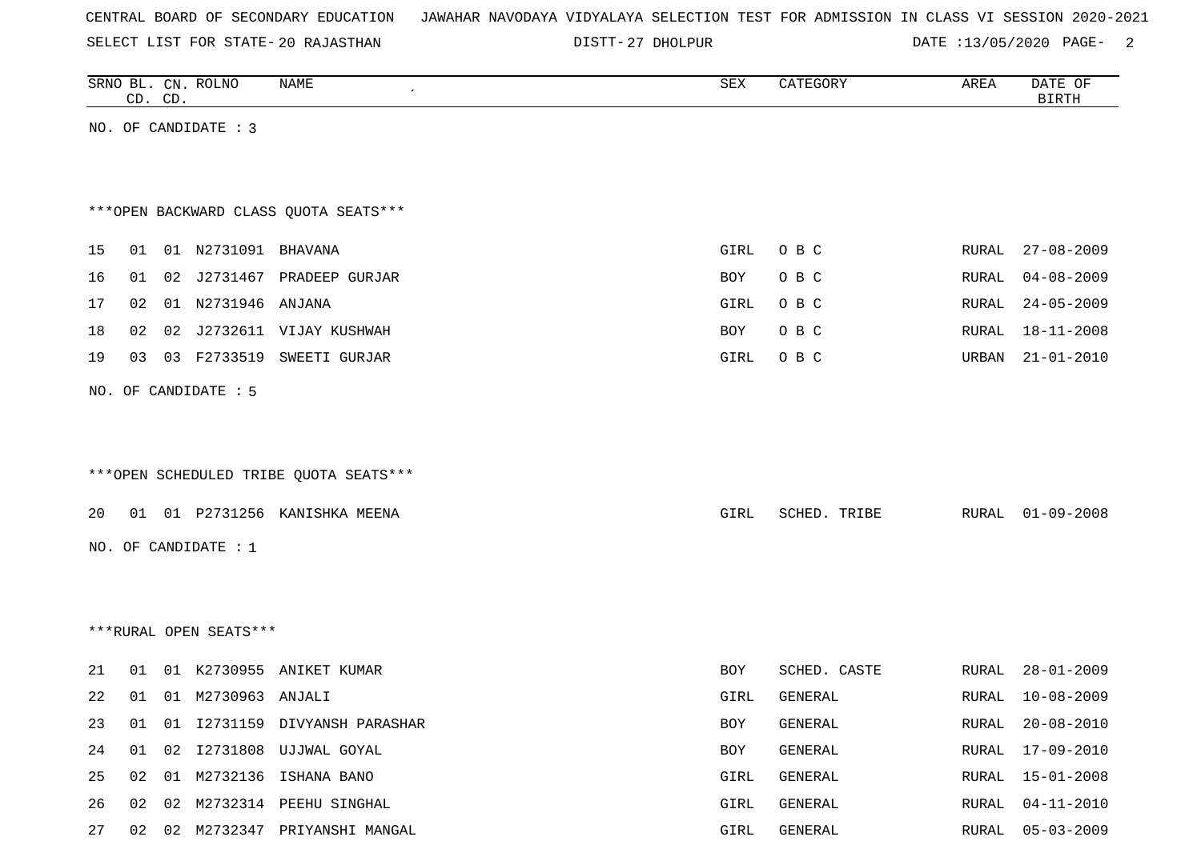CENTRAL BOARD OF SECONDARY EDUCATION JAWAHAR NAVODAYA VIDYALAYA SELECTION TEST FOR ADMISSION IN CLASS VI SESSION 2020-2021

SELECT LIST FOR STATE- 20 RAJASTHAN DISTT- 27 DHOLPUR DATE :13/05/2020

| SRNO | BL. CD. | CN. CD. | ROLNO | NAME | SEX | CATEGORY | AREA | DATE OF BIRTH |
|---|---|---|---|---|---|---|---|---|

NO. OF CANDIDATE : 3

***OPEN BACKWARD CLASS QUOTA SEATS***

| SRNO | BL. CD. | CN. CD. | ROLNO | NAME | SEX | CATEGORY | AREA | DATE OF BIRTH |
|---|---|---|---|---|---|---|---|---|
| 15 | 01 | 01 | N2731091 | BHAVANA | GIRL | O B C | RURAL | 27-08-2009 |
| 16 | 01 | 02 | J2731467 | PRADEEP GURJAR | BOY | O B C | RURAL | 04-08-2009 |
| 17 | 02 | 01 | N2731946 | ANJANA | GIRL | O B C | RURAL | 24-05-2009 |
| 18 | 02 | 02 | J2732611 | VIJAY KUSHWAH | BOY | O B C | RURAL | 18-11-2008 |
| 19 | 03 | 03 | F2733519 | SWEETI GURJAR | GIRL | O B C | URBAN | 21-01-2010 |

NO. OF CANDIDATE : 5

***OPEN SCHEDULED TRIBE QUOTA SEATS***

| SRNO | BL. CD. | CN. CD. | ROLNO | NAME | SEX | CATEGORY | AREA | DATE OF BIRTH |
|---|---|---|---|---|---|---|---|---|
| 20 | 01 | 01 | P2731256 | KANISHKA MEENA | GIRL | SCHED. TRIBE | RURAL | 01-09-2008 |

NO. OF CANDIDATE : 1

***RURAL OPEN SEATS***

| SRNO | BL. CD. | CN. CD. | ROLNO | NAME | SEX | CATEGORY | AREA | DATE OF BIRTH |
|---|---|---|---|---|---|---|---|---|
| 21 | 01 | 01 | K2730955 | ANIKET KUMAR | BOY | SCHED. CASTE | RURAL | 28-01-2009 |
| 22 | 01 | 01 | M2730963 | ANJALI | GIRL | GENERAL | RURAL | 10-08-2009 |
| 23 | 01 | 01 | I2731159 | DIVYANSH PARASHAR | BOY | GENERAL | RURAL | 20-08-2010 |
| 24 | 01 | 02 | I2731808 | UJJWAL GOYAL | BOY | GENERAL | RURAL | 17-09-2010 |
| 25 | 02 | 01 | M2732136 | ISHANA BANO | GIRL | GENERAL | RURAL | 15-01-2008 |
| 26 | 02 | 02 | M2732314 | PEEHU SINGHAL | GIRL | GENERAL | RURAL | 04-11-2010 |
| 27 | 02 | 02 | M2732347 | PRIYANSHI MANGAL | GIRL | GENERAL | RURAL | 05-03-2009 |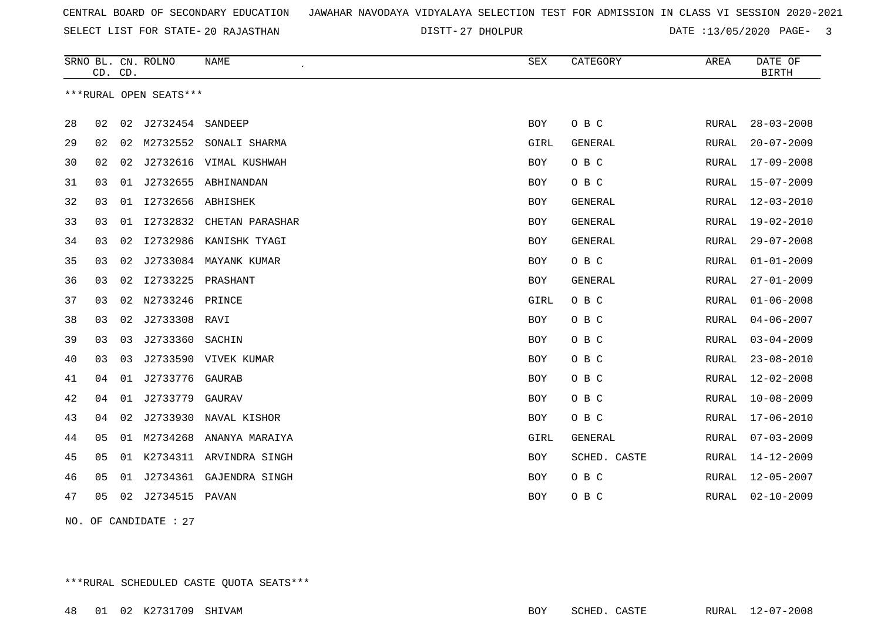CENTRAL BOARD OF SECONDARY EDUCATION JAWAHAR NAVODAYA VIDYALAYA SELECTION TEST FOR ADMISSION IN CLASS VI SESSION 2020-2021

SELECT LIST FOR STATE- 20 RAJASTHAN DISTT- 27 DHOLPUR DATE :13/05/2020

| SRNO | BL. CD. | CN. CD. | ROLNO | NAME | SEX | CATEGORY | AREA | DATE OF BIRTH |
|---|---|---|---|---|---|---|---|---|

***RURAL OPEN SEATS***

| SRNO | BL. CD. | CN. CD. | ROLNO | NAME | SEX | CATEGORY | AREA | DATE OF BIRTH |
|---|---|---|---|---|---|---|---|---|
| 28 | 02 | 02 | J2732454 | SANDEEP | BOY | O B C | RURAL | 28-03-2008 |
| 29 | 02 | 02 | M2732552 | SONALI SHARMA | GIRL | GENERAL | RURAL | 20-07-2009 |
| 30 | 02 | 02 | J2732616 | VIMAL KUSHWAH | BOY | O B C | RURAL | 17-09-2008 |
| 31 | 03 | 01 | J2732655 | ABHINANDAN | BOY | O B C | RURAL | 15-07-2009 |
| 32 | 03 | 01 | I2732656 | ABHISHEK | BOY | GENERAL | RURAL | 12-03-2010 |
| 33 | 03 | 01 | I2732832 | CHETAN PARASHAR | BOY | GENERAL | RURAL | 19-02-2010 |
| 34 | 03 | 02 | I2732986 | KANISHK TYAGI | BOY | GENERAL | RURAL | 29-07-2008 |
| 35 | 03 | 02 | J2733084 | MAYANK KUMAR | BOY | O B C | RURAL | 01-01-2009 |
| 36 | 03 | 02 | I2733225 | PRASHANT | BOY | GENERAL | RURAL | 27-01-2009 |
| 37 | 03 | 02 | N2733246 | PRINCE | GIRL | O B C | RURAL | 01-06-2008 |
| 38 | 03 | 02 | J2733308 | RAVI | BOY | O B C | RURAL | 04-06-2007 |
| 39 | 03 | 03 | J2733360 | SACHIN | BOY | O B C | RURAL | 03-04-2009 |
| 40 | 03 | 03 | J2733590 | VIVEK KUMAR | BOY | O B C | RURAL | 23-08-2010 |
| 41 | 04 | 01 | J2733776 | GAURAB | BOY | O B C | RURAL | 12-02-2008 |
| 42 | 04 | 01 | J2733779 | GAURAV | BOY | O B C | RURAL | 10-08-2009 |
| 43 | 04 | 02 | J2733930 | NAVAL KISHOR | BOY | O B C | RURAL | 17-06-2010 |
| 44 | 05 | 01 | M2734268 | ANANYA MARAIYA | GIRL | GENERAL | RURAL | 07-03-2009 |
| 45 | 05 | 01 | K2734311 | ARVINDRA SINGH | BOY | SCHED. CASTE | RURAL | 14-12-2009 |
| 46 | 05 | 01 | J2734361 | GAJENDRA SINGH | BOY | O B C | RURAL | 12-05-2007 |
| 47 | 05 | 02 | J2734515 | PAVAN | BOY | O B C | RURAL | 02-10-2009 |

NO. OF CANDIDATE : 27

***RURAL SCHEDULED CASTE QUOTA SEATS***

| SRNO | BL. CD. | CN. CD. | ROLNO | NAME | SEX | CATEGORY | AREA | DATE OF BIRTH |
|---|---|---|---|---|---|---|---|---|
| 48 | 01 | 02 | K2731709 | SHIVAM | BOY | SCHED. CASTE | RURAL | 12-07-2008 |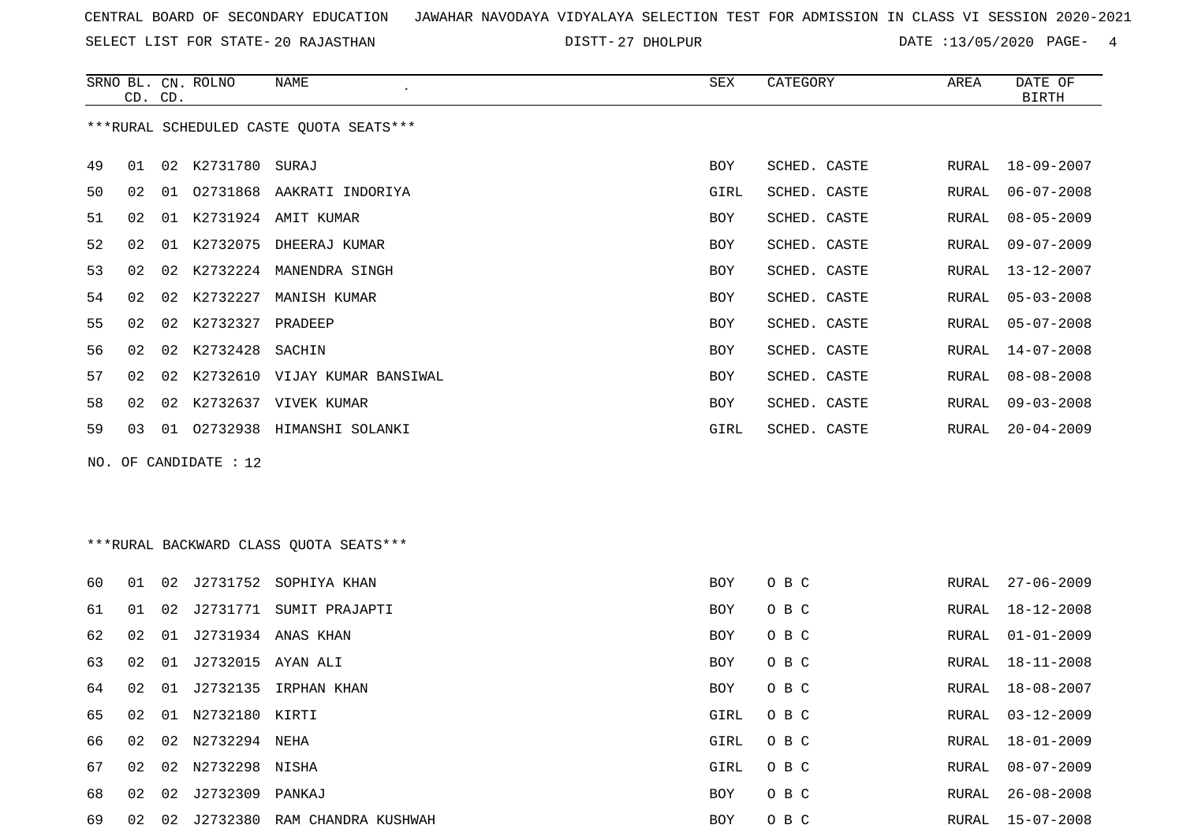CENTRAL BOARD OF SECONDARY EDUCATION JAWAHAR NAVODAYA VIDYALAYA SELECTION TEST FOR ADMISSION IN CLASS VI SESSION 2020-2021

SELECT LIST FOR STATE- 20 RAJASTHAN DISTT- 27 DHOLPUR DATE :13/05/2020

| SRNO | BL. CD. | CN. CD. | ROLNO | NAME | SEX | CATEGORY | AREA | DATE OF BIRTH |
|---|---|---|---|---|---|---|---|---|

***RURAL SCHEDULED CASTE QUOTA SEATS***

| SRNO | BL. CD. | CN. CD. | ROLNO | NAME | SEX | CATEGORY | AREA | DATE OF BIRTH |
|---|---|---|---|---|---|---|---|---|
| 49 | 01 | 02 | K2731780 | SURAJ | BOY | SCHED. CASTE | RURAL | 18-09-2007 |
| 50 | 02 | 01 | O2731868 | AAKRATI INDORIYA | GIRL | SCHED. CASTE | RURAL | 06-07-2008 |
| 51 | 02 | 01 | K2731924 | AMIT KUMAR | BOY | SCHED. CASTE | RURAL | 08-05-2009 |
| 52 | 02 | 01 | K2732075 | DHEERAJ KUMAR | BOY | SCHED. CASTE | RURAL | 09-07-2009 |
| 53 | 02 | 02 | K2732224 | MANENDRA SINGH | BOY | SCHED. CASTE | RURAL | 13-12-2007 |
| 54 | 02 | 02 | K2732227 | MANISH KUMAR | BOY | SCHED. CASTE | RURAL | 05-03-2008 |
| 55 | 02 | 02 | K2732327 | PRADEEP | BOY | SCHED. CASTE | RURAL | 05-07-2008 |
| 56 | 02 | 02 | K2732428 | SACHIN | BOY | SCHED. CASTE | RURAL | 14-07-2008 |
| 57 | 02 | 02 | K2732610 | VIJAY KUMAR BANSIWAL | BOY | SCHED. CASTE | RURAL | 08-08-2008 |
| 58 | 02 | 02 | K2732637 | VIVEK KUMAR | BOY | SCHED. CASTE | RURAL | 09-03-2008 |
| 59 | 03 | 01 | O2732938 | HIMANSHI SOLANKI | GIRL | SCHED. CASTE | RURAL | 20-04-2009 |

NO. OF CANDIDATE : 12

***RURAL BACKWARD CLASS QUOTA SEATS***

| SRNO | BL. CD. | CN. CD. | ROLNO | NAME | SEX | CATEGORY | AREA | DATE OF BIRTH |
|---|---|---|---|---|---|---|---|---|
| 60 | 01 | 02 | J2731752 | SOPHIYA KHAN | BOY | O B C | RURAL | 27-06-2009 |
| 61 | 01 | 02 | J2731771 | SUMIT PRAJAPTI | BOY | O B C | RURAL | 18-12-2008 |
| 62 | 02 | 01 | J2731934 | ANAS KHAN | BOY | O B C | RURAL | 01-01-2009 |
| 63 | 02 | 01 | J2732015 | AYAN ALI | BOY | O B C | RURAL | 18-11-2008 |
| 64 | 02 | 01 | J2732135 | IRPHAN KHAN | BOY | O B C | RURAL | 18-08-2007 |
| 65 | 02 | 01 | N2732180 | KIRTI | GIRL | O B C | RURAL | 03-12-2009 |
| 66 | 02 | 02 | N2732294 | NEHA | GIRL | O B C | RURAL | 18-01-2009 |
| 67 | 02 | 02 | N2732298 | NISHA | GIRL | O B C | RURAL | 08-07-2009 |
| 68 | 02 | 02 | J2732309 | PANKAJ | BOY | O B C | RURAL | 26-08-2008 |
| 69 | 02 | 02 | J2732380 | RAM CHANDRA KUSHWAH | BOY | O B C | RURAL | 15-07-2008 |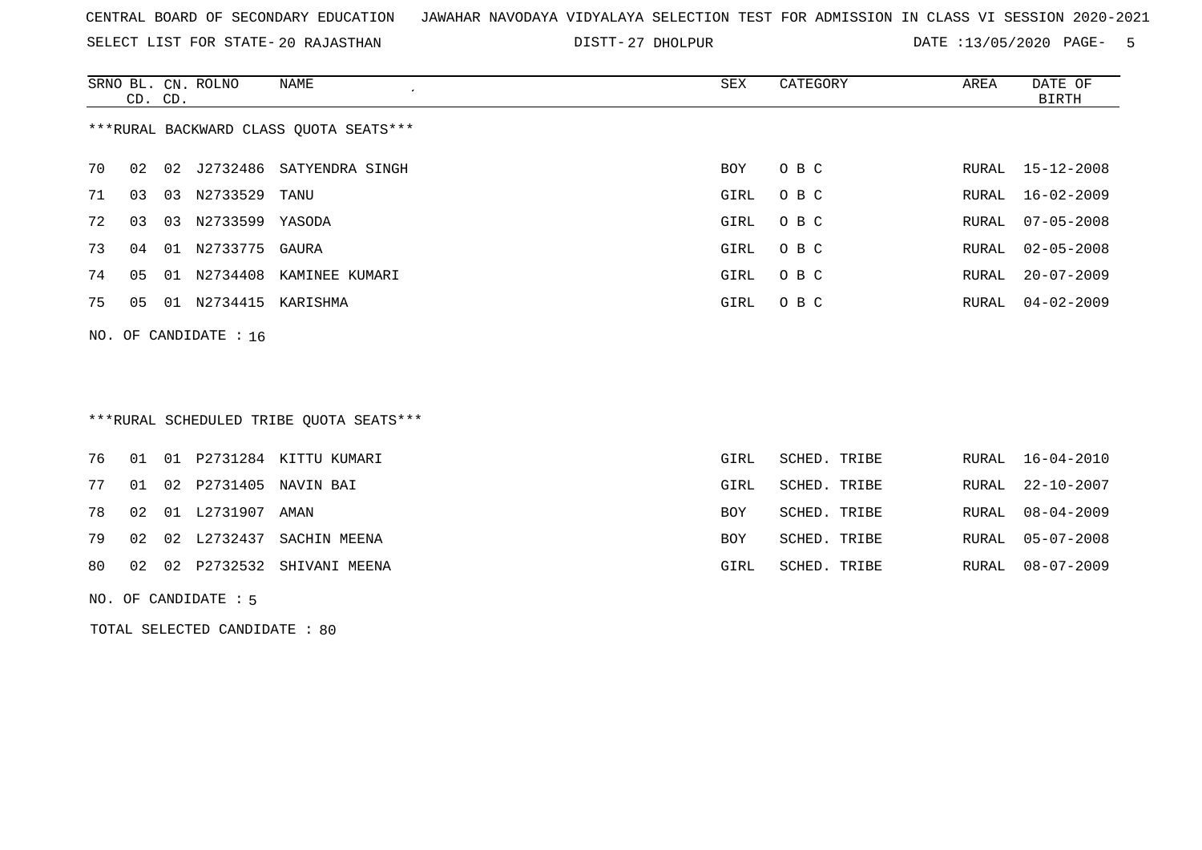CENTRAL BOARD OF SECONDARY EDUCATION JAWAHAR NAVODAYA VIDYALAYA SELECTION TEST FOR ADMISSION IN CLASS VI SESSION 2020-2021

SELECT LIST FOR STATE- 20 RAJASTHAN DISTT- 27 DHOLPUR DATE :13/05/2020

***RURAL BACKWARD CLASS QUOTA SEATS***

| SRNO | BL. CD. | CN. CD. | ROLNO | NAME | SEX | CATEGORY | AREA | DATE OF BIRTH |
|---|---|---|---|---|---|---|---|---|
| 70 | 02 | 02 | J2732486 | SATYENDRA SINGH | BOY | O B C | RURAL | 15-12-2008 |
| 71 | 03 | 03 | N2733529 | TANU | GIRL | O B C | RURAL | 16-02-2009 |
| 72 | 03 | 03 | N2733599 | YASODA | GIRL | O B C | RURAL | 07-05-2008 |
| 73 | 04 | 01 | N2733775 | GAURA | GIRL | O B C | RURAL | 02-05-2008 |
| 74 | 05 | 01 | N2734408 | KAMINEE KUMARI | GIRL | O B C | RURAL | 20-07-2009 |
| 75 | 05 | 01 | N2734415 | KARISHMA | GIRL | O B C | RURAL | 04-02-2009 |

NO. OF CANDIDATE : 16

***RURAL SCHEDULED TRIBE QUOTA SEATS***

| SRNO | BL. CD. | CN. CD. | ROLNO | NAME | SEX | CATEGORY | AREA | DATE OF BIRTH |
|---|---|---|---|---|---|---|---|---|
| 76 | 01 | 01 | P2731284 | KITTU KUMARI | GIRL | SCHED. TRIBE | RURAL | 16-04-2010 |
| 77 | 01 | 02 | P2731405 | NAVIN BAI | GIRL | SCHED. TRIBE | RURAL | 22-10-2007 |
| 78 | 02 | 01 | L2731907 | AMAN | BOY | SCHED. TRIBE | RURAL | 08-04-2009 |
| 79 | 02 | 02 | L2732437 | SACHIN MEENA | BOY | SCHED. TRIBE | RURAL | 05-07-2008 |
| 80 | 02 | 02 | P2732532 | SHIVANI MEENA | GIRL | SCHED. TRIBE | RURAL | 08-07-2009 |

NO. OF CANDIDATE : 5

TOTAL SELECTED CANDIDATE : 80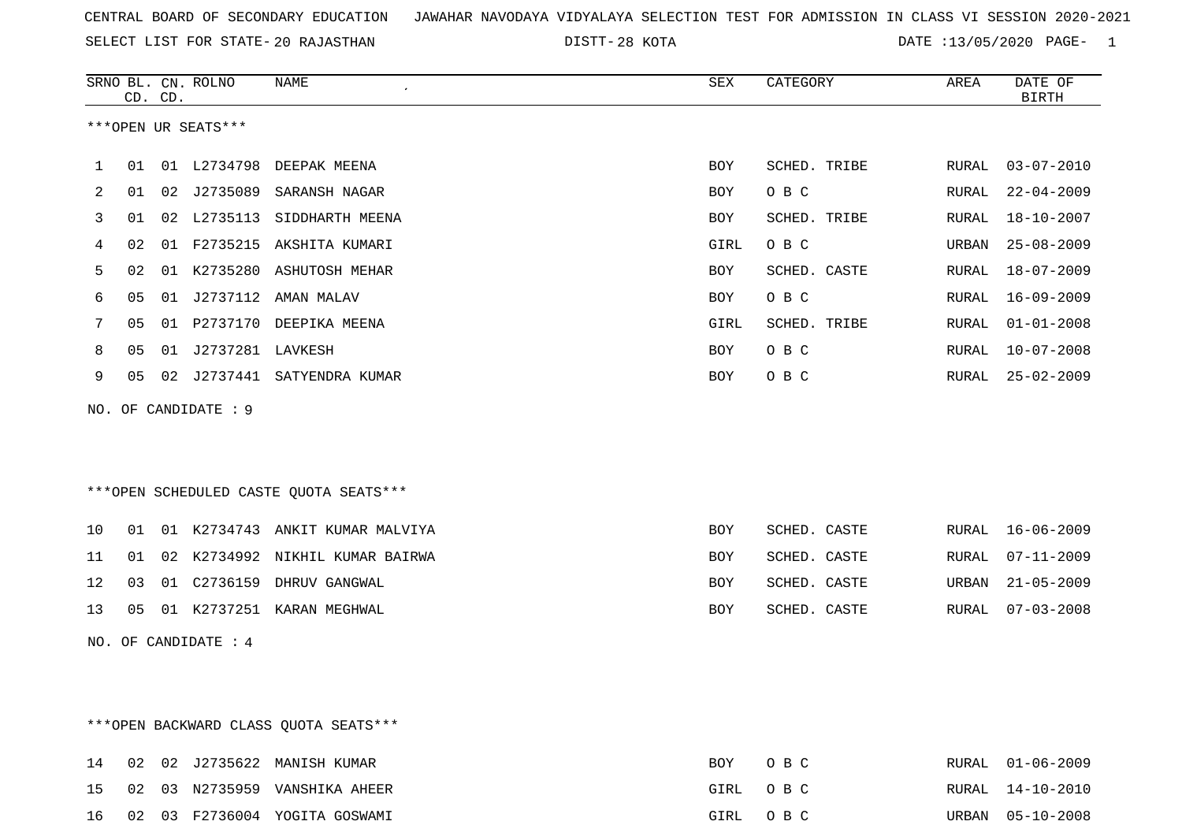CENTRAL BOARD OF SECONDARY EDUCATION JAWAHAR NAVODAYA VIDYALAYA SELECTION TEST FOR ADMISSION IN CLASS VI SESSION 2020-2021

SELECT LIST FOR STATE- 20 RAJASTHAN DISTT- 28 KOTA DATE :13/05/2020

***OPEN UR SEATS***

| SRNO | BL. CD. | CN. CD. | ROLNO | NAME | SEX | CATEGORY | AREA | DATE OF BIRTH |
|---|---|---|---|---|---|---|---|---|
| 1 | 01 | 01 | L2734798 | DEEPAK MEENA | BOY | SCHED. TRIBE | RURAL | 03-07-2010 |
| 2 | 01 | 02 | J2735089 | SARANSH NAGAR | BOY | O B C | RURAL | 22-04-2009 |
| 3 | 01 | 02 | L2735113 | SIDDHARTH MEENA | BOY | SCHED. TRIBE | RURAL | 18-10-2007 |
| 4 | 02 | 01 | F2735215 | AKSHITA KUMARI | GIRL | O B C | URBAN | 25-08-2009 |
| 5 | 02 | 01 | K2735280 | ASHUTOSH MEHAR | BOY | SCHED. CASTE | RURAL | 18-07-2009 |
| 6 | 05 | 01 | J2737112 | AMAN MALAV | BOY | O B C | RURAL | 16-09-2009 |
| 7 | 05 | 01 | P2737170 | DEEPIKA MEENA | GIRL | SCHED. TRIBE | RURAL | 01-01-2008 |
| 8 | 05 | 01 | J2737281 | LAVKESH | BOY | O B C | RURAL | 10-07-2008 |
| 9 | 05 | 02 | J2737441 | SATYENDRA KUMAR | BOY | O B C | RURAL | 25-02-2009 |

NO. OF CANDIDATE : 9

***OPEN SCHEDULED CASTE QUOTA SEATS***

| SRNO | BL. CD. | CN. CD. | ROLNO | NAME | SEX | CATEGORY | AREA | DATE OF BIRTH |
|---|---|---|---|---|---|---|---|---|
| 10 | 01 | 01 | K2734743 | ANKIT KUMAR MALVIYA | BOY | SCHED. CASTE | RURAL | 16-06-2009 |
| 11 | 01 | 02 | K2734992 | NIKHIL KUMAR BAIRWA | BOY | SCHED. CASTE | RURAL | 07-11-2009 |
| 12 | 03 | 01 | C2736159 | DHRUV GANGWAL | BOY | SCHED. CASTE | URBAN | 21-05-2009 |
| 13 | 05 | 01 | K2737251 | KARAN MEGHWAL | BOY | SCHED. CASTE | RURAL | 07-03-2008 |

NO. OF CANDIDATE : 4

***OPEN BACKWARD CLASS QUOTA SEATS***

| SRNO | BL. CD. | CN. CD. | ROLNO | NAME | SEX | CATEGORY | AREA | DATE OF BIRTH |
|---|---|---|---|---|---|---|---|---|
| 14 | 02 | 02 | J2735622 | MANISH KUMAR | BOY | O B C | RURAL | 01-06-2009 |
| 15 | 02 | 03 | N2735959 | VANSHIKA AHEER | GIRL | O B C | RURAL | 14-10-2010 |
| 16 | 02 | 03 | F2736004 | YOGITA GOSWAMI | GIRL | O B C | URBAN | 05-10-2008 |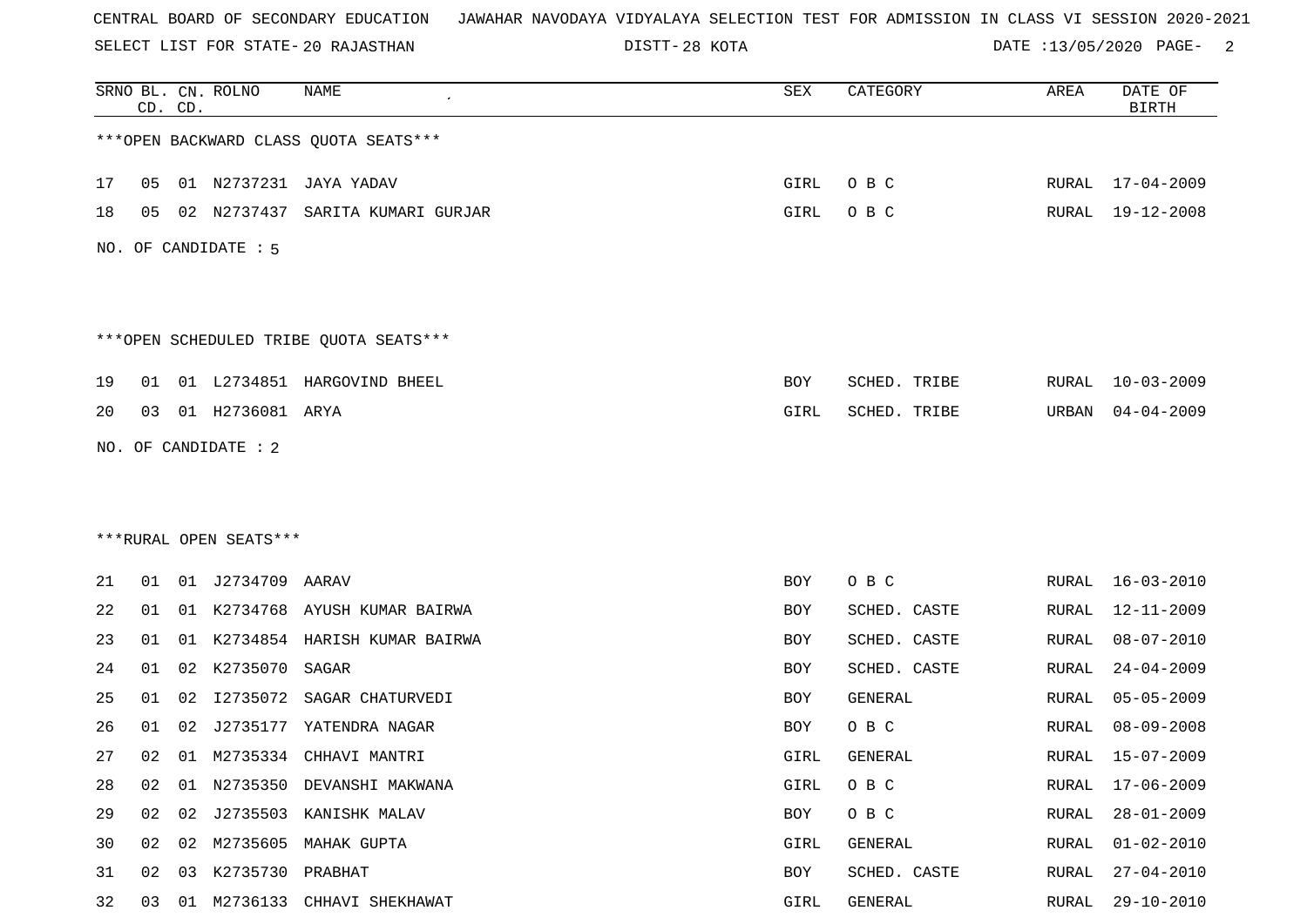CENTRAL BOARD OF SECONDARY EDUCATION JAWAHAR NAVODAYA VIDYALAYA SELECTION TEST FOR ADMISSION IN CLASS VI SESSION 2020-2021

SELECT LIST FOR STATE- 20 RAJASTHAN DISTT- 28 KOTA DATE :13/05/2020

| SRNO | BL. CD. | CN. CD. | ROLNO | NAME | SEX | CATEGORY | AREA | DATE OF BIRTH |
|---|---|---|---|---|---|---|---|---|

***OPEN BACKWARD CLASS QUOTA SEATS***

| SRNO | BL. CD. | CN. CD. | ROLNO | NAME | SEX | CATEGORY | AREA | DATE OF BIRTH |
|---|---|---|---|---|---|---|---|---|
| 17 | 05 | 01 | N2737231 | JAYA YADAV | GIRL | O B C | RURAL | 17-04-2009 |
| 18 | 05 | 02 | N2737437 | SARITA KUMARI GURJAR | GIRL | O B C | RURAL | 19-12-2008 |

NO. OF CANDIDATE : 5

***OPEN SCHEDULED TRIBE QUOTA SEATS***

| SRNO | BL. CD. | CN. CD. | ROLNO | NAME | SEX | CATEGORY | AREA | DATE OF BIRTH |
|---|---|---|---|---|---|---|---|---|
| 19 | 01 | 01 | L2734851 | HARGOVIND BHEEL | BOY | SCHED. TRIBE | RURAL | 10-03-2009 |
| 20 | 03 | 01 | H2736081 | ARYA | GIRL | SCHED. TRIBE | URBAN | 04-04-2009 |

NO. OF CANDIDATE : 2

***RURAL OPEN SEATS***

| SRNO | BL. CD. | CN. CD. | ROLNO | NAME | SEX | CATEGORY | AREA | DATE OF BIRTH |
|---|---|---|---|---|---|---|---|---|
| 21 | 01 | 01 | J2734709 | AARAV | BOY | O B C | RURAL | 16-03-2010 |
| 22 | 01 | 01 | K2734768 | AYUSH KUMAR BAIRWA | BOY | SCHED. CASTE | RURAL | 12-11-2009 |
| 23 | 01 | 01 | K2734854 | HARISH KUMAR BAIRWA | BOY | SCHED. CASTE | RURAL | 08-07-2010 |
| 24 | 01 | 02 | K2735070 | SAGAR | BOY | SCHED. CASTE | RURAL | 24-04-2009 |
| 25 | 01 | 02 | I2735072 | SAGAR CHATURVEDI | BOY | GENERAL | RURAL | 05-05-2009 |
| 26 | 01 | 02 | J2735177 | YATENDRA NAGAR | BOY | O B C | RURAL | 08-09-2008 |
| 27 | 02 | 01 | M2735334 | CHHAVI MANTRI | GIRL | GENERAL | RURAL | 15-07-2009 |
| 28 | 02 | 01 | N2735350 | DEVANSHI MAKWANA | GIRL | O B C | RURAL | 17-06-2009 |
| 29 | 02 | 02 | J2735503 | KANISHK MALAV | BOY | O B C | RURAL | 28-01-2009 |
| 30 | 02 | 02 | M2735605 | MAHAK GUPTA | GIRL | GENERAL | RURAL | 01-02-2010 |
| 31 | 02 | 03 | K2735730 | PRABHAT | BOY | SCHED. CASTE | RURAL | 27-04-2010 |
| 32 | 03 | 01 | M2736133 | CHHAVI SHEKHAWAT | GIRL | GENERAL | RURAL | 29-10-2010 |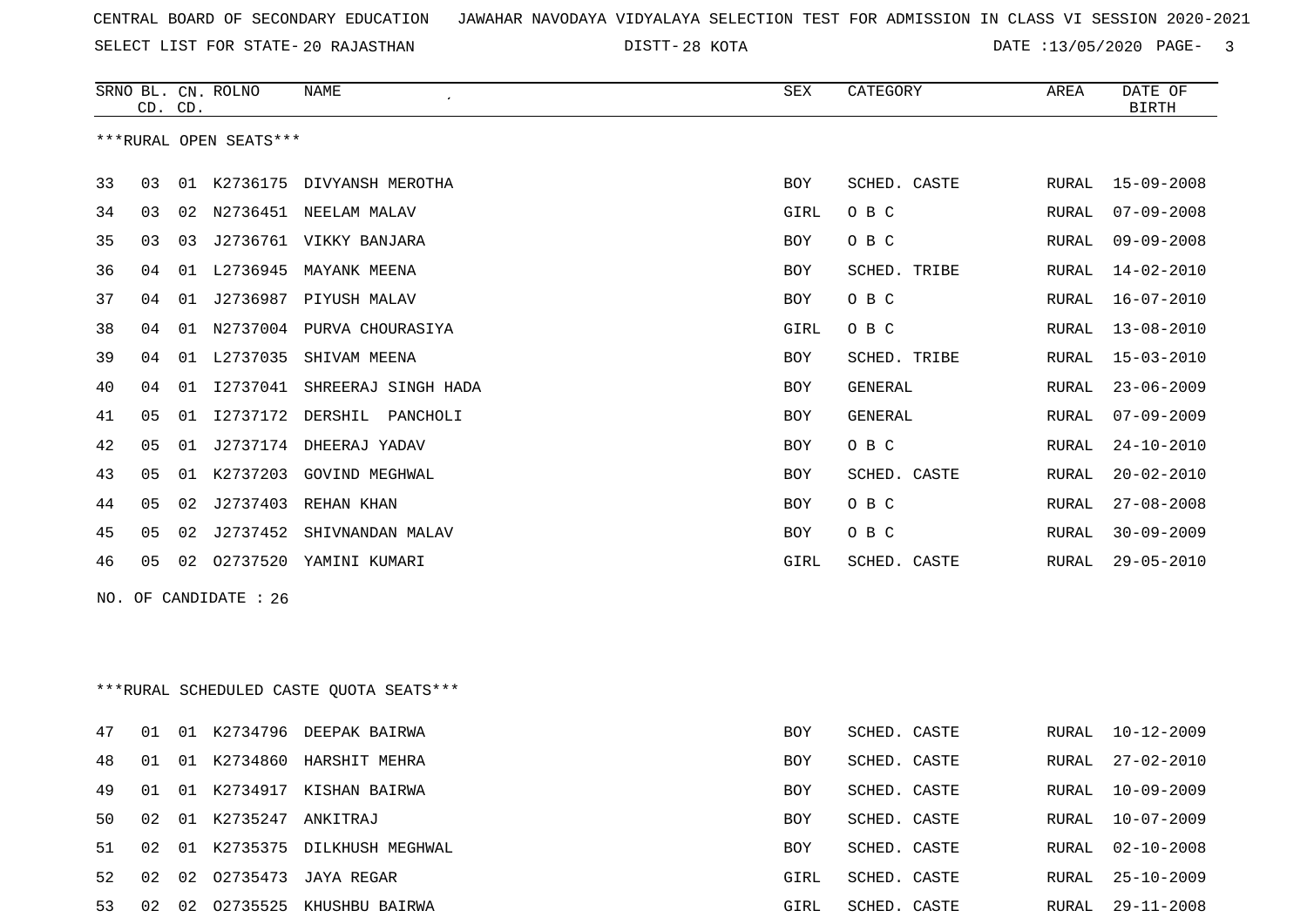CENTRAL BOARD OF SECONDARY EDUCATION   JAWAHAR NAVODAYA VIDYALAYA SELECTION TEST FOR ADMISSION IN CLASS VI SESSION 2020-2021

SELECT LIST FOR STATE- 20 RAJASTHAN   DISTT- 28 KOTA   DATE :13/05/2020

***RURAL OPEN SEATS***

| SRNO | BL. CD. | CN. CD. | ROLNO | NAME | SEX | CATEGORY | AREA | DATE OF BIRTH |
|---|---|---|---|---|---|---|---|---|
| 33 | 03 | 01 | K2736175 | DIVYANSH MEROTHA | BOY | SCHED. CASTE | RURAL | 15-09-2008 |
| 34 | 03 | 02 | N2736451 | NEELAM MALAV | GIRL | O B C | RURAL | 07-09-2008 |
| 35 | 03 | 03 | J2736761 | VIKKY BANJARA | BOY | O B C | RURAL | 09-09-2008 |
| 36 | 04 | 01 | L2736945 | MAYANK MEENA | BOY | SCHED. TRIBE | RURAL | 14-02-2010 |
| 37 | 04 | 01 | J2736987 | PIYUSH MALAV | BOY | O B C | RURAL | 16-07-2010 |
| 38 | 04 | 01 | N2737004 | PURVA CHOURASIYA | GIRL | O B C | RURAL | 13-08-2010 |
| 39 | 04 | 01 | L2737035 | SHIVAM MEENA | BOY | SCHED. TRIBE | RURAL | 15-03-2010 |
| 40 | 04 | 01 | I2737041 | SHREERAJ SINGH HADA | BOY | GENERAL | RURAL | 23-06-2009 |
| 41 | 05 | 01 | I2737172 | DERSHIL  PANCHOLI | BOY | GENERAL | RURAL | 07-09-2009 |
| 42 | 05 | 01 | J2737174 | DHEERAJ YADAV | BOY | O B C | RURAL | 24-10-2010 |
| 43 | 05 | 01 | K2737203 | GOVIND MEGHWAL | BOY | SCHED. CASTE | RURAL | 20-02-2010 |
| 44 | 05 | 02 | J2737403 | REHAN KHAN | BOY | O B C | RURAL | 27-08-2008 |
| 45 | 05 | 02 | J2737452 | SHIVNANDAN MALAV | BOY | O B C | RURAL | 30-09-2009 |
| 46 | 05 | 02 | O2737520 | YAMINI KUMARI | GIRL | SCHED. CASTE | RURAL | 29-05-2010 |

NO. OF CANDIDATE : 26

***RURAL SCHEDULED CASTE QUOTA SEATS***

| SRNO | BL. CD. | CN. CD. | ROLNO | NAME | SEX | CATEGORY | AREA | DATE OF BIRTH |
|---|---|---|---|---|---|---|---|---|
| 47 | 01 | 01 | K2734796 | DEEPAK BAIRWA | BOY | SCHED. CASTE | RURAL | 10-12-2009 |
| 48 | 01 | 01 | K2734860 | HARSHIT MEHRA | BOY | SCHED. CASTE | RURAL | 27-02-2010 |
| 49 | 01 | 01 | K2734917 | KISHAN BAIRWA | BOY | SCHED. CASTE | RURAL | 10-09-2009 |
| 50 | 02 | 01 | K2735247 | ANKITRAJ | BOY | SCHED. CASTE | RURAL | 10-07-2009 |
| 51 | 02 | 01 | K2735375 | DILKHUSH MEGHWAL | BOY | SCHED. CASTE | RURAL | 02-10-2008 |
| 52 | 02 | 02 | O2735473 | JAYA REGAR | GIRL | SCHED. CASTE | RURAL | 25-10-2009 |
| 53 | 02 | 02 | O2735525 | KHUSHBU BAIRWA | GIRL | SCHED. CASTE | RURAL | 29-11-2008 |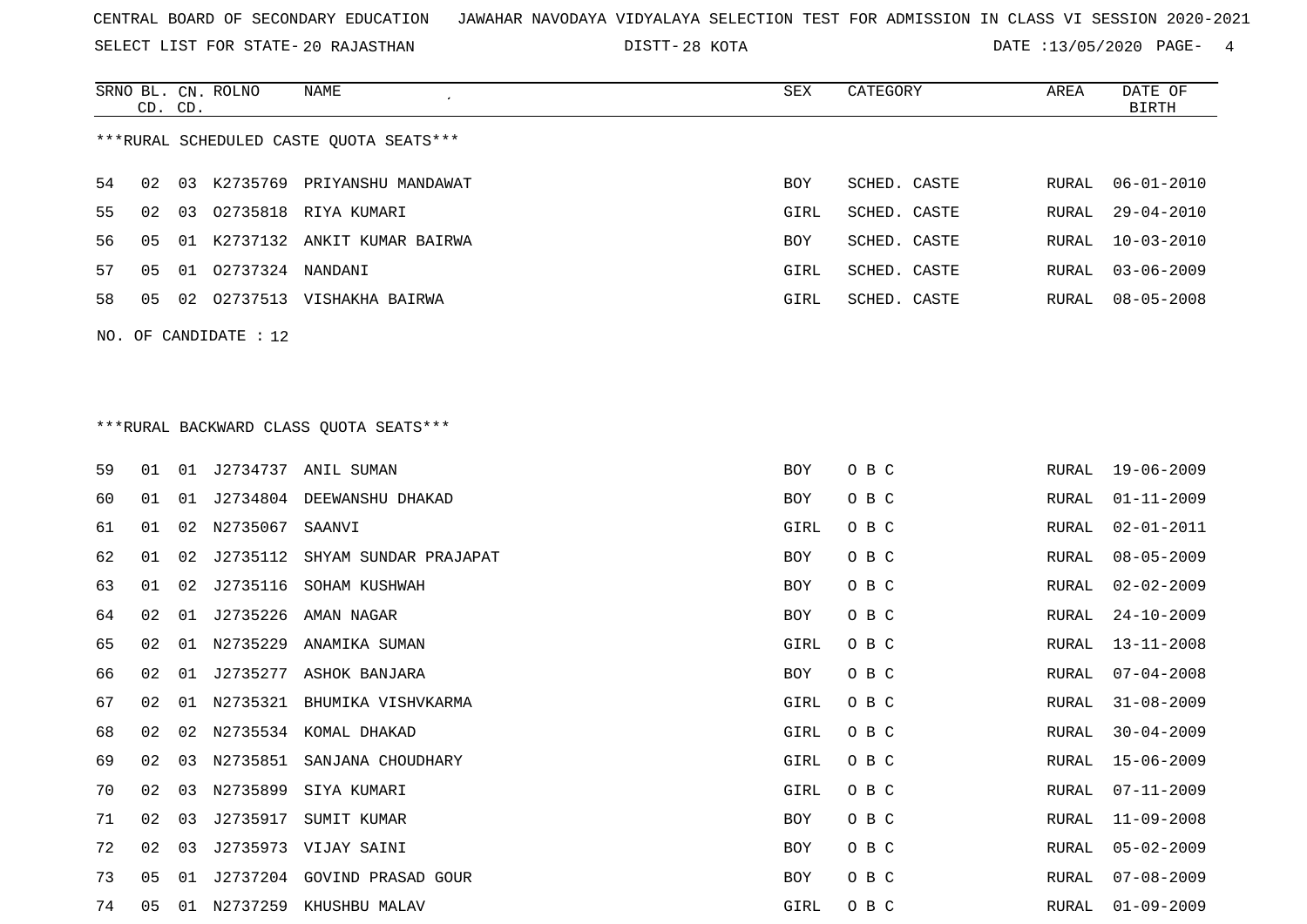CENTRAL BOARD OF SECONDARY EDUCATION JAWAHAR NAVODAYA VIDYALAYA SELECTION TEST FOR ADMISSION IN CLASS VI SESSION 2020-2021

SELECT LIST FOR STATE- 20 RAJASTHAN DISTT- 28 KOTA DATE :13/05/2020

***RURAL SCHEDULED CASTE QUOTA SEATS***

| SRNO | BL. CD. | CN. CD. | ROLNO | NAME | SEX | CATEGORY | AREA | DATE OF BIRTH |
|---|---|---|---|---|---|---|---|---|
| 54 | 02 | 03 | K2735769 | PRIYANSHU MANDAWAT | BOY | SCHED. CASTE | RURAL | 06-01-2010 |
| 55 | 02 | 03 | O2735818 | RIYA KUMARI | GIRL | SCHED. CASTE | RURAL | 29-04-2010 |
| 56 | 05 | 01 | K2737132 | ANKIT KUMAR BAIRWA | BOY | SCHED. CASTE | RURAL | 10-03-2010 |
| 57 | 05 | 01 | O2737324 | NANDANI | GIRL | SCHED. CASTE | RURAL | 03-06-2009 |
| 58 | 05 | 02 | O2737513 | VISHAKHA BAIRWA | GIRL | SCHED. CASTE | RURAL | 08-05-2008 |

NO. OF CANDIDATE : 12

***RURAL BACKWARD CLASS QUOTA SEATS***

| SRNO | BL. CD. | CN. CD. | ROLNO | NAME | SEX | CATEGORY | AREA | DATE OF BIRTH |
|---|---|---|---|---|---|---|---|---|
| 59 | 01 | 01 | J2734737 | ANIL SUMAN | BOY | O B C | RURAL | 19-06-2009 |
| 60 | 01 | 01 | J2734804 | DEEWANSHU DHAKAD | BOY | O B C | RURAL | 01-11-2009 |
| 61 | 01 | 02 | N2735067 | SAANVI | GIRL | O B C | RURAL | 02-01-2011 |
| 62 | 01 | 02 | J2735112 | SHYAM SUNDAR PRAJAPAT | BOY | O B C | RURAL | 08-05-2009 |
| 63 | 01 | 02 | J2735116 | SOHAM KUSHWAH | BOY | O B C | RURAL | 02-02-2009 |
| 64 | 02 | 01 | J2735226 | AMAN NAGAR | BOY | O B C | RURAL | 24-10-2009 |
| 65 | 02 | 01 | N2735229 | ANAMIKA SUMAN | GIRL | O B C | RURAL | 13-11-2008 |
| 66 | 02 | 01 | J2735277 | ASHOK BANJARA | BOY | O B C | RURAL | 07-04-2008 |
| 67 | 02 | 01 | N2735321 | BHUMIKA VISHVKARMA | GIRL | O B C | RURAL | 31-08-2009 |
| 68 | 02 | 02 | N2735534 | KOMAL DHAKAD | GIRL | O B C | RURAL | 30-04-2009 |
| 69 | 02 | 03 | N2735851 | SANJANA CHOUDHARY | GIRL | O B C | RURAL | 15-06-2009 |
| 70 | 02 | 03 | N2735899 | SIYA KUMARI | GIRL | O B C | RURAL | 07-11-2009 |
| 71 | 02 | 03 | J2735917 | SUMIT KUMAR | BOY | O B C | RURAL | 11-09-2008 |
| 72 | 02 | 03 | J2735973 | VIJAY SAINI | BOY | O B C | RURAL | 05-02-2009 |
| 73 | 05 | 01 | J2737204 | GOVIND PRASAD GOUR | BOY | O B C | RURAL | 07-08-2009 |
| 74 | 05 | 01 | N2737259 | KHUSHBU MALAV | GIRL | O B C | RURAL | 01-09-2009 |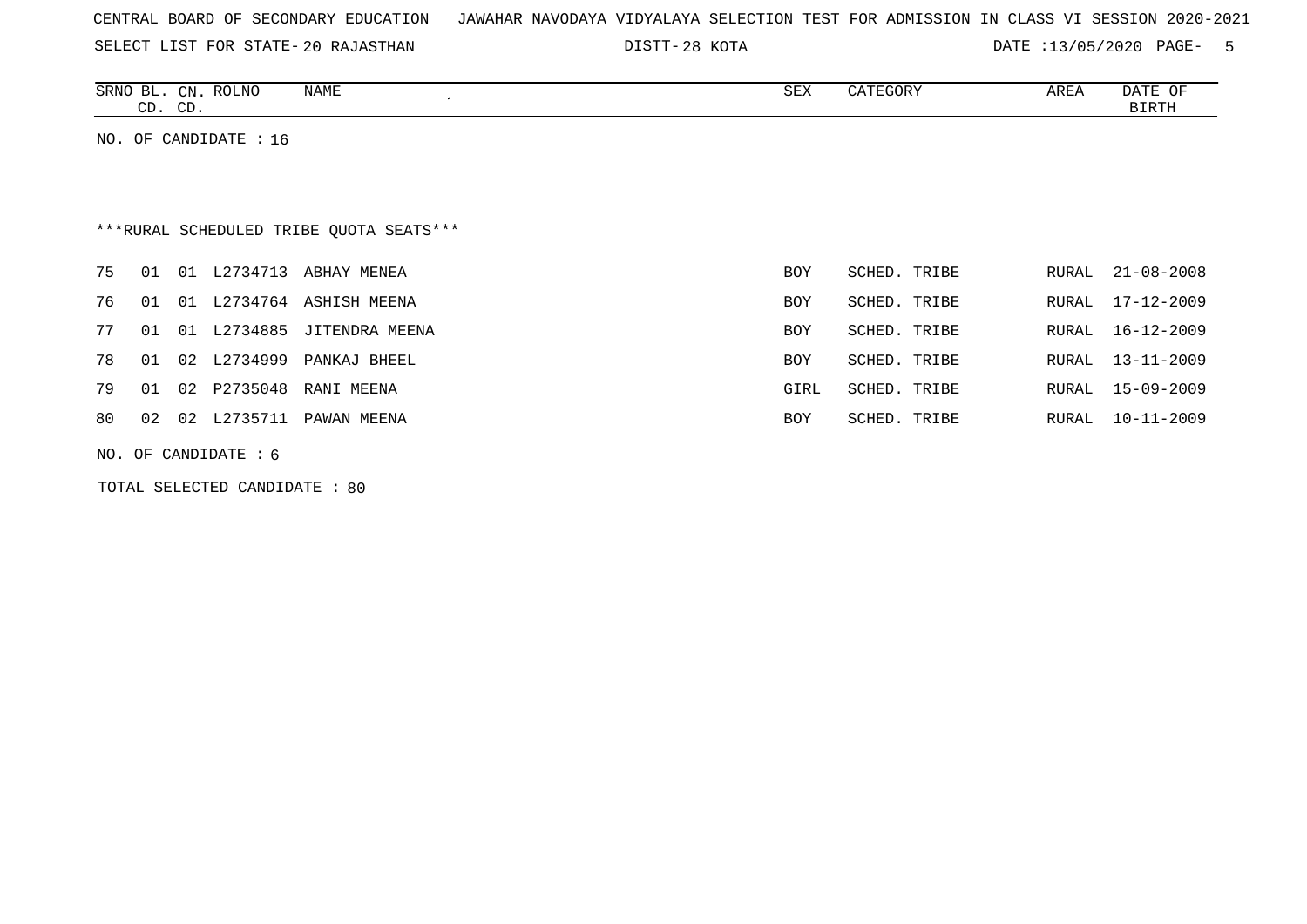CENTRAL BOARD OF SECONDARY EDUCATION JAWAHAR NAVODAYA VIDYALAYA SELECTION TEST FOR ADMISSION IN CLASS VI SESSION 2020-2021

SELECT LIST FOR STATE- 20 RAJASTHAN DISTT- 28 KOTA DATE :13/05/2020

| SRNO | BL. CD. | CN. CD. | ROLNO | NAME | SEX | CATEGORY | AREA | DATE OF BIRTH |
|---|---|---|---|---|---|---|---|---|

NO. OF CANDIDATE : 16

***RURAL SCHEDULED TRIBE QUOTA SEATS***

| SRNO | BL. CD. | CN. CD. | ROLNO | NAME | SEX | CATEGORY | AREA | DATE OF BIRTH |
|---|---|---|---|---|---|---|---|---|
| 75 | 01 | 01 | L2734713 | ABHAY MENEA | BOY | SCHED. TRIBE | RURAL | 21-08-2008 |
| 76 | 01 | 01 | L2734764 | ASHISH MEENA | BOY | SCHED. TRIBE | RURAL | 17-12-2009 |
| 77 | 01 | 01 | L2734885 | JITENDRA MEENA | BOY | SCHED. TRIBE | RURAL | 16-12-2009 |
| 78 | 01 | 02 | L2734999 | PANKAJ BHEEL | BOY | SCHED. TRIBE | RURAL | 13-11-2009 |
| 79 | 01 | 02 | P2735048 | RANI MEENA | GIRL | SCHED. TRIBE | RURAL | 15-09-2009 |
| 80 | 02 | 02 | L2735711 | PAWAN MEENA | BOY | SCHED. TRIBE | RURAL | 10-11-2009 |

NO. OF CANDIDATE : 6

TOTAL SELECTED CANDIDATE : 80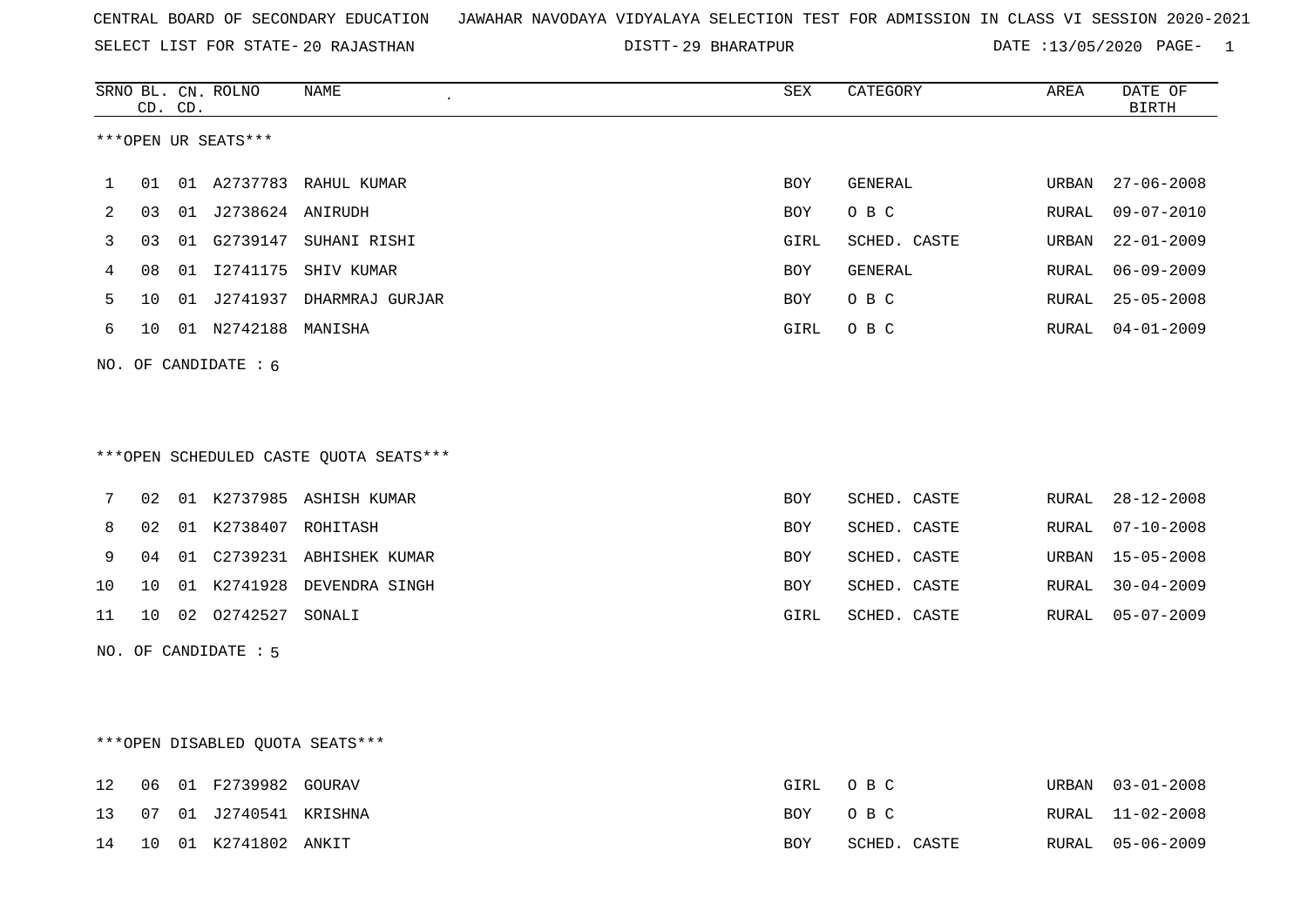CENTRAL BOARD OF SECONDARY EDUCATION JAWAHAR NAVODAYA VIDYALAYA SELECTION TEST FOR ADMISSION IN CLASS VI SESSION 2020-2021

SELECT LIST FOR STATE- 20 RAJASTHAN DISTT- 29 BHARATPUR DATE :13/05/2020

***OPEN UR SEATS***

| SRNO | BL. CD. | CN. CD. | ROLNO | NAME | SEX | CATEGORY | AREA | DATE OF BIRTH |
|---|---|---|---|---|---|---|---|---|
| 1 | 01 | 01 | A2737783 | RAHUL KUMAR | BOY | GENERAL | URBAN | 27-06-2008 |
| 2 | 03 | 01 | J2738624 | ANIRUDH | BOY | O B C | RURAL | 09-07-2010 |
| 3 | 03 | 01 | G2739147 | SUHANI RISHI | GIRL | SCHED. CASTE | URBAN | 22-01-2009 |
| 4 | 08 | 01 | I2741175 | SHIV KUMAR | BOY | GENERAL | RURAL | 06-09-2009 |
| 5 | 10 | 01 | J2741937 | DHARMRAJ GURJAR | BOY | O B C | RURAL | 25-05-2008 |
| 6 | 10 | 01 | N2742188 | MANISHA | GIRL | O B C | RURAL | 04-01-2009 |

NO. OF CANDIDATE : 6

***OPEN SCHEDULED CASTE QUOTA SEATS***

| SRNO | BL. CD. | CN. CD. | ROLNO | NAME | SEX | CATEGORY | AREA | DATE OF BIRTH |
|---|---|---|---|---|---|---|---|---|
| 7 | 02 | 01 | K2737985 | ASHISH KUMAR | BOY | SCHED. CASTE | RURAL | 28-12-2008 |
| 8 | 02 | 01 | K2738407 | ROHITASH | BOY | SCHED. CASTE | RURAL | 07-10-2008 |
| 9 | 04 | 01 | C2739231 | ABHISHEK KUMAR | BOY | SCHED. CASTE | URBAN | 15-05-2008 |
| 10 | 10 | 01 | K2741928 | DEVENDRA SINGH | BOY | SCHED. CASTE | RURAL | 30-04-2009 |
| 11 | 10 | 02 | O2742527 | SONALI | GIRL | SCHED. CASTE | RURAL | 05-07-2009 |

NO. OF CANDIDATE : 5

***OPEN DISABLED QUOTA SEATS***

| SRNO | BL. CD. | CN. CD. | ROLNO | NAME | SEX | CATEGORY | AREA | DATE OF BIRTH |
|---|---|---|---|---|---|---|---|---|
| 12 | 06 | 01 | F2739982 | GOURAV | GIRL | O B C | URBAN | 03-01-2008 |
| 13 | 07 | 01 | J2740541 | KRISHNA | BOY | O B C | RURAL | 11-02-2008 |
| 14 | 10 | 01 | K2741802 | ANKIT | BOY | SCHED. CASTE | RURAL | 05-06-2009 |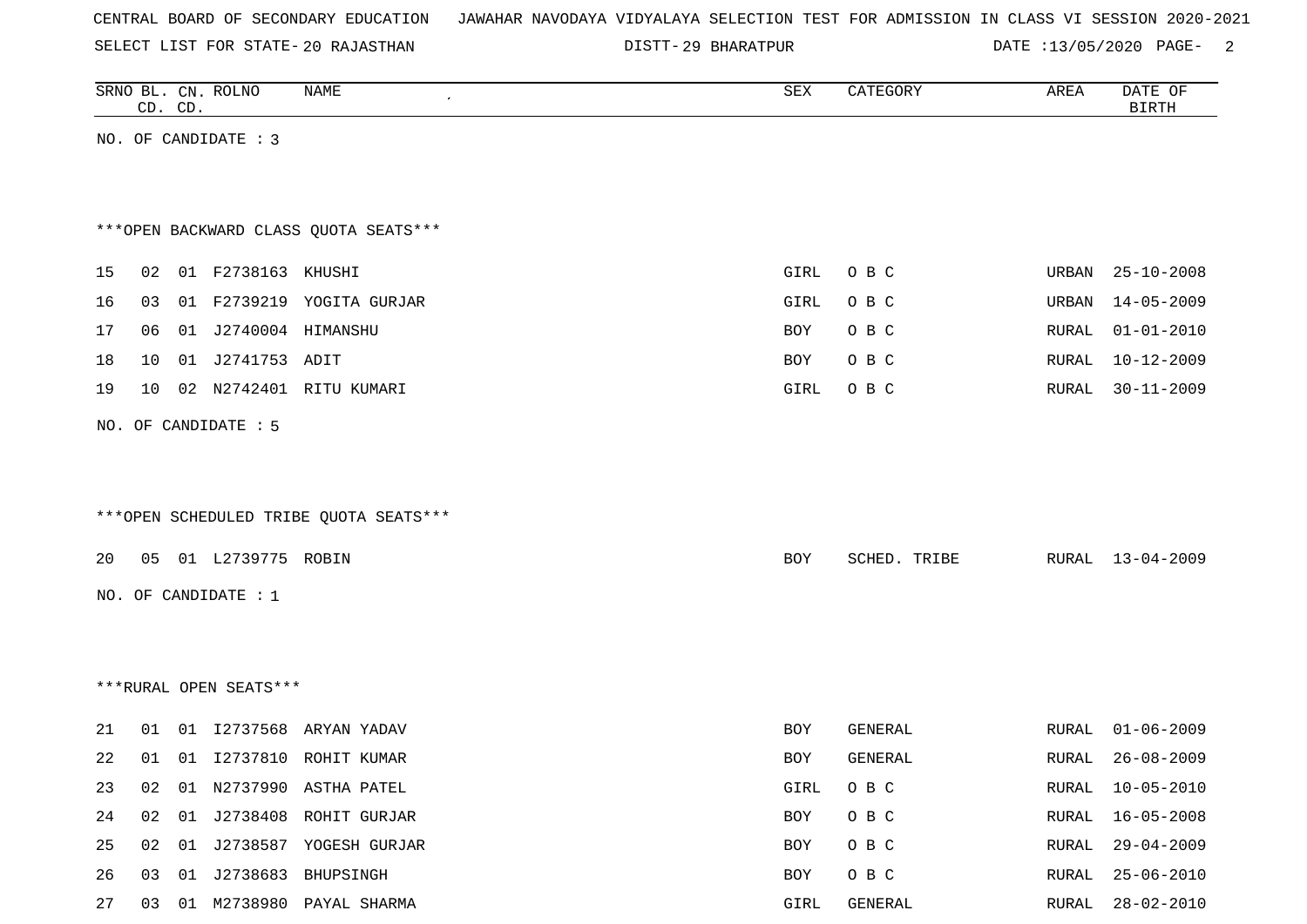CENTRAL BOARD OF SECONDARY EDUCATION JAWAHAR NAVODAYA VIDYALAYA SELECTION TEST FOR ADMISSION IN CLASS VI SESSION 2020-2021

SELECT LIST FOR STATE- 20 RAJASTHAN DISTT- 29 BHARATPUR DATE :13/05/2020

| SRNO | BL. CD. | CN. CD. | ROLNO | NAME | SEX | CATEGORY | AREA | DATE OF BIRTH |
|---|---|---|---|---|---|---|---|---|

NO. OF CANDIDATE : 3

***OPEN BACKWARD CLASS QUOTA SEATS***

| SRNO | BL. CD. | CN. CD. | ROLNO | NAME | SEX | CATEGORY | AREA | DATE OF BIRTH |
|---|---|---|---|---|---|---|---|---|
| 15 | 02 | 01 | F2738163 | KHUSHI | GIRL | O B C | URBAN | 25-10-2008 |
| 16 | 03 | 01 | F2739219 | YOGITA GURJAR | GIRL | O B C | URBAN | 14-05-2009 |
| 17 | 06 | 01 | J2740004 | HIMANSHU | BOY | O B C | RURAL | 01-01-2010 |
| 18 | 10 | 01 | J2741753 | ADIT | BOY | O B C | RURAL | 10-12-2009 |
| 19 | 10 | 02 | N2742401 | RITU KUMARI | GIRL | O B C | RURAL | 30-11-2009 |

NO. OF CANDIDATE : 5

***OPEN SCHEDULED TRIBE QUOTA SEATS***

| SRNO | BL. CD. | CN. CD. | ROLNO | NAME | SEX | CATEGORY | AREA | DATE OF BIRTH |
|---|---|---|---|---|---|---|---|---|
| 20 | 05 | 01 | L2739775 | ROBIN | BOY | SCHED. TRIBE | RURAL | 13-04-2009 |

NO. OF CANDIDATE : 1

***RURAL OPEN SEATS***

| SRNO | BL. CD. | CN. CD. | ROLNO | NAME | SEX | CATEGORY | AREA | DATE OF BIRTH |
|---|---|---|---|---|---|---|---|---|
| 21 | 01 | 01 | I2737568 | ARYAN YADAV | BOY | GENERAL | RURAL | 01-06-2009 |
| 22 | 01 | 01 | I2737810 | ROHIT KUMAR | BOY | GENERAL | RURAL | 26-08-2009 |
| 23 | 02 | 01 | N2737990 | ASTHA PATEL | GIRL | O B C | RURAL | 10-05-2010 |
| 24 | 02 | 01 | J2738408 | ROHIT GURJAR | BOY | O B C | RURAL | 16-05-2008 |
| 25 | 02 | 01 | J2738587 | YOGESH GURJAR | BOY | O B C | RURAL | 29-04-2009 |
| 26 | 03 | 01 | J2738683 | BHUPSINGH | BOY | O B C | RURAL | 25-06-2010 |
| 27 | 03 | 01 | M2738980 | PAYAL SHARMA | GIRL | GENERAL | RURAL | 28-02-2010 |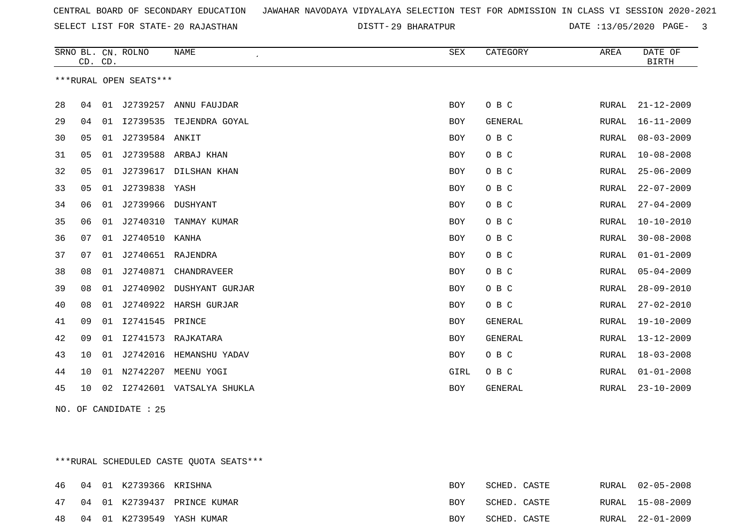CENTRAL BOARD OF SECONDARY EDUCATION JAWAHAR NAVODAYA VIDYALAYA SELECTION TEST FOR ADMISSION IN CLASS VI SESSION 2020-2021

SELECT LIST FOR STATE- 20 RAJASTHAN DISTT- 29 BHARATPUR DATE :13/05/2020

***RURAL OPEN SEATS***

| SRNO | BL. CD. | CN. CD. | ROLNO | NAME | SEX | CATEGORY | AREA | DATE OF BIRTH |
|---|---|---|---|---|---|---|---|---|
| 28 | 04 | 01 | J2739257 | ANNU FAUJDAR | BOY | O B C | RURAL | 21-12-2009 |
| 29 | 04 | 01 | I2739535 | TEJENDRA GOYAL | BOY | GENERAL | RURAL | 16-11-2009 |
| 30 | 05 | 01 | J2739584 | ANKIT | BOY | O B C | RURAL | 08-03-2009 |
| 31 | 05 | 01 | J2739588 | ARBAJ KHAN | BOY | O B C | RURAL | 10-08-2008 |
| 32 | 05 | 01 | J2739617 | DILSHAN KHAN | BOY | O B C | RURAL | 25-06-2009 |
| 33 | 05 | 01 | J2739838 | YASH | BOY | O B C | RURAL | 22-07-2009 |
| 34 | 06 | 01 | J2739966 | DUSHYANT | BOY | O B C | RURAL | 27-04-2009 |
| 35 | 06 | 01 | J2740310 | TANMAY KUMAR | BOY | O B C | RURAL | 10-10-2010 |
| 36 | 07 | 01 | J2740510 | KANHA | BOY | O B C | RURAL | 30-08-2008 |
| 37 | 07 | 01 | J2740651 | RAJENDRA | BOY | O B C | RURAL | 01-01-2009 |
| 38 | 08 | 01 | J2740871 | CHANDRAVEER | BOY | O B C | RURAL | 05-04-2009 |
| 39 | 08 | 01 | J2740902 | DUSHYANT GURJAR | BOY | O B C | RURAL | 28-09-2010 |
| 40 | 08 | 01 | J2740922 | HARSH GURJAR | BOY | O B C | RURAL | 27-02-2010 |
| 41 | 09 | 01 | I2741545 | PRINCE | BOY | GENERAL | RURAL | 19-10-2009 |
| 42 | 09 | 01 | I2741573 | RAJKATARA | BOY | GENERAL | RURAL | 13-12-2009 |
| 43 | 10 | 01 | J2742016 | HEMANSHU YADAV | BOY | O B C | RURAL | 18-03-2008 |
| 44 | 10 | 01 | N2742207 | MEENU YOGI | GIRL | O B C | RURAL | 01-01-2008 |
| 45 | 10 | 02 | I2742601 | VATSALYA SHUKLA | BOY | GENERAL | RURAL | 23-10-2009 |

NO. OF CANDIDATE : 25

***RURAL SCHEDULED CASTE QUOTA SEATS***

| SRNO | BL. CD. | CN. CD. | ROLNO | NAME | SEX | CATEGORY | AREA | DATE OF BIRTH |
|---|---|---|---|---|---|---|---|---|
| 46 | 04 | 01 | K2739366 | KRISHNA | BOY | SCHED. CASTE | RURAL | 02-05-2008 |
| 47 | 04 | 01 | K2739437 | PRINCE KUMAR | BOY | SCHED. CASTE | RURAL | 15-08-2009 |
| 48 | 04 | 01 | K2739549 | YASH KUMAR | BOY | SCHED. CASTE | RURAL | 22-01-2009 |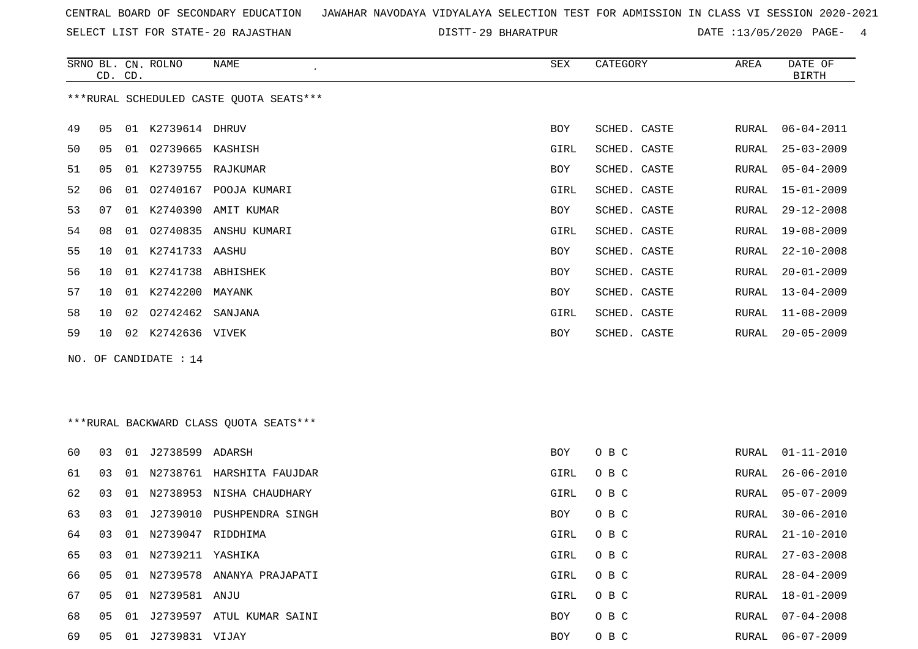CENTRAL BOARD OF SECONDARY EDUCATION   JAWAHAR NAVODAYA VIDYALAYA SELECTION TEST FOR ADMISSION IN CLASS VI SESSION 2020-2021

SELECT LIST FOR STATE- 20 RAJASTHAN   DISTT- 29 BHARATPUR   DATE :13/05/2020

***RURAL SCHEDULED CASTE QUOTA SEATS***

| SRNO | BL. CD. | CN. CD. | ROLNO | NAME | SEX | CATEGORY | AREA | DATE OF BIRTH |
|---|---|---|---|---|---|---|---|---|
| 49 | 05 | 01 | K2739614 | DHRUV | BOY | SCHED. CASTE | RURAL | 06-04-2011 |
| 50 | 05 | 01 | O2739665 | KASHISH | GIRL | SCHED. CASTE | RURAL | 25-03-2009 |
| 51 | 05 | 01 | K2739755 | RAJKUMAR | BOY | SCHED. CASTE | RURAL | 05-04-2009 |
| 52 | 06 | 01 | O2740167 | POOJA KUMARI | GIRL | SCHED. CASTE | RURAL | 15-01-2009 |
| 53 | 07 | 01 | K2740390 | AMIT KUMAR | BOY | SCHED. CASTE | RURAL | 29-12-2008 |
| 54 | 08 | 01 | O2740835 | ANSHU KUMARI | GIRL | SCHED. CASTE | RURAL | 19-08-2009 |
| 55 | 10 | 01 | K2741733 | AASHU | BOY | SCHED. CASTE | RURAL | 22-10-2008 |
| 56 | 10 | 01 | K2741738 | ABHISHEK | BOY | SCHED. CASTE | RURAL | 20-01-2009 |
| 57 | 10 | 01 | K2742200 | MAYANK | BOY | SCHED. CASTE | RURAL | 13-04-2009 |
| 58 | 10 | 02 | O2742462 | SANJANA | GIRL | SCHED. CASTE | RURAL | 11-08-2009 |
| 59 | 10 | 02 | K2742636 | VIVEK | BOY | SCHED. CASTE | RURAL | 20-05-2009 |

NO. OF CANDIDATE : 14

***RURAL BACKWARD CLASS QUOTA SEATS***

| SRNO | BL. CD. | CN. CD. | ROLNO | NAME | SEX | CATEGORY | AREA | DATE OF BIRTH |
|---|---|---|---|---|---|---|---|---|
| 60 | 03 | 01 | J2738599 | ADARSH | BOY | O B C | RURAL | 01-11-2010 |
| 61 | 03 | 01 | N2738761 | HARSHITA FAUJDAR | GIRL | O B C | RURAL | 26-06-2010 |
| 62 | 03 | 01 | N2738953 | NISHA CHAUDHARY | GIRL | O B C | RURAL | 05-07-2009 |
| 63 | 03 | 01 | J2739010 | PUSHPENDRA SINGH | BOY | O B C | RURAL | 30-06-2010 |
| 64 | 03 | 01 | N2739047 | RIDDHIMA | GIRL | O B C | RURAL | 21-10-2010 |
| 65 | 03 | 01 | N2739211 | YASHIKA | GIRL | O B C | RURAL | 27-03-2008 |
| 66 | 05 | 01 | N2739578 | ANANYA PRAJAPATI | GIRL | O B C | RURAL | 28-04-2009 |
| 67 | 05 | 01 | N2739581 | ANJU | GIRL | O B C | RURAL | 18-01-2009 |
| 68 | 05 | 01 | J2739597 | ATUL KUMAR SAINI | BOY | O B C | RURAL | 07-04-2008 |
| 69 | 05 | 01 | J2739831 | VIJAY | BOY | O B C | RURAL | 06-07-2009 |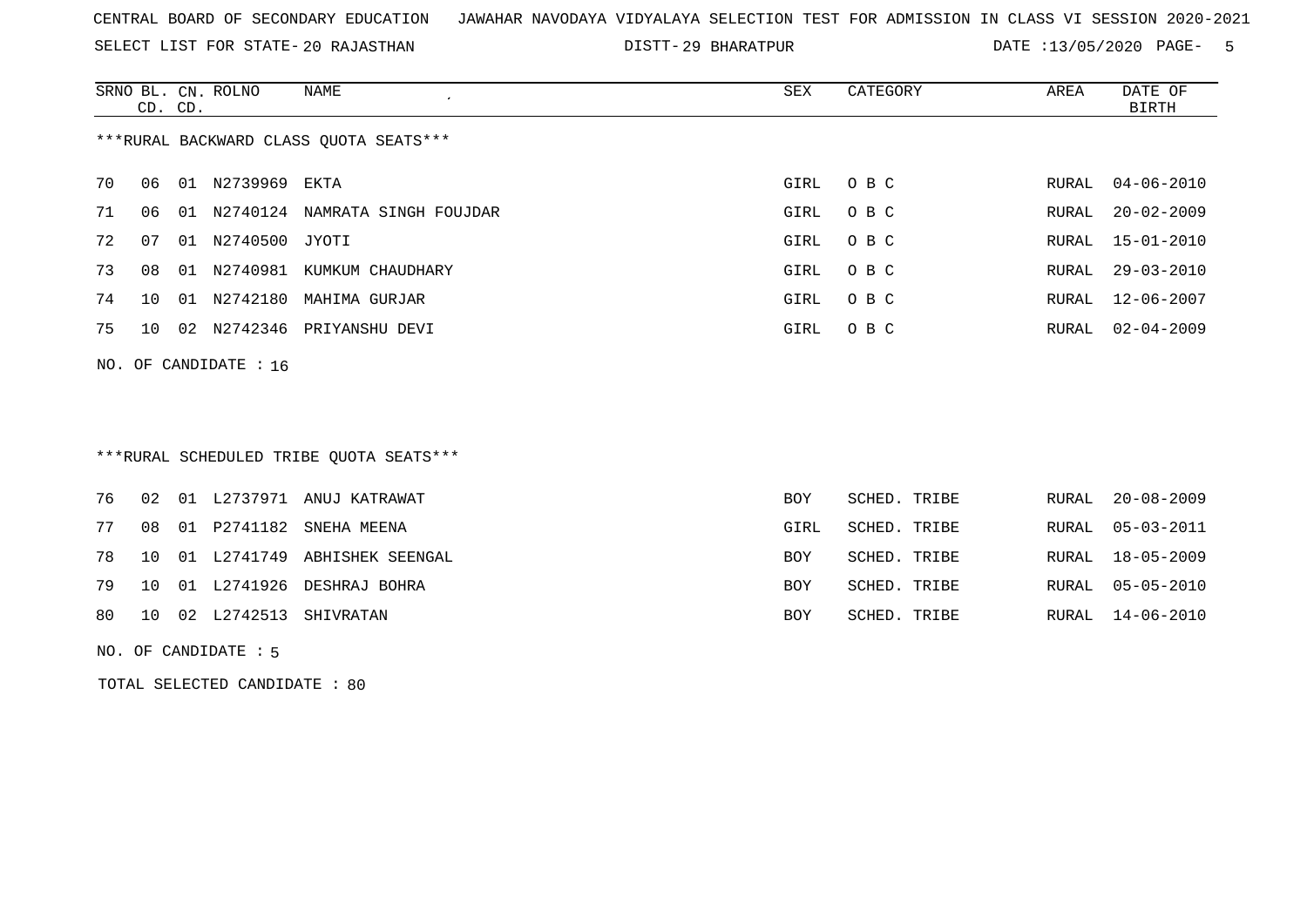CENTRAL BOARD OF SECONDARY EDUCATION JAWAHAR NAVODAYA VIDYALAYA SELECTION TEST FOR ADMISSION IN CLASS VI SESSION 2020-2021

SELECT LIST FOR STATE- 20 RAJASTHAN DISTT- 29 BHARATPUR DATE :13/05/2020

***RURAL BACKWARD CLASS QUOTA SEATS***

| SRNO | BL. CD. | CN. CD. | ROLNO | NAME | SEX | CATEGORY | AREA | DATE OF BIRTH |
|---|---|---|---|---|---|---|---|---|
| 70 | 06 | 01 | N2739969 | EKTA | GIRL | O B C | RURAL | 04-06-2010 |
| 71 | 06 | 01 | N2740124 | NAMRATA SINGH FOUJDAR | GIRL | O B C | RURAL | 20-02-2009 |
| 72 | 07 | 01 | N2740500 | JYOTI | GIRL | O B C | RURAL | 15-01-2010 |
| 73 | 08 | 01 | N2740981 | KUMKUM CHAUDHARY | GIRL | O B C | RURAL | 29-03-2010 |
| 74 | 10 | 01 | N2742180 | MAHIMA GURJAR | GIRL | O B C | RURAL | 12-06-2007 |
| 75 | 10 | 02 | N2742346 | PRIYANSHU DEVI | GIRL | O B C | RURAL | 02-04-2009 |

NO. OF CANDIDATE : 16

***RURAL SCHEDULED TRIBE QUOTA SEATS***

| SRNO | BL. CD. | CN. CD. | ROLNO | NAME | SEX | CATEGORY | AREA | DATE OF BIRTH |
|---|---|---|---|---|---|---|---|---|
| 76 | 02 | 01 | L2737971 | ANUJ KATRAWAT | BOY | SCHED. TRIBE | RURAL | 20-08-2009 |
| 77 | 08 | 01 | P2741182 | SNEHA MEENA | GIRL | SCHED. TRIBE | RURAL | 05-03-2011 |
| 78 | 10 | 01 | L2741749 | ABHISHEK SEENGAL | BOY | SCHED. TRIBE | RURAL | 18-05-2009 |
| 79 | 10 | 01 | L2741926 | DESHRAJ BOHRA | BOY | SCHED. TRIBE | RURAL | 05-05-2010 |
| 80 | 10 | 02 | L2742513 | SHIVRATAN | BOY | SCHED. TRIBE | RURAL | 14-06-2010 |

NO. OF CANDIDATE : 5

TOTAL SELECTED CANDIDATE : 80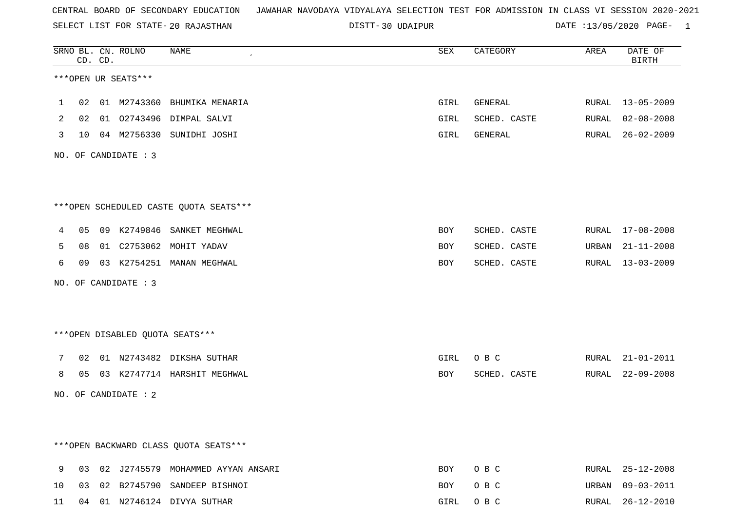CENTRAL BOARD OF SECONDARY EDUCATION   JAWAHAR NAVODAYA VIDYALAYA SELECTION TEST FOR ADMISSION IN CLASS VI SESSION 2020-2021

SELECT LIST FOR STATE- 20 RAJASTHAN   DISTT- 30 UDAIPUR   DATE :13/05/2020

| SRNO | BL. CD. | CN. CD. | ROLNO | NAME | SEX | CATEGORY | AREA | DATE OF BIRTH |
|---|---|---|---|---|---|---|---|---|

***OPEN UR SEATS***

| SRNO | BL. CD. | CN. CD. | ROLNO | NAME | SEX | CATEGORY | AREA | DATE OF BIRTH |
|---|---|---|---|---|---|---|---|---|
| 1 | 02 | 01 | M2743360 | BHUMIKA MENARIA | GIRL | GENERAL | RURAL | 13-05-2009 |
| 2 | 02 | 01 | O2743496 | DIMPAL SALVI | GIRL | SCHED. CASTE | RURAL | 02-08-2008 |
| 3 | 10 | 04 | M2756330 | SUNIDHI JOSHI | GIRL | GENERAL | RURAL | 26-02-2009 |

NO. OF CANDIDATE : 3

***OPEN SCHEDULED CASTE QUOTA SEATS***

| SRNO | BL. CD. | CN. CD. | ROLNO | NAME | SEX | CATEGORY | AREA | DATE OF BIRTH |
|---|---|---|---|---|---|---|---|---|
| 4 | 05 | 09 | K2749846 | SANKET MEGHWAL | BOY | SCHED. CASTE | RURAL | 17-08-2008 |
| 5 | 08 | 01 | C2753062 | MOHIT YADAV | BOY | SCHED. CASTE | URBAN | 21-11-2008 |
| 6 | 09 | 03 | K2754251 | MANAN MEGHWAL | BOY | SCHED. CASTE | RURAL | 13-03-2009 |

NO. OF CANDIDATE : 3

***OPEN DISABLED QUOTA SEATS***

| SRNO | BL. CD. | CN. CD. | ROLNO | NAME | SEX | CATEGORY | AREA | DATE OF BIRTH |
|---|---|---|---|---|---|---|---|---|
| 7 | 02 | 01 | N2743482 | DIKSHA SUTHAR | GIRL | O B C | RURAL | 21-01-2011 |
| 8 | 05 | 03 | K2747714 | HARSHIT MEGHWAL | BOY | SCHED. CASTE | RURAL | 22-09-2008 |

NO. OF CANDIDATE : 2

***OPEN BACKWARD CLASS QUOTA SEATS***

| SRNO | BL. CD. | CN. CD. | ROLNO | NAME | SEX | CATEGORY | AREA | DATE OF BIRTH |
|---|---|---|---|---|---|---|---|---|
| 9 | 03 | 02 | J2745579 | MOHAMMED AYYAN ANSARI | BOY | O B C | RURAL | 25-12-2008 |
| 10 | 03 | 02 | B2745790 | SANDEEP BISHNOI | BOY | O B C | URBAN | 09-03-2011 |
| 11 | 04 | 01 | N2746124 | DIVYA SUTHAR | GIRL | O B C | RURAL | 26-12-2010 |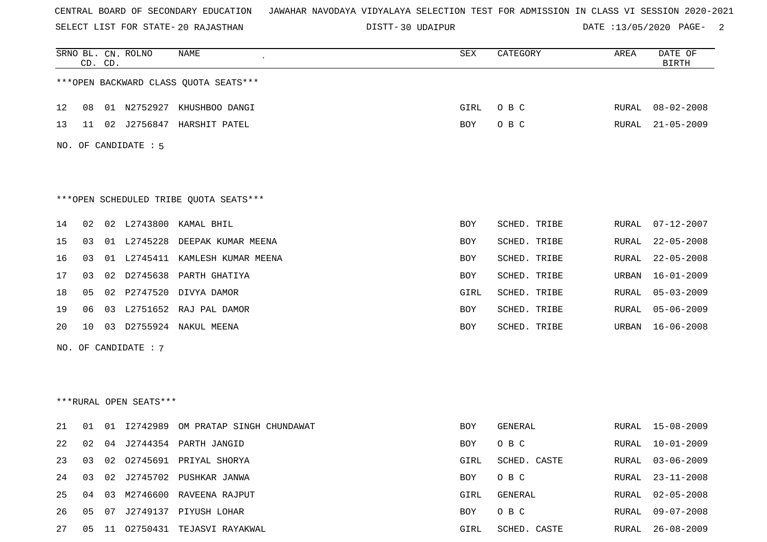CENTRAL BOARD OF SECONDARY EDUCATION JAWAHAR NAVODAYA VIDYALAYA SELECTION TEST FOR ADMISSION IN CLASS VI SESSION 2020-2021

SELECT LIST FOR STATE- 20 RAJASTHAN DISTT- 30 UDAIPUR DATE :13/05/2020 PAGE- 2

***OPEN BACKWARD CLASS QUOTA SEATS***

| SRNO | BL. CD. | CN. CD. | ROLNO | NAME | SEX | CATEGORY | AREA | DATE OF BIRTH |
|---|---|---|---|---|---|---|---|---|
| 12 | 08 | 01 | N2752927 | KHUSHBOO DANGI | GIRL | O B C | RURAL | 08-02-2008 |
| 13 | 11 | 02 | J2756847 | HARSHIT PATEL | BOY | O B C | RURAL | 21-05-2009 |

NO. OF CANDIDATE : 5

***OPEN SCHEDULED TRIBE QUOTA SEATS***

| SRNO | BL. CD. | CN. CD. | ROLNO | NAME | SEX | CATEGORY | AREA | DATE OF BIRTH |
|---|---|---|---|---|---|---|---|---|
| 14 | 02 | 02 | L2743800 | KAMAL BHIL | BOY | SCHED. TRIBE | RURAL | 07-12-2007 |
| 15 | 03 | 01 | L2745228 | DEEPAK KUMAR MEENA | BOY | SCHED. TRIBE | RURAL | 22-05-2008 |
| 16 | 03 | 01 | L2745411 | KAMLESH KUMAR MEENA | BOY | SCHED. TRIBE | RURAL | 22-05-2008 |
| 17 | 03 | 02 | D2745638 | PARTH GHATIYA | BOY | SCHED. TRIBE | URBAN | 16-01-2009 |
| 18 | 05 | 02 | P2747520 | DIVYA DAMOR | GIRL | SCHED. TRIBE | RURAL | 05-03-2009 |
| 19 | 06 | 03 | L2751652 | RAJ PAL DAMOR | BOY | SCHED. TRIBE | RURAL | 05-06-2009 |
| 20 | 10 | 03 | D2755924 | NAKUL MEENA | BOY | SCHED. TRIBE | URBAN | 16-06-2008 |

NO. OF CANDIDATE : 7

***RURAL OPEN SEATS***

| SRNO | BL. CD. | CN. CD. | ROLNO | NAME | SEX | CATEGORY | AREA | DATE OF BIRTH |
|---|---|---|---|---|---|---|---|---|
| 21 | 01 | 01 | I2742989 | OM PRATAP SINGH CHUNDAWAT | BOY | GENERAL | RURAL | 15-08-2009 |
| 22 | 02 | 04 | J2744354 | PARTH JANGID | BOY | O B C | RURAL | 10-01-2009 |
| 23 | 03 | 02 | O2745691 | PRIYAL SHORYA | GIRL | SCHED. CASTE | RURAL | 03-06-2009 |
| 24 | 03 | 02 | J2745702 | PUSHKAR JANWA | BOY | O B C | RURAL | 23-11-2008 |
| 25 | 04 | 03 | M2746600 | RAVEENA RAJPUT | GIRL | GENERAL | RURAL | 02-05-2008 |
| 26 | 05 | 07 | J2749137 | PIYUSH LOHAR | BOY | O B C | RURAL | 09-07-2008 |
| 27 | 05 | 11 | O2750431 | TEJASVI RAYAKWAL | GIRL | SCHED. CASTE | RURAL | 26-08-2009 |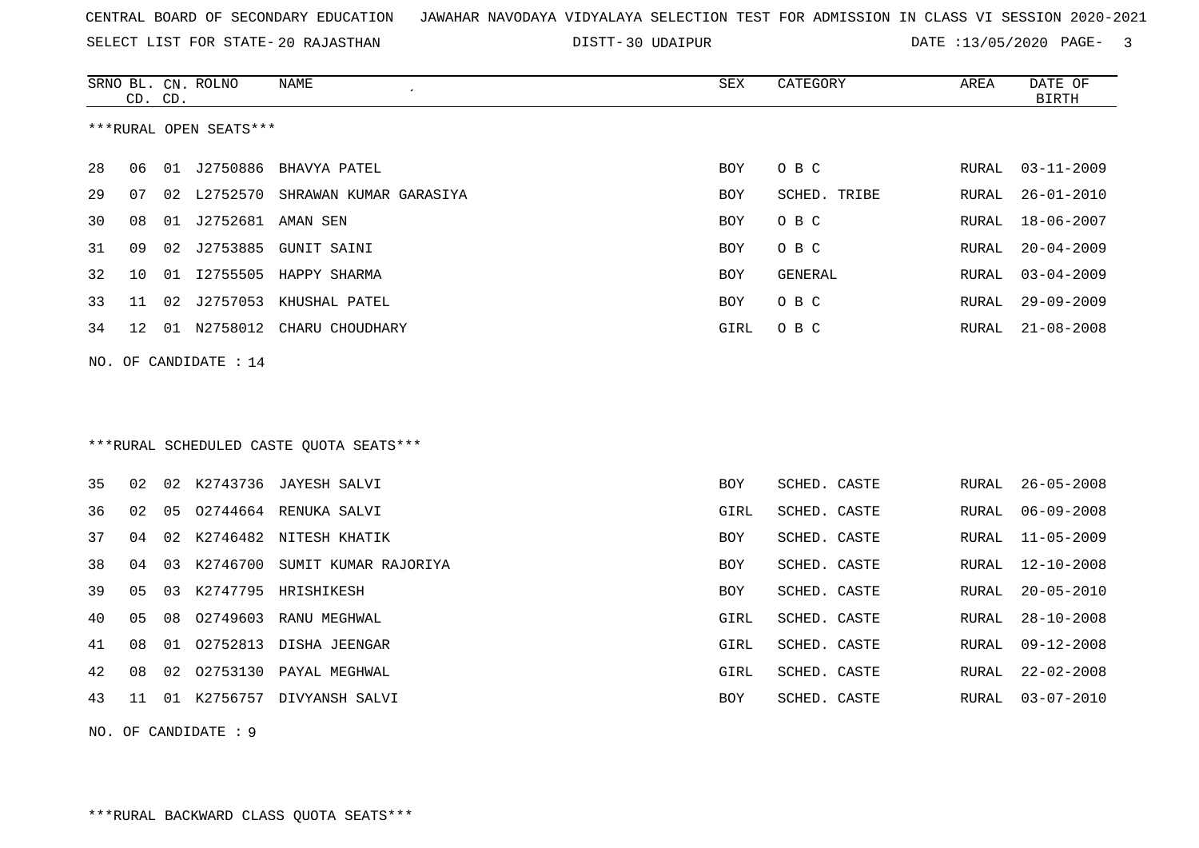CENTRAL BOARD OF SECONDARY EDUCATION JAWAHAR NAVODAYA VIDYALAYA SELECTION TEST FOR ADMISSION IN CLASS VI SESSION 2020-2021

SELECT LIST FOR STATE- 20 RAJASTHAN DISTT- 30 UDAIPUR DATE :13/05/2020

***RURAL OPEN SEATS***

| SRNO | BL. CD. | CN. CD. | ROLNO | NAME | SEX | CATEGORY | AREA | DATE OF BIRTH |
|---|---|---|---|---|---|---|---|---|
| 28 | 06 | 01 | J2750886 | BHAVYA PATEL | BOY | O B C | RURAL | 03-11-2009 |
| 29 | 07 | 02 | L2752570 | SHRAWAN KUMAR GARASIYA | BOY | SCHED. TRIBE | RURAL | 26-01-2010 |
| 30 | 08 | 01 | J2752681 | AMAN SEN | BOY | O B C | RURAL | 18-06-2007 |
| 31 | 09 | 02 | J2753885 | GUNIT SAINI | BOY | O B C | RURAL | 20-04-2009 |
| 32 | 10 | 01 | I2755505 | HAPPY SHARMA | BOY | GENERAL | RURAL | 03-04-2009 |
| 33 | 11 | 02 | J2757053 | KHUSHAL PATEL | BOY | O B C | RURAL | 29-09-2009 |
| 34 | 12 | 01 | N2758012 | CHARU CHOUDHARY | GIRL | O B C | RURAL | 21-08-2008 |

NO. OF CANDIDATE : 14

***RURAL SCHEDULED CASTE QUOTA SEATS***

| SRNO | BL. CD. | CN. CD. | ROLNO | NAME | SEX | CATEGORY | AREA | DATE OF BIRTH |
|---|---|---|---|---|---|---|---|---|
| 35 | 02 | 02 | K2743736 | JAYESH SALVI | BOY | SCHED. CASTE | RURAL | 26-05-2008 |
| 36 | 02 | 05 | O2744664 | RENUKA SALVI | GIRL | SCHED. CASTE | RURAL | 06-09-2008 |
| 37 | 04 | 02 | K2746482 | NITESH KHATIK | BOY | SCHED. CASTE | RURAL | 11-05-2009 |
| 38 | 04 | 03 | K2746700 | SUMIT KUMAR RAJORIYA | BOY | SCHED. CASTE | RURAL | 12-10-2008 |
| 39 | 05 | 03 | K2747795 | HRISHIKESH | BOY | SCHED. CASTE | RURAL | 20-05-2010 |
| 40 | 05 | 08 | O2749603 | RANU MEGHWAL | GIRL | SCHED. CASTE | RURAL | 28-10-2008 |
| 41 | 08 | 01 | O2752813 | DISHA JEENGAR | GIRL | SCHED. CASTE | RURAL | 09-12-2008 |
| 42 | 08 | 02 | O2753130 | PAYAL MEGHWAL | GIRL | SCHED. CASTE | RURAL | 22-02-2008 |
| 43 | 11 | 01 | K2756757 | DIVYANSH SALVI | BOY | SCHED. CASTE | RURAL | 03-07-2010 |

NO. OF CANDIDATE : 9

***RURAL BACKWARD CLASS QUOTA SEATS***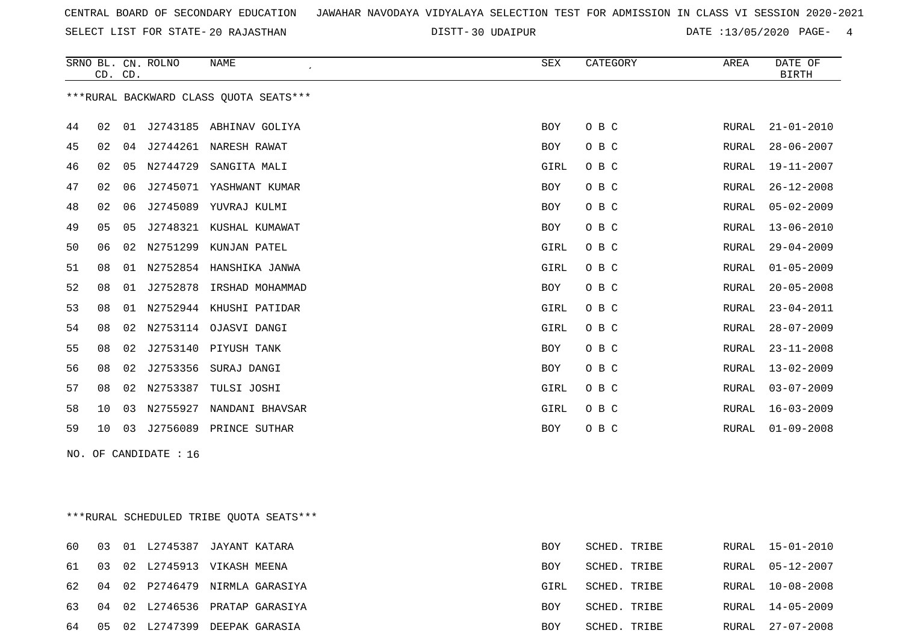CENTRAL BOARD OF SECONDARY EDUCATION JAWAHAR NAVODAYA VIDYALAYA SELECTION TEST FOR ADMISSION IN CLASS VI SESSION 2020-2021

SELECT LIST FOR STATE- 20 RAJASTHAN DISTT- 30 UDAIPUR DATE :13/05/2020

***RURAL BACKWARD CLASS QUOTA SEATS***

| SRNO | BL. CD. | CN. CD. | ROLNO | NAME | SEX | CATEGORY | AREA | DATE OF BIRTH |
|---|---|---|---|---|---|---|---|---|
| 44 | 02 | 01 | J2743185 | ABHINAV GOLIYA | BOY | O B C | RURAL | 21-01-2010 |
| 45 | 02 | 04 | J2744261 | NARESH RAWAT | BOY | O B C | RURAL | 28-06-2007 |
| 46 | 02 | 05 | N2744729 | SANGITA MALI | GIRL | O B C | RURAL | 19-11-2007 |
| 47 | 02 | 06 | J2745071 | YASHWANT KUMAR | BOY | O B C | RURAL | 26-12-2008 |
| 48 | 02 | 06 | J2745089 | YUVRAJ KULMI | BOY | O B C | RURAL | 05-02-2009 |
| 49 | 05 | 05 | J2748321 | KUSHAL KUMAWAT | BOY | O B C | RURAL | 13-06-2010 |
| 50 | 06 | 02 | N2751299 | KUNJAN PATEL | GIRL | O B C | RURAL | 29-04-2009 |
| 51 | 08 | 01 | N2752854 | HANSHIKA JANWA | GIRL | O B C | RURAL | 01-05-2009 |
| 52 | 08 | 01 | J2752878 | IRSHAD MOHAMMAD | BOY | O B C | RURAL | 20-05-2008 |
| 53 | 08 | 01 | N2752944 | KHUSHI PATIDAR | GIRL | O B C | RURAL | 23-04-2011 |
| 54 | 08 | 02 | N2753114 | OJASVI DANGI | GIRL | O B C | RURAL | 28-07-2009 |
| 55 | 08 | 02 | J2753140 | PIYUSH TANK | BOY | O B C | RURAL | 23-11-2008 |
| 56 | 08 | 02 | J2753356 | SURAJ DANGI | BOY | O B C | RURAL | 13-02-2009 |
| 57 | 08 | 02 | N2753387 | TULSI JOSHI | GIRL | O B C | RURAL | 03-07-2009 |
| 58 | 10 | 03 | N2755927 | NANDANI BHAVSAR | GIRL | O B C | RURAL | 16-03-2009 |
| 59 | 10 | 03 | J2756089 | PRINCE SUTHAR | BOY | O B C | RURAL | 01-09-2008 |

NO. OF CANDIDATE : 16

***RURAL SCHEDULED TRIBE QUOTA SEATS***

| SRNO | BL. CD. | CN. CD. | ROLNO | NAME | SEX | CATEGORY | AREA | DATE OF BIRTH |
|---|---|---|---|---|---|---|---|---|
| 60 | 03 | 01 | L2745387 | JAYANT KATARA | BOY | SCHED. TRIBE | RURAL | 15-01-2010 |
| 61 | 03 | 02 | L2745913 | VIKASH MEENA | BOY | SCHED. TRIBE | RURAL | 05-12-2007 |
| 62 | 04 | 02 | P2746479 | NIRMLA GARASIYA | GIRL | SCHED. TRIBE | RURAL | 10-08-2008 |
| 63 | 04 | 02 | L2746536 | PRATAP GARASIYA | BOY | SCHED. TRIBE | RURAL | 14-05-2009 |
| 64 | 05 | 02 | L2747399 | DEEPAK GARASIA | BOY | SCHED. TRIBE | RURAL | 27-07-2008 |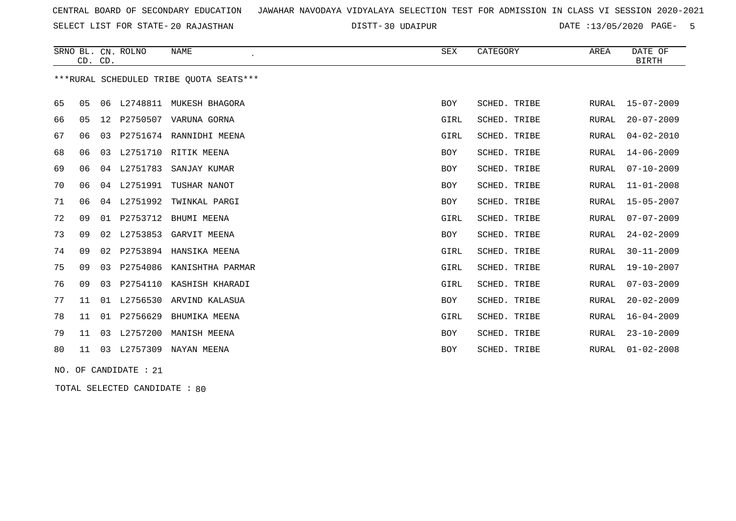CENTRAL BOARD OF SECONDARY EDUCATION JAWAHAR NAVODAYA VIDYALAYA SELECTION TEST FOR ADMISSION IN CLASS VI SESSION 2020-2021

SELECT LIST FOR STATE- 20 RAJASTHAN DISTT- 30 UDAIPUR DATE :13/05/2020

***RURAL SCHEDULED TRIBE QUOTA SEATS***

| SRNO | BL. CD. | CN. CD. | ROLNO | NAME | SEX | CATEGORY | AREA | DATE OF BIRTH |
|---|---|---|---|---|---|---|---|---|
| 65 | 05 | 06 | L2748811 | MUKESH BHAGORA | BOY | SCHED. TRIBE | RURAL | 15-07-2009 |
| 66 | 05 | 12 | P2750507 | VARUNA GORNA | GIRL | SCHED. TRIBE | RURAL | 20-07-2009 |
| 67 | 06 | 03 | P2751674 | RANNIDHI MEENA | GIRL | SCHED. TRIBE | RURAL | 04-02-2010 |
| 68 | 06 | 03 | L2751710 | RITIK MEENA | BOY | SCHED. TRIBE | RURAL | 14-06-2009 |
| 69 | 06 | 04 | L2751783 | SANJAY KUMAR | BOY | SCHED. TRIBE | RURAL | 07-10-2009 |
| 70 | 06 | 04 | L2751991 | TUSHAR NANOT | BOY | SCHED. TRIBE | RURAL | 11-01-2008 |
| 71 | 06 | 04 | L2751992 | TWINKAL PARGI | BOY | SCHED. TRIBE | RURAL | 15-05-2007 |
| 72 | 09 | 01 | P2753712 | BHUMI MEENA | GIRL | SCHED. TRIBE | RURAL | 07-07-2009 |
| 73 | 09 | 02 | L2753853 | GARVIT MEENA | BOY | SCHED. TRIBE | RURAL | 24-02-2009 |
| 74 | 09 | 02 | P2753894 | HANSIKA MEENA | GIRL | SCHED. TRIBE | RURAL | 30-11-2009 |
| 75 | 09 | 03 | P2754086 | KANISHTHA PARMAR | GIRL | SCHED. TRIBE | RURAL | 19-10-2007 |
| 76 | 09 | 03 | P2754110 | KASHISH KHARADI | GIRL | SCHED. TRIBE | RURAL | 07-03-2009 |
| 77 | 11 | 01 | L2756530 | ARVIND KALASUA | BOY | SCHED. TRIBE | RURAL | 20-02-2009 |
| 78 | 11 | 01 | P2756629 | BHUMIKA MEENA | GIRL | SCHED. TRIBE | RURAL | 16-04-2009 |
| 79 | 11 | 03 | L2757200 | MANISH MEENA | BOY | SCHED. TRIBE | RURAL | 23-10-2009 |
| 80 | 11 | 03 | L2757309 | NAYAN MEENA | BOY | SCHED. TRIBE | RURAL | 01-02-2008 |

NO. OF CANDIDATE : 21

TOTAL SELECTED CANDIDATE : 80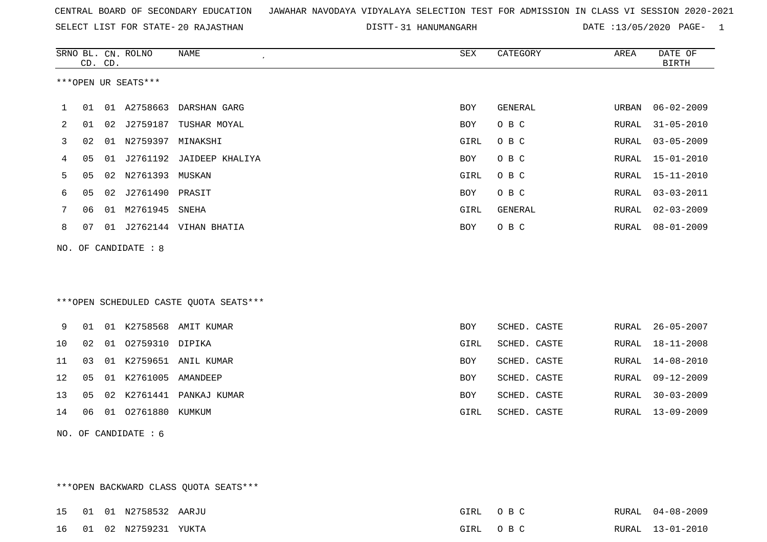CENTRAL BOARD OF SECONDARY EDUCATION JAWAHAR NAVODAYA VIDYALAYA SELECTION TEST FOR ADMISSION IN CLASS VI SESSION 2020-2021

SELECT LIST FOR STATE- 20 RAJASTHAN DISTT- 31 HANUMANGARH DATE :13/05/2020

***OPEN UR SEATS***

| SRNO | BL. CD. | CN. CD. | ROLNO | NAME | SEX | CATEGORY | AREA | DATE OF BIRTH |
|---|---|---|---|---|---|---|---|---|
| 1 | 01 | 01 | A2758663 | DARSHAN GARG | BOY | GENERAL | URBAN | 06-02-2009 |
| 2 | 01 | 02 | J2759187 | TUSHAR MOYAL | BOY | O B C | RURAL | 31-05-2010 |
| 3 | 02 | 01 | N2759397 | MINAKSHI | GIRL | O B C | RURAL | 03-05-2009 |
| 4 | 05 | 01 | J2761192 | JAIDEEP KHALIYA | BOY | O B C | RURAL | 15-01-2010 |
| 5 | 05 | 02 | N2761393 | MUSKAN | GIRL | O B C | RURAL | 15-11-2010 |
| 6 | 05 | 02 | J2761490 | PRASIT | BOY | O B C | RURAL | 03-03-2011 |
| 7 | 06 | 01 | M2761945 | SNEHA | GIRL | GENERAL | RURAL | 02-03-2009 |
| 8 | 07 | 01 | J2762144 | VIHAN BHATIA | BOY | O B C | RURAL | 08-01-2009 |

NO. OF CANDIDATE : 8

***OPEN SCHEDULED CASTE QUOTA SEATS***

| SRNO | BL. CD. | CN. CD. | ROLNO | NAME | SEX | CATEGORY | AREA | DATE OF BIRTH |
|---|---|---|---|---|---|---|---|---|
| 9 | 01 | 01 | K2758568 | AMIT KUMAR | BOY | SCHED. CASTE | RURAL | 26-05-2007 |
| 10 | 02 | 01 | O2759310 | DIPIKA | GIRL | SCHED. CASTE | RURAL | 18-11-2008 |
| 11 | 03 | 01 | K2759651 | ANIL KUMAR | BOY | SCHED. CASTE | RURAL | 14-08-2010 |
| 12 | 05 | 01 | K2761005 | AMANDEEP | BOY | SCHED. CASTE | RURAL | 09-12-2009 |
| 13 | 05 | 02 | K2761441 | PANKAJ KUMAR | BOY | SCHED. CASTE | RURAL | 30-03-2009 |
| 14 | 06 | 01 | O2761880 | KUMKUM | GIRL | SCHED. CASTE | RURAL | 13-09-2009 |

NO. OF CANDIDATE : 6

***OPEN BACKWARD CLASS QUOTA SEATS***

| SRNO | BL. CD. | CN. CD. | ROLNO | NAME | SEX | CATEGORY | AREA | DATE OF BIRTH |
|---|---|---|---|---|---|---|---|---|
| 15 | 01 | 01 | N2758532 | AARJU | GIRL | O B C | RURAL | 04-08-2009 |
| 16 | 01 | 02 | N2759231 | YUKTA | GIRL | O B C | RURAL | 13-01-2010 |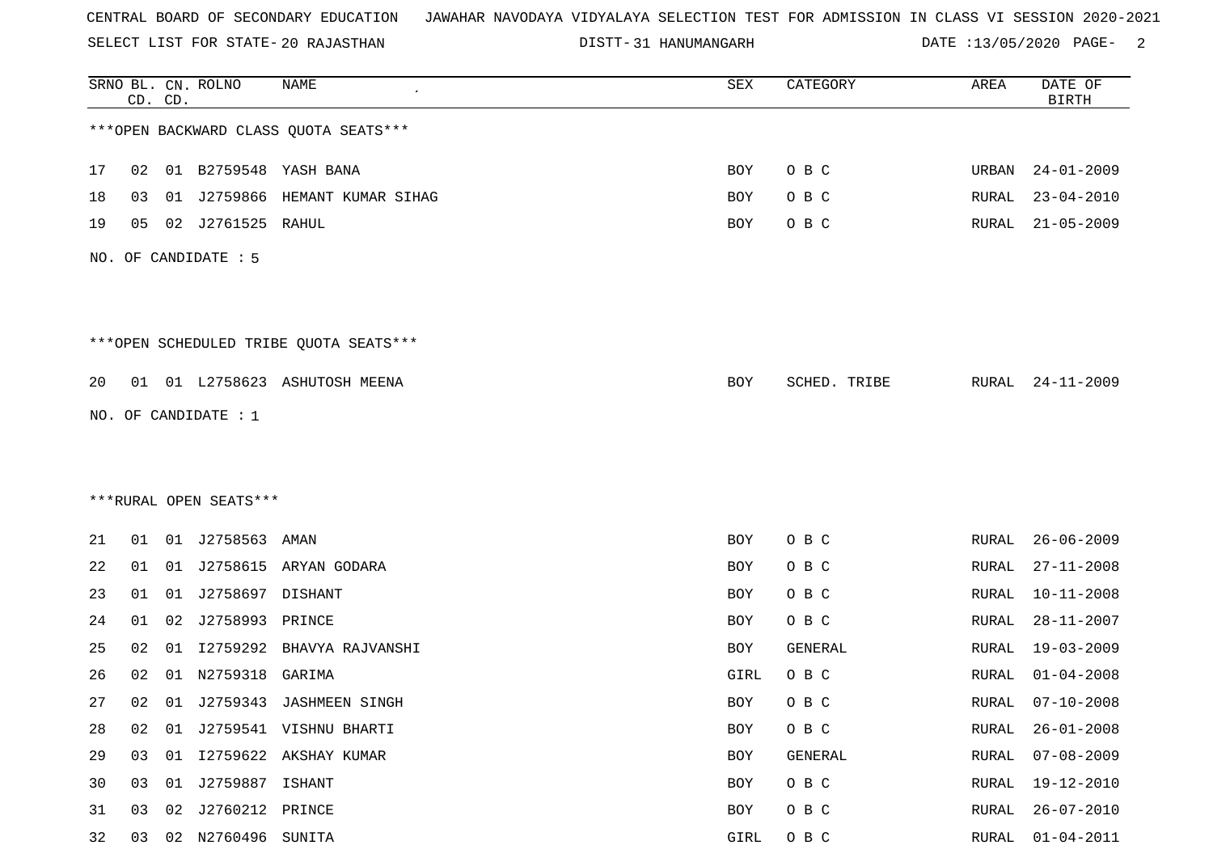CENTRAL BOARD OF SECONDARY EDUCATION JAWAHAR NAVODAYA VIDYALAYA SELECTION TEST FOR ADMISSION IN CLASS VI SESSION 2020-2021

SELECT LIST FOR STATE- 20 RAJASTHAN DISTT- 31 HANUMANGARH DATE :13/05/2020

***OPEN BACKWARD CLASS QUOTA SEATS***

| SRNO | BL. CD. | CN. CD. | ROLNO | NAME | SEX | CATEGORY | AREA | DATE OF BIRTH |
|---|---|---|---|---|---|---|---|---|
| 17 | 02 | 01 | B2759548 | YASH BANA | BOY | O B C | URBAN | 24-01-2009 |
| 18 | 03 | 01 | J2759866 | HEMANT KUMAR SIHAG | BOY | O B C | RURAL | 23-04-2010 |
| 19 | 05 | 02 | J2761525 | RAHUL | BOY | O B C | RURAL | 21-05-2009 |

NO. OF CANDIDATE : 5

***OPEN SCHEDULED TRIBE QUOTA SEATS***

| SRNO | BL. CD. | CN. CD. | ROLNO | NAME | SEX | CATEGORY | AREA | DATE OF BIRTH |
|---|---|---|---|---|---|---|---|---|
| 20 | 01 | 01 | L2758623 | ASHUTOSH MEENA | BOY | SCHED. TRIBE | RURAL | 24-11-2009 |

NO. OF CANDIDATE : 1

***RURAL OPEN SEATS***

| SRNO | BL. CD. | CN. CD. | ROLNO | NAME | SEX | CATEGORY | AREA | DATE OF BIRTH |
|---|---|---|---|---|---|---|---|---|
| 21 | 01 | 01 | J2758563 | AMAN | BOY | O B C | RURAL | 26-06-2009 |
| 22 | 01 | 01 | J2758615 | ARYAN GODARA | BOY | O B C | RURAL | 27-11-2008 |
| 23 | 01 | 01 | J2758697 | DISHANT | BOY | O B C | RURAL | 10-11-2008 |
| 24 | 01 | 02 | J2758993 | PRINCE | BOY | O B C | RURAL | 28-11-2007 |
| 25 | 02 | 01 | I2759292 | BHAVYA RAJVANSHI | BOY | GENERAL | RURAL | 19-03-2009 |
| 26 | 02 | 01 | N2759318 | GARIMA | GIRL | O B C | RURAL | 01-04-2008 |
| 27 | 02 | 01 | J2759343 | JASHMEEN SINGH | BOY | O B C | RURAL | 07-10-2008 |
| 28 | 02 | 01 | J2759541 | VISHNU BHARTI | BOY | O B C | RURAL | 26-01-2008 |
| 29 | 03 | 01 | I2759622 | AKSHAY KUMAR | BOY | GENERAL | RURAL | 07-08-2009 |
| 30 | 03 | 01 | J2759887 | ISHANT | BOY | O B C | RURAL | 19-12-2010 |
| 31 | 03 | 02 | J2760212 | PRINCE | BOY | O B C | RURAL | 26-07-2010 |
| 32 | 03 | 02 | N2760496 | SUNITA | GIRL | O B C | RURAL | 01-04-2011 |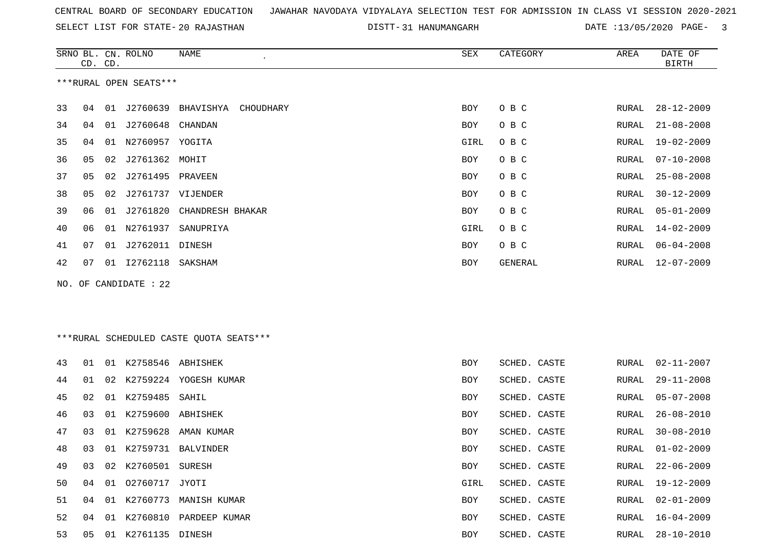CENTRAL BOARD OF SECONDARY EDUCATION JAWAHAR NAVODAYA VIDYALAYA SELECTION TEST FOR ADMISSION IN CLASS VI SESSION 2020-2021

SELECT LIST FOR STATE- 20 RAJASTHAN DISTT- 31 HANUMANGARH DATE :13/05/2020

***RURAL OPEN SEATS***

| SRNO | BL. CD. | CN. CD. | ROLNO | NAME | SEX | CATEGORY | AREA | DATE OF BIRTH |
|---|---|---|---|---|---|---|---|---|
| 33 | 04 | 01 | J2760639 | BHAVISHYA CHOUDHARY | BOY | O B C | RURAL | 28-12-2009 |
| 34 | 04 | 01 | J2760648 | CHANDAN | BOY | O B C | RURAL | 21-08-2008 |
| 35 | 04 | 01 | N2760957 | YOGITA | GIRL | O B C | RURAL | 19-02-2009 |
| 36 | 05 | 02 | J2761362 | MOHIT | BOY | O B C | RURAL | 07-10-2008 |
| 37 | 05 | 02 | J2761495 | PRAVEEN | BOY | O B C | RURAL | 25-08-2008 |
| 38 | 05 | 02 | J2761737 | VIJENDER | BOY | O B C | RURAL | 30-12-2009 |
| 39 | 06 | 01 | J2761820 | CHANDRESH BHAKAR | BOY | O B C | RURAL | 05-01-2009 |
| 40 | 06 | 01 | N2761937 | SANUPRIYA | GIRL | O B C | RURAL | 14-02-2009 |
| 41 | 07 | 01 | J2762011 | DINESH | BOY | O B C | RURAL | 06-04-2008 |
| 42 | 07 | 01 | I2762118 | SAKSHAM | BOY | GENERAL | RURAL | 12-07-2009 |

NO. OF CANDIDATE : 22

***RURAL SCHEDULED CASTE QUOTA SEATS***

| SRNO | BL. CD. | CN. CD. | ROLNO | NAME | SEX | CATEGORY | AREA | DATE OF BIRTH |
|---|---|---|---|---|---|---|---|---|
| 43 | 01 | 01 | K2758546 | ABHISHEK | BOY | SCHED. CASTE | RURAL | 02-11-2007 |
| 44 | 01 | 02 | K2759224 | YOGESH KUMAR | BOY | SCHED. CASTE | RURAL | 29-11-2008 |
| 45 | 02 | 01 | K2759485 | SAHIL | BOY | SCHED. CASTE | RURAL | 05-07-2008 |
| 46 | 03 | 01 | K2759600 | ABHISHEK | BOY | SCHED. CASTE | RURAL | 26-08-2010 |
| 47 | 03 | 01 | K2759628 | AMAN KUMAR | BOY | SCHED. CASTE | RURAL | 30-08-2010 |
| 48 | 03 | 01 | K2759731 | BALVINDER | BOY | SCHED. CASTE | RURAL | 01-02-2009 |
| 49 | 03 | 02 | K2760501 | SURESH | BOY | SCHED. CASTE | RURAL | 22-06-2009 |
| 50 | 04 | 01 | O2760717 | JYOTI | GIRL | SCHED. CASTE | RURAL | 19-12-2009 |
| 51 | 04 | 01 | K2760773 | MANISH KUMAR | BOY | SCHED. CASTE | RURAL | 02-01-2009 |
| 52 | 04 | 01 | K2760810 | PARDEEP KUMAR | BOY | SCHED. CASTE | RURAL | 16-04-2009 |
| 53 | 05 | 01 | K2761135 | DINESH | BOY | SCHED. CASTE | RURAL | 28-10-2010 |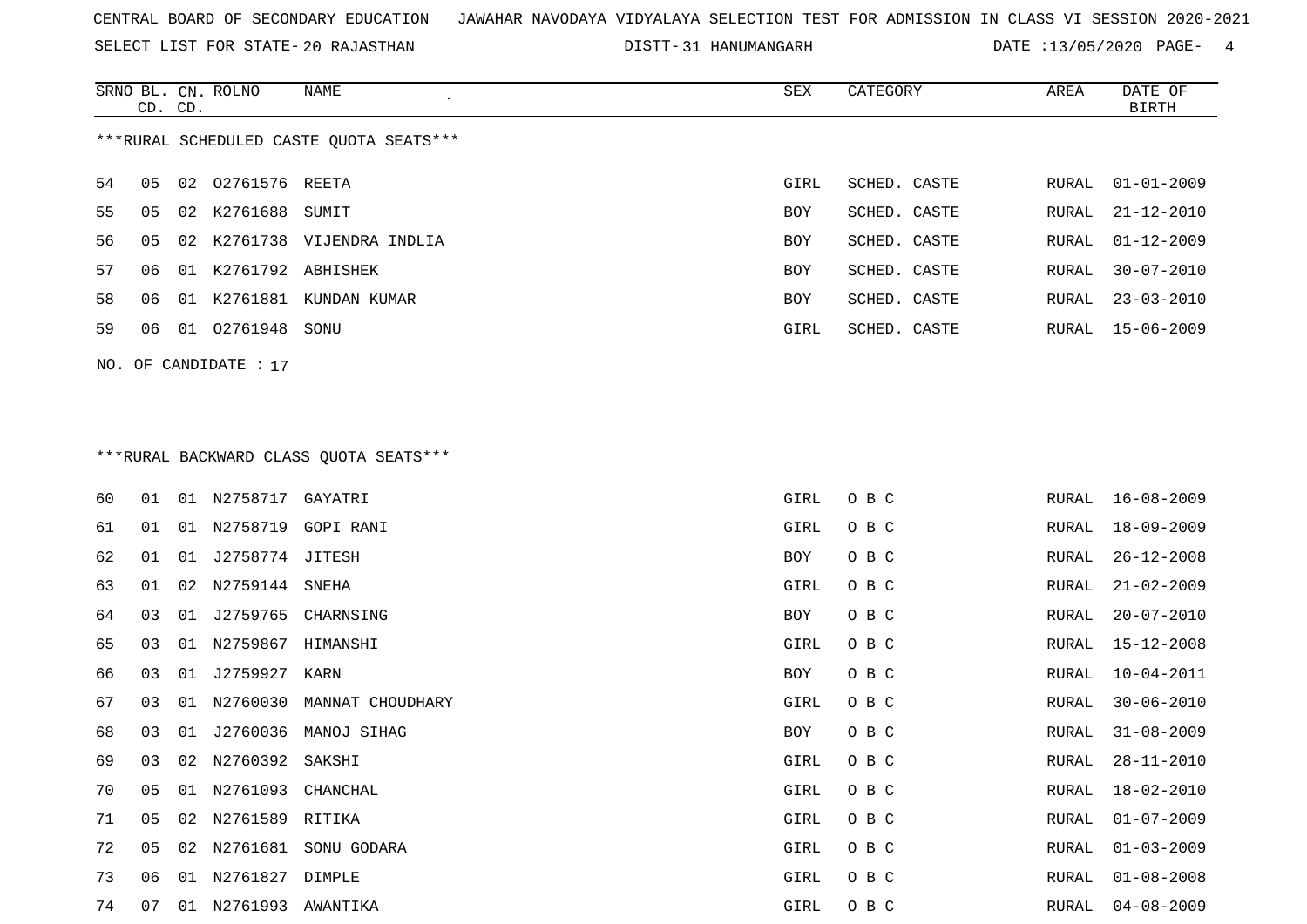CENTRAL BOARD OF SECONDARY EDUCATION   JAWAHAR NAVODAYA VIDYALAYA SELECTION TEST FOR ADMISSION IN CLASS VI SESSION 2020-2021

SELECT LIST FOR STATE- 20 RAJASTHAN   DISTT- 31 HANUMANGARH   DATE :13/05/2020

***RURAL SCHEDULED CASTE QUOTA SEATS***

| SRNO | BL. CD. | CN. CD. | ROLNO | NAME | SEX | CATEGORY | AREA | DATE OF BIRTH |
|---|---|---|---|---|---|---|---|---|
| 54 | 05 | 02 | O2761576 | REETA | GIRL | SCHED. CASTE | RURAL | 01-01-2009 |
| 55 | 05 | 02 | K2761688 | SUMIT | BOY | SCHED. CASTE | RURAL | 21-12-2010 |
| 56 | 05 | 02 | K2761738 | VIJENDRA INDLIA | BOY | SCHED. CASTE | RURAL | 01-12-2009 |
| 57 | 06 | 01 | K2761792 | ABHISHEK | BOY | SCHED. CASTE | RURAL | 30-07-2010 |
| 58 | 06 | 01 | K2761881 | KUNDAN KUMAR | BOY | SCHED. CASTE | RURAL | 23-03-2010 |
| 59 | 06 | 01 | O2761948 | SONU | GIRL | SCHED. CASTE | RURAL | 15-06-2009 |

NO. OF CANDIDATE : 17

***RURAL BACKWARD CLASS QUOTA SEATS***

| SRNO | BL. CD. | CN. CD. | ROLNO | NAME | SEX | CATEGORY | AREA | DATE OF BIRTH |
|---|---|---|---|---|---|---|---|---|
| 60 | 01 | 01 | N2758717 | GAYATRI | GIRL | O B C | RURAL | 16-08-2009 |
| 61 | 01 | 01 | N2758719 | GOPI RANI | GIRL | O B C | RURAL | 18-09-2009 |
| 62 | 01 | 01 | J2758774 | JITESH | BOY | O B C | RURAL | 26-12-2008 |
| 63 | 01 | 02 | N2759144 | SNEHA | GIRL | O B C | RURAL | 21-02-2009 |
| 64 | 03 | 01 | J2759765 | CHARNSING | BOY | O B C | RURAL | 20-07-2010 |
| 65 | 03 | 01 | N2759867 | HIMANSHI | GIRL | O B C | RURAL | 15-12-2008 |
| 66 | 03 | 01 | J2759927 | KARN | BOY | O B C | RURAL | 10-04-2011 |
| 67 | 03 | 01 | N2760030 | MANNAT CHOUDHARY | GIRL | O B C | RURAL | 30-06-2010 |
| 68 | 03 | 01 | J2760036 | MANOJ SIHAG | BOY | O B C | RURAL | 31-08-2009 |
| 69 | 03 | 02 | N2760392 | SAKSHI | GIRL | O B C | RURAL | 28-11-2010 |
| 70 | 05 | 01 | N2761093 | CHANCHAL | GIRL | O B C | RURAL | 18-02-2010 |
| 71 | 05 | 02 | N2761589 | RITIKA | GIRL | O B C | RURAL | 01-07-2009 |
| 72 | 05 | 02 | N2761681 | SONU GODARA | GIRL | O B C | RURAL | 01-03-2009 |
| 73 | 06 | 01 | N2761827 | DIMPLE | GIRL | O B C | RURAL | 01-08-2008 |
| 74 | 07 | 01 | N2761993 | AWANTIKA | GIRL | O B C | RURAL | 04-08-2009 |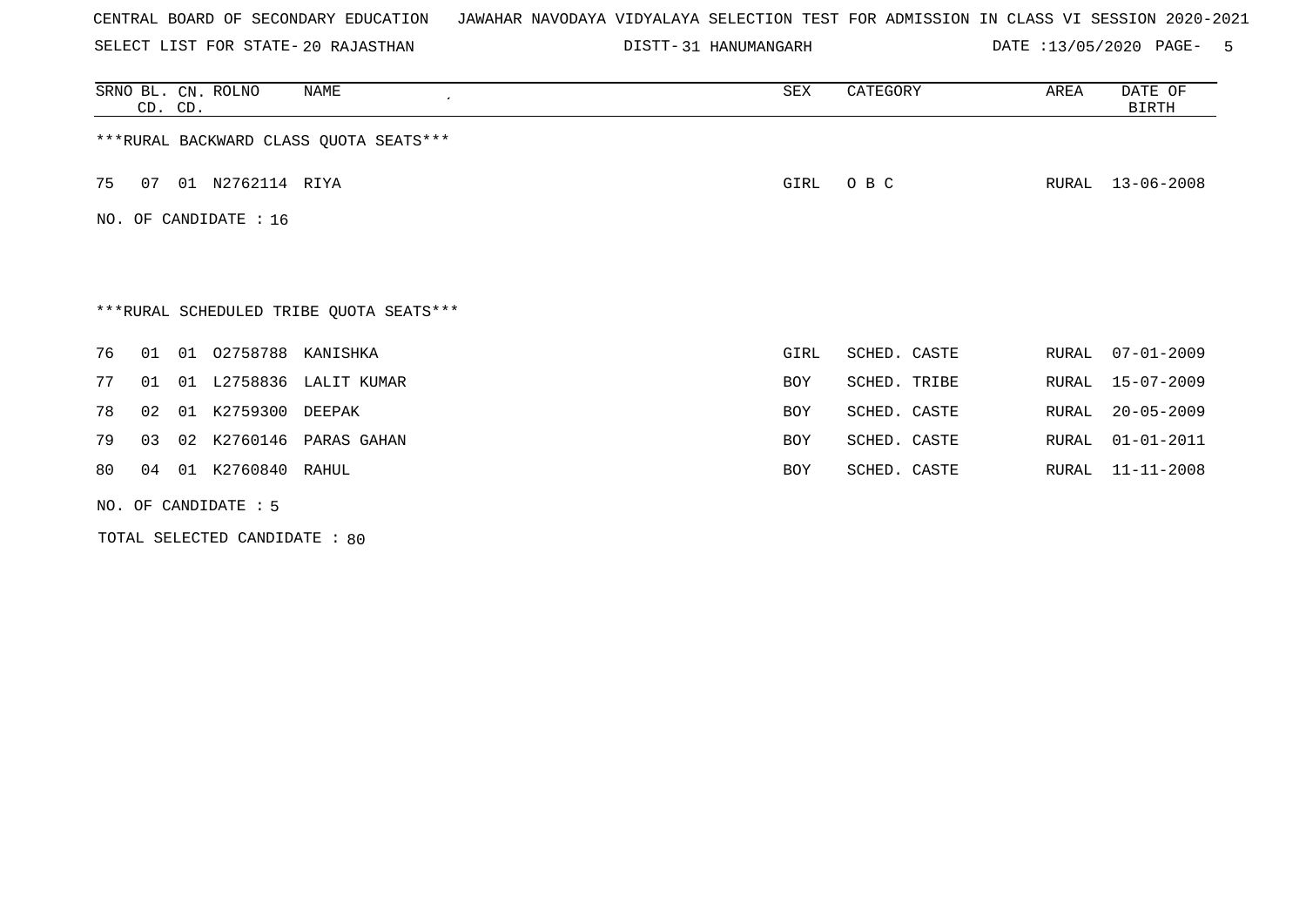CENTRAL BOARD OF SECONDARY EDUCATION   JAWAHAR NAVODAYA VIDYALAYA SELECTION TEST FOR ADMISSION IN CLASS VI SESSION 2020-2021

SELECT LIST FOR STATE- 20 RAJASTHAN   DISTT- 31 HANUMANGARH   DATE :13/05/2020

| SRNO | BL. CD. | CN. CD. | ROLNO | NAME | SEX | CATEGORY | AREA | DATE OF BIRTH |
|---|---|---|---|---|---|---|---|---|

***RURAL BACKWARD CLASS QUOTA SEATS***

| SRNO | BL. CD. | CN. CD. | ROLNO | NAME | SEX | CATEGORY | AREA | DATE OF BIRTH |
|---|---|---|---|---|---|---|---|---|
| 75 | 07 | 01 | N2762114 | RIYA | GIRL | O B C | RURAL | 13-06-2008 |

NO. OF CANDIDATE : 16

***RURAL SCHEDULED TRIBE QUOTA SEATS***

| SRNO | BL. CD. | CN. CD. | ROLNO | NAME | SEX | CATEGORY | AREA | DATE OF BIRTH |
|---|---|---|---|---|---|---|---|---|
| 76 | 01 | 01 | O2758788 | KANISHKA | GIRL | SCHED. CASTE | RURAL | 07-01-2009 |
| 77 | 01 | 01 | L2758836 | LALIT KUMAR | BOY | SCHED. TRIBE | RURAL | 15-07-2009 |
| 78 | 02 | 01 | K2759300 | DEEPAK | BOY | SCHED. CASTE | RURAL | 20-05-2009 |
| 79 | 03 | 02 | K2760146 | PARAS GAHAN | BOY | SCHED. CASTE | RURAL | 01-01-2011 |
| 80 | 04 | 01 | K2760840 | RAHUL | BOY | SCHED. CASTE | RURAL | 11-11-2008 |

NO. OF CANDIDATE : 5

TOTAL SELECTED CANDIDATE : 80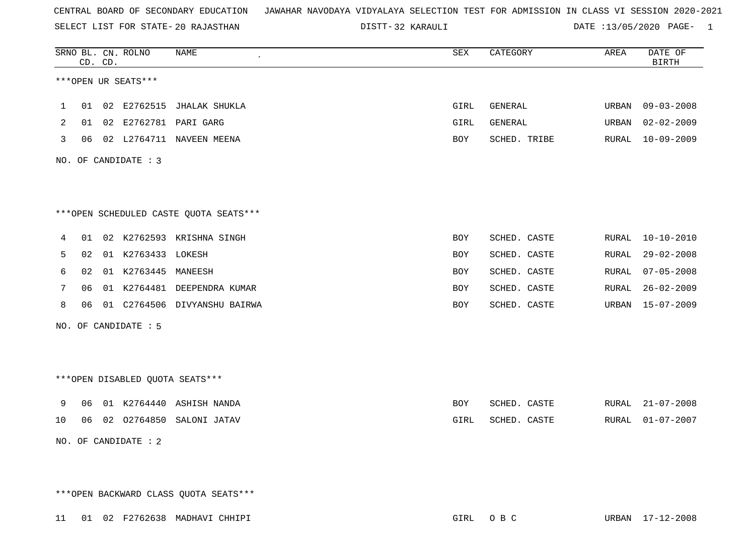CENTRAL BOARD OF SECONDARY EDUCATION JAWAHAR NAVODAYA VIDYALAYA SELECTION TEST FOR ADMISSION IN CLASS VI SESSION 2020-2021

SELECT LIST FOR STATE- 20 RAJASTHAN DISTT- 32 KARAULI DATE :13/05/2020

| SRNO | BL. CD. | CN. CD. | ROLNO | NAME | SEX | CATEGORY | AREA | DATE OF BIRTH |
|---|---|---|---|---|---|---|---|---|

***OPEN UR SEATS***

| SRNO | BL. CD. | CN. CD. | ROLNO | NAME | SEX | CATEGORY | AREA | DATE OF BIRTH |
|---|---|---|---|---|---|---|---|---|
| 1 | 01 | 02 | E2762515 | JHALAK SHUKLA | GIRL | GENERAL | URBAN | 09-03-2008 |
| 2 | 01 | 02 | E2762781 | PARI GARG | GIRL | GENERAL | URBAN | 02-02-2009 |
| 3 | 06 | 02 | L2764711 | NAVEEN MEENA | BOY | SCHED. TRIBE | RURAL | 10-09-2009 |

NO. OF CANDIDATE : 3

***OPEN SCHEDULED CASTE QUOTA SEATS***

| SRNO | BL. CD. | CN. CD. | ROLNO | NAME | SEX | CATEGORY | AREA | DATE OF BIRTH |
|---|---|---|---|---|---|---|---|---|
| 4 | 01 | 02 | K2762593 | KRISHNA SINGH | BOY | SCHED. CASTE | RURAL | 10-10-2010 |
| 5 | 02 | 01 | K2763433 | LOKESH | BOY | SCHED. CASTE | RURAL | 29-02-2008 |
| 6 | 02 | 01 | K2763445 | MANEESH | BOY | SCHED. CASTE | RURAL | 07-05-2008 |
| 7 | 06 | 01 | K2764481 | DEEPENDRA KUMAR | BOY | SCHED. CASTE | RURAL | 26-02-2009 |
| 8 | 06 | 01 | C2764506 | DIVYANSHU BAIRWA | BOY | SCHED. CASTE | URBAN | 15-07-2009 |

NO. OF CANDIDATE : 5

***OPEN DISABLED QUOTA SEATS***

| SRNO | BL. CD. | CN. CD. | ROLNO | NAME | SEX | CATEGORY | AREA | DATE OF BIRTH |
|---|---|---|---|---|---|---|---|---|
| 9 | 06 | 01 | K2764440 | ASHISH NANDA | BOY | SCHED. CASTE | RURAL | 21-07-2008 |
| 10 | 06 | 02 | O2764850 | SALONI JATAV | GIRL | SCHED. CASTE | RURAL | 01-07-2007 |

NO. OF CANDIDATE : 2

***OPEN BACKWARD CLASS QUOTA SEATS***

| SRNO | BL. CD. | CN. CD. | ROLNO | NAME | SEX | CATEGORY | AREA | DATE OF BIRTH |
|---|---|---|---|---|---|---|---|---|
| 11 | 01 | 02 | F2762638 | MADHAVI CHHIPI | GIRL | O B C | URBAN | 17-12-2008 |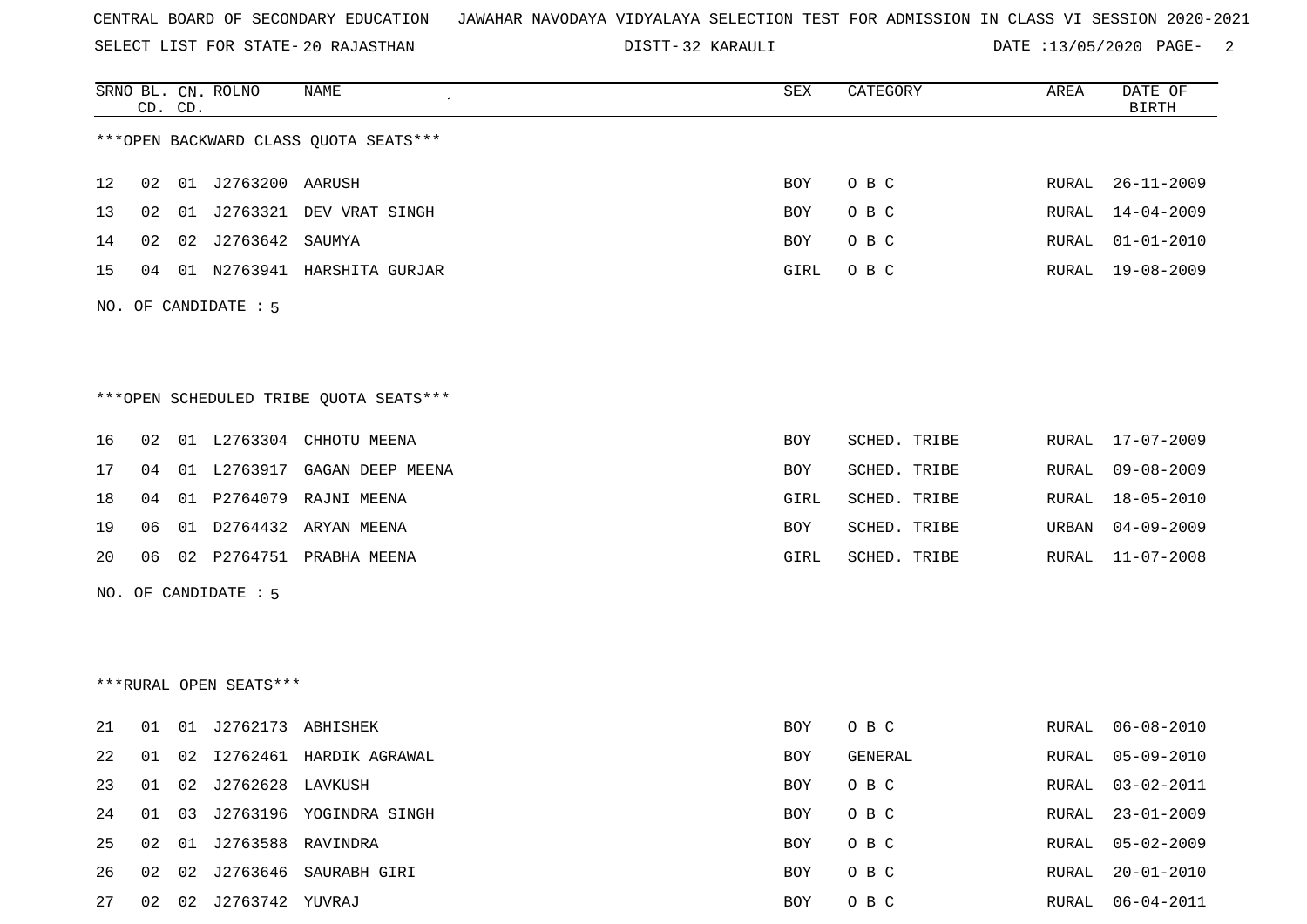CENTRAL BOARD OF SECONDARY EDUCATION JAWAHAR NAVODAYA VIDYALAYA SELECTION TEST FOR ADMISSION IN CLASS VI SESSION 2020-2021

SELECT LIST FOR STATE- 20 RAJASTHAN DISTT- 32 KARAULI DATE :13/05/2020

***OPEN BACKWARD CLASS QUOTA SEATS***

| SRNO | BL. CD. | CN. CD. | ROLNO | NAME | SEX | CATEGORY | AREA | DATE OF BIRTH |
|---|---|---|---|---|---|---|---|---|
| 12 | 02 | 01 | J2763200 | AARUSH | BOY | O B C | RURAL | 26-11-2009 |
| 13 | 02 | 01 | J2763321 | DEV VRAT SINGH | BOY | O B C | RURAL | 14-04-2009 |
| 14 | 02 | 02 | J2763642 | SAUMYA | BOY | O B C | RURAL | 01-01-2010 |
| 15 | 04 | 01 | N2763941 | HARSHITA GURJAR | GIRL | O B C | RURAL | 19-08-2009 |

NO. OF CANDIDATE : 5

***OPEN SCHEDULED TRIBE QUOTA SEATS***

| SRNO | BL. CD. | CN. CD. | ROLNO | NAME | SEX | CATEGORY | AREA | DATE OF BIRTH |
|---|---|---|---|---|---|---|---|---|
| 16 | 02 | 01 | L2763304 | CHHOTU MEENA | BOY | SCHED. TRIBE | RURAL | 17-07-2009 |
| 17 | 04 | 01 | L2763917 | GAGAN DEEP MEENA | BOY | SCHED. TRIBE | RURAL | 09-08-2009 |
| 18 | 04 | 01 | P2764079 | RAJNI MEENA | GIRL | SCHED. TRIBE | RURAL | 18-05-2010 |
| 19 | 06 | 01 | D2764432 | ARYAN MEENA | BOY | SCHED. TRIBE | URBAN | 04-09-2009 |
| 20 | 06 | 02 | P2764751 | PRABHA MEENA | GIRL | SCHED. TRIBE | RURAL | 11-07-2008 |

NO. OF CANDIDATE : 5

***RURAL OPEN SEATS***

| SRNO | BL. CD. | CN. CD. | ROLNO | NAME | SEX | CATEGORY | AREA | DATE OF BIRTH |
|---|---|---|---|---|---|---|---|---|
| 21 | 01 | 01 | J2762173 | ABHISHEK | BOY | O B C | RURAL | 06-08-2010 |
| 22 | 01 | 02 | I2762461 | HARDIK AGRAWAL | BOY | GENERAL | RURAL | 05-09-2010 |
| 23 | 01 | 02 | J2762628 | LAVKUSH | BOY | O B C | RURAL | 03-02-2011 |
| 24 | 01 | 03 | J2763196 | YOGINDRA SINGH | BOY | O B C | RURAL | 23-01-2009 |
| 25 | 02 | 01 | J2763588 | RAVINDRA | BOY | O B C | RURAL | 05-02-2009 |
| 26 | 02 | 02 | J2763646 | SAURABH GIRI | BOY | O B C | RURAL | 20-01-2010 |
| 27 | 02 | 02 | J2763742 | YUVRAJ | BOY | O B C | RURAL | 06-04-2011 |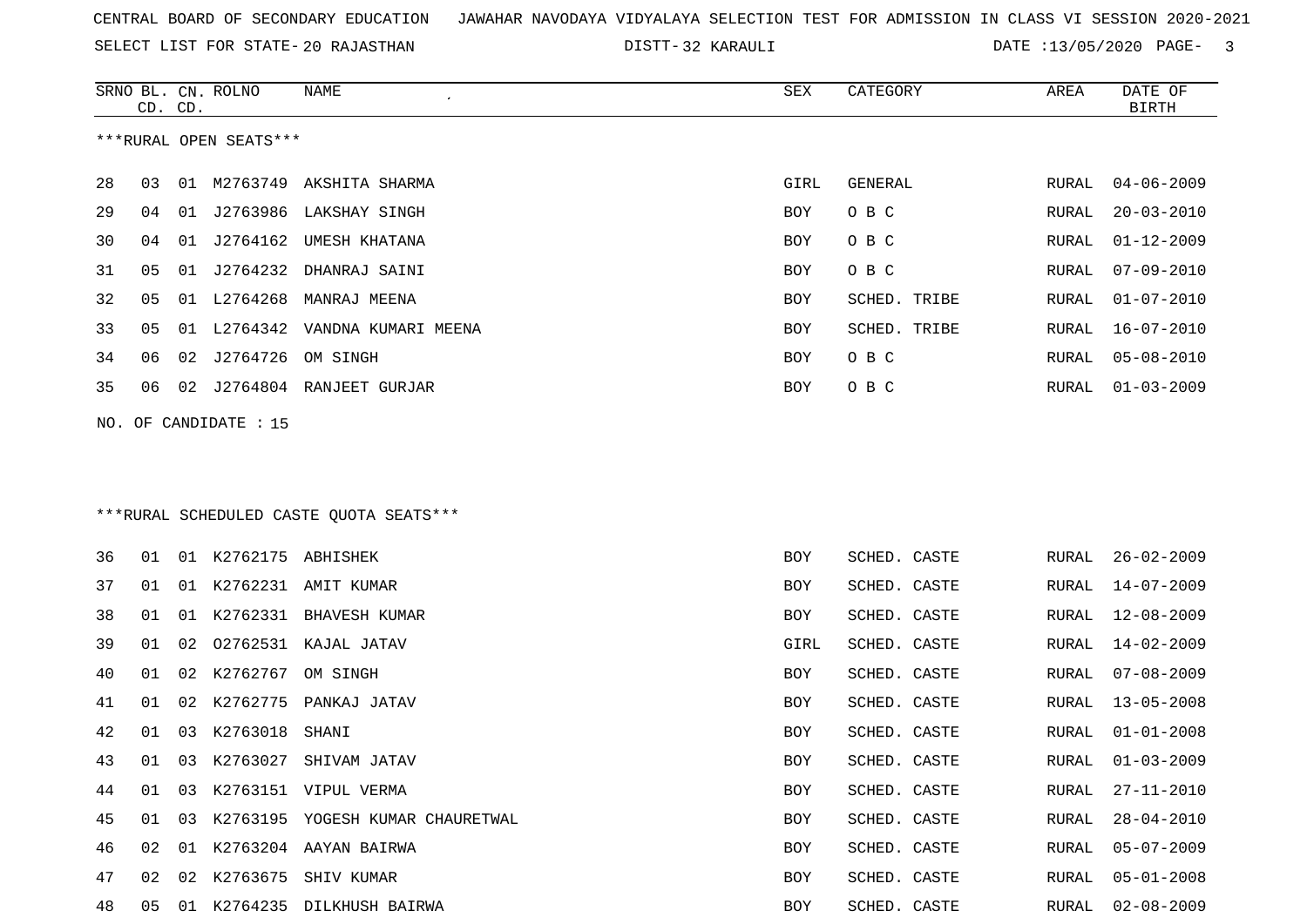CENTRAL BOARD OF SECONDARY EDUCATION   JAWAHAR NAVODAYA VIDYALAYA SELECTION TEST FOR ADMISSION IN CLASS VI SESSION 2020-2021

SELECT LIST FOR STATE- 20 RAJASTHAN   DISTT- 32 KARAULI   DATE :13/05/2020

| SRNO | BL. CD. | CN. CD. | ROLNO | NAME | SEX | CATEGORY | AREA | DATE OF BIRTH |
|---|---|---|---|---|---|---|---|---|

***RURAL OPEN SEATS***

| SRNO | BL. CD. | CN. CD. | ROLNO | NAME | SEX | CATEGORY | AREA | DATE OF BIRTH |
|---|---|---|---|---|---|---|---|---|
| 28 | 03 | 01 | M2763749 | AKSHITA SHARMA | GIRL | GENERAL | RURAL | 04-06-2009 |
| 29 | 04 | 01 | J2763986 | LAKSHAY SINGH | BOY | O B C | RURAL | 20-03-2010 |
| 30 | 04 | 01 | J2764162 | UMESH KHATANA | BOY | O B C | RURAL | 01-12-2009 |
| 31 | 05 | 01 | J2764232 | DHANRAJ SAINI | BOY | O B C | RURAL | 07-09-2010 |
| 32 | 05 | 01 | L2764268 | MANRAJ MEENA | BOY | SCHED. TRIBE | RURAL | 01-07-2010 |
| 33 | 05 | 01 | L2764342 | VANDNA KUMARI MEENA | BOY | SCHED. TRIBE | RURAL | 16-07-2010 |
| 34 | 06 | 02 | J2764726 | OM SINGH | BOY | O B C | RURAL | 05-08-2010 |
| 35 | 06 | 02 | J2764804 | RANJEET GURJAR | BOY | O B C | RURAL | 01-03-2009 |

NO. OF CANDIDATE : 15

***RURAL SCHEDULED CASTE QUOTA SEATS***

| SRNO | BL. CD. | CN. CD. | ROLNO | NAME | SEX | CATEGORY | AREA | DATE OF BIRTH |
|---|---|---|---|---|---|---|---|---|
| 36 | 01 | 01 | K2762175 | ABHISHEK | BOY | SCHED. CASTE | RURAL | 26-02-2009 |
| 37 | 01 | 01 | K2762231 | AMIT KUMAR | BOY | SCHED. CASTE | RURAL | 14-07-2009 |
| 38 | 01 | 01 | K2762331 | BHAVESH KUMAR | BOY | SCHED. CASTE | RURAL | 12-08-2009 |
| 39 | 01 | 02 | O2762531 | KAJAL JATAV | GIRL | SCHED. CASTE | RURAL | 14-02-2009 |
| 40 | 01 | 02 | K2762767 | OM SINGH | BOY | SCHED. CASTE | RURAL | 07-08-2009 |
| 41 | 01 | 02 | K2762775 | PANKAJ JATAV | BOY | SCHED. CASTE | RURAL | 13-05-2008 |
| 42 | 01 | 03 | K2763018 | SHANI | BOY | SCHED. CASTE | RURAL | 01-01-2008 |
| 43 | 01 | 03 | K2763027 | SHIVAM JATAV | BOY | SCHED. CASTE | RURAL | 01-03-2009 |
| 44 | 01 | 03 | K2763151 | VIPUL VERMA | BOY | SCHED. CASTE | RURAL | 27-11-2010 |
| 45 | 01 | 03 | K2763195 | YOGESH KUMAR CHAURETWAL | BOY | SCHED. CASTE | RURAL | 28-04-2010 |
| 46 | 02 | 01 | K2763204 | AAYAN BAIRWA | BOY | SCHED. CASTE | RURAL | 05-07-2009 |
| 47 | 02 | 02 | K2763675 | SHIV KUMAR | BOY | SCHED. CASTE | RURAL | 05-01-2008 |
| 48 | 05 | 01 | K2764235 | DILKHUSH BAIRWA | BOY | SCHED. CASTE | RURAL | 02-08-2009 |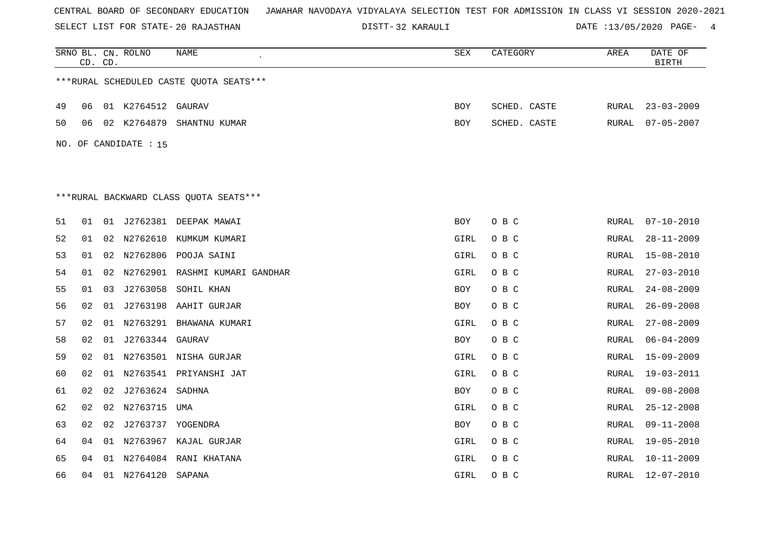CENTRAL BOARD OF SECONDARY EDUCATION JAWAHAR NAVODAYA VIDYALAYA SELECTION TEST FOR ADMISSION IN CLASS VI SESSION 2020-2021

SELECT LIST FOR STATE- 20 RAJASTHAN DISTT- 32 KARAULI DATE :13/05/2020

***RURAL SCHEDULED CASTE QUOTA SEATS***

| SRNO | BL. CD. | CN. CD. | ROLNO | NAME | SEX | CATEGORY | AREA | DATE OF BIRTH |
|---|---|---|---|---|---|---|---|---|
| 49 | 06 | 01 | K2764512 | GAURAV | BOY | SCHED. CASTE | RURAL | 23-03-2009 |
| 50 | 06 | 02 | K2764879 | SHANTNU KUMAR | BOY | SCHED. CASTE | RURAL | 07-05-2007 |

NO. OF CANDIDATE : 15

***RURAL BACKWARD CLASS QUOTA SEATS***

| SRNO | BL. CD. | CN. CD. | ROLNO | NAME | SEX | CATEGORY | AREA | DATE OF BIRTH |
|---|---|---|---|---|---|---|---|---|
| 51 | 01 | 01 | J2762381 | DEEPAK MAWAI | BOY | O B C | RURAL | 07-10-2010 |
| 52 | 01 | 02 | N2762610 | KUMKUM KUMARI | GIRL | O B C | RURAL | 28-11-2009 |
| 53 | 01 | 02 | N2762806 | POOJA SAINI | GIRL | O B C | RURAL | 15-08-2010 |
| 54 | 01 | 02 | N2762901 | RASHMI KUMARI GANDHAR | GIRL | O B C | RURAL | 27-03-2010 |
| 55 | 01 | 03 | J2763058 | SOHIL KHAN | BOY | O B C | RURAL | 24-08-2009 |
| 56 | 02 | 01 | J2763198 | AAHIT GURJAR | BOY | O B C | RURAL | 26-09-2008 |
| 57 | 02 | 01 | N2763291 | BHAWANA KUMARI | GIRL | O B C | RURAL | 27-08-2009 |
| 58 | 02 | 01 | J2763344 | GAURAV | BOY | O B C | RURAL | 06-04-2009 |
| 59 | 02 | 01 | N2763501 | NISHA GURJAR | GIRL | O B C | RURAL | 15-09-2009 |
| 60 | 02 | 01 | N2763541 | PRIYANSHI JAT | GIRL | O B C | RURAL | 19-03-2011 |
| 61 | 02 | 02 | J2763624 | SADHNA | BOY | O B C | RURAL | 09-08-2008 |
| 62 | 02 | 02 | N2763715 | UMA | GIRL | O B C | RURAL | 25-12-2008 |
| 63 | 02 | 02 | J2763737 | YOGENDRA | BOY | O B C | RURAL | 09-11-2008 |
| 64 | 04 | 01 | N2763967 | KAJAL GURJAR | GIRL | O B C | RURAL | 19-05-2010 |
| 65 | 04 | 01 | N2764084 | RANI KHATANA | GIRL | O B C | RURAL | 10-11-2009 |
| 66 | 04 | 01 | N2764120 | SAPANA | GIRL | O B C | RURAL | 12-07-2010 |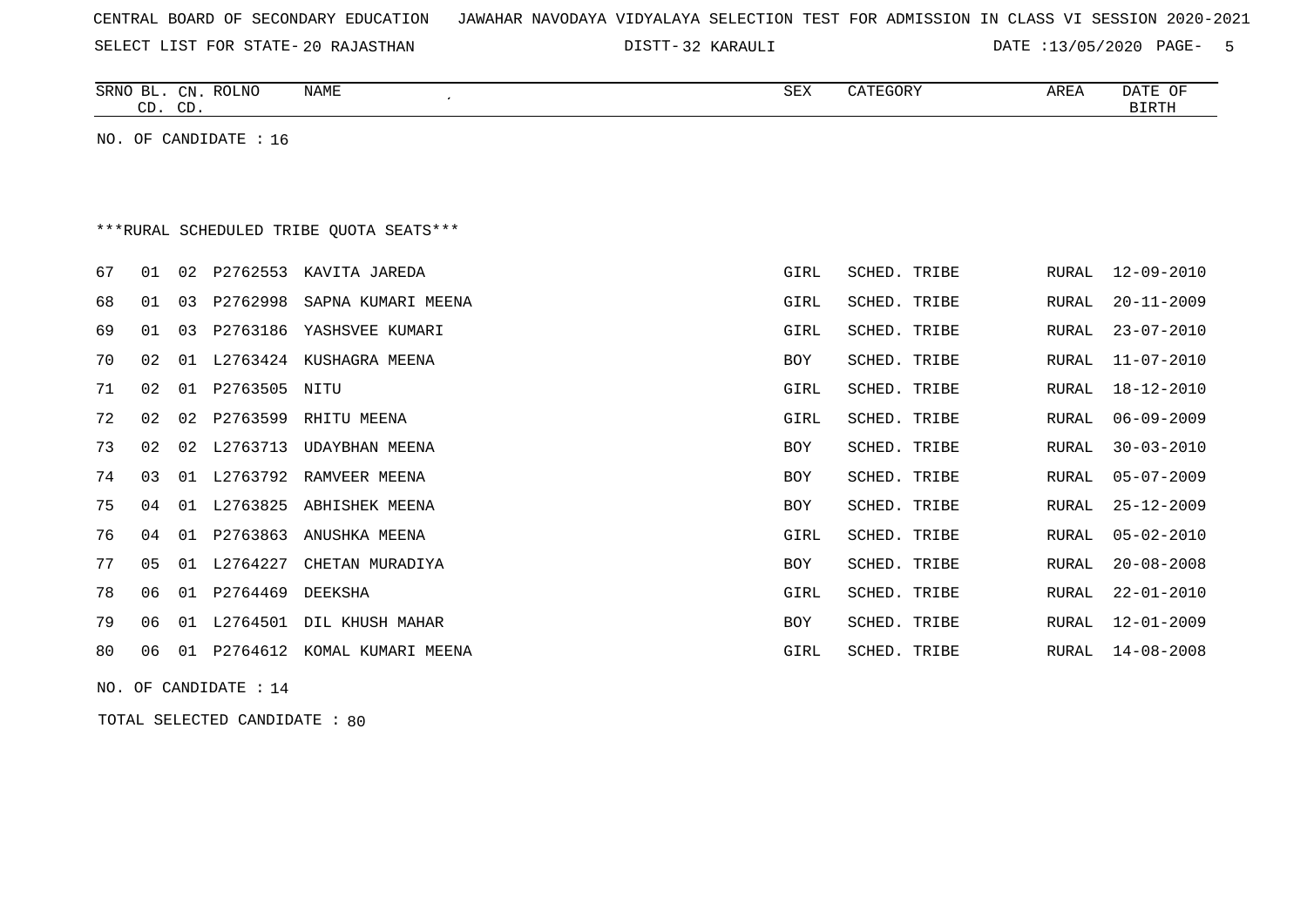CENTRAL BOARD OF SECONDARY EDUCATION JAWAHAR NAVODAYA VIDYALAYA SELECTION TEST FOR ADMISSION IN CLASS VI SESSION 2020-2021

SELECT LIST FOR STATE- 20 RAJASTHAN DISTT- 32 KARAULI DATE :13/05/2020

NO. OF CANDIDATE : 16

***RURAL SCHEDULED TRIBE QUOTA SEATS***

| SRNO | BL. CD. | CN. CD. | ROLNO | NAME | SEX | CATEGORY | AREA | DATE OF BIRTH |
|---|---|---|---|---|---|---|---|---|
| 67 | 01 | 02 | P2762553 | KAVITA JAREDA | GIRL | SCHED. TRIBE | RURAL | 12-09-2010 |
| 68 | 01 | 03 | P2762998 | SAPNA KUMARI MEENA | GIRL | SCHED. TRIBE | RURAL | 20-11-2009 |
| 69 | 01 | 03 | P2763186 | YASHSVEE KUMARI | GIRL | SCHED. TRIBE | RURAL | 23-07-2010 |
| 70 | 02 | 01 | L2763424 | KUSHAGRA MEENA | BOY | SCHED. TRIBE | RURAL | 11-07-2010 |
| 71 | 02 | 01 | P2763505 | NITU | GIRL | SCHED. TRIBE | RURAL | 18-12-2010 |
| 72 | 02 | 02 | P2763599 | RHITU MEENA | GIRL | SCHED. TRIBE | RURAL | 06-09-2009 |
| 73 | 02 | 02 | L2763713 | UDAYBHAN MEENA | BOY | SCHED. TRIBE | RURAL | 30-03-2010 |
| 74 | 03 | 01 | L2763792 | RAMVEER MEENA | BOY | SCHED. TRIBE | RURAL | 05-07-2009 |
| 75 | 04 | 01 | L2763825 | ABHISHEK MEENA | BOY | SCHED. TRIBE | RURAL | 25-12-2009 |
| 76 | 04 | 01 | P2763863 | ANUSHKA MEENA | GIRL | SCHED. TRIBE | RURAL | 05-02-2010 |
| 77 | 05 | 01 | L2764227 | CHETAN MURADIYA | BOY | SCHED. TRIBE | RURAL | 20-08-2008 |
| 78 | 06 | 01 | P2764469 | DEEKSHA | GIRL | SCHED. TRIBE | RURAL | 22-01-2010 |
| 79 | 06 | 01 | L2764501 | DIL KHUSH MAHAR | BOY | SCHED. TRIBE | RURAL | 12-01-2009 |
| 80 | 06 | 01 | P2764612 | KOMAL KUMARI MEENA | GIRL | SCHED. TRIBE | RURAL | 14-08-2008 |

NO. OF CANDIDATE : 14

TOTAL SELECTED CANDIDATE : 80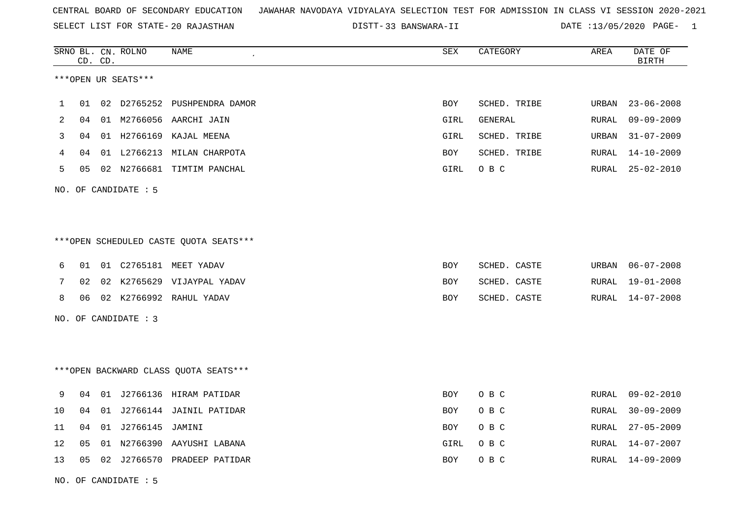CENTRAL BOARD OF SECONDARY EDUCATION JAWAHAR NAVODAYA VIDYALAYA SELECTION TEST FOR ADMISSION IN CLASS VI SESSION 2020-2021

SELECT LIST FOR STATE- 20 RAJASTHAN DISTT- 33 BANSWARA-II DATE :13/05/2020

| SRNO | BL. CD. | CN. CD. | ROLNO | NAME | SEX | CATEGORY | AREA | DATE OF BIRTH |
|---|---|---|---|---|---|---|---|---|

***OPEN UR SEATS***

| SRNO | BL. CD. | CN. CD. | ROLNO | NAME | SEX | CATEGORY | AREA | DATE OF BIRTH |
|---|---|---|---|---|---|---|---|---|
| 1 | 01 | 02 | D2765252 | PUSHPENDRA DAMOR | BOY | SCHED. TRIBE | URBAN | 23-06-2008 |
| 2 | 04 | 01 | M2766056 | AARCHI JAIN | GIRL | GENERAL | RURAL | 09-09-2009 |
| 3 | 04 | 01 | H2766169 | KAJAL MEENA | GIRL | SCHED. TRIBE | URBAN | 31-07-2009 |
| 4 | 04 | 01 | L2766213 | MILAN CHARPOTA | BOY | SCHED. TRIBE | RURAL | 14-10-2009 |
| 5 | 05 | 02 | N2766681 | TIMTIM PANCHAL | GIRL | O B C | RURAL | 25-02-2010 |

NO. OF CANDIDATE : 5

***OPEN SCHEDULED CASTE QUOTA SEATS***

| SRNO | BL. CD. | CN. CD. | ROLNO | NAME | SEX | CATEGORY | AREA | DATE OF BIRTH |
|---|---|---|---|---|---|---|---|---|
| 6 | 01 | 01 | C2765181 | MEET YADAV | BOY | SCHED. CASTE | URBAN | 06-07-2008 |
| 7 | 02 | 02 | K2765629 | VIJAYPAL YADAV | BOY | SCHED. CASTE | RURAL | 19-01-2008 |
| 8 | 06 | 02 | K2766992 | RAHUL YADAV | BOY | SCHED. CASTE | RURAL | 14-07-2008 |

NO. OF CANDIDATE : 3

***OPEN BACKWARD CLASS QUOTA SEATS***

| SRNO | BL. CD. | CN. CD. | ROLNO | NAME | SEX | CATEGORY | AREA | DATE OF BIRTH |
|---|---|---|---|---|---|---|---|---|
| 9 | 04 | 01 | J2766136 | HIRAM PATIDAR | BOY | O B C | RURAL | 09-02-2010 |
| 10 | 04 | 01 | J2766144 | JAINIL PATIDAR | BOY | O B C | RURAL | 30-09-2009 |
| 11 | 04 | 01 | J2766145 | JAMINI | BOY | O B C | RURAL | 27-05-2009 |
| 12 | 05 | 01 | N2766390 | AAYUSHI LABANA | GIRL | O B C | RURAL | 14-07-2007 |
| 13 | 05 | 02 | J2766570 | PRADEEP PATIDAR | BOY | O B C | RURAL | 14-09-2009 |

NO. OF CANDIDATE : 5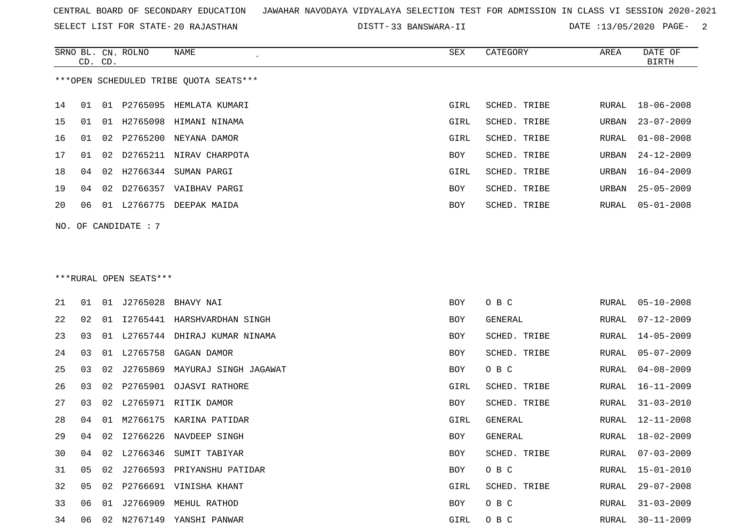CENTRAL BOARD OF SECONDARY EDUCATION JAWAHAR NAVODAYA VIDYALAYA SELECTION TEST FOR ADMISSION IN CLASS VI SESSION 2020-2021

SELECT LIST FOR STATE- 20 RAJASTHAN DISTT- 33 BANSWARA-II DATE :13/05/2020

***OPEN SCHEDULED TRIBE QUOTA SEATS***

| SRNO | BL. CD. | CN. CD. | ROLNO | NAME | SEX | CATEGORY | AREA | DATE OF BIRTH |
|---|---|---|---|---|---|---|---|---|
| 14 | 01 | 01 | P2765095 | HEMLATA KUMARI | GIRL | SCHED. TRIBE | RURAL | 18-06-2008 |
| 15 | 01 | 01 | H2765098 | HIMANI NINAMA | GIRL | SCHED. TRIBE | URBAN | 23-07-2009 |
| 16 | 01 | 02 | P2765200 | NEYANA DAMOR | GIRL | SCHED. TRIBE | RURAL | 01-08-2008 |
| 17 | 01 | 02 | D2765211 | NIRAV CHARPOTA | BOY | SCHED. TRIBE | URBAN | 24-12-2009 |
| 18 | 04 | 02 | H2766344 | SUMAN PARGI | GIRL | SCHED. TRIBE | URBAN | 16-04-2009 |
| 19 | 04 | 02 | D2766357 | VAIBHAV PARGI | BOY | SCHED. TRIBE | URBAN | 25-05-2009 |
| 20 | 06 | 01 | L2766775 | DEEPAK MAIDA | BOY | SCHED. TRIBE | RURAL | 05-01-2008 |

NO. OF CANDIDATE : 7

***RURAL OPEN SEATS***

| SRNO | BL. CD. | CN. CD. | ROLNO | NAME | SEX | CATEGORY | AREA | DATE OF BIRTH |
|---|---|---|---|---|---|---|---|---|
| 21 | 01 | 01 | J2765028 | BHAVY NAI | BOY | O B C | RURAL | 05-10-2008 |
| 22 | 02 | 01 | I2765441 | HARSHVARDHAN SINGH | BOY | GENERAL | RURAL | 07-12-2009 |
| 23 | 03 | 01 | L2765744 | DHIRAJ KUMAR NINAMA | BOY | SCHED. TRIBE | RURAL | 14-05-2009 |
| 24 | 03 | 01 | L2765758 | GAGAN DAMOR | BOY | SCHED. TRIBE | RURAL | 05-07-2009 |
| 25 | 03 | 02 | J2765869 | MAYURAJ SINGH JAGAWAT | BOY | O B C | RURAL | 04-08-2009 |
| 26 | 03 | 02 | P2765901 | OJASVI RATHORE | GIRL | SCHED. TRIBE | RURAL | 16-11-2009 |
| 27 | 03 | 02 | L2765971 | RITIK DAMOR | BOY | SCHED. TRIBE | RURAL | 31-03-2010 |
| 28 | 04 | 01 | M2766175 | KARINA PATIDAR | GIRL | GENERAL | RURAL | 12-11-2008 |
| 29 | 04 | 02 | I2766226 | NAVDEEP SINGH | BOY | GENERAL | RURAL | 18-02-2009 |
| 30 | 04 | 02 | L2766346 | SUMIT TABIYAR | BOY | SCHED. TRIBE | RURAL | 07-03-2009 |
| 31 | 05 | 02 | J2766593 | PRIYANSHU PATIDAR | BOY | O B C | RURAL | 15-01-2010 |
| 32 | 05 | 02 | P2766691 | VINISHA KHANT | GIRL | SCHED. TRIBE | RURAL | 29-07-2008 |
| 33 | 06 | 01 | J2766909 | MEHUL RATHOD | BOY | O B C | RURAL | 31-03-2009 |
| 34 | 06 | 02 | N2767149 | YANSHI PANWAR | GIRL | O B C | RURAL | 30-11-2009 |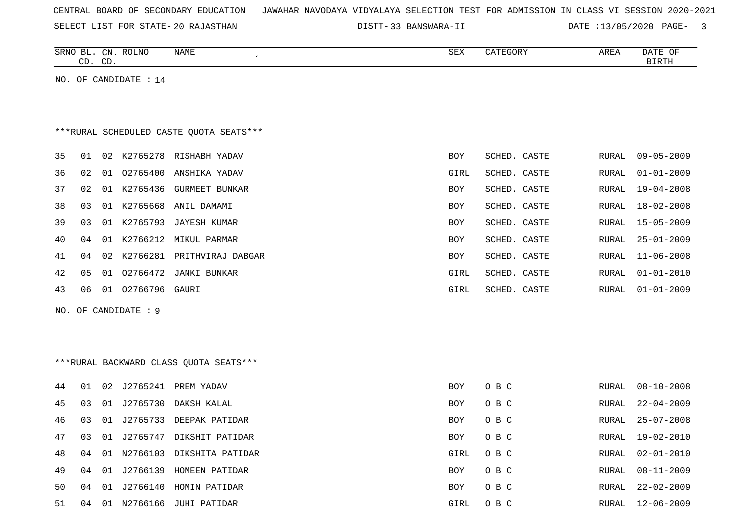CENTRAL BOARD OF SECONDARY EDUCATION   JAWAHAR NAVODAYA VIDYALAYA SELECTION TEST FOR ADMISSION IN CLASS VI SESSION 2020-2021

SELECT LIST FOR STATE- 20 RAJASTHAN   DISTT- 33 BANSWARA-II   DATE :13/05/2020

| SRNO | BL. CD. | CN. CD. | ROLNO | NAME | SEX | CATEGORY | AREA | DATE OF BIRTH |
|---|---|---|---|---|---|---|---|---|

NO. OF CANDIDATE : 14

***RURAL SCHEDULED CASTE QUOTA SEATS***

| SRNO | BL. CD. | CN. CD. | ROLNO | NAME | SEX | CATEGORY | AREA | DATE OF BIRTH |
|---|---|---|---|---|---|---|---|---|
| 35 | 01 | 02 | K2765278 | RISHABH YADAV | BOY | SCHED. CASTE | RURAL | 09-05-2009 |
| 36 | 02 | 01 | O2765400 | ANSHIKA YADAV | GIRL | SCHED. CASTE | RURAL | 01-01-2009 |
| 37 | 02 | 01 | K2765436 | GURMEET BUNKAR | BOY | SCHED. CASTE | RURAL | 19-04-2008 |
| 38 | 03 | 01 | K2765668 | ANIL DAMAMI | BOY | SCHED. CASTE | RURAL | 18-02-2008 |
| 39 | 03 | 01 | K2765793 | JAYESH KUMAR | BOY | SCHED. CASTE | RURAL | 15-05-2009 |
| 40 | 04 | 01 | K2766212 | MIKUL PARMAR | BOY | SCHED. CASTE | RURAL | 25-01-2009 |
| 41 | 04 | 02 | K2766281 | PRITHVIRAJ DABGAR | BOY | SCHED. CASTE | RURAL | 11-06-2008 |
| 42 | 05 | 01 | O2766472 | JANKI BUNKAR | GIRL | SCHED. CASTE | RURAL | 01-01-2010 |
| 43 | 06 | 01 | O2766796 | GAURI | GIRL | SCHED. CASTE | RURAL | 01-01-2009 |

NO. OF CANDIDATE : 9

***RURAL BACKWARD CLASS QUOTA SEATS***

| SRNO | BL. CD. | CN. CD. | ROLNO | NAME | SEX | CATEGORY | AREA | DATE OF BIRTH |
|---|---|---|---|---|---|---|---|---|
| 44 | 01 | 02 | J2765241 | PREM YADAV | BOY | O B C | RURAL | 08-10-2008 |
| 45 | 03 | 01 | J2765730 | DAKSH KALAL | BOY | O B C | RURAL | 22-04-2009 |
| 46 | 03 | 01 | J2765733 | DEEPAK PATIDAR | BOY | O B C | RURAL | 25-07-2008 |
| 47 | 03 | 01 | J2765747 | DIKSHIT PATIDAR | BOY | O B C | RURAL | 19-02-2010 |
| 48 | 04 | 01 | N2766103 | DIKSHITA PATIDAR | GIRL | O B C | RURAL | 02-01-2010 |
| 49 | 04 | 01 | J2766139 | HOMEEN PATIDAR | BOY | O B C | RURAL | 08-11-2009 |
| 50 | 04 | 01 | J2766140 | HOMIN PATIDAR | BOY | O B C | RURAL | 22-02-2009 |
| 51 | 04 | 01 | N2766166 | JUHI PATIDAR | GIRL | O B C | RURAL | 12-06-2009 |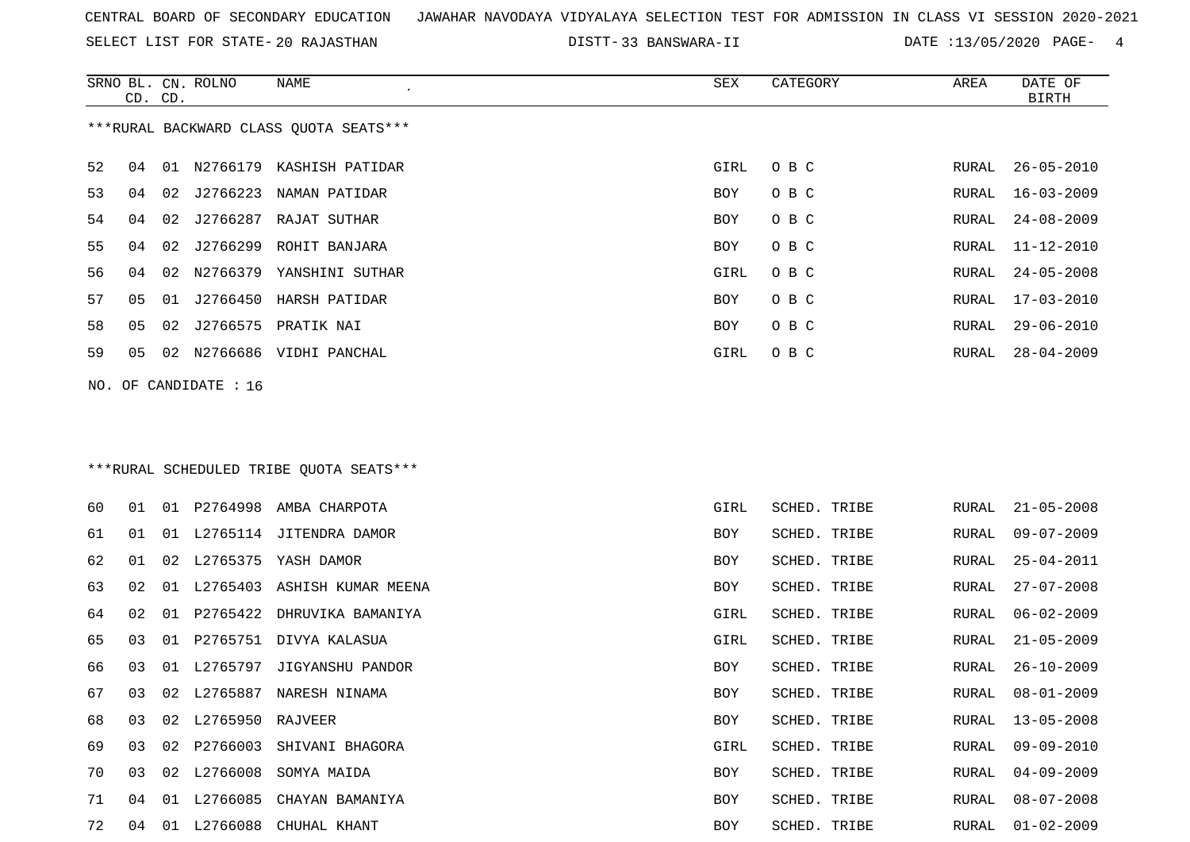CENTRAL BOARD OF SECONDARY EDUCATION JAWAHAR NAVODAYA VIDYALAYA SELECTION TEST FOR ADMISSION IN CLASS VI SESSION 2020-2021

SELECT LIST FOR STATE- 20 RAJASTHAN DISTT- 33 BANSWARA-II DATE :13/05/2020

***RURAL BACKWARD CLASS QUOTA SEATS***

| SRNO | BL. CD. | CN. CD. | ROLNO | NAME | SEX | CATEGORY | AREA | DATE OF BIRTH |
|---|---|---|---|---|---|---|---|---|
| 52 | 04 | 01 | N2766179 | KASHISH PATIDAR | GIRL | O B C | RURAL | 26-05-2010 |
| 53 | 04 | 02 | J2766223 | NAMAN PATIDAR | BOY | O B C | RURAL | 16-03-2009 |
| 54 | 04 | 02 | J2766287 | RAJAT SUTHAR | BOY | O B C | RURAL | 24-08-2009 |
| 55 | 04 | 02 | J2766299 | ROHIT BANJARA | BOY | O B C | RURAL | 11-12-2010 |
| 56 | 04 | 02 | N2766379 | YANSHINI SUTHAR | GIRL | O B C | RURAL | 24-05-2008 |
| 57 | 05 | 01 | J2766450 | HARSH PATIDAR | BOY | O B C | RURAL | 17-03-2010 |
| 58 | 05 | 02 | J2766575 | PRATIK NAI | BOY | O B C | RURAL | 29-06-2010 |
| 59 | 05 | 02 | N2766686 | VIDHI PANCHAL | GIRL | O B C | RURAL | 28-04-2009 |

NO. OF CANDIDATE : 16

***RURAL SCHEDULED TRIBE QUOTA SEATS***

| SRNO | BL. CD. | CN. CD. | ROLNO | NAME | SEX | CATEGORY | AREA | DATE OF BIRTH |
|---|---|---|---|---|---|---|---|---|
| 60 | 01 | 01 | P2764998 | AMBA CHARPOTA | GIRL | SCHED. TRIBE | RURAL | 21-05-2008 |
| 61 | 01 | 01 | L2765114 | JITENDRA DAMOR | BOY | SCHED. TRIBE | RURAL | 09-07-2009 |
| 62 | 01 | 02 | L2765375 | YASH DAMOR | BOY | SCHED. TRIBE | RURAL | 25-04-2011 |
| 63 | 02 | 01 | L2765403 | ASHISH KUMAR MEENA | BOY | SCHED. TRIBE | RURAL | 27-07-2008 |
| 64 | 02 | 01 | P2765422 | DHRUVIKA BAMANIYA | GIRL | SCHED. TRIBE | RURAL | 06-02-2009 |
| 65 | 03 | 01 | P2765751 | DIVYA KALASUA | GIRL | SCHED. TRIBE | RURAL | 21-05-2009 |
| 66 | 03 | 01 | L2765797 | JIGYANSHU PANDOR | BOY | SCHED. TRIBE | RURAL | 26-10-2009 |
| 67 | 03 | 02 | L2765887 | NARESH NINAMA | BOY | SCHED. TRIBE | RURAL | 08-01-2009 |
| 68 | 03 | 02 | L2765950 | RAJVEER | BOY | SCHED. TRIBE | RURAL | 13-05-2008 |
| 69 | 03 | 02 | P2766003 | SHIVANI BHAGORA | GIRL | SCHED. TRIBE | RURAL | 09-09-2010 |
| 70 | 03 | 02 | L2766008 | SOMYA MAIDA | BOY | SCHED. TRIBE | RURAL | 04-09-2009 |
| 71 | 04 | 01 | L2766085 | CHAYAN BAMANIYA | BOY | SCHED. TRIBE | RURAL | 08-07-2008 |
| 72 | 04 | 01 | L2766088 | CHUHAL KHANT | BOY | SCHED. TRIBE | RURAL | 01-02-2009 |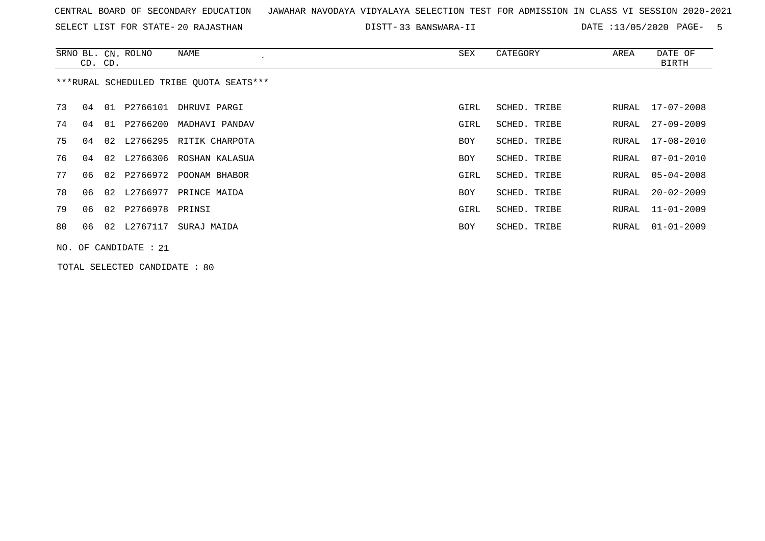CENTRAL BOARD OF SECONDARY EDUCATION JAWAHAR NAVODAYA VIDYALAYA SELECTION TEST FOR ADMISSION IN CLASS VI SESSION 2020-2021

SELECT LIST FOR STATE- 20 RAJASTHAN DISTT- 33 BANSWARA-II DATE :13/05/2020

***RURAL SCHEDULED TRIBE QUOTA SEATS***

| SRNO | BL. CD. | CN. CD. | ROLNO | NAME | SEX | CATEGORY | AREA | DATE OF BIRTH |
|---|---|---|---|---|---|---|---|---|
| 73 | 04 | 01 | P2766101 | DHRUVI PARGI | GIRL | SCHED. TRIBE | RURAL | 17-07-2008 |
| 74 | 04 | 01 | P2766200 | MADHAVI PANDAV | GIRL | SCHED. TRIBE | RURAL | 27-09-2009 |
| 75 | 04 | 02 | L2766295 | RITIK CHARPOTA | BOY | SCHED. TRIBE | RURAL | 17-08-2010 |
| 76 | 04 | 02 | L2766306 | ROSHAN KALASUA | BOY | SCHED. TRIBE | RURAL | 07-01-2010 |
| 77 | 06 | 02 | P2766972 | POONAM BHABOR | GIRL | SCHED. TRIBE | RURAL | 05-04-2008 |
| 78 | 06 | 02 | L2766977 | PRINCE MAIDA | BOY | SCHED. TRIBE | RURAL | 20-02-2009 |
| 79 | 06 | 02 | P2766978 | PRINSI | GIRL | SCHED. TRIBE | RURAL | 11-01-2009 |
| 80 | 06 | 02 | L2767117 | SURAJ MAIDA | BOY | SCHED. TRIBE | RURAL | 01-01-2009 |

NO. OF CANDIDATE : 21

TOTAL SELECTED CANDIDATE : 80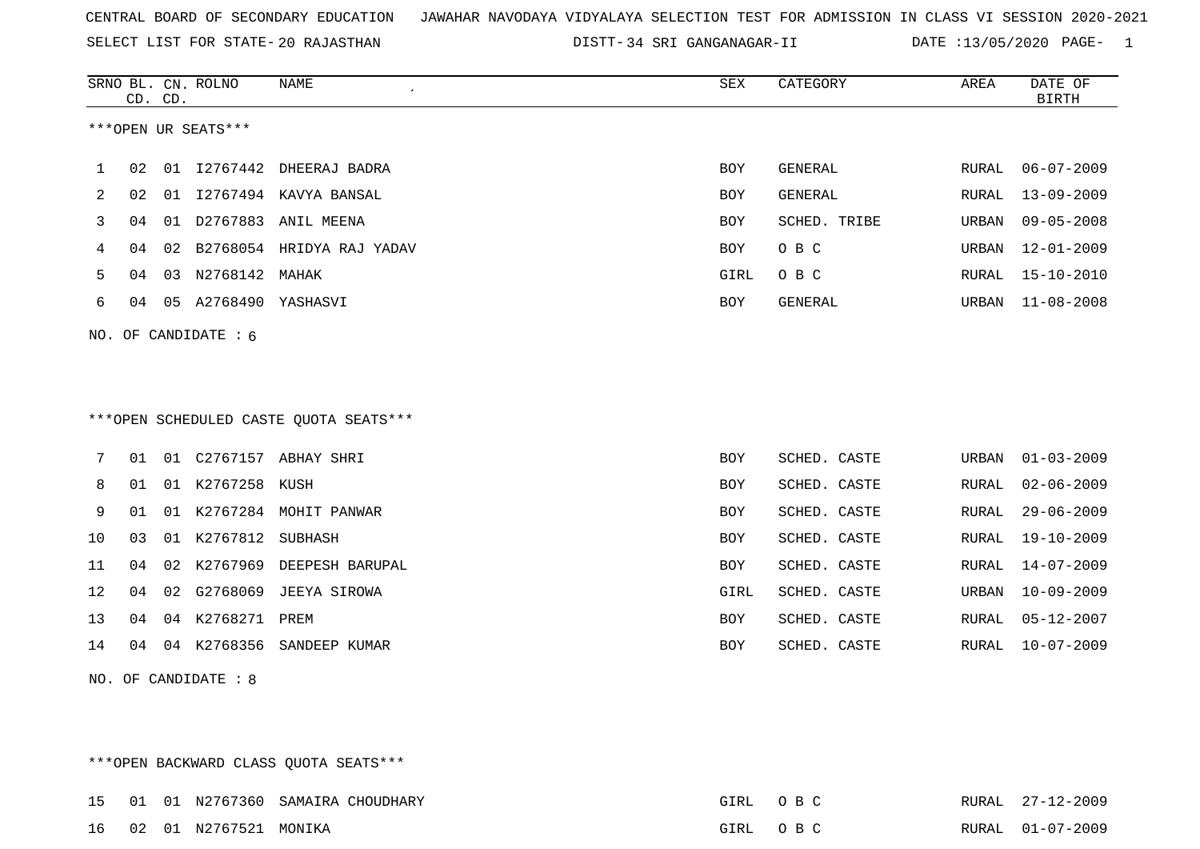CENTRAL BOARD OF SECONDARY EDUCATION JAWAHAR NAVODAYA VIDYALAYA SELECTION TEST FOR ADMISSION IN CLASS VI SESSION 2020-2021

SELECT LIST FOR STATE- 20 RAJASTHAN DISTT- 34 SRI GANGANAGAR-II DATE :13/05/2020

| SRNO | BL. CD. | CN. CD. | ROLNO | NAME | SEX | CATEGORY | AREA | DATE OF BIRTH |
|---|---|---|---|---|---|---|---|---|

***OPEN UR SEATS***

| SRNO | BL. CD. | CN. CD. | ROLNO | NAME | SEX | CATEGORY | AREA | DATE OF BIRTH |
|---|---|---|---|---|---|---|---|---|
| 1 | 02 | 01 | I2767442 | DHEERAJ BADRA | BOY | GENERAL | RURAL | 06-07-2009 |
| 2 | 02 | 01 | I2767494 | KAVYA BANSAL | BOY | GENERAL | RURAL | 13-09-2009 |
| 3 | 04 | 01 | D2767883 | ANIL MEENA | BOY | SCHED. TRIBE | URBAN | 09-05-2008 |
| 4 | 04 | 02 | B2768054 | HRIDYA RAJ YADAV | BOY | O B C | URBAN | 12-01-2009 |
| 5 | 04 | 03 | N2768142 | MAHAK | GIRL | O B C | RURAL | 15-10-2010 |
| 6 | 04 | 05 | A2768490 | YASHASVI | BOY | GENERAL | URBAN | 11-08-2008 |

NO. OF CANDIDATE : 6

***OPEN SCHEDULED CASTE QUOTA SEATS***

| SRNO | BL. CD. | CN. CD. | ROLNO | NAME | SEX | CATEGORY | AREA | DATE OF BIRTH |
|---|---|---|---|---|---|---|---|---|
| 7 | 01 | 01 | C2767157 | ABHAY SHRI | BOY | SCHED. CASTE | URBAN | 01-03-2009 |
| 8 | 01 | 01 | K2767258 | KUSH | BOY | SCHED. CASTE | RURAL | 02-06-2009 |
| 9 | 01 | 01 | K2767284 | MOHIT PANWAR | BOY | SCHED. CASTE | RURAL | 29-06-2009 |
| 10 | 03 | 01 | K2767812 | SUBHASH | BOY | SCHED. CASTE | RURAL | 19-10-2009 |
| 11 | 04 | 02 | K2767969 | DEEPESH BARUPAL | BOY | SCHED. CASTE | RURAL | 14-07-2009 |
| 12 | 04 | 02 | G2768069 | JEEYA SIROWA | GIRL | SCHED. CASTE | URBAN | 10-09-2009 |
| 13 | 04 | 04 | K2768271 | PREM | BOY | SCHED. CASTE | RURAL | 05-12-2007 |
| 14 | 04 | 04 | K2768356 | SANDEEP KUMAR | BOY | SCHED. CASTE | RURAL | 10-07-2009 |

NO. OF CANDIDATE : 8

***OPEN BACKWARD CLASS QUOTA SEATS***

| SRNO | BL. CD. | CN. CD. | ROLNO | NAME | SEX | CATEGORY | AREA | DATE OF BIRTH |
|---|---|---|---|---|---|---|---|---|
| 15 | 01 | 01 | N2767360 | SAMAIRA CHOUDHARY | GIRL | O B C | RURAL | 27-12-2009 |
| 16 | 02 | 01 | N2767521 | MONIKA | GIRL | O B C | RURAL | 01-07-2009 |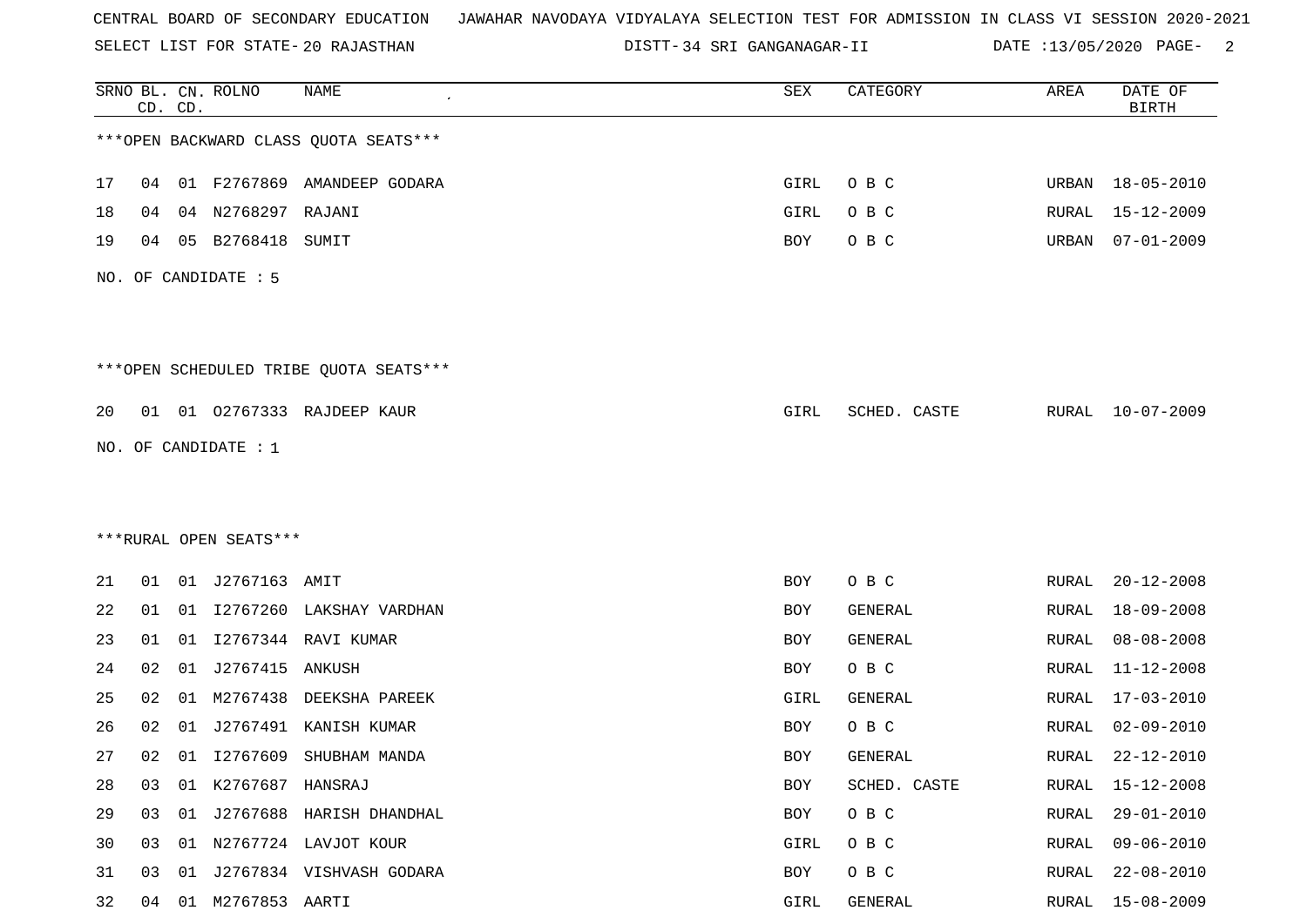CENTRAL BOARD OF SECONDARY EDUCATION JAWAHAR NAVODAYA VIDYALAYA SELECTION TEST FOR ADMISSION IN CLASS VI SESSION 2020-2021

SELECT LIST FOR STATE- 20 RAJASTHAN DISTT- 34 SRI GANGANAGAR-II DATE :13/05/2020

| SRNO | BL. CD. | CN. CD. | ROLNO | NAME | SEX | CATEGORY | AREA | DATE OF BIRTH |
|---|---|---|---|---|---|---|---|---|
| ***OPEN BACKWARD CLASS QUOTA SEATS*** | | | | | | | | |
| 17 | 04 | 01 | F2767869 | AMANDEEP GODARA | GIRL | O B C | URBAN | 18-05-2010 |
| 18 | 04 | 04 | N2768297 | RAJANI | GIRL | O B C | RURAL | 15-12-2009 |
| 19 | 04 | 05 | B2768418 | SUMIT | BOY | O B C | URBAN | 07-01-2009 |

NO. OF CANDIDATE : 5

| SRNO | BL. CD. | CN. CD. | ROLNO | NAME | SEX | CATEGORY | AREA | DATE OF BIRTH |
|---|---|---|---|---|---|---|---|---|
| ***OPEN SCHEDULED TRIBE QUOTA SEATS*** | | | | | | | | |
| 20 | 01 | 01 | O2767333 | RAJDEEP KAUR | GIRL | SCHED. CASTE | RURAL | 10-07-2009 |

NO. OF CANDIDATE : 1

| SRNO | BL. CD. | CN. CD. | ROLNO | NAME | SEX | CATEGORY | AREA | DATE OF BIRTH |
|---|---|---|---|---|---|---|---|---|
| ***RURAL OPEN SEATS*** | | | | | | | | |
| 21 | 01 | 01 | J2767163 | AMIT | BOY | O B C | RURAL | 20-12-2008 |
| 22 | 01 | 01 | I2767260 | LAKSHAY VARDHAN | BOY | GENERAL | RURAL | 18-09-2008 |
| 23 | 01 | 01 | I2767344 | RAVI KUMAR | BOY | GENERAL | RURAL | 08-08-2008 |
| 24 | 02 | 01 | J2767415 | ANKUSH | BOY | O B C | RURAL | 11-12-2008 |
| 25 | 02 | 01 | M2767438 | DEEKSHA PAREEK | GIRL | GENERAL | RURAL | 17-03-2010 |
| 26 | 02 | 01 | J2767491 | KANISH KUMAR | BOY | O B C | RURAL | 02-09-2010 |
| 27 | 02 | 01 | I2767609 | SHUBHAM MANDA | BOY | GENERAL | RURAL | 22-12-2010 |
| 28 | 03 | 01 | K2767687 | HANSRAJ | BOY | SCHED. CASTE | RURAL | 15-12-2008 |
| 29 | 03 | 01 | J2767688 | HARISH DHANDHAL | BOY | O B C | RURAL | 29-01-2010 |
| 30 | 03 | 01 | N2767724 | LAVJOT KOUR | GIRL | O B C | RURAL | 09-06-2010 |
| 31 | 03 | 01 | J2767834 | VISHVASH GODARA | BOY | O B C | RURAL | 22-08-2010 |
| 32 | 04 | 01 | M2767853 | AARTI | GIRL | GENERAL | RURAL | 15-08-2009 |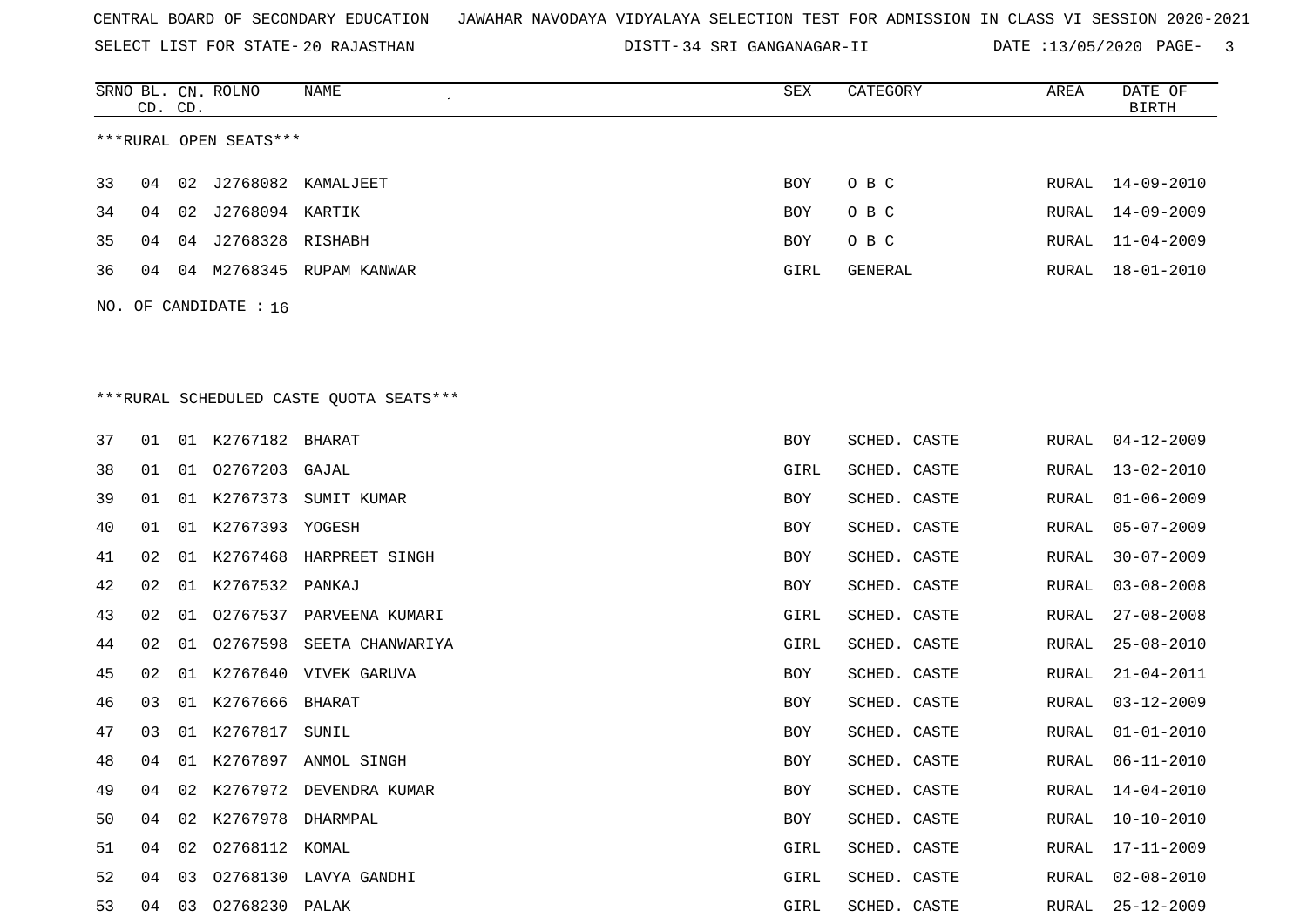CENTRAL BOARD OF SECONDARY EDUCATION JAWAHAR NAVODAYA VIDYALAYA SELECTION TEST FOR ADMISSION IN CLASS VI SESSION 2020-2021

SELECT LIST FOR STATE- 20 RAJASTHAN DISTT- 34 SRI GANGANAGAR-II DATE :13/05/2020

***RURAL OPEN SEATS***

| SRNO | BL. CD. | CN. CD. | ROLNO | NAME | SEX | CATEGORY | AREA | DATE OF BIRTH |
|---|---|---|---|---|---|---|---|---|
| 33 | 04 | 02 | J2768082 | KAMALJEET | BOY | O B C | RURAL | 14-09-2010 |
| 34 | 04 | 02 | J2768094 | KARTIK | BOY | O B C | RURAL | 14-09-2009 |
| 35 | 04 | 04 | J2768328 | RISHABH | BOY | O B C | RURAL | 11-04-2009 |
| 36 | 04 | 04 | M2768345 | RUPAM KANWAR | GIRL | GENERAL | RURAL | 18-01-2010 |

NO. OF CANDIDATE : 16

***RURAL SCHEDULED CASTE QUOTA SEATS***

| SRNO | BL. CD. | CN. CD. | ROLNO | NAME | SEX | CATEGORY | AREA | DATE OF BIRTH |
|---|---|---|---|---|---|---|---|---|
| 37 | 01 | 01 | K2767182 | BHARAT | BOY | SCHED. CASTE | RURAL | 04-12-2009 |
| 38 | 01 | 01 | O2767203 | GAJAL | GIRL | SCHED. CASTE | RURAL | 13-02-2010 |
| 39 | 01 | 01 | K2767373 | SUMIT KUMAR | BOY | SCHED. CASTE | RURAL | 01-06-2009 |
| 40 | 01 | 01 | K2767393 | YOGESH | BOY | SCHED. CASTE | RURAL | 05-07-2009 |
| 41 | 02 | 01 | K2767468 | HARPREET SINGH | BOY | SCHED. CASTE | RURAL | 30-07-2009 |
| 42 | 02 | 01 | K2767532 | PANKAJ | BOY | SCHED. CASTE | RURAL | 03-08-2008 |
| 43 | 02 | 01 | O2767537 | PARVEENA KUMARI | GIRL | SCHED. CASTE | RURAL | 27-08-2008 |
| 44 | 02 | 01 | O2767598 | SEETA CHANWARIYA | GIRL | SCHED. CASTE | RURAL | 25-08-2010 |
| 45 | 02 | 01 | K2767640 | VIVEK GARUVA | BOY | SCHED. CASTE | RURAL | 21-04-2011 |
| 46 | 03 | 01 | K2767666 | BHARAT | BOY | SCHED. CASTE | RURAL | 03-12-2009 |
| 47 | 03 | 01 | K2767817 | SUNIL | BOY | SCHED. CASTE | RURAL | 01-01-2010 |
| 48 | 04 | 01 | K2767897 | ANMOL SINGH | BOY | SCHED. CASTE | RURAL | 06-11-2010 |
| 49 | 04 | 02 | K2767972 | DEVENDRA KUMAR | BOY | SCHED. CASTE | RURAL | 14-04-2010 |
| 50 | 04 | 02 | K2767978 | DHARMPAL | BOY | SCHED. CASTE | RURAL | 10-10-2010 |
| 51 | 04 | 02 | O2768112 | KOMAL | GIRL | SCHED. CASTE | RURAL | 17-11-2009 |
| 52 | 04 | 03 | O2768130 | LAVYA GANDHI | GIRL | SCHED. CASTE | RURAL | 02-08-2010 |
| 53 | 04 | 03 | O2768230 | PALAK | GIRL | SCHED. CASTE | RURAL | 25-12-2009 |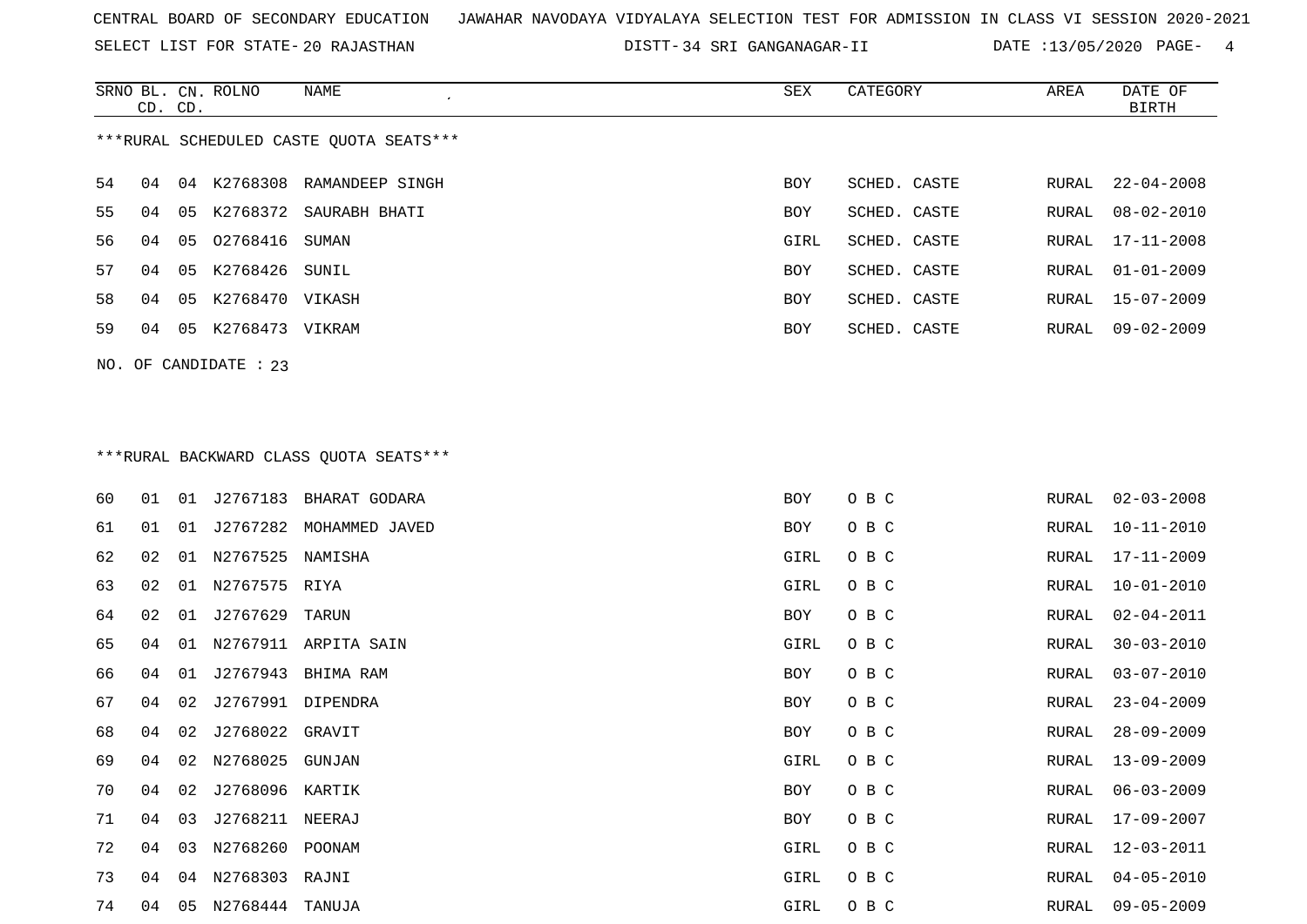CENTRAL BOARD OF SECONDARY EDUCATION JAWAHAR NAVODAYA VIDYALAYA SELECTION TEST FOR ADMISSION IN CLASS VI SESSION 2020-2021

SELECT LIST FOR STATE- 20 RAJASTHAN DISTT- 34 SRI GANGANAGAR-II DATE :13/05/2020

***RURAL SCHEDULED CASTE QUOTA SEATS***

| SRNO | BL. CD. | CN. CD. | ROLNO | NAME | SEX | CATEGORY | AREA | DATE OF BIRTH |
|---|---|---|---|---|---|---|---|---|
| 54 | 04 | 04 | K2768308 | RAMANDEEP SINGH | BOY | SCHED. CASTE | RURAL | 22-04-2008 |
| 55 | 04 | 05 | K2768372 | SAURABH BHATI | BOY | SCHED. CASTE | RURAL | 08-02-2010 |
| 56 | 04 | 05 | O2768416 | SUMAN | GIRL | SCHED. CASTE | RURAL | 17-11-2008 |
| 57 | 04 | 05 | K2768426 | SUNIL | BOY | SCHED. CASTE | RURAL | 01-01-2009 |
| 58 | 04 | 05 | K2768470 | VIKASH | BOY | SCHED. CASTE | RURAL | 15-07-2009 |
| 59 | 04 | 05 | K2768473 | VIKRAM | BOY | SCHED. CASTE | RURAL | 09-02-2009 |

NO. OF CANDIDATE : 23

***RURAL BACKWARD CLASS QUOTA SEATS***

| SRNO | BL. CD. | CN. CD. | ROLNO | NAME | SEX | CATEGORY | AREA | DATE OF BIRTH |
|---|---|---|---|---|---|---|---|---|
| 60 | 01 | 01 | J2767183 | BHARAT GODARA | BOY | O B C | RURAL | 02-03-2008 |
| 61 | 01 | 01 | J2767282 | MOHAMMED JAVED | BOY | O B C | RURAL | 10-11-2010 |
| 62 | 02 | 01 | N2767525 | NAMISHA | GIRL | O B C | RURAL | 17-11-2009 |
| 63 | 02 | 01 | N2767575 | RIYA | GIRL | O B C | RURAL | 10-01-2010 |
| 64 | 02 | 01 | J2767629 | TARUN | BOY | O B C | RURAL | 02-04-2011 |
| 65 | 04 | 01 | N2767911 | ARPITA SAIN | GIRL | O B C | RURAL | 30-03-2010 |
| 66 | 04 | 01 | J2767943 | BHIMA RAM | BOY | O B C | RURAL | 03-07-2010 |
| 67 | 04 | 02 | J2767991 | DIPENDRA | BOY | O B C | RURAL | 23-04-2009 |
| 68 | 04 | 02 | J2768022 | GRAVIT | BOY | O B C | RURAL | 28-09-2009 |
| 69 | 04 | 02 | N2768025 | GUNJAN | GIRL | O B C | RURAL | 13-09-2009 |
| 70 | 04 | 02 | J2768096 | KARTIK | BOY | O B C | RURAL | 06-03-2009 |
| 71 | 04 | 03 | J2768211 | NEERAJ | BOY | O B C | RURAL | 17-09-2007 |
| 72 | 04 | 03 | N2768260 | POONAM | GIRL | O B C | RURAL | 12-03-2011 |
| 73 | 04 | 04 | N2768303 | RAJNI | GIRL | O B C | RURAL | 04-05-2010 |
| 74 | 04 | 05 | N2768444 | TANUJA | GIRL | O B C | RURAL | 09-05-2009 |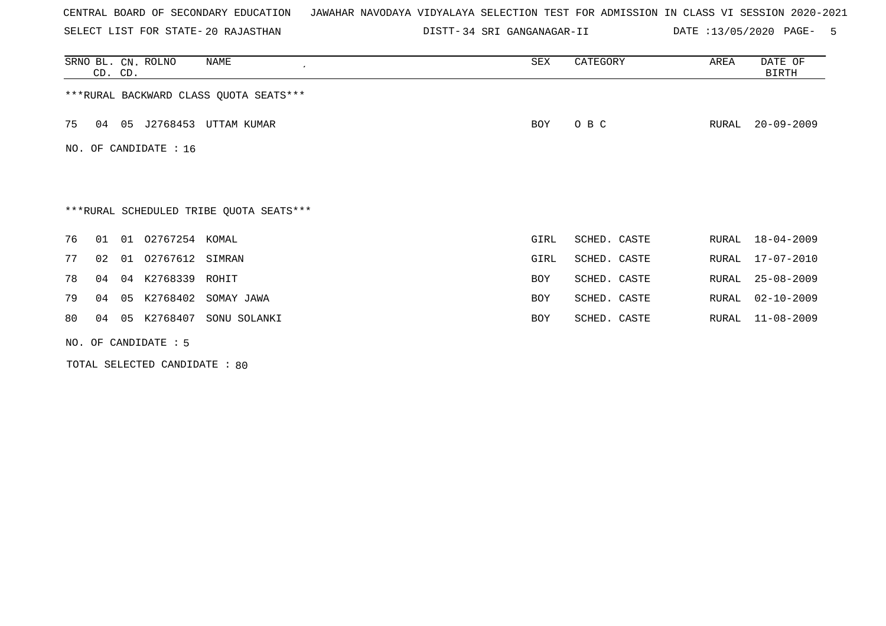CENTRAL BOARD OF SECONDARY EDUCATION JAWAHAR NAVODAYA VIDYALAYA SELECTION TEST FOR ADMISSION IN CLASS VI SESSION 2020-2021

SELECT LIST FOR STATE- 20 RAJASTHAN DISTT- 34 SRI GANGANAGAR-II DATE :13/05/2020 PAGE- 5

| SRNO | BL. CD. | CN. CD. | ROLNO | NAME | SEX | CATEGORY | AREA | DATE OF BIRTH |
|---|---|---|---|---|---|---|---|---|

***RURAL BACKWARD CLASS QUOTA SEATS***

| SRNO | BL. CD. | CN. CD. | ROLNO | NAME | SEX | CATEGORY | AREA | DATE OF BIRTH |
|---|---|---|---|---|---|---|---|---|
| 75 | 04 | 05 | J2768453 | UTTAM KUMAR | BOY | O B C | RURAL | 20-09-2009 |

NO. OF CANDIDATE : 16

***RURAL SCHEDULED TRIBE QUOTA SEATS***

| SRNO | BL. CD. | CN. CD. | ROLNO | NAME | SEX | CATEGORY | AREA | DATE OF BIRTH |
|---|---|---|---|---|---|---|---|---|
| 76 | 01 | 01 | O2767254 | KOMAL | GIRL | SCHED. CASTE | RURAL | 18-04-2009 |
| 77 | 02 | 01 | O2767612 | SIMRAN | GIRL | SCHED. CASTE | RURAL | 17-07-2010 |
| 78 | 04 | 04 | K2768339 | ROHIT | BOY | SCHED. CASTE | RURAL | 25-08-2009 |
| 79 | 04 | 05 | K2768402 | SOMAY JAWA | BOY | SCHED. CASTE | RURAL | 02-10-2009 |
| 80 | 04 | 05 | K2768407 | SONU SOLANKI | BOY | SCHED. CASTE | RURAL | 11-08-2009 |

NO. OF CANDIDATE : 5

TOTAL SELECTED CANDIDATE : 80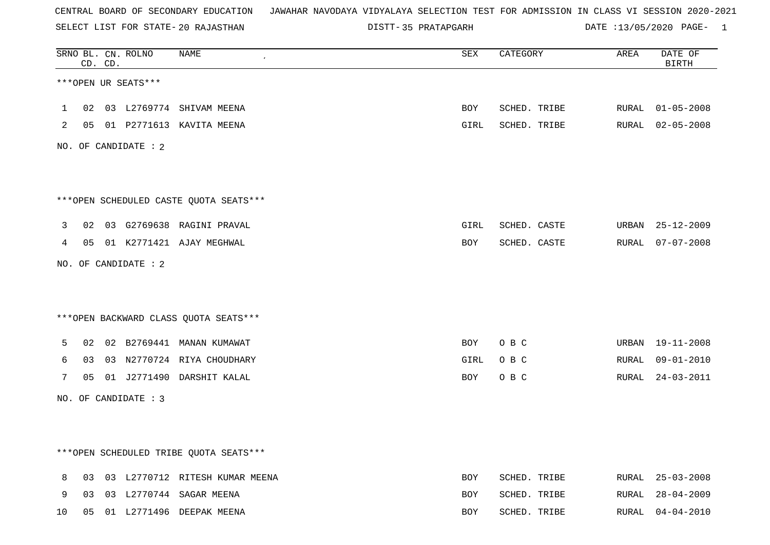CENTRAL BOARD OF SECONDARY EDUCATION JAWAHAR NAVODAYA VIDYALAYA SELECTION TEST FOR ADMISSION IN CLASS VI SESSION 2020-2021

SELECT LIST FOR STATE- 20 RAJASTHAN DISTT- 35 PRATAPGARH DATE :13/05/2020

| SRNO | BL. CD. | CN. CD. | ROLNO | NAME | SEX | CATEGORY | AREA | DATE OF BIRTH |
|---|---|---|---|---|---|---|---|---|

***OPEN UR SEATS***

| SRNO | BL. CD. | CN. CD. | ROLNO | NAME | SEX | CATEGORY | AREA | DATE OF BIRTH |
|---|---|---|---|---|---|---|---|---|
| 1 | 02 | 03 | L2769774 | SHIVAM MEENA | BOY | SCHED. TRIBE | RURAL | 01-05-2008 |
| 2 | 05 | 01 | P2771613 | KAVITA MEENA | GIRL | SCHED. TRIBE | RURAL | 02-05-2008 |

NO. OF CANDIDATE : 2

***OPEN SCHEDULED CASTE QUOTA SEATS***

| SRNO | BL. CD. | CN. CD. | ROLNO | NAME | SEX | CATEGORY | AREA | DATE OF BIRTH |
|---|---|---|---|---|---|---|---|---|
| 3 | 02 | 03 | G2769638 | RAGINI PRAVAL | GIRL | SCHED. CASTE | URBAN | 25-12-2009 |
| 4 | 05 | 01 | K2771421 | AJAY MEGHWAL | BOY | SCHED. CASTE | RURAL | 07-07-2008 |

NO. OF CANDIDATE : 2

***OPEN BACKWARD CLASS QUOTA SEATS***

| SRNO | BL. CD. | CN. CD. | ROLNO | NAME | SEX | CATEGORY | AREA | DATE OF BIRTH |
|---|---|---|---|---|---|---|---|---|
| 5 | 02 | 02 | B2769441 | MANAN KUMAWAT | BOY | O B C | URBAN | 19-11-2008 |
| 6 | 03 | 03 | N2770724 | RIYA CHOUDHARY | GIRL | O B C | RURAL | 09-01-2010 |
| 7 | 05 | 01 | J2771490 | DARSHIT KALAL | BOY | O B C | RURAL | 24-03-2011 |

NO. OF CANDIDATE : 3

***OPEN SCHEDULED TRIBE QUOTA SEATS***

| SRNO | BL. CD. | CN. CD. | ROLNO | NAME | SEX | CATEGORY | AREA | DATE OF BIRTH |
|---|---|---|---|---|---|---|---|---|
| 8 | 03 | 03 | L2770712 | RITESH KUMAR MEENA | BOY | SCHED. TRIBE | RURAL | 25-03-2008 |
| 9 | 03 | 03 | L2770744 | SAGAR MEENA | BOY | SCHED. TRIBE | RURAL | 28-04-2009 |
| 10 | 05 | 01 | L2771496 | DEEPAK MEENA | BOY | SCHED. TRIBE | RURAL | 04-04-2010 |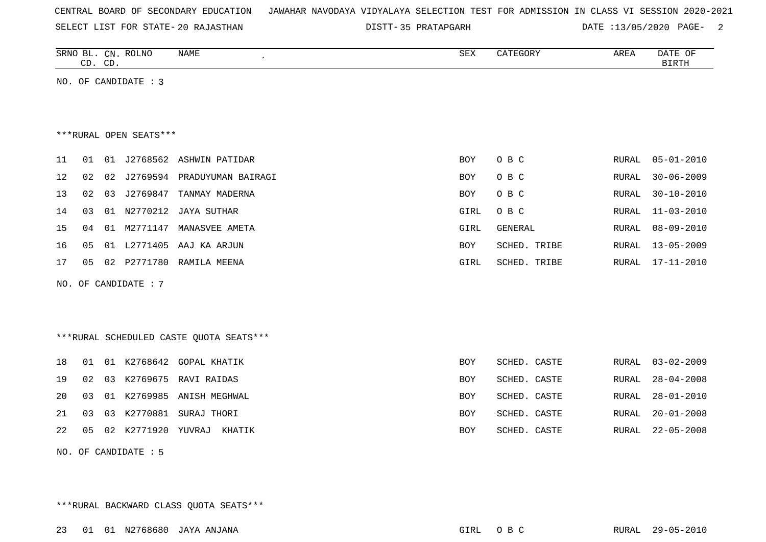CENTRAL BOARD OF SECONDARY EDUCATION JAWAHAR NAVODAYA VIDYALAYA SELECTION TEST FOR ADMISSION IN CLASS VI SESSION 2020-2021

SELECT LIST FOR STATE- 20 RAJASTHAN DISTT- 35 PRATAPGARH DATE :13/05/2020

| SRNO | BL. CD. | CN. CD. | ROLNO | NAME | SEX | CATEGORY | AREA | DATE OF BIRTH |
|---|---|---|---|---|---|---|---|---|

NO. OF CANDIDATE : 3

***RURAL OPEN SEATS***

| SRNO | BL. CD. | CN. CD. | ROLNO | NAME | SEX | CATEGORY | AREA | DATE OF BIRTH |
|---|---|---|---|---|---|---|---|---|
| 11 | 01 | 01 | J2768562 | ASHWIN PATIDAR | BOY | O B C | RURAL | 05-01-2010 |
| 12 | 02 | 02 | J2769594 | PRADUYUMAN BAIRAGI | BOY | O B C | RURAL | 30-06-2009 |
| 13 | 02 | 03 | J2769847 | TANMAY MADERNA | BOY | O B C | RURAL | 30-10-2010 |
| 14 | 03 | 01 | N2770212 | JAYA SUTHAR | GIRL | O B C | RURAL | 11-03-2010 |
| 15 | 04 | 01 | M2771147 | MANASVEE AMETA | GIRL | GENERAL | RURAL | 08-09-2010 |
| 16 | 05 | 01 | L2771405 | AAJ KA ARJUN | BOY | SCHED. TRIBE | RURAL | 13-05-2009 |
| 17 | 05 | 02 | P2771780 | RAMILA MEENA | GIRL | SCHED. TRIBE | RURAL | 17-11-2010 |

NO. OF CANDIDATE : 7

***RURAL SCHEDULED CASTE QUOTA SEATS***

| SRNO | BL. CD. | CN. CD. | ROLNO | NAME | SEX | CATEGORY | AREA | DATE OF BIRTH |
|---|---|---|---|---|---|---|---|---|
| 18 | 01 | 01 | K2768642 | GOPAL KHATIK | BOY | SCHED. CASTE | RURAL | 03-02-2009 |
| 19 | 02 | 03 | K2769675 | RAVI RAIDAS | BOY | SCHED. CASTE | RURAL | 28-04-2008 |
| 20 | 03 | 01 | K2769985 | ANISH MEGHWAL | BOY | SCHED. CASTE | RURAL | 28-01-2010 |
| 21 | 03 | 03 | K2770881 | SURAJ THORI | BOY | SCHED. CASTE | RURAL | 20-01-2008 |
| 22 | 05 | 02 | K2771920 | YUVRAJ KHATIK | BOY | SCHED. CASTE | RURAL | 22-05-2008 |

NO. OF CANDIDATE : 5

***RURAL BACKWARD CLASS QUOTA SEATS***

| SRNO | BL. CD. | CN. CD. | ROLNO | NAME | SEX | CATEGORY | AREA | DATE OF BIRTH |
|---|---|---|---|---|---|---|---|---|
| 23 | 01 | 01 | N2768680 | JAYA ANJANA | GIRL | O B C | RURAL | 29-05-2010 |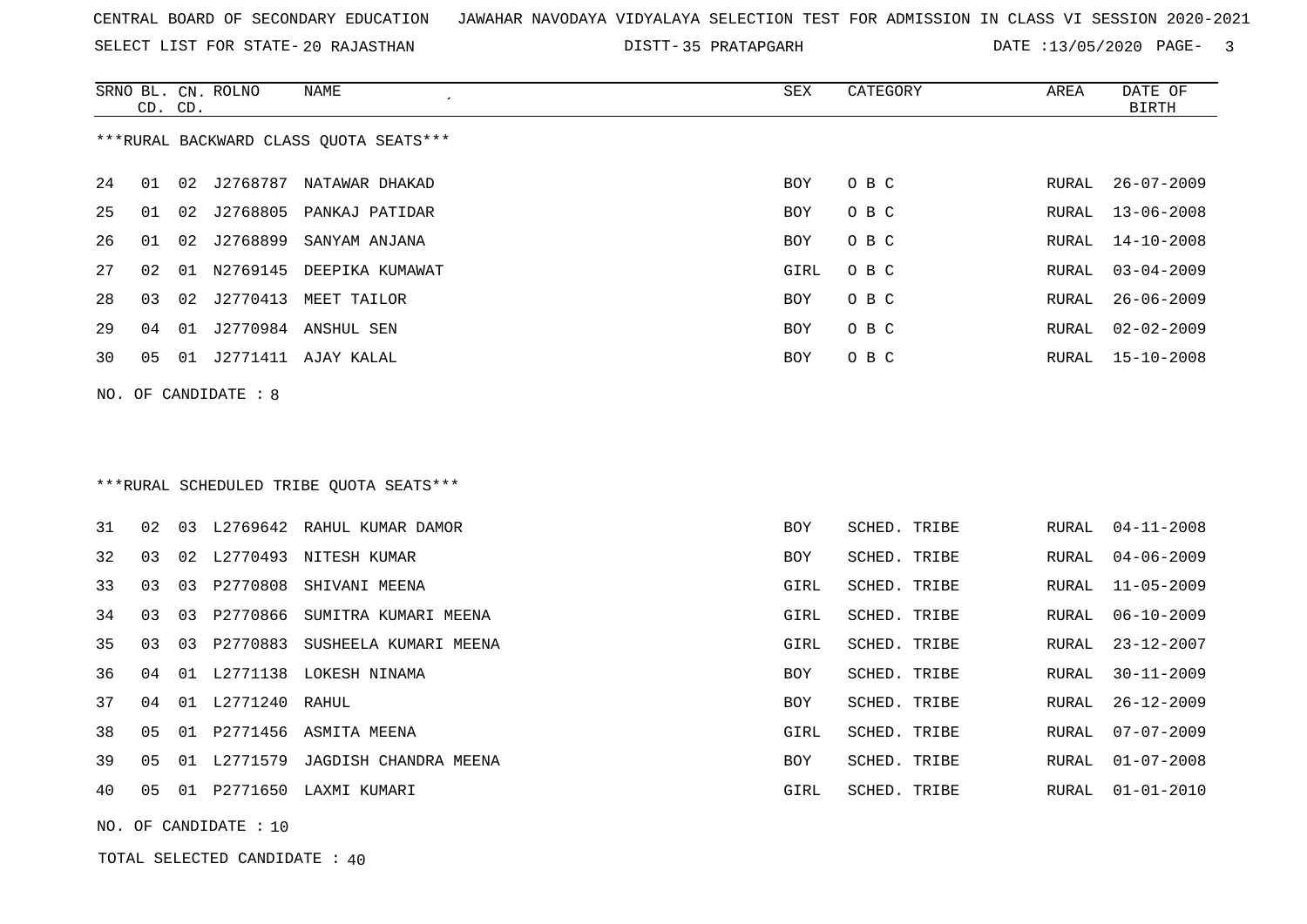CENTRAL BOARD OF SECONDARY EDUCATION   JAWAHAR NAVODAYA VIDYALAYA SELECTION TEST FOR ADMISSION IN CLASS VI SESSION 2020-2021

SELECT LIST FOR STATE- 20 RAJASTHAN   DISTT- 35 PRATAPGARH   DATE :13/05/2020

***RURAL BACKWARD CLASS QUOTA SEATS***

| SRNO | BL. CD. | CN. CD. | ROLNO | NAME | SEX | CATEGORY | AREA | DATE OF BIRTH |
|---|---|---|---|---|---|---|---|---|
| 24 | 01 | 02 | J2768787 | NATAWAR DHAKAD | BOY | O B C | RURAL | 26-07-2009 |
| 25 | 01 | 02 | J2768805 | PANKAJ PATIDAR | BOY | O B C | RURAL | 13-06-2008 |
| 26 | 01 | 02 | J2768899 | SANYAM ANJANA | BOY | O B C | RURAL | 14-10-2008 |
| 27 | 02 | 01 | N2769145 | DEEPIKA KUMAWAT | GIRL | O B C | RURAL | 03-04-2009 |
| 28 | 03 | 02 | J2770413 | MEET TAILOR | BOY | O B C | RURAL | 26-06-2009 |
| 29 | 04 | 01 | J2770984 | ANSHUL SEN | BOY | O B C | RURAL | 02-02-2009 |
| 30 | 05 | 01 | J2771411 | AJAY KALAL | BOY | O B C | RURAL | 15-10-2008 |

NO. OF CANDIDATE : 8

***RURAL SCHEDULED TRIBE QUOTA SEATS***

| SRNO | BL. CD. | CN. CD. | ROLNO | NAME | SEX | CATEGORY | AREA | DATE OF BIRTH |
|---|---|---|---|---|---|---|---|---|
| 31 | 02 | 03 | L2769642 | RAHUL KUMAR DAMOR | BOY | SCHED. TRIBE | RURAL | 04-11-2008 |
| 32 | 03 | 02 | L2770493 | NITESH KUMAR | BOY | SCHED. TRIBE | RURAL | 04-06-2009 |
| 33 | 03 | 03 | P2770808 | SHIVANI MEENA | GIRL | SCHED. TRIBE | RURAL | 11-05-2009 |
| 34 | 03 | 03 | P2770866 | SUMITRA KUMARI MEENA | GIRL | SCHED. TRIBE | RURAL | 06-10-2009 |
| 35 | 03 | 03 | P2770883 | SUSHEELA KUMARI MEENA | GIRL | SCHED. TRIBE | RURAL | 23-12-2007 |
| 36 | 04 | 01 | L2771138 | LOKESH NINAMA | BOY | SCHED. TRIBE | RURAL | 30-11-2009 |
| 37 | 04 | 01 | L2771240 | RAHUL | BOY | SCHED. TRIBE | RURAL | 26-12-2009 |
| 38 | 05 | 01 | P2771456 | ASMITA MEENA | GIRL | SCHED. TRIBE | RURAL | 07-07-2009 |
| 39 | 05 | 01 | L2771579 | JAGDISH CHANDRA MEENA | BOY | SCHED. TRIBE | RURAL | 01-07-2008 |
| 40 | 05 | 01 | P2771650 | LAXMI KUMARI | GIRL | SCHED. TRIBE | RURAL | 01-01-2010 |

NO. OF CANDIDATE : 10

TOTAL SELECTED CANDIDATE : 40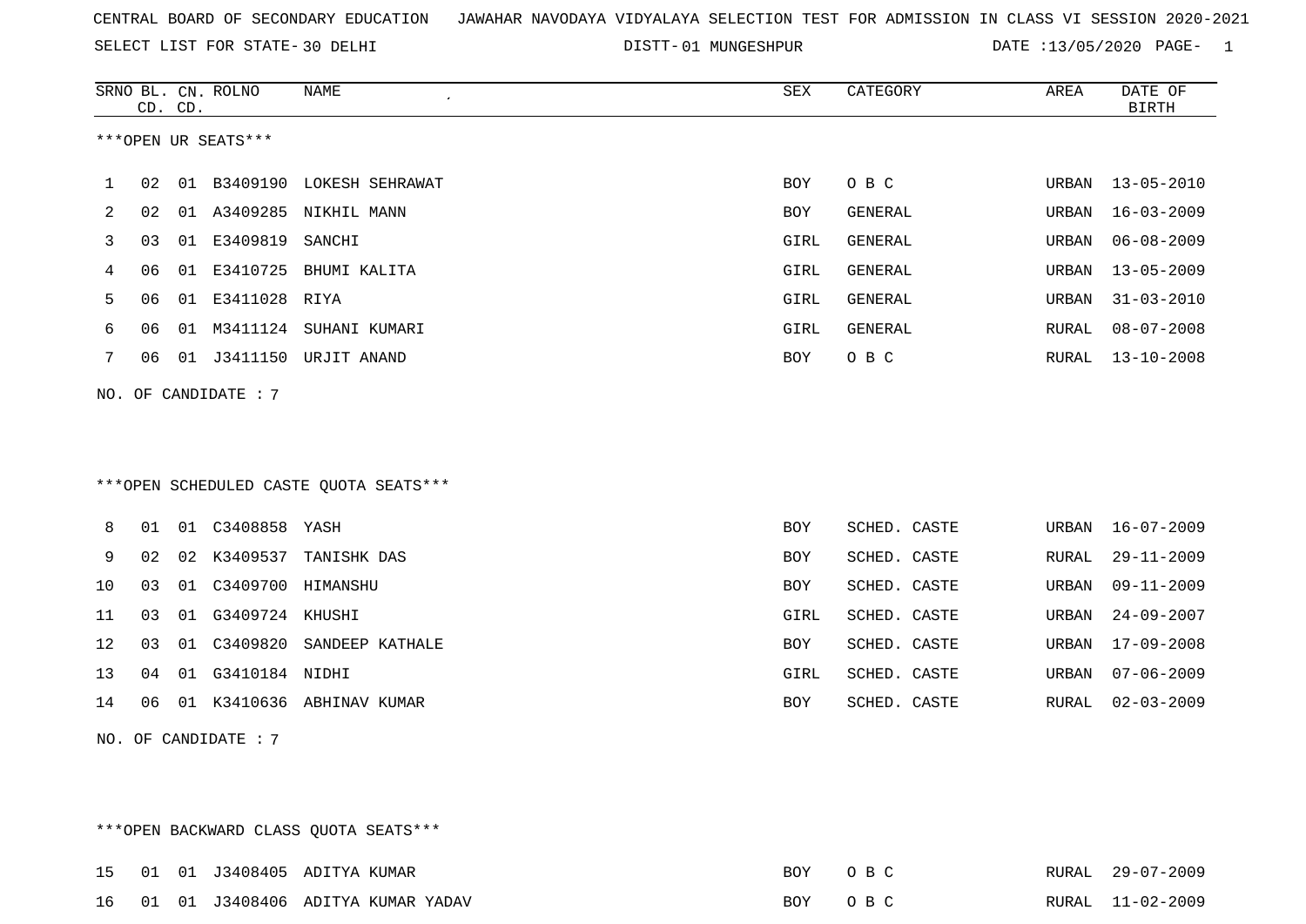CENTRAL BOARD OF SECONDARY EDUCATION JAWAHAR NAVODAYA VIDYALAYA SELECTION TEST FOR ADMISSION IN CLASS VI SESSION 2020-2021

SELECT LIST FOR STATE- 30 DELHI DISTT- 01 MUNGESHPUR DATE :13/05/2020

| SRNO | BL. CD. | CN. CD. | ROLNO | NAME | SEX | CATEGORY | AREA | DATE OF BIRTH |
|---|---|---|---|---|---|---|---|---|

***OPEN UR SEATS***

| SRNO | BL. CD. | CN. CD. | ROLNO | NAME | SEX | CATEGORY | AREA | DATE OF BIRTH |
|---|---|---|---|---|---|---|---|---|
| 1 | 02 | 01 | B3409190 | LOKESH SEHRAWAT | BOY | O B C | URBAN | 13-05-2010 |
| 2 | 02 | 01 | A3409285 | NIKHIL MANN | BOY | GENERAL | URBAN | 16-03-2009 |
| 3 | 03 | 01 | E3409819 | SANCHI | GIRL | GENERAL | URBAN | 06-08-2009 |
| 4 | 06 | 01 | E3410725 | BHUMI KALITA | GIRL | GENERAL | URBAN | 13-05-2009 |
| 5 | 06 | 01 | E3411028 | RIYA | GIRL | GENERAL | URBAN | 31-03-2010 |
| 6 | 06 | 01 | M3411124 | SUHANI KUMARI | GIRL | GENERAL | RURAL | 08-07-2008 |
| 7 | 06 | 01 | J3411150 | URJIT ANAND | BOY | O B C | RURAL | 13-10-2008 |

NO. OF CANDIDATE : 7

***OPEN SCHEDULED CASTE QUOTA SEATS***

| SRNO | BL. CD. | CN. CD. | ROLNO | NAME | SEX | CATEGORY | AREA | DATE OF BIRTH |
|---|---|---|---|---|---|---|---|---|
| 8 | 01 | 01 | C3408858 | YASH | BOY | SCHED. CASTE | URBAN | 16-07-2009 |
| 9 | 02 | 02 | K3409537 | TANISHK DAS | BOY | SCHED. CASTE | RURAL | 29-11-2009 |
| 10 | 03 | 01 | C3409700 | HIMANSHU | BOY | SCHED. CASTE | URBAN | 09-11-2009 |
| 11 | 03 | 01 | G3409724 | KHUSHI | GIRL | SCHED. CASTE | URBAN | 24-09-2007 |
| 12 | 03 | 01 | C3409820 | SANDEEP KATHALE | BOY | SCHED. CASTE | URBAN | 17-09-2008 |
| 13 | 04 | 01 | G3410184 | NIDHI | GIRL | SCHED. CASTE | URBAN | 07-06-2009 |
| 14 | 06 | 01 | K3410636 | ABHINAV KUMAR | BOY | SCHED. CASTE | RURAL | 02-03-2009 |

NO. OF CANDIDATE : 7

***OPEN BACKWARD CLASS QUOTA SEATS***

| SRNO | BL. CD. | CN. CD. | ROLNO | NAME | SEX | CATEGORY | AREA | DATE OF BIRTH |
|---|---|---|---|---|---|---|---|---|
| 15 | 01 | 01 | J3408405 | ADITYA KUMAR | BOY | O B C | RURAL | 29-07-2009 |
| 16 | 01 | 01 | J3408406 | ADITYA KUMAR YADAV | BOY | O B C | RURAL | 11-02-2009 |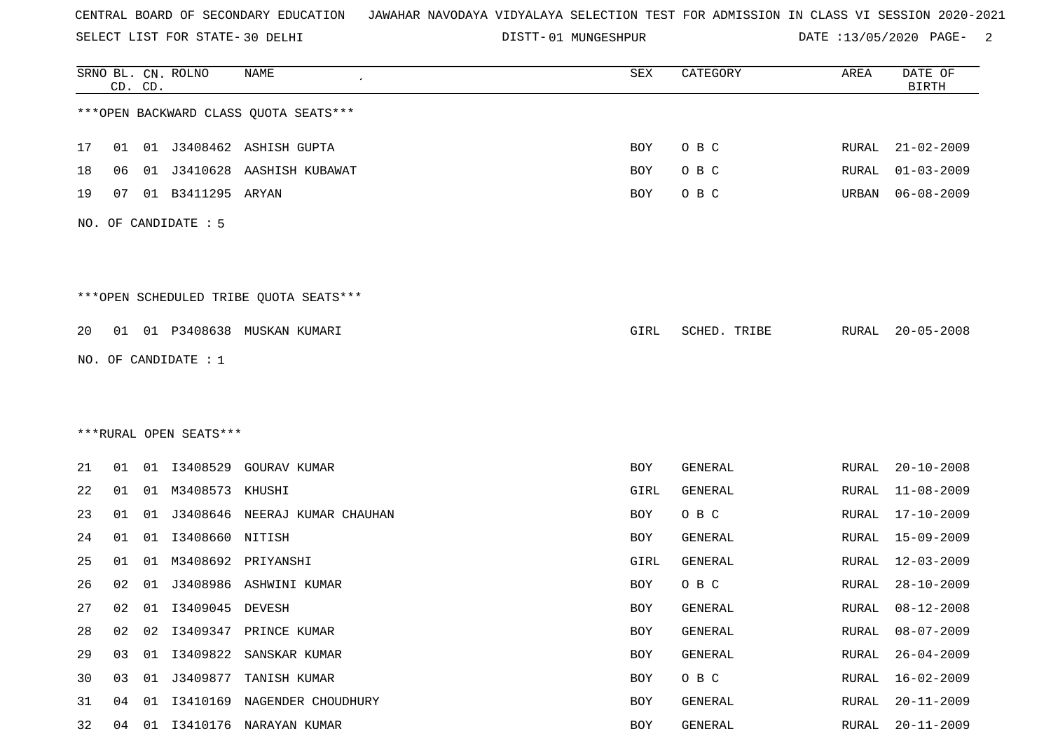CENTRAL BOARD OF SECONDARY EDUCATION   JAWAHAR NAVODAYA VIDYALAYA SELECTION TEST FOR ADMISSION IN CLASS VI SESSION 2020-2021

SELECT LIST FOR STATE- 30 DELHI   DISTT- 01 MUNGESHPUR   DATE :13/05/2020

***OPEN BACKWARD CLASS QUOTA SEATS***

| SRNO | BL. CD. | CN. CD. | ROLNO | NAME | SEX | CATEGORY | AREA | DATE OF BIRTH |
|---|---|---|---|---|---|---|---|---|
| 17 | 01 | 01 | J3408462 | ASHISH GUPTA | BOY | O B C | RURAL | 21-02-2009 |
| 18 | 06 | 01 | J3410628 | AASHISH KUBAWAT | BOY | O B C | RURAL | 01-03-2009 |
| 19 | 07 | 01 | B3411295 | ARYAN | BOY | O B C | URBAN | 06-08-2009 |

NO. OF CANDIDATE : 5

***OPEN SCHEDULED TRIBE QUOTA SEATS***

| SRNO | BL. CD. | CN. CD. | ROLNO | NAME | SEX | CATEGORY | AREA | DATE OF BIRTH |
|---|---|---|---|---|---|---|---|---|
| 20 | 01 | 01 | P3408638 | MUSKAN KUMARI | GIRL | SCHED. TRIBE | RURAL | 20-05-2008 |

NO. OF CANDIDATE : 1

***RURAL OPEN SEATS***

| SRNO | BL. CD. | CN. CD. | ROLNO | NAME | SEX | CATEGORY | AREA | DATE OF BIRTH |
|---|---|---|---|---|---|---|---|---|
| 21 | 01 | 01 | I3408529 | GOURAV KUMAR | BOY | GENERAL | RURAL | 20-10-2008 |
| 22 | 01 | 01 | M3408573 | KHUSHI | GIRL | GENERAL | RURAL | 11-08-2009 |
| 23 | 01 | 01 | J3408646 | NEERAJ KUMAR CHAUHAN | BOY | O B C | RURAL | 17-10-2009 |
| 24 | 01 | 01 | I3408660 | NITISH | BOY | GENERAL | RURAL | 15-09-2009 |
| 25 | 01 | 01 | M3408692 | PRIYANSHI | GIRL | GENERAL | RURAL | 12-03-2009 |
| 26 | 02 | 01 | J3408986 | ASHWINI KUMAR | BOY | O B C | RURAL | 28-10-2009 |
| 27 | 02 | 01 | I3409045 | DEVESH | BOY | GENERAL | RURAL | 08-12-2008 |
| 28 | 02 | 02 | I3409347 | PRINCE KUMAR | BOY | GENERAL | RURAL | 08-07-2009 |
| 29 | 03 | 01 | I3409822 | SANSKAR KUMAR | BOY | GENERAL | RURAL | 26-04-2009 |
| 30 | 03 | 01 | J3409877 | TANISH KUMAR | BOY | O B C | RURAL | 16-02-2009 |
| 31 | 04 | 01 | I3410169 | NAGENDER CHOUDHURY | BOY | GENERAL | RURAL | 20-11-2009 |
| 32 | 04 | 01 | I3410176 | NARAYAN KUMAR | BOY | GENERAL | RURAL | 20-11-2009 |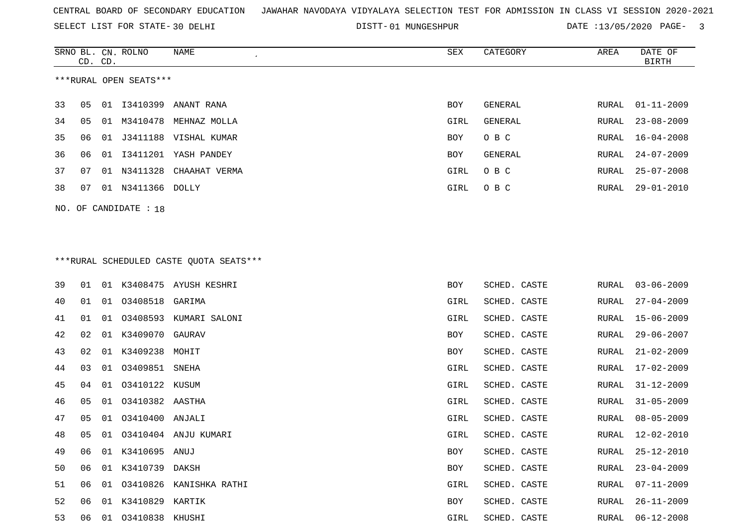CENTRAL BOARD OF SECONDARY EDUCATION JAWAHAR NAVODAYA VIDYALAYA SELECTION TEST FOR ADMISSION IN CLASS VI SESSION 2020-2021

SELECT LIST FOR STATE- 30 DELHI DISTT- 01 MUNGESHPUR DATE :13/05/2020

***RURAL OPEN SEATS***

| SRNO | BL. CD. | CN. CD. | ROLNO | NAME | SEX | CATEGORY | AREA | DATE OF BIRTH |
|---|---|---|---|---|---|---|---|---|
| 33 | 05 | 01 | I3410399 | ANANT RANA | BOY | GENERAL | RURAL | 01-11-2009 |
| 34 | 05 | 01 | M3410478 | MEHNAZ MOLLA | GIRL | GENERAL | RURAL | 23-08-2009 |
| 35 | 06 | 01 | J3411188 | VISHAL KUMAR | BOY | O B C | RURAL | 16-04-2008 |
| 36 | 06 | 01 | I3411201 | YASH PANDEY | BOY | GENERAL | RURAL | 24-07-2009 |
| 37 | 07 | 01 | N3411328 | CHAAHAT VERMA | GIRL | O B C | RURAL | 25-07-2008 |
| 38 | 07 | 01 | N3411366 | DOLLY | GIRL | O B C | RURAL | 29-01-2010 |

NO. OF CANDIDATE : 18

***RURAL SCHEDULED CASTE QUOTA SEATS***

| SRNO | BL. CD. | CN. CD. | ROLNO | NAME | SEX | CATEGORY | AREA | DATE OF BIRTH |
|---|---|---|---|---|---|---|---|---|
| 39 | 01 | 01 | K3408475 | AYUSH KESHRI | BOY | SCHED. CASTE | RURAL | 03-06-2009 |
| 40 | 01 | 01 | O3408518 | GARIMA | GIRL | SCHED. CASTE | RURAL | 27-04-2009 |
| 41 | 01 | 01 | O3408593 | KUMARI SALONI | GIRL | SCHED. CASTE | RURAL | 15-06-2009 |
| 42 | 02 | 01 | K3409070 | GAURAV | BOY | SCHED. CASTE | RURAL | 29-06-2007 |
| 43 | 02 | 01 | K3409238 | MOHIT | BOY | SCHED. CASTE | RURAL | 21-02-2009 |
| 44 | 03 | 01 | O3409851 | SNEHA | GIRL | SCHED. CASTE | RURAL | 17-02-2009 |
| 45 | 04 | 01 | O3410122 | KUSUM | GIRL | SCHED. CASTE | RURAL | 31-12-2009 |
| 46 | 05 | 01 | O3410382 | AASTHA | GIRL | SCHED. CASTE | RURAL | 31-05-2009 |
| 47 | 05 | 01 | O3410400 | ANJALI | GIRL | SCHED. CASTE | RURAL | 08-05-2009 |
| 48 | 05 | 01 | O3410404 | ANJU KUMARI | GIRL | SCHED. CASTE | RURAL | 12-02-2010 |
| 49 | 06 | 01 | K3410695 | ANUJ | BOY | SCHED. CASTE | RURAL | 25-12-2010 |
| 50 | 06 | 01 | K3410739 | DAKSH | BOY | SCHED. CASTE | RURAL | 23-04-2009 |
| 51 | 06 | 01 | O3410826 | KANISHKA RATHI | GIRL | SCHED. CASTE | RURAL | 07-11-2009 |
| 52 | 06 | 01 | K3410829 | KARTIK | BOY | SCHED. CASTE | RURAL | 26-11-2009 |
| 53 | 06 | 01 | O3410838 | KHUSHI | GIRL | SCHED. CASTE | RURAL | 06-12-2008 |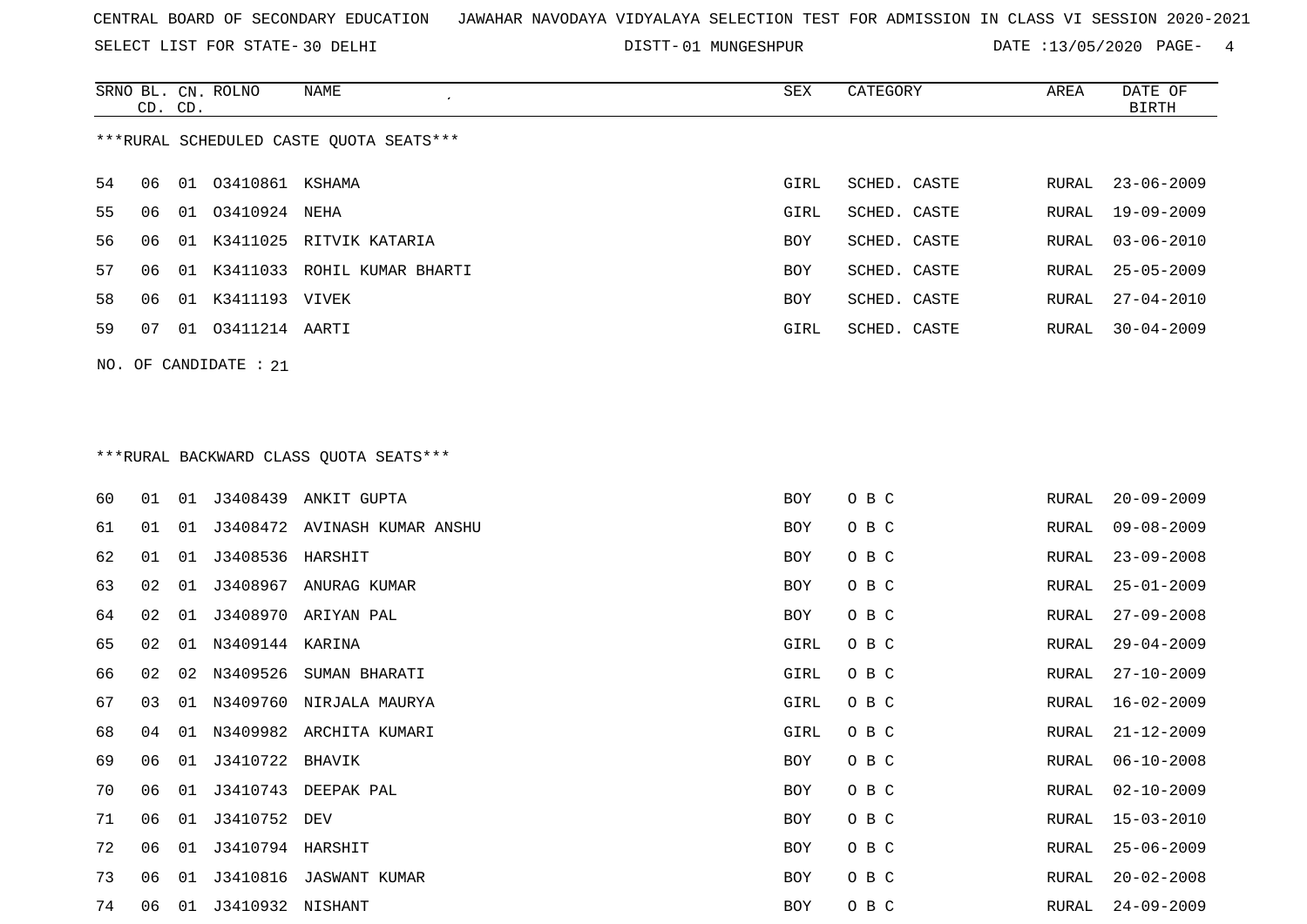CENTRAL BOARD OF SECONDARY EDUCATION JAWAHAR NAVODAYA VIDYALAYA SELECTION TEST FOR ADMISSION IN CLASS VI SESSION 2020-2021

SELECT LIST FOR STATE- 30 DELHI DISTT- 01 MUNGESHPUR DATE :13/05/2020

***RURAL SCHEDULED CASTE QUOTA SEATS***

| SRNO | BL. CD. | CN. CD. | ROLNO | NAME | SEX | CATEGORY | AREA | DATE OF BIRTH |
|---|---|---|---|---|---|---|---|---|
| 54 | 06 | 01 | O3410861 | KSHAMA | GIRL | SCHED. CASTE | RURAL | 23-06-2009 |
| 55 | 06 | 01 | O3410924 | NEHA | GIRL | SCHED. CASTE | RURAL | 19-09-2009 |
| 56 | 06 | 01 | K3411025 | RITVIK KATARIA | BOY | SCHED. CASTE | RURAL | 03-06-2010 |
| 57 | 06 | 01 | K3411033 | ROHIL KUMAR BHARTI | BOY | SCHED. CASTE | RURAL | 25-05-2009 |
| 58 | 06 | 01 | K3411193 | VIVEK | BOY | SCHED. CASTE | RURAL | 27-04-2010 |
| 59 | 07 | 01 | O3411214 | AARTI | GIRL | SCHED. CASTE | RURAL | 30-04-2009 |

NO. OF CANDIDATE : 21

***RURAL BACKWARD CLASS QUOTA SEATS***

| SRNO | BL. CD. | CN. CD. | ROLNO | NAME | SEX | CATEGORY | AREA | DATE OF BIRTH |
|---|---|---|---|---|---|---|---|---|
| 60 | 01 | 01 | J3408439 | ANKIT GUPTA | BOY | O B C | RURAL | 20-09-2009 |
| 61 | 01 | 01 | J3408472 | AVINASH KUMAR ANSHU | BOY | O B C | RURAL | 09-08-2009 |
| 62 | 01 | 01 | J3408536 | HARSHIT | BOY | O B C | RURAL | 23-09-2008 |
| 63 | 02 | 01 | J3408967 | ANURAG KUMAR | BOY | O B C | RURAL | 25-01-2009 |
| 64 | 02 | 01 | J3408970 | ARIYAN PAL | BOY | O B C | RURAL | 27-09-2008 |
| 65 | 02 | 01 | N3409144 | KARINA | GIRL | O B C | RURAL | 29-04-2009 |
| 66 | 02 | 02 | N3409526 | SUMAN BHARATI | GIRL | O B C | RURAL | 27-10-2009 |
| 67 | 03 | 01 | N3409760 | NIRJALA MAURYA | GIRL | O B C | RURAL | 16-02-2009 |
| 68 | 04 | 01 | N3409982 | ARCHITA KUMARI | GIRL | O B C | RURAL | 21-12-2009 |
| 69 | 06 | 01 | J3410722 | BHAVIK | BOY | O B C | RURAL | 06-10-2008 |
| 70 | 06 | 01 | J3410743 | DEEPAK PAL | BOY | O B C | RURAL | 02-10-2009 |
| 71 | 06 | 01 | J3410752 | DEV | BOY | O B C | RURAL | 15-03-2010 |
| 72 | 06 | 01 | J3410794 | HARSHIT | BOY | O B C | RURAL | 25-06-2009 |
| 73 | 06 | 01 | J3410816 | JASWANT KUMAR | BOY | O B C | RURAL | 20-02-2008 |
| 74 | 06 | 01 | J3410932 | NISHANT | BOY | O B C | RURAL | 24-09-2009 |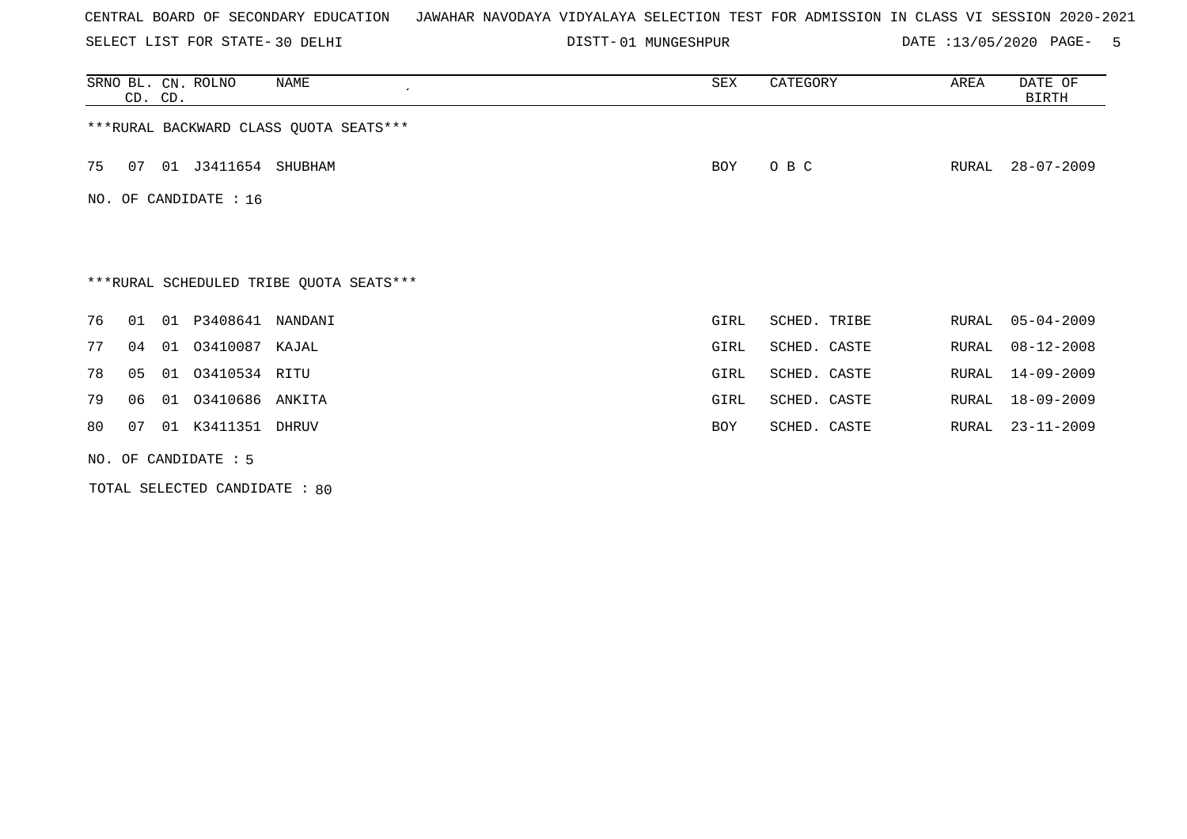CENTRAL BOARD OF SECONDARY EDUCATION   JAWAHAR NAVODAYA VIDYALAYA SELECTION TEST FOR ADMISSION IN CLASS VI SESSION 2020-2021

SELECT LIST FOR STATE- 30 DELHI   DISTT- 01 MUNGESHPUR   DATE :13/05/2020

| SRNO | BL. CD. | CN. CD. | ROLNO | NAME | SEX | CATEGORY | AREA | DATE OF BIRTH |
|---|---|---|---|---|---|---|---|---|
| ***RURAL BACKWARD CLASS QUOTA SEATS*** | | | | | | | | |
| 75 | 07 | 01 | J3411654 | SHUBHAM | BOY | O B C | RURAL | 28-07-2009 |

NO. OF CANDIDATE : 16

***RURAL SCHEDULED TRIBE QUOTA SEATS***

| SRNO | BL. CD. | CN. CD. | ROLNO | NAME | SEX | CATEGORY | AREA | DATE OF BIRTH |
|---|---|---|---|---|---|---|---|---|
| 76 | 01 | 01 | P3408641 | NANDANI | GIRL | SCHED. TRIBE | RURAL | 05-04-2009 |
| 77 | 04 | 01 | O3410087 | KAJAL | GIRL | SCHED. CASTE | RURAL | 08-12-2008 |
| 78 | 05 | 01 | O3410534 | RITU | GIRL | SCHED. CASTE | RURAL | 14-09-2009 |
| 79 | 06 | 01 | O3410686 | ANKITA | GIRL | SCHED. CASTE | RURAL | 18-09-2009 |
| 80 | 07 | 01 | K3411351 | DHRUV | BOY | SCHED. CASTE | RURAL | 23-11-2009 |

NO. OF CANDIDATE : 5

TOTAL SELECTED CANDIDATE : 80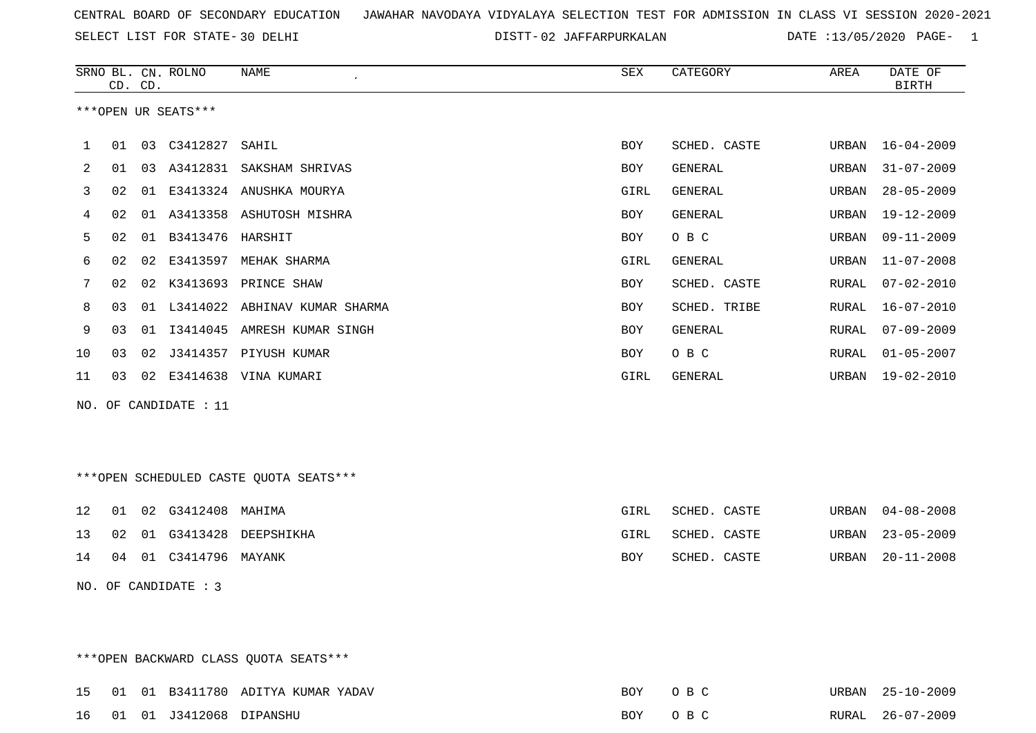CENTRAL BOARD OF SECONDARY EDUCATION JAWAHAR NAVODAYA VIDYALAYA SELECTION TEST FOR ADMISSION IN CLASS VI SESSION 2020-2021

SELECT LIST FOR STATE- 30 DELHI DISTT- 02 JAFFARPURKALAN DATE :13/05/2020

***OPEN UR SEATS***

| SRNO | BL. CD. | CN. CD. | ROLNO | NAME | SEX | CATEGORY | AREA | DATE OF BIRTH |
|---|---|---|---|---|---|---|---|---|
| 1 | 01 | 03 | C3412827 | SAHIL | BOY | SCHED. CASTE | URBAN | 16-04-2009 |
| 2 | 01 | 03 | A3412831 | SAKSHAM SHRIVAS | BOY | GENERAL | URBAN | 31-07-2009 |
| 3 | 02 | 01 | E3413324 | ANUSHKA MOURYA | GIRL | GENERAL | URBAN | 28-05-2009 |
| 4 | 02 | 01 | A3413358 | ASHUTOSH MISHRA | BOY | GENERAL | URBAN | 19-12-2009 |
| 5 | 02 | 01 | B3413476 | HARSHIT | BOY | O B C | URBAN | 09-11-2009 |
| 6 | 02 | 02 | E3413597 | MEHAK SHARMA | GIRL | GENERAL | URBAN | 11-07-2008 |
| 7 | 02 | 02 | K3413693 | PRINCE SHAW | BOY | SCHED. CASTE | RURAL | 07-02-2010 |
| 8 | 03 | 01 | L3414022 | ABHINAV KUMAR SHARMA | BOY | SCHED. TRIBE | RURAL | 16-07-2010 |
| 9 | 03 | 01 | I3414045 | AMRESH KUMAR SINGH | BOY | GENERAL | RURAL | 07-09-2009 |
| 10 | 03 | 02 | J3414357 | PIYUSH KUMAR | BOY | O B C | RURAL | 01-05-2007 |
| 11 | 03 | 02 | E3414638 | VINA KUMARI | GIRL | GENERAL | URBAN | 19-02-2010 |

NO. OF CANDIDATE : 11

***OPEN SCHEDULED CASTE QUOTA SEATS***

| SRNO | BL. CD. | CN. CD. | ROLNO | NAME | SEX | CATEGORY | AREA | DATE OF BIRTH |
|---|---|---|---|---|---|---|---|---|
| 12 | 01 | 02 | G3412408 | MAHIMA | GIRL | SCHED. CASTE | URBAN | 04-08-2008 |
| 13 | 02 | 01 | G3413428 | DEEPSHIKHA | GIRL | SCHED. CASTE | URBAN | 23-05-2009 |
| 14 | 04 | 01 | C3414796 | MAYANK | BOY | SCHED. CASTE | URBAN | 20-11-2008 |

NO. OF CANDIDATE : 3

***OPEN BACKWARD CLASS QUOTA SEATS***

| SRNO | BL. CD. | CN. CD. | ROLNO | NAME | SEX | CATEGORY | AREA | DATE OF BIRTH |
|---|---|---|---|---|---|---|---|---|
| 15 | 01 | 01 | B3411780 | ADITYA KUMAR YADAV | BOY | O B C | URBAN | 25-10-2009 |
| 16 | 01 | 01 | J3412068 | DIPANSHU | BOY | O B C | RURAL | 26-07-2009 |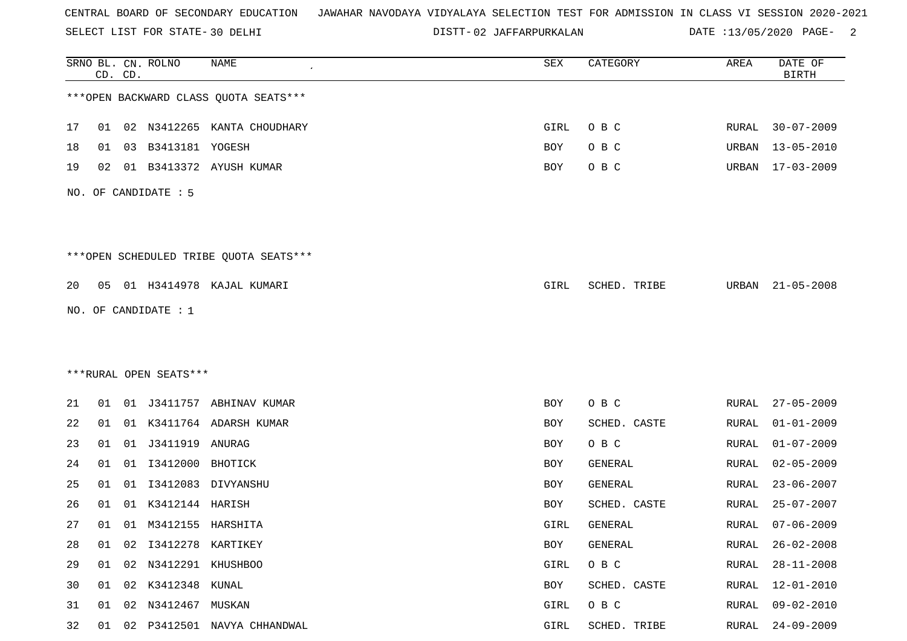CENTRAL BOARD OF SECONDARY EDUCATION JAWAHAR NAVODAYA VIDYALAYA SELECTION TEST FOR ADMISSION IN CLASS VI SESSION 2020-2021

SELECT LIST FOR STATE- 30 DELHI DISTT- 02 JAFFARPURKALAN DATE :13/05/2020

***OPEN BACKWARD CLASS QUOTA SEATS***

| SRNO | BL. CD. | CN. CD. | ROLNO | NAME | SEX | CATEGORY | AREA | DATE OF BIRTH |
|---|---|---|---|---|---|---|---|---|
| 17 | 01 | 02 | N3412265 | KANTA CHOUDHARY | GIRL | O B C | RURAL | 30-07-2009 |
| 18 | 01 | 03 | B3413181 | YOGESH | BOY | O B C | URBAN | 13-05-2010 |
| 19 | 02 | 01 | B3413372 | AYUSH KUMAR | BOY | O B C | URBAN | 17-03-2009 |

NO. OF CANDIDATE : 5

***OPEN SCHEDULED TRIBE QUOTA SEATS***

| SRNO | BL. CD. | CN. CD. | ROLNO | NAME | SEX | CATEGORY | AREA | DATE OF BIRTH |
|---|---|---|---|---|---|---|---|---|
| 20 | 05 | 01 | H3414978 | KAJAL KUMARI | GIRL | SCHED. TRIBE | URBAN | 21-05-2008 |

NO. OF CANDIDATE : 1

***RURAL OPEN SEATS***

| SRNO | BL. CD. | CN. CD. | ROLNO | NAME | SEX | CATEGORY | AREA | DATE OF BIRTH |
|---|---|---|---|---|---|---|---|---|
| 21 | 01 | 01 | J3411757 | ABHINAV KUMAR | BOY | O B C | RURAL | 27-05-2009 |
| 22 | 01 | 01 | K3411764 | ADARSH KUMAR | BOY | SCHED. CASTE | RURAL | 01-01-2009 |
| 23 | 01 | 01 | J3411919 | ANURAG | BOY | O B C | RURAL | 01-07-2009 |
| 24 | 01 | 01 | I3412000 | BHOTICK | BOY | GENERAL | RURAL | 02-05-2009 |
| 25 | 01 | 01 | I3412083 | DIVYANSHU | BOY | GENERAL | RURAL | 23-06-2007 |
| 26 | 01 | 01 | K3412144 | HARISH | BOY | SCHED. CASTE | RURAL | 25-07-2007 |
| 27 | 01 | 01 | M3412155 | HARSHITA | GIRL | GENERAL | RURAL | 07-06-2009 |
| 28 | 01 | 02 | I3412278 | KARTIKEY | BOY | GENERAL | RURAL | 26-02-2008 |
| 29 | 01 | 02 | N3412291 | KHUSHBOO | GIRL | O B C | RURAL | 28-11-2008 |
| 30 | 01 | 02 | K3412348 | KUNAL | BOY | SCHED. CASTE | RURAL | 12-01-2010 |
| 31 | 01 | 02 | N3412467 | MUSKAN | GIRL | O B C | RURAL | 09-02-2010 |
| 32 | 01 | 02 | P3412501 | NAVYA CHHANDWAL | GIRL | SCHED. TRIBE | RURAL | 24-09-2009 |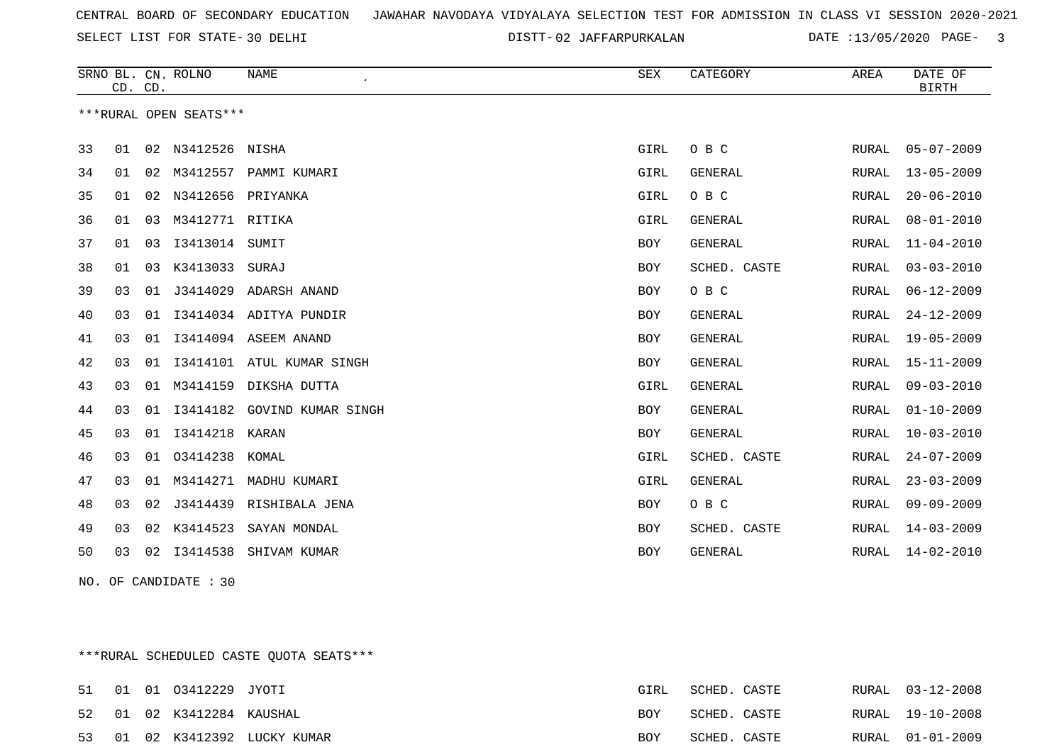CENTRAL BOARD OF SECONDARY EDUCATION JAWAHAR NAVODAYA VIDYALAYA SELECTION TEST FOR ADMISSION IN CLASS VI SESSION 2020-2021

SELECT LIST FOR STATE- 30 DELHI DISTT- 02 JAFFARPURKALAN DATE :13/05/2020

***RURAL OPEN SEATS***

| SRNO | BL. CD. | CN. CD. | ROLNO | NAME | SEX | CATEGORY | AREA | DATE OF BIRTH |
|---|---|---|---|---|---|---|---|---|
| 33 | 01 | 02 | N3412526 | NISHA | GIRL | O B C | RURAL | 05-07-2009 |
| 34 | 01 | 02 | M3412557 | PAMMI KUMARI | GIRL | GENERAL | RURAL | 13-05-2009 |
| 35 | 01 | 02 | N3412656 | PRIYANKA | GIRL | O B C | RURAL | 20-06-2010 |
| 36 | 01 | 03 | M3412771 | RITIKA | GIRL | GENERAL | RURAL | 08-01-2010 |
| 37 | 01 | 03 | I3413014 | SUMIT | BOY | GENERAL | RURAL | 11-04-2010 |
| 38 | 01 | 03 | K3413033 | SURAJ | BOY | SCHED. CASTE | RURAL | 03-03-2010 |
| 39 | 03 | 01 | J3414029 | ADARSH ANAND | BOY | O B C | RURAL | 06-12-2009 |
| 40 | 03 | 01 | I3414034 | ADITYA PUNDIR | BOY | GENERAL | RURAL | 24-12-2009 |
| 41 | 03 | 01 | I3414094 | ASEEM ANAND | BOY | GENERAL | RURAL | 19-05-2009 |
| 42 | 03 | 01 | I3414101 | ATUL KUMAR SINGH | BOY | GENERAL | RURAL | 15-11-2009 |
| 43 | 03 | 01 | M3414159 | DIKSHA DUTTA | GIRL | GENERAL | RURAL | 09-03-2010 |
| 44 | 03 | 01 | I3414182 | GOVIND KUMAR SINGH | BOY | GENERAL | RURAL | 01-10-2009 |
| 45 | 03 | 01 | I3414218 | KARAN | BOY | GENERAL | RURAL | 10-03-2010 |
| 46 | 03 | 01 | O3414238 | KOMAL | GIRL | SCHED. CASTE | RURAL | 24-07-2009 |
| 47 | 03 | 01 | M3414271 | MADHU KUMARI | GIRL | GENERAL | RURAL | 23-03-2009 |
| 48 | 03 | 02 | J3414439 | RISHIBALA JENA | BOY | O B C | RURAL | 09-09-2009 |
| 49 | 03 | 02 | K3414523 | SAYAN MONDAL | BOY | SCHED. CASTE | RURAL | 14-03-2009 |
| 50 | 03 | 02 | I3414538 | SHIVAM KUMAR | BOY | GENERAL | RURAL | 14-02-2010 |

NO. OF CANDIDATE : 30

***RURAL SCHEDULED CASTE QUOTA SEATS***

| SRNO | BL. CD. | CN. CD. | ROLNO | NAME | SEX | CATEGORY | AREA | DATE OF BIRTH |
|---|---|---|---|---|---|---|---|---|
| 51 | 01 | 01 | O3412229 | JYOTI | GIRL | SCHED. CASTE | RURAL | 03-12-2008 |
| 52 | 01 | 02 | K3412284 | KAUSHAL | BOY | SCHED. CASTE | RURAL | 19-10-2008 |
| 53 | 01 | 02 | K3412392 | LUCKY KUMAR | BOY | SCHED. CASTE | RURAL | 01-01-2009 |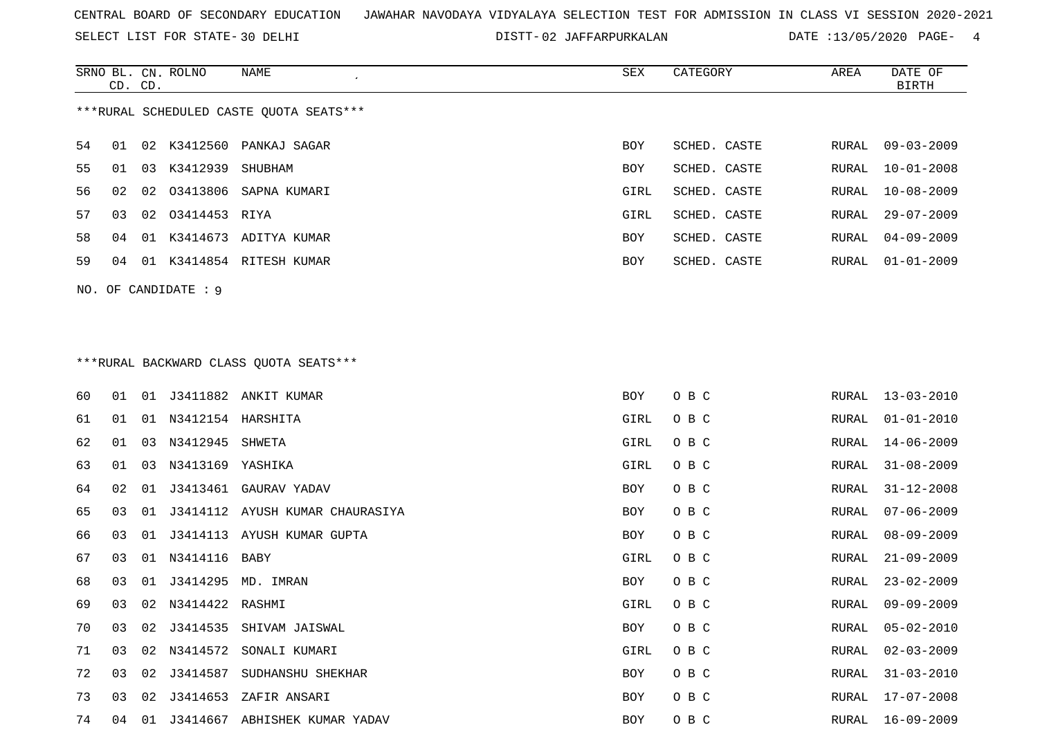CENTRAL BOARD OF SECONDARY EDUCATION JAWAHAR NAVODAYA VIDYALAYA SELECTION TEST FOR ADMISSION IN CLASS VI SESSION 2020-2021

SELECT LIST FOR STATE- 30 DELHI DISTT- 02 JAFFARPURKALAN DATE :13/05/2020

***RURAL SCHEDULED CASTE QUOTA SEATS***

| SRNO | BL. CD. | CN. CD. | ROLNO | NAME | SEX | CATEGORY | AREA | DATE OF BIRTH |
|---|---|---|---|---|---|---|---|---|
| 54 | 01 | 02 | K3412560 | PANKAJ SAGAR | BOY | SCHED. CASTE | RURAL | 09-03-2009 |
| 55 | 01 | 03 | K3412939 | SHUBHAM | BOY | SCHED. CASTE | RURAL | 10-01-2008 |
| 56 | 02 | 02 | O3413806 | SAPNA KUMARI | GIRL | SCHED. CASTE | RURAL | 10-08-2009 |
| 57 | 03 | 02 | O3414453 | RIYA | GIRL | SCHED. CASTE | RURAL | 29-07-2009 |
| 58 | 04 | 01 | K3414673 | ADITYA KUMAR | BOY | SCHED. CASTE | RURAL | 04-09-2009 |
| 59 | 04 | 01 | K3414854 | RITESH KUMAR | BOY | SCHED. CASTE | RURAL | 01-01-2009 |

NO. OF CANDIDATE : 9

***RURAL BACKWARD CLASS QUOTA SEATS***

| SRNO | BL. CD. | CN. CD. | ROLNO | NAME | SEX | CATEGORY | AREA | DATE OF BIRTH |
|---|---|---|---|---|---|---|---|---|
| 60 | 01 | 01 | J3411882 | ANKIT KUMAR | BOY | O B C | RURAL | 13-03-2010 |
| 61 | 01 | 01 | N3412154 | HARSHITA | GIRL | O B C | RURAL | 01-01-2010 |
| 62 | 01 | 03 | N3412945 | SHWETA | GIRL | O B C | RURAL | 14-06-2009 |
| 63 | 01 | 03 | N3413169 | YASHIKA | GIRL | O B C | RURAL | 31-08-2009 |
| 64 | 02 | 01 | J3413461 | GAURAV YADAV | BOY | O B C | RURAL | 31-12-2008 |
| 65 | 03 | 01 | J3414112 | AYUSH KUMAR CHAURASIYA | BOY | O B C | RURAL | 07-06-2009 |
| 66 | 03 | 01 | J3414113 | AYUSH KUMAR GUPTA | BOY | O B C | RURAL | 08-09-2009 |
| 67 | 03 | 01 | N3414116 | BABY | GIRL | O B C | RURAL | 21-09-2009 |
| 68 | 03 | 01 | J3414295 | MD. IMRAN | BOY | O B C | RURAL | 23-02-2009 |
| 69 | 03 | 02 | N3414422 | RASHMI | GIRL | O B C | RURAL | 09-09-2009 |
| 70 | 03 | 02 | J3414535 | SHIVAM JAISWAL | BOY | O B C | RURAL | 05-02-2010 |
| 71 | 03 | 02 | N3414572 | SONALI KUMARI | GIRL | O B C | RURAL | 02-03-2009 |
| 72 | 03 | 02 | J3414587 | SUDHANSHU SHEKHAR | BOY | O B C | RURAL | 31-03-2010 |
| 73 | 03 | 02 | J3414653 | ZAFIR ANSARI | BOY | O B C | RURAL | 17-07-2008 |
| 74 | 04 | 01 | J3414667 | ABHISHEK KUMAR YADAV | BOY | O B C | RURAL | 16-09-2009 |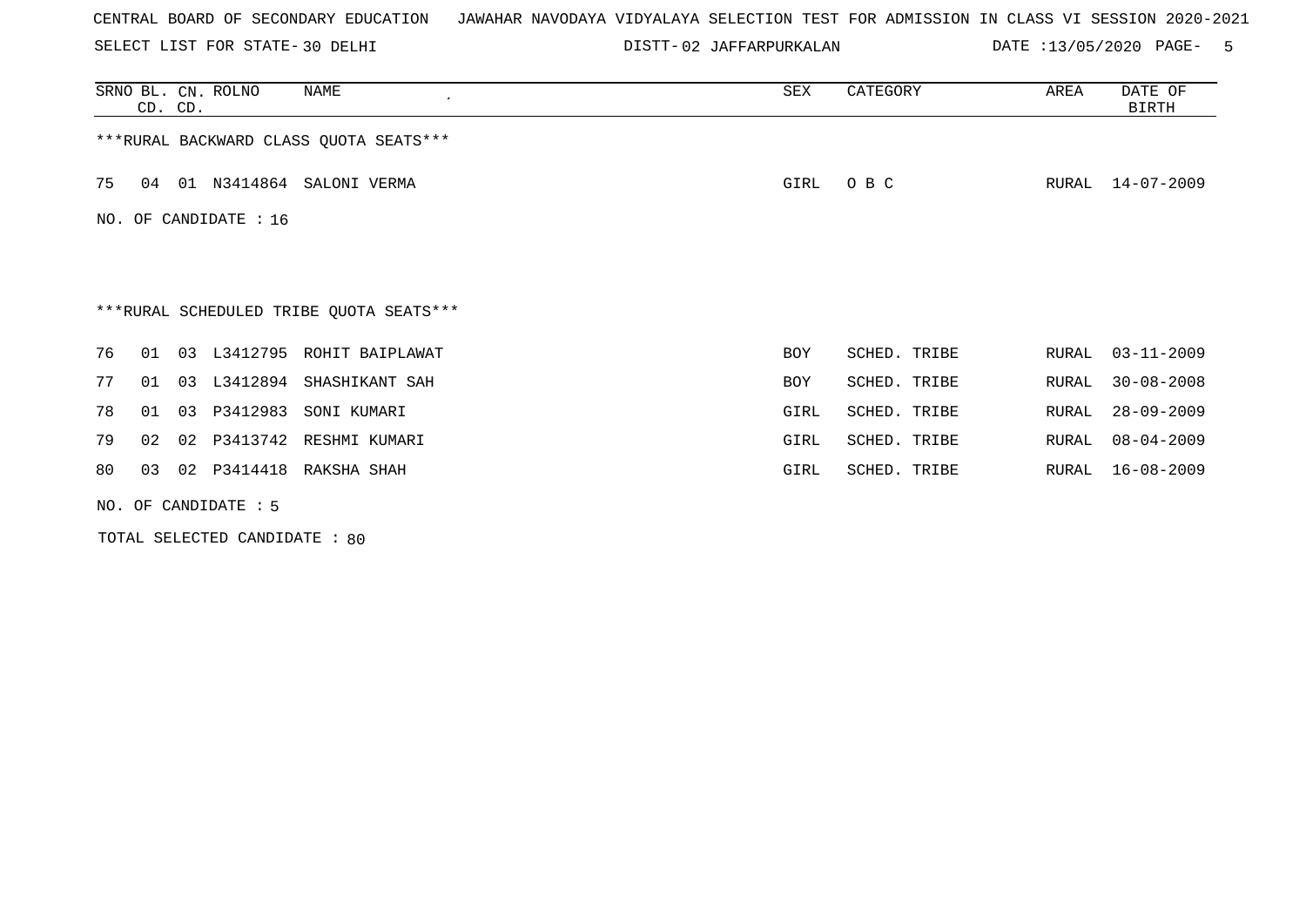CENTRAL BOARD OF SECONDARY EDUCATION   JAWAHAR NAVODAYA VIDYALAYA SELECTION TEST FOR ADMISSION IN CLASS VI SESSION 2020-2021

SELECT LIST FOR STATE- 30 DELHI   DISTT- 02 JAFFARPURKALAN   DATE :13/05/2020 PAGE- 5

***RURAL BACKWARD CLASS QUOTA SEATS***

| SRNO | BL. CD. | CN. CD. | ROLNO | NAME | SEX | CATEGORY | AREA | DATE OF BIRTH |
|---|---|---|---|---|---|---|---|---|
| 75 | 04 | 01 | N3414864 | SALONI VERMA | GIRL | O B C | RURAL | 14-07-2009 |

NO. OF CANDIDATE : 16

***RURAL SCHEDULED TRIBE QUOTA SEATS***

| SRNO | BL. CD. | CN. CD. | ROLNO | NAME | SEX | CATEGORY | AREA | DATE OF BIRTH |
|---|---|---|---|---|---|---|---|---|
| 76 | 01 | 03 | L3412795 | ROHIT BAIPLAWAT | BOY | SCHED. TRIBE | RURAL | 03-11-2009 |
| 77 | 01 | 03 | L3412894 | SHASHIKANT SAH | BOY | SCHED. TRIBE | RURAL | 30-08-2008 |
| 78 | 01 | 03 | P3412983 | SONI KUMARI | GIRL | SCHED. TRIBE | RURAL | 28-09-2009 |
| 79 | 02 | 02 | P3413742 | RESHMI KUMARI | GIRL | SCHED. TRIBE | RURAL | 08-04-2009 |
| 80 | 03 | 02 | P3414418 | RAKSHA SHAH | GIRL | SCHED. TRIBE | RURAL | 16-08-2009 |

NO. OF CANDIDATE : 5

TOTAL SELECTED CANDIDATE : 80